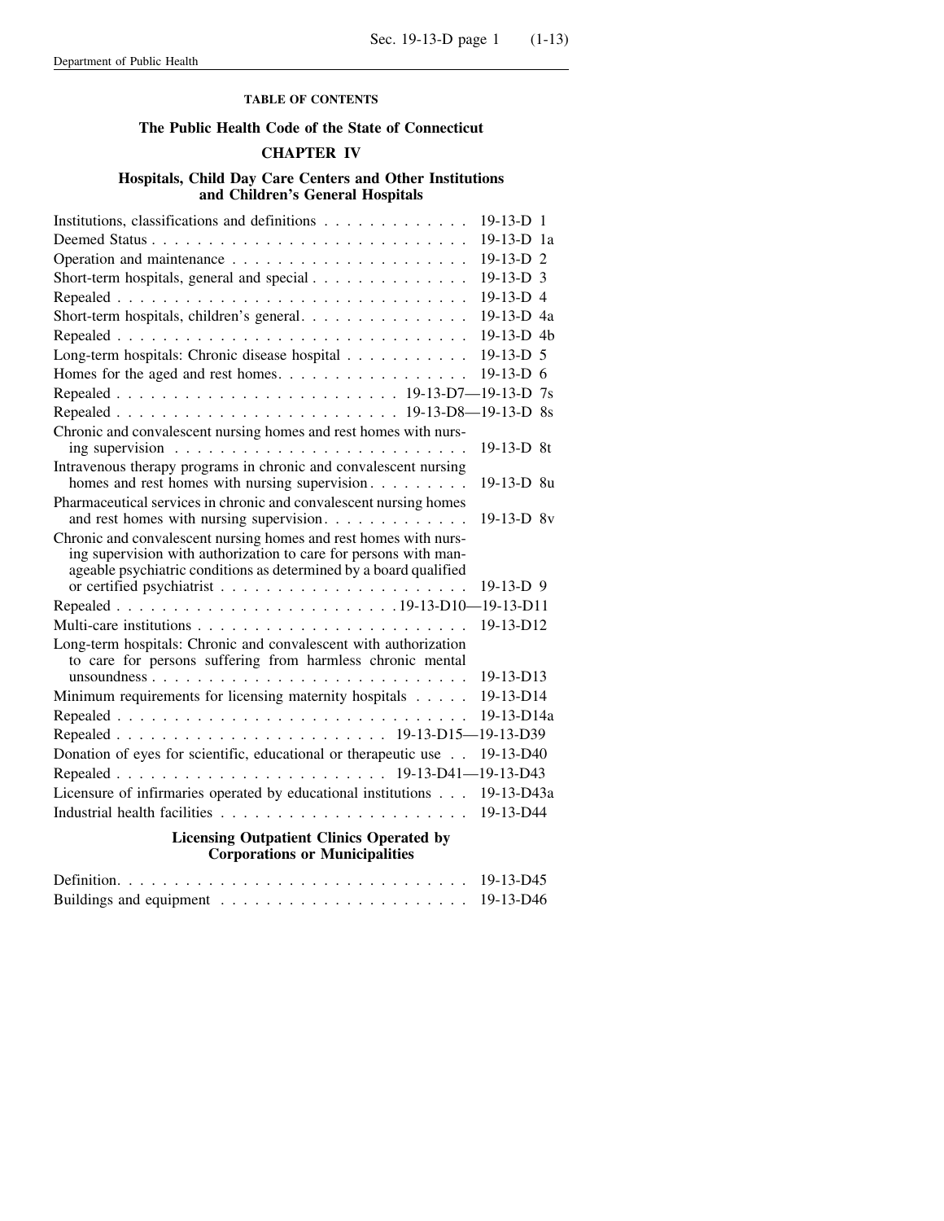**TABLE OF CONTENTS**

## The Public Health Code of the State of Connecticut

## CHAPTER IV

### Hospitals, Child Day Care Centers and Other Institutions and Children's General Hospitals

| | |
|---|---|
| Institutions, classifications and definitions | 19-13-D 1 |
| Deemed Status | 19-13-D 1a |
| Operation and maintenance | 19-13-D 2 |
| Short-term hospitals, general and special | 19-13-D 3 |
| Repealed | 19-13-D 4 |
| Short-term hospitals, children's general | 19-13-D 4a |
| Repealed | 19-13-D 4b |
| Long-term hospitals: Chronic disease hospital | 19-13-D 5 |
| Homes for the aged and rest homes | 19-13-D 6 |
| Repealed | 19-13-D7—19-13-D 7s |
| Repealed | 19-13-D8—19-13-D 8s |
| Chronic and convalescent nursing homes and rest homes with nursing supervision | 19-13-D 8t |
| Intravenous therapy programs in chronic and convalescent nursing homes and rest homes with nursing supervision | 19-13-D 8u |
| Pharmaceutical services in chronic and convalescent nursing homes and rest homes with nursing supervision | 19-13-D 8v |
| Chronic and convalescent nursing homes and rest homes with nursing supervision with authorization to care for persons with manageable psychiatric conditions as determined by a board qualified or certified psychiatrist | 19-13-D 9 |
| Repealed | 19-13-D10—19-13-D11 |
| Multi-care institutions | 19-13-D12 |
| Long-term hospitals: Chronic and convalescent with authorization to care for persons suffering from harmless chronic mental unsoundness | 19-13-D13 |
| Minimum requirements for licensing maternity hospitals | 19-13-D14 |
| Repealed | 19-13-D14a |
| Repealed | 19-13-D15—19-13-D39 |
| Donation of eyes for scientific, educational or therapeutic use | 19-13-D40 |
| Repealed | 19-13-D41—19-13-D43 |
| Licensure of infirmaries operated by educational institutions | 19-13-D43a |
| Industrial health facilities | 19-13-D44 |

### Licensing Outpatient Clinics Operated by Corporations or Municipalities

| | |
|---|---|
| Definition | 19-13-D45 |
| Buildings and equipment | 19-13-D46 |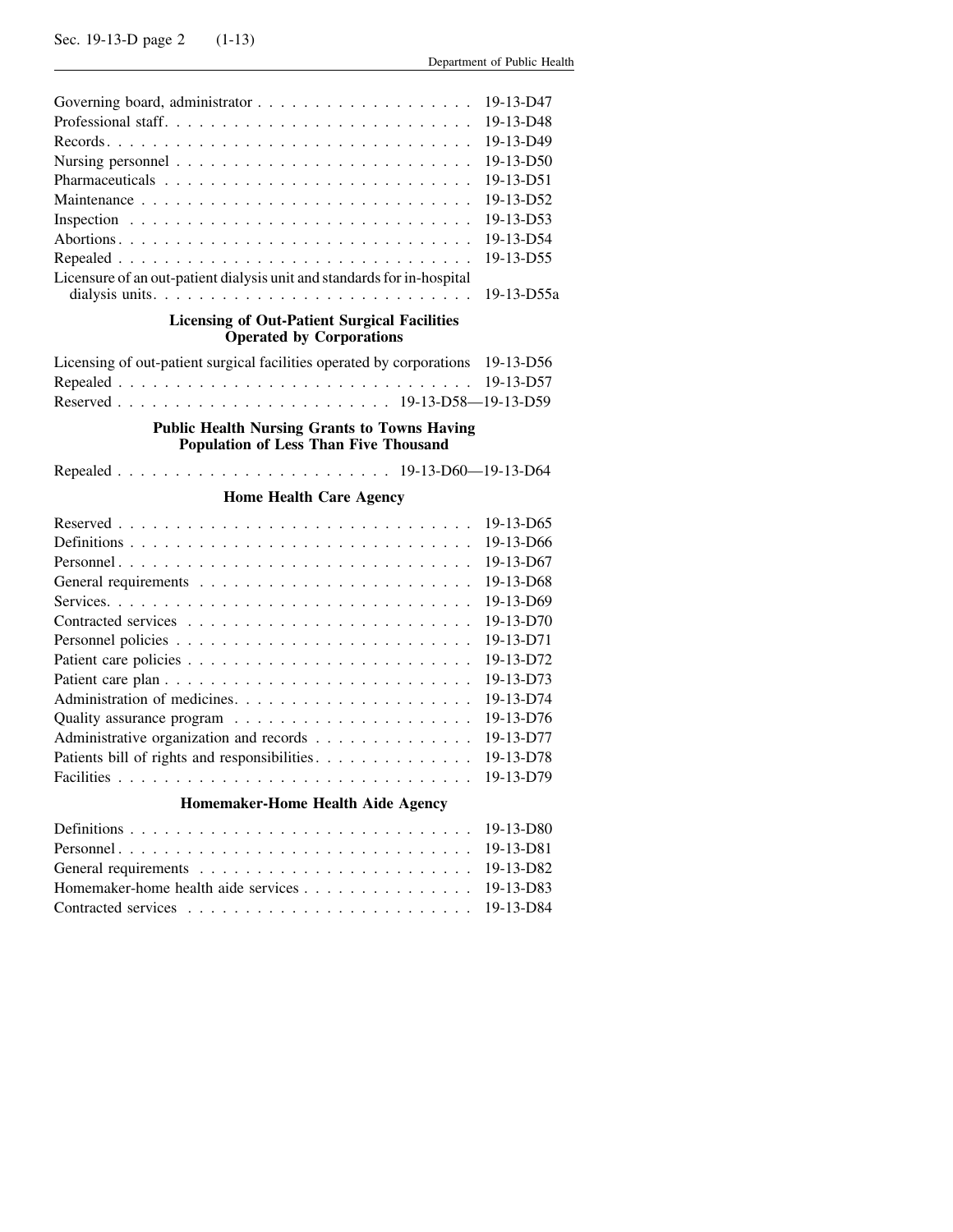| | |
|---|---|
| Governing board, administrator | 19-13-D47 |
| Professional staff | 19-13-D48 |
| Records | 19-13-D49 |
| Nursing personnel | 19-13-D50 |
| Pharmaceuticals | 19-13-D51 |
| Maintenance | 19-13-D52 |
| Inspection | 19-13-D53 |
| Abortions | 19-13-D54 |
| Repealed | 19-13-D55 |
| Licensure of an out-patient dialysis unit and standards for in-hospital dialysis units | 19-13-D55a |

**Licensing of Out-Patient Surgical Facilities Operated by Corporations**

| | |
|---|---|
| Licensing of out-patient surgical facilities operated by corporations | 19-13-D56 |
| Repealed | 19-13-D57 |
| Reserved | 19-13-D58—19-13-D59 |

**Public Health Nursing Grants to Towns Having Population of Less Than Five Thousand**

| | |
|---|---|
| Repealed | 19-13-D60—19-13-D64 |

**Home Health Care Agency**

| | |
|---|---|
| Reserved | 19-13-D65 |
| Definitions | 19-13-D66 |
| Personnel | 19-13-D67 |
| General requirements | 19-13-D68 |
| Services | 19-13-D69 |
| Contracted services | 19-13-D70 |
| Personnel policies | 19-13-D71 |
| Patient care policies | 19-13-D72 |
| Patient care plan | 19-13-D73 |
| Administration of medicines | 19-13-D74 |
| Quality assurance program | 19-13-D76 |
| Administrative organization and records | 19-13-D77 |
| Patients bill of rights and responsibilities | 19-13-D78 |
| Facilities | 19-13-D79 |

**Homemaker-Home Health Aide Agency**

| | |
|---|---|
| Definitions | 19-13-D80 |
| Personnel | 19-13-D81 |
| General requirements | 19-13-D82 |
| Homemaker-home health aide services | 19-13-D83 |
| Contracted services | 19-13-D84 |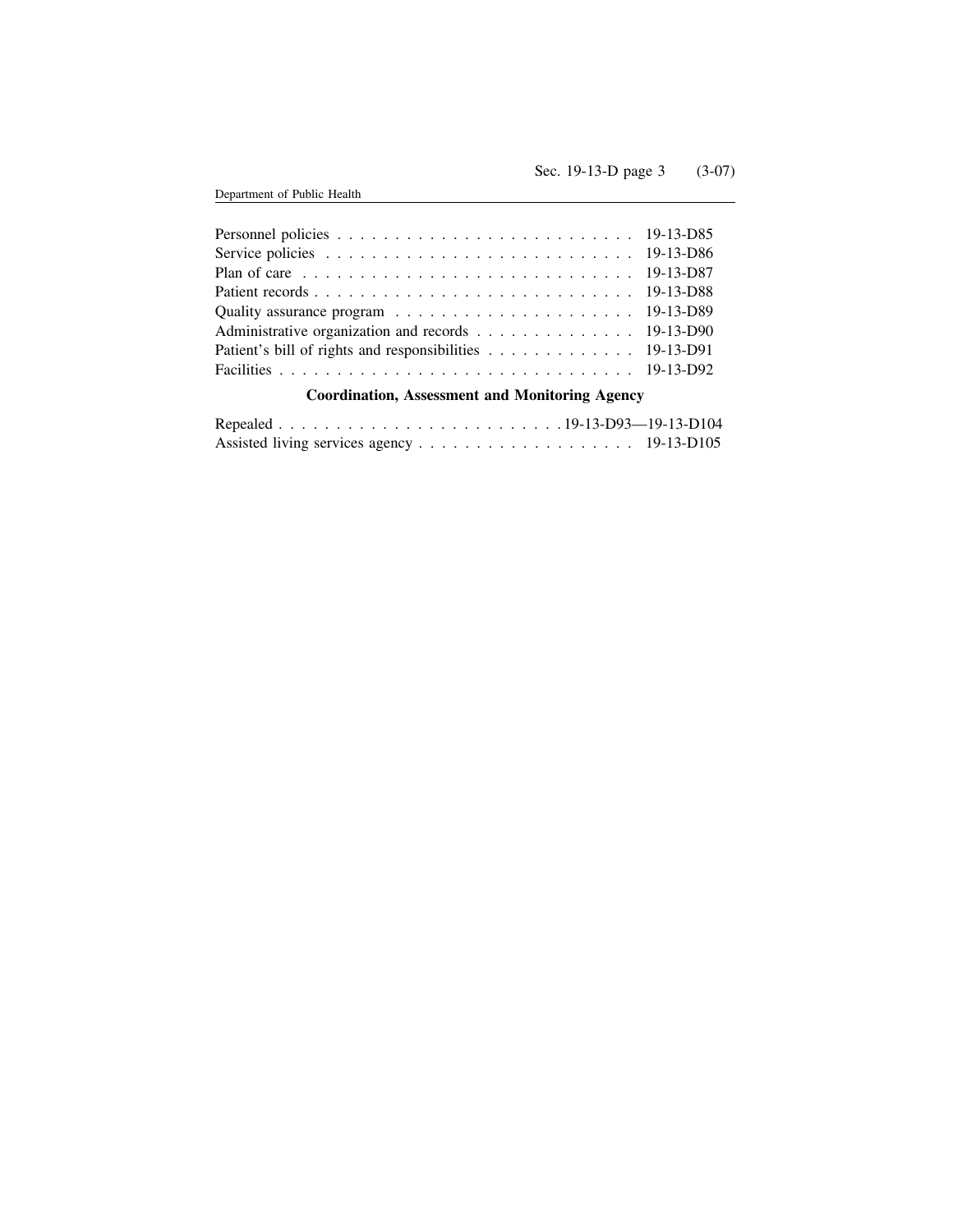Personnel policies . . . . . . . . . . . . . . . . . . . . . . . . . . 19-13-D85
Service policies . . . . . . . . . . . . . . . . . . . . . . . . . . . 19-13-D86
Plan of care . . . . . . . . . . . . . . . . . . . . . . . . . . . . 19-13-D87
Patient records . . . . . . . . . . . . . . . . . . . . . . . . . . . 19-13-D88
Quality assurance program . . . . . . . . . . . . . . . . . . . . . 19-13-D89
Administrative organization and records . . . . . . . . . . . . . . 19-13-D90
Patient's bill of rights and responsibilities . . . . . . . . . . . . . 19-13-D91
Facilities . . . . . . . . . . . . . . . . . . . . . . . . . . . . . . 19-13-D92

**Coordination, Assessment and Monitoring Agency**

Repealed . . . . . . . . . . . . . . . . . . . . . . . . 19-13-D93—19-13-D104
Assisted living services agency . . . . . . . . . . . . . . . . . . . 19-13-D105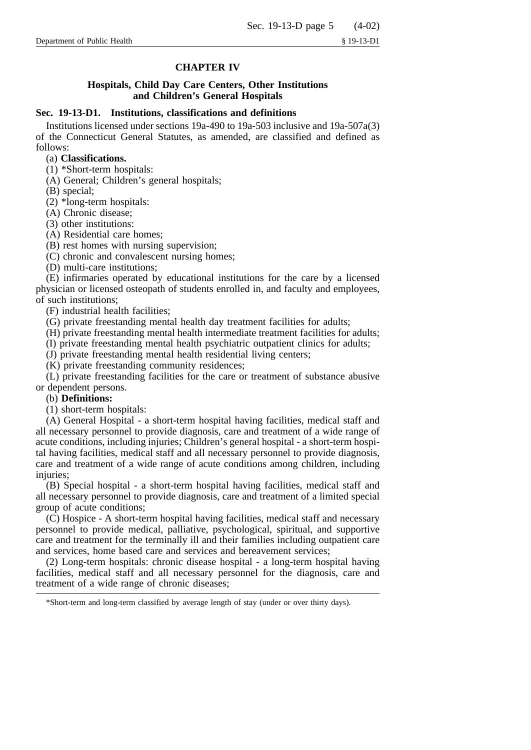## CHAPTER IV

### Hospitals, Child Day Care Centers, Other Institutions and Children's General Hospitals

### Sec. 19-13-D1. Institutions, classifications and definitions

Institutions licensed under sections 19a-490 to 19a-503 inclusive and 19a-507a(3) of the Connecticut General Statutes, as amended, are classified and defined as follows:

(a) **Classifications.**

(1) *Short-term hospitals:

(A) General; Children's general hospitals;

(B) special;

(2) *long-term hospitals:

(A) Chronic disease;

(3) other institutions:

(A) Residential care homes;

(B) rest homes with nursing supervision;

(C) chronic and convalescent nursing homes;

(D) multi-care institutions;

(E) infirmaries operated by educational institutions for the care by a licensed physician or licensed osteopath of students enrolled in, and faculty and employees, of such institutions;

(F) industrial health facilities;

(G) private freestanding mental health day treatment facilities for adults;

(H) private freestanding mental health intermediate treatment facilities for adults;

(I) private freestanding mental health psychiatric outpatient clinics for adults;

(J) private freestanding mental health residential living centers;

(K) private freestanding community residences;

(L) private freestanding facilities for the care or treatment of substance abusive or dependent persons.

(b) **Definitions:**

(1) short-term hospitals:

(A) General Hospital - a short-term hospital having facilities, medical staff and all necessary personnel to provide diagnosis, care and treatment of a wide range of acute conditions, including injuries; Children's general hospital - a short-term hospital having facilities, medical staff and all necessary personnel to provide diagnosis, care and treatment of a wide range of acute conditions among children, including injuries;

(B) Special hospital - a short-term hospital having facilities, medical staff and all necessary personnel to provide diagnosis, care and treatment of a limited special group of acute conditions;

(C) Hospice - A short-term hospital having facilities, medical staff and necessary personnel to provide medical, palliative, psychological, spiritual, and supportive care and treatment for the terminally ill and their families including outpatient care and services, home based care and services and bereavement services;

(2) Long-term hospitals: chronic disease hospital - a long-term hospital having facilities, medical staff and all necessary personnel for the diagnosis, care and treatment of a wide range of chronic diseases;

---

*Short-term and long-term classified by average length of stay (under or over thirty days).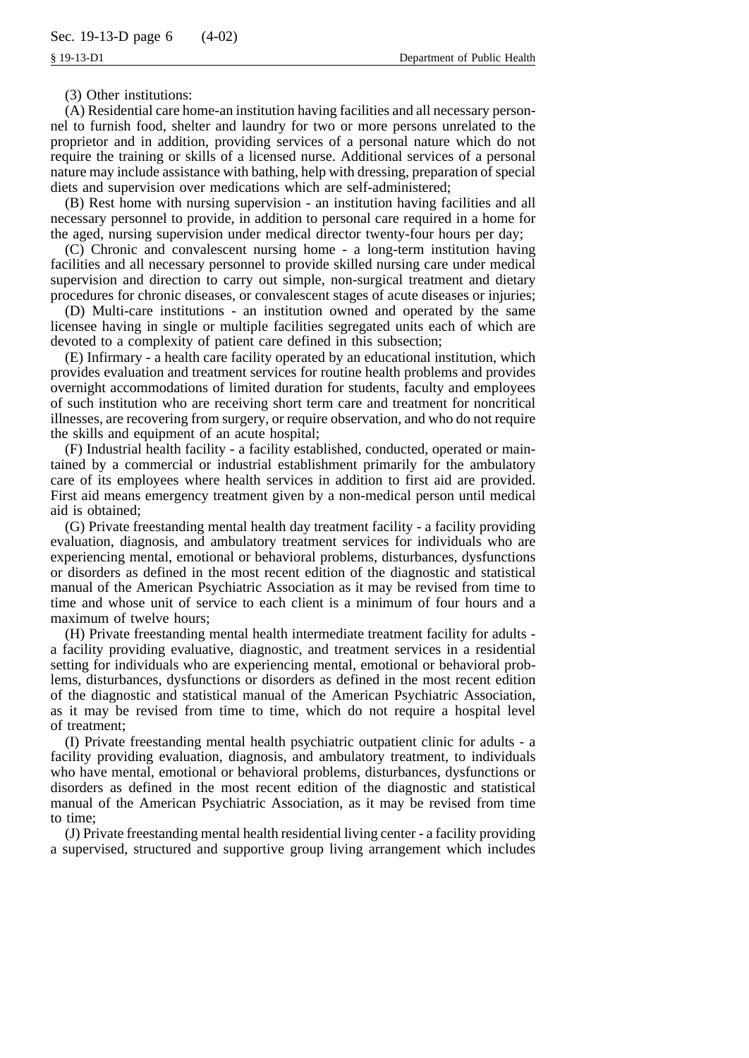(3) Other institutions:

(A) Residential care home-an institution having facilities and all necessary personnel to furnish food, shelter and laundry for two or more persons unrelated to the proprietor and in addition, providing services of a personal nature which do not require the training or skills of a licensed nurse. Additional services of a personal nature may include assistance with bathing, help with dressing, preparation of special diets and supervision over medications which are self-administered;

(B) Rest home with nursing supervision - an institution having facilities and all necessary personnel to provide, in addition to personal care required in a home for the aged, nursing supervision under medical director twenty-four hours per day;

(C) Chronic and convalescent nursing home - a long-term institution having facilities and all necessary personnel to provide skilled nursing care under medical supervision and direction to carry out simple, non-surgical treatment and dietary procedures for chronic diseases, or convalescent stages of acute diseases or injuries;

(D) Multi-care institutions - an institution owned and operated by the same licensee having in single or multiple facilities segregated units each of which are devoted to a complexity of patient care defined in this subsection;

(E) Infirmary - a health care facility operated by an educational institution, which provides evaluation and treatment services for routine health problems and provides overnight accommodations of limited duration for students, faculty and employees of such institution who are receiving short term care and treatment for noncritical illnesses, are recovering from surgery, or require observation, and who do not require the skills and equipment of an acute hospital;

(F) Industrial health facility - a facility established, conducted, operated or maintained by a commercial or industrial establishment primarily for the ambulatory care of its employees where health services in addition to first aid are provided. First aid means emergency treatment given by a non-medical person until medical aid is obtained;

(G) Private freestanding mental health day treatment facility - a facility providing evaluation, diagnosis, and ambulatory treatment services for individuals who are experiencing mental, emotional or behavioral problems, disturbances, dysfunctions or disorders as defined in the most recent edition of the diagnostic and statistical manual of the American Psychiatric Association as it may be revised from time to time and whose unit of service to each client is a minimum of four hours and a maximum of twelve hours;

(H) Private freestanding mental health intermediate treatment facility for adults - a facility providing evaluative, diagnostic, and treatment services in a residential setting for individuals who are experiencing mental, emotional or behavioral problems, disturbances, dysfunctions or disorders as defined in the most recent edition of the diagnostic and statistical manual of the American Psychiatric Association, as it may be revised from time to time, which do not require a hospital level of treatment;

(I) Private freestanding mental health psychiatric outpatient clinic for adults - a facility providing evaluation, diagnosis, and ambulatory treatment, to individuals who have mental, emotional or behavioral problems, disturbances, dysfunctions or disorders as defined in the most recent edition of the diagnostic and statistical manual of the American Psychiatric Association, as it may be revised from time to time;

(J) Private freestanding mental health residential living center - a facility providing a supervised, structured and supportive group living arrangement which includes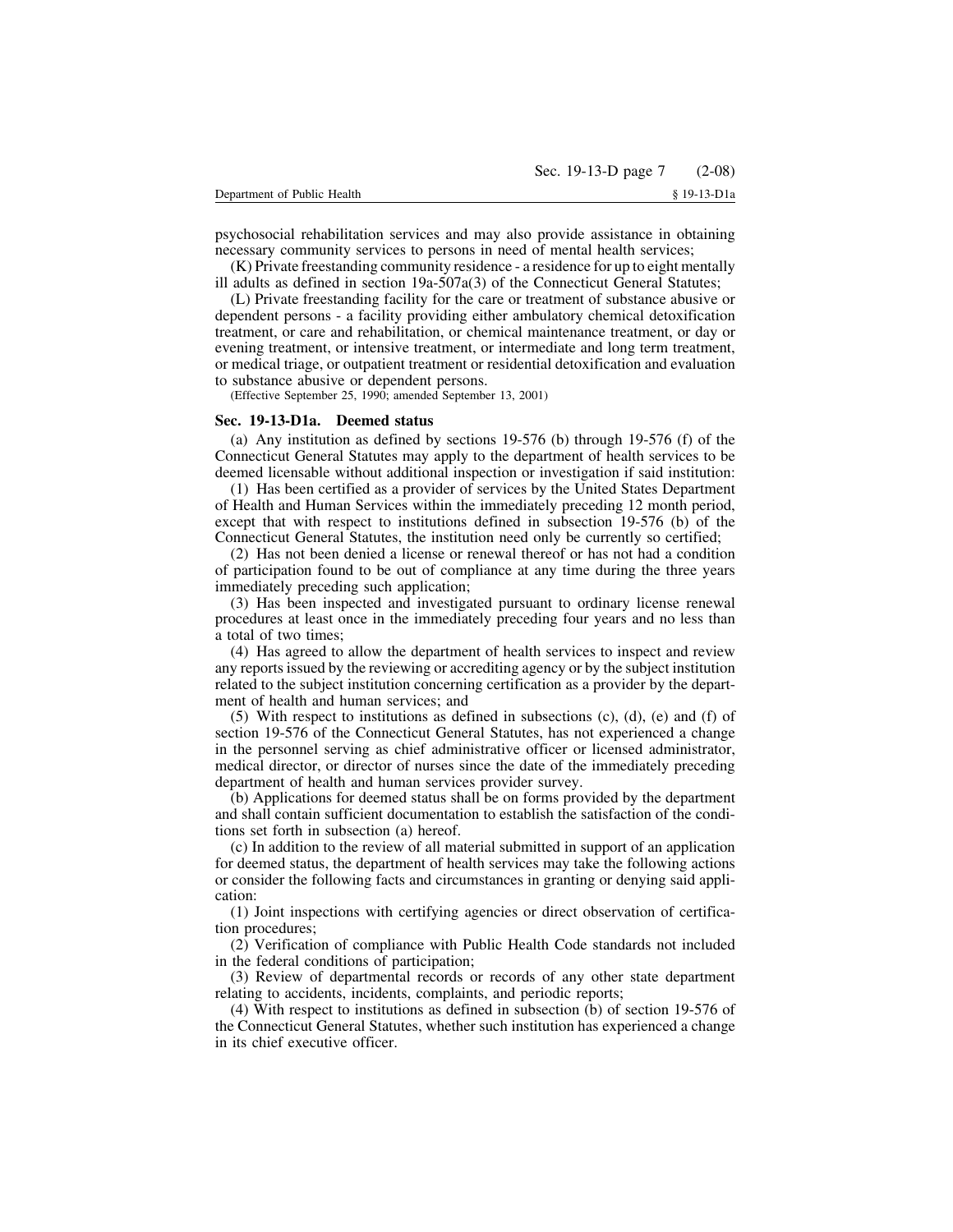psychosocial rehabilitation services and may also provide assistance in obtaining necessary community services to persons in need of mental health services;

(K) Private freestanding community residence - a residence for up to eight mentally ill adults as defined in section 19a-507a(3) of the Connecticut General Statutes;

(L) Private freestanding facility for the care or treatment of substance abusive or dependent persons - a facility providing either ambulatory chemical detoxification treatment, or care and rehabilitation, or chemical maintenance treatment, or day or evening treatment, or intensive treatment, or intermediate and long term treatment, or medical triage, or outpatient treatment or residential detoxification and evaluation to substance abusive or dependent persons.

(Effective September 25, 1990; amended September 13, 2001)

### Sec. 19-13-D1a. Deemed status

(a) Any institution as defined by sections 19-576 (b) through 19-576 (f) of the Connecticut General Statutes may apply to the department of health services to be deemed licensable without additional inspection or investigation if said institution:

(1) Has been certified as a provider of services by the United States Department of Health and Human Services within the immediately preceding 12 month period, except that with respect to institutions defined in subsection 19-576 (b) of the Connecticut General Statutes, the institution need only be currently so certified;

(2) Has not been denied a license or renewal thereof or has not had a condition of participation found to be out of compliance at any time during the three years immediately preceding such application;

(3) Has been inspected and investigated pursuant to ordinary license renewal procedures at least once in the immediately preceding four years and no less than a total of two times;

(4) Has agreed to allow the department of health services to inspect and review any reports issued by the reviewing or accrediting agency or by the subject institution related to the subject institution concerning certification as a provider by the department of health and human services; and

(5) With respect to institutions as defined in subsections (c), (d), (e) and (f) of section 19-576 of the Connecticut General Statutes, has not experienced a change in the personnel serving as chief administrative officer or licensed administrator, medical director, or director of nurses since the date of the immediately preceding department of health and human services provider survey.

(b) Applications for deemed status shall be on forms provided by the department and shall contain sufficient documentation to establish the satisfaction of the conditions set forth in subsection (a) hereof.

(c) In addition to the review of all material submitted in support of an application for deemed status, the department of health services may take the following actions or consider the following facts and circumstances in granting or denying said application:

(1) Joint inspections with certifying agencies or direct observation of certification procedures;

(2) Verification of compliance with Public Health Code standards not included in the federal conditions of participation;

(3) Review of departmental records or records of any other state department relating to accidents, incidents, complaints, and periodic reports;

(4) With respect to institutions as defined in subsection (b) of section 19-576 of the Connecticut General Statutes, whether such institution has experienced a change in its chief executive officer.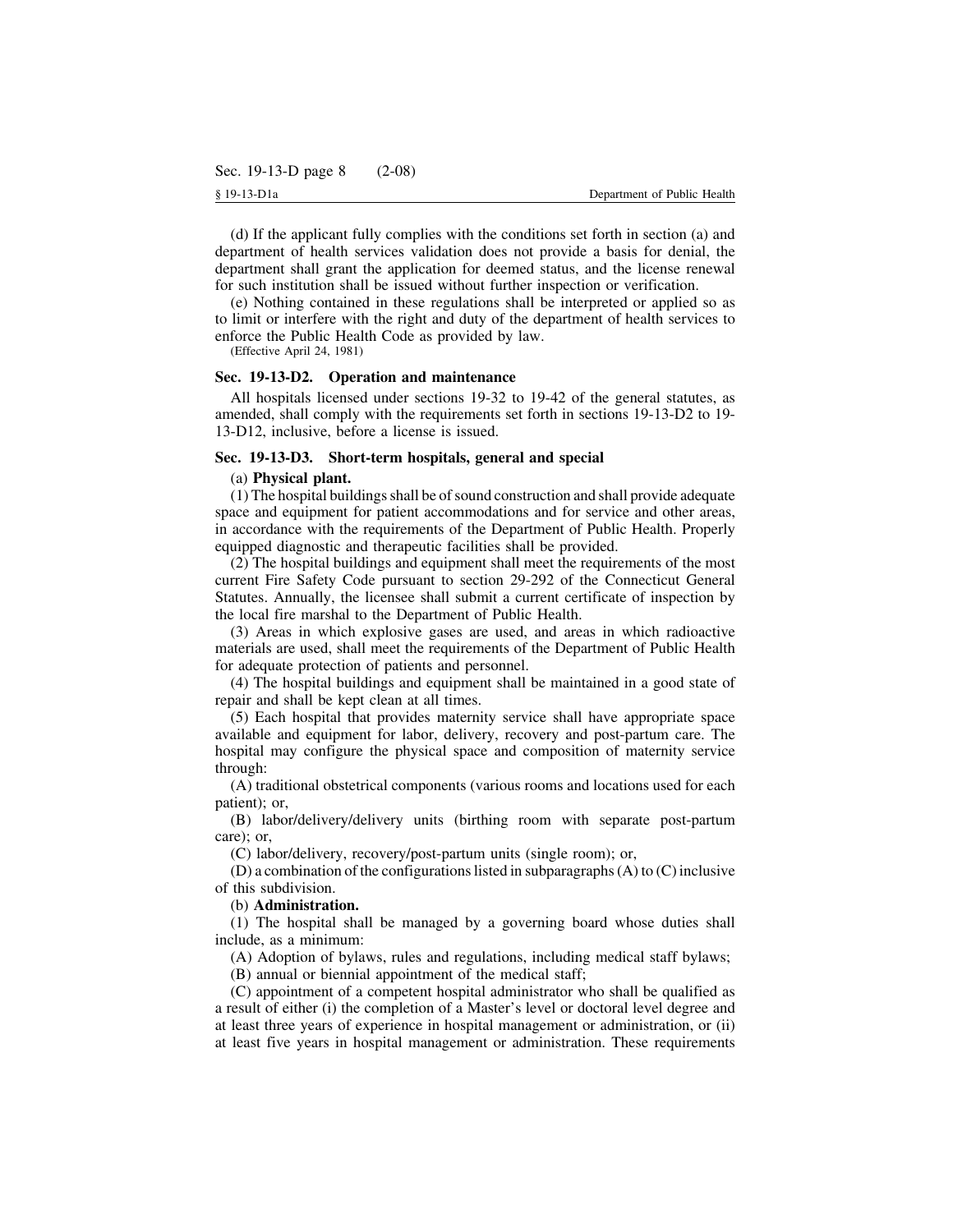(d) If the applicant fully complies with the conditions set forth in section (a) and department of health services validation does not provide a basis for denial, the department shall grant the application for deemed status, and the license renewal for such institution shall be issued without further inspection or verification.

(e) Nothing contained in these regulations shall be interpreted or applied so as to limit or interfere with the right and duty of the department of health services to enforce the Public Health Code as provided by law.

(Effective April 24, 1981)

### Sec. 19-13-D2. Operation and maintenance

All hospitals licensed under sections 19-32 to 19-42 of the general statutes, as amended, shall comply with the requirements set forth in sections 19-13-D2 to 19-13-D12, inclusive, before a license is issued.

### Sec. 19-13-D3. Short-term hospitals, general and special

(a) **Physical plant.**

(1) The hospital buildings shall be of sound construction and shall provide adequate space and equipment for patient accommodations and for service and other areas, in accordance with the requirements of the Department of Public Health. Properly equipped diagnostic and therapeutic facilities shall be provided.

(2) The hospital buildings and equipment shall meet the requirements of the most current Fire Safety Code pursuant to section 29-292 of the Connecticut General Statutes. Annually, the licensee shall submit a current certificate of inspection by the local fire marshal to the Department of Public Health.

(3) Areas in which explosive gases are used, and areas in which radioactive materials are used, shall meet the requirements of the Department of Public Health for adequate protection of patients and personnel.

(4) The hospital buildings and equipment shall be maintained in a good state of repair and shall be kept clean at all times.

(5) Each hospital that provides maternity service shall have appropriate space available and equipment for labor, delivery, recovery and post-partum care. The hospital may configure the physical space and composition of maternity service through:

(A) traditional obstetrical components (various rooms and locations used for each patient); or,

(B) labor/delivery/delivery units (birthing room with separate post-partum care); or,

(C) labor/delivery, recovery/post-partum units (single room); or,

(D) a combination of the configurations listed in subparagraphs (A) to (C) inclusive of this subdivision.

(b) **Administration.**

(1) The hospital shall be managed by a governing board whose duties shall include, as a minimum:

(A) Adoption of bylaws, rules and regulations, including medical staff bylaws;

(B) annual or biennial appointment of the medical staff;

(C) appointment of a competent hospital administrator who shall be qualified as a result of either (i) the completion of a Master's level or doctoral level degree and at least three years of experience in hospital management or administration, or (ii) at least five years in hospital management or administration. These requirements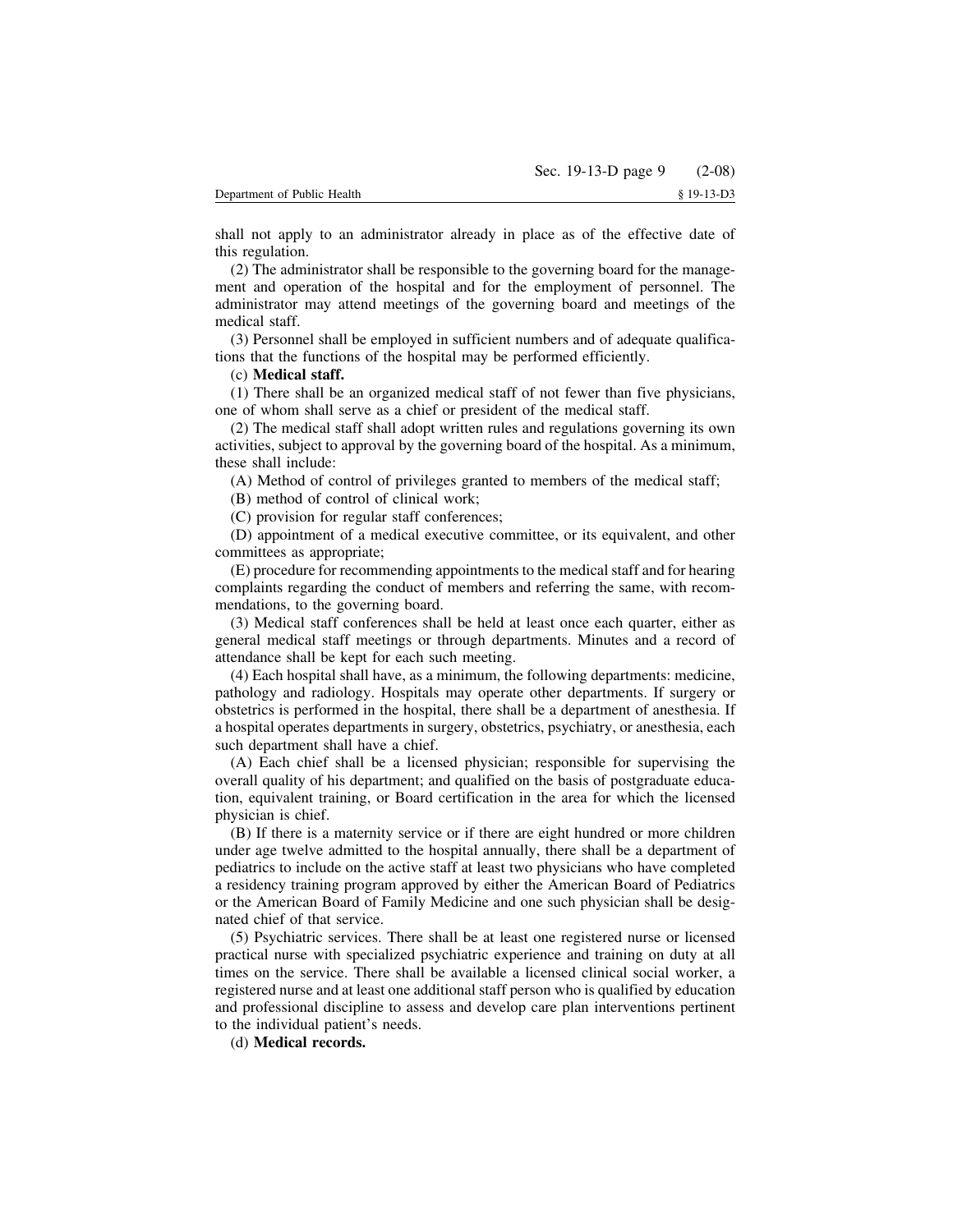shall not apply to an administrator already in place as of the effective date of this regulation.

(2) The administrator shall be responsible to the governing board for the management and operation of the hospital and for the employment of personnel. The administrator may attend meetings of the governing board and meetings of the medical staff.

(3) Personnel shall be employed in sufficient numbers and of adequate qualifications that the functions of the hospital may be performed efficiently.

(c) **Medical staff.**

(1) There shall be an organized medical staff of not fewer than five physicians, one of whom shall serve as a chief or president of the medical staff.

(2) The medical staff shall adopt written rules and regulations governing its own activities, subject to approval by the governing board of the hospital. As a minimum, these shall include:

(A) Method of control of privileges granted to members of the medical staff;

(B) method of control of clinical work;

(C) provision for regular staff conferences;

(D) appointment of a medical executive committee, or its equivalent, and other committees as appropriate;

(E) procedure for recommending appointments to the medical staff and for hearing complaints regarding the conduct of members and referring the same, with recommendations, to the governing board.

(3) Medical staff conferences shall be held at least once each quarter, either as general medical staff meetings or through departments. Minutes and a record of attendance shall be kept for each such meeting.

(4) Each hospital shall have, as a minimum, the following departments: medicine, pathology and radiology. Hospitals may operate other departments. If surgery or obstetrics is performed in the hospital, there shall be a department of anesthesia. If a hospital operates departments in surgery, obstetrics, psychiatry, or anesthesia, each such department shall have a chief.

(A) Each chief shall be a licensed physician; responsible for supervising the overall quality of his department; and qualified on the basis of postgraduate education, equivalent training, or Board certification in the area for which the licensed physician is chief.

(B) If there is a maternity service or if there are eight hundred or more children under age twelve admitted to the hospital annually, there shall be a department of pediatrics to include on the active staff at least two physicians who have completed a residency training program approved by either the American Board of Pediatrics or the American Board of Family Medicine and one such physician shall be designated chief of that service.

(5) Psychiatric services. There shall be at least one registered nurse or licensed practical nurse with specialized psychiatric experience and training on duty at all times on the service. There shall be available a licensed clinical social worker, a registered nurse and at least one additional staff person who is qualified by education and professional discipline to assess and develop care plan interventions pertinent to the individual patient's needs.

(d) **Medical records.**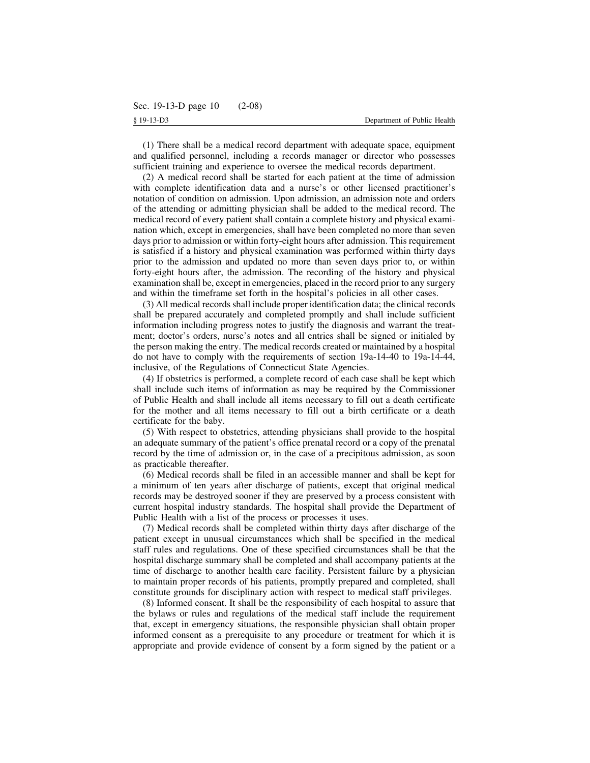(1) There shall be a medical record department with adequate space, equipment and qualified personnel, including a records manager or director who possesses sufficient training and experience to oversee the medical records department.

(2) A medical record shall be started for each patient at the time of admission with complete identification data and a nurse's or other licensed practitioner's notation of condition on admission. Upon admission, an admission note and orders of the attending or admitting physician shall be added to the medical record. The medical record of every patient shall contain a complete history and physical examination which, except in emergencies, shall have been completed no more than seven days prior to admission or within forty-eight hours after admission. This requirement is satisfied if a history and physical examination was performed within thirty days prior to the admission and updated no more than seven days prior to, or within forty-eight hours after, the admission. The recording of the history and physical examination shall be, except in emergencies, placed in the record prior to any surgery and within the timeframe set forth in the hospital's policies in all other cases.

(3) All medical records shall include proper identification data; the clinical records shall be prepared accurately and completed promptly and shall include sufficient information including progress notes to justify the diagnosis and warrant the treatment; doctor's orders, nurse's notes and all entries shall be signed or initialed by the person making the entry. The medical records created or maintained by a hospital do not have to comply with the requirements of section 19a-14-40 to 19a-14-44, inclusive, of the Regulations of Connecticut State Agencies.

(4) If obstetrics is performed, a complete record of each case shall be kept which shall include such items of information as may be required by the Commissioner of Public Health and shall include all items necessary to fill out a death certificate for the mother and all items necessary to fill out a birth certificate or a death certificate for the baby.

(5) With respect to obstetrics, attending physicians shall provide to the hospital an adequate summary of the patient's office prenatal record or a copy of the prenatal record by the time of admission or, in the case of a precipitous admission, as soon as practicable thereafter.

(6) Medical records shall be filed in an accessible manner and shall be kept for a minimum of ten years after discharge of patients, except that original medical records may be destroyed sooner if they are preserved by a process consistent with current hospital industry standards. The hospital shall provide the Department of Public Health with a list of the process or processes it uses.

(7) Medical records shall be completed within thirty days after discharge of the patient except in unusual circumstances which shall be specified in the medical staff rules and regulations. One of these specified circumstances shall be that the hospital discharge summary shall be completed and shall accompany patients at the time of discharge to another health care facility. Persistent failure by a physician to maintain proper records of his patients, promptly prepared and completed, shall constitute grounds for disciplinary action with respect to medical staff privileges.

(8) Informed consent. It shall be the responsibility of each hospital to assure that the bylaws or rules and regulations of the medical staff include the requirement that, except in emergency situations, the responsible physician shall obtain proper informed consent as a prerequisite to any procedure or treatment for which it is appropriate and provide evidence of consent by a form signed by the patient or a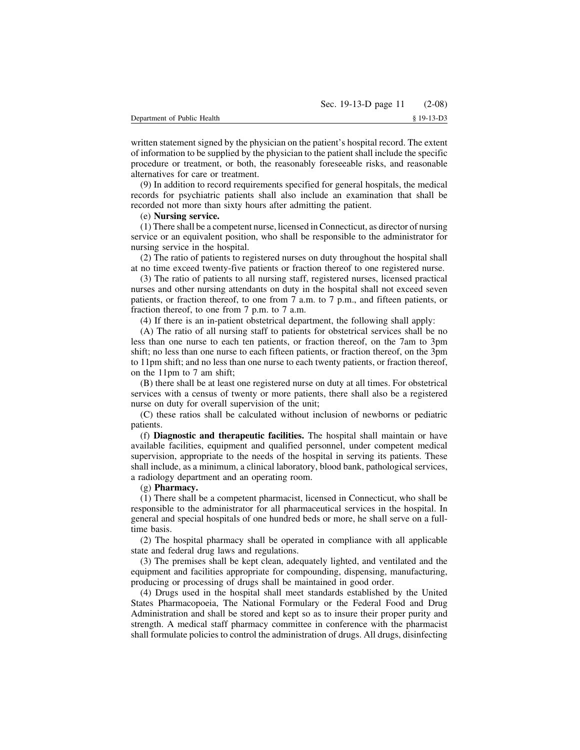written statement signed by the physician on the patient's hospital record. The extent of information to be supplied by the physician to the patient shall include the specific procedure or treatment, or both, the reasonably foreseeable risks, and reasonable alternatives for care or treatment.

(9) In addition to record requirements specified for general hospitals, the medical records for psychiatric patients shall also include an examination that shall be recorded not more than sixty hours after admitting the patient.

(e) **Nursing service.**

(1) There shall be a competent nurse, licensed in Connecticut, as director of nursing service or an equivalent position, who shall be responsible to the administrator for nursing service in the hospital.

(2) The ratio of patients to registered nurses on duty throughout the hospital shall at no time exceed twenty-five patients or fraction thereof to one registered nurse.

(3) The ratio of patients to all nursing staff, registered nurses, licensed practical nurses and other nursing attendants on duty in the hospital shall not exceed seven patients, or fraction thereof, to one from 7 a.m. to 7 p.m., and fifteen patients, or fraction thereof, to one from 7 p.m. to 7 a.m.

(4) If there is an in-patient obstetrical department, the following shall apply:

(A) The ratio of all nursing staff to patients for obstetrical services shall be no less than one nurse to each ten patients, or fraction thereof, on the 7am to 3pm shift; no less than one nurse to each fifteen patients, or fraction thereof, on the 3pm to 11pm shift; and no less than one nurse to each twenty patients, or fraction thereof, on the 11pm to 7 am shift;

(B) there shall be at least one registered nurse on duty at all times. For obstetrical services with a census of twenty or more patients, there shall also be a registered nurse on duty for overall supervision of the unit;

(C) these ratios shall be calculated without inclusion of newborns or pediatric patients.

(f) **Diagnostic and therapeutic facilities.** The hospital shall maintain or have available facilities, equipment and qualified personnel, under competent medical supervision, appropriate to the needs of the hospital in serving its patients. These shall include, as a minimum, a clinical laboratory, blood bank, pathological services, a radiology department and an operating room.

(g) **Pharmacy.**

(1) There shall be a competent pharmacist, licensed in Connecticut, who shall be responsible to the administrator for all pharmaceutical services in the hospital. In general and special hospitals of one hundred beds or more, he shall serve on a full-time basis.

(2) The hospital pharmacy shall be operated in compliance with all applicable state and federal drug laws and regulations.

(3) The premises shall be kept clean, adequately lighted, and ventilated and the equipment and facilities appropriate for compounding, dispensing, manufacturing, producing or processing of drugs shall be maintained in good order.

(4) Drugs used in the hospital shall meet standards established by the United States Pharmacopoeia, The National Formulary or the Federal Food and Drug Administration and shall be stored and kept so as to insure their proper purity and strength. A medical staff pharmacy committee in conference with the pharmacist shall formulate policies to control the administration of drugs. All drugs, disinfecting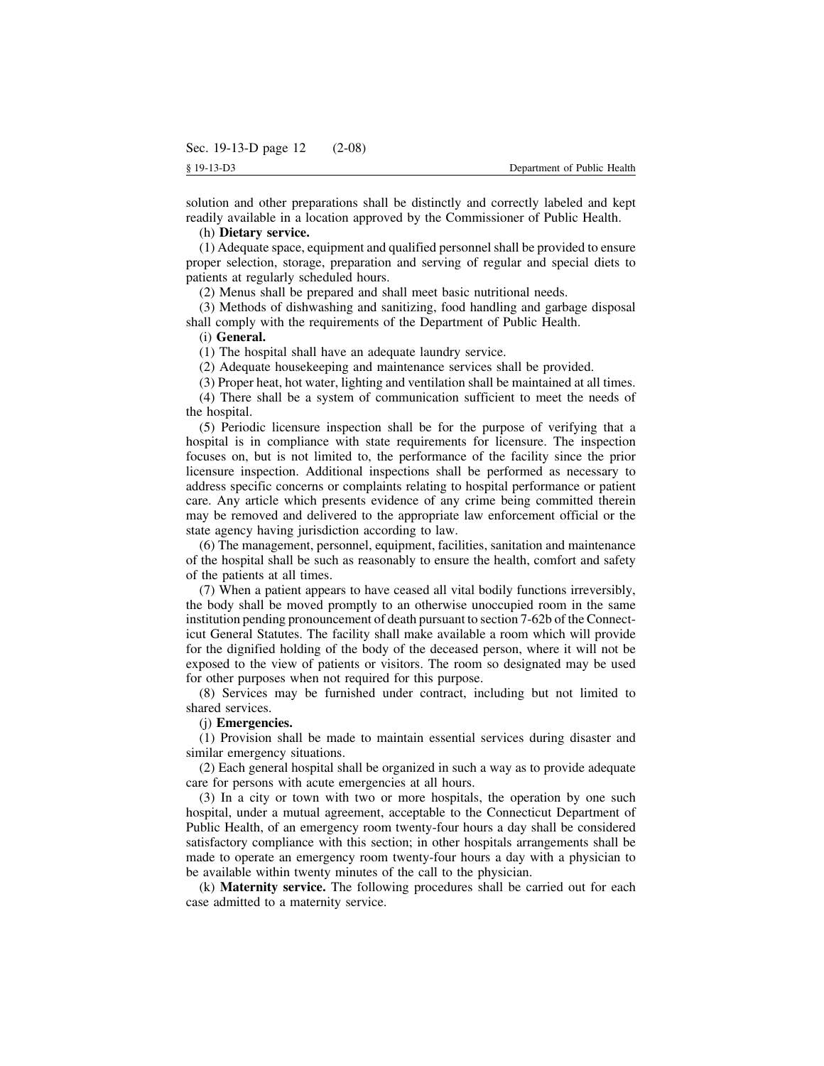solution and other preparations shall be distinctly and correctly labeled and kept readily available in a location approved by the Commissioner of Public Health.

(h) **Dietary service.**

(1) Adequate space, equipment and qualified personnel shall be provided to ensure proper selection, storage, preparation and serving of regular and special diets to patients at regularly scheduled hours.

(2) Menus shall be prepared and shall meet basic nutritional needs.

(3) Methods of dishwashing and sanitizing, food handling and garbage disposal shall comply with the requirements of the Department of Public Health.

(i) **General.**

(1) The hospital shall have an adequate laundry service.

(2) Adequate housekeeping and maintenance services shall be provided.

(3) Proper heat, hot water, lighting and ventilation shall be maintained at all times.

(4) There shall be a system of communication sufficient to meet the needs of the hospital.

(5) Periodic licensure inspection shall be for the purpose of verifying that a hospital is in compliance with state requirements for licensure. The inspection focuses on, but is not limited to, the performance of the facility since the prior licensure inspection. Additional inspections shall be performed as necessary to address specific concerns or complaints relating to hospital performance or patient care. Any article which presents evidence of any crime being committed therein may be removed and delivered to the appropriate law enforcement official or the state agency having jurisdiction according to law.

(6) The management, personnel, equipment, facilities, sanitation and maintenance of the hospital shall be such as reasonably to ensure the health, comfort and safety of the patients at all times.

(7) When a patient appears to have ceased all vital bodily functions irreversibly, the body shall be moved promptly to an otherwise unoccupied room in the same institution pending pronouncement of death pursuant to section 7-62b of the Connecticut General Statutes. The facility shall make available a room which will provide for the dignified holding of the body of the deceased person, where it will not be exposed to the view of patients or visitors. The room so designated may be used for other purposes when not required for this purpose.

(8) Services may be furnished under contract, including but not limited to shared services.

(j) **Emergencies.**

(1) Provision shall be made to maintain essential services during disaster and similar emergency situations.

(2) Each general hospital shall be organized in such a way as to provide adequate care for persons with acute emergencies at all hours.

(3) In a city or town with two or more hospitals, the operation by one such hospital, under a mutual agreement, acceptable to the Connecticut Department of Public Health, of an emergency room twenty-four hours a day shall be considered satisfactory compliance with this section; in other hospitals arrangements shall be made to operate an emergency room twenty-four hours a day with a physician to be available within twenty minutes of the call to the physician.

(k) **Maternity service.** The following procedures shall be carried out for each case admitted to a maternity service.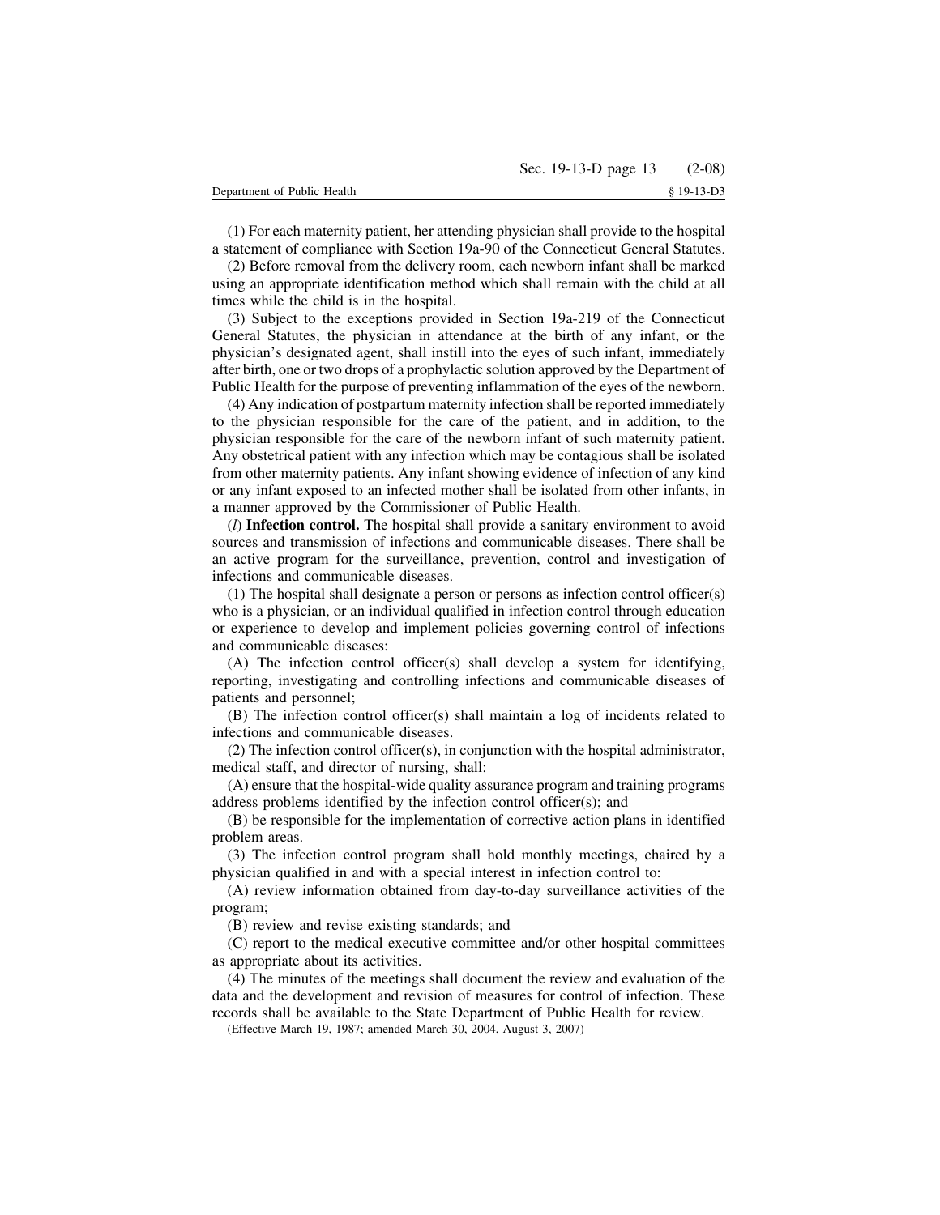(1) For each maternity patient, her attending physician shall provide to the hospital a statement of compliance with Section 19a-90 of the Connecticut General Statutes.

(2) Before removal from the delivery room, each newborn infant shall be marked using an appropriate identification method which shall remain with the child at all times while the child is in the hospital.

(3) Subject to the exceptions provided in Section 19a-219 of the Connecticut General Statutes, the physician in attendance at the birth of any infant, or the physician's designated agent, shall instill into the eyes of such infant, immediately after birth, one or two drops of a prophylactic solution approved by the Department of Public Health for the purpose of preventing inflammation of the eyes of the newborn.

(4) Any indication of postpartum maternity infection shall be reported immediately to the physician responsible for the care of the patient, and in addition, to the physician responsible for the care of the newborn infant of such maternity patient. Any obstetrical patient with any infection which may be contagious shall be isolated from other maternity patients. Any infant showing evidence of infection of any kind or any infant exposed to an infected mother shall be isolated from other infants, in a manner approved by the Commissioner of Public Health.

(*l*) **Infection control.** The hospital shall provide a sanitary environment to avoid sources and transmission of infections and communicable diseases. There shall be an active program for the surveillance, prevention, control and investigation of infections and communicable diseases.

(1) The hospital shall designate a person or persons as infection control officer(s) who is a physician, or an individual qualified in infection control through education or experience to develop and implement policies governing control of infections and communicable diseases:

(A) The infection control officer(s) shall develop a system for identifying, reporting, investigating and controlling infections and communicable diseases of patients and personnel;

(B) The infection control officer(s) shall maintain a log of incidents related to infections and communicable diseases.

(2) The infection control officer(s), in conjunction with the hospital administrator, medical staff, and director of nursing, shall:

(A) ensure that the hospital-wide quality assurance program and training programs address problems identified by the infection control officer(s); and

(B) be responsible for the implementation of corrective action plans in identified problem areas.

(3) The infection control program shall hold monthly meetings, chaired by a physician qualified in and with a special interest in infection control to:

(A) review information obtained from day-to-day surveillance activities of the program;

(B) review and revise existing standards; and

(C) report to the medical executive committee and/or other hospital committees as appropriate about its activities.

(4) The minutes of the meetings shall document the review and evaluation of the data and the development and revision of measures for control of infection. These records shall be available to the State Department of Public Health for review.

(Effective March 19, 1987; amended March 30, 2004, August 3, 2007)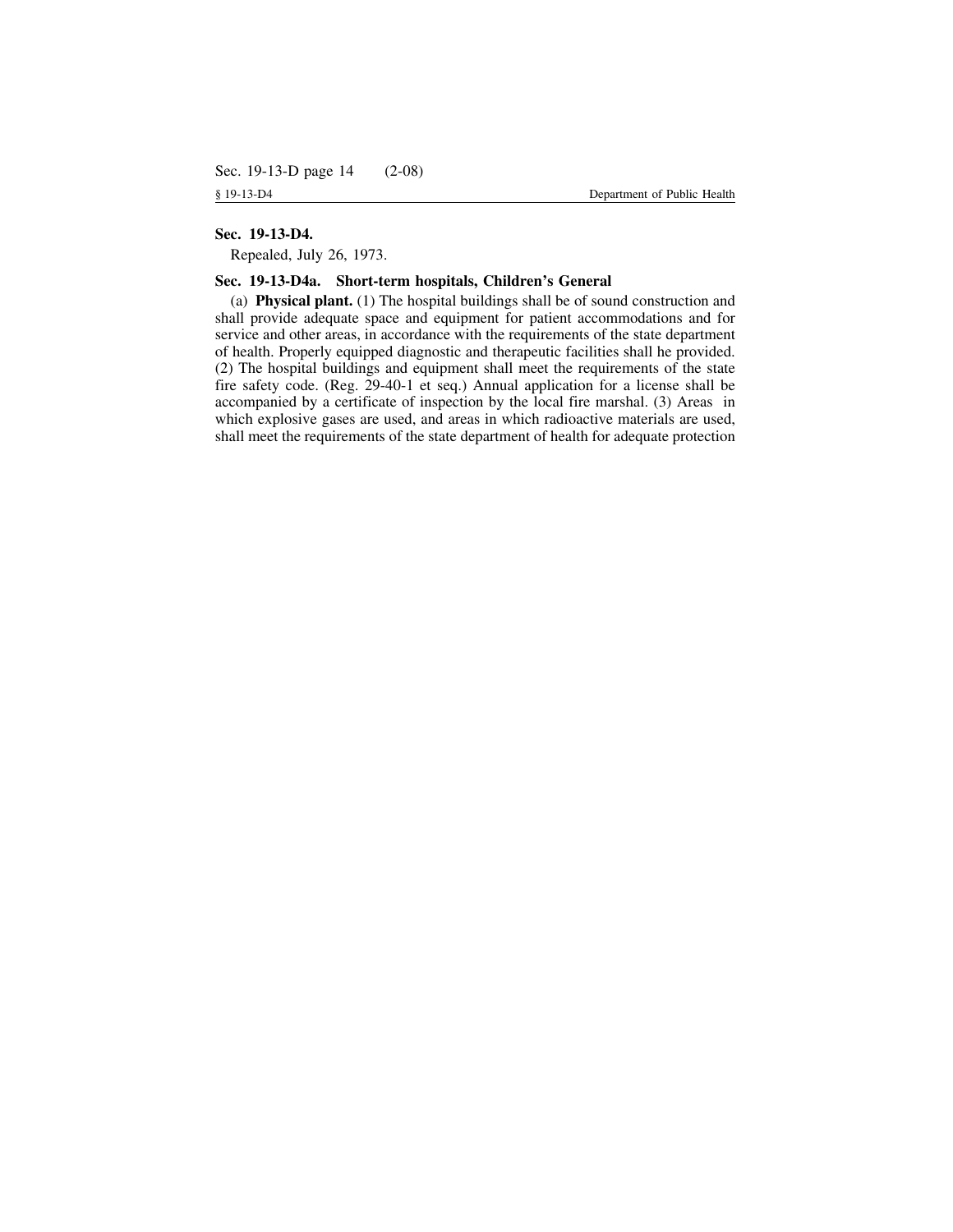**Sec. 19-13-D4.**

Repealed, July 26, 1973.

**Sec. 19-13-D4a. Short-term hospitals, Children's General**

(a) **Physical plant.** (1) The hospital buildings shall be of sound construction and shall provide adequate space and equipment for patient accommodations and for service and other areas, in accordance with the requirements of the state department of health. Properly equipped diagnostic and therapeutic facilities shall he provided. (2) The hospital buildings and equipment shall meet the requirements of the state fire safety code. (Reg. 29-40-1 et seq.) Annual application for a license shall be accompanied by a certificate of inspection by the local fire marshal. (3) Areas in which explosive gases are used, and areas in which radioactive materials are used, shall meet the requirements of the state department of health for adequate protection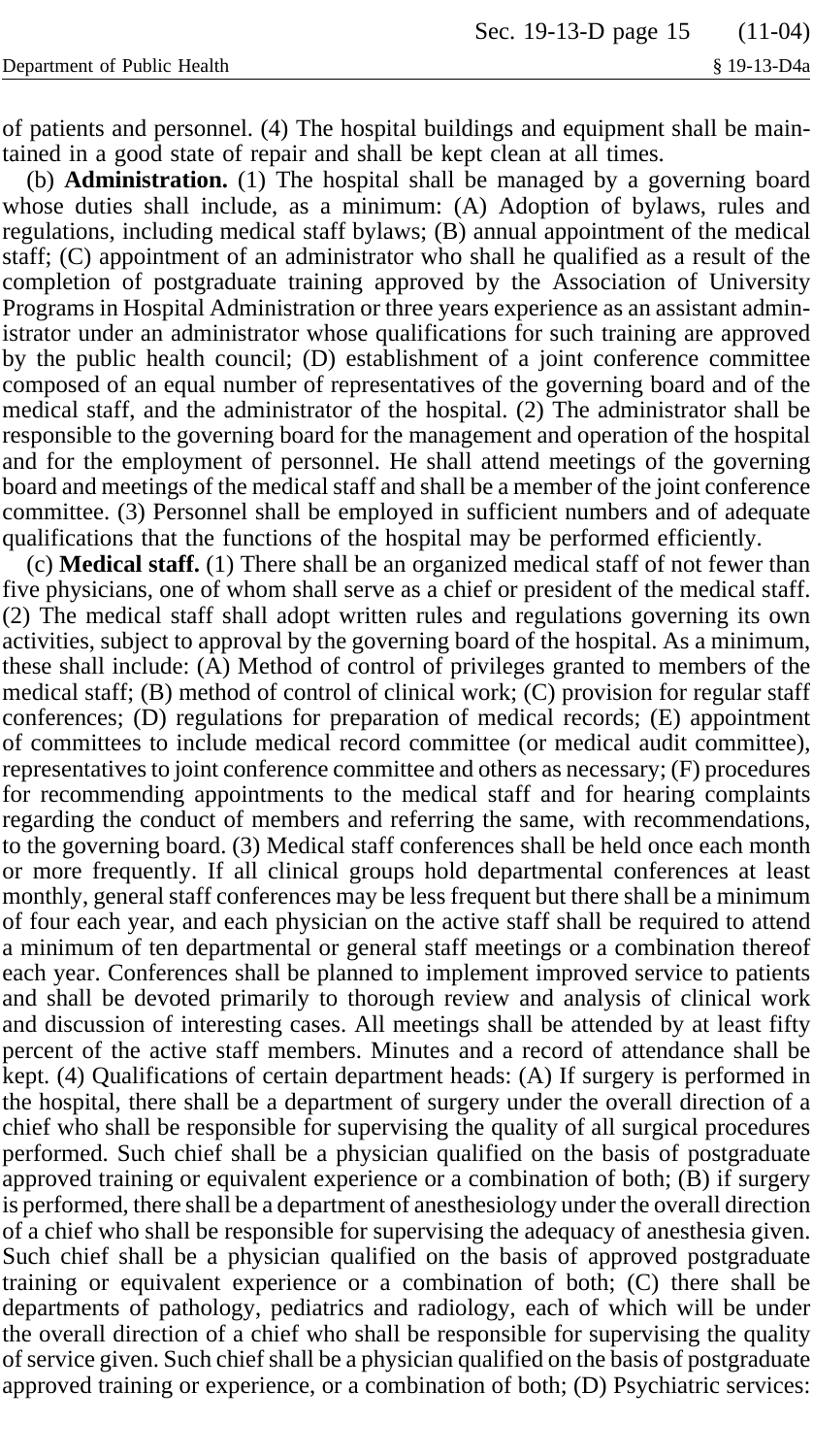of patients and personnel. (4) The hospital buildings and equipment shall be maintained in a good state of repair and shall be kept clean at all times.

(b) **Administration.** (1) The hospital shall be managed by a governing board whose duties shall include, as a minimum: (A) Adoption of bylaws, rules and regulations, including medical staff bylaws; (B) annual appointment of the medical staff; (C) appointment of an administrator who shall he qualified as a result of the completion of postgraduate training approved by the Association of University Programs in Hospital Administration or three years experience as an assistant administrator under an administrator whose qualifications for such training are approved by the public health council; (D) establishment of a joint conference committee composed of an equal number of representatives of the governing board and of the medical staff, and the administrator of the hospital. (2) The administrator shall be responsible to the governing board for the management and operation of the hospital and for the employment of personnel. He shall attend meetings of the governing board and meetings of the medical staff and shall be a member of the joint conference committee. (3) Personnel shall be employed in sufficient numbers and of adequate qualifications that the functions of the hospital may be performed efficiently.

(c) **Medical staff.** (1) There shall be an organized medical staff of not fewer than five physicians, one of whom shall serve as a chief or president of the medical staff. (2) The medical staff shall adopt written rules and regulations governing its own activities, subject to approval by the governing board of the hospital. As a minimum, these shall include: (A) Method of control of privileges granted to members of the medical staff; (B) method of control of clinical work; (C) provision for regular staff conferences; (D) regulations for preparation of medical records; (E) appointment of committees to include medical record committee (or medical audit committee), representatives to joint conference committee and others as necessary; (F) procedures for recommending appointments to the medical staff and for hearing complaints regarding the conduct of members and referring the same, with recommendations, to the governing board. (3) Medical staff conferences shall be held once each month or more frequently. If all clinical groups hold departmental conferences at least monthly, general staff conferences may be less frequent but there shall be a minimum of four each year, and each physician on the active staff shall be required to attend a minimum of ten departmental or general staff meetings or a combination thereof each year. Conferences shall be planned to implement improved service to patients and shall be devoted primarily to thorough review and analysis of clinical work and discussion of interesting cases. All meetings shall be attended by at least fifty percent of the active staff members. Minutes and a record of attendance shall be kept. (4) Qualifications of certain department heads: (A) If surgery is performed in the hospital, there shall be a department of surgery under the overall direction of a chief who shall be responsible for supervising the quality of all surgical procedures performed. Such chief shall be a physician qualified on the basis of postgraduate approved training or equivalent experience or a combination of both; (B) if surgery is performed, there shall be a department of anesthesiology under the overall direction of a chief who shall be responsible for supervising the adequacy of anesthesia given. Such chief shall be a physician qualified on the basis of approved postgraduate training or equivalent experience or a combination of both; (C) there shall be departments of pathology, pediatrics and radiology, each of which will be under the overall direction of a chief who shall be responsible for supervising the quality of service given. Such chief shall be a physician qualified on the basis of postgraduate approved training or experience, or a combination of both; (D) Psychiatric services: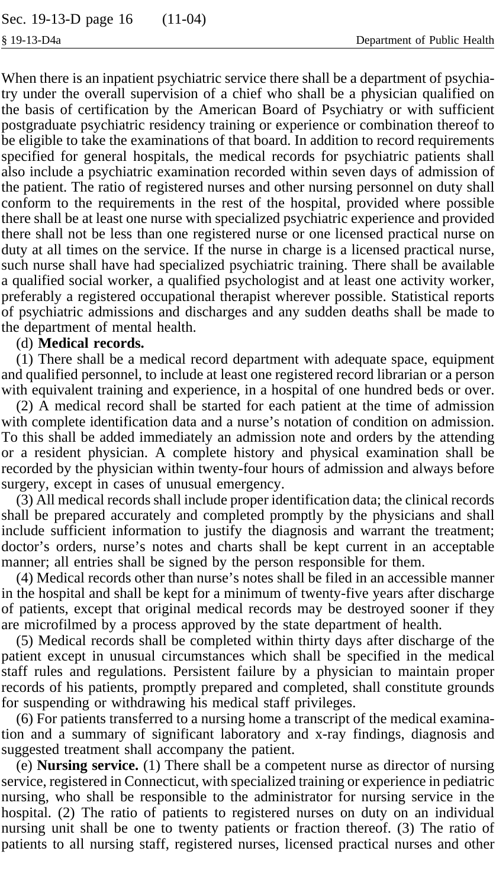When there is an inpatient psychiatric service there shall be a department of psychiatry under the overall supervision of a chief who shall be a physician qualified on the basis of certification by the American Board of Psychiatry or with sufficient postgraduate psychiatric residency training or experience or combination thereof to be eligible to take the examinations of that board. In addition to record requirements specified for general hospitals, the medical records for psychiatric patients shall also include a psychiatric examination recorded within seven days of admission of the patient. The ratio of registered nurses and other nursing personnel on duty shall conform to the requirements in the rest of the hospital, provided where possible there shall be at least one nurse with specialized psychiatric experience and provided there shall not be less than one registered nurse or one licensed practical nurse on duty at all times on the service. If the nurse in charge is a licensed practical nurse, such nurse shall have had specialized psychiatric training. There shall be available a qualified social worker, a qualified psychologist and at least one activity worker, preferably a registered occupational therapist wherever possible. Statistical reports of psychiatric admissions and discharges and any sudden deaths shall be made to the department of mental health.

(d) **Medical records.**

(1) There shall be a medical record department with adequate space, equipment and qualified personnel, to include at least one registered record librarian or a person with equivalent training and experience, in a hospital of one hundred beds or over.

(2) A medical record shall be started for each patient at the time of admission with complete identification data and a nurse's notation of condition on admission. To this shall be added immediately an admission note and orders by the attending or a resident physician. A complete history and physical examination shall be recorded by the physician within twenty-four hours of admission and always before surgery, except in cases of unusual emergency.

(3) All medical records shall include proper identification data; the clinical records shall be prepared accurately and completed promptly by the physicians and shall include sufficient information to justify the diagnosis and warrant the treatment; doctor's orders, nurse's notes and charts shall be kept current in an acceptable manner; all entries shall be signed by the person responsible for them.

(4) Medical records other than nurse's notes shall be filed in an accessible manner in the hospital and shall be kept for a minimum of twenty-five years after discharge of patients, except that original medical records may be destroyed sooner if they are microfilmed by a process approved by the state department of health.

(5) Medical records shall be completed within thirty days after discharge of the patient except in unusual circumstances which shall be specified in the medical staff rules and regulations. Persistent failure by a physician to maintain proper records of his patients, promptly prepared and completed, shall constitute grounds for suspending or withdrawing his medical staff privileges.

(6) For patients transferred to a nursing home a transcript of the medical examination and a summary of significant laboratory and x-ray findings, diagnosis and suggested treatment shall accompany the patient.

(e) **Nursing service.** (1) There shall be a competent nurse as director of nursing service, registered in Connecticut, with specialized training or experience in pediatric nursing, who shall be responsible to the administrator for nursing service in the hospital. (2) The ratio of patients to registered nurses on duty on an individual nursing unit shall be one to twenty patients or fraction thereof. (3) The ratio of patients to all nursing staff, registered nurses, licensed practical nurses and other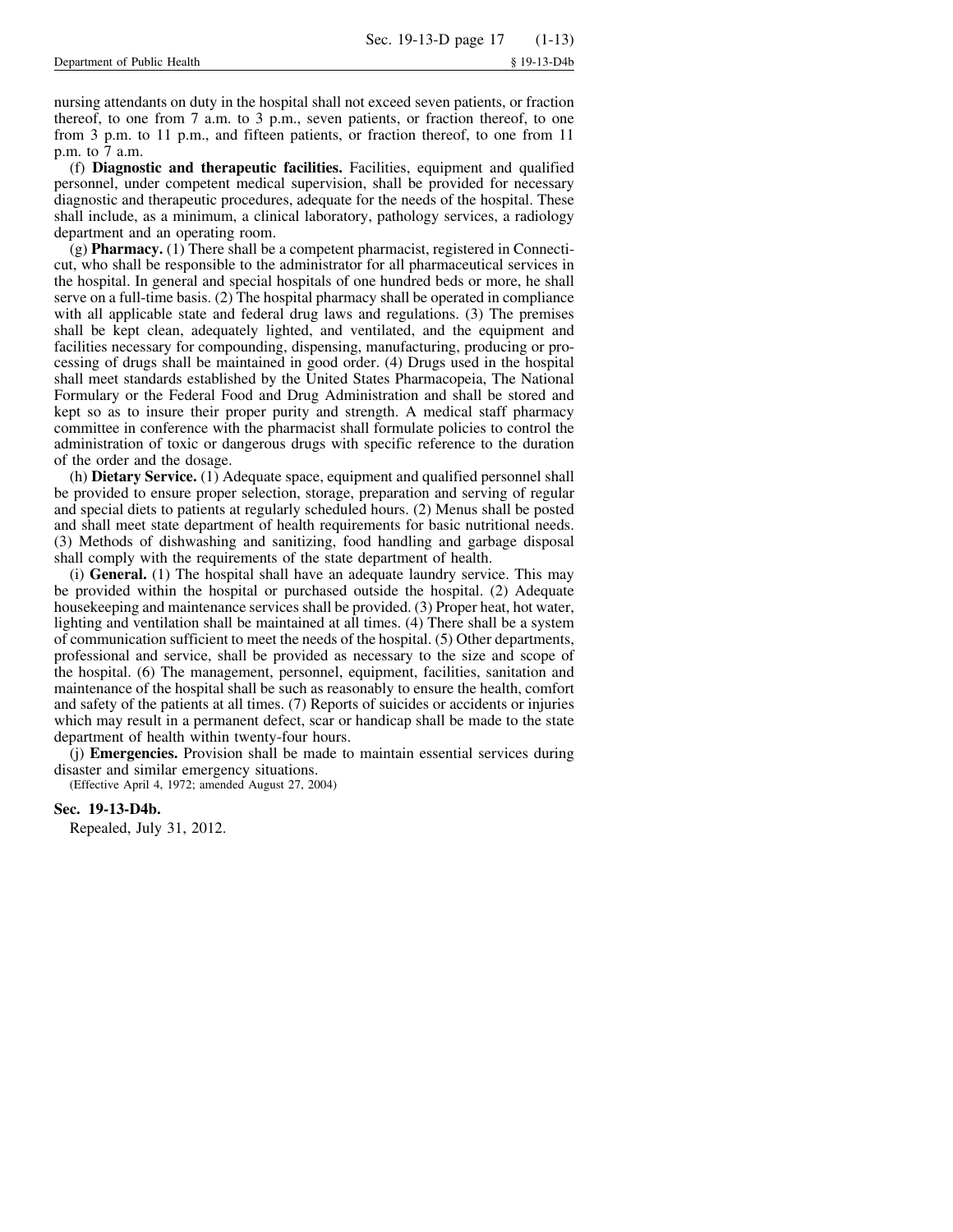nursing attendants on duty in the hospital shall not exceed seven patients, or fraction thereof, to one from 7 a.m. to 3 p.m., seven patients, or fraction thereof, to one from 3 p.m. to 11 p.m., and fifteen patients, or fraction thereof, to one from 11 p.m. to 7 a.m.

(f) **Diagnostic and therapeutic facilities.** Facilities, equipment and qualified personnel, under competent medical supervision, shall be provided for necessary diagnostic and therapeutic procedures, adequate for the needs of the hospital. These shall include, as a minimum, a clinical laboratory, pathology services, a radiology department and an operating room.

(g) **Pharmacy.** (1) There shall be a competent pharmacist, registered in Connecticut, who shall be responsible to the administrator for all pharmaceutical services in the hospital. In general and special hospitals of one hundred beds or more, he shall serve on a full-time basis. (2) The hospital pharmacy shall be operated in compliance with all applicable state and federal drug laws and regulations. (3) The premises shall be kept clean, adequately lighted, and ventilated, and the equipment and facilities necessary for compounding, dispensing, manufacturing, producing or processing of drugs shall be maintained in good order. (4) Drugs used in the hospital shall meet standards established by the United States Pharmacopeia, The National Formulary or the Federal Food and Drug Administration and shall be stored and kept so as to insure their proper purity and strength. A medical staff pharmacy committee in conference with the pharmacist shall formulate policies to control the administration of toxic or dangerous drugs with specific reference to the duration of the order and the dosage.

(h) **Dietary Service.** (1) Adequate space, equipment and qualified personnel shall be provided to ensure proper selection, storage, preparation and serving of regular and special diets to patients at regularly scheduled hours. (2) Menus shall be posted and shall meet state department of health requirements for basic nutritional needs. (3) Methods of dishwashing and sanitizing, food handling and garbage disposal shall comply with the requirements of the state department of health.

(i) **General.** (1) The hospital shall have an adequate laundry service. This may be provided within the hospital or purchased outside the hospital. (2) Adequate housekeeping and maintenance services shall be provided. (3) Proper heat, hot water, lighting and ventilation shall be maintained at all times. (4) There shall be a system of communication sufficient to meet the needs of the hospital. (5) Other departments, professional and service, shall be provided as necessary to the size and scope of the hospital. (6) The management, personnel, equipment, facilities, sanitation and maintenance of the hospital shall be such as reasonably to ensure the health, comfort and safety of the patients at all times. (7) Reports of suicides or accidents or injuries which may result in a permanent defect, scar or handicap shall be made to the state department of health within twenty-four hours.

(j) **Emergencies.** Provision shall be made to maintain essential services during disaster and similar emergency situations.

(Effective April 4, 1972; amended August 27, 2004)

**Sec. 19-13-D4b.**

Repealed, July 31, 2012.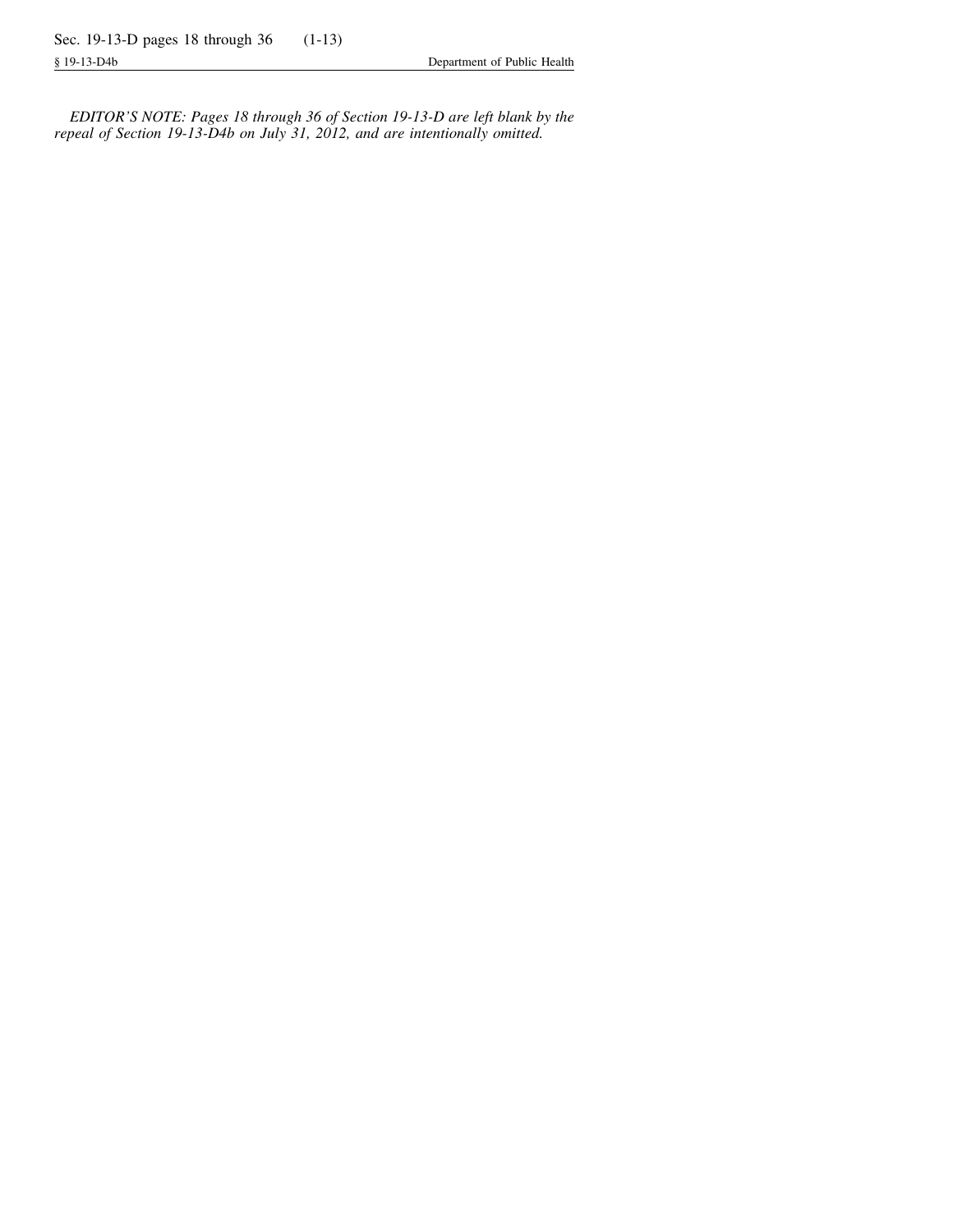*EDITOR'S NOTE: Pages 18 through 36 of Section 19-13-D are left blank by the repeal of Section 19-13-D4b on July 31, 2012, and are intentionally omitted.*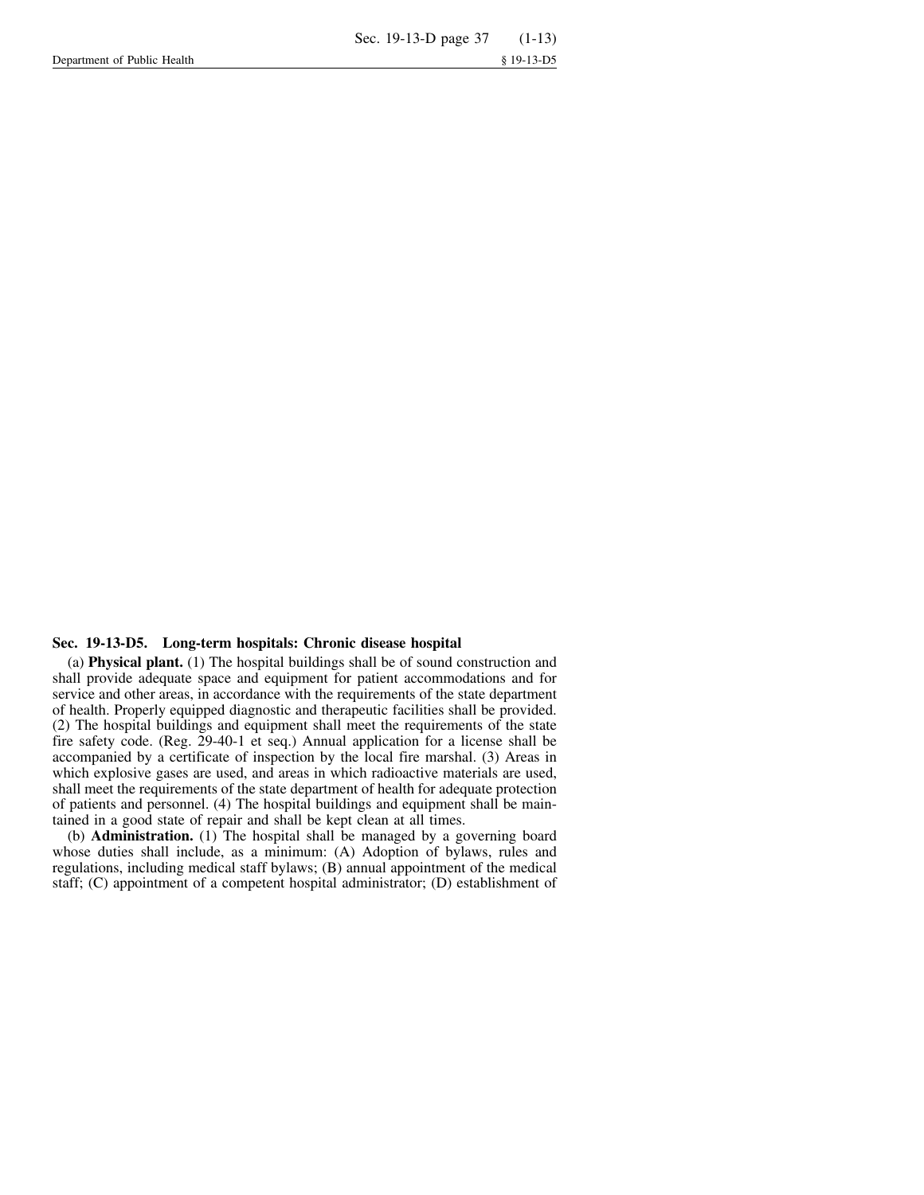### Sec. 19-13-D5. Long-term hospitals: Chronic disease hospital

(a) **Physical plant.** (1) The hospital buildings shall be of sound construction and shall provide adequate space and equipment for patient accommodations and for service and other areas, in accordance with the requirements of the state department of health. Properly equipped diagnostic and therapeutic facilities shall be provided. (2) The hospital buildings and equipment shall meet the requirements of the state fire safety code. (Reg. 29-40-1 et seq.) Annual application for a license shall be accompanied by a certificate of inspection by the local fire marshal. (3) Areas in which explosive gases are used, and areas in which radioactive materials are used, shall meet the requirements of the state department of health for adequate protection of patients and personnel. (4) The hospital buildings and equipment shall be maintained in a good state of repair and shall be kept clean at all times.

(b) **Administration.** (1) The hospital shall be managed by a governing board whose duties shall include, as a minimum: (A) Adoption of bylaws, rules and regulations, including medical staff bylaws; (B) annual appointment of the medical staff; (C) appointment of a competent hospital administrator; (D) establishment of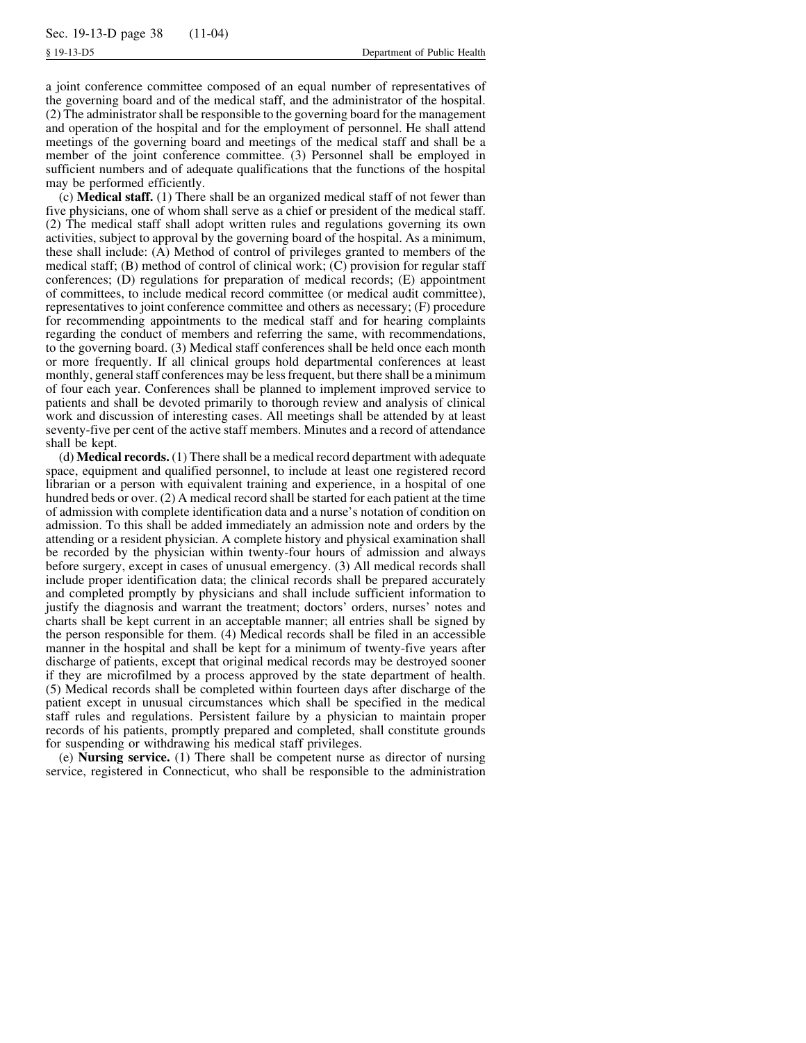a joint conference committee composed of an equal number of representatives of the governing board and of the medical staff, and the administrator of the hospital. (2) The administrator shall be responsible to the governing board for the management and operation of the hospital and for the employment of personnel. He shall attend meetings of the governing board and meetings of the medical staff and shall be a member of the joint conference committee. (3) Personnel shall be employed in sufficient numbers and of adequate qualifications that the functions of the hospital may be performed efficiently.

(c) **Medical staff.** (1) There shall be an organized medical staff of not fewer than five physicians, one of whom shall serve as a chief or president of the medical staff. (2) The medical staff shall adopt written rules and regulations governing its own activities, subject to approval by the governing board of the hospital. As a minimum, these shall include: (A) Method of control of privileges granted to members of the medical staff; (B) method of control of clinical work; (C) provision for regular staff conferences; (D) regulations for preparation of medical records; (E) appointment of committees, to include medical record committee (or medical audit committee), representatives to joint conference committee and others as necessary; (F) procedure for recommending appointments to the medical staff and for hearing complaints regarding the conduct of members and referring the same, with recommendations, to the governing board. (3) Medical staff conferences shall be held once each month or more frequently. If all clinical groups hold departmental conferences at least monthly, general staff conferences may be less frequent, but there shall be a minimum of four each year. Conferences shall be planned to implement improved service to patients and shall be devoted primarily to thorough review and analysis of clinical work and discussion of interesting cases. All meetings shall be attended by at least seventy-five per cent of the active staff members. Minutes and a record of attendance shall be kept.

(d) **Medical records.** (1) There shall be a medical record department with adequate space, equipment and qualified personnel, to include at least one registered record librarian or a person with equivalent training and experience, in a hospital of one hundred beds or over. (2) A medical record shall be started for each patient at the time of admission with complete identification data and a nurse's notation of condition on admission. To this shall be added immediately an admission note and orders by the attending or a resident physician. A complete history and physical examination shall be recorded by the physician within twenty-four hours of admission and always before surgery, except in cases of unusual emergency. (3) All medical records shall include proper identification data; the clinical records shall be prepared accurately and completed promptly by physicians and shall include sufficient information to justify the diagnosis and warrant the treatment; doctors' orders, nurses' notes and charts shall be kept current in an acceptable manner; all entries shall be signed by the person responsible for them. (4) Medical records shall be filed in an accessible manner in the hospital and shall be kept for a minimum of twenty-five years after discharge of patients, except that original medical records may be destroyed sooner if they are microfilmed by a process approved by the state department of health. (5) Medical records shall be completed within fourteen days after discharge of the patient except in unusual circumstances which shall be specified in the medical staff rules and regulations. Persistent failure by a physician to maintain proper records of his patients, promptly prepared and completed, shall constitute grounds for suspending or withdrawing his medical staff privileges.

(e) **Nursing service.** (1) There shall be competent nurse as director of nursing service, registered in Connecticut, who shall be responsible to the administration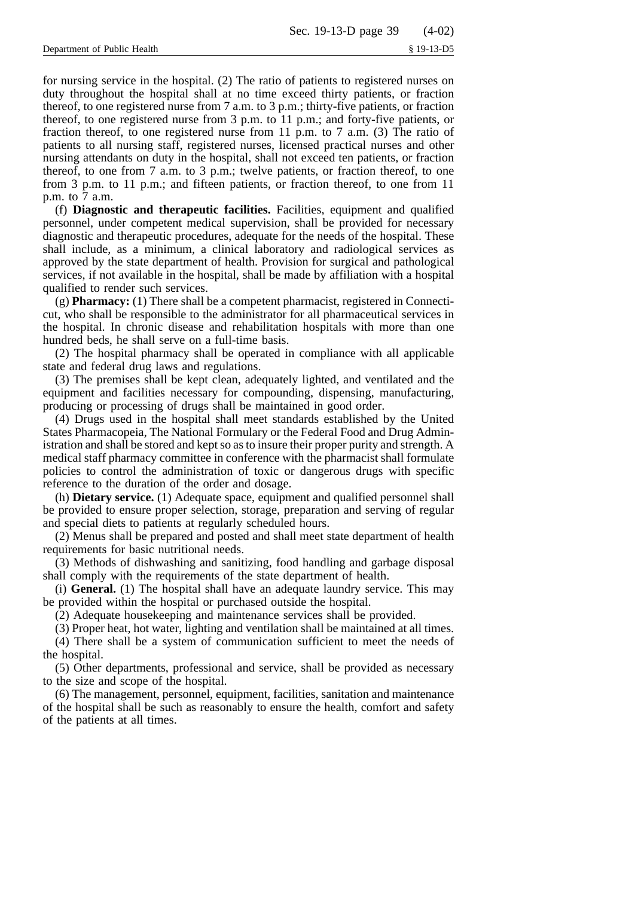for nursing service in the hospital. (2) The ratio of patients to registered nurses on duty throughout the hospital shall at no time exceed thirty patients, or fraction thereof, to one registered nurse from 7 a.m. to 3 p.m.; thirty-five patients, or fraction thereof, to one registered nurse from 3 p.m. to 11 p.m.; and forty-five patients, or fraction thereof, to one registered nurse from 11 p.m. to 7 a.m. (3) The ratio of patients to all nursing staff, registered nurses, licensed practical nurses and other nursing attendants on duty in the hospital, shall not exceed ten patients, or fraction thereof, to one from 7 a.m. to 3 p.m.; twelve patients, or fraction thereof, to one from 3 p.m. to 11 p.m.; and fifteen patients, or fraction thereof, to one from 11 p.m. to 7 a.m.

(f) **Diagnostic and therapeutic facilities.** Facilities, equipment and qualified personnel, under competent medical supervision, shall be provided for necessary diagnostic and therapeutic procedures, adequate for the needs of the hospital. These shall include, as a minimum, a clinical laboratory and radiological services as approved by the state department of health. Provision for surgical and pathological services, if not available in the hospital, shall be made by affiliation with a hospital qualified to render such services.

(g) **Pharmacy:** (1) There shall be a competent pharmacist, registered in Connecticut, who shall be responsible to the administrator for all pharmaceutical services in the hospital. In chronic disease and rehabilitation hospitals with more than one hundred beds, he shall serve on a full-time basis.

(2) The hospital pharmacy shall be operated in compliance with all applicable state and federal drug laws and regulations.

(3) The premises shall be kept clean, adequately lighted, and ventilated and the equipment and facilities necessary for compounding, dispensing, manufacturing, producing or processing of drugs shall be maintained in good order.

(4) Drugs used in the hospital shall meet standards established by the United States Pharmacopeia, The National Formulary or the Federal Food and Drug Administration and shall be stored and kept so as to insure their proper purity and strength. A medical staff pharmacy committee in conference with the pharmacist shall formulate policies to control the administration of toxic or dangerous drugs with specific reference to the duration of the order and dosage.

(h) **Dietary service.** (1) Adequate space, equipment and qualified personnel shall be provided to ensure proper selection, storage, preparation and serving of regular and special diets to patients at regularly scheduled hours.

(2) Menus shall be prepared and posted and shall meet state department of health requirements for basic nutritional needs.

(3) Methods of dishwashing and sanitizing, food handling and garbage disposal shall comply with the requirements of the state department of health.

(i) **General.** (1) The hospital shall have an adequate laundry service. This may be provided within the hospital or purchased outside the hospital.

(2) Adequate housekeeping and maintenance services shall be provided.

(3) Proper heat, hot water, lighting and ventilation shall be maintained at all times.

(4) There shall be a system of communication sufficient to meet the needs of the hospital.

(5) Other departments, professional and service, shall be provided as necessary to the size and scope of the hospital.

(6) The management, personnel, equipment, facilities, sanitation and maintenance of the hospital shall be such as reasonably to ensure the health, comfort and safety of the patients at all times.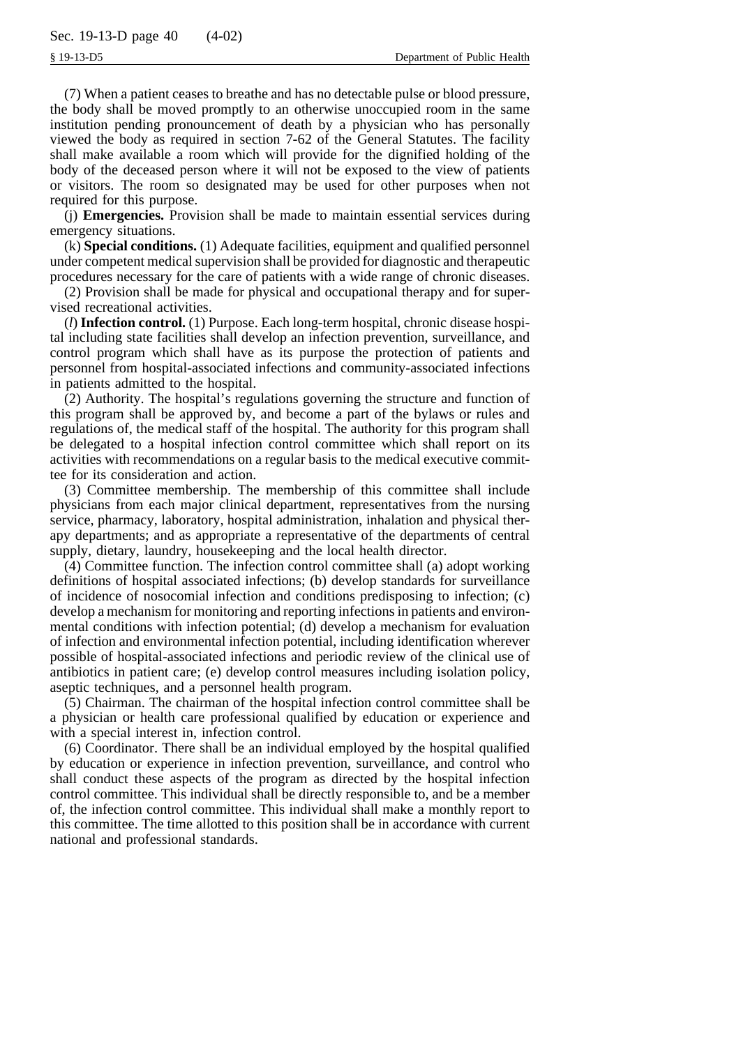(7) When a patient ceases to breathe and has no detectable pulse or blood pressure, the body shall be moved promptly to an otherwise unoccupied room in the same institution pending pronouncement of death by a physician who has personally viewed the body as required in section 7-62 of the General Statutes. The facility shall make available a room which will provide for the dignified holding of the body of the deceased person where it will not be exposed to the view of patients or visitors. The room so designated may be used for other purposes when not required for this purpose.

(j) **Emergencies.** Provision shall be made to maintain essential services during emergency situations.

(k) **Special conditions.** (1) Adequate facilities, equipment and qualified personnel under competent medical supervision shall be provided for diagnostic and therapeutic procedures necessary for the care of patients with a wide range of chronic diseases.

(2) Provision shall be made for physical and occupational therapy and for supervised recreational activities.

(*l*) **Infection control.** (1) Purpose. Each long-term hospital, chronic disease hospital including state facilities shall develop an infection prevention, surveillance, and control program which shall have as its purpose the protection of patients and personnel from hospital-associated infections and community-associated infections in patients admitted to the hospital.

(2) Authority. The hospital's regulations governing the structure and function of this program shall be approved by, and become a part of the bylaws or rules and regulations of, the medical staff of the hospital. The authority for this program shall be delegated to a hospital infection control committee which shall report on its activities with recommendations on a regular basis to the medical executive committee for its consideration and action.

(3) Committee membership. The membership of this committee shall include physicians from each major clinical department, representatives from the nursing service, pharmacy, laboratory, hospital administration, inhalation and physical therapy departments; and as appropriate a representative of the departments of central supply, dietary, laundry, housekeeping and the local health director.

(4) Committee function. The infection control committee shall (a) adopt working definitions of hospital associated infections; (b) develop standards for surveillance of incidence of nosocomial infection and conditions predisposing to infection; (c) develop a mechanism for monitoring and reporting infections in patients and environmental conditions with infection potential; (d) develop a mechanism for evaluation of infection and environmental infection potential, including identification wherever possible of hospital-associated infections and periodic review of the clinical use of antibiotics in patient care; (e) develop control measures including isolation policy, aseptic techniques, and a personnel health program.

(5) Chairman. The chairman of the hospital infection control committee shall be a physician or health care professional qualified by education or experience and with a special interest in, infection control.

(6) Coordinator. There shall be an individual employed by the hospital qualified by education or experience in infection prevention, surveillance, and control who shall conduct these aspects of the program as directed by the hospital infection control committee. This individual shall be directly responsible to, and be a member of, the infection control committee. This individual shall make a monthly report to this committee. The time allotted to this position shall be in accordance with current national and professional standards.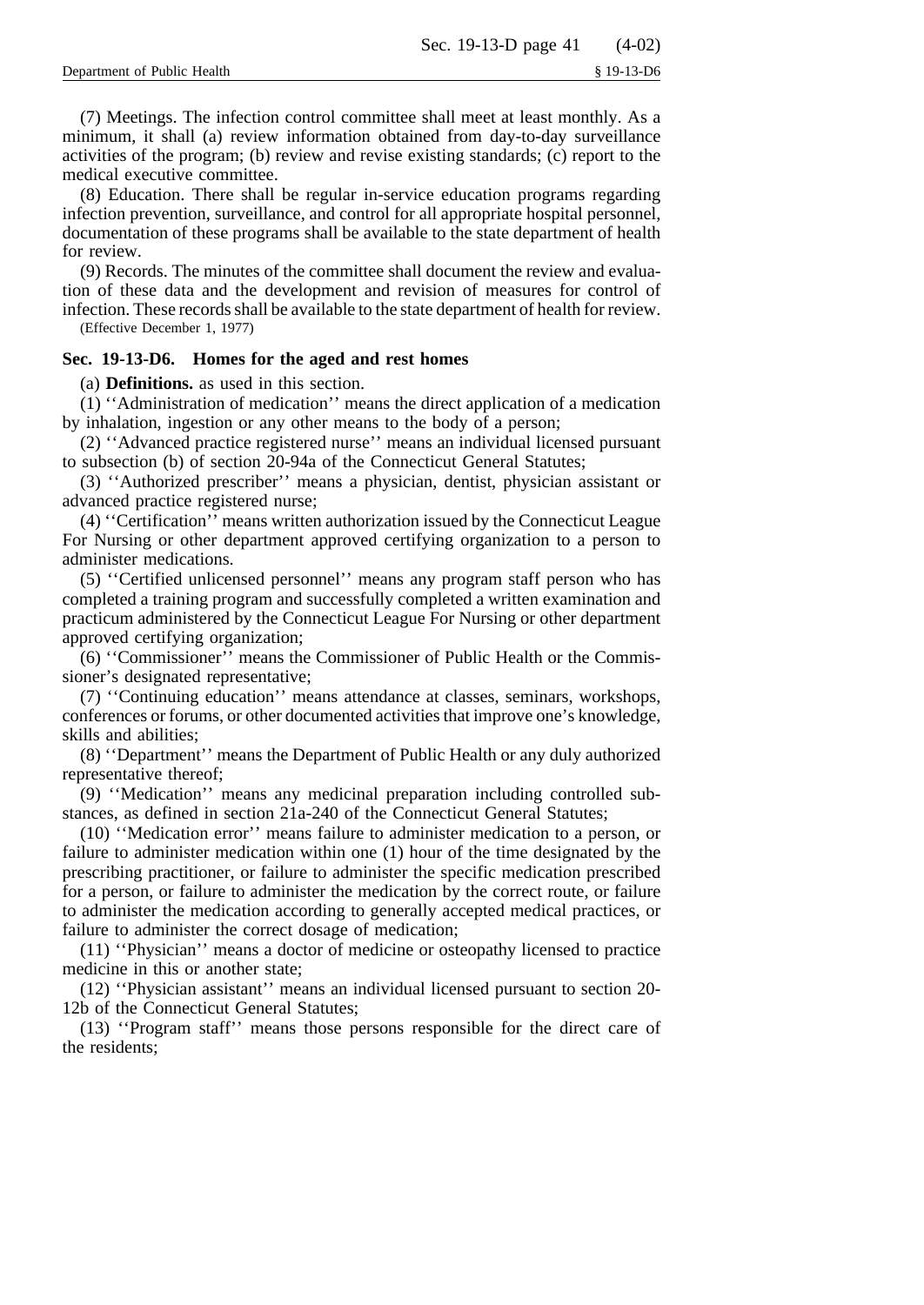(7) Meetings. The infection control committee shall meet at least monthly. As a minimum, it shall (a) review information obtained from day-to-day surveillance activities of the program; (b) review and revise existing standards; (c) report to the medical executive committee.

(8) Education. There shall be regular in-service education programs regarding infection prevention, surveillance, and control for all appropriate hospital personnel, documentation of these programs shall be available to the state department of health for review.

(9) Records. The minutes of the committee shall document the review and evaluation of these data and the development and revision of measures for control of infection. These records shall be available to the state department of health for review.

(Effective December 1, 1977)

### Sec. 19-13-D6. Homes for the aged and rest homes

(a) **Definitions.** as used in this section.

(1) ''Administration of medication'' means the direct application of a medication by inhalation, ingestion or any other means to the body of a person;

(2) ''Advanced practice registered nurse'' means an individual licensed pursuant to subsection (b) of section 20-94a of the Connecticut General Statutes;

(3) ''Authorized prescriber'' means a physician, dentist, physician assistant or advanced practice registered nurse;

(4) ''Certification'' means written authorization issued by the Connecticut League For Nursing or other department approved certifying organization to a person to administer medications.

(5) ''Certified unlicensed personnel'' means any program staff person who has completed a training program and successfully completed a written examination and practicum administered by the Connecticut League For Nursing or other department approved certifying organization;

(6) ''Commissioner'' means the Commissioner of Public Health or the Commissioner's designated representative;

(7) ''Continuing education'' means attendance at classes, seminars, workshops, conferences or forums, or other documented activities that improve one's knowledge, skills and abilities;

(8) ''Department'' means the Department of Public Health or any duly authorized representative thereof;

(9) ''Medication'' means any medicinal preparation including controlled substances, as defined in section 21a-240 of the Connecticut General Statutes;

(10) ''Medication error'' means failure to administer medication to a person, or failure to administer medication within one (1) hour of the time designated by the prescribing practitioner, or failure to administer the specific medication prescribed for a person, or failure to administer the medication by the correct route, or failure to administer the medication according to generally accepted medical practices, or failure to administer the correct dosage of medication;

(11) ''Physician'' means a doctor of medicine or osteopathy licensed to practice medicine in this or another state;

(12) ''Physician assistant'' means an individual licensed pursuant to section 20-12b of the Connecticut General Statutes;

(13) ''Program staff'' means those persons responsible for the direct care of the residents;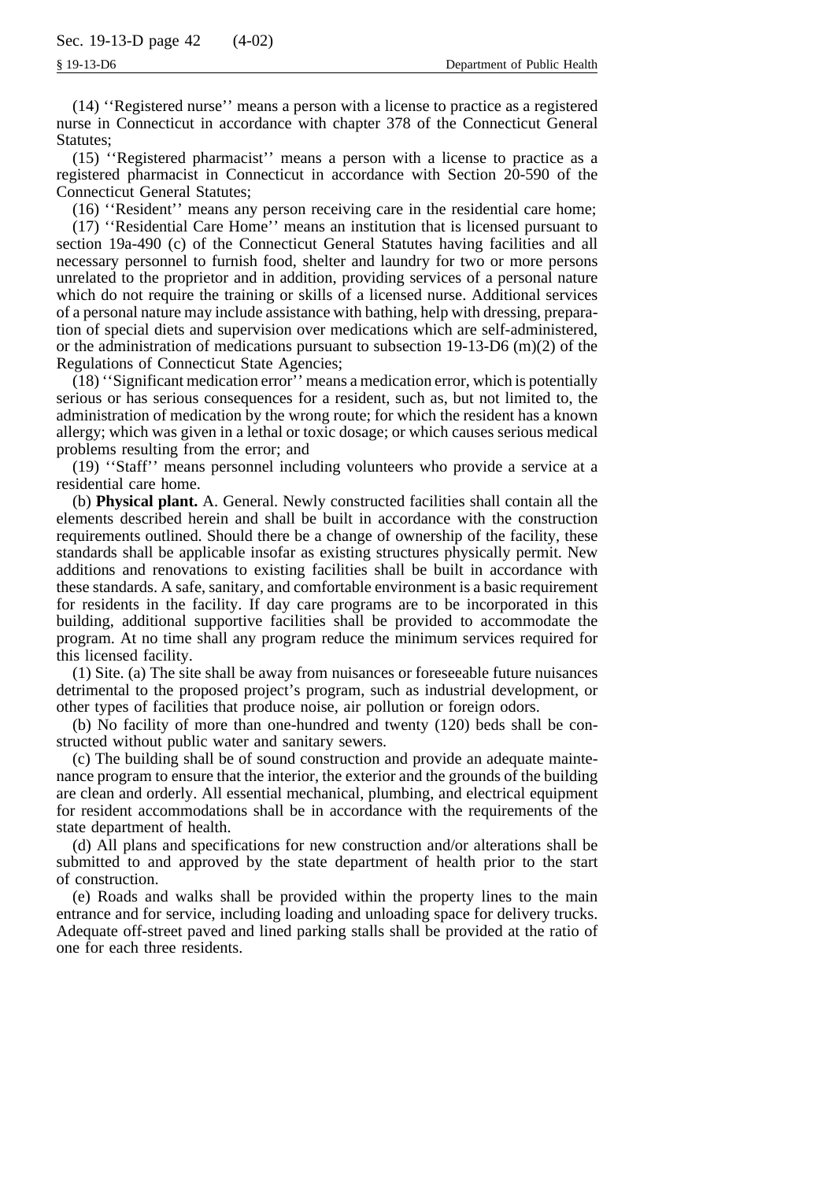(14) ''Registered nurse'' means a person with a license to practice as a registered nurse in Connecticut in accordance with chapter 378 of the Connecticut General Statutes;

(15) ''Registered pharmacist'' means a person with a license to practice as a registered pharmacist in Connecticut in accordance with Section 20-590 of the Connecticut General Statutes;

(16) ''Resident'' means any person receiving care in the residential care home;

(17) ''Residential Care Home'' means an institution that is licensed pursuant to section 19a-490 (c) of the Connecticut General Statutes having facilities and all necessary personnel to furnish food, shelter and laundry for two or more persons unrelated to the proprietor and in addition, providing services of a personal nature which do not require the training or skills of a licensed nurse. Additional services of a personal nature may include assistance with bathing, help with dressing, preparation of special diets and supervision over medications which are self-administered, or the administration of medications pursuant to subsection 19-13-D6 (m)(2) of the Regulations of Connecticut State Agencies;

(18) ''Significant medication error'' means a medication error, which is potentially serious or has serious consequences for a resident, such as, but not limited to, the administration of medication by the wrong route; for which the resident has a known allergy; which was given in a lethal or toxic dosage; or which causes serious medical problems resulting from the error; and

(19) ''Staff'' means personnel including volunteers who provide a service at a residential care home.

(b) **Physical plant.** A. General. Newly constructed facilities shall contain all the elements described herein and shall be built in accordance with the construction requirements outlined. Should there be a change of ownership of the facility, these standards shall be applicable insofar as existing structures physically permit. New additions and renovations to existing facilities shall be built in accordance with these standards. A safe, sanitary, and comfortable environment is a basic requirement for residents in the facility. If day care programs are to be incorporated in this building, additional supportive facilities shall be provided to accommodate the program. At no time shall any program reduce the minimum services required for this licensed facility.

(1) Site. (a) The site shall be away from nuisances or foreseeable future nuisances detrimental to the proposed project's program, such as industrial development, or other types of facilities that produce noise, air pollution or foreign odors.

(b) No facility of more than one-hundred and twenty (120) beds shall be constructed without public water and sanitary sewers.

(c) The building shall be of sound construction and provide an adequate maintenance program to ensure that the interior, the exterior and the grounds of the building are clean and orderly. All essential mechanical, plumbing, and electrical equipment for resident accommodations shall be in accordance with the requirements of the state department of health.

(d) All plans and specifications for new construction and/or alterations shall be submitted to and approved by the state department of health prior to the start of construction.

(e) Roads and walks shall be provided within the property lines to the main entrance and for service, including loading and unloading space for delivery trucks. Adequate off-street paved and lined parking stalls shall be provided at the ratio of one for each three residents.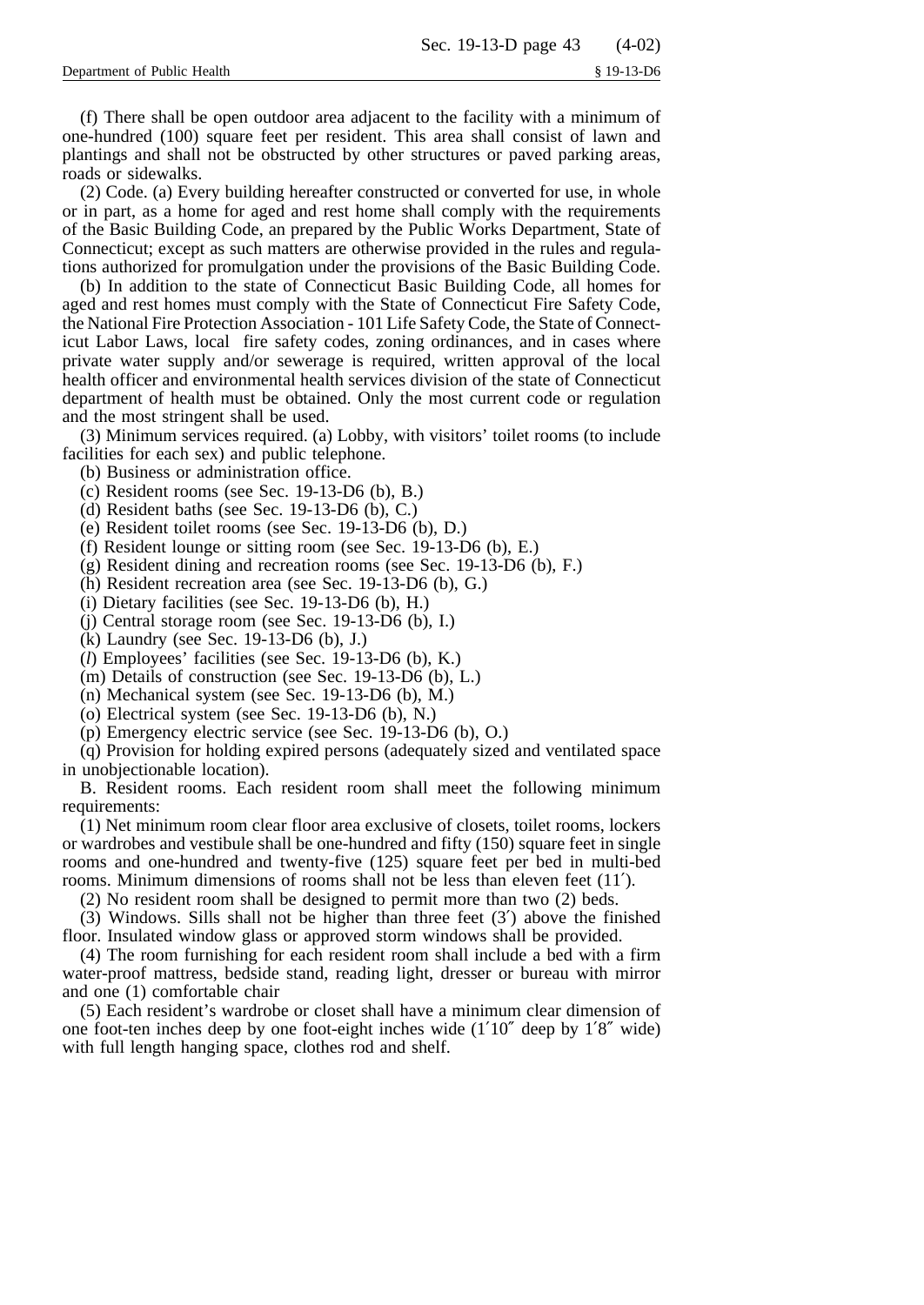(f) There shall be open outdoor area adjacent to the facility with a minimum of one-hundred (100) square feet per resident. This area shall consist of lawn and plantings and shall not be obstructed by other structures or paved parking areas, roads or sidewalks.

(2) Code. (a) Every building hereafter constructed or converted for use, in whole or in part, as a home for aged and rest home shall comply with the requirements of the Basic Building Code, an prepared by the Public Works Department, State of Connecticut; except as such matters are otherwise provided in the rules and regulations authorized for promulgation under the provisions of the Basic Building Code.

(b) In addition to the state of Connecticut Basic Building Code, all homes for aged and rest homes must comply with the State of Connecticut Fire Safety Code, the National Fire Protection Association - 101 Life Safety Code, the State of Connecticut Labor Laws, local fire safety codes, zoning ordinances, and in cases where private water supply and/or sewerage is required, written approval of the local health officer and environmental health services division of the state of Connecticut department of health must be obtained. Only the most current code or regulation and the most stringent shall be used.

(3) Minimum services required. (a) Lobby, with visitors' toilet rooms (to include facilities for each sex) and public telephone.

(b) Business or administration office.

(c) Resident rooms (see Sec. 19-13-D6 (b), B.)

(d) Resident baths (see Sec. 19-13-D6 (b), C.)

(e) Resident toilet rooms (see Sec. 19-13-D6 (b), D.)

(f) Resident lounge or sitting room (see Sec. 19-13-D6 (b), E.)

(g) Resident dining and recreation rooms (see Sec. 19-13-D6 (b), F.)

(h) Resident recreation area (see Sec. 19-13-D6 (b), G.)

(i) Dietary facilities (see Sec. 19-13-D6 (b), H.)

(j) Central storage room (see Sec. 19-13-D6 (b), I.)

(k) Laundry (see Sec. 19-13-D6 (b), J.)

(*l*) Employees' facilities (see Sec. 19-13-D6 (b), K.)

(m) Details of construction (see Sec. 19-13-D6 (b), L.)

(n) Mechanical system (see Sec. 19-13-D6 (b), M.)

(o) Electrical system (see Sec. 19-13-D6 (b), N.)

(p) Emergency electric service (see Sec. 19-13-D6 (b), O.)

(q) Provision for holding expired persons (adequately sized and ventilated space in unobjectionable location).

B. Resident rooms. Each resident room shall meet the following minimum requirements:

(1) Net minimum room clear floor area exclusive of closets, toilet rooms, lockers or wardrobes and vestibule shall be one-hundred and fifty (150) square feet in single rooms and one-hundred and twenty-five (125) square feet per bed in multi-bed rooms. Minimum dimensions of rooms shall not be less than eleven feet (11′).

(2) No resident room shall be designed to permit more than two (2) beds.

(3) Windows. Sills shall not be higher than three feet (3′) above the finished floor. Insulated window glass or approved storm windows shall be provided.

(4) The room furnishing for each resident room shall include a bed with a firm water-proof mattress, bedside stand, reading light, dresser or bureau with mirror and one (1) comfortable chair

(5) Each resident's wardrobe or closet shall have a minimum clear dimension of one foot-ten inches deep by one foot-eight inches wide (1′10″ deep by 1′8″ wide) with full length hanging space, clothes rod and shelf.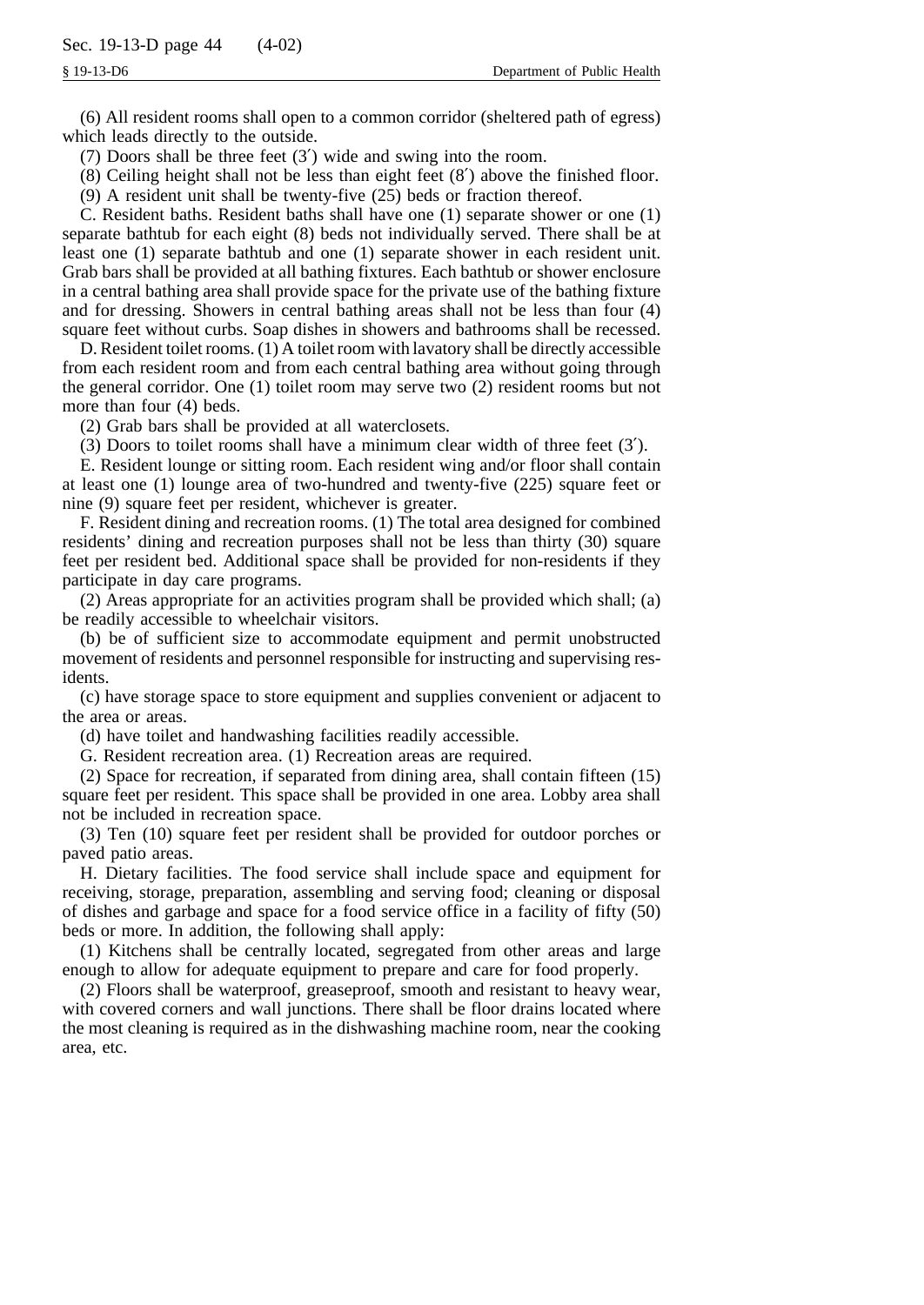(6) All resident rooms shall open to a common corridor (sheltered path of egress) which leads directly to the outside.

(7) Doors shall be three feet (3′) wide and swing into the room.

(8) Ceiling height shall not be less than eight feet (8′) above the finished floor.

(9) A resident unit shall be twenty-five (25) beds or fraction thereof.

C. Resident baths. Resident baths shall have one (1) separate shower or one (1) separate bathtub for each eight (8) beds not individually served. There shall be at least one (1) separate bathtub and one (1) separate shower in each resident unit. Grab bars shall be provided at all bathing fixtures. Each bathtub or shower enclosure in a central bathing area shall provide space for the private use of the bathing fixture and for dressing. Showers in central bathing areas shall not be less than four (4) square feet without curbs. Soap dishes in showers and bathrooms shall be recessed.

D. Resident toilet rooms. (1) A toilet room with lavatory shall be directly accessible from each resident room and from each central bathing area without going through the general corridor. One (1) toilet room may serve two (2) resident rooms but not more than four (4) beds.

(2) Grab bars shall be provided at all waterclosets.

(3) Doors to toilet rooms shall have a minimum clear width of three feet (3′).

E. Resident lounge or sitting room. Each resident wing and/or floor shall contain at least one (1) lounge area of two-hundred and twenty-five (225) square feet or nine (9) square feet per resident, whichever is greater.

F. Resident dining and recreation rooms. (1) The total area designed for combined residents' dining and recreation purposes shall not be less than thirty (30) square feet per resident bed. Additional space shall be provided for non-residents if they participate in day care programs.

(2) Areas appropriate for an activities program shall be provided which shall; (a) be readily accessible to wheelchair visitors.

(b) be of sufficient size to accommodate equipment and permit unobstructed movement of residents and personnel responsible for instructing and supervising residents.

(c) have storage space to store equipment and supplies convenient or adjacent to the area or areas.

(d) have toilet and handwashing facilities readily accessible.

G. Resident recreation area. (1) Recreation areas are required.

(2) Space for recreation, if separated from dining area, shall contain fifteen (15) square feet per resident. This space shall be provided in one area. Lobby area shall not be included in recreation space.

(3) Ten (10) square feet per resident shall be provided for outdoor porches or paved patio areas.

H. Dietary facilities. The food service shall include space and equipment for receiving, storage, preparation, assembling and serving food; cleaning or disposal of dishes and garbage and space for a food service office in a facility of fifty (50) beds or more. In addition, the following shall apply:

(1) Kitchens shall be centrally located, segregated from other areas and large enough to allow for adequate equipment to prepare and care for food properly.

(2) Floors shall be waterproof, greaseproof, smooth and resistant to heavy wear, with covered corners and wall junctions. There shall be floor drains located where the most cleaning is required as in the dishwashing machine room, near the cooking area, etc.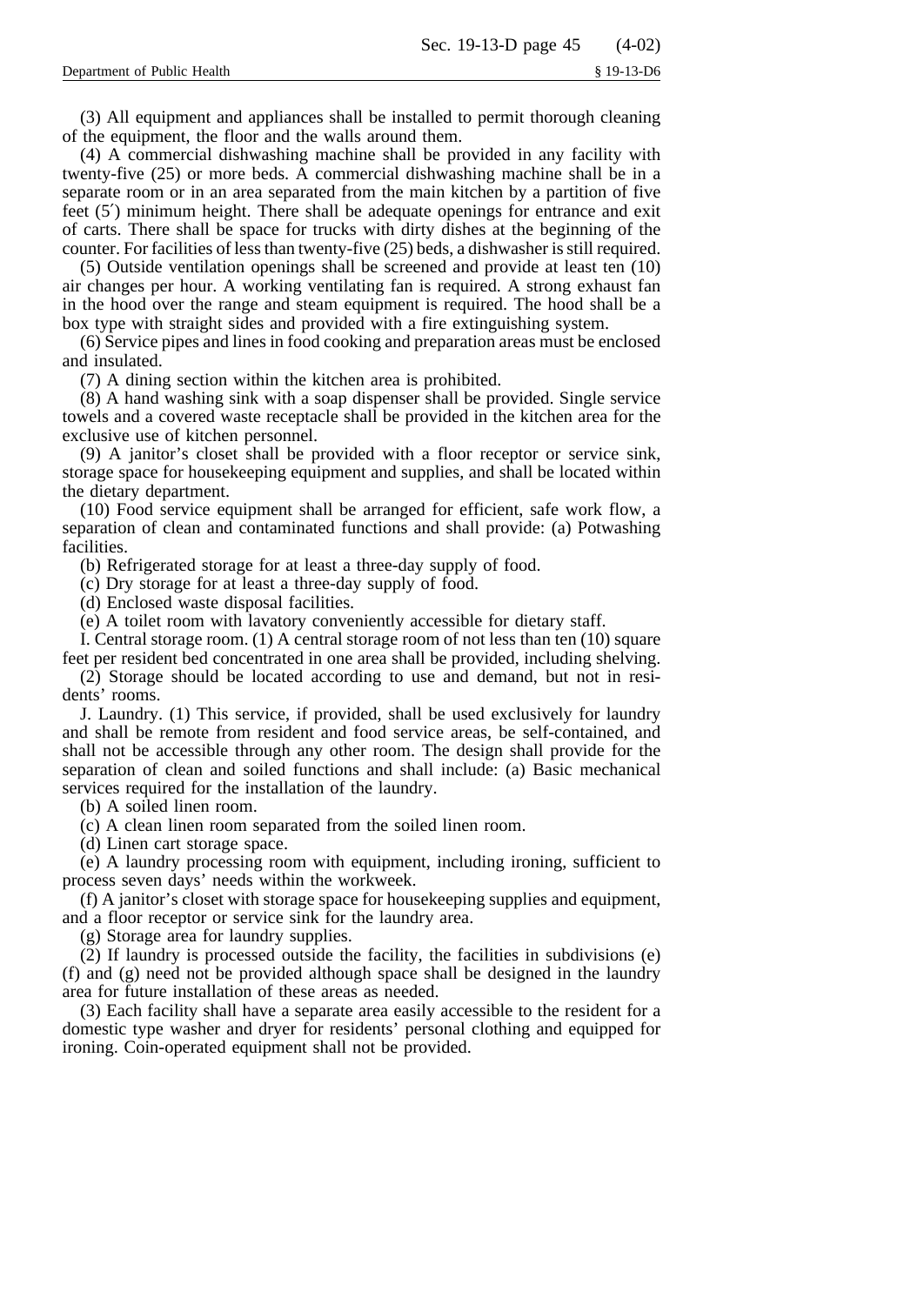(3) All equipment and appliances shall be installed to permit thorough cleaning of the equipment, the floor and the walls around them.

(4) A commercial dishwashing machine shall be provided in any facility with twenty-five (25) or more beds. A commercial dishwashing machine shall be in a separate room or in an area separated from the main kitchen by a partition of five feet (5′) minimum height. There shall be adequate openings for entrance and exit of carts. There shall be space for trucks with dirty dishes at the beginning of the counter. For facilities of less than twenty-five (25) beds, a dishwasher is still required.

(5) Outside ventilation openings shall be screened and provide at least ten (10) air changes per hour. A working ventilating fan is required. A strong exhaust fan in the hood over the range and steam equipment is required. The hood shall be a box type with straight sides and provided with a fire extinguishing system.

(6) Service pipes and lines in food cooking and preparation areas must be enclosed and insulated.

(7) A dining section within the kitchen area is prohibited.

(8) A hand washing sink with a soap dispenser shall be provided. Single service towels and a covered waste receptacle shall be provided in the kitchen area for the exclusive use of kitchen personnel.

(9) A janitor's closet shall be provided with a floor receptor or service sink, storage space for housekeeping equipment and supplies, and shall be located within the dietary department.

(10) Food service equipment shall be arranged for efficient, safe work flow, a separation of clean and contaminated functions and shall provide: (a) Potwashing facilities.

(b) Refrigerated storage for at least a three-day supply of food.

(c) Dry storage for at least a three-day supply of food.

(d) Enclosed waste disposal facilities.

(e) A toilet room with lavatory conveniently accessible for dietary staff.

I. Central storage room. (1) A central storage room of not less than ten (10) square feet per resident bed concentrated in one area shall be provided, including shelving.

(2) Storage should be located according to use and demand, but not in residents' rooms.

J. Laundry. (1) This service, if provided, shall be used exclusively for laundry and shall be remote from resident and food service areas, be self-contained, and shall not be accessible through any other room. The design shall provide for the separation of clean and soiled functions and shall include: (a) Basic mechanical services required for the installation of the laundry.

(b) A soiled linen room.

(c) A clean linen room separated from the soiled linen room.

(d) Linen cart storage space.

(e) A laundry processing room with equipment, including ironing, sufficient to process seven days' needs within the workweek.

(f) A janitor's closet with storage space for housekeeping supplies and equipment, and a floor receptor or service sink for the laundry area.

(g) Storage area for laundry supplies.

(2) If laundry is processed outside the facility, the facilities in subdivisions (e) (f) and (g) need not be provided although space shall be designed in the laundry area for future installation of these areas as needed.

(3) Each facility shall have a separate area easily accessible to the resident for a domestic type washer and dryer for residents' personal clothing and equipped for ironing. Coin-operated equipment shall not be provided.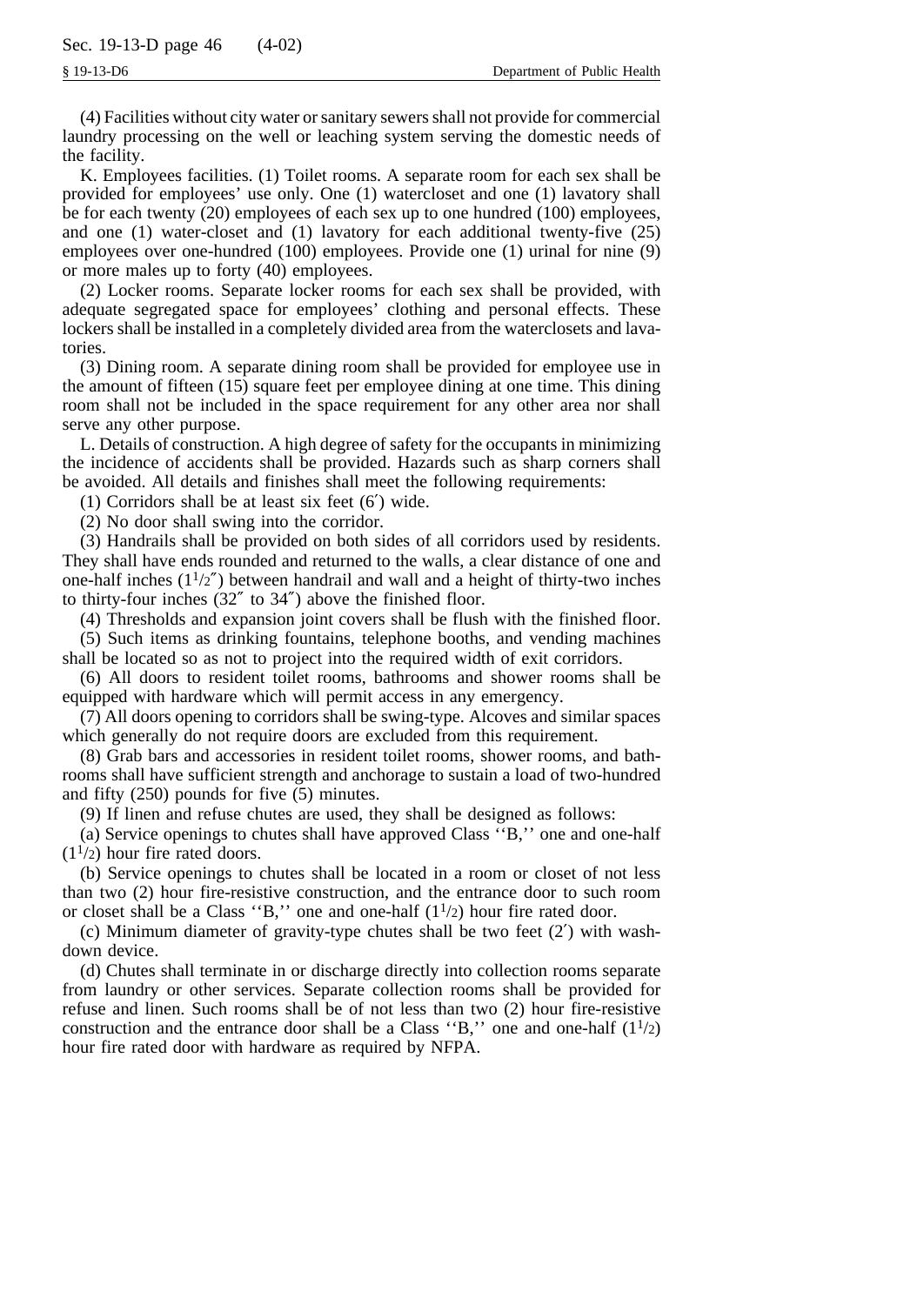(4) Facilities without city water or sanitary sewers shall not provide for commercial laundry processing on the well or leaching system serving the domestic needs of the facility.

K. Employees facilities. (1) Toilet rooms. A separate room for each sex shall be provided for employees' use only. One (1) watercloset and one (1) lavatory shall be for each twenty (20) employees of each sex up to one hundred (100) employees, and one (1) water-closet and (1) lavatory for each additional twenty-five (25) employees over one-hundred (100) employees. Provide one (1) urinal for nine (9) or more males up to forty (40) employees.

(2) Locker rooms. Separate locker rooms for each sex shall be provided, with adequate segregated space for employees' clothing and personal effects. These lockers shall be installed in a completely divided area from the waterclosets and lavatories.

(3) Dining room. A separate dining room shall be provided for employee use in the amount of fifteen (15) square feet per employee dining at one time. This dining room shall not be included in the space requirement for any other area nor shall serve any other purpose.

L. Details of construction. A high degree of safety for the occupants in minimizing the incidence of accidents shall be provided. Hazards such as sharp corners shall be avoided. All details and finishes shall meet the following requirements:

(1) Corridors shall be at least six feet (6′) wide.

(2) No door shall swing into the corridor.

(3) Handrails shall be provided on both sides of all corridors used by residents. They shall have ends rounded and returned to the walls, a clear distance of one and one-half inches (1½″) between handrail and wall and a height of thirty-two inches to thirty-four inches (32″ to 34″) above the finished floor.

(4) Thresholds and expansion joint covers shall be flush with the finished floor.

(5) Such items as drinking fountains, telephone booths, and vending machines shall be located so as not to project into the required width of exit corridors.

(6) All doors to resident toilet rooms, bathrooms and shower rooms shall be equipped with hardware which will permit access in any emergency.

(7) All doors opening to corridors shall be swing-type. Alcoves and similar spaces which generally do not require doors are excluded from this requirement.

(8) Grab bars and accessories in resident toilet rooms, shower rooms, and bathrooms shall have sufficient strength and anchorage to sustain a load of two-hundred and fifty (250) pounds for five (5) minutes.

(9) If linen and refuse chutes are used, they shall be designed as follows:

(a) Service openings to chutes shall have approved Class ''B,'' one and one-half (1½) hour fire rated doors.

(b) Service openings to chutes shall be located in a room or closet of not less than two (2) hour fire-resistive construction, and the entrance door to such room or closet shall be a Class ''B,'' one and one-half (1½) hour fire rated door.

(c) Minimum diameter of gravity-type chutes shall be two feet (2′) with wash-down device.

(d) Chutes shall terminate in or discharge directly into collection rooms separate from laundry or other services. Separate collection rooms shall be provided for refuse and linen. Such rooms shall be of not less than two (2) hour fire-resistive construction and the entrance door shall be a Class ''B,'' one and one-half (1½) hour fire rated door with hardware as required by NFPA.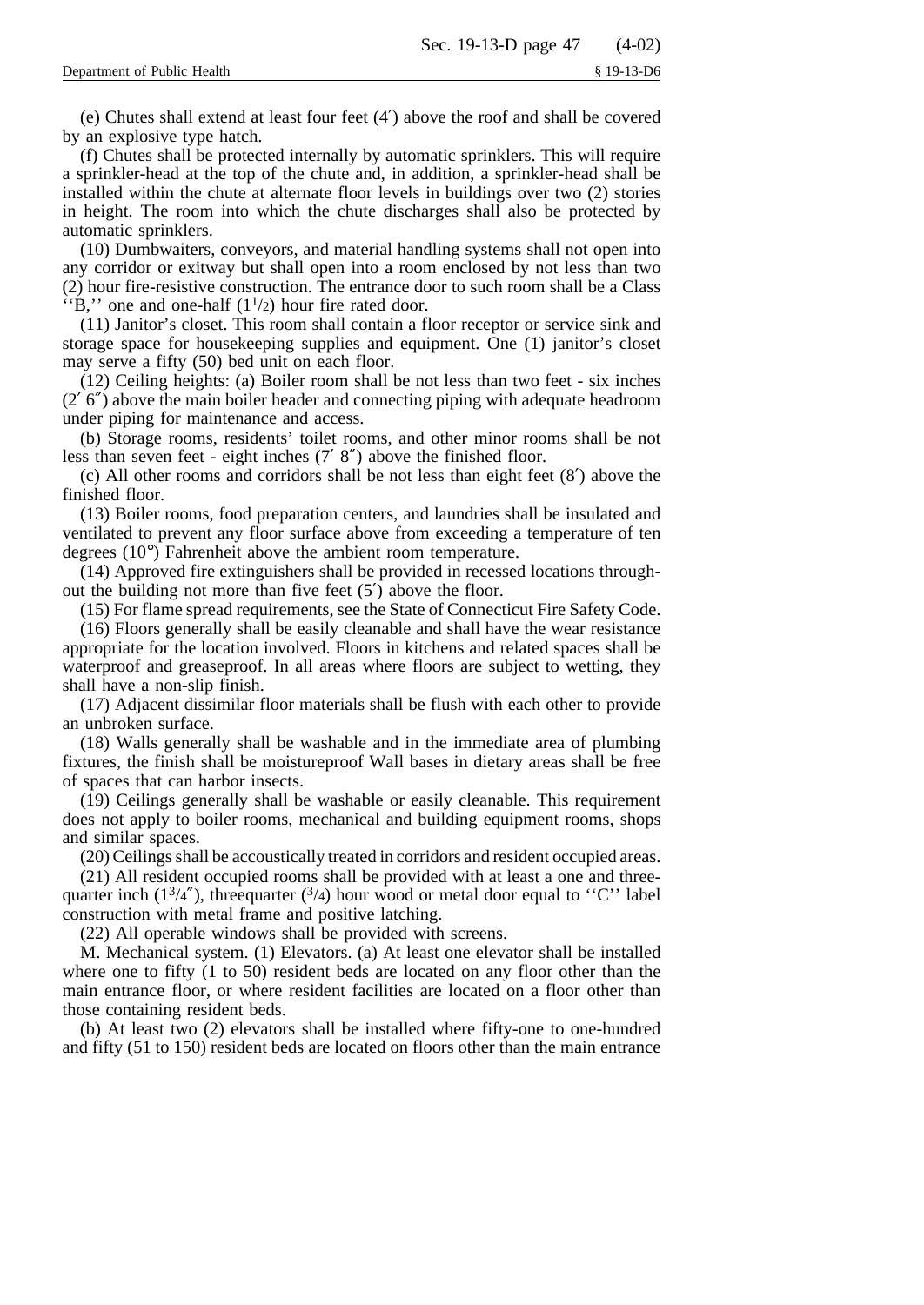(e) Chutes shall extend at least four feet (4′) above the roof and shall be covered by an explosive type hatch.

(f) Chutes shall be protected internally by automatic sprinklers. This will require a sprinkler-head at the top of the chute and, in addition, a sprinkler-head shall be installed within the chute at alternate floor levels in buildings over two (2) stories in height. The room into which the chute discharges shall also be protected by automatic sprinklers.

(10) Dumbwaiters, conveyors, and material handling systems shall not open into any corridor or exitway but shall open into a room enclosed by not less than two (2) hour fire-resistive construction. The entrance door to such room shall be a Class ''B,'' one and one-half ($1^1/_2$) hour fire rated door.

(11) Janitor's closet. This room shall contain a floor receptor or service sink and storage space for housekeeping supplies and equipment. One (1) janitor's closet may serve a fifty (50) bed unit on each floor.

(12) Ceiling heights: (a) Boiler room shall be not less than two feet - six inches (2′ 6″) above the main boiler header and connecting piping with adequate headroom under piping for maintenance and access.

(b) Storage rooms, residents' toilet rooms, and other minor rooms shall be not less than seven feet - eight inches (7′ 8″) above the finished floor.

(c) All other rooms and corridors shall be not less than eight feet (8′) above the finished floor.

(13) Boiler rooms, food preparation centers, and laundries shall be insulated and ventilated to prevent any floor surface above from exceeding a temperature of ten degrees (10°) Fahrenheit above the ambient room temperature.

(14) Approved fire extinguishers shall be provided in recessed locations throughout the building not more than five feet (5′) above the floor.

(15) For flame spread requirements, see the State of Connecticut Fire Safety Code.

(16) Floors generally shall be easily cleanable and shall have the wear resistance appropriate for the location involved. Floors in kitchens and related spaces shall be waterproof and greaseproof. In all areas where floors are subject to wetting, they shall have a non-slip finish.

(17) Adjacent dissimilar floor materials shall be flush with each other to provide an unbroken surface.

(18) Walls generally shall be washable and in the immediate area of plumbing fixtures, the finish shall be moistureproof Wall bases in dietary areas shall be free of spaces that can harbor insects.

(19) Ceilings generally shall be washable or easily cleanable. This requirement does not apply to boiler rooms, mechanical and building equipment rooms, shops and similar spaces.

(20) Ceilings shall be accoustically treated in corridors and resident occupied areas.

(21) All resident occupied rooms shall be provided with at least a one and three-quarter inch ($1^3/_4$″), threequarter ($^3/_4$) hour wood or metal door equal to ''C'' label construction with metal frame and positive latching.

(22) All operable windows shall be provided with screens.

M. Mechanical system. (1) Elevators. (a) At least one elevator shall be installed where one to fifty (1 to 50) resident beds are located on any floor other than the main entrance floor, or where resident facilities are located on a floor other than those containing resident beds.

(b) At least two (2) elevators shall be installed where fifty-one to one-hundred and fifty (51 to 150) resident beds are located on floors other than the main entrance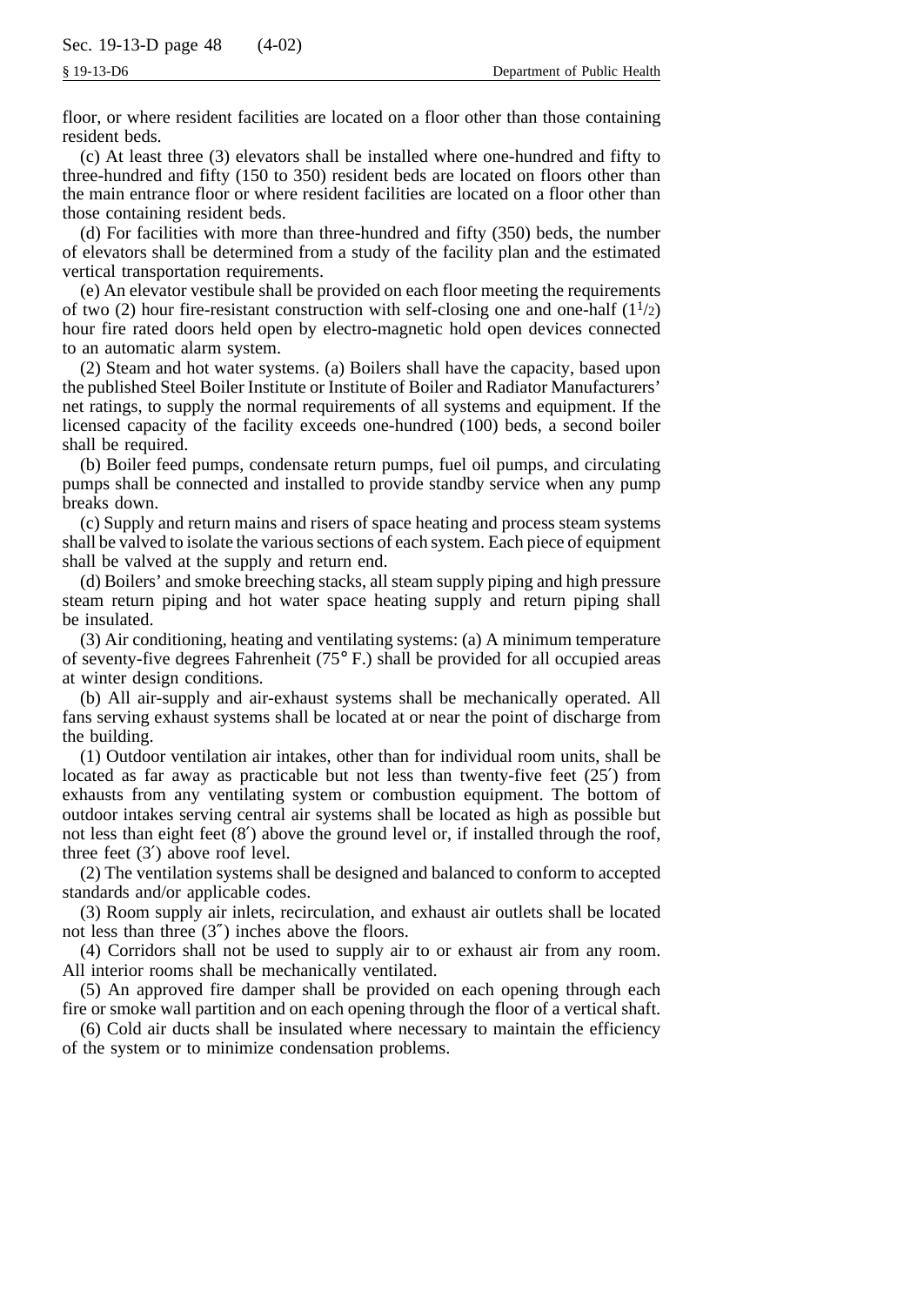floor, or where resident facilities are located on a floor other than those containing resident beds.

(c) At least three (3) elevators shall be installed where one-hundred and fifty to three-hundred and fifty (150 to 350) resident beds are located on floors other than the main entrance floor or where resident facilities are located on a floor other than those containing resident beds.

(d) For facilities with more than three-hundred and fifty (350) beds, the number of elevators shall be determined from a study of the facility plan and the estimated vertical transportation requirements.

(e) An elevator vestibule shall be provided on each floor meeting the requirements of two (2) hour fire-resistant construction with self-closing one and one-half ($1^1/_2$) hour fire rated doors held open by electro-magnetic hold open devices connected to an automatic alarm system.

(2) Steam and hot water systems. (a) Boilers shall have the capacity, based upon the published Steel Boiler Institute or Institute of Boiler and Radiator Manufacturers' net ratings, to supply the normal requirements of all systems and equipment. If the licensed capacity of the facility exceeds one-hundred (100) beds, a second boiler shall be required.

(b) Boiler feed pumps, condensate return pumps, fuel oil pumps, and circulating pumps shall be connected and installed to provide standby service when any pump breaks down.

(c) Supply and return mains and risers of space heating and process steam systems shall be valved to isolate the various sections of each system. Each piece of equipment shall be valved at the supply and return end.

(d) Boilers' and smoke breeching stacks, all steam supply piping and high pressure steam return piping and hot water space heating supply and return piping shall be insulated.

(3) Air conditioning, heating and ventilating systems: (a) A minimum temperature of seventy-five degrees Fahrenheit (75° F.) shall be provided for all occupied areas at winter design conditions.

(b) All air-supply and air-exhaust systems shall be mechanically operated. All fans serving exhaust systems shall be located at or near the point of discharge from the building.

(1) Outdoor ventilation air intakes, other than for individual room units, shall be located as far away as practicable but not less than twenty-five feet (25′) from exhausts from any ventilating system or combustion equipment. The bottom of outdoor intakes serving central air systems shall be located as high as possible but not less than eight feet (8′) above the ground level or, if installed through the roof, three feet (3′) above roof level.

(2) The ventilation systems shall be designed and balanced to conform to accepted standards and/or applicable codes.

(3) Room supply air inlets, recirculation, and exhaust air outlets shall be located not less than three (3″) inches above the floors.

(4) Corridors shall not be used to supply air to or exhaust air from any room. All interior rooms shall be mechanically ventilated.

(5) An approved fire damper shall be provided on each opening through each fire or smoke wall partition and on each opening through the floor of a vertical shaft.

(6) Cold air ducts shall be insulated where necessary to maintain the efficiency of the system or to minimize condensation problems.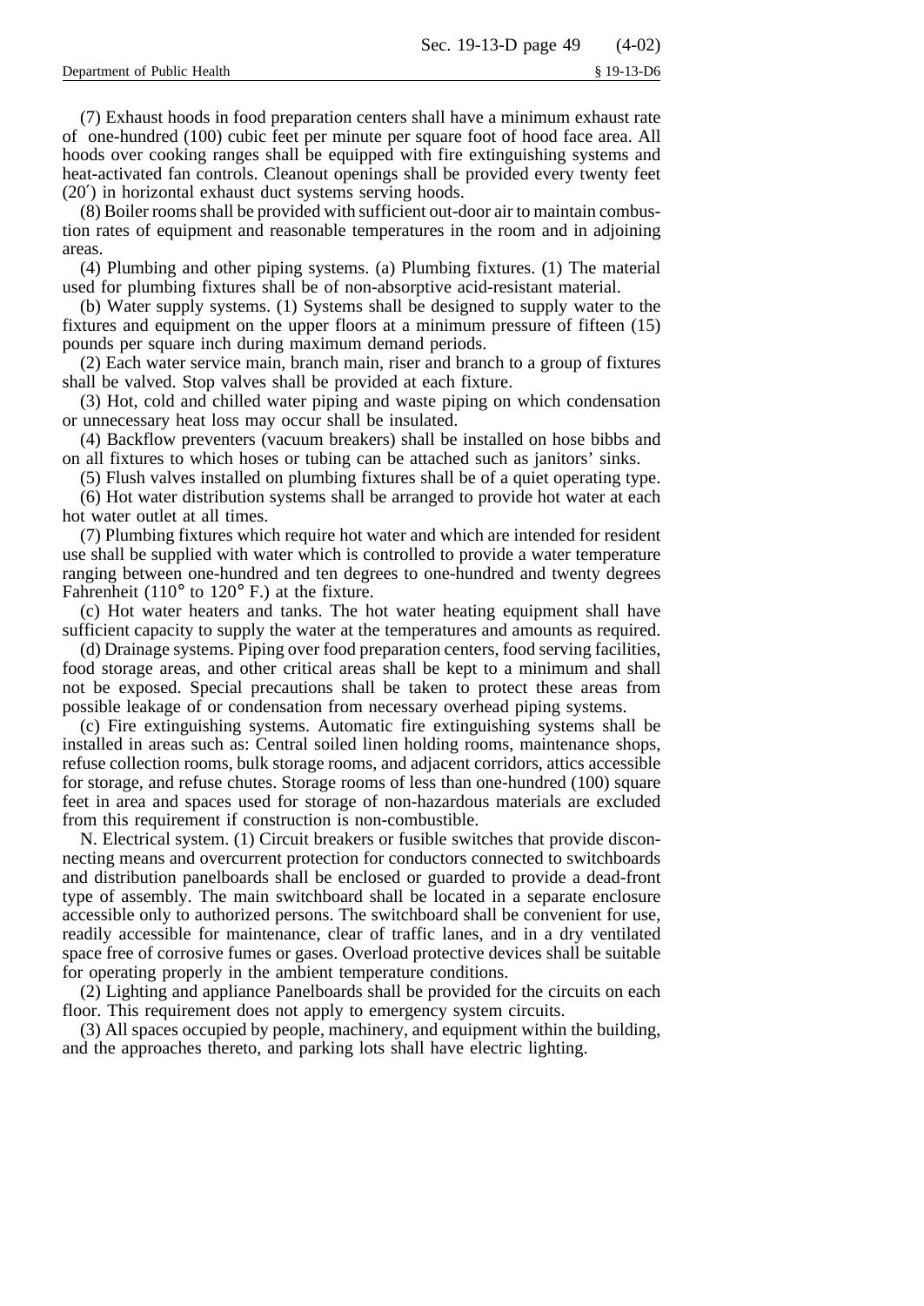(7) Exhaust hoods in food preparation centers shall have a minimum exhaust rate of one-hundred (100) cubic feet per minute per square foot of hood face area. All hoods over cooking ranges shall be equipped with fire extinguishing systems and heat-activated fan controls. Cleanout openings shall be provided every twenty feet (20′) in horizontal exhaust duct systems serving hoods.

(8) Boiler rooms shall be provided with sufficient out-door air to maintain combustion rates of equipment and reasonable temperatures in the room and in adjoining areas.

(4) Plumbing and other piping systems. (a) Plumbing fixtures. (1) The material used for plumbing fixtures shall be of non-absorptive acid-resistant material.

(b) Water supply systems. (1) Systems shall be designed to supply water to the fixtures and equipment on the upper floors at a minimum pressure of fifteen (15) pounds per square inch during maximum demand periods.

(2) Each water service main, branch main, riser and branch to a group of fixtures shall be valved. Stop valves shall be provided at each fixture.

(3) Hot, cold and chilled water piping and waste piping on which condensation or unnecessary heat loss may occur shall be insulated.

(4) Backflow preventers (vacuum breakers) shall be installed on hose bibbs and on all fixtures to which hoses or tubing can be attached such as janitors' sinks.

(5) Flush valves installed on plumbing fixtures shall be of a quiet operating type.

(6) Hot water distribution systems shall be arranged to provide hot water at each hot water outlet at all times.

(7) Plumbing fixtures which require hot water and which are intended for resident use shall be supplied with water which is controlled to provide a water temperature ranging between one-hundred and ten degrees to one-hundred and twenty degrees Fahrenheit (110° to 120° F.) at the fixture.

(c) Hot water heaters and tanks. The hot water heating equipment shall have sufficient capacity to supply the water at the temperatures and amounts as required.

(d) Drainage systems. Piping over food preparation centers, food serving facilities, food storage areas, and other critical areas shall be kept to a minimum and shall not be exposed. Special precautions shall be taken to protect these areas from possible leakage of or condensation from necessary overhead piping systems.

(c) Fire extinguishing systems. Automatic fire extinguishing systems shall be installed in areas such as: Central soiled linen holding rooms, maintenance shops, refuse collection rooms, bulk storage rooms, and adjacent corridors, attics accessible for storage, and refuse chutes. Storage rooms of less than one-hundred (100) square feet in area and spaces used for storage of non-hazardous materials are excluded from this requirement if construction is non-combustible.

N. Electrical system. (1) Circuit breakers or fusible switches that provide disconnecting means and overcurrent protection for conductors connected to switchboards and distribution panelboards shall be enclosed or guarded to provide a dead-front type of assembly. The main switchboard shall be located in a separate enclosure accessible only to authorized persons. The switchboard shall be convenient for use, readily accessible for maintenance, clear of traffic lanes, and in a dry ventilated space free of corrosive fumes or gases. Overload protective devices shall be suitable for operating properly in the ambient temperature conditions.

(2) Lighting and appliance Panelboards shall be provided for the circuits on each floor. This requirement does not apply to emergency system circuits.

(3) All spaces occupied by people, machinery, and equipment within the building, and the approaches thereto, and parking lots shall have electric lighting.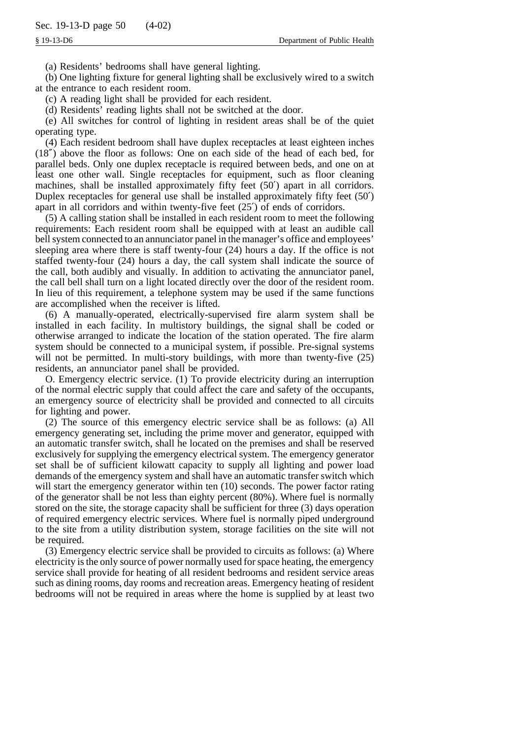(a) Residents' bedrooms shall have general lighting.

(b) One lighting fixture for general lighting shall be exclusively wired to a switch at the entrance to each resident room.

(c) A reading light shall be provided for each resident.

(d) Residents' reading lights shall not be switched at the door.

(e) All switches for control of lighting in resident areas shall be of the quiet operating type.

(4) Each resident bedroom shall have duplex receptacles at least eighteen inches (18″) above the floor as follows: One on each side of the head of each bed, for parallel beds. Only one duplex receptacle is required between beds, and one on at least one other wall. Single receptacles for equipment, such as floor cleaning machines, shall be installed approximately fifty feet (50′) apart in all corridors. Duplex receptacles for general use shall be installed approximately fifty feet (50′) apart in all corridors and within twenty-five feet (25′) of ends of corridors.

(5) A calling station shall be installed in each resident room to meet the following requirements: Each resident room shall be equipped with at least an audible call bell system connected to an annunciator panel in the manager's office and employees' sleeping area where there is staff twenty-four (24) hours a day. If the office is not staffed twenty-four (24) hours a day, the call system shall indicate the source of the call, both audibly and visually. In addition to activating the annunciator panel, the call bell shall turn on a light located directly over the door of the resident room. In lieu of this requirement, a telephone system may be used if the same functions are accomplished when the receiver is lifted.

(6) A manually-operated, electrically-supervised fire alarm system shall be installed in each facility. In multistory buildings, the signal shall be coded or otherwise arranged to indicate the location of the station operated. The fire alarm system should be connected to a municipal system, if possible. Pre-signal systems will not be permitted. In multi-story buildings, with more than twenty-five (25) residents, an annunciator panel shall be provided.

O. Emergency electric service. (1) To provide electricity during an interruption of the normal electric supply that could affect the care and safety of the occupants, an emergency source of electricity shall be provided and connected to all circuits for lighting and power.

(2) The source of this emergency electric service shall be as follows: (a) All emergency generating set, including the prime mover and generator, equipped with an automatic transfer switch, shall he located on the premises and shall be reserved exclusively for supplying the emergency electrical system. The emergency generator set shall be of sufficient kilowatt capacity to supply all lighting and power load demands of the emergency system and shall have an automatic transfer switch which will start the emergency generator within ten (10) seconds. The power factor rating of the generator shall be not less than eighty percent (80%). Where fuel is normally stored on the site, the storage capacity shall be sufficient for three (3) days operation of required emergency electric services. Where fuel is normally piped underground to the site from a utility distribution system, storage facilities on the site will not be required.

(3) Emergency electric service shall be provided to circuits as follows: (a) Where electricity is the only source of power normally used for space heating, the emergency service shall provide for heating of all resident bedrooms and resident service areas such as dining rooms, day rooms and recreation areas. Emergency heating of resident bedrooms will not be required in areas where the home is supplied by at least two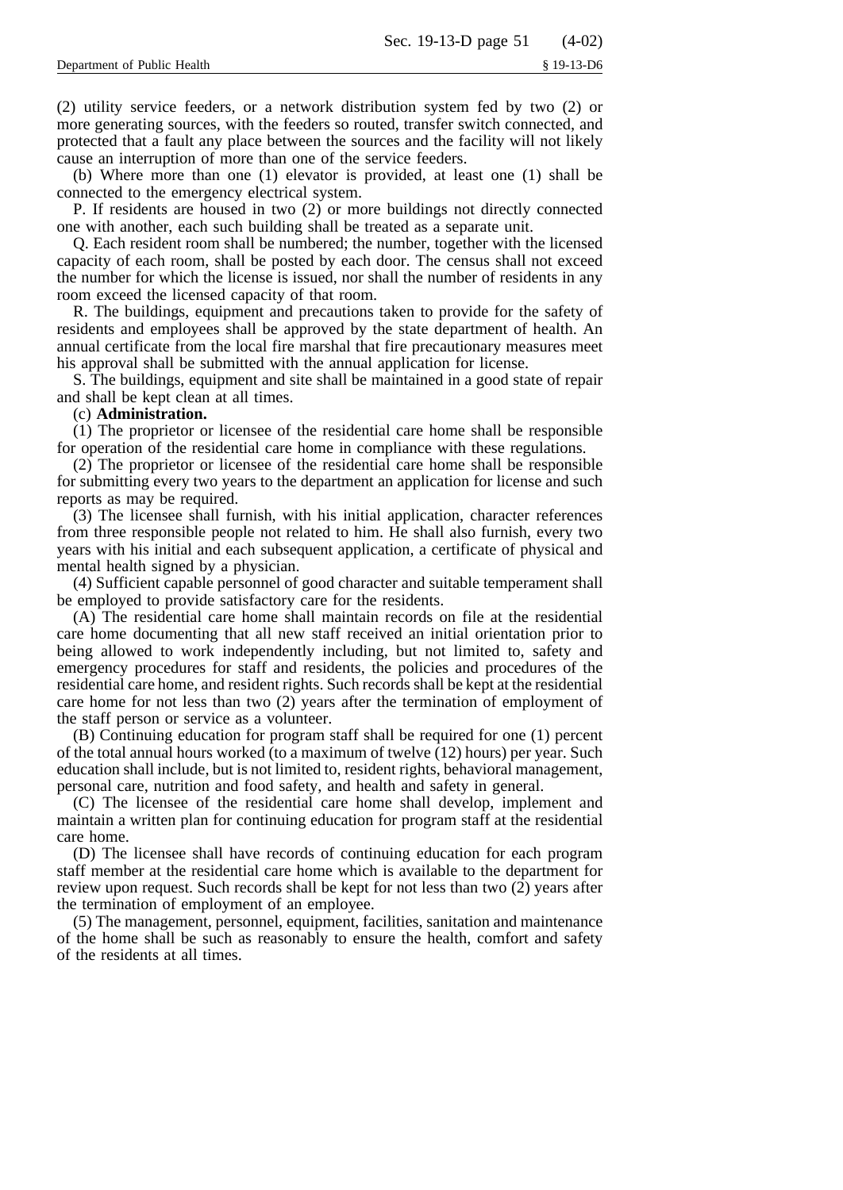(2) utility service feeders, or a network distribution system fed by two (2) or more generating sources, with the feeders so routed, transfer switch connected, and protected that a fault any place between the sources and the facility will not likely cause an interruption of more than one of the service feeders.

(b) Where more than one (1) elevator is provided, at least one (1) shall be connected to the emergency electrical system.

P. If residents are housed in two (2) or more buildings not directly connected one with another, each such building shall be treated as a separate unit.

Q. Each resident room shall be numbered; the number, together with the licensed capacity of each room, shall be posted by each door. The census shall not exceed the number for which the license is issued, nor shall the number of residents in any room exceed the licensed capacity of that room.

R. The buildings, equipment and precautions taken to provide for the safety of residents and employees shall be approved by the state department of health. An annual certificate from the local fire marshal that fire precautionary measures meet his approval shall be submitted with the annual application for license.

S. The buildings, equipment and site shall be maintained in a good state of repair and shall be kept clean at all times.

(c) **Administration.**

(1) The proprietor or licensee of the residential care home shall be responsible for operation of the residential care home in compliance with these regulations.

(2) The proprietor or licensee of the residential care home shall be responsible for submitting every two years to the department an application for license and such reports as may be required.

(3) The licensee shall furnish, with his initial application, character references from three responsible people not related to him. He shall also furnish, every two years with his initial and each subsequent application, a certificate of physical and mental health signed by a physician.

(4) Sufficient capable personnel of good character and suitable temperament shall be employed to provide satisfactory care for the residents.

(A) The residential care home shall maintain records on file at the residential care home documenting that all new staff received an initial orientation prior to being allowed to work independently including, but not limited to, safety and emergency procedures for staff and residents, the policies and procedures of the residential care home, and resident rights. Such records shall be kept at the residential care home for not less than two (2) years after the termination of employment of the staff person or service as a volunteer.

(B) Continuing education for program staff shall be required for one (1) percent of the total annual hours worked (to a maximum of twelve (12) hours) per year. Such education shall include, but is not limited to, resident rights, behavioral management, personal care, nutrition and food safety, and health and safety in general.

(C) The licensee of the residential care home shall develop, implement and maintain a written plan for continuing education for program staff at the residential care home.

(D) The licensee shall have records of continuing education for each program staff member at the residential care home which is available to the department for review upon request. Such records shall be kept for not less than two (2) years after the termination of employment of an employee.

(5) The management, personnel, equipment, facilities, sanitation and maintenance of the home shall be such as reasonably to ensure the health, comfort and safety of the residents at all times.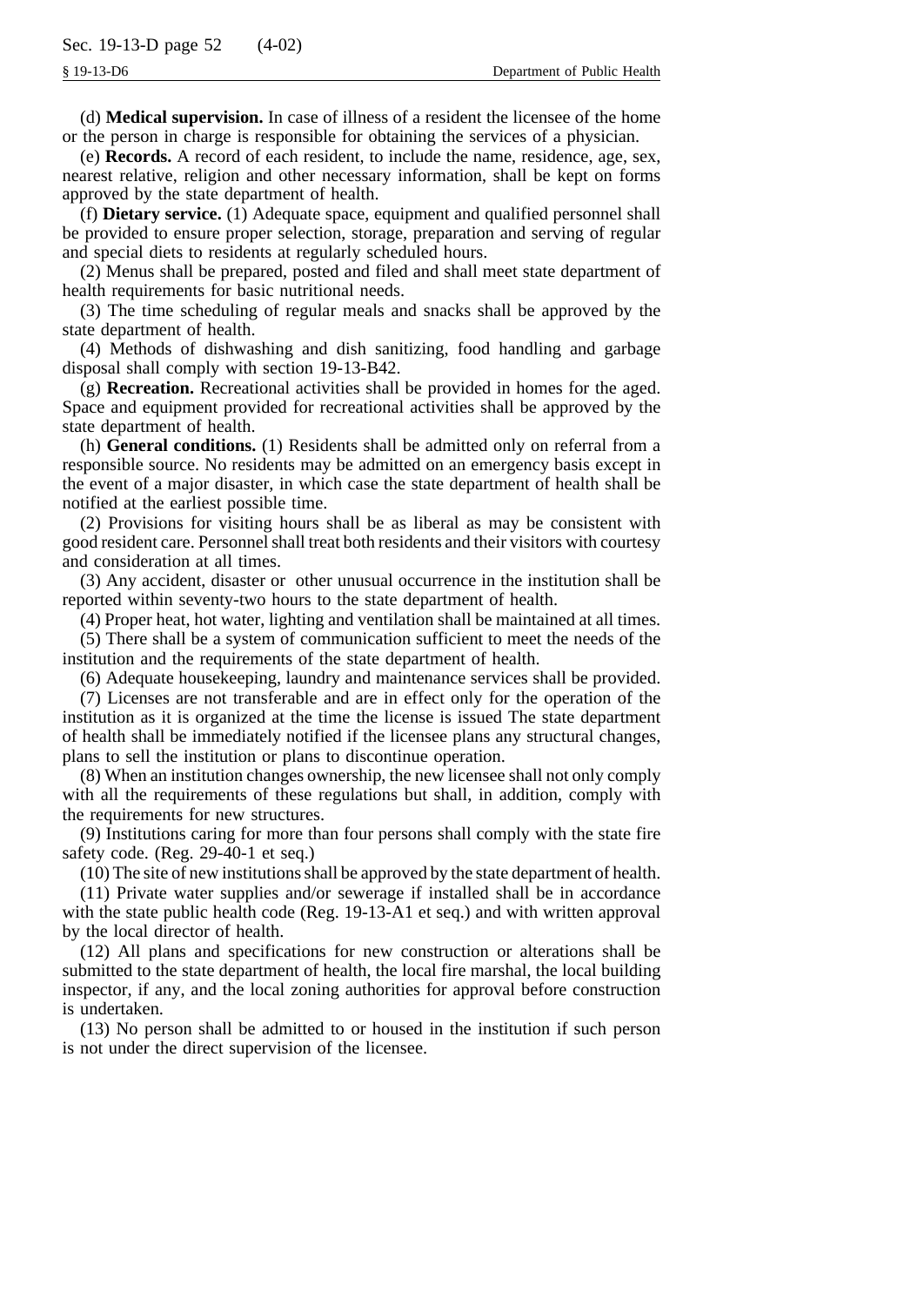(d) **Medical supervision.** In case of illness of a resident the licensee of the home or the person in charge is responsible for obtaining the services of a physician.

(e) **Records.** A record of each resident, to include the name, residence, age, sex, nearest relative, religion and other necessary information, shall be kept on forms approved by the state department of health.

(f) **Dietary service.** (1) Adequate space, equipment and qualified personnel shall be provided to ensure proper selection, storage, preparation and serving of regular and special diets to residents at regularly scheduled hours.

(2) Menus shall be prepared, posted and filed and shall meet state department of health requirements for basic nutritional needs.

(3) The time scheduling of regular meals and snacks shall be approved by the state department of health.

(4) Methods of dishwashing and dish sanitizing, food handling and garbage disposal shall comply with section 19-13-B42.

(g) **Recreation.** Recreational activities shall be provided in homes for the aged. Space and equipment provided for recreational activities shall be approved by the state department of health.

(h) **General conditions.** (1) Residents shall be admitted only on referral from a responsible source. No residents may be admitted on an emergency basis except in the event of a major disaster, in which case the state department of health shall be notified at the earliest possible time.

(2) Provisions for visiting hours shall be as liberal as may be consistent with good resident care. Personnel shall treat both residents and their visitors with courtesy and consideration at all times.

(3) Any accident, disaster or other unusual occurrence in the institution shall be reported within seventy-two hours to the state department of health.

(4) Proper heat, hot water, lighting and ventilation shall be maintained at all times.

(5) There shall be a system of communication sufficient to meet the needs of the institution and the requirements of the state department of health.

(6) Adequate housekeeping, laundry and maintenance services shall be provided.

(7) Licenses are not transferable and are in effect only for the operation of the institution as it is organized at the time the license is issued The state department of health shall be immediately notified if the licensee plans any structural changes, plans to sell the institution or plans to discontinue operation.

(8) When an institution changes ownership, the new licensee shall not only comply with all the requirements of these regulations but shall, in addition, comply with the requirements for new structures.

(9) Institutions caring for more than four persons shall comply with the state fire safety code. (Reg. 29-40-1 et seq.)

(10) The site of new institutions shall be approved by the state department of health.

(11) Private water supplies and/or sewerage if installed shall be in accordance with the state public health code (Reg. 19-13-A1 et seq.) and with written approval by the local director of health.

(12) All plans and specifications for new construction or alterations shall be submitted to the state department of health, the local fire marshal, the local building inspector, if any, and the local zoning authorities for approval before construction is undertaken.

(13) No person shall be admitted to or housed in the institution if such person is not under the direct supervision of the licensee.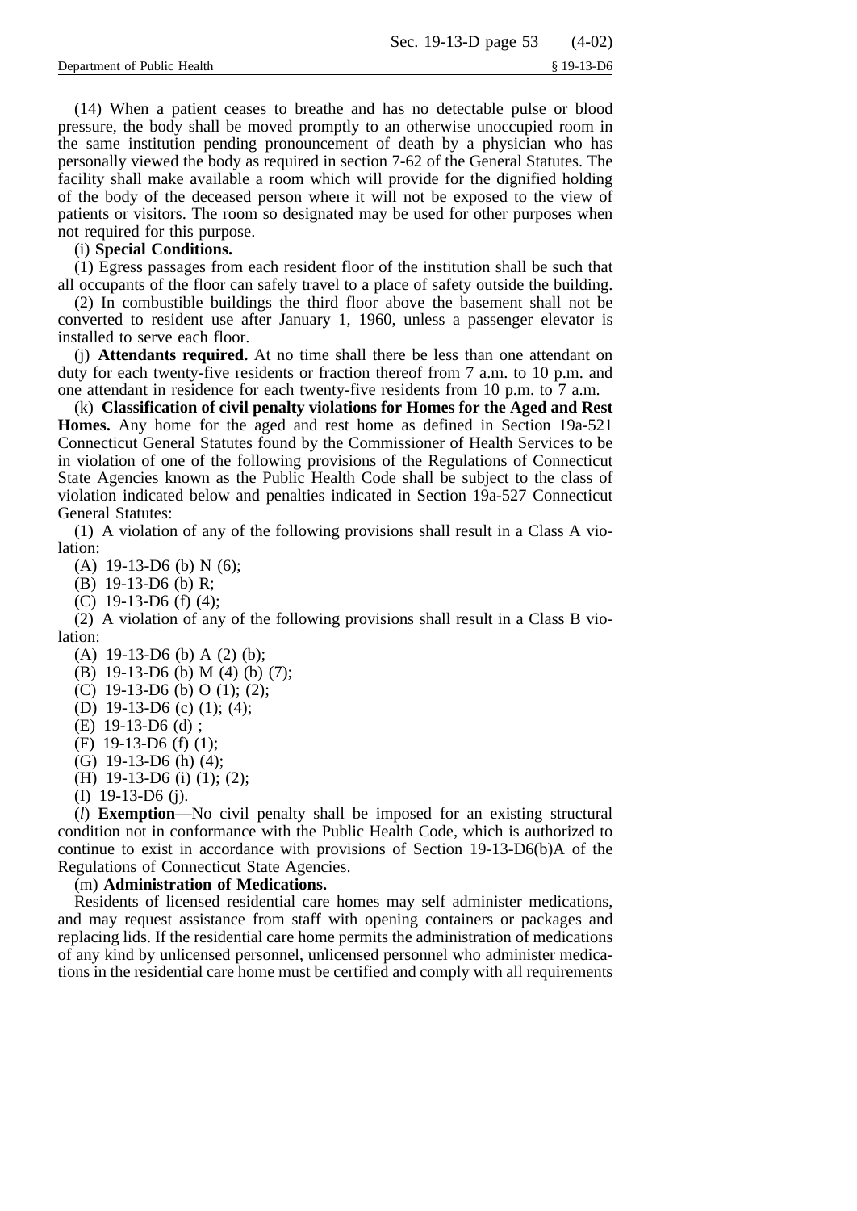(14) When a patient ceases to breathe and has no detectable pulse or blood pressure, the body shall be moved promptly to an otherwise unoccupied room in the same institution pending pronouncement of death by a physician who has personally viewed the body as required in section 7-62 of the General Statutes. The facility shall make available a room which will provide for the dignified holding of the body of the deceased person where it will not be exposed to the view of patients or visitors. The room so designated may be used for other purposes when not required for this purpose.

(i) **Special Conditions.**

(1) Egress passages from each resident floor of the institution shall be such that all occupants of the floor can safely travel to a place of safety outside the building.

(2) In combustible buildings the third floor above the basement shall not be converted to resident use after January 1, 1960, unless a passenger elevator is installed to serve each floor.

(j) **Attendants required.** At no time shall there be less than one attendant on duty for each twenty-five residents or fraction thereof from 7 a.m. to 10 p.m. and one attendant in residence for each twenty-five residents from 10 p.m. to 7 a.m.

(k) **Classification of civil penalty violations for Homes for the Aged and Rest Homes.** Any home for the aged and rest home as defined in Section 19a-521 Connecticut General Statutes found by the Commissioner of Health Services to be in violation of one of the following provisions of the Regulations of Connecticut State Agencies known as the Public Health Code shall be subject to the class of violation indicated below and penalties indicated in Section 19a-527 Connecticut General Statutes:

(1) A violation of any of the following provisions shall result in a Class A violation:

(A) 19-13-D6 (b) N (6);

(B) 19-13-D6 (b) R;

(C) 19-13-D6 (f) (4);

(2) A violation of any of the following provisions shall result in a Class B violation:

(A) 19-13-D6 (b) A (2) (b);

(B) 19-13-D6 (b) M (4) (b) (7);

(C) 19-13-D6 (b) O (1); (2);

(D) 19-13-D6 (c) (1); (4);

(E) 19-13-D6 (d) ;

(F) 19-13-D6 (f) (1);

(G) 19-13-D6 (h) (4);

(H) 19-13-D6 (i) (1); (2);

(I) 19-13-D6 (j).

(*l*) **Exemption**—No civil penalty shall be imposed for an existing structural condition not in conformance with the Public Health Code, which is authorized to continue to exist in accordance with provisions of Section 19-13-D6(b)A of the Regulations of Connecticut State Agencies.

(m) **Administration of Medications.**

Residents of licensed residential care homes may self administer medications, and may request assistance from staff with opening containers or packages and replacing lids. If the residential care home permits the administration of medications of any kind by unlicensed personnel, unlicensed personnel who administer medications in the residential care home must be certified and comply with all requirements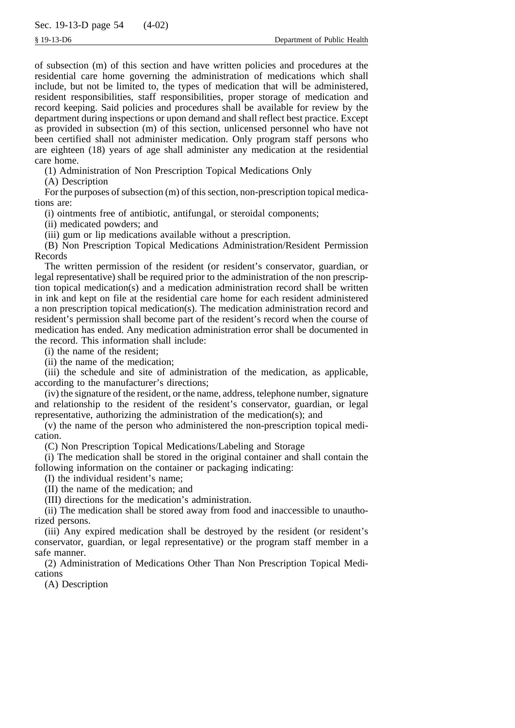of subsection (m) of this section and have written policies and procedures at the residential care home governing the administration of medications which shall include, but not be limited to, the types of medication that will be administered, resident responsibilities, staff responsibilities, proper storage of medication and record keeping. Said policies and procedures shall be available for review by the department during inspections or upon demand and shall reflect best practice. Except as provided in subsection (m) of this section, unlicensed personnel who have not been certified shall not administer medication. Only program staff persons who are eighteen (18) years of age shall administer any medication at the residential care home.

(1) Administration of Non Prescription Topical Medications Only

(A) Description

For the purposes of subsection (m) of this section, non-prescription topical medications are:

(i) ointments free of antibiotic, antifungal, or steroidal components;

(ii) medicated powders; and

(iii) gum or lip medications available without a prescription.

(B) Non Prescription Topical Medications Administration/Resident Permission Records

The written permission of the resident (or resident's conservator, guardian, or legal representative) shall be required prior to the administration of the non prescription topical medication(s) and a medication administration record shall be written in ink and kept on file at the residential care home for each resident administered a non prescription topical medication(s). The medication administration record and resident's permission shall become part of the resident's record when the course of medication has ended. Any medication administration error shall be documented in the record. This information shall include:

(i) the name of the resident;

(ii) the name of the medication;

(iii) the schedule and site of administration of the medication, as applicable, according to the manufacturer's directions;

(iv) the signature of the resident, or the name, address, telephone number, signature and relationship to the resident of the resident's conservator, guardian, or legal representative, authorizing the administration of the medication(s); and

(v) the name of the person who administered the non-prescription topical medication.

(C) Non Prescription Topical Medications/Labeling and Storage

(i) The medication shall be stored in the original container and shall contain the following information on the container or packaging indicating:

(I) the individual resident's name;

(II) the name of the medication; and

(III) directions for the medication's administration.

(ii) The medication shall be stored away from food and inaccessible to unauthorized persons.

(iii) Any expired medication shall be destroyed by the resident (or resident's conservator, guardian, or legal representative) or the program staff member in a safe manner.

(2) Administration of Medications Other Than Non Prescription Topical Medications

(A) Description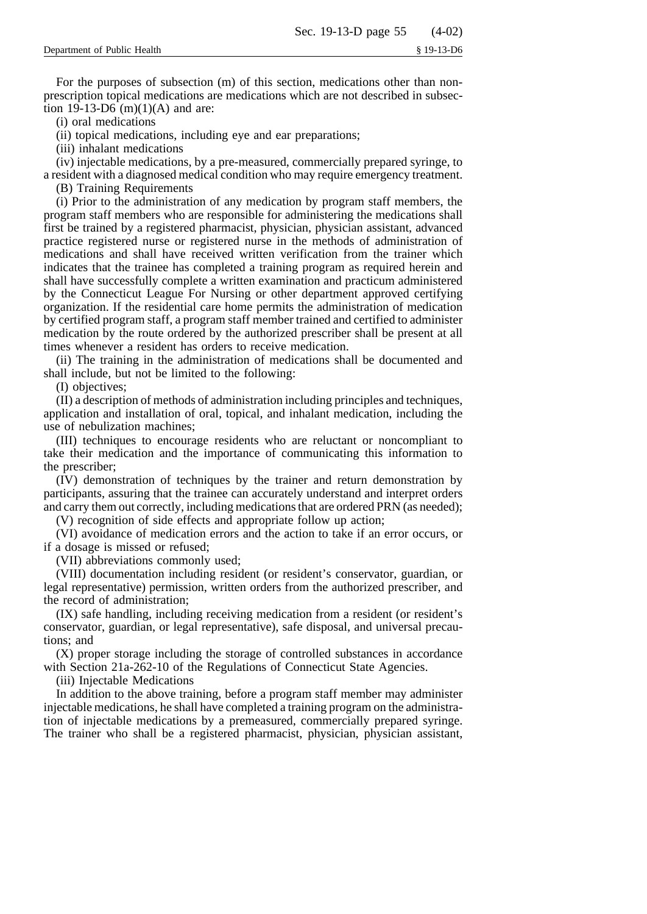For the purposes of subsection (m) of this section, medications other than non-prescription topical medications are medications which are not described in subsection 19-13-D6 (m)(1)(A) and are:

(i) oral medications

(ii) topical medications, including eye and ear preparations;

(iii) inhalant medications

(iv) injectable medications, by a pre-measured, commercially prepared syringe, to a resident with a diagnosed medical condition who may require emergency treatment.

(B) Training Requirements

(i) Prior to the administration of any medication by program staff members, the program staff members who are responsible for administering the medications shall first be trained by a registered pharmacist, physician, physician assistant, advanced practice registered nurse or registered nurse in the methods of administration of medications and shall have received written verification from the trainer which indicates that the trainee has completed a training program as required herein and shall have successfully complete a written examination and practicum administered by the Connecticut League For Nursing or other department approved certifying organization. If the residential care home permits the administration of medication by certified program staff, a program staff member trained and certified to administer medication by the route ordered by the authorized prescriber shall be present at all times whenever a resident has orders to receive medication.

(ii) The training in the administration of medications shall be documented and shall include, but not be limited to the following:

(I) objectives;

(II) a description of methods of administration including principles and techniques, application and installation of oral, topical, and inhalant medication, including the use of nebulization machines;

(III) techniques to encourage residents who are reluctant or noncompliant to take their medication and the importance of communicating this information to the prescriber;

(IV) demonstration of techniques by the trainer and return demonstration by participants, assuring that the trainee can accurately understand and interpret orders and carry them out correctly, including medications that are ordered PRN (as needed);

(V) recognition of side effects and appropriate follow up action;

(VI) avoidance of medication errors and the action to take if an error occurs, or if a dosage is missed or refused;

(VII) abbreviations commonly used;

(VIII) documentation including resident (or resident's conservator, guardian, or legal representative) permission, written orders from the authorized prescriber, and the record of administration;

(IX) safe handling, including receiving medication from a resident (or resident's conservator, guardian, or legal representative), safe disposal, and universal precautions; and

(X) proper storage including the storage of controlled substances in accordance with Section 21a-262-10 of the Regulations of Connecticut State Agencies.

(iii) Injectable Medications

In addition to the above training, before a program staff member may administer injectable medications, he shall have completed a training program on the administration of injectable medications by a premeasured, commercially prepared syringe. The trainer who shall be a registered pharmacist, physician, physician assistant,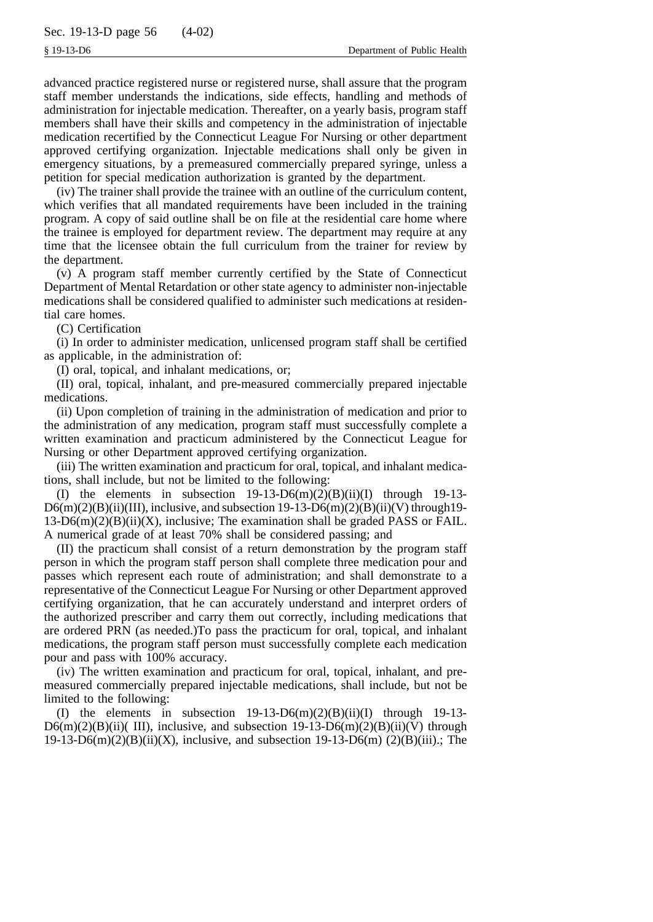advanced practice registered nurse or registered nurse, shall assure that the program staff member understands the indications, side effects, handling and methods of administration for injectable medication. Thereafter, on a yearly basis, program staff members shall have their skills and competency in the administration of injectable medication recertified by the Connecticut League For Nursing or other department approved certifying organization. Injectable medications shall only be given in emergency situations, by a premeasured commercially prepared syringe, unless a petition for special medication authorization is granted by the department.

(iv) The trainer shall provide the trainee with an outline of the curriculum content, which verifies that all mandated requirements have been included in the training program. A copy of said outline shall be on file at the residential care home where the trainee is employed for department review. The department may require at any time that the licensee obtain the full curriculum from the trainer for review by the department.

(v) A program staff member currently certified by the State of Connecticut Department of Mental Retardation or other state agency to administer non-injectable medications shall be considered qualified to administer such medications at residential care homes.

(C) Certification

(i) In order to administer medication, unlicensed program staff shall be certified as applicable, in the administration of:

(I) oral, topical, and inhalant medications, or;

(II) oral, topical, inhalant, and pre-measured commercially prepared injectable medications.

(ii) Upon completion of training in the administration of medication and prior to the administration of any medication, program staff must successfully complete a written examination and practicum administered by the Connecticut League for Nursing or other Department approved certifying organization.

(iii) The written examination and practicum for oral, topical, and inhalant medications, shall include, but not be limited to the following:

(I) the elements in subsection 19-13-D6(m)(2)(B)(ii)(I) through 19-13-D6(m)(2)(B)(ii)(III), inclusive, and subsection 19-13-D6(m)(2)(B)(ii)(V) through19-13-D6(m)(2)(B)(ii)(X), inclusive; The examination shall be graded PASS or FAIL. A numerical grade of at least 70% shall be considered passing; and

(II) the practicum shall consist of a return demonstration by the program staff person in which the program staff person shall complete three medication pour and passes which represent each route of administration; and shall demonstrate to a representative of the Connecticut League For Nursing or other Department approved certifying organization, that he can accurately understand and interpret orders of the authorized prescriber and carry them out correctly, including medications that are ordered PRN (as needed.)To pass the practicum for oral, topical, and inhalant medications, the program staff person must successfully complete each medication pour and pass with 100% accuracy.

(iv) The written examination and practicum for oral, topical, inhalant, and pre-measured commercially prepared injectable medications, shall include, but not be limited to the following:

(I) the elements in subsection 19-13-D6(m)(2)(B)(ii)(I) through 19-13-D6(m)(2)(B)(ii)( III), inclusive, and subsection 19-13-D6(m)(2)(B)(ii)(V) through 19-13-D6(m)(2)(B)(ii)(X), inclusive, and subsection 19-13-D6(m) (2)(B)(iii).; The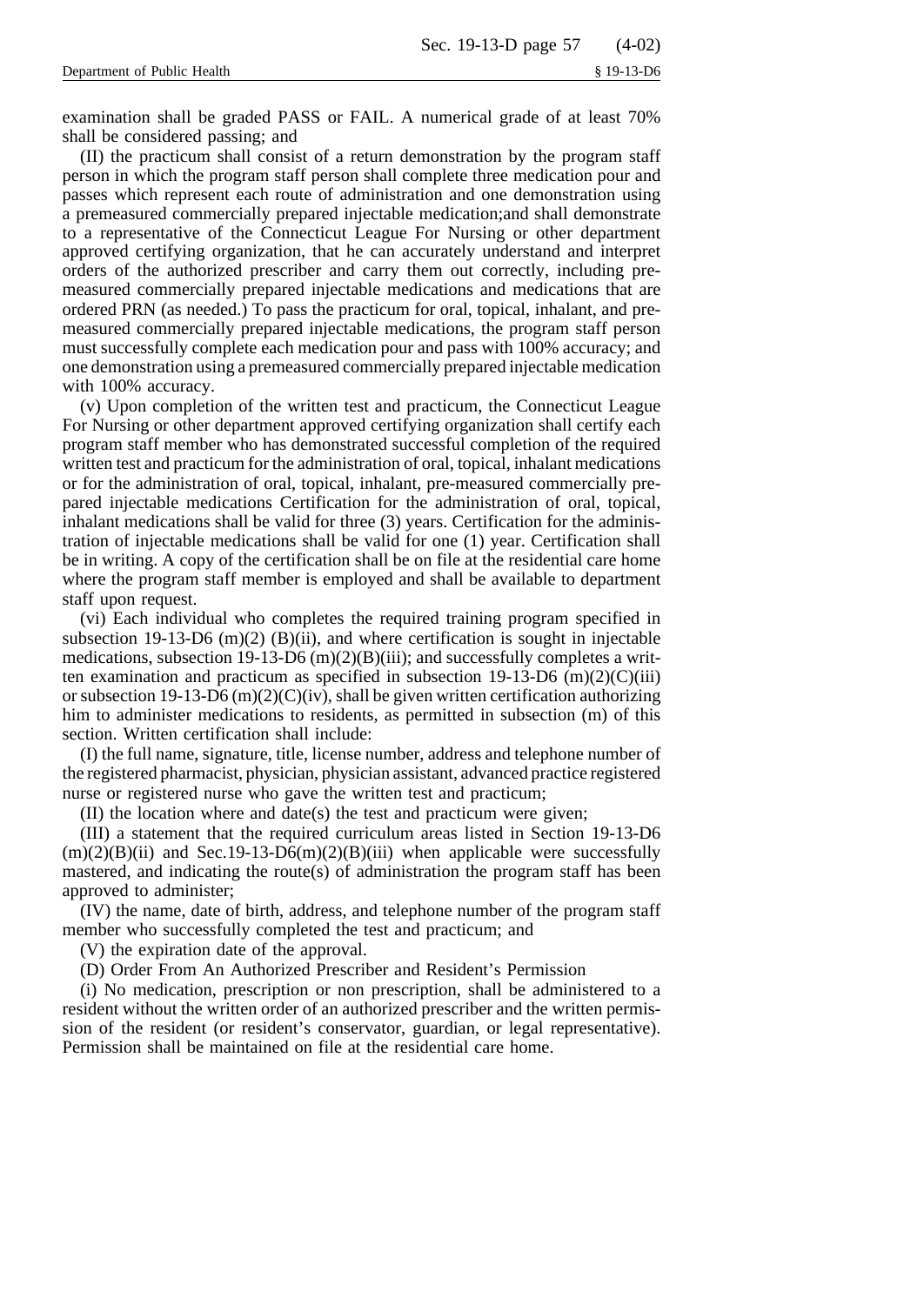examination shall be graded PASS or FAIL. A numerical grade of at least 70% shall be considered passing; and

(II) the practicum shall consist of a return demonstration by the program staff person in which the program staff person shall complete three medication pour and passes which represent each route of administration and one demonstration using a premeasured commercially prepared injectable medication;and shall demonstrate to a representative of the Connecticut League For Nursing or other department approved certifying organization, that he can accurately understand and interpret orders of the authorized prescriber and carry them out correctly, including premeasured commercially prepared injectable medications and medications that are ordered PRN (as needed.) To pass the practicum for oral, topical, inhalant, and premeasured commercially prepared injectable medications, the program staff person must successfully complete each medication pour and pass with 100% accuracy; and one demonstration using a premeasured commercially prepared injectable medication with 100% accuracy.

(v) Upon completion of the written test and practicum, the Connecticut League For Nursing or other department approved certifying organization shall certify each program staff member who has demonstrated successful completion of the required written test and practicum for the administration of oral, topical, inhalant medications or for the administration of oral, topical, inhalant, pre-measured commercially prepared injectable medications Certification for the administration of oral, topical, inhalant medications shall be valid for three (3) years. Certification for the administration of injectable medications shall be valid for one (1) year. Certification shall be in writing. A copy of the certification shall be on file at the residential care home where the program staff member is employed and shall be available to department staff upon request.

(vi) Each individual who completes the required training program specified in subsection 19-13-D6 (m)(2) (B)(ii), and where certification is sought in injectable medications, subsection 19-13-D6 (m)(2)(B)(iii); and successfully completes a written examination and practicum as specified in subsection 19-13-D6 (m)(2)(C)(iii) or subsection 19-13-D6 (m)(2)(C)(iv), shall be given written certification authorizing him to administer medications to residents, as permitted in subsection (m) of this section. Written certification shall include:

(I) the full name, signature, title, license number, address and telephone number of the registered pharmacist, physician, physician assistant, advanced practice registered nurse or registered nurse who gave the written test and practicum;

(II) the location where and date(s) the test and practicum were given;

(III) a statement that the required curriculum areas listed in Section 19-13-D6 (m)(2)(B)(ii) and Sec.19-13-D6(m)(2)(B)(iii) when applicable were successfully mastered, and indicating the route(s) of administration the program staff has been approved to administer;

(IV) the name, date of birth, address, and telephone number of the program staff member who successfully completed the test and practicum; and

(V) the expiration date of the approval.

(D) Order From An Authorized Prescriber and Resident's Permission

(i) No medication, prescription or non prescription, shall be administered to a resident without the written order of an authorized prescriber and the written permission of the resident (or resident's conservator, guardian, or legal representative). Permission shall be maintained on file at the residential care home.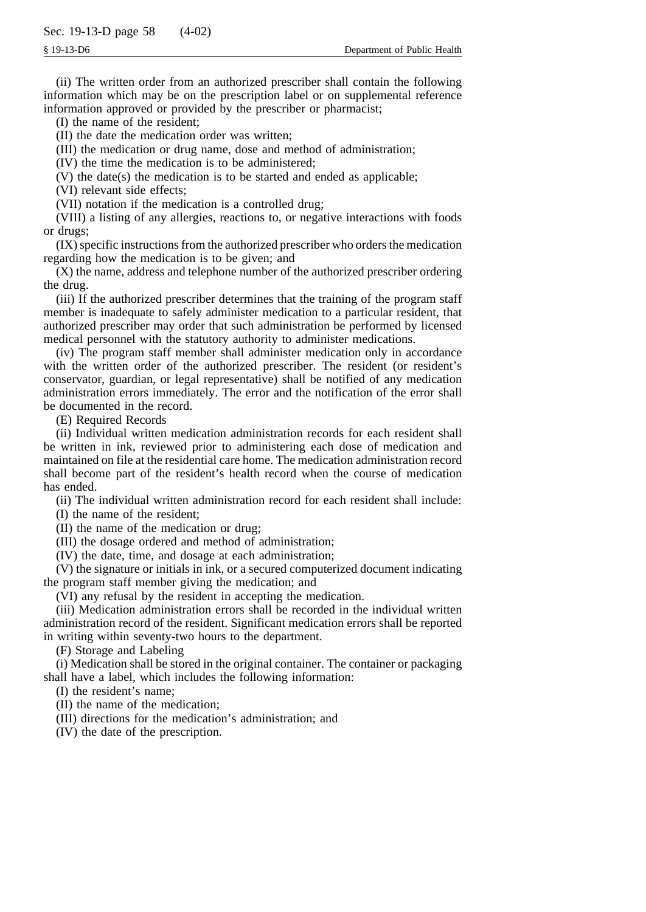(ii) The written order from an authorized prescriber shall contain the following information which may be on the prescription label or on supplemental reference information approved or provided by the prescriber or pharmacist;

(I) the name of the resident;

(II) the date the medication order was written;

(III) the medication or drug name, dose and method of administration;

(IV) the time the medication is to be administered;

(V) the date(s) the medication is to be started and ended as applicable;

(VI) relevant side effects;

(VII) notation if the medication is a controlled drug;

(VIII) a listing of any allergies, reactions to, or negative interactions with foods or drugs;

(IX) specific instructions from the authorized prescriber who orders the medication regarding how the medication is to be given; and

(X) the name, address and telephone number of the authorized prescriber ordering the drug.

(iii) If the authorized prescriber determines that the training of the program staff member is inadequate to safely administer medication to a particular resident, that authorized prescriber may order that such administration be performed by licensed medical personnel with the statutory authority to administer medications.

(iv) The program staff member shall administer medication only in accordance with the written order of the authorized prescriber. The resident (or resident's conservator, guardian, or legal representative) shall be notified of any medication administration errors immediately. The error and the notification of the error shall be documented in the record.

(E) Required Records

(ii) Individual written medication administration records for each resident shall be written in ink, reviewed prior to administering each dose of medication and maintained on file at the residential care home. The medication administration record shall become part of the resident's health record when the course of medication has ended.

(ii) The individual written administration record for each resident shall include:

(I) the name of the resident;

(II) the name of the medication or drug;

(III) the dosage ordered and method of administration;

(IV) the date, time, and dosage at each administration;

(V) the signature or initials in ink, or a secured computerized document indicating the program staff member giving the medication; and

(VI) any refusal by the resident in accepting the medication.

(iii) Medication administration errors shall be recorded in the individual written administration record of the resident. Significant medication errors shall be reported in writing within seventy-two hours to the department.

(F) Storage and Labeling

(i) Medication shall be stored in the original container. The container or packaging shall have a label, which includes the following information:

(I) the resident's name;

(II) the name of the medication;

(III) directions for the medication's administration; and

(IV) the date of the prescription.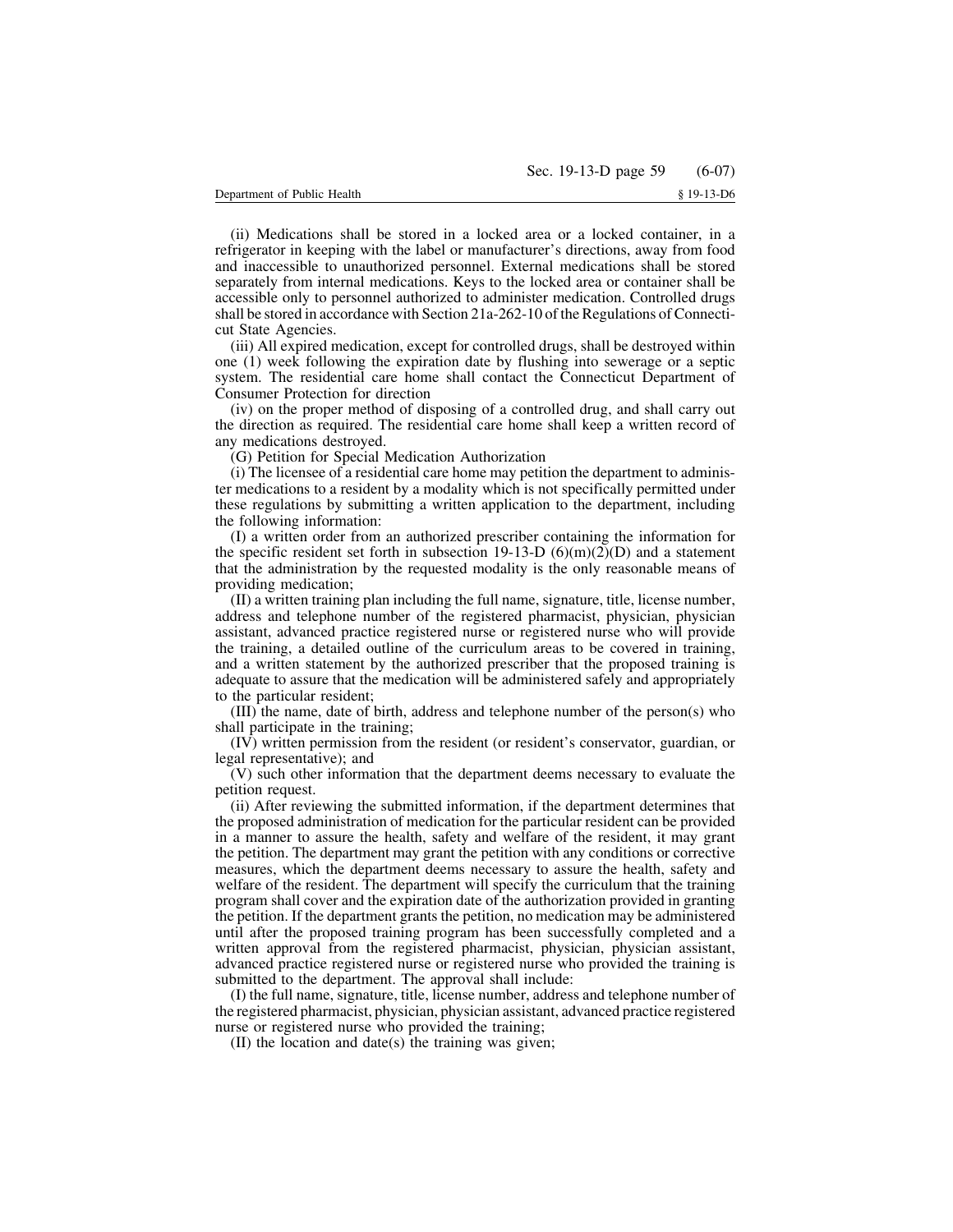(ii) Medications shall be stored in a locked area or a locked container, in a refrigerator in keeping with the label or manufacturer's directions, away from food and inaccessible to unauthorized personnel. External medications shall be stored separately from internal medications. Keys to the locked area or container shall be accessible only to personnel authorized to administer medication. Controlled drugs shall be stored in accordance with Section 21a-262-10 of the Regulations of Connecticut State Agencies.

(iii) All expired medication, except for controlled drugs, shall be destroyed within one (1) week following the expiration date by flushing into sewerage or a septic system. The residential care home shall contact the Connecticut Department of Consumer Protection for direction

(iv) on the proper method of disposing of a controlled drug, and shall carry out the direction as required. The residential care home shall keep a written record of any medications destroyed.

(G) Petition for Special Medication Authorization

(i) The licensee of a residential care home may petition the department to administer medications to a resident by a modality which is not specifically permitted under these regulations by submitting a written application to the department, including the following information:

(I) a written order from an authorized prescriber containing the information for the specific resident set forth in subsection 19-13-D (6)(m)(2)(D) and a statement that the administration by the requested modality is the only reasonable means of providing medication;

(II) a written training plan including the full name, signature, title, license number, address and telephone number of the registered pharmacist, physician, physician assistant, advanced practice registered nurse or registered nurse who will provide the training, a detailed outline of the curriculum areas to be covered in training, and a written statement by the authorized prescriber that the proposed training is adequate to assure that the medication will be administered safely and appropriately to the particular resident;

(III) the name, date of birth, address and telephone number of the person(s) who shall participate in the training;

(IV) written permission from the resident (or resident's conservator, guardian, or legal representative); and

(V) such other information that the department deems necessary to evaluate the petition request.

(ii) After reviewing the submitted information, if the department determines that the proposed administration of medication for the particular resident can be provided in a manner to assure the health, safety and welfare of the resident, it may grant the petition. The department may grant the petition with any conditions or corrective measures, which the department deems necessary to assure the health, safety and welfare of the resident. The department will specify the curriculum that the training program shall cover and the expiration date of the authorization provided in granting the petition. If the department grants the petition, no medication may be administered until after the proposed training program has been successfully completed and a written approval from the registered pharmacist, physician, physician assistant, advanced practice registered nurse or registered nurse who provided the training is submitted to the department. The approval shall include:

(I) the full name, signature, title, license number, address and telephone number of the registered pharmacist, physician, physician assistant, advanced practice registered nurse or registered nurse who provided the training;

(II) the location and date(s) the training was given;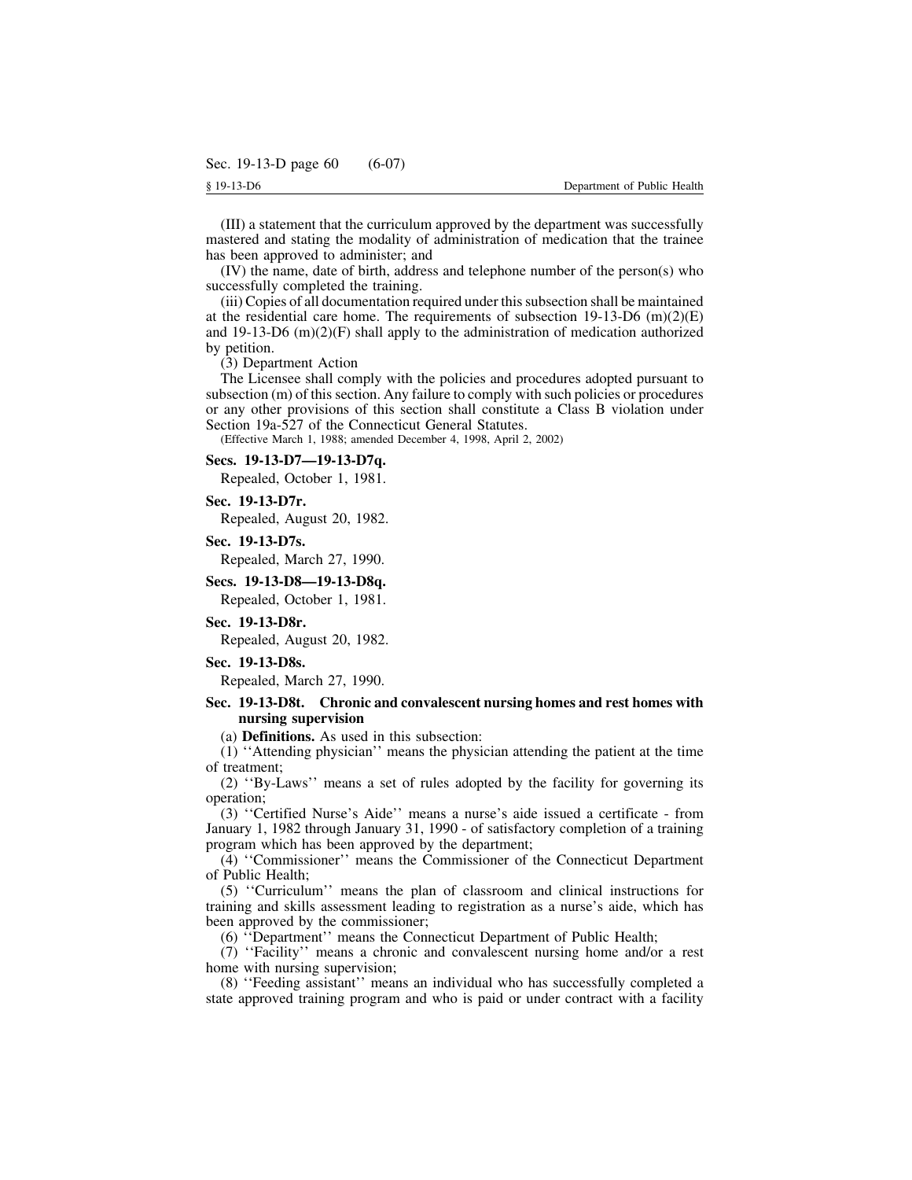(III) a statement that the curriculum approved by the department was successfully mastered and stating the modality of administration of medication that the trainee has been approved to administer; and

(IV) the name, date of birth, address and telephone number of the person(s) who successfully completed the training.

(iii) Copies of all documentation required under this subsection shall be maintained at the residential care home. The requirements of subsection 19-13-D6 (m)(2)(E) and 19-13-D6 (m)(2)(F) shall apply to the administration of medication authorized by petition.

(3) Department Action

The Licensee shall comply with the policies and procedures adopted pursuant to subsection (m) of this section. Any failure to comply with such policies or procedures or any other provisions of this section shall constitute a Class B violation under Section 19a-527 of the Connecticut General Statutes.

(Effective March 1, 1988; amended December 4, 1998, April 2, 2002)

**Secs. 19-13-D7—19-13-D7q.**

Repealed, October 1, 1981.

**Sec. 19-13-D7r.**

Repealed, August 20, 1982.

**Sec. 19-13-D7s.**

Repealed, March 27, 1990.

**Secs. 19-13-D8—19-13-D8q.**

Repealed, October 1, 1981.

**Sec. 19-13-D8r.**

Repealed, August 20, 1982.

**Sec. 19-13-D8s.**

Repealed, March 27, 1990.

**Sec. 19-13-D8t. Chronic and convalescent nursing homes and rest homes with nursing supervision**

(a) **Definitions.** As used in this subsection:

(1) ''Attending physician'' means the physician attending the patient at the time of treatment;

(2) ''By-Laws'' means a set of rules adopted by the facility for governing its operation;

(3) ''Certified Nurse's Aide'' means a nurse's aide issued a certificate - from January 1, 1982 through January 31, 1990 - of satisfactory completion of a training program which has been approved by the department;

(4) ''Commissioner'' means the Commissioner of the Connecticut Department of Public Health;

(5) ''Curriculum'' means the plan of classroom and clinical instructions for training and skills assessment leading to registration as a nurse's aide, which has been approved by the commissioner;

(6) ''Department'' means the Connecticut Department of Public Health;

(7) ''Facility'' means a chronic and convalescent nursing home and/or a rest home with nursing supervision;

(8) ''Feeding assistant'' means an individual who has successfully completed a state approved training program and who is paid or under contract with a facility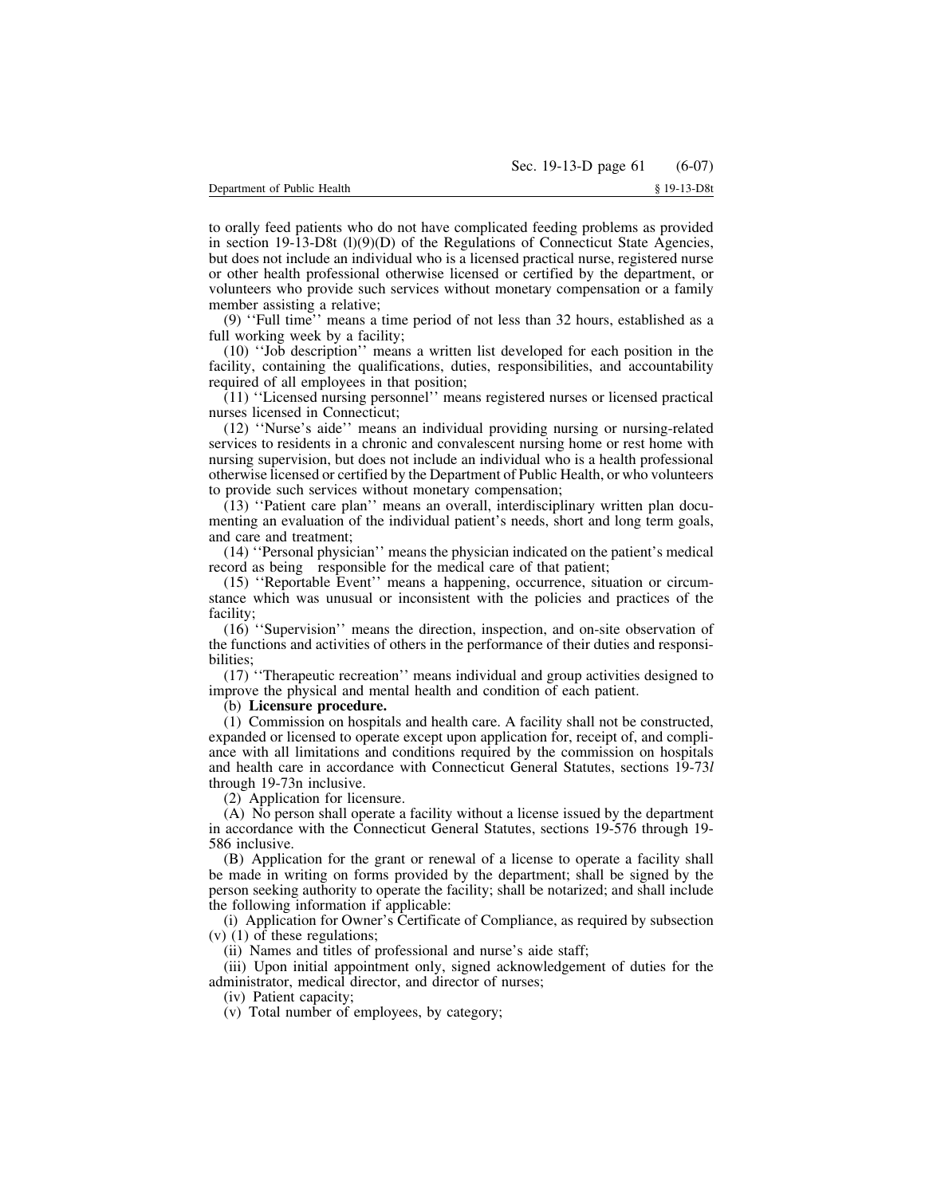to orally feed patients who do not have complicated feeding problems as provided in section 19-13-D8t (l)(9)(D) of the Regulations of Connecticut State Agencies, but does not include an individual who is a licensed practical nurse, registered nurse or other health professional otherwise licensed or certified by the department, or volunteers who provide such services without monetary compensation or a family member assisting a relative;

(9) ''Full time'' means a time period of not less than 32 hours, established as a full working week by a facility;

(10) ''Job description'' means a written list developed for each position in the facility, containing the qualifications, duties, responsibilities, and accountability required of all employees in that position;

(11) ''Licensed nursing personnel'' means registered nurses or licensed practical nurses licensed in Connecticut;

(12) ''Nurse's aide'' means an individual providing nursing or nursing-related services to residents in a chronic and convalescent nursing home or rest home with nursing supervision, but does not include an individual who is a health professional otherwise licensed or certified by the Department of Public Health, or who volunteers to provide such services without monetary compensation;

(13) ''Patient care plan'' means an overall, interdisciplinary written plan documenting an evaluation of the individual patient's needs, short and long term goals, and care and treatment;

(14) ''Personal physician'' means the physician indicated on the patient's medical record as being responsible for the medical care of that patient;

(15) ''Reportable Event'' means a happening, occurrence, situation or circumstance which was unusual or inconsistent with the policies and practices of the facility;

(16) ''Supervision'' means the direction, inspection, and on-site observation of the functions and activities of others in the performance of their duties and responsibilities;

(17) ''Therapeutic recreation'' means individual and group activities designed to improve the physical and mental health and condition of each patient.

(b) **Licensure procedure.**

(1) Commission on hospitals and health care. A facility shall not be constructed, expanded or licensed to operate except upon application for, receipt of, and compliance with all limitations and conditions required by the commission on hospitals and health care in accordance with Connecticut General Statutes, sections 19-73*l* through 19-73n inclusive.

(2) Application for licensure.

(A) No person shall operate a facility without a license issued by the department in accordance with the Connecticut General Statutes, sections 19-576 through 19-586 inclusive.

(B) Application for the grant or renewal of a license to operate a facility shall be made in writing on forms provided by the department; shall be signed by the person seeking authority to operate the facility; shall be notarized; and shall include the following information if applicable:

(i) Application for Owner's Certificate of Compliance, as required by subsection (v) (1) of these regulations;

(ii) Names and titles of professional and nurse's aide staff;

(iii) Upon initial appointment only, signed acknowledgement of duties for the administrator, medical director, and director of nurses;

(iv) Patient capacity;

(v) Total number of employees, by category;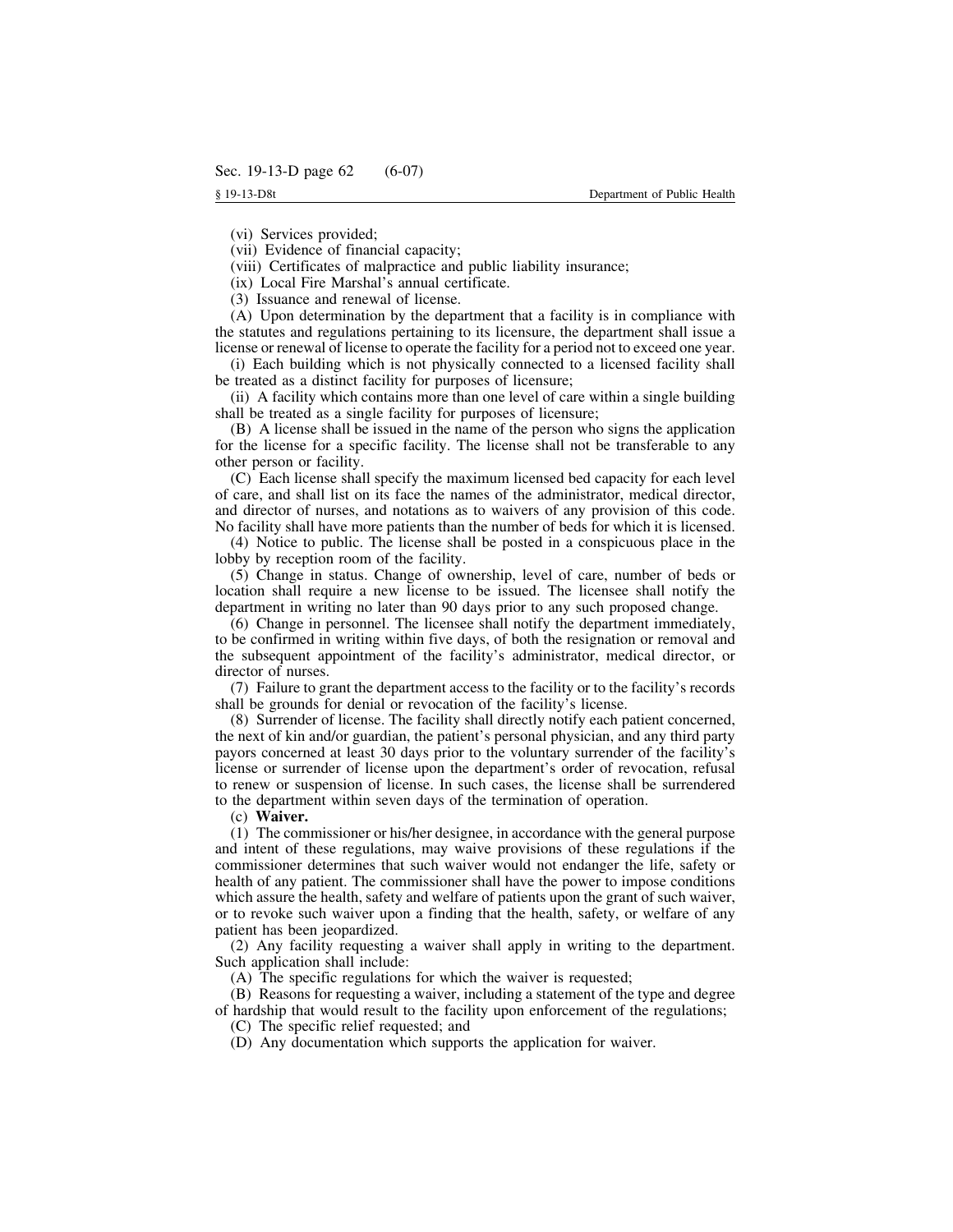(vi) Services provided;

(vii) Evidence of financial capacity;

(viii) Certificates of malpractice and public liability insurance;

(ix) Local Fire Marshal's annual certificate.

(3) Issuance and renewal of license.

(A) Upon determination by the department that a facility is in compliance with the statutes and regulations pertaining to its licensure, the department shall issue a license or renewal of license to operate the facility for a period not to exceed one year.

(i) Each building which is not physically connected to a licensed facility shall be treated as a distinct facility for purposes of licensure;

(ii) A facility which contains more than one level of care within a single building shall be treated as a single facility for purposes of licensure;

(B) A license shall be issued in the name of the person who signs the application for the license for a specific facility. The license shall not be transferable to any other person or facility.

(C) Each license shall specify the maximum licensed bed capacity for each level of care, and shall list on its face the names of the administrator, medical director, and director of nurses, and notations as to waivers of any provision of this code. No facility shall have more patients than the number of beds for which it is licensed.

(4) Notice to public. The license shall be posted in a conspicuous place in the lobby by reception room of the facility.

(5) Change in status. Change of ownership, level of care, number of beds or location shall require a new license to be issued. The licensee shall notify the department in writing no later than 90 days prior to any such proposed change.

(6) Change in personnel. The licensee shall notify the department immediately, to be confirmed in writing within five days, of both the resignation or removal and the subsequent appointment of the facility's administrator, medical director, or director of nurses.

(7) Failure to grant the department access to the facility or to the facility's records shall be grounds for denial or revocation of the facility's license.

(8) Surrender of license. The facility shall directly notify each patient concerned, the next of kin and/or guardian, the patient's personal physician, and any third party payors concerned at least 30 days prior to the voluntary surrender of the facility's license or surrender of license upon the department's order of revocation, refusal to renew or suspension of license. In such cases, the license shall be surrendered to the department within seven days of the termination of operation.

(c) **Waiver.**

(1) The commissioner or his/her designee, in accordance with the general purpose and intent of these regulations, may waive provisions of these regulations if the commissioner determines that such waiver would not endanger the life, safety or health of any patient. The commissioner shall have the power to impose conditions which assure the health, safety and welfare of patients upon the grant of such waiver, or to revoke such waiver upon a finding that the health, safety, or welfare of any patient has been jeopardized.

(2) Any facility requesting a waiver shall apply in writing to the department. Such application shall include:

(A) The specific regulations for which the waiver is requested;

(B) Reasons for requesting a waiver, including a statement of the type and degree of hardship that would result to the facility upon enforcement of the regulations;

(C) The specific relief requested; and

(D) Any documentation which supports the application for waiver.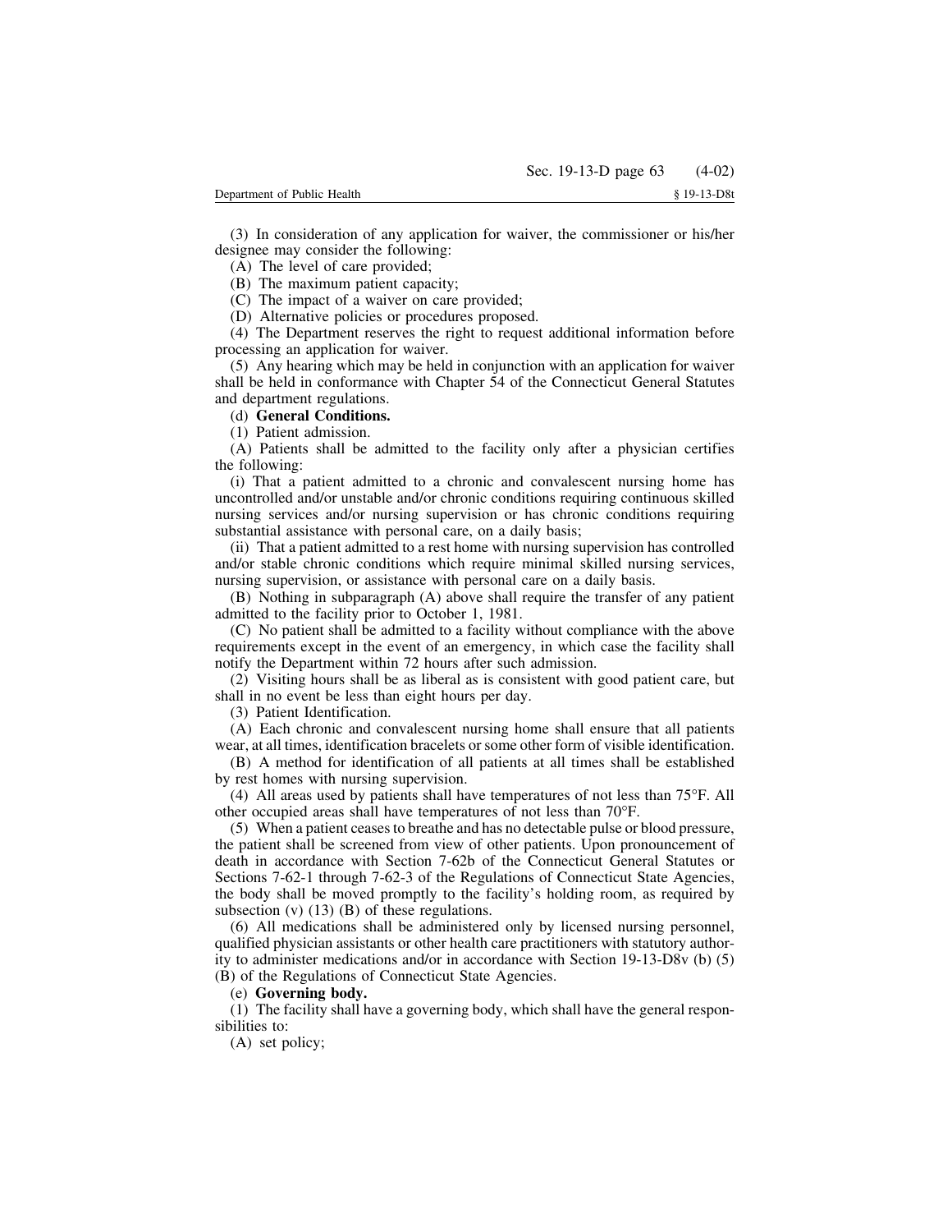(3) In consideration of any application for waiver, the commissioner or his/her designee may consider the following:

(A) The level of care provided;

(B) The maximum patient capacity;

(C) The impact of a waiver on care provided;

(D) Alternative policies or procedures proposed.

(4) The Department reserves the right to request additional information before processing an application for waiver.

(5) Any hearing which may be held in conjunction with an application for waiver shall be held in conformance with Chapter 54 of the Connecticut General Statutes and department regulations.

(d) **General Conditions.**

(1) Patient admission.

(A) Patients shall be admitted to the facility only after a physician certifies the following:

(i) That a patient admitted to a chronic and convalescent nursing home has uncontrolled and/or unstable and/or chronic conditions requiring continuous skilled nursing services and/or nursing supervision or has chronic conditions requiring substantial assistance with personal care, on a daily basis;

(ii) That a patient admitted to a rest home with nursing supervision has controlled and/or stable chronic conditions which require minimal skilled nursing services, nursing supervision, or assistance with personal care on a daily basis.

(B) Nothing in subparagraph (A) above shall require the transfer of any patient admitted to the facility prior to October 1, 1981.

(C) No patient shall be admitted to a facility without compliance with the above requirements except in the event of an emergency, in which case the facility shall notify the Department within 72 hours after such admission.

(2) Visiting hours shall be as liberal as is consistent with good patient care, but shall in no event be less than eight hours per day.

(3) Patient Identification.

(A) Each chronic and convalescent nursing home shall ensure that all patients wear, at all times, identification bracelets or some other form of visible identification.

(B) A method for identification of all patients at all times shall be established by rest homes with nursing supervision.

(4) All areas used by patients shall have temperatures of not less than 75°F. All other occupied areas shall have temperatures of not less than 70°F.

(5) When a patient ceases to breathe and has no detectable pulse or blood pressure, the patient shall be screened from view of other patients. Upon pronouncement of death in accordance with Section 7-62b of the Connecticut General Statutes or Sections 7-62-1 through 7-62-3 of the Regulations of Connecticut State Agencies, the body shall be moved promptly to the facility's holding room, as required by subsection (v) (13) (B) of these regulations.

(6) All medications shall be administered only by licensed nursing personnel, qualified physician assistants or other health care practitioners with statutory authority to administer medications and/or in accordance with Section 19-13-D8v (b) (5) (B) of the Regulations of Connecticut State Agencies.

(e) **Governing body.**

(1) The facility shall have a governing body, which shall have the general responsibilities to:

(A) set policy;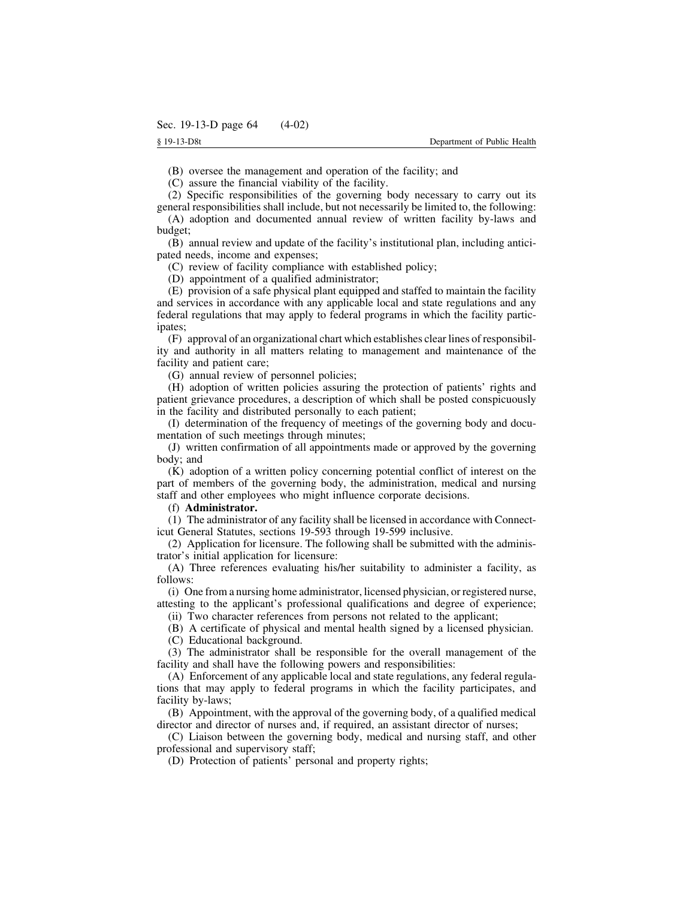(B) oversee the management and operation of the facility; and

(C) assure the financial viability of the facility.

(2) Specific responsibilities of the governing body necessary to carry out its general responsibilities shall include, but not necessarily be limited to, the following:

(A) adoption and documented annual review of written facility by-laws and budget;

(B) annual review and update of the facility's institutional plan, including anticipated needs, income and expenses;

(C) review of facility compliance with established policy;

(D) appointment of a qualified administrator;

(E) provision of a safe physical plant equipped and staffed to maintain the facility and services in accordance with any applicable local and state regulations and any federal regulations that may apply to federal programs in which the facility participates;

(F) approval of an organizational chart which establishes clear lines of responsibility and authority in all matters relating to management and maintenance of the facility and patient care;

(G) annual review of personnel policies;

(H) adoption of written policies assuring the protection of patients' rights and patient grievance procedures, a description of which shall be posted conspicuously in the facility and distributed personally to each patient;

(I) determination of the frequency of meetings of the governing body and documentation of such meetings through minutes;

(J) written confirmation of all appointments made or approved by the governing body; and

(K) adoption of a written policy concerning potential conflict of interest on the part of members of the governing body, the administration, medical and nursing staff and other employees who might influence corporate decisions.

(f) **Administrator.**

(1) The administrator of any facility shall be licensed in accordance with Connecticut General Statutes, sections 19-593 through 19-599 inclusive.

(2) Application for licensure. The following shall be submitted with the administrator's initial application for licensure:

(A) Three references evaluating his/her suitability to administer a facility, as follows:

(i) One from a nursing home administrator, licensed physician, or registered nurse, attesting to the applicant's professional qualifications and degree of experience;

(ii) Two character references from persons not related to the applicant;

(B) A certificate of physical and mental health signed by a licensed physician.

(C) Educational background.

(3) The administrator shall be responsible for the overall management of the facility and shall have the following powers and responsibilities:

(A) Enforcement of any applicable local and state regulations, any federal regulations that may apply to federal programs in which the facility participates, and facility by-laws;

(B) Appointment, with the approval of the governing body, of a qualified medical director and director of nurses and, if required, an assistant director of nurses;

(C) Liaison between the governing body, medical and nursing staff, and other professional and supervisory staff;

(D) Protection of patients' personal and property rights;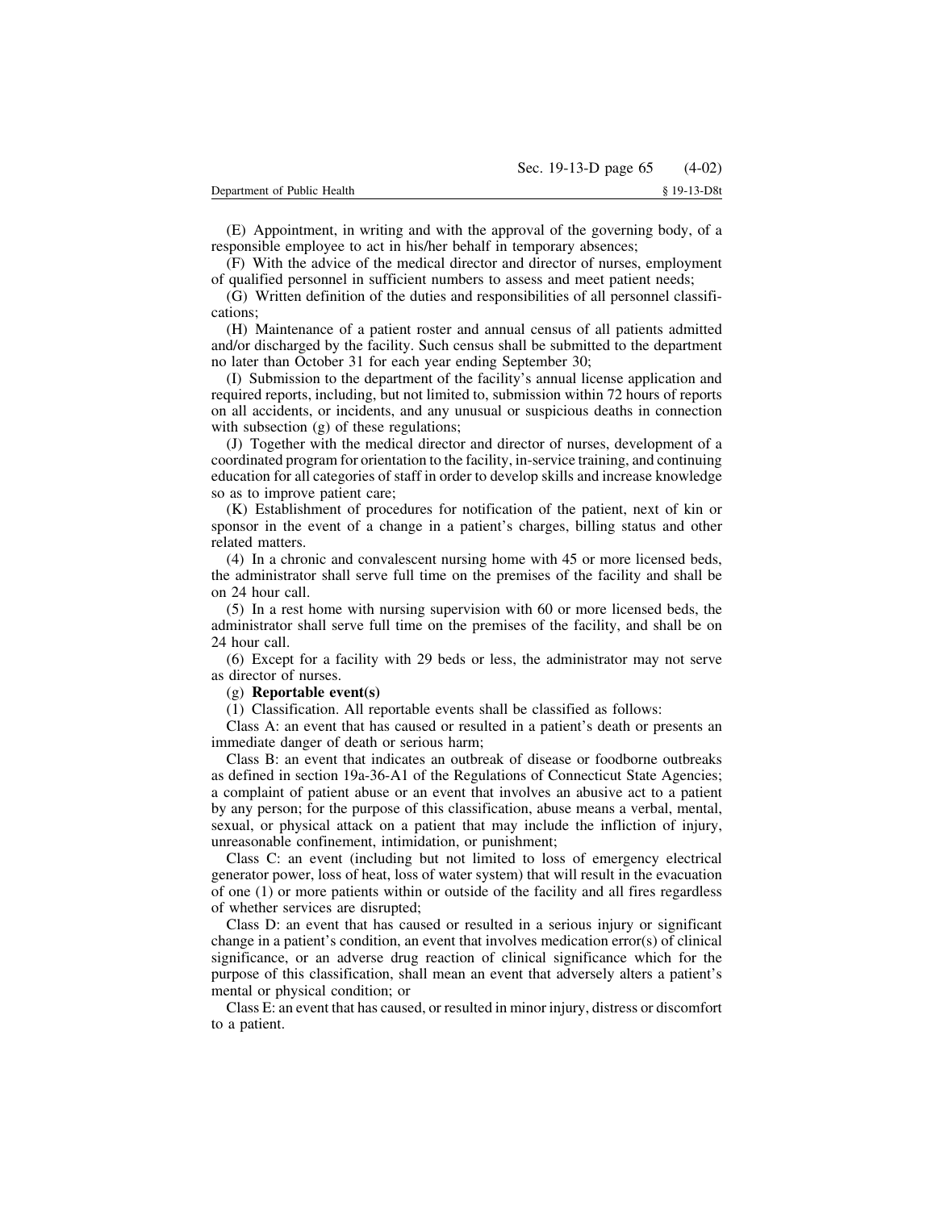(E) Appointment, in writing and with the approval of the governing body, of a responsible employee to act in his/her behalf in temporary absences;

(F) With the advice of the medical director and director of nurses, employment of qualified personnel in sufficient numbers to assess and meet patient needs;

(G) Written definition of the duties and responsibilities of all personnel classifications;

(H) Maintenance of a patient roster and annual census of all patients admitted and/or discharged by the facility. Such census shall be submitted to the department no later than October 31 for each year ending September 30;

(I) Submission to the department of the facility's annual license application and required reports, including, but not limited to, submission within 72 hours of reports on all accidents, or incidents, and any unusual or suspicious deaths in connection with subsection (g) of these regulations;

(J) Together with the medical director and director of nurses, development of a coordinated program for orientation to the facility, in-service training, and continuing education for all categories of staff in order to develop skills and increase knowledge so as to improve patient care;

(K) Establishment of procedures for notification of the patient, next of kin or sponsor in the event of a change in a patient's charges, billing status and other related matters.

(4) In a chronic and convalescent nursing home with 45 or more licensed beds, the administrator shall serve full time on the premises of the facility and shall be on 24 hour call.

(5) In a rest home with nursing supervision with 60 or more licensed beds, the administrator shall serve full time on the premises of the facility, and shall be on 24 hour call.

(6) Except for a facility with 29 beds or less, the administrator may not serve as director of nurses.

(g) **Reportable event(s)**

(1) Classification. All reportable events shall be classified as follows:

Class A: an event that has caused or resulted in a patient's death or presents an immediate danger of death or serious harm;

Class B: an event that indicates an outbreak of disease or foodborne outbreaks as defined in section 19a-36-A1 of the Regulations of Connecticut State Agencies; a complaint of patient abuse or an event that involves an abusive act to a patient by any person; for the purpose of this classification, abuse means a verbal, mental, sexual, or physical attack on a patient that may include the infliction of injury, unreasonable confinement, intimidation, or punishment;

Class C: an event (including but not limited to loss of emergency electrical generator power, loss of heat, loss of water system) that will result in the evacuation of one (1) or more patients within or outside of the facility and all fires regardless of whether services are disrupted;

Class D: an event that has caused or resulted in a serious injury or significant change in a patient's condition, an event that involves medication error(s) of clinical significance, or an adverse drug reaction of clinical significance which for the purpose of this classification, shall mean an event that adversely alters a patient's mental or physical condition; or

Class E: an event that has caused, or resulted in minor injury, distress or discomfort to a patient.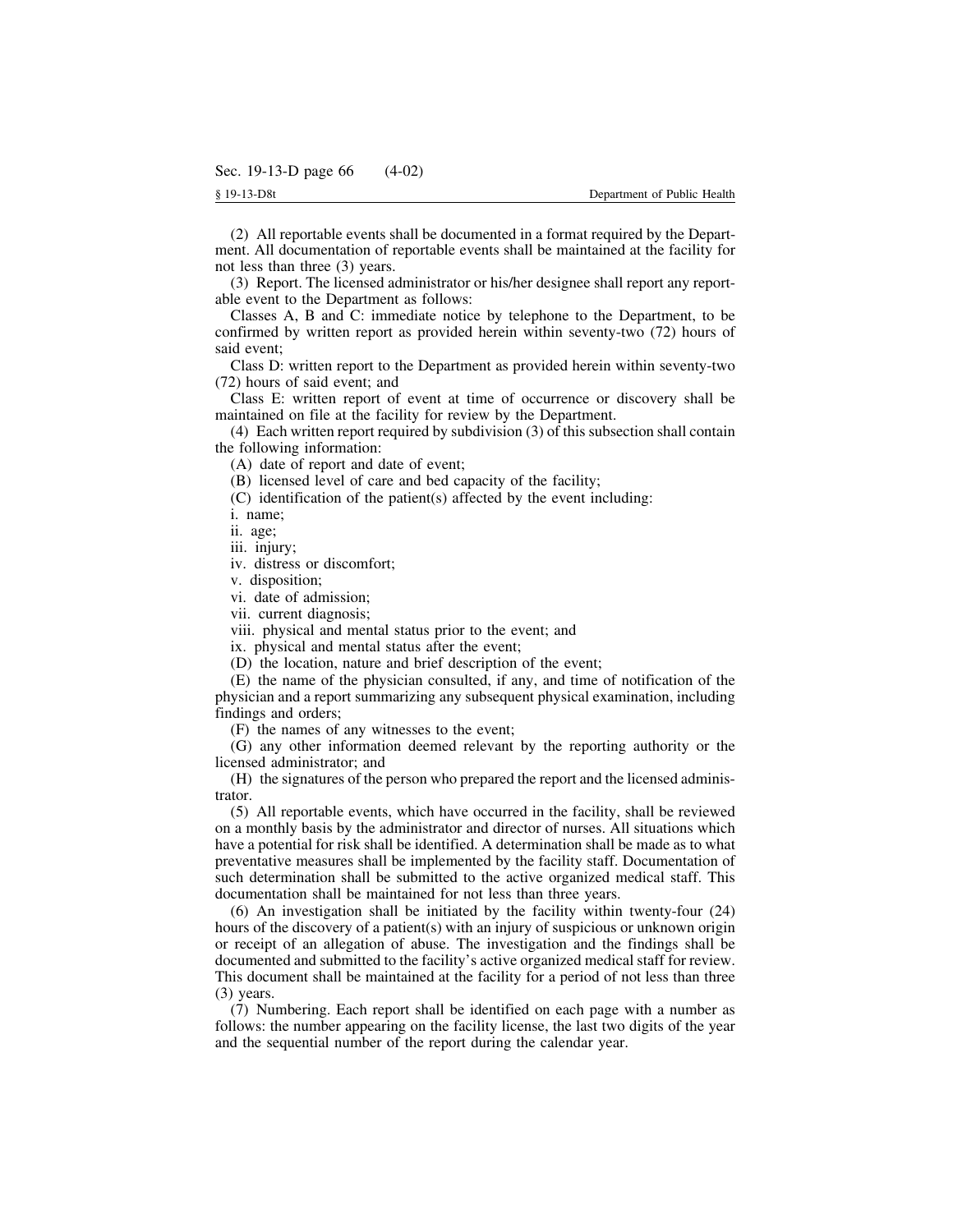(2) All reportable events shall be documented in a format required by the Department. All documentation of reportable events shall be maintained at the facility for not less than three (3) years.

(3) Report. The licensed administrator or his/her designee shall report any reportable event to the Department as follows:

Classes A, B and C: immediate notice by telephone to the Department, to be confirmed by written report as provided herein within seventy-two (72) hours of said event;

Class D: written report to the Department as provided herein within seventy-two (72) hours of said event; and

Class E: written report of event at time of occurrence or discovery shall be maintained on file at the facility for review by the Department.

(4) Each written report required by subdivision (3) of this subsection shall contain the following information:

(A) date of report and date of event;

(B) licensed level of care and bed capacity of the facility;

(C) identification of the patient(s) affected by the event including:

i. name;

ii. age;

iii. injury;

iv. distress or discomfort;

v. disposition;

vi. date of admission;

vii. current diagnosis;

viii. physical and mental status prior to the event; and

ix. physical and mental status after the event;

(D) the location, nature and brief description of the event;

(E) the name of the physician consulted, if any, and time of notification of the physician and a report summarizing any subsequent physical examination, including findings and orders;

(F) the names of any witnesses to the event;

(G) any other information deemed relevant by the reporting authority or the licensed administrator; and

(H) the signatures of the person who prepared the report and the licensed administrator.

(5) All reportable events, which have occurred in the facility, shall be reviewed on a monthly basis by the administrator and director of nurses. All situations which have a potential for risk shall be identified. A determination shall be made as to what preventative measures shall be implemented by the facility staff. Documentation of such determination shall be submitted to the active organized medical staff. This documentation shall be maintained for not less than three years.

(6) An investigation shall be initiated by the facility within twenty-four (24) hours of the discovery of a patient(s) with an injury of suspicious or unknown origin or receipt of an allegation of abuse. The investigation and the findings shall be documented and submitted to the facility's active organized medical staff for review. This document shall be maintained at the facility for a period of not less than three (3) years.

(7) Numbering. Each report shall be identified on each page with a number as follows: the number appearing on the facility license, the last two digits of the year and the sequential number of the report during the calendar year.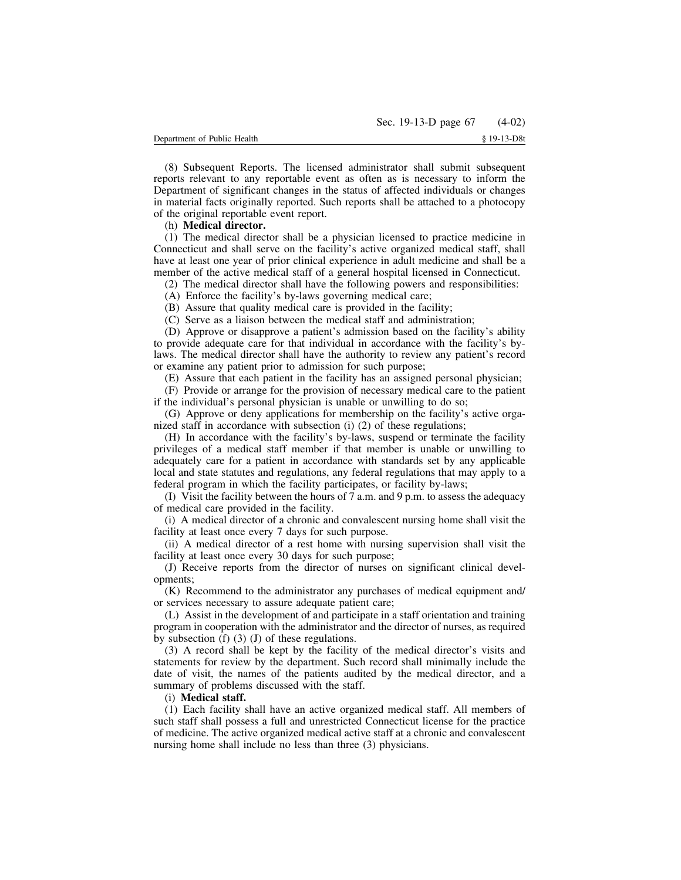(8) Subsequent Reports. The licensed administrator shall submit subsequent reports relevant to any reportable event as often as is necessary to inform the Department of significant changes in the status of affected individuals or changes in material facts originally reported. Such reports shall be attached to a photocopy of the original reportable event report.

(h) **Medical director.**

(1) The medical director shall be a physician licensed to practice medicine in Connecticut and shall serve on the facility's active organized medical staff, shall have at least one year of prior clinical experience in adult medicine and shall be a member of the active medical staff of a general hospital licensed in Connecticut.

(2) The medical director shall have the following powers and responsibilities:

(A) Enforce the facility's by-laws governing medical care;

(B) Assure that quality medical care is provided in the facility;

(C) Serve as a liaison between the medical staff and administration;

(D) Approve or disapprove a patient's admission based on the facility's ability to provide adequate care for that individual in accordance with the facility's by-laws. The medical director shall have the authority to review any patient's record or examine any patient prior to admission for such purpose;

(E) Assure that each patient in the facility has an assigned personal physician;

(F) Provide or arrange for the provision of necessary medical care to the patient if the individual's personal physician is unable or unwilling to do so;

(G) Approve or deny applications for membership on the facility's active organized staff in accordance with subsection (i) (2) of these regulations;

(H) In accordance with the facility's by-laws, suspend or terminate the facility privileges of a medical staff member if that member is unable or unwilling to adequately care for a patient in accordance with standards set by any applicable local and state statutes and regulations, any federal regulations that may apply to a federal program in which the facility participates, or facility by-laws;

(I) Visit the facility between the hours of 7 a.m. and 9 p.m. to assess the adequacy of medical care provided in the facility.

(i) A medical director of a chronic and convalescent nursing home shall visit the facility at least once every 7 days for such purpose.

(ii) A medical director of a rest home with nursing supervision shall visit the facility at least once every 30 days for such purpose;

(J) Receive reports from the director of nurses on significant clinical developments;

(K) Recommend to the administrator any purchases of medical equipment and/or services necessary to assure adequate patient care;

(L) Assist in the development of and participate in a staff orientation and training program in cooperation with the administrator and the director of nurses, as required by subsection (f) (3) (J) of these regulations.

(3) A record shall be kept by the facility of the medical director's visits and statements for review by the department. Such record shall minimally include the date of visit, the names of the patients audited by the medical director, and a summary of problems discussed with the staff.

(i) **Medical staff.**

(1) Each facility shall have an active organized medical staff. All members of such staff shall possess a full and unrestricted Connecticut license for the practice of medicine. The active organized medical active staff at a chronic and convalescent nursing home shall include no less than three (3) physicians.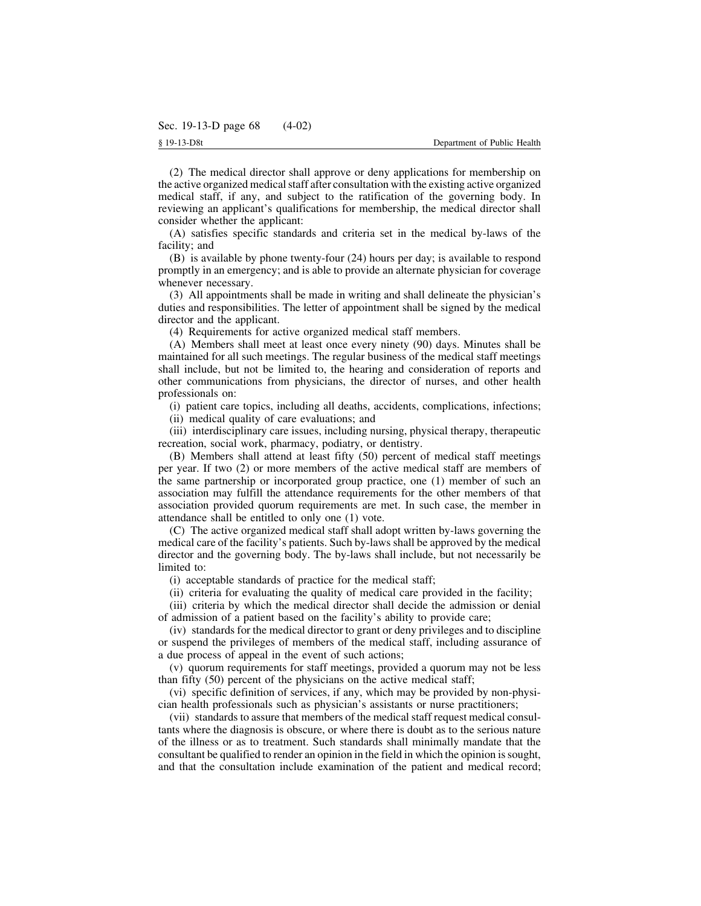(2) The medical director shall approve or deny applications for membership on the active organized medical staff after consultation with the existing active organized medical staff, if any, and subject to the ratification of the governing body. In reviewing an applicant's qualifications for membership, the medical director shall consider whether the applicant:

(A) satisfies specific standards and criteria set in the medical by-laws of the facility; and

(B) is available by phone twenty-four (24) hours per day; is available to respond promptly in an emergency; and is able to provide an alternate physician for coverage whenever necessary.

(3) All appointments shall be made in writing and shall delineate the physician's duties and responsibilities. The letter of appointment shall be signed by the medical director and the applicant.

(4) Requirements for active organized medical staff members.

(A) Members shall meet at least once every ninety (90) days. Minutes shall be maintained for all such meetings. The regular business of the medical staff meetings shall include, but not be limited to, the hearing and consideration of reports and other communications from physicians, the director of nurses, and other health professionals on:

(i) patient care topics, including all deaths, accidents, complications, infections;

(ii) medical quality of care evaluations; and

(iii) interdisciplinary care issues, including nursing, physical therapy, therapeutic recreation, social work, pharmacy, podiatry, or dentistry.

(B) Members shall attend at least fifty (50) percent of medical staff meetings per year. If two (2) or more members of the active medical staff are members of the same partnership or incorporated group practice, one (1) member of such an association may fulfill the attendance requirements for the other members of that association provided quorum requirements are met. In such case, the member in attendance shall be entitled to only one (1) vote.

(C) The active organized medical staff shall adopt written by-laws governing the medical care of the facility's patients. Such by-laws shall be approved by the medical director and the governing body. The by-laws shall include, but not necessarily be limited to:

(i) acceptable standards of practice for the medical staff;

(ii) criteria for evaluating the quality of medical care provided in the facility;

(iii) criteria by which the medical director shall decide the admission or denial of admission of a patient based on the facility's ability to provide care;

(iv) standards for the medical director to grant or deny privileges and to discipline or suspend the privileges of members of the medical staff, including assurance of a due process of appeal in the event of such actions;

(v) quorum requirements for staff meetings, provided a quorum may not be less than fifty (50) percent of the physicians on the active medical staff;

(vi) specific definition of services, if any, which may be provided by non-physician health professionals such as physician's assistants or nurse practitioners;

(vii) standards to assure that members of the medical staff request medical consultants where the diagnosis is obscure, or where there is doubt as to the serious nature of the illness or as to treatment. Such standards shall minimally mandate that the consultant be qualified to render an opinion in the field in which the opinion is sought, and that the consultation include examination of the patient and medical record;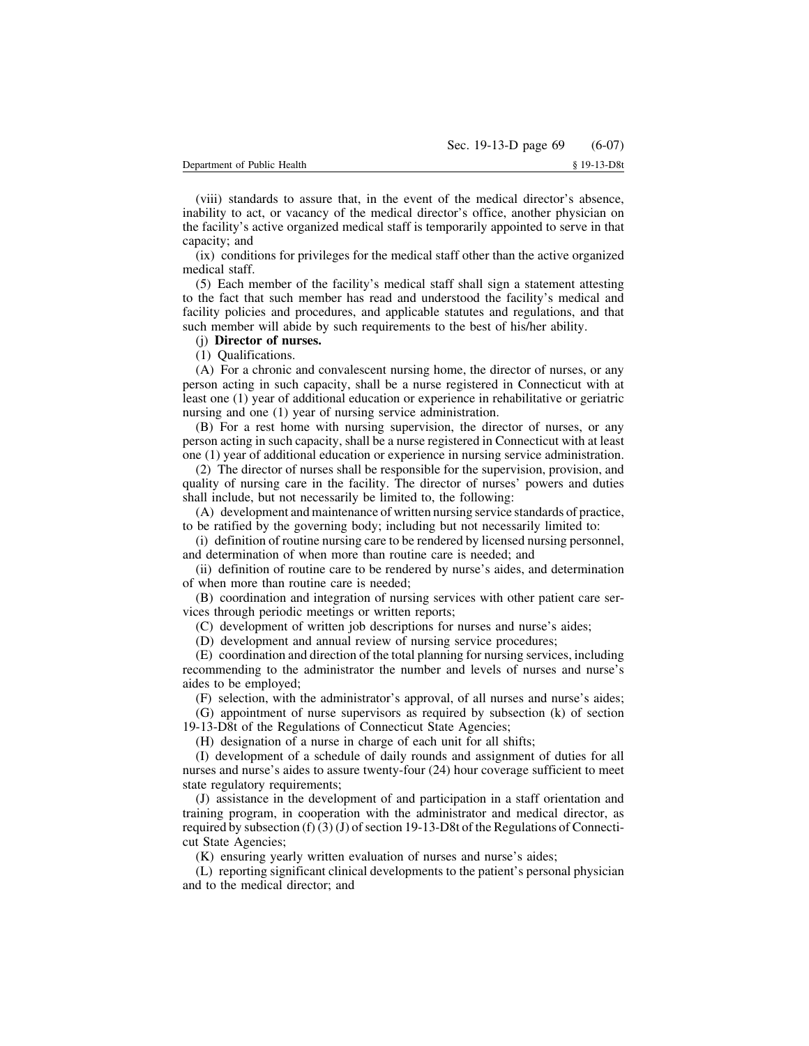(viii) standards to assure that, in the event of the medical director's absence, inability to act, or vacancy of the medical director's office, another physician on the facility's active organized medical staff is temporarily appointed to serve in that capacity; and

(ix) conditions for privileges for the medical staff other than the active organized medical staff.

(5) Each member of the facility's medical staff shall sign a statement attesting to the fact that such member has read and understood the facility's medical and facility policies and procedures, and applicable statutes and regulations, and that such member will abide by such requirements to the best of his/her ability.

(j) **Director of nurses.**

(1) Qualifications.

(A) For a chronic and convalescent nursing home, the director of nurses, or any person acting in such capacity, shall be a nurse registered in Connecticut with at least one (1) year of additional education or experience in rehabilitative or geriatric nursing and one (1) year of nursing service administration.

(B) For a rest home with nursing supervision, the director of nurses, or any person acting in such capacity, shall be a nurse registered in Connecticut with at least one (1) year of additional education or experience in nursing service administration.

(2) The director of nurses shall be responsible for the supervision, provision, and quality of nursing care in the facility. The director of nurses' powers and duties shall include, but not necessarily be limited to, the following:

(A) development and maintenance of written nursing service standards of practice, to be ratified by the governing body; including but not necessarily limited to:

(i) definition of routine nursing care to be rendered by licensed nursing personnel, and determination of when more than routine care is needed; and

(ii) definition of routine care to be rendered by nurse's aides, and determination of when more than routine care is needed;

(B) coordination and integration of nursing services with other patient care services through periodic meetings or written reports;

(C) development of written job descriptions for nurses and nurse's aides;

(D) development and annual review of nursing service procedures;

(E) coordination and direction of the total planning for nursing services, including recommending to the administrator the number and levels of nurses and nurse's aides to be employed;

(F) selection, with the administrator's approval, of all nurses and nurse's aides;

(G) appointment of nurse supervisors as required by subsection (k) of section 19-13-D8t of the Regulations of Connecticut State Agencies;

(H) designation of a nurse in charge of each unit for all shifts;

(I) development of a schedule of daily rounds and assignment of duties for all nurses and nurse's aides to assure twenty-four (24) hour coverage sufficient to meet state regulatory requirements;

(J) assistance in the development of and participation in a staff orientation and training program, in cooperation with the administrator and medical director, as required by subsection (f) (3) (J) of section 19-13-D8t of the Regulations of Connecticut State Agencies;

(K) ensuring yearly written evaluation of nurses and nurse's aides;

(L) reporting significant clinical developments to the patient's personal physician and to the medical director; and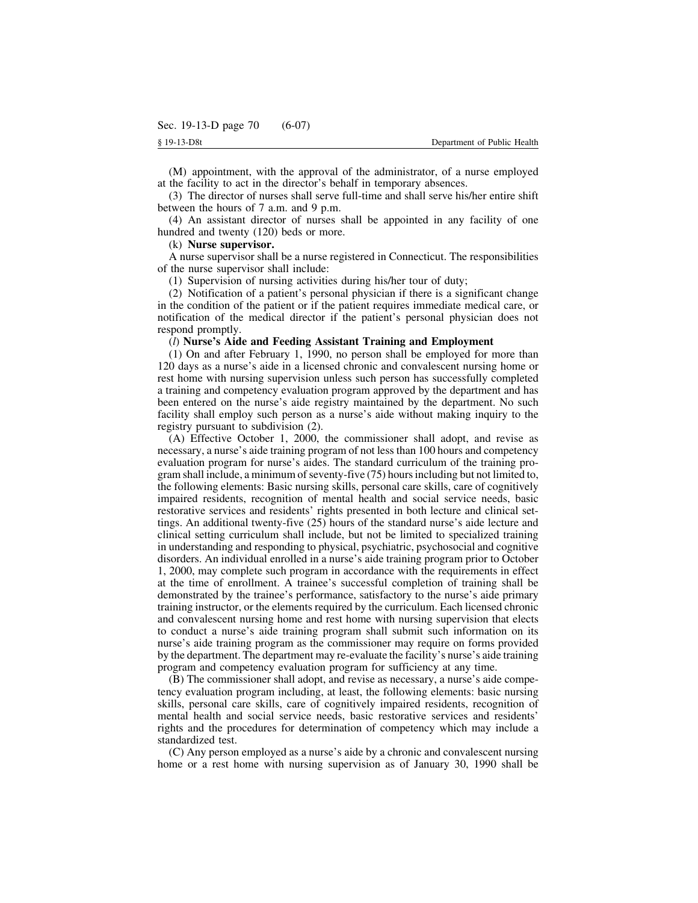(M) appointment, with the approval of the administrator, of a nurse employed at the facility to act in the director's behalf in temporary absences.

(3) The director of nurses shall serve full-time and shall serve his/her entire shift between the hours of 7 a.m. and 9 p.m.

(4) An assistant director of nurses shall be appointed in any facility of one hundred and twenty (120) beds or more.

(k) **Nurse supervisor.**

A nurse supervisor shall be a nurse registered in Connecticut. The responsibilities of the nurse supervisor shall include:

(1) Supervision of nursing activities during his/her tour of duty;

(2) Notification of a patient's personal physician if there is a significant change in the condition of the patient or if the patient requires immediate medical care, or notification of the medical director if the patient's personal physician does not respond promptly.

(*l*) **Nurse's Aide and Feeding Assistant Training and Employment**

(1) On and after February 1, 1990, no person shall be employed for more than 120 days as a nurse's aide in a licensed chronic and convalescent nursing home or rest home with nursing supervision unless such person has successfully completed a training and competency evaluation program approved by the department and has been entered on the nurse's aide registry maintained by the department. No such facility shall employ such person as a nurse's aide without making inquiry to the registry pursuant to subdivision (2).

(A) Effective October 1, 2000, the commissioner shall adopt, and revise as necessary, a nurse's aide training program of not less than 100 hours and competency evaluation program for nurse's aides. The standard curriculum of the training program shall include, a minimum of seventy-five (75) hours including but not limited to, the following elements: Basic nursing skills, personal care skills, care of cognitively impaired residents, recognition of mental health and social service needs, basic restorative services and residents' rights presented in both lecture and clinical settings. An additional twenty-five (25) hours of the standard nurse's aide lecture and clinical setting curriculum shall include, but not be limited to specialized training in understanding and responding to physical, psychiatric, psychosocial and cognitive disorders. An individual enrolled in a nurse's aide training program prior to October 1, 2000, may complete such program in accordance with the requirements in effect at the time of enrollment. A trainee's successful completion of training shall be demonstrated by the trainee's performance, satisfactory to the nurse's aide primary training instructor, or the elements required by the curriculum. Each licensed chronic and convalescent nursing home and rest home with nursing supervision that elects to conduct a nurse's aide training program shall submit such information on its nurse's aide training program as the commissioner may require on forms provided by the department. The department may re-evaluate the facility's nurse's aide training program and competency evaluation program for sufficiency at any time.

(B) The commissioner shall adopt, and revise as necessary, a nurse's aide competency evaluation program including, at least, the following elements: basic nursing skills, personal care skills, care of cognitively impaired residents, recognition of mental health and social service needs, basic restorative services and residents' rights and the procedures for determination of competency which may include a standardized test.

(C) Any person employed as a nurse's aide by a chronic and convalescent nursing home or a rest home with nursing supervision as of January 30, 1990 shall be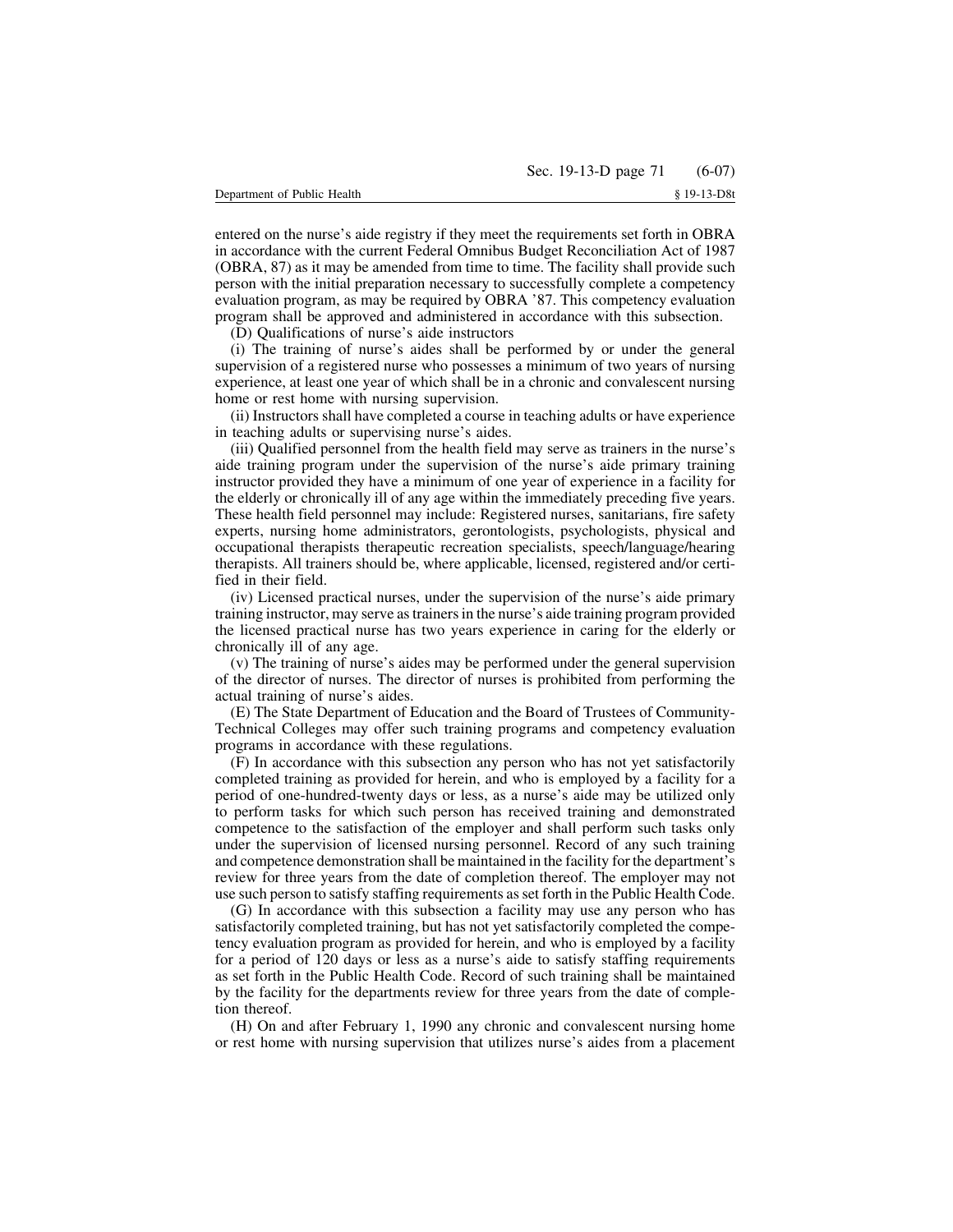entered on the nurse's aide registry if they meet the requirements set forth in OBRA in accordance with the current Federal Omnibus Budget Reconciliation Act of 1987 (OBRA, 87) as it may be amended from time to time. The facility shall provide such person with the initial preparation necessary to successfully complete a competency evaluation program, as may be required by OBRA '87. This competency evaluation program shall be approved and administered in accordance with this subsection.

(D) Qualifications of nurse's aide instructors

(i) The training of nurse's aides shall be performed by or under the general supervision of a registered nurse who possesses a minimum of two years of nursing experience, at least one year of which shall be in a chronic and convalescent nursing home or rest home with nursing supervision.

(ii) Instructors shall have completed a course in teaching adults or have experience in teaching adults or supervising nurse's aides.

(iii) Qualified personnel from the health field may serve as trainers in the nurse's aide training program under the supervision of the nurse's aide primary training instructor provided they have a minimum of one year of experience in a facility for the elderly or chronically ill of any age within the immediately preceding five years. These health field personnel may include: Registered nurses, sanitarians, fire safety experts, nursing home administrators, gerontologists, psychologists, physical and occupational therapists therapeutic recreation specialists, speech/language/hearing therapists. All trainers should be, where applicable, licensed, registered and/or certified in their field.

(iv) Licensed practical nurses, under the supervision of the nurse's aide primary training instructor, may serve as trainers in the nurse's aide training program provided the licensed practical nurse has two years experience in caring for the elderly or chronically ill of any age.

(v) The training of nurse's aides may be performed under the general supervision of the director of nurses. The director of nurses is prohibited from performing the actual training of nurse's aides.

(E) The State Department of Education and the Board of Trustees of Community-Technical Colleges may offer such training programs and competency evaluation programs in accordance with these regulations.

(F) In accordance with this subsection any person who has not yet satisfactorily completed training as provided for herein, and who is employed by a facility for a period of one-hundred-twenty days or less, as a nurse's aide may be utilized only to perform tasks for which such person has received training and demonstrated competence to the satisfaction of the employer and shall perform such tasks only under the supervision of licensed nursing personnel. Record of any such training and competence demonstration shall be maintained in the facility for the department's review for three years from the date of completion thereof. The employer may not use such person to satisfy staffing requirements as set forth in the Public Health Code.

(G) In accordance with this subsection a facility may use any person who has satisfactorily completed training, but has not yet satisfactorily completed the competency evaluation program as provided for herein, and who is employed by a facility for a period of 120 days or less as a nurse's aide to satisfy staffing requirements as set forth in the Public Health Code. Record of such training shall be maintained by the facility for the departments review for three years from the date of completion thereof.

(H) On and after February 1, 1990 any chronic and convalescent nursing home or rest home with nursing supervision that utilizes nurse's aides from a placement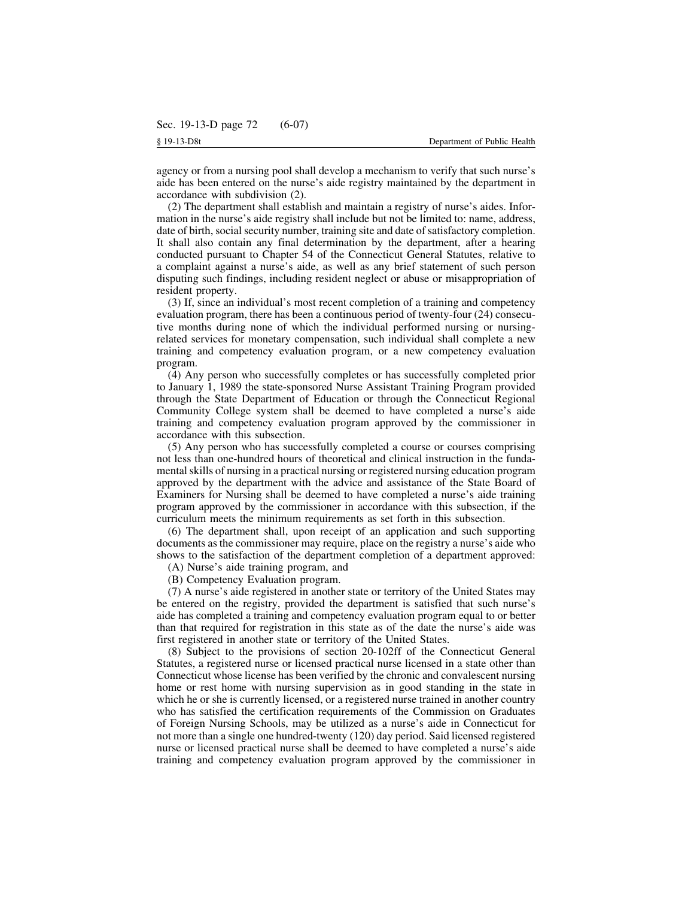agency or from a nursing pool shall develop a mechanism to verify that such nurse's aide has been entered on the nurse's aide registry maintained by the department in accordance with subdivision (2).

(2) The department shall establish and maintain a registry of nurse's aides. Information in the nurse's aide registry shall include but not be limited to: name, address, date of birth, social security number, training site and date of satisfactory completion. It shall also contain any final determination by the department, after a hearing conducted pursuant to Chapter 54 of the Connecticut General Statutes, relative to a complaint against a nurse's aide, as well as any brief statement of such person disputing such findings, including resident neglect or abuse or misappropriation of resident property.

(3) If, since an individual's most recent completion of a training and competency evaluation program, there has been a continuous period of twenty-four (24) consecutive months during none of which the individual performed nursing or nursing-related services for monetary compensation, such individual shall complete a new training and competency evaluation program, or a new competency evaluation program.

(4) Any person who successfully completes or has successfully completed prior to January 1, 1989 the state-sponsored Nurse Assistant Training Program provided through the State Department of Education or through the Connecticut Regional Community College system shall be deemed to have completed a nurse's aide training and competency evaluation program approved by the commissioner in accordance with this subsection.

(5) Any person who has successfully completed a course or courses comprising not less than one-hundred hours of theoretical and clinical instruction in the fundamental skills of nursing in a practical nursing or registered nursing education program approved by the department with the advice and assistance of the State Board of Examiners for Nursing shall be deemed to have completed a nurse's aide training program approved by the commissioner in accordance with this subsection, if the curriculum meets the minimum requirements as set forth in this subsection.

(6) The department shall, upon receipt of an application and such supporting documents as the commissioner may require, place on the registry a nurse's aide who shows to the satisfaction of the department completion of a department approved:

(A) Nurse's aide training program, and

(B) Competency Evaluation program.

(7) A nurse's aide registered in another state or territory of the United States may be entered on the registry, provided the department is satisfied that such nurse's aide has completed a training and competency evaluation program equal to or better than that required for registration in this state as of the date the nurse's aide was first registered in another state or territory of the United States.

(8) Subject to the provisions of section 20-102ff of the Connecticut General Statutes, a registered nurse or licensed practical nurse licensed in a state other than Connecticut whose license has been verified by the chronic and convalescent nursing home or rest home with nursing supervision as in good standing in the state in which he or she is currently licensed, or a registered nurse trained in another country who has satisfied the certification requirements of the Commission on Graduates of Foreign Nursing Schools, may be utilized as a nurse's aide in Connecticut for not more than a single one hundred-twenty (120) day period. Said licensed registered nurse or licensed practical nurse shall be deemed to have completed a nurse's aide training and competency evaluation program approved by the commissioner in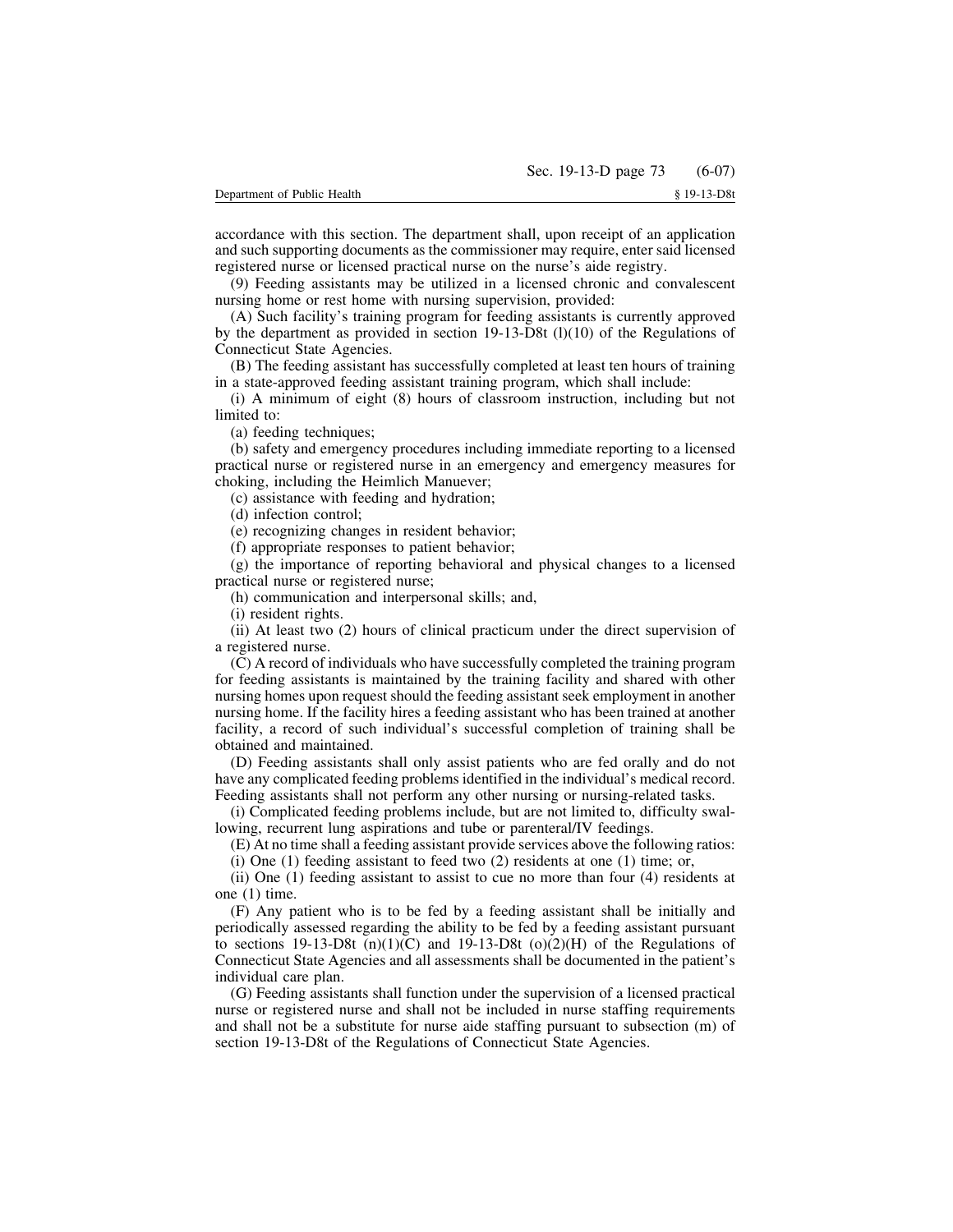accordance with this section. The department shall, upon receipt of an application and such supporting documents as the commissioner may require, enter said licensed registered nurse or licensed practical nurse on the nurse's aide registry.

(9) Feeding assistants may be utilized in a licensed chronic and convalescent nursing home or rest home with nursing supervision, provided:

(A) Such facility's training program for feeding assistants is currently approved by the department as provided in section 19-13-D8t (l)(10) of the Regulations of Connecticut State Agencies.

(B) The feeding assistant has successfully completed at least ten hours of training in a state-approved feeding assistant training program, which shall include:

(i) A minimum of eight (8) hours of classroom instruction, including but not limited to:

(a) feeding techniques;

(b) safety and emergency procedures including immediate reporting to a licensed practical nurse or registered nurse in an emergency and emergency measures for choking, including the Heimlich Manuever;

(c) assistance with feeding and hydration;

(d) infection control;

(e) recognizing changes in resident behavior;

(f) appropriate responses to patient behavior;

(g) the importance of reporting behavioral and physical changes to a licensed practical nurse or registered nurse;

(h) communication and interpersonal skills; and,

(i) resident rights.

(ii) At least two (2) hours of clinical practicum under the direct supervision of a registered nurse.

(C) A record of individuals who have successfully completed the training program for feeding assistants is maintained by the training facility and shared with other nursing homes upon request should the feeding assistant seek employment in another nursing home. If the facility hires a feeding assistant who has been trained at another facility, a record of such individual's successful completion of training shall be obtained and maintained.

(D) Feeding assistants shall only assist patients who are fed orally and do not have any complicated feeding problems identified in the individual's medical record. Feeding assistants shall not perform any other nursing or nursing-related tasks.

(i) Complicated feeding problems include, but are not limited to, difficulty swallowing, recurrent lung aspirations and tube or parenteral/IV feedings.

(E) At no time shall a feeding assistant provide services above the following ratios:

(i) One (1) feeding assistant to feed two (2) residents at one (1) time; or,

(ii) One (1) feeding assistant to assist to cue no more than four (4) residents at one (1) time.

(F) Any patient who is to be fed by a feeding assistant shall be initially and periodically assessed regarding the ability to be fed by a feeding assistant pursuant to sections 19-13-D8t (n)(1)(C) and 19-13-D8t (o)(2)(H) of the Regulations of Connecticut State Agencies and all assessments shall be documented in the patient's individual care plan.

(G) Feeding assistants shall function under the supervision of a licensed practical nurse or registered nurse and shall not be included in nurse staffing requirements and shall not be a substitute for nurse aide staffing pursuant to subsection (m) of section 19-13-D8t of the Regulations of Connecticut State Agencies.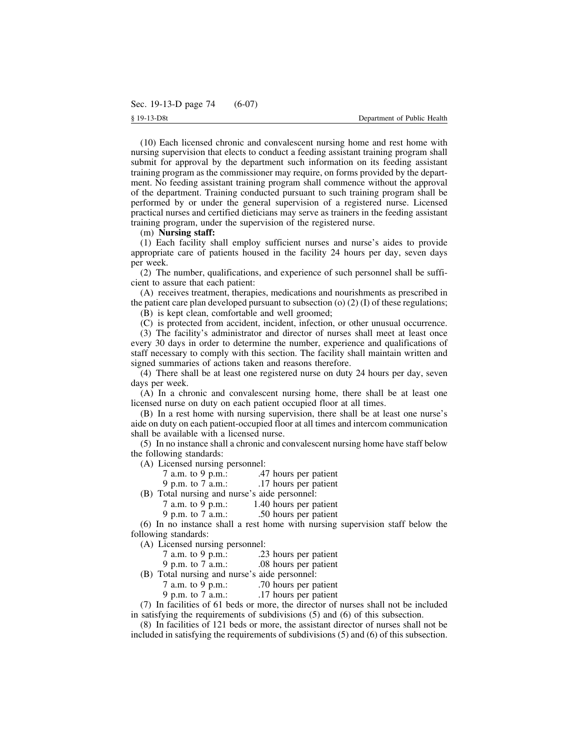(10) Each licensed chronic and convalescent nursing home and rest home with nursing supervision that elects to conduct a feeding assistant training program shall submit for approval by the department such information on its feeding assistant training program as the commissioner may require, on forms provided by the department. No feeding assistant training program shall commence without the approval of the department. Training conducted pursuant to such training program shall be performed by or under the general supervision of a registered nurse. Licensed practical nurses and certified dieticians may serve as trainers in the feeding assistant training program, under the supervision of the registered nurse.

(m) **Nursing staff:**

(1) Each facility shall employ sufficient nurses and nurse's aides to provide appropriate care of patients housed in the facility 24 hours per day, seven days per week.

(2) The number, qualifications, and experience of such personnel shall be sufficient to assure that each patient:

(A) receives treatment, therapies, medications and nourishments as prescribed in the patient care plan developed pursuant to subsection (o) (2) (I) of these regulations;

(B) is kept clean, comfortable and well groomed;

(C) is protected from accident, incident, infection, or other unusual occurrence.

(3) The facility's administrator and director of nurses shall meet at least once every 30 days in order to determine the number, experience and qualifications of staff necessary to comply with this section. The facility shall maintain written and signed summaries of actions taken and reasons therefore.

(4) There shall be at least one registered nurse on duty 24 hours per day, seven days per week.

(A) In a chronic and convalescent nursing home, there shall be at least one licensed nurse on duty on each patient occupied floor at all times.

(B) In a rest home with nursing supervision, there shall be at least one nurse's aide on duty on each patient-occupied floor at all times and intercom communication shall be available with a licensed nurse.

(5) In no instance shall a chronic and convalescent nursing home have staff below the following standards:

(A) Licensed nursing personnel:

7 a.m. to 9 p.m.: .47 hours per patient
9 p.m. to 7 a.m.: .17 hours per patient

(B) Total nursing and nurse's aide personnel:

7 a.m. to 9 p.m.: 1.40 hours per patient
9 p.m. to 7 a.m.: .50 hours per patient

(6) In no instance shall a rest home with nursing supervision staff below the following standards:

(A) Licensed nursing personnel:

7 a.m. to 9 p.m.: .23 hours per patient
9 p.m. to 7 a.m.: .08 hours per patient

(B) Total nursing and nurse's aide personnel:

7 a.m. to 9 p.m.: .70 hours per patient
9 p.m. to 7 a.m.: .17 hours per patient

(7) In facilities of 61 beds or more, the director of nurses shall not be included in satisfying the requirements of subdivisions (5) and (6) of this subsection.

(8) In facilities of 121 beds or more, the assistant director of nurses shall not be included in satisfying the requirements of subdivisions (5) and (6) of this subsection.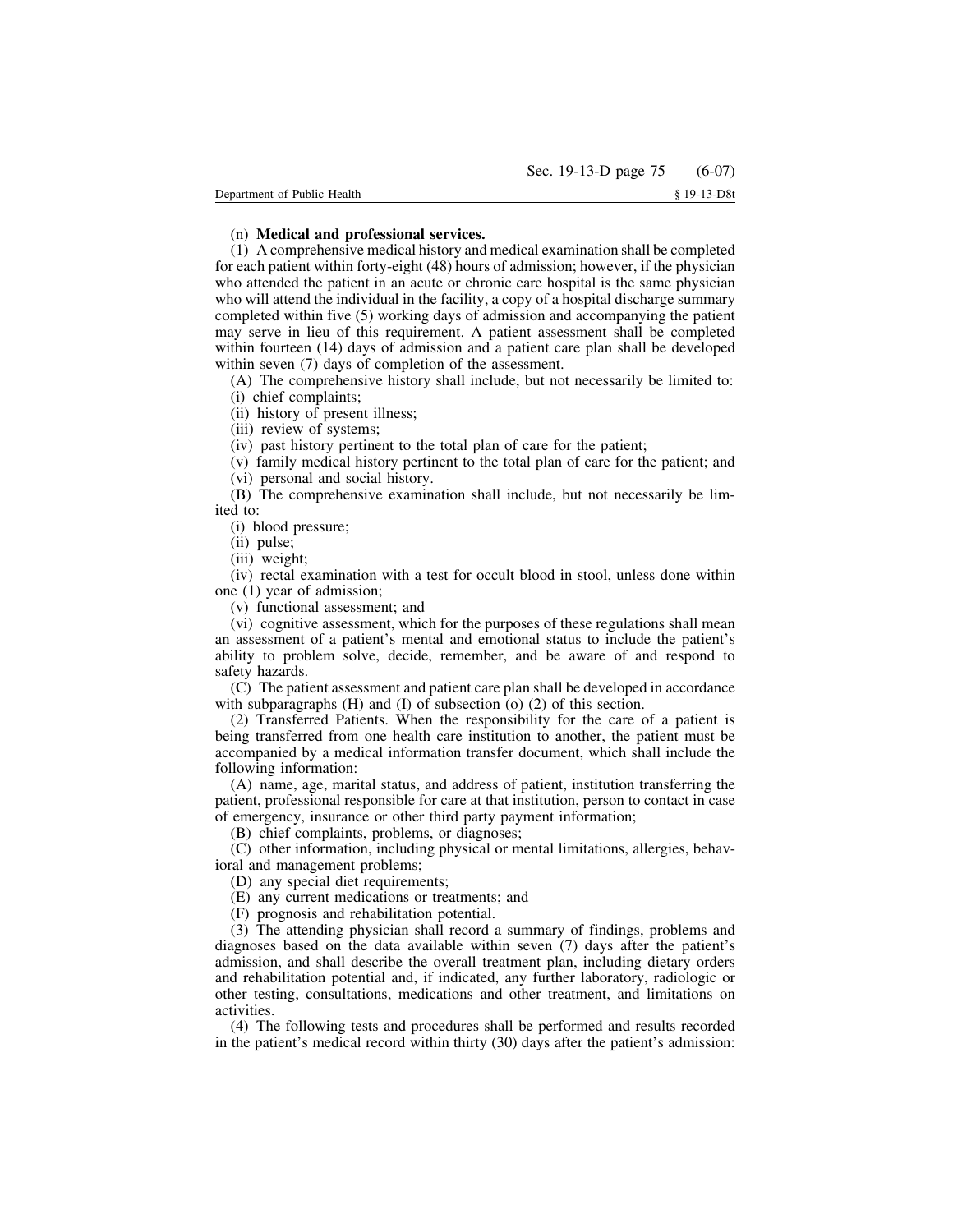(n) **Medical and professional services.**

(1) A comprehensive medical history and medical examination shall be completed for each patient within forty-eight (48) hours of admission; however, if the physician who attended the patient in an acute or chronic care hospital is the same physician who will attend the individual in the facility, a copy of a hospital discharge summary completed within five (5) working days of admission and accompanying the patient may serve in lieu of this requirement. A patient assessment shall be completed within fourteen (14) days of admission and a patient care plan shall be developed within seven (7) days of completion of the assessment.

(A) The comprehensive history shall include, but not necessarily be limited to:

(i) chief complaints;

(ii) history of present illness;

(iii) review of systems;

(iv) past history pertinent to the total plan of care for the patient;

(v) family medical history pertinent to the total plan of care for the patient; and

(vi) personal and social history.

(B) The comprehensive examination shall include, but not necessarily be limited to:

(i) blood pressure;

(ii) pulse;

(iii) weight;

(iv) rectal examination with a test for occult blood in stool, unless done within one (1) year of admission;

(v) functional assessment; and

(vi) cognitive assessment, which for the purposes of these regulations shall mean an assessment of a patient's mental and emotional status to include the patient's ability to problem solve, decide, remember, and be aware of and respond to safety hazards.

(C) The patient assessment and patient care plan shall be developed in accordance with subparagraphs (H) and (I) of subsection (o) (2) of this section.

(2) Transferred Patients. When the responsibility for the care of a patient is being transferred from one health care institution to another, the patient must be accompanied by a medical information transfer document, which shall include the following information:

(A) name, age, marital status, and address of patient, institution transferring the patient, professional responsible for care at that institution, person to contact in case of emergency, insurance or other third party payment information;

(B) chief complaints, problems, or diagnoses;

(C) other information, including physical or mental limitations, allergies, behavioral and management problems;

(D) any special diet requirements;

(E) any current medications or treatments; and

(F) prognosis and rehabilitation potential.

(3) The attending physician shall record a summary of findings, problems and diagnoses based on the data available within seven (7) days after the patient's admission, and shall describe the overall treatment plan, including dietary orders and rehabilitation potential and, if indicated, any further laboratory, radiologic or other testing, consultations, medications and other treatment, and limitations on activities.

(4) The following tests and procedures shall be performed and results recorded in the patient's medical record within thirty (30) days after the patient's admission: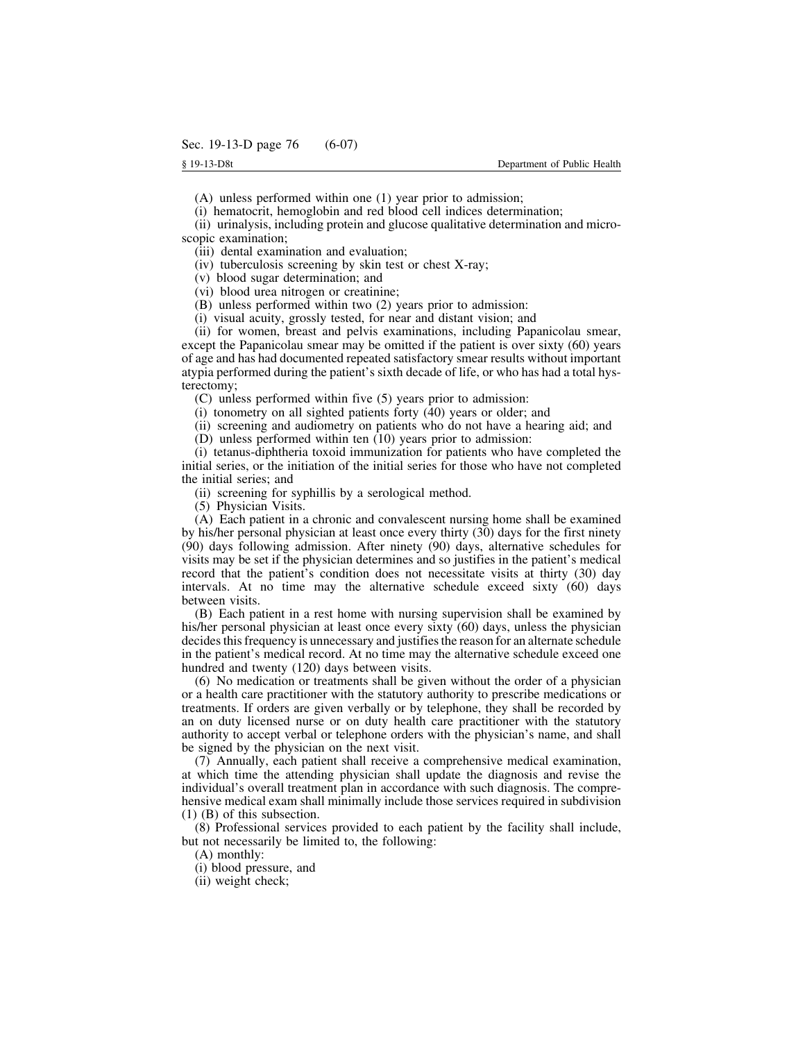(A) unless performed within one (1) year prior to admission;

(i) hematocrit, hemoglobin and red blood cell indices determination;

(ii) urinalysis, including protein and glucose qualitative determination and microscopic examination;

(iii) dental examination and evaluation;

(iv) tuberculosis screening by skin test or chest X-ray;

(v) blood sugar determination; and

(vi) blood urea nitrogen or creatinine;

(B) unless performed within two (2) years prior to admission:

(i) visual acuity, grossly tested, for near and distant vision; and

(ii) for women, breast and pelvis examinations, including Papanicolau smear, except the Papanicolau smear may be omitted if the patient is over sixty (60) years of age and has had documented repeated satisfactory smear results without important atypia performed during the patient's sixth decade of life, or who has had a total hysterectomy;

(C) unless performed within five (5) years prior to admission:

(i) tonometry on all sighted patients forty (40) years or older; and

(ii) screening and audiometry on patients who do not have a hearing aid; and

(D) unless performed within ten (10) years prior to admission:

(i) tetanus-diphtheria toxoid immunization for patients who have completed the initial series, or the initiation of the initial series for those who have not completed the initial series; and

(ii) screening for syphillis by a serological method.

(5) Physician Visits.

(A) Each patient in a chronic and convalescent nursing home shall be examined by his/her personal physician at least once every thirty (30) days for the first ninety (90) days following admission. After ninety (90) days, alternative schedules for visits may be set if the physician determines and so justifies in the patient's medical record that the patient's condition does not necessitate visits at thirty (30) day intervals. At no time may the alternative schedule exceed sixty (60) days between visits.

(B) Each patient in a rest home with nursing supervision shall be examined by his/her personal physician at least once every sixty (60) days, unless the physician decides this frequency is unnecessary and justifies the reason for an alternate schedule in the patient's medical record. At no time may the alternative schedule exceed one hundred and twenty (120) days between visits.

(6) No medication or treatments shall be given without the order of a physician or a health care practitioner with the statutory authority to prescribe medications or treatments. If orders are given verbally or by telephone, they shall be recorded by an on duty licensed nurse or on duty health care practitioner with the statutory authority to accept verbal or telephone orders with the physician's name, and shall be signed by the physician on the next visit.

(7) Annually, each patient shall receive a comprehensive medical examination, at which time the attending physician shall update the diagnosis and revise the individual's overall treatment plan in accordance with such diagnosis. The comprehensive medical exam shall minimally include those services required in subdivision (1) (B) of this subsection.

(8) Professional services provided to each patient by the facility shall include, but not necessarily be limited to, the following:

(A) monthly:

(i) blood pressure, and

(ii) weight check;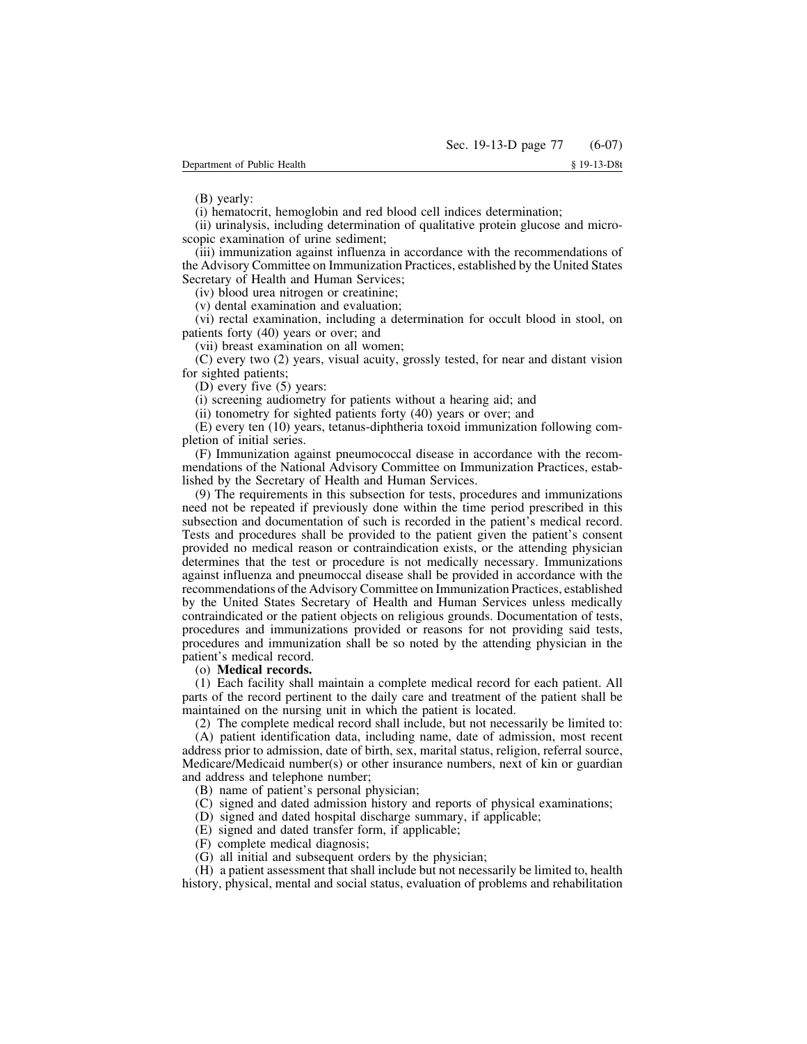(B) yearly:

(i) hematocrit, hemoglobin and red blood cell indices determination;

(ii) urinalysis, including determination of qualitative protein glucose and microscopic examination of urine sediment;

(iii) immunization against influenza in accordance with the recommendations of the Advisory Committee on Immunization Practices, established by the United States Secretary of Health and Human Services;

(iv) blood urea nitrogen or creatinine;

(v) dental examination and evaluation;

(vi) rectal examination, including a determination for occult blood in stool, on patients forty (40) years or over; and

(vii) breast examination on all women;

(C) every two (2) years, visual acuity, grossly tested, for near and distant vision for sighted patients;

(D) every five (5) years:

(i) screening audiometry for patients without a hearing aid; and

(ii) tonometry for sighted patients forty (40) years or over; and

(E) every ten (10) years, tetanus-diphtheria toxoid immunization following completion of initial series.

(F) Immunization against pneumococcal disease in accordance with the recommendations of the National Advisory Committee on Immunization Practices, established by the Secretary of Health and Human Services.

(9) The requirements in this subsection for tests, procedures and immunizations need not be repeated if previously done within the time period prescribed in this subsection and documentation of such is recorded in the patient's medical record. Tests and procedures shall be provided to the patient given the patient's consent provided no medical reason or contraindication exists, or the attending physician determines that the test or procedure is not medically necessary. Immunizations against influenza and pneumoccal disease shall be provided in accordance with the recommendations of the Advisory Committee on Immunization Practices, established by the United States Secretary of Health and Human Services unless medically contraindicated or the patient objects on religious grounds. Documentation of tests, procedures and immunizations provided or reasons for not providing said tests, procedures and immunization shall be so noted by the attending physician in the patient's medical record.

(o) **Medical records.**

(1) Each facility shall maintain a complete medical record for each patient. All parts of the record pertinent to the daily care and treatment of the patient shall be maintained on the nursing unit in which the patient is located.

(2) The complete medical record shall include, but not necessarily be limited to:

(A) patient identification data, including name, date of admission, most recent address prior to admission, date of birth, sex, marital status, religion, referral source, Medicare/Medicaid number(s) or other insurance numbers, next of kin or guardian and address and telephone number;

(B) name of patient's personal physician;

(C) signed and dated admission history and reports of physical examinations;

(D) signed and dated hospital discharge summary, if applicable;

(E) signed and dated transfer form, if applicable;

(F) complete medical diagnosis;

(G) all initial and subsequent orders by the physician;

(H) a patient assessment that shall include but not necessarily be limited to, health history, physical, mental and social status, evaluation of problems and rehabilitation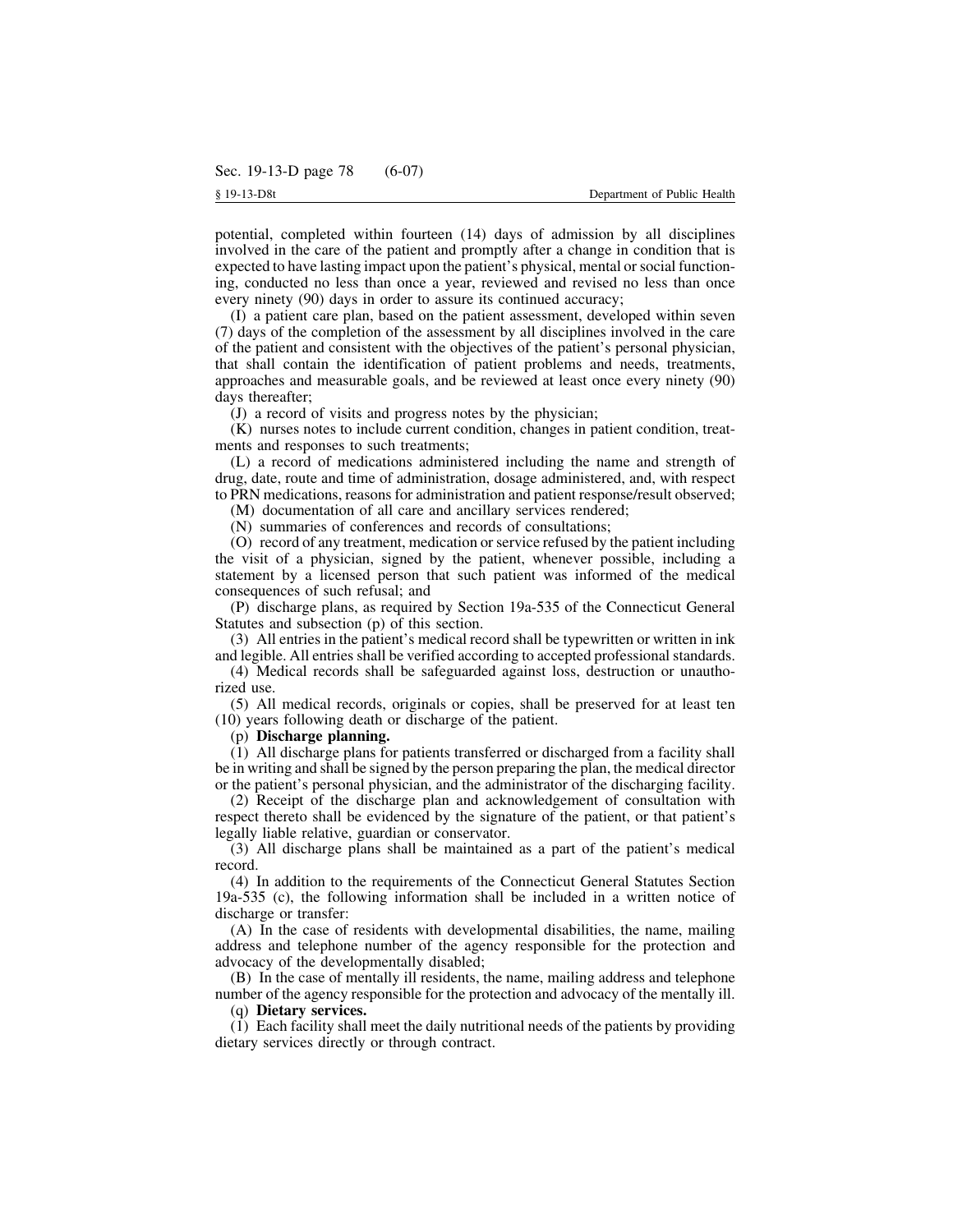potential, completed within fourteen (14) days of admission by all disciplines involved in the care of the patient and promptly after a change in condition that is expected to have lasting impact upon the patient's physical, mental or social functioning, conducted no less than once a year, reviewed and revised no less than once every ninety (90) days in order to assure its continued accuracy;

(I) a patient care plan, based on the patient assessment, developed within seven (7) days of the completion of the assessment by all disciplines involved in the care of the patient and consistent with the objectives of the patient's personal physician, that shall contain the identification of patient problems and needs, treatments, approaches and measurable goals, and be reviewed at least once every ninety (90) days thereafter;

(J) a record of visits and progress notes by the physician;

(K) nurses notes to include current condition, changes in patient condition, treatments and responses to such treatments;

(L) a record of medications administered including the name and strength of drug, date, route and time of administration, dosage administered, and, with respect to PRN medications, reasons for administration and patient response/result observed;

(M) documentation of all care and ancillary services rendered;

(N) summaries of conferences and records of consultations;

(O) record of any treatment, medication or service refused by the patient including the visit of a physician, signed by the patient, whenever possible, including a statement by a licensed person that such patient was informed of the medical consequences of such refusal; and

(P) discharge plans, as required by Section 19a-535 of the Connecticut General Statutes and subsection (p) of this section.

(3) All entries in the patient's medical record shall be typewritten or written in ink and legible. All entries shall be verified according to accepted professional standards.

(4) Medical records shall be safeguarded against loss, destruction or unauthorized use.

(5) All medical records, originals or copies, shall be preserved for at least ten (10) years following death or discharge of the patient.

(p) **Discharge planning.**

(1) All discharge plans for patients transferred or discharged from a facility shall be in writing and shall be signed by the person preparing the plan, the medical director or the patient's personal physician, and the administrator of the discharging facility.

(2) Receipt of the discharge plan and acknowledgement of consultation with respect thereto shall be evidenced by the signature of the patient, or that patient's legally liable relative, guardian or conservator.

(3) All discharge plans shall be maintained as a part of the patient's medical record.

(4) In addition to the requirements of the Connecticut General Statutes Section 19a-535 (c), the following information shall be included in a written notice of discharge or transfer:

(A) In the case of residents with developmental disabilities, the name, mailing address and telephone number of the agency responsible for the protection and advocacy of the developmentally disabled;

(B) In the case of mentally ill residents, the name, mailing address and telephone number of the agency responsible for the protection and advocacy of the mentally ill.

(q) **Dietary services.**

(1) Each facility shall meet the daily nutritional needs of the patients by providing dietary services directly or through contract.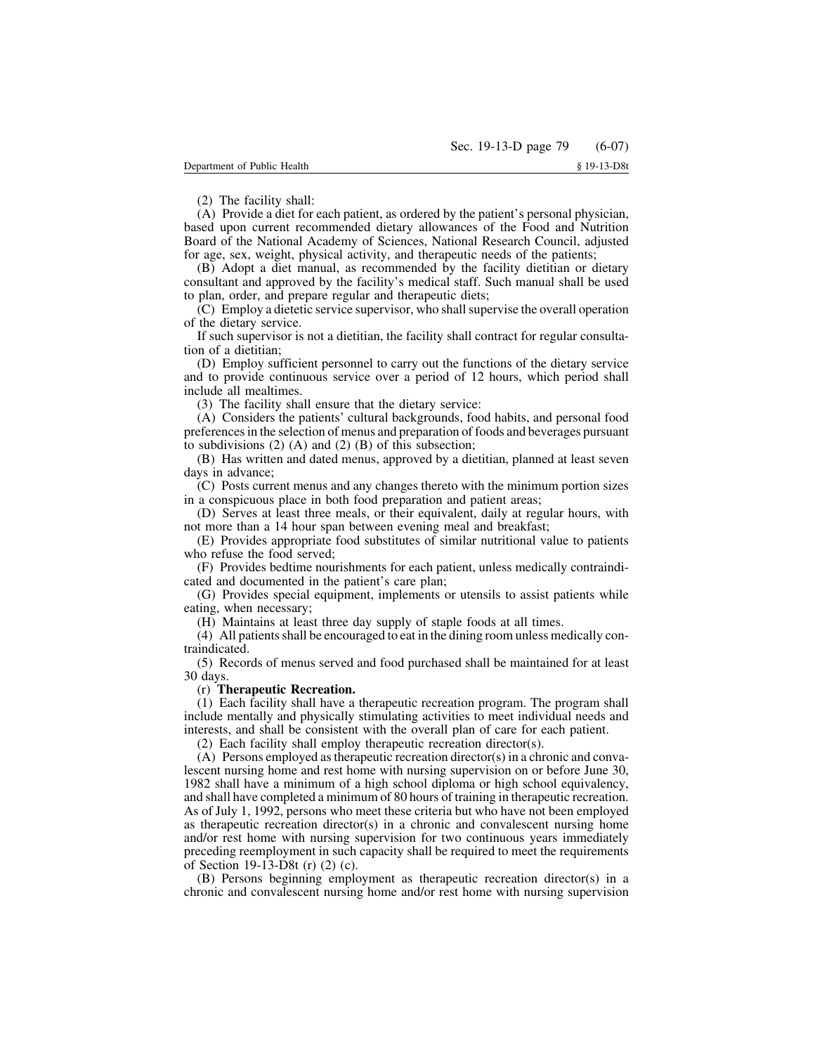(2) The facility shall:

(A) Provide a diet for each patient, as ordered by the patient's personal physician, based upon current recommended dietary allowances of the Food and Nutrition Board of the National Academy of Sciences, National Research Council, adjusted for age, sex, weight, physical activity, and therapeutic needs of the patients;

(B) Adopt a diet manual, as recommended by the facility dietitian or dietary consultant and approved by the facility's medical staff. Such manual shall be used to plan, order, and prepare regular and therapeutic diets;

(C) Employ a dietetic service supervisor, who shall supervise the overall operation of the dietary service.

If such supervisor is not a dietitian, the facility shall contract for regular consultation of a dietitian;

(D) Employ sufficient personnel to carry out the functions of the dietary service and to provide continuous service over a period of 12 hours, which period shall include all mealtimes.

(3) The facility shall ensure that the dietary service:

(A) Considers the patients' cultural backgrounds, food habits, and personal food preferences in the selection of menus and preparation of foods and beverages pursuant to subdivisions (2) (A) and (2) (B) of this subsection;

(B) Has written and dated menus, approved by a dietitian, planned at least seven days in advance;

(C) Posts current menus and any changes thereto with the minimum portion sizes in a conspicuous place in both food preparation and patient areas;

(D) Serves at least three meals, or their equivalent, daily at regular hours, with not more than a 14 hour span between evening meal and breakfast;

(E) Provides appropriate food substitutes of similar nutritional value to patients who refuse the food served;

(F) Provides bedtime nourishments for each patient, unless medically contraindicated and documented in the patient's care plan;

(G) Provides special equipment, implements or utensils to assist patients while eating, when necessary;

(H) Maintains at least three day supply of staple foods at all times.

(4) All patients shall be encouraged to eat in the dining room unless medically contraindicated.

(5) Records of menus served and food purchased shall be maintained for at least 30 days.

(r) **Therapeutic Recreation.**

(1) Each facility shall have a therapeutic recreation program. The program shall include mentally and physically stimulating activities to meet individual needs and interests, and shall be consistent with the overall plan of care for each patient.

(2) Each facility shall employ therapeutic recreation director(s).

(A) Persons employed as therapeutic recreation director(s) in a chronic and convalescent nursing home and rest home with nursing supervision on or before June 30, 1982 shall have a minimum of a high school diploma or high school equivalency, and shall have completed a minimum of 80 hours of training in therapeutic recreation. As of July 1, 1992, persons who meet these criteria but who have not been employed as therapeutic recreation director(s) in a chronic and convalescent nursing home and/or rest home with nursing supervision for two continuous years immediately preceding reemployment in such capacity shall be required to meet the requirements of Section 19-13-D8t (r) (2) (c).

(B) Persons beginning employment as therapeutic recreation director(s) in a chronic and convalescent nursing home and/or rest home with nursing supervision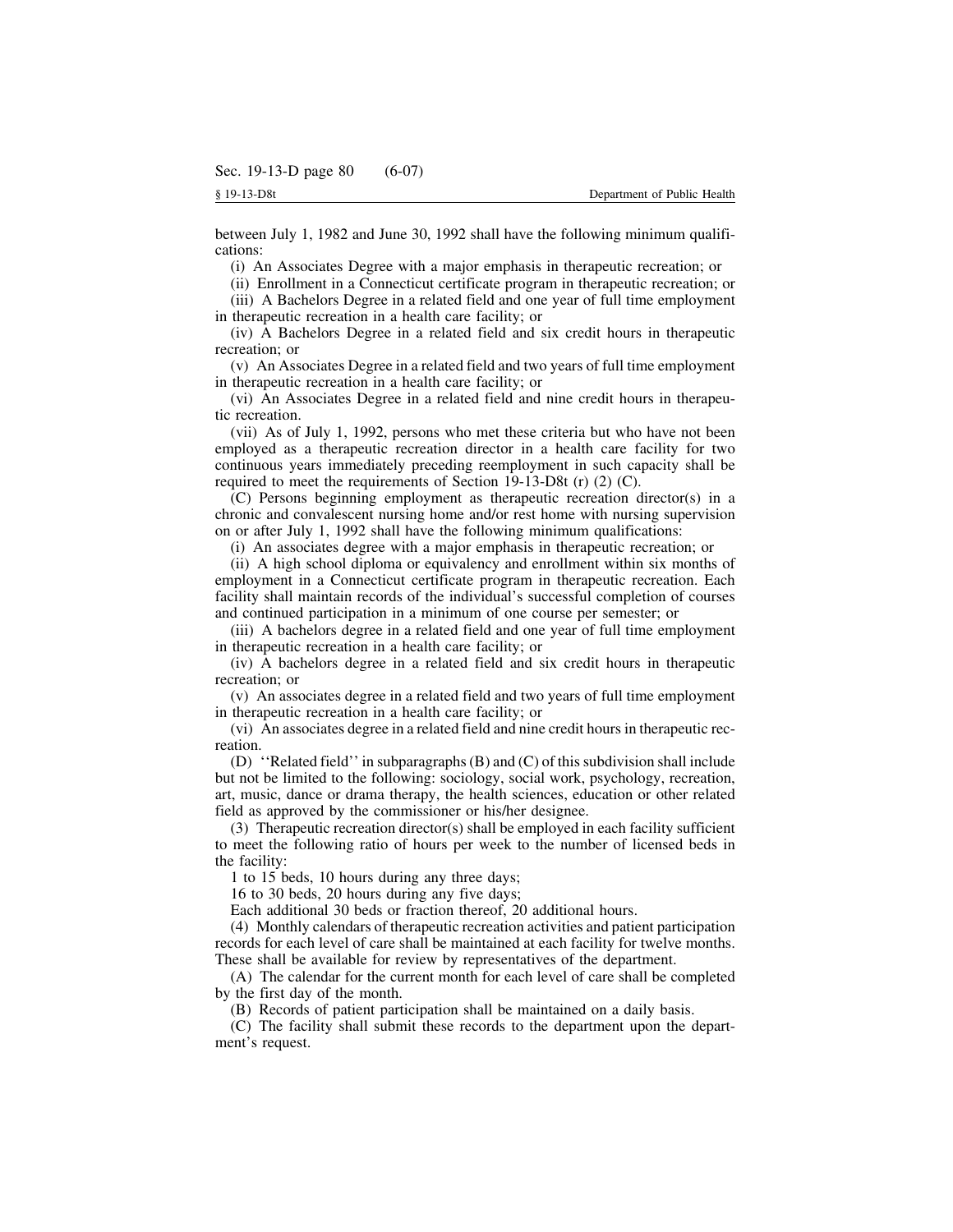between July 1, 1982 and June 30, 1992 shall have the following minimum qualifications:

(i) An Associates Degree with a major emphasis in therapeutic recreation; or

(ii) Enrollment in a Connecticut certificate program in therapeutic recreation; or

(iii) A Bachelors Degree in a related field and one year of full time employment in therapeutic recreation in a health care facility; or

(iv) A Bachelors Degree in a related field and six credit hours in therapeutic recreation; or

(v) An Associates Degree in a related field and two years of full time employment in therapeutic recreation in a health care facility; or

(vi) An Associates Degree in a related field and nine credit hours in therapeutic recreation.

(vii) As of July 1, 1992, persons who met these criteria but who have not been employed as a therapeutic recreation director in a health care facility for two continuous years immediately preceding reemployment in such capacity shall be required to meet the requirements of Section 19-13-D8t (r) (2) (C).

(C) Persons beginning employment as therapeutic recreation director(s) in a chronic and convalescent nursing home and/or rest home with nursing supervision on or after July 1, 1992 shall have the following minimum qualifications:

(i) An associates degree with a major emphasis in therapeutic recreation; or

(ii) A high school diploma or equivalency and enrollment within six months of employment in a Connecticut certificate program in therapeutic recreation. Each facility shall maintain records of the individual's successful completion of courses and continued participation in a minimum of one course per semester; or

(iii) A bachelors degree in a related field and one year of full time employment in therapeutic recreation in a health care facility; or

(iv) A bachelors degree in a related field and six credit hours in therapeutic recreation; or

(v) An associates degree in a related field and two years of full time employment in therapeutic recreation in a health care facility; or

(vi) An associates degree in a related field and nine credit hours in therapeutic recreation.

(D) ''Related field'' in subparagraphs (B) and (C) of this subdivision shall include but not be limited to the following: sociology, social work, psychology, recreation, art, music, dance or drama therapy, the health sciences, education or other related field as approved by the commissioner or his/her designee.

(3) Therapeutic recreation director(s) shall be employed in each facility sufficient to meet the following ratio of hours per week to the number of licensed beds in the facility:

1 to 15 beds, 10 hours during any three days;

16 to 30 beds, 20 hours during any five days;

Each additional 30 beds or fraction thereof, 20 additional hours.

(4) Monthly calendars of therapeutic recreation activities and patient participation records for each level of care shall be maintained at each facility for twelve months. These shall be available for review by representatives of the department.

(A) The calendar for the current month for each level of care shall be completed by the first day of the month.

(B) Records of patient participation shall be maintained on a daily basis.

(C) The facility shall submit these records to the department upon the department's request.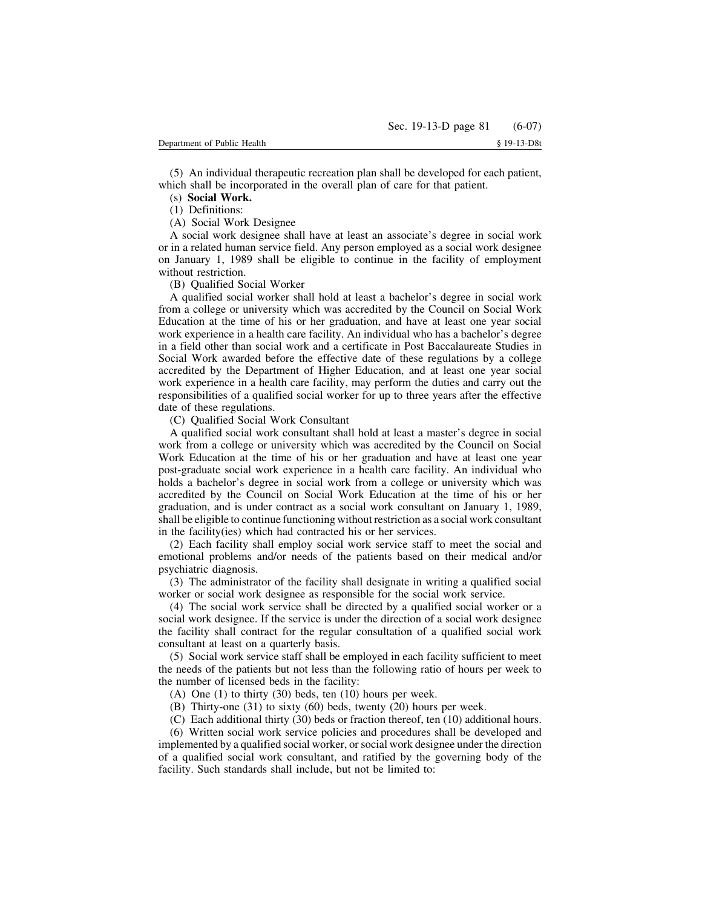(5) An individual therapeutic recreation plan shall be developed for each patient, which shall be incorporated in the overall plan of care for that patient.

(s) **Social Work.**

(1) Definitions:

(A) Social Work Designee

A social work designee shall have at least an associate's degree in social work or in a related human service field. Any person employed as a social work designee on January 1, 1989 shall be eligible to continue in the facility of employment without restriction.

(B) Qualified Social Worker

A qualified social worker shall hold at least a bachelor's degree in social work from a college or university which was accredited by the Council on Social Work Education at the time of his or her graduation, and have at least one year social work experience in a health care facility. An individual who has a bachelor's degree in a field other than social work and a certificate in Post Baccalaureate Studies in Social Work awarded before the effective date of these regulations by a college accredited by the Department of Higher Education, and at least one year social work experience in a health care facility, may perform the duties and carry out the responsibilities of a qualified social worker for up to three years after the effective date of these regulations.

(C) Qualified Social Work Consultant

A qualified social work consultant shall hold at least a master's degree in social work from a college or university which was accredited by the Council on Social Work Education at the time of his or her graduation and have at least one year post-graduate social work experience in a health care facility. An individual who holds a bachelor's degree in social work from a college or university which was accredited by the Council on Social Work Education at the time of his or her graduation, and is under contract as a social work consultant on January 1, 1989, shall be eligible to continue functioning without restriction as a social work consultant in the facility(ies) which had contracted his or her services.

(2) Each facility shall employ social work service staff to meet the social and emotional problems and/or needs of the patients based on their medical and/or psychiatric diagnosis.

(3) The administrator of the facility shall designate in writing a qualified social worker or social work designee as responsible for the social work service.

(4) The social work service shall be directed by a qualified social worker or a social work designee. If the service is under the direction of a social work designee the facility shall contract for the regular consultation of a qualified social work consultant at least on a quarterly basis.

(5) Social work service staff shall be employed in each facility sufficient to meet the needs of the patients but not less than the following ratio of hours per week to the number of licensed beds in the facility:

(A) One (1) to thirty (30) beds, ten (10) hours per week.

(B) Thirty-one (31) to sixty (60) beds, twenty (20) hours per week.

(C) Each additional thirty (30) beds or fraction thereof, ten (10) additional hours.

(6) Written social work service policies and procedures shall be developed and implemented by a qualified social worker, or social work designee under the direction of a qualified social work consultant, and ratified by the governing body of the facility. Such standards shall include, but not be limited to: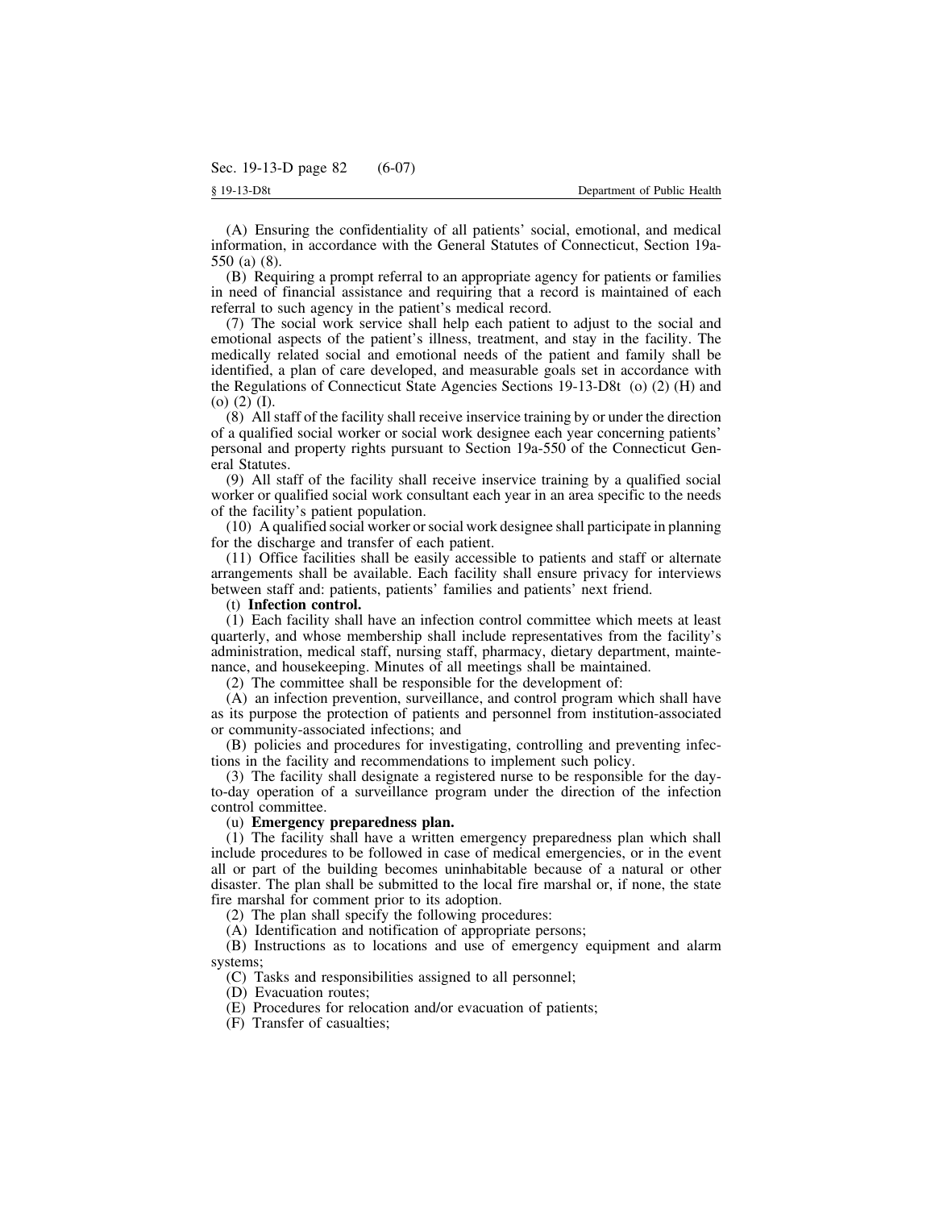(A) Ensuring the confidentiality of all patients' social, emotional, and medical information, in accordance with the General Statutes of Connecticut, Section 19a-550 (a) (8).

(B) Requiring a prompt referral to an appropriate agency for patients or families in need of financial assistance and requiring that a record is maintained of each referral to such agency in the patient's medical record.

(7) The social work service shall help each patient to adjust to the social and emotional aspects of the patient's illness, treatment, and stay in the facility. The medically related social and emotional needs of the patient and family shall be identified, a plan of care developed, and measurable goals set in accordance with the Regulations of Connecticut State Agencies Sections 19-13-D8t (o) (2) (H) and (o) (2) (I).

(8) All staff of the facility shall receive inservice training by or under the direction of a qualified social worker or social work designee each year concerning patients' personal and property rights pursuant to Section 19a-550 of the Connecticut General Statutes.

(9) All staff of the facility shall receive inservice training by a qualified social worker or qualified social work consultant each year in an area specific to the needs of the facility's patient population.

(10) A qualified social worker or social work designee shall participate in planning for the discharge and transfer of each patient.

(11) Office facilities shall be easily accessible to patients and staff or alternate arrangements shall be available. Each facility shall ensure privacy for interviews between staff and: patients, patients' families and patients' next friend.

(t) **Infection control.**

(1) Each facility shall have an infection control committee which meets at least quarterly, and whose membership shall include representatives from the facility's administration, medical staff, nursing staff, pharmacy, dietary department, maintenance, and housekeeping. Minutes of all meetings shall be maintained.

(2) The committee shall be responsible for the development of:

(A) an infection prevention, surveillance, and control program which shall have as its purpose the protection of patients and personnel from institution-associated or community-associated infections; and

(B) policies and procedures for investigating, controlling and preventing infections in the facility and recommendations to implement such policy.

(3) The facility shall designate a registered nurse to be responsible for the day-to-day operation of a surveillance program under the direction of the infection control committee.

(u) **Emergency preparedness plan.**

(1) The facility shall have a written emergency preparedness plan which shall include procedures to be followed in case of medical emergencies, or in the event all or part of the building becomes uninhabitable because of a natural or other disaster. The plan shall be submitted to the local fire marshal or, if none, the state fire marshal for comment prior to its adoption.

(2) The plan shall specify the following procedures:

(A) Identification and notification of appropriate persons;

(B) Instructions as to locations and use of emergency equipment and alarm systems;

(C) Tasks and responsibilities assigned to all personnel;

(D) Evacuation routes;

(E) Procedures for relocation and/or evacuation of patients;

(F) Transfer of casualties;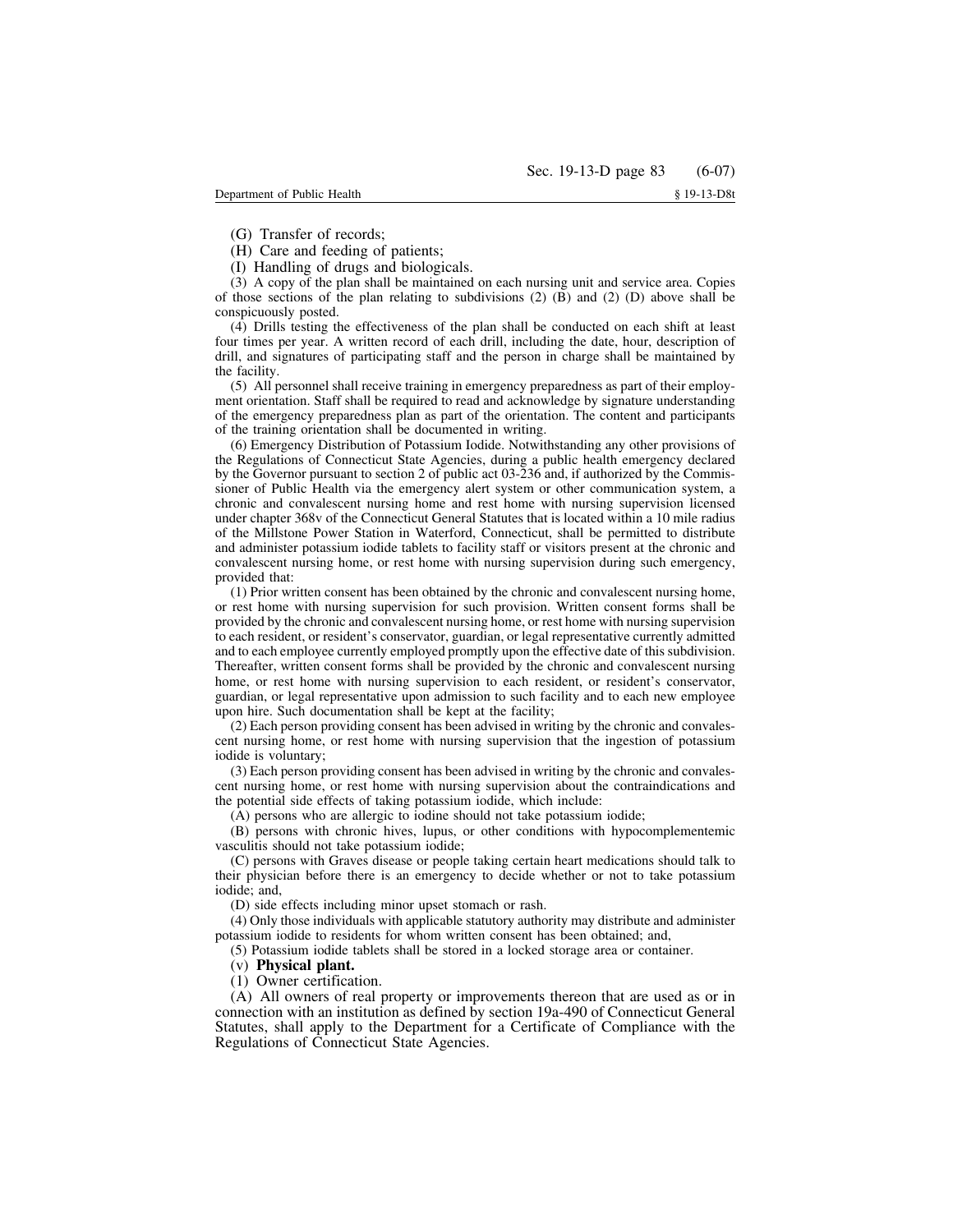(G) Transfer of records;

(H) Care and feeding of patients;

(I) Handling of drugs and biologicals.

(3) A copy of the plan shall be maintained on each nursing unit and service area. Copies of those sections of the plan relating to subdivisions (2) (B) and (2) (D) above shall be conspicuously posted.

(4) Drills testing the effectiveness of the plan shall be conducted on each shift at least four times per year. A written record of each drill, including the date, hour, description of drill, and signatures of participating staff and the person in charge shall be maintained by the facility.

(5) All personnel shall receive training in emergency preparedness as part of their employment orientation. Staff shall be required to read and acknowledge by signature understanding of the emergency preparedness plan as part of the orientation. The content and participants of the training orientation shall be documented in writing.

(6) Emergency Distribution of Potassium Iodide. Notwithstanding any other provisions of the Regulations of Connecticut State Agencies, during a public health emergency declared by the Governor pursuant to section 2 of public act 03-236 and, if authorized by the Commissioner of Public Health via the emergency alert system or other communication system, a chronic and convalescent nursing home and rest home with nursing supervision licensed under chapter 368v of the Connecticut General Statutes that is located within a 10 mile radius of the Millstone Power Station in Waterford, Connecticut, shall be permitted to distribute and administer potassium iodide tablets to facility staff or visitors present at the chronic and convalescent nursing home, or rest home with nursing supervision during such emergency, provided that:

(1) Prior written consent has been obtained by the chronic and convalescent nursing home, or rest home with nursing supervision for such provision. Written consent forms shall be provided by the chronic and convalescent nursing home, or rest home with nursing supervision to each resident, or resident's conservator, guardian, or legal representative currently admitted and to each employee currently employed promptly upon the effective date of this subdivision. Thereafter, written consent forms shall be provided by the chronic and convalescent nursing home, or rest home with nursing supervision to each resident, or resident's conservator, guardian, or legal representative upon admission to such facility and to each new employee upon hire. Such documentation shall be kept at the facility;

(2) Each person providing consent has been advised in writing by the chronic and convalescent nursing home, or rest home with nursing supervision that the ingestion of potassium iodide is voluntary;

(3) Each person providing consent has been advised in writing by the chronic and convalescent nursing home, or rest home with nursing supervision about the contraindications and the potential side effects of taking potassium iodide, which include:

(A) persons who are allergic to iodine should not take potassium iodide;

(B) persons with chronic hives, lupus, or other conditions with hypocomplementemic vasculitis should not take potassium iodide;

(C) persons with Graves disease or people taking certain heart medications should talk to their physician before there is an emergency to decide whether or not to take potassium iodide; and,

(D) side effects including minor upset stomach or rash.

(4) Only those individuals with applicable statutory authority may distribute and administer potassium iodide to residents for whom written consent has been obtained; and,

(5) Potassium iodide tablets shall be stored in a locked storage area or container.

(v) **Physical plant.**

(1) Owner certification.

(A) All owners of real property or improvements thereon that are used as or in connection with an institution as defined by section 19a-490 of Connecticut General Statutes, shall apply to the Department for a Certificate of Compliance with the Regulations of Connecticut State Agencies.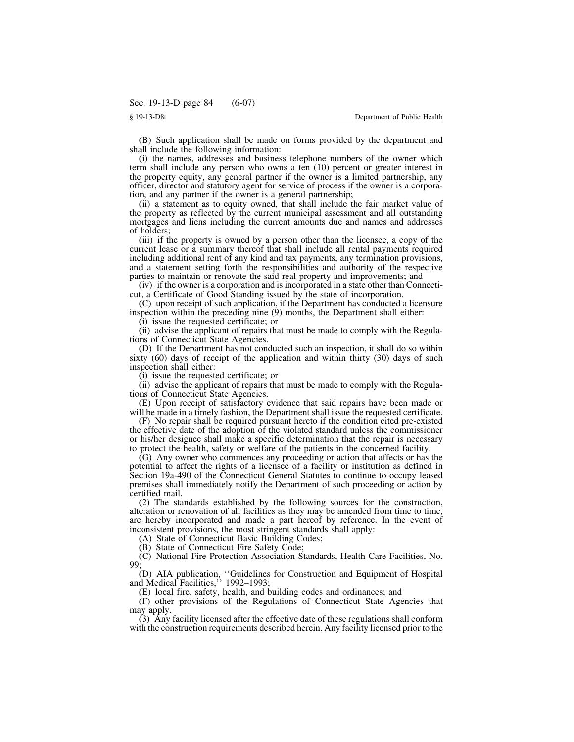(B) Such application shall be made on forms provided by the department and shall include the following information:

(i) the names, addresses and business telephone numbers of the owner which term shall include any person who owns a ten (10) percent or greater interest in the property equity, any general partner if the owner is a limited partnership, any officer, director and statutory agent for service of process if the owner is a corporation, and any partner if the owner is a general partnership;

(ii) a statement as to equity owned, that shall include the fair market value of the property as reflected by the current municipal assessment and all outstanding mortgages and liens including the current amounts due and names and addresses of holders;

(iii) if the property is owned by a person other than the licensee, a copy of the current lease or a summary thereof that shall include all rental payments required including additional rent of any kind and tax payments, any termination provisions, and a statement setting forth the responsibilities and authority of the respective parties to maintain or renovate the said real property and improvements; and

(iv) if the owner is a corporation and is incorporated in a state other than Connecticut, a Certificate of Good Standing issued by the state of incorporation.

(C) upon receipt of such application, if the Department has conducted a licensure inspection within the preceding nine (9) months, the Department shall either:

(i) issue the requested certificate; or

(ii) advise the applicant of repairs that must be made to comply with the Regulations of Connecticut State Agencies.

(D) If the Department has not conducted such an inspection, it shall do so within sixty (60) days of receipt of the application and within thirty (30) days of such inspection shall either:

(i) issue the requested certificate; or

(ii) advise the applicant of repairs that must be made to comply with the Regulations of Connecticut State Agencies.

(E) Upon receipt of satisfactory evidence that said repairs have been made or will be made in a timely fashion, the Department shall issue the requested certificate.

(F) No repair shall be required pursuant hereto if the condition cited pre-existed the effective date of the adoption of the violated standard unless the commissioner or his/her designee shall make a specific determination that the repair is necessary to protect the health, safety or welfare of the patients in the concerned facility.

(G) Any owner who commences any proceeding or action that affects or has the potential to affect the rights of a licensee of a facility or institution as defined in Section 19a-490 of the Connecticut General Statutes to continue to occupy leased premises shall immediately notify the Department of such proceeding or action by certified mail.

(2) The standards established by the following sources for the construction, alteration or renovation of all facilities as they may be amended from time to time, are hereby incorporated and made a part hereof by reference. In the event of inconsistent provisions, the most stringent standards shall apply:

(A) State of Connecticut Basic Building Codes;

(B) State of Connecticut Fire Safety Code;

(C) National Fire Protection Association Standards, Health Care Facilities, No. 99;

(D) AIA publication, ''Guidelines for Construction and Equipment of Hospital and Medical Facilities,'' 1992–1993;

(E) local fire, safety, health, and building codes and ordinances; and

(F) other provisions of the Regulations of Connecticut State Agencies that may apply.

(3) Any facility licensed after the effective date of these regulations shall conform with the construction requirements described herein. Any facility licensed prior to the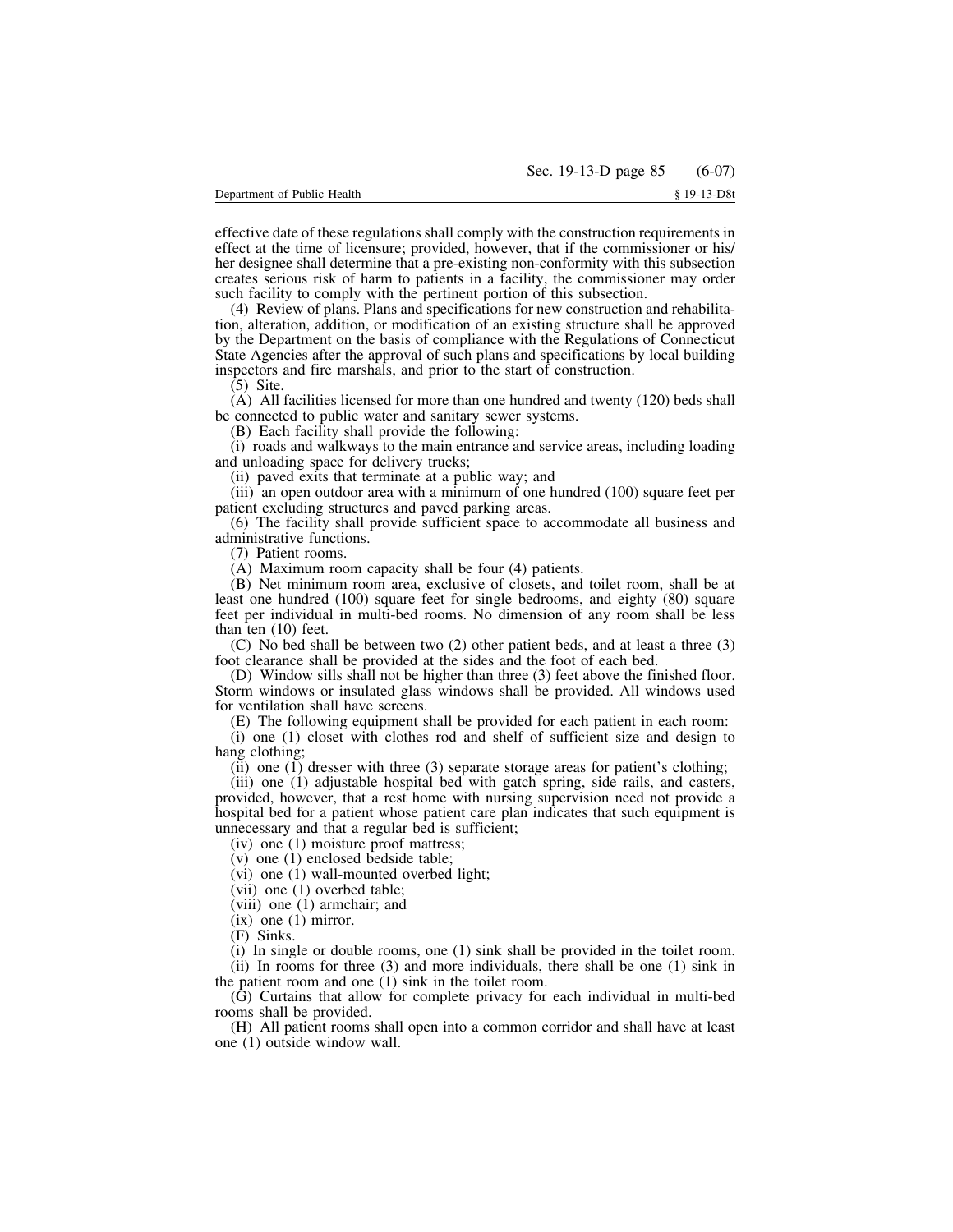effective date of these regulations shall comply with the construction requirements in effect at the time of licensure; provided, however, that if the commissioner or his/her designee shall determine that a pre-existing non-conformity with this subsection creates serious risk of harm to patients in a facility, the commissioner may order such facility to comply with the pertinent portion of this subsection.

(4) Review of plans. Plans and specifications for new construction and rehabilitation, alteration, addition, or modification of an existing structure shall be approved by the Department on the basis of compliance with the Regulations of Connecticut State Agencies after the approval of such plans and specifications by local building inspectors and fire marshals, and prior to the start of construction.

(5) Site.

(A) All facilities licensed for more than one hundred and twenty (120) beds shall be connected to public water and sanitary sewer systems.

(B) Each facility shall provide the following:

(i) roads and walkways to the main entrance and service areas, including loading and unloading space for delivery trucks;

(ii) paved exits that terminate at a public way; and

(iii) an open outdoor area with a minimum of one hundred (100) square feet per patient excluding structures and paved parking areas.

(6) The facility shall provide sufficient space to accommodate all business and administrative functions.

(7) Patient rooms.

(A) Maximum room capacity shall be four (4) patients.

(B) Net minimum room area, exclusive of closets, and toilet room, shall be at least one hundred (100) square feet for single bedrooms, and eighty (80) square feet per individual in multi-bed rooms. No dimension of any room shall be less than ten (10) feet.

(C) No bed shall be between two (2) other patient beds, and at least a three (3) foot clearance shall be provided at the sides and the foot of each bed.

(D) Window sills shall not be higher than three (3) feet above the finished floor. Storm windows or insulated glass windows shall be provided. All windows used for ventilation shall have screens.

(E) The following equipment shall be provided for each patient in each room:

(i) one (1) closet with clothes rod and shelf of sufficient size and design to hang clothing;

(ii) one (1) dresser with three (3) separate storage areas for patient's clothing;

(iii) one (1) adjustable hospital bed with gatch spring, side rails, and casters, provided, however, that a rest home with nursing supervision need not provide a hospital bed for a patient whose patient care plan indicates that such equipment is unnecessary and that a regular bed is sufficient;

(iv) one (1) moisture proof mattress;

(v) one (1) enclosed bedside table;

(vi) one (1) wall-mounted overbed light;

(vii) one (1) overbed table;

(viii) one (1) armchair; and

(ix) one (1) mirror.

(F) Sinks.

(i) In single or double rooms, one (1) sink shall be provided in the toilet room.

(ii) In rooms for three (3) and more individuals, there shall be one (1) sink in the patient room and one (1) sink in the toilet room.

(G) Curtains that allow for complete privacy for each individual in multi-bed rooms shall be provided.

(H) All patient rooms shall open into a common corridor and shall have at least one (1) outside window wall.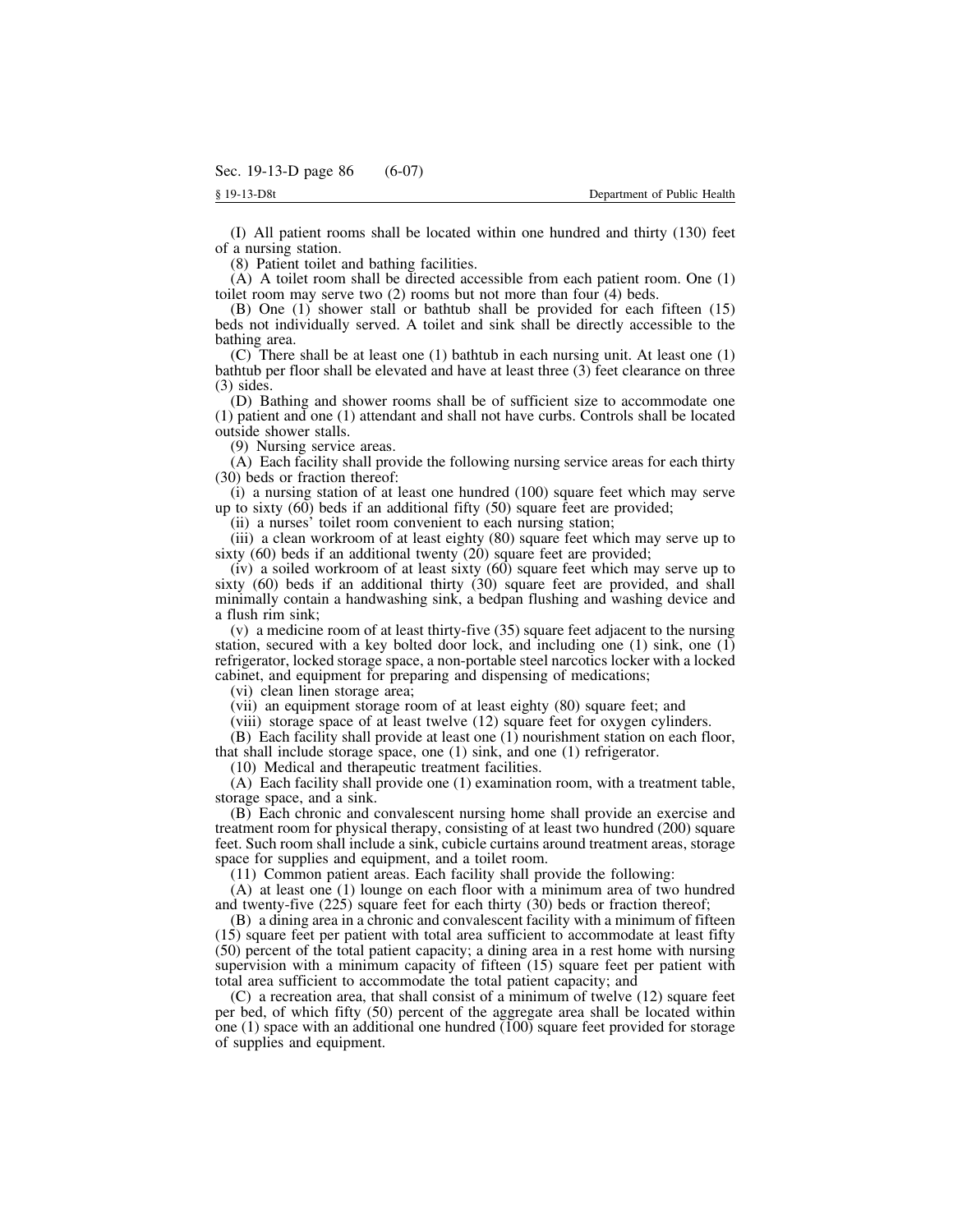(I) All patient rooms shall be located within one hundred and thirty (130) feet of a nursing station.

(8) Patient toilet and bathing facilities.

(A) A toilet room shall be directed accessible from each patient room. One (1) toilet room may serve two (2) rooms but not more than four (4) beds.

(B) One (1) shower stall or bathtub shall be provided for each fifteen (15) beds not individually served. A toilet and sink shall be directly accessible to the bathing area.

(C) There shall be at least one (1) bathtub in each nursing unit. At least one (1) bathtub per floor shall be elevated and have at least three (3) feet clearance on three (3) sides.

(D) Bathing and shower rooms shall be of sufficient size to accommodate one (1) patient and one (1) attendant and shall not have curbs. Controls shall be located outside shower stalls.

(9) Nursing service areas.

(A) Each facility shall provide the following nursing service areas for each thirty (30) beds or fraction thereof:

(i) a nursing station of at least one hundred (100) square feet which may serve up to sixty (60) beds if an additional fifty (50) square feet are provided;

(ii) a nurses' toilet room convenient to each nursing station;

(iii) a clean workroom of at least eighty (80) square feet which may serve up to sixty (60) beds if an additional twenty (20) square feet are provided;

(iv) a soiled workroom of at least sixty (60) square feet which may serve up to sixty (60) beds if an additional thirty (30) square feet are provided, and shall minimally contain a handwashing sink, a bedpan flushing and washing device and a flush rim sink;

(v) a medicine room of at least thirty-five (35) square feet adjacent to the nursing station, secured with a key bolted door lock, and including one (1) sink, one (1) refrigerator, locked storage space, a non-portable steel narcotics locker with a locked cabinet, and equipment for preparing and dispensing of medications;

(vi) clean linen storage area;

(vii) an equipment storage room of at least eighty (80) square feet; and

(viii) storage space of at least twelve (12) square feet for oxygen cylinders.

(B) Each facility shall provide at least one (1) nourishment station on each floor, that shall include storage space, one (1) sink, and one (1) refrigerator.

(10) Medical and therapeutic treatment facilities.

(A) Each facility shall provide one (1) examination room, with a treatment table, storage space, and a sink.

(B) Each chronic and convalescent nursing home shall provide an exercise and treatment room for physical therapy, consisting of at least two hundred (200) square feet. Such room shall include a sink, cubicle curtains around treatment areas, storage space for supplies and equipment, and a toilet room.

(11) Common patient areas. Each facility shall provide the following:

(A) at least one (1) lounge on each floor with a minimum area of two hundred and twenty-five (225) square feet for each thirty (30) beds or fraction thereof;

(B) a dining area in a chronic and convalescent facility with a minimum of fifteen (15) square feet per patient with total area sufficient to accommodate at least fifty (50) percent of the total patient capacity; a dining area in a rest home with nursing supervision with a minimum capacity of fifteen (15) square feet per patient with total area sufficient to accommodate the total patient capacity; and

(C) a recreation area, that shall consist of a minimum of twelve (12) square feet per bed, of which fifty (50) percent of the aggregate area shall be located within one (1) space with an additional one hundred (100) square feet provided for storage of supplies and equipment.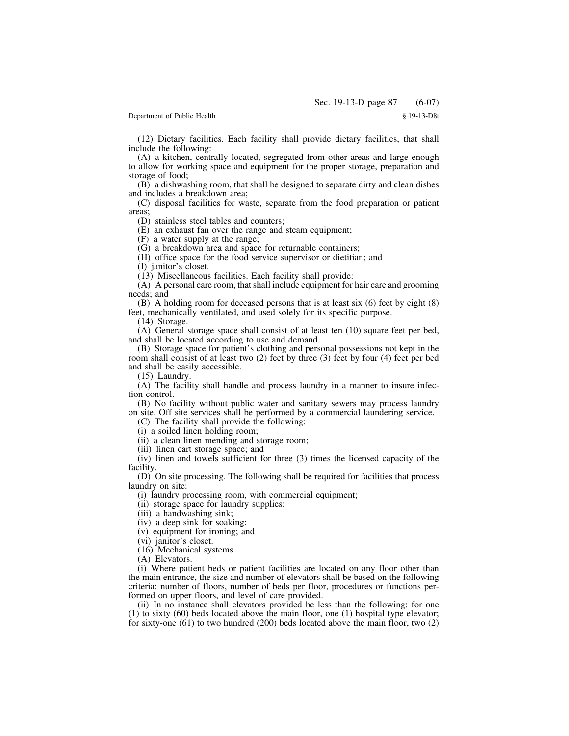(12) Dietary facilities. Each facility shall provide dietary facilities, that shall include the following:

(A) a kitchen, centrally located, segregated from other areas and large enough to allow for working space and equipment for the proper storage, preparation and storage of food;

(B) a dishwashing room, that shall be designed to separate dirty and clean dishes and includes a breakdown area;

(C) disposal facilities for waste, separate from the food preparation or patient areas;

(D) stainless steel tables and counters;

(E) an exhaust fan over the range and steam equipment;

(F) a water supply at the range;

(G) a breakdown area and space for returnable containers;

(H) office space for the food service supervisor or dietitian; and

(I) janitor's closet.

(13) Miscellaneous facilities. Each facility shall provide:

(A) A personal care room, that shall include equipment for hair care and grooming needs; and

(B) A holding room for deceased persons that is at least six (6) feet by eight (8) feet, mechanically ventilated, and used solely for its specific purpose.

(14) Storage.

(A) General storage space shall consist of at least ten (10) square feet per bed, and shall be located according to use and demand.

(B) Storage space for patient's clothing and personal possessions not kept in the room shall consist of at least two (2) feet by three (3) feet by four (4) feet per bed and shall be easily accessible.

(15) Laundry.

(A) The facility shall handle and process laundry in a manner to insure infection control.

(B) No facility without public water and sanitary sewers may process laundry on site. Off site services shall be performed by a commercial laundering service.

(C) The facility shall provide the following:

(i) a soiled linen holding room;

(ii) a clean linen mending and storage room;

(iii) linen cart storage space; and

(iv) linen and towels sufficient for three (3) times the licensed capacity of the facility.

(D) On site processing. The following shall be required for facilities that process laundry on site:

(i) laundry processing room, with commercial equipment;

(ii) storage space for laundry supplies;

(iii) a handwashing sink;

(iv) a deep sink for soaking;

(v) equipment for ironing; and

(vi) janitor's closet.

(16) Mechanical systems.

(A) Elevators.

(i) Where patient beds or patient facilities are located on any floor other than the main entrance, the size and number of elevators shall be based on the following criteria: number of floors, number of beds per floor, procedures or functions performed on upper floors, and level of care provided.

(ii) In no instance shall elevators provided be less than the following: for one (1) to sixty (60) beds located above the main floor, one (1) hospital type elevator; for sixty-one (61) to two hundred (200) beds located above the main floor, two (2)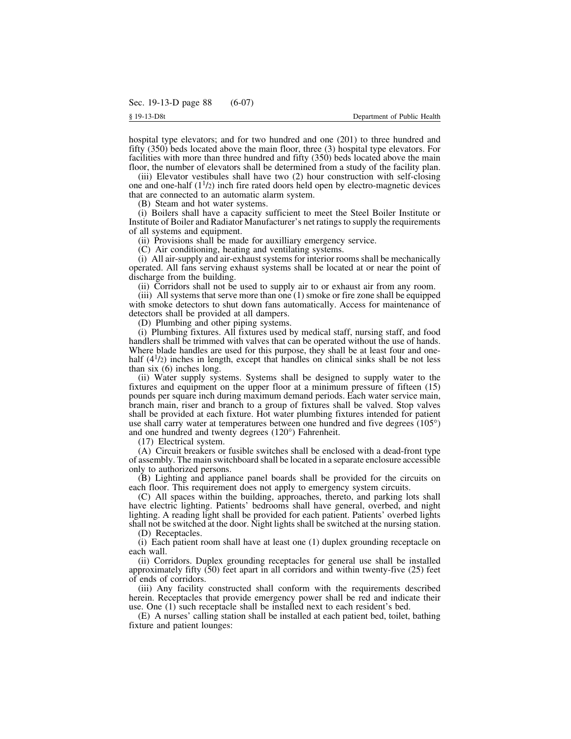hospital type elevators; and for two hundred and one (201) to three hundred and fifty (350) beds located above the main floor, three (3) hospital type elevators. For facilities with more than three hundred and fifty (350) beds located above the main floor, the number of elevators shall be determined from a study of the facility plan.

(iii) Elevator vestibules shall have two (2) hour construction with self-closing one and one-half ($1^1/_2$) inch fire rated doors held open by electro-magnetic devices that are connected to an automatic alarm system.

(B) Steam and hot water systems.

(i) Boilers shall have a capacity sufficient to meet the Steel Boiler Institute or Institute of Boiler and Radiator Manufacturer's net ratings to supply the requirements of all systems and equipment.

(ii) Provisions shall be made for auxilliary emergency service.

(C) Air conditioning, heating and ventilating systems.

(i) All air-supply and air-exhaust systems for interior rooms shall be mechanically operated. All fans serving exhaust systems shall be located at or near the point of discharge from the building.

(ii) Corridors shall not be used to supply air to or exhaust air from any room.

(iii) All systems that serve more than one (1) smoke or fire zone shall be equipped with smoke detectors to shut down fans automatically. Access for maintenance of detectors shall be provided at all dampers.

(D) Plumbing and other piping systems.

(i) Plumbing fixtures. All fixtures used by medical staff, nursing staff, and food handlers shall be trimmed with valves that can be operated without the use of hands. Where blade handles are used for this purpose, they shall be at least four and one-half ($4^1/_2$) inches in length, except that handles on clinical sinks shall be not less than six (6) inches long.

(ii) Water supply systems. Systems shall be designed to supply water to the fixtures and equipment on the upper floor at a minimum pressure of fifteen (15) pounds per square inch during maximum demand periods. Each water service main, branch main, riser and branch to a group of fixtures shall be valved. Stop valves shall be provided at each fixture. Hot water plumbing fixtures intended for patient use shall carry water at temperatures between one hundred and five degrees (105°) and one hundred and twenty degrees (120°) Fahrenheit.

(17) Electrical system.

(A) Circuit breakers or fusible switches shall be enclosed with a dead-front type of assembly. The main switchboard shall be located in a separate enclosure accessible only to authorized persons.

(B) Lighting and appliance panel boards shall be provided for the circuits on each floor. This requirement does not apply to emergency system circuits.

(C) All spaces within the building, approaches, thereto, and parking lots shall have electric lighting. Patients' bedrooms shall have general, overbed, and night lighting. A reading light shall be provided for each patient. Patients' overbed lights shall not be switched at the door. Night lights shall be switched at the nursing station.

(D) Receptacles.

(i) Each patient room shall have at least one (1) duplex grounding receptacle on each wall.

(ii) Corridors. Duplex grounding receptacles for general use shall be installed approximately fifty (50) feet apart in all corridors and within twenty-five (25) feet of ends of corridors.

(iii) Any facility constructed shall conform with the requirements described herein. Receptacles that provide emergency power shall be red and indicate their use. One (1) such receptacle shall be installed next to each resident's bed.

(E) A nurses' calling station shall be installed at each patient bed, toilet, bathing fixture and patient lounges: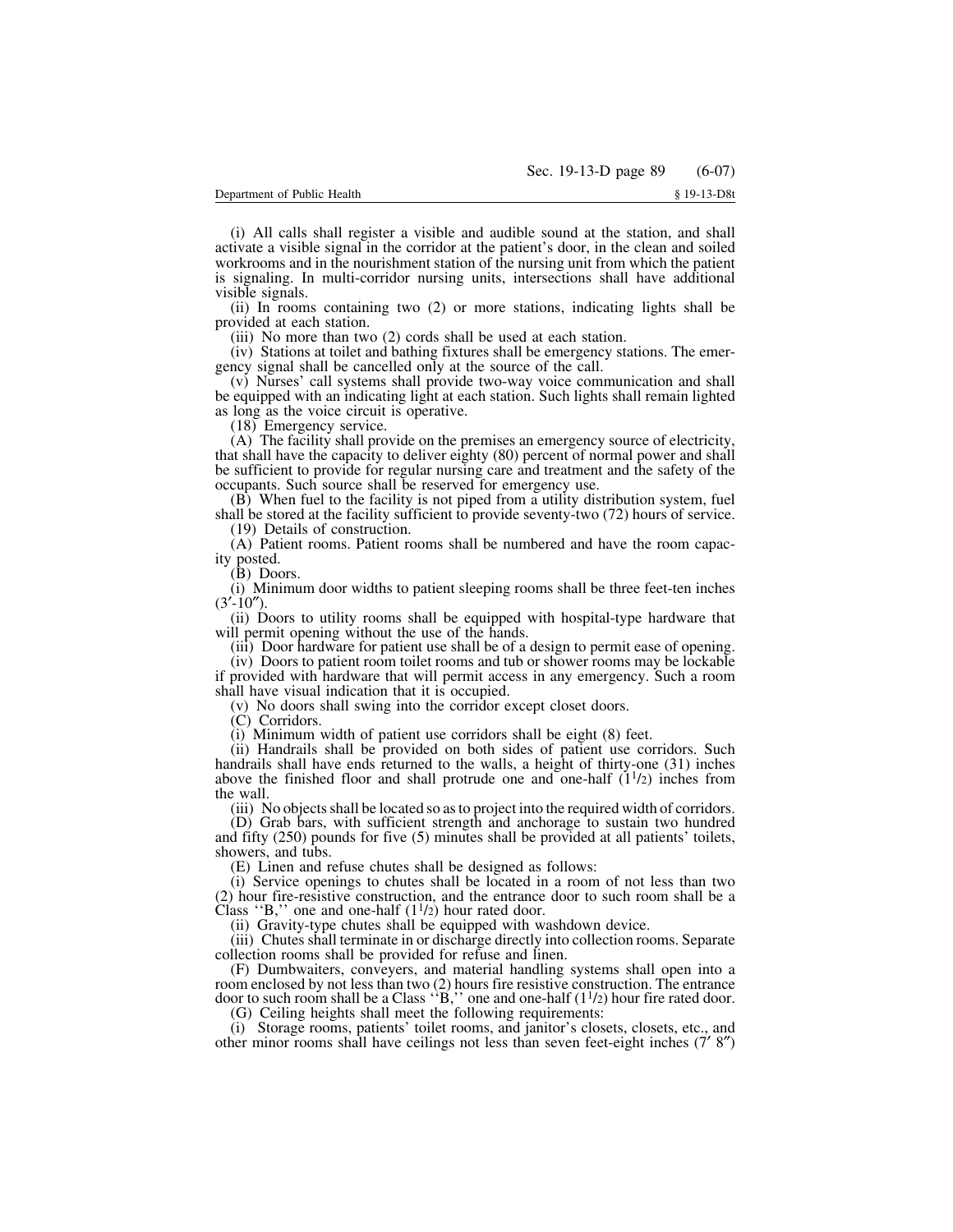(i) All calls shall register a visible and audible sound at the station, and shall activate a visible signal in the corridor at the patient's door, in the clean and soiled workrooms and in the nourishment station of the nursing unit from which the patient is signaling. In multi-corridor nursing units, intersections shall have additional visible signals.

(ii) In rooms containing two (2) or more stations, indicating lights shall be provided at each station.

(iii) No more than two (2) cords shall be used at each station.

(iv) Stations at toilet and bathing fixtures shall be emergency stations. The emergency signal shall be cancelled only at the source of the call.

(v) Nurses' call systems shall provide two-way voice communication and shall be equipped with an indicating light at each station. Such lights shall remain lighted as long as the voice circuit is operative.

(18) Emergency service.

(A) The facility shall provide on the premises an emergency source of electricity, that shall have the capacity to deliver eighty (80) percent of normal power and shall be sufficient to provide for regular nursing care and treatment and the safety of the occupants. Such source shall be reserved for emergency use.

(B) When fuel to the facility is not piped from a utility distribution system, fuel shall be stored at the facility sufficient to provide seventy-two (72) hours of service.

(19) Details of construction.

(A) Patient rooms. Patient rooms shall be numbered and have the room capacity posted.

(B) Doors.

(i) Minimum door widths to patient sleeping rooms shall be three feet-ten inches (3′-10″).

(ii) Doors to utility rooms shall be equipped with hospital-type hardware that will permit opening without the use of the hands.

(iii) Door hardware for patient use shall be of a design to permit ease of opening.

(iv) Doors to patient room toilet rooms and tub or shower rooms may be lockable if provided with hardware that will permit access in any emergency. Such a room shall have visual indication that it is occupied.

(v) No doors shall swing into the corridor except closet doors.

(C) Corridors.

(i) Minimum width of patient use corridors shall be eight (8) feet.

(ii) Handrails shall be provided on both sides of patient use corridors. Such handrails shall have ends returned to the walls, a height of thirty-one (31) inches above the finished floor and shall protrude one and one-half (1½) inches from the wall.

(iii) No objects shall be located so as to project into the required width of corridors.

(D) Grab bars, with sufficient strength and anchorage to sustain two hundred and fifty (250) pounds for five (5) minutes shall be provided at all patients' toilets, showers, and tubs.

(E) Linen and refuse chutes shall be designed as follows:

(i) Service openings to chutes shall be located in a room of not less than two (2) hour fire-resistive construction, and the entrance door to such room shall be a Class ''B,'' one and one-half (1½) hour rated door.

(ii) Gravity-type chutes shall be equipped with washdown device.

(iii) Chutes shall terminate in or discharge directly into collection rooms. Separate collection rooms shall be provided for refuse and linen.

(F) Dumbwaiters, conveyers, and material handling systems shall open into a room enclosed by not less than two (2) hours fire resistive construction. The entrance door to such room shall be a Class ''B,'' one and one-half (1½) hour fire rated door.

(G) Ceiling heights shall meet the following requirements:

(i) Storage rooms, patients' toilet rooms, and janitor's closets, closets, etc., and other minor rooms shall have ceilings not less than seven feet-eight inches (7′ 8″)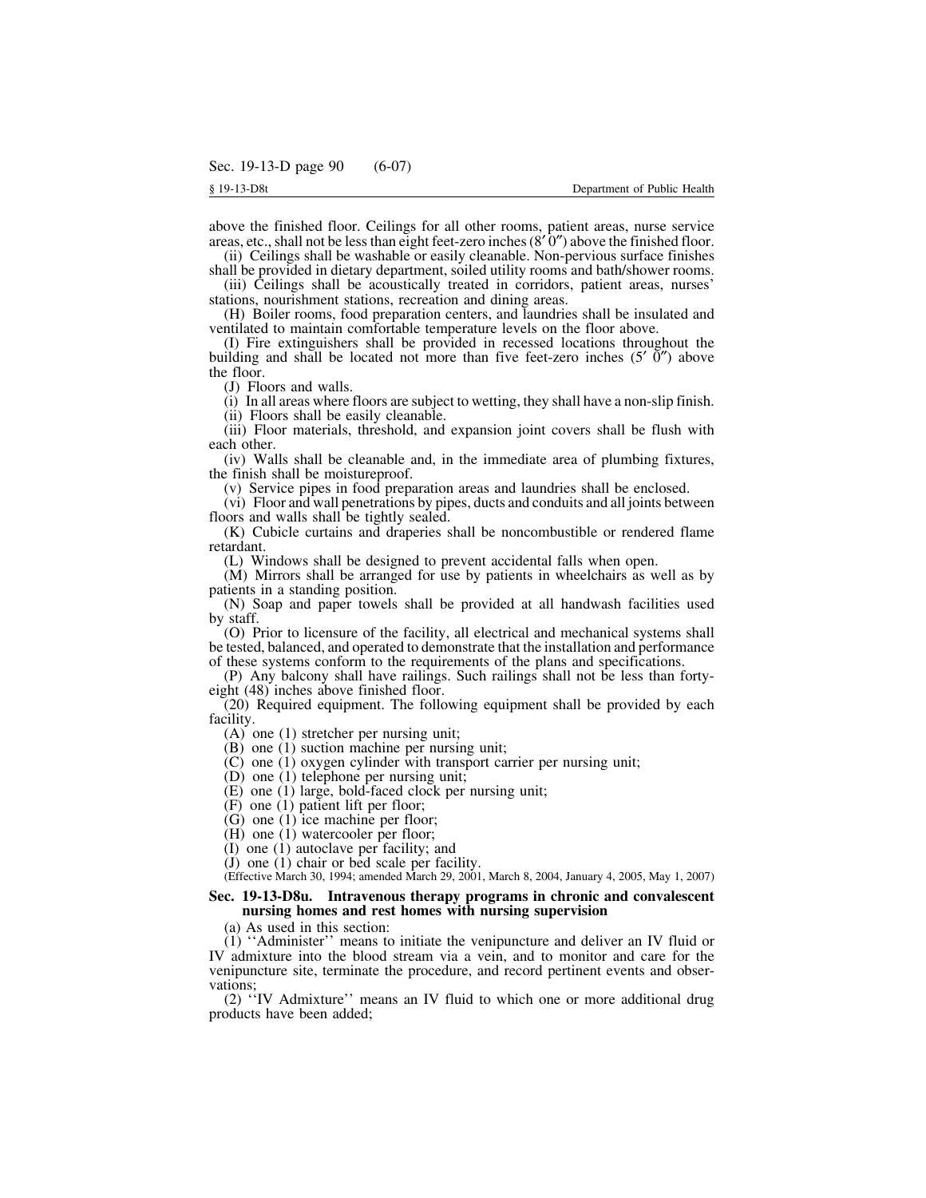above the finished floor. Ceilings for all other rooms, patient areas, nurse service areas, etc., shall not be less than eight feet-zero inches (8′ 0″) above the finished floor.

(ii) Ceilings shall be washable or easily cleanable. Non-pervious surface finishes shall be provided in dietary department, soiled utility rooms and bath/shower rooms.

(iii) Ceilings shall be acoustically treated in corridors, patient areas, nurses' stations, nourishment stations, recreation and dining areas.

(H) Boiler rooms, food preparation centers, and laundries shall be insulated and ventilated to maintain comfortable temperature levels on the floor above.

(I) Fire extinguishers shall be provided in recessed locations throughout the building and shall be located not more than five feet-zero inches (5′ 0″) above the floor.

(J) Floors and walls.

(i) In all areas where floors are subject to wetting, they shall have a non-slip finish.

(ii) Floors shall be easily cleanable.

(iii) Floor materials, threshold, and expansion joint covers shall be flush with each other.

(iv) Walls shall be cleanable and, in the immediate area of plumbing fixtures, the finish shall be moistureproof.

(v) Service pipes in food preparation areas and laundries shall be enclosed.

(vi) Floor and wall penetrations by pipes, ducts and conduits and all joints between floors and walls shall be tightly sealed.

(K) Cubicle curtains and draperies shall be noncombustible or rendered flame retardant.

(L) Windows shall be designed to prevent accidental falls when open.

(M) Mirrors shall be arranged for use by patients in wheelchairs as well as by patients in a standing position.

(N) Soap and paper towels shall be provided at all handwash facilities used by staff.

(O) Prior to licensure of the facility, all electrical and mechanical systems shall be tested, balanced, and operated to demonstrate that the installation and performance of these systems conform to the requirements of the plans and specifications.

(P) Any balcony shall have railings. Such railings shall not be less than forty-eight (48) inches above finished floor.

(20) Required equipment. The following equipment shall be provided by each facility.

(A) one (1) stretcher per nursing unit;

(B) one (1) suction machine per nursing unit;

(C) one (1) oxygen cylinder with transport carrier per nursing unit;

(D) one (1) telephone per nursing unit;

(E) one (1) large, bold-faced clock per nursing unit;

(F) one (1) patient lift per floor;

(G) one (1) ice machine per floor;

(H) one (1) watercooler per floor;

(I) one (1) autoclave per facility; and

(J) one (1) chair or bed scale per facility.

(Effective March 30, 1994; amended March 29, 2001, March 8, 2004, January 4, 2005, May 1, 2007)

**Sec. 19-13-D8u. Intravenous therapy programs in chronic and convalescent nursing homes and rest homes with nursing supervision**

(a) As used in this section:

(1) ''Administer'' means to initiate the venipuncture and deliver an IV fluid or IV admixture into the blood stream via a vein, and to monitor and care for the venipuncture site, terminate the procedure, and record pertinent events and observations;

(2) ''IV Admixture'' means an IV fluid to which one or more additional drug products have been added;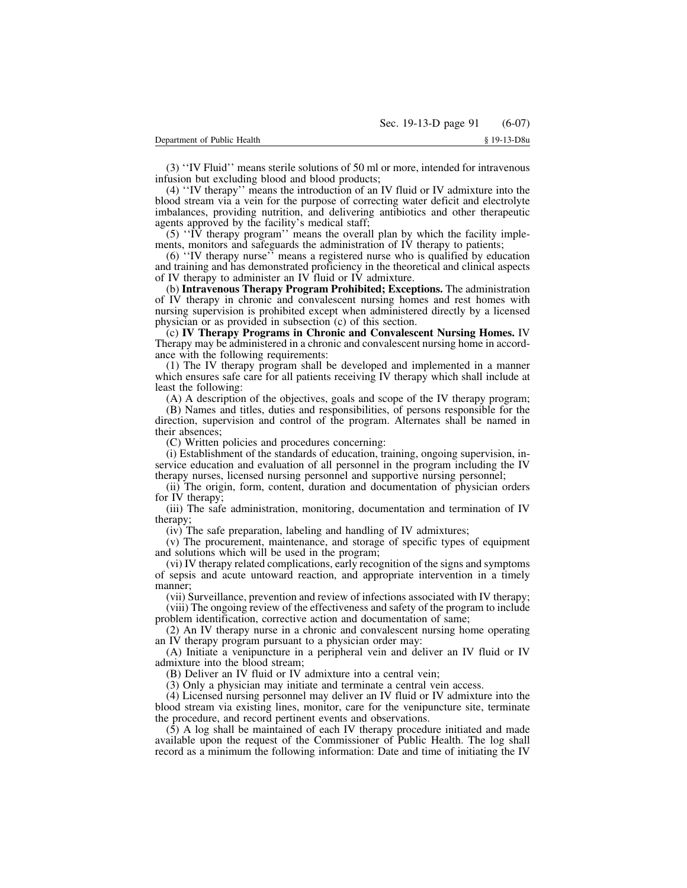(3) ''IV Fluid'' means sterile solutions of 50 ml or more, intended for intravenous infusion but excluding blood and blood products;

(4) ''IV therapy'' means the introduction of an IV fluid or IV admixture into the blood stream via a vein for the purpose of correcting water deficit and electrolyte imbalances, providing nutrition, and delivering antibiotics and other therapeutic agents approved by the facility's medical staff;

(5) ''IV therapy program'' means the overall plan by which the facility implements, monitors and safeguards the administration of IV therapy to patients;

(6) ''IV therapy nurse'' means a registered nurse who is qualified by education and training and has demonstrated proficiency in the theoretical and clinical aspects of IV therapy to administer an IV fluid or IV admixture.

(b) **Intravenous Therapy Program Prohibited; Exceptions.** The administration of IV therapy in chronic and convalescent nursing homes and rest homes with nursing supervision is prohibited except when administered directly by a licensed physician or as provided in subsection (c) of this section.

(c) **IV Therapy Programs in Chronic and Convalescent Nursing Homes.** IV Therapy may be administered in a chronic and convalescent nursing home in accordance with the following requirements:

(1) The IV therapy program shall be developed and implemented in a manner which ensures safe care for all patients receiving IV therapy which shall include at least the following:

(A) A description of the objectives, goals and scope of the IV therapy program;

(B) Names and titles, duties and responsibilities, of persons responsible for the direction, supervision and control of the program. Alternates shall be named in their absences;

(C) Written policies and procedures concerning:

(i) Establishment of the standards of education, training, ongoing supervision, in-service education and evaluation of all personnel in the program including the IV therapy nurses, licensed nursing personnel and supportive nursing personnel;

(ii) The origin, form, content, duration and documentation of physician orders for IV therapy;

(iii) The safe administration, monitoring, documentation and termination of IV therapy;

(iv) The safe preparation, labeling and handling of IV admixtures;

(v) The procurement, maintenance, and storage of specific types of equipment and solutions which will be used in the program;

(vi) IV therapy related complications, early recognition of the signs and symptoms of sepsis and acute untoward reaction, and appropriate intervention in a timely manner;

(vii) Surveillance, prevention and review of infections associated with IV therapy;

(viii) The ongoing review of the effectiveness and safety of the program to include problem identification, corrective action and documentation of same;

(2) An IV therapy nurse in a chronic and convalescent nursing home operating an IV therapy program pursuant to a physician order may:

(A) Initiate a venipuncture in a peripheral vein and deliver an IV fluid or IV admixture into the blood stream;

(B) Deliver an IV fluid or IV admixture into a central vein;

(3) Only a physician may initiate and terminate a central vein access.

(4) Licensed nursing personnel may deliver an IV fluid or IV admixture into the blood stream via existing lines, monitor, care for the venipuncture site, terminate the procedure, and record pertinent events and observations.

(5) A log shall be maintained of each IV therapy procedure initiated and made available upon the request of the Commissioner of Public Health. The log shall record as a minimum the following information: Date and time of initiating the IV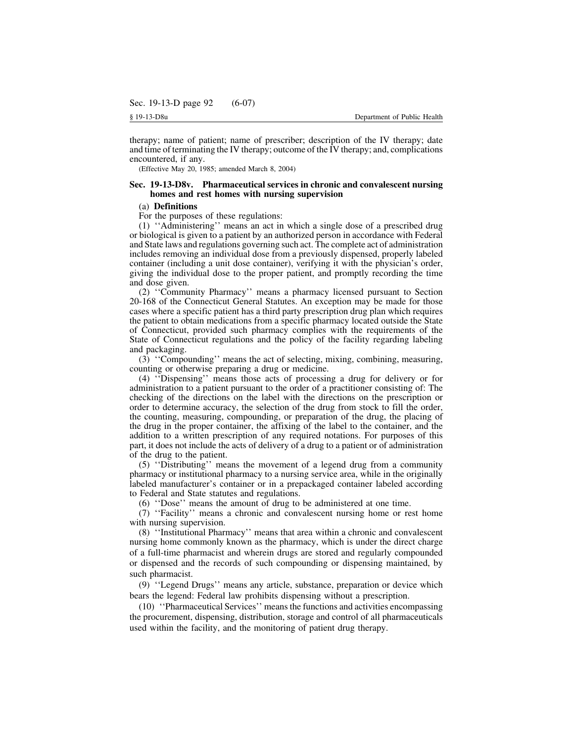therapy; name of patient; name of prescriber; description of the IV therapy; date and time of terminating the IV therapy; outcome of the IV therapy; and, complications encountered, if any.

(Effective May 20, 1985; amended March 8, 2004)

## Sec. 19-13-D8v. Pharmaceutical services in chronic and convalescent nursing homes and rest homes with nursing supervision

(a) **Definitions**

For the purposes of these regulations:

(1) ''Administering'' means an act in which a single dose of a prescribed drug or biological is given to a patient by an authorized person in accordance with Federal and State laws and regulations governing such act. The complete act of administration includes removing an individual dose from a previously dispensed, properly labeled container (including a unit dose container), verifying it with the physician's order, giving the individual dose to the proper patient, and promptly recording the time and dose given.

(2) ''Community Pharmacy'' means a pharmacy licensed pursuant to Section 20-168 of the Connecticut General Statutes. An exception may be made for those cases where a specific patient has a third party prescription drug plan which requires the patient to obtain medications from a specific pharmacy located outside the State of Connecticut, provided such pharmacy complies with the requirements of the State of Connecticut regulations and the policy of the facility regarding labeling and packaging.

(3) ''Compounding'' means the act of selecting, mixing, combining, measuring, counting or otherwise preparing a drug or medicine.

(4) ''Dispensing'' means those acts of processing a drug for delivery or for administration to a patient pursuant to the order of a practitioner consisting of: The checking of the directions on the label with the directions on the prescription or order to determine accuracy, the selection of the drug from stock to fill the order, the counting, measuring, compounding, or preparation of the drug, the placing of the drug in the proper container, the affixing of the label to the container, and the addition to a written prescription of any required notations. For purposes of this part, it does not include the acts of delivery of a drug to a patient or of administration of the drug to the patient.

(5) ''Distributing'' means the movement of a legend drug from a community pharmacy or institutional pharmacy to a nursing service area, while in the originally labeled manufacturer's container or in a prepackaged container labeled according to Federal and State statutes and regulations.

(6) ''Dose'' means the amount of drug to be administered at one time.

(7) ''Facility'' means a chronic and convalescent nursing home or rest home with nursing supervision.

(8) ''Institutional Pharmacy'' means that area within a chronic and convalescent nursing home commonly known as the pharmacy, which is under the direct charge of a full-time pharmacist and wherein drugs are stored and regularly compounded or dispensed and the records of such compounding or dispensing maintained, by such pharmacist.

(9) ''Legend Drugs'' means any article, substance, preparation or device which bears the legend: Federal law prohibits dispensing without a prescription.

(10) ''Pharmaceutical Services'' means the functions and activities encompassing the procurement, dispensing, distribution, storage and control of all pharmaceuticals used within the facility, and the monitoring of patient drug therapy.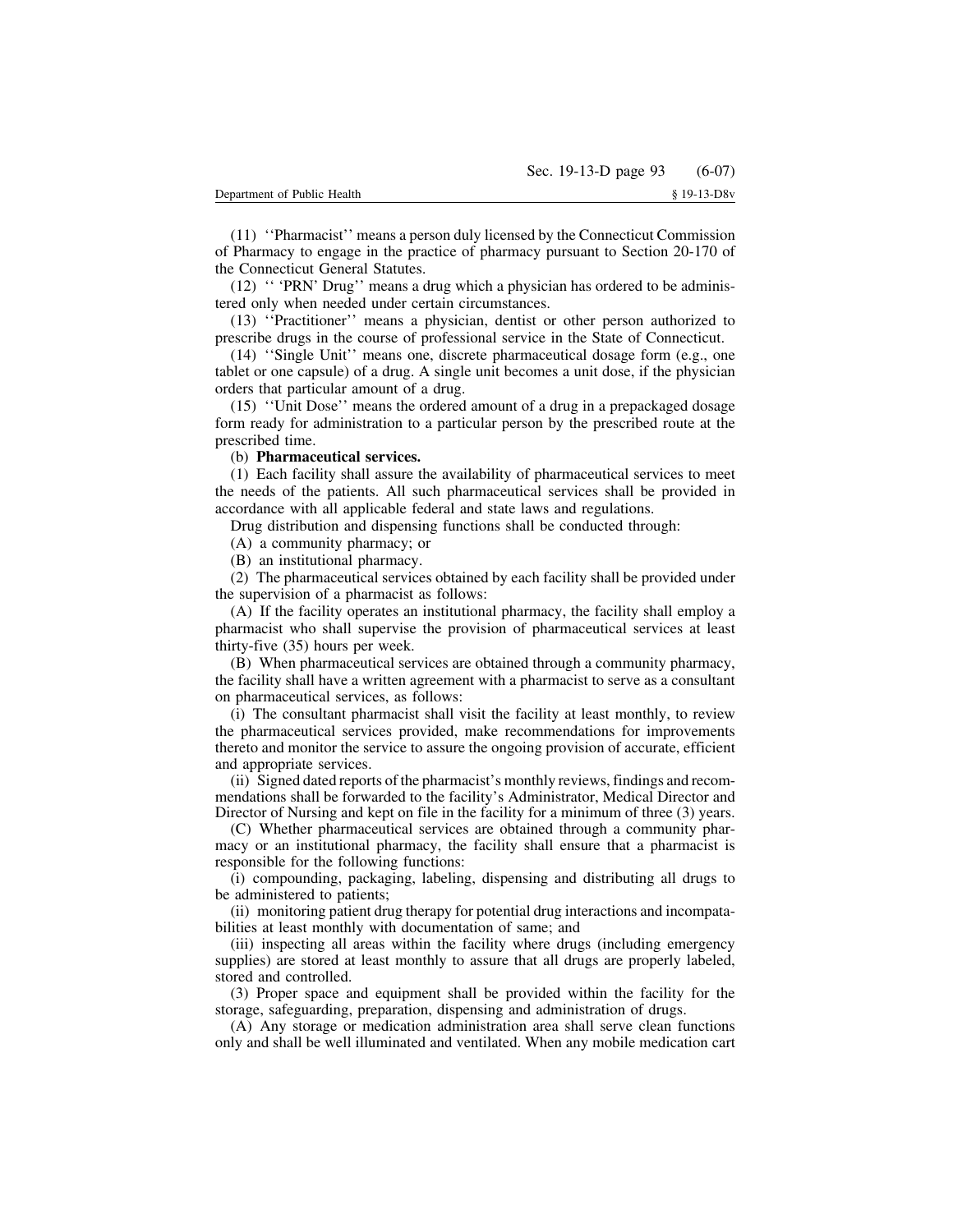(11) ''Pharmacist'' means a person duly licensed by the Connecticut Commission of Pharmacy to engage in the practice of pharmacy pursuant to Section 20-170 of the Connecticut General Statutes.

(12) '' 'PRN' Drug'' means a drug which a physician has ordered to be administered only when needed under certain circumstances.

(13) ''Practitioner'' means a physician, dentist or other person authorized to prescribe drugs in the course of professional service in the State of Connecticut.

(14) ''Single Unit'' means one, discrete pharmaceutical dosage form (e.g., one tablet or one capsule) of a drug. A single unit becomes a unit dose, if the physician orders that particular amount of a drug.

(15) ''Unit Dose'' means the ordered amount of a drug in a prepackaged dosage form ready for administration to a particular person by the prescribed route at the prescribed time.

(b) **Pharmaceutical services.**

(1) Each facility shall assure the availability of pharmaceutical services to meet the needs of the patients. All such pharmaceutical services shall be provided in accordance with all applicable federal and state laws and regulations.

Drug distribution and dispensing functions shall be conducted through:

(A) a community pharmacy; or

(B) an institutional pharmacy.

(2) The pharmaceutical services obtained by each facility shall be provided under the supervision of a pharmacist as follows:

(A) If the facility operates an institutional pharmacy, the facility shall employ a pharmacist who shall supervise the provision of pharmaceutical services at least thirty-five (35) hours per week.

(B) When pharmaceutical services are obtained through a community pharmacy, the facility shall have a written agreement with a pharmacist to serve as a consultant on pharmaceutical services, as follows:

(i) The consultant pharmacist shall visit the facility at least monthly, to review the pharmaceutical services provided, make recommendations for improvements thereto and monitor the service to assure the ongoing provision of accurate, efficient and appropriate services.

(ii) Signed dated reports of the pharmacist's monthly reviews, findings and recommendations shall be forwarded to the facility's Administrator, Medical Director and Director of Nursing and kept on file in the facility for a minimum of three (3) years.

(C) Whether pharmaceutical services are obtained through a community pharmacy or an institutional pharmacy, the facility shall ensure that a pharmacist is responsible for the following functions:

(i) compounding, packaging, labeling, dispensing and distributing all drugs to be administered to patients;

(ii) monitoring patient drug therapy for potential drug interactions and incompatabilities at least monthly with documentation of same; and

(iii) inspecting all areas within the facility where drugs (including emergency supplies) are stored at least monthly to assure that all drugs are properly labeled, stored and controlled.

(3) Proper space and equipment shall be provided within the facility for the storage, safeguarding, preparation, dispensing and administration of drugs.

(A) Any storage or medication administration area shall serve clean functions only and shall be well illuminated and ventilated. When any mobile medication cart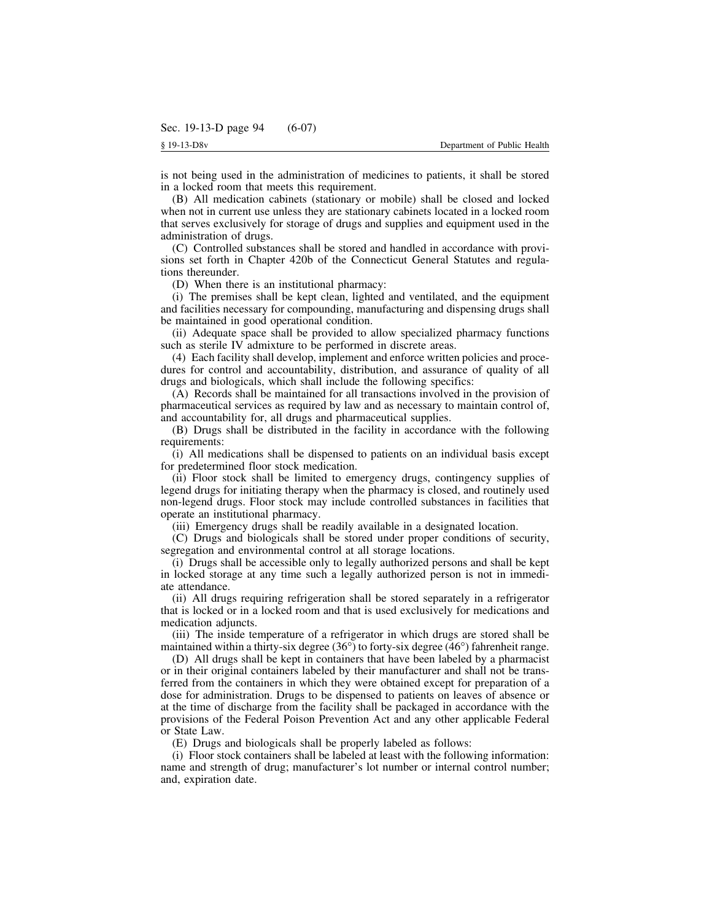is not being used in the administration of medicines to patients, it shall be stored in a locked room that meets this requirement.

(B) All medication cabinets (stationary or mobile) shall be closed and locked when not in current use unless they are stationary cabinets located in a locked room that serves exclusively for storage of drugs and supplies and equipment used in the administration of drugs.

(C) Controlled substances shall be stored and handled in accordance with provisions set forth in Chapter 420b of the Connecticut General Statutes and regulations thereunder.

(D) When there is an institutional pharmacy:

(i) The premises shall be kept clean, lighted and ventilated, and the equipment and facilities necessary for compounding, manufacturing and dispensing drugs shall be maintained in good operational condition.

(ii) Adequate space shall be provided to allow specialized pharmacy functions such as sterile IV admixture to be performed in discrete areas.

(4) Each facility shall develop, implement and enforce written policies and procedures for control and accountability, distribution, and assurance of quality of all drugs and biologicals, which shall include the following specifics:

(A) Records shall be maintained for all transactions involved in the provision of pharmaceutical services as required by law and as necessary to maintain control of, and accountability for, all drugs and pharmaceutical supplies.

(B) Drugs shall be distributed in the facility in accordance with the following requirements:

(i) All medications shall be dispensed to patients on an individual basis except for predetermined floor stock medication.

(ii) Floor stock shall be limited to emergency drugs, contingency supplies of legend drugs for initiating therapy when the pharmacy is closed, and routinely used non-legend drugs. Floor stock may include controlled substances in facilities that operate an institutional pharmacy.

(iii) Emergency drugs shall be readily available in a designated location.

(C) Drugs and biologicals shall be stored under proper conditions of security, segregation and environmental control at all storage locations.

(i) Drugs shall be accessible only to legally authorized persons and shall be kept in locked storage at any time such a legally authorized person is not in immediate attendance.

(ii) All drugs requiring refrigeration shall be stored separately in a refrigerator that is locked or in a locked room and that is used exclusively for medications and medication adjuncts.

(iii) The inside temperature of a refrigerator in which drugs are stored shall be maintained within a thirty-six degree (36°) to forty-six degree (46°) fahrenheit range.

(D) All drugs shall be kept in containers that have been labeled by a pharmacist or in their original containers labeled by their manufacturer and shall not be transferred from the containers in which they were obtained except for preparation of a dose for administration. Drugs to be dispensed to patients on leaves of absence or at the time of discharge from the facility shall be packaged in accordance with the provisions of the Federal Poison Prevention Act and any other applicable Federal or State Law.

(E) Drugs and biologicals shall be properly labeled as follows:

(i) Floor stock containers shall be labeled at least with the following information: name and strength of drug; manufacturer's lot number or internal control number; and, expiration date.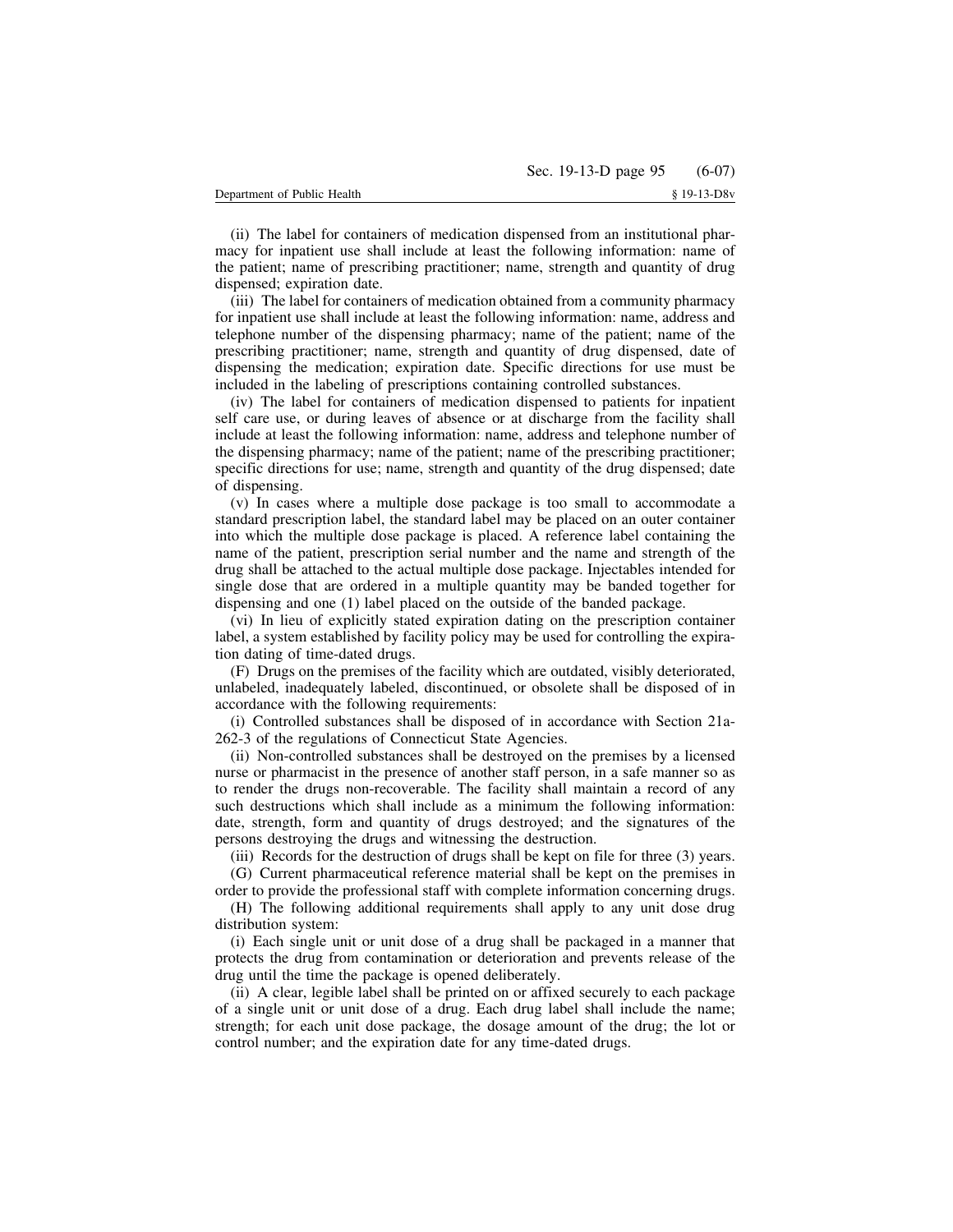(ii) The label for containers of medication dispensed from an institutional pharmacy for inpatient use shall include at least the following information: name of the patient; name of prescribing practitioner; name, strength and quantity of drug dispensed; expiration date.

(iii) The label for containers of medication obtained from a community pharmacy for inpatient use shall include at least the following information: name, address and telephone number of the dispensing pharmacy; name of the patient; name of the prescribing practitioner; name, strength and quantity of drug dispensed, date of dispensing the medication; expiration date. Specific directions for use must be included in the labeling of prescriptions containing controlled substances.

(iv) The label for containers of medication dispensed to patients for inpatient self care use, or during leaves of absence or at discharge from the facility shall include at least the following information: name, address and telephone number of the dispensing pharmacy; name of the patient; name of the prescribing practitioner; specific directions for use; name, strength and quantity of the drug dispensed; date of dispensing.

(v) In cases where a multiple dose package is too small to accommodate a standard prescription label, the standard label may be placed on an outer container into which the multiple dose package is placed. A reference label containing the name of the patient, prescription serial number and the name and strength of the drug shall be attached to the actual multiple dose package. Injectables intended for single dose that are ordered in a multiple quantity may be banded together for dispensing and one (1) label placed on the outside of the banded package.

(vi) In lieu of explicitly stated expiration dating on the prescription container label, a system established by facility policy may be used for controlling the expiration dating of time-dated drugs.

(F) Drugs on the premises of the facility which are outdated, visibly deteriorated, unlabeled, inadequately labeled, discontinued, or obsolete shall be disposed of in accordance with the following requirements:

(i) Controlled substances shall be disposed of in accordance with Section 21a-262-3 of the regulations of Connecticut State Agencies.

(ii) Non-controlled substances shall be destroyed on the premises by a licensed nurse or pharmacist in the presence of another staff person, in a safe manner so as to render the drugs non-recoverable. The facility shall maintain a record of any such destructions which shall include as a minimum the following information: date, strength, form and quantity of drugs destroyed; and the signatures of the persons destroying the drugs and witnessing the destruction.

(iii) Records for the destruction of drugs shall be kept on file for three (3) years.

(G) Current pharmaceutical reference material shall be kept on the premises in order to provide the professional staff with complete information concerning drugs.

(H) The following additional requirements shall apply to any unit dose drug distribution system:

(i) Each single unit or unit dose of a drug shall be packaged in a manner that protects the drug from contamination or deterioration and prevents release of the drug until the time the package is opened deliberately.

(ii) A clear, legible label shall be printed on or affixed securely to each package of a single unit or unit dose of a drug. Each drug label shall include the name; strength; for each unit dose package, the dosage amount of the drug; the lot or control number; and the expiration date for any time-dated drugs.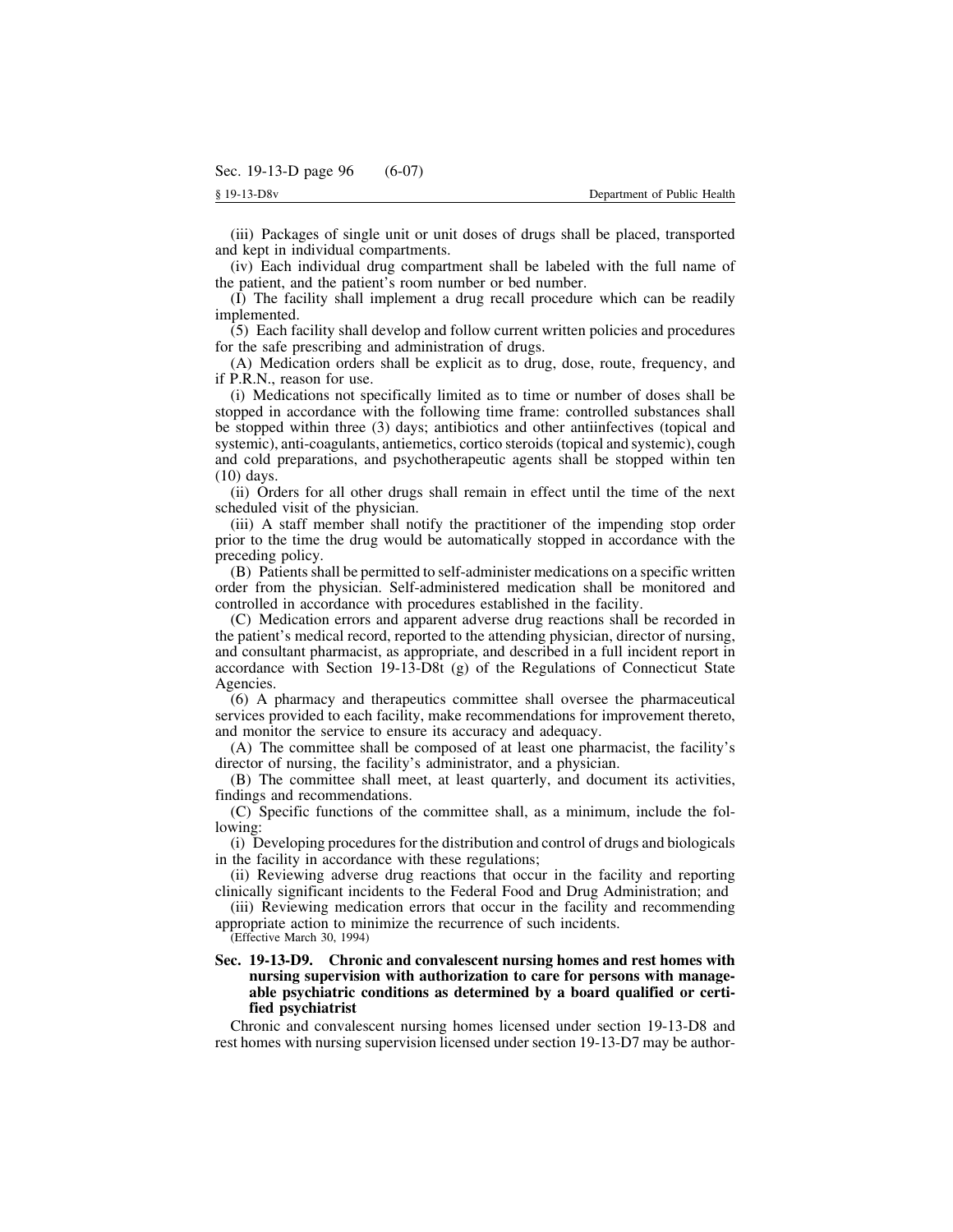(iii) Packages of single unit or unit doses of drugs shall be placed, transported and kept in individual compartments.

(iv) Each individual drug compartment shall be labeled with the full name of the patient, and the patient's room number or bed number.

(I) The facility shall implement a drug recall procedure which can be readily implemented.

(5) Each facility shall develop and follow current written policies and procedures for the safe prescribing and administration of drugs.

(A) Medication orders shall be explicit as to drug, dose, route, frequency, and if P.R.N., reason for use.

(i) Medications not specifically limited as to time or number of doses shall be stopped in accordance with the following time frame: controlled substances shall be stopped within three (3) days; antibiotics and other antiinfectives (topical and systemic), anti-coagulants, antiemetics, cortico steroids (topical and systemic), cough and cold preparations, and psychotherapeutic agents shall be stopped within ten (10) days.

(ii) Orders for all other drugs shall remain in effect until the time of the next scheduled visit of the physician.

(iii) A staff member shall notify the practitioner of the impending stop order prior to the time the drug would be automatically stopped in accordance with the preceding policy.

(B) Patients shall be permitted to self-administer medications on a specific written order from the physician. Self-administered medication shall be monitored and controlled in accordance with procedures established in the facility.

(C) Medication errors and apparent adverse drug reactions shall be recorded in the patient's medical record, reported to the attending physician, director of nursing, and consultant pharmacist, as appropriate, and described in a full incident report in accordance with Section 19-13-D8t (g) of the Regulations of Connecticut State Agencies.

(6) A pharmacy and therapeutics committee shall oversee the pharmaceutical services provided to each facility, make recommendations for improvement thereto, and monitor the service to ensure its accuracy and adequacy.

(A) The committee shall be composed of at least one pharmacist, the facility's director of nursing, the facility's administrator, and a physician.

(B) The committee shall meet, at least quarterly, and document its activities, findings and recommendations.

(C) Specific functions of the committee shall, as a minimum, include the following:

(i) Developing procedures for the distribution and control of drugs and biologicals in the facility in accordance with these regulations;

(ii) Reviewing adverse drug reactions that occur in the facility and reporting clinically significant incidents to the Federal Food and Drug Administration; and

(iii) Reviewing medication errors that occur in the facility and recommending appropriate action to minimize the recurrence of such incidents.

(Effective March 30, 1994)

### Sec. 19-13-D9. Chronic and convalescent nursing homes and rest homes with nursing supervision with authorization to care for persons with manageable psychiatric conditions as determined by a board qualified or certified psychiatrist

Chronic and convalescent nursing homes licensed under section 19-13-D8 and rest homes with nursing supervision licensed under section 19-13-D7 may be author-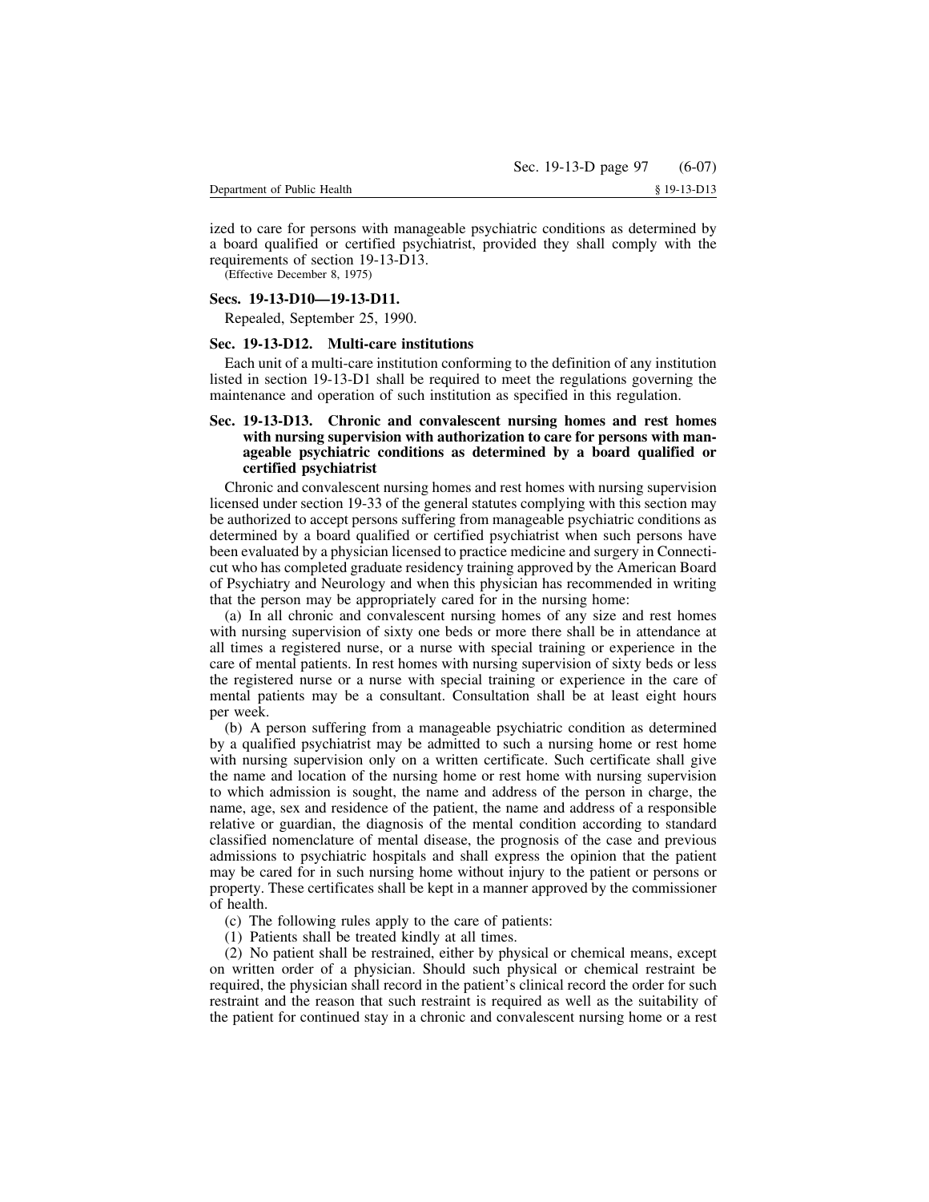ized to care for persons with manageable psychiatric conditions as determined by a board qualified or certified psychiatrist, provided they shall comply with the requirements of section 19-13-D13.

(Effective December 8, 1975)

### Secs. 19-13-D10—19-13-D11.

Repealed, September 25, 1990.

### Sec. 19-13-D12. Multi-care institutions

Each unit of a multi-care institution conforming to the definition of any institution listed in section 19-13-D1 shall be required to meet the regulations governing the maintenance and operation of such institution as specified in this regulation.

### Sec. 19-13-D13. Chronic and convalescent nursing homes and rest homes with nursing supervision with authorization to care for persons with manageable psychiatric conditions as determined by a board qualified or certified psychiatrist

Chronic and convalescent nursing homes and rest homes with nursing supervision licensed under section 19-33 of the general statutes complying with this section may be authorized to accept persons suffering from manageable psychiatric conditions as determined by a board qualified or certified psychiatrist when such persons have been evaluated by a physician licensed to practice medicine and surgery in Connecticut who has completed graduate residency training approved by the American Board of Psychiatry and Neurology and when this physician has recommended in writing that the person may be appropriately cared for in the nursing home:

(a) In all chronic and convalescent nursing homes of any size and rest homes with nursing supervision of sixty one beds or more there shall be in attendance at all times a registered nurse, or a nurse with special training or experience in the care of mental patients. In rest homes with nursing supervision of sixty beds or less the registered nurse or a nurse with special training or experience in the care of mental patients may be a consultant. Consultation shall be at least eight hours per week.

(b) A person suffering from a manageable psychiatric condition as determined by a qualified psychiatrist may be admitted to such a nursing home or rest home with nursing supervision only on a written certificate. Such certificate shall give the name and location of the nursing home or rest home with nursing supervision to which admission is sought, the name and address of the person in charge, the name, age, sex and residence of the patient, the name and address of a responsible relative or guardian, the diagnosis of the mental condition according to standard classified nomenclature of mental disease, the prognosis of the case and previous admissions to psychiatric hospitals and shall express the opinion that the patient may be cared for in such nursing home without injury to the patient or persons or property. These certificates shall be kept in a manner approved by the commissioner of health.

(c) The following rules apply to the care of patients:

(1) Patients shall be treated kindly at all times.

(2) No patient shall be restrained, either by physical or chemical means, except on written order of a physician. Should such physical or chemical restraint be required, the physician shall record in the patient's clinical record the order for such restraint and the reason that such restraint is required as well as the suitability of the patient for continued stay in a chronic and convalescent nursing home or a rest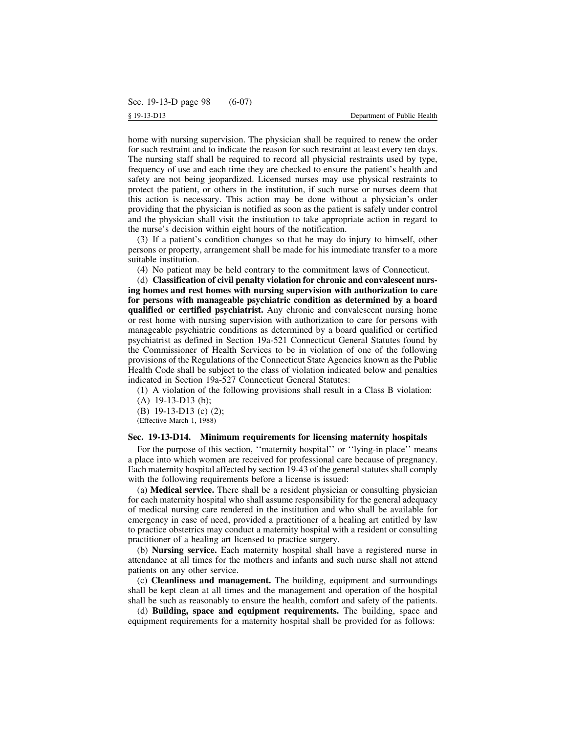home with nursing supervision. The physician shall be required to renew the order for such restraint and to indicate the reason for such restraint at least every ten days. The nursing staff shall be required to record all physicial restraints used by type, frequency of use and each time they are checked to ensure the patient's health and safety are not being jeopardized. Licensed nurses may use physical restraints to protect the patient, or others in the institution, if such nurse or nurses deem that this action is necessary. This action may be done without a physician's order providing that the physician is notified as soon as the patient is safely under control and the physician shall visit the institution to take appropriate action in regard to the nurse's decision within eight hours of the notification.

(3) If a patient's condition changes so that he may do injury to himself, other persons or property, arrangement shall be made for his immediate transfer to a more suitable institution.

(4) No patient may be held contrary to the commitment laws of Connecticut.

(d) **Classification of civil penalty violation for chronic and convalescent nursing homes and rest homes with nursing supervision with authorization to care for persons with manageable psychiatric condition as determined by a board qualified or certified psychiatrist.** Any chronic and convalescent nursing home or rest home with nursing supervision with authorization to care for persons with manageable psychiatric conditions as determined by a board qualified or certified psychiatrist as defined in Section 19a-521 Connecticut General Statutes found by the Commissioner of Health Services to be in violation of one of the following provisions of the Regulations of the Connecticut State Agencies known as the Public Health Code shall be subject to the class of violation indicated below and penalties indicated in Section 19a-527 Connecticut General Statutes:

(1) A violation of the following provisions shall result in a Class B violation:

(A) 19-13-D13 (b);

(B) 19-13-D13 (c) (2);

(Effective March 1, 1988)

### Sec. 19-13-D14. Minimum requirements for licensing maternity hospitals

For the purpose of this section, ''maternity hospital'' or ''lying-in place'' means a place into which women are received for professional care because of pregnancy. Each maternity hospital affected by section 19-43 of the general statutes shall comply with the following requirements before a license is issued:

(a) **Medical service.** There shall be a resident physician or consulting physician for each maternity hospital who shall assume responsibility for the general adequacy of medical nursing care rendered in the institution and who shall be available for emergency in case of need, provided a practitioner of a healing art entitled by law to practice obstetrics may conduct a maternity hospital with a resident or consulting practitioner of a healing art licensed to practice surgery.

(b) **Nursing service.** Each maternity hospital shall have a registered nurse in attendance at all times for the mothers and infants and such nurse shall not attend patients on any other service.

(c) **Cleanliness and management.** The building, equipment and surroundings shall be kept clean at all times and the management and operation of the hospital shall be such as reasonably to ensure the health, comfort and safety of the patients.

(d) **Building, space and equipment requirements.** The building, space and equipment requirements for a maternity hospital shall be provided for as follows: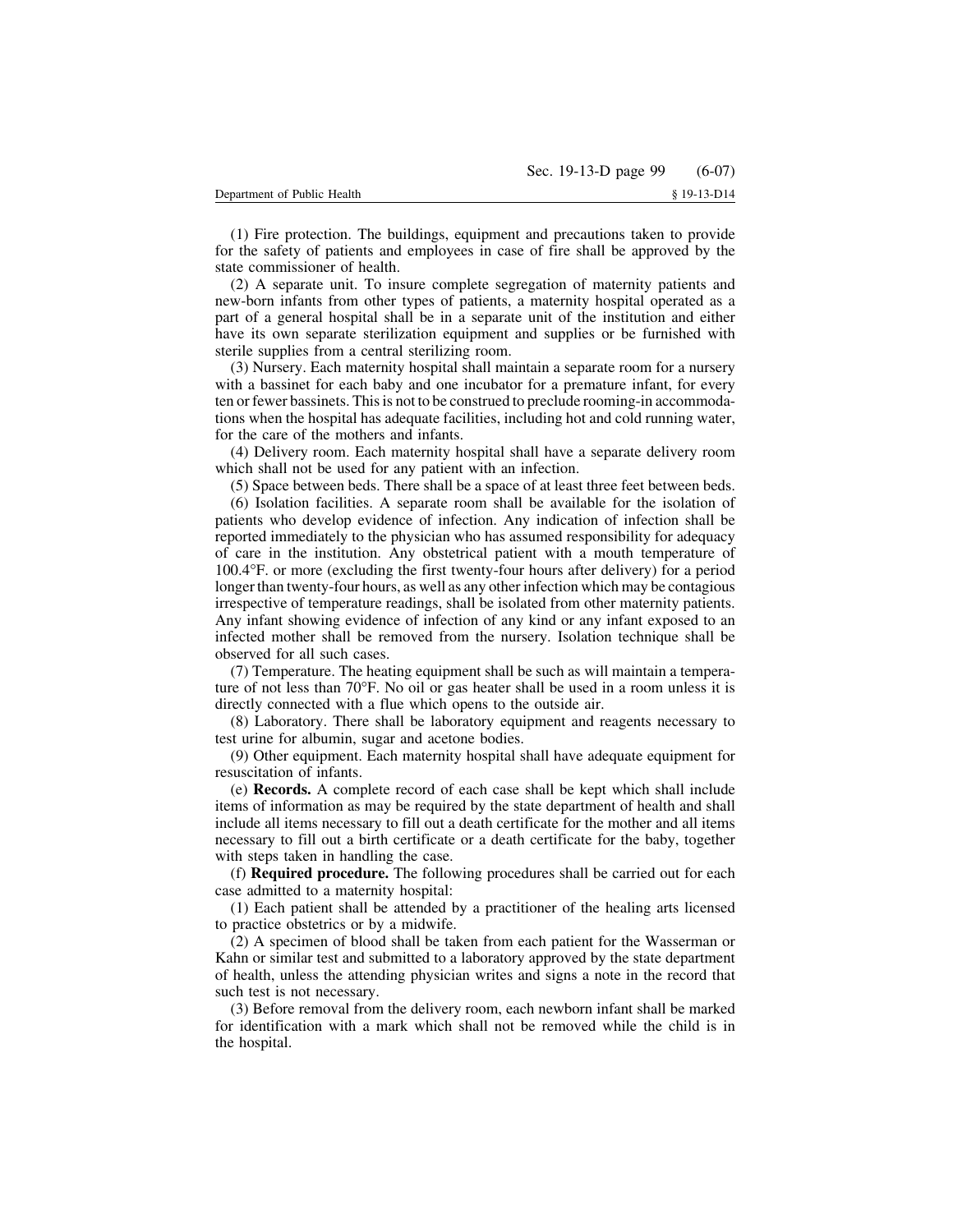(1) Fire protection. The buildings, equipment and precautions taken to provide for the safety of patients and employees in case of fire shall be approved by the state commissioner of health.

(2) A separate unit. To insure complete segregation of maternity patients and new-born infants from other types of patients, a maternity hospital operated as a part of a general hospital shall be in a separate unit of the institution and either have its own separate sterilization equipment and supplies or be furnished with sterile supplies from a central sterilizing room.

(3) Nursery. Each maternity hospital shall maintain a separate room for a nursery with a bassinet for each baby and one incubator for a premature infant, for every ten or fewer bassinets. This is not to be construed to preclude rooming-in accommodations when the hospital has adequate facilities, including hot and cold running water, for the care of the mothers and infants.

(4) Delivery room. Each maternity hospital shall have a separate delivery room which shall not be used for any patient with an infection.

(5) Space between beds. There shall be a space of at least three feet between beds.

(6) Isolation facilities. A separate room shall be available for the isolation of patients who develop evidence of infection. Any indication of infection shall be reported immediately to the physician who has assumed responsibility for adequacy of care in the institution. Any obstetrical patient with a mouth temperature of 100.4°F. or more (excluding the first twenty-four hours after delivery) for a period longer than twenty-four hours, as well as any other infection which may be contagious irrespective of temperature readings, shall be isolated from other maternity patients. Any infant showing evidence of infection of any kind or any infant exposed to an infected mother shall be removed from the nursery. Isolation technique shall be observed for all such cases.

(7) Temperature. The heating equipment shall be such as will maintain a temperature of not less than 70°F. No oil or gas heater shall be used in a room unless it is directly connected with a flue which opens to the outside air.

(8) Laboratory. There shall be laboratory equipment and reagents necessary to test urine for albumin, sugar and acetone bodies.

(9) Other equipment. Each maternity hospital shall have adequate equipment for resuscitation of infants.

(e) **Records.** A complete record of each case shall be kept which shall include items of information as may be required by the state department of health and shall include all items necessary to fill out a death certificate for the mother and all items necessary to fill out a birth certificate or a death certificate for the baby, together with steps taken in handling the case.

(f) **Required procedure.** The following procedures shall be carried out for each case admitted to a maternity hospital:

(1) Each patient shall be attended by a practitioner of the healing arts licensed to practice obstetrics or by a midwife.

(2) A specimen of blood shall be taken from each patient for the Wasserman or Kahn or similar test and submitted to a laboratory approved by the state department of health, unless the attending physician writes and signs a note in the record that such test is not necessary.

(3) Before removal from the delivery room, each newborn infant shall be marked for identification with a mark which shall not be removed while the child is in the hospital.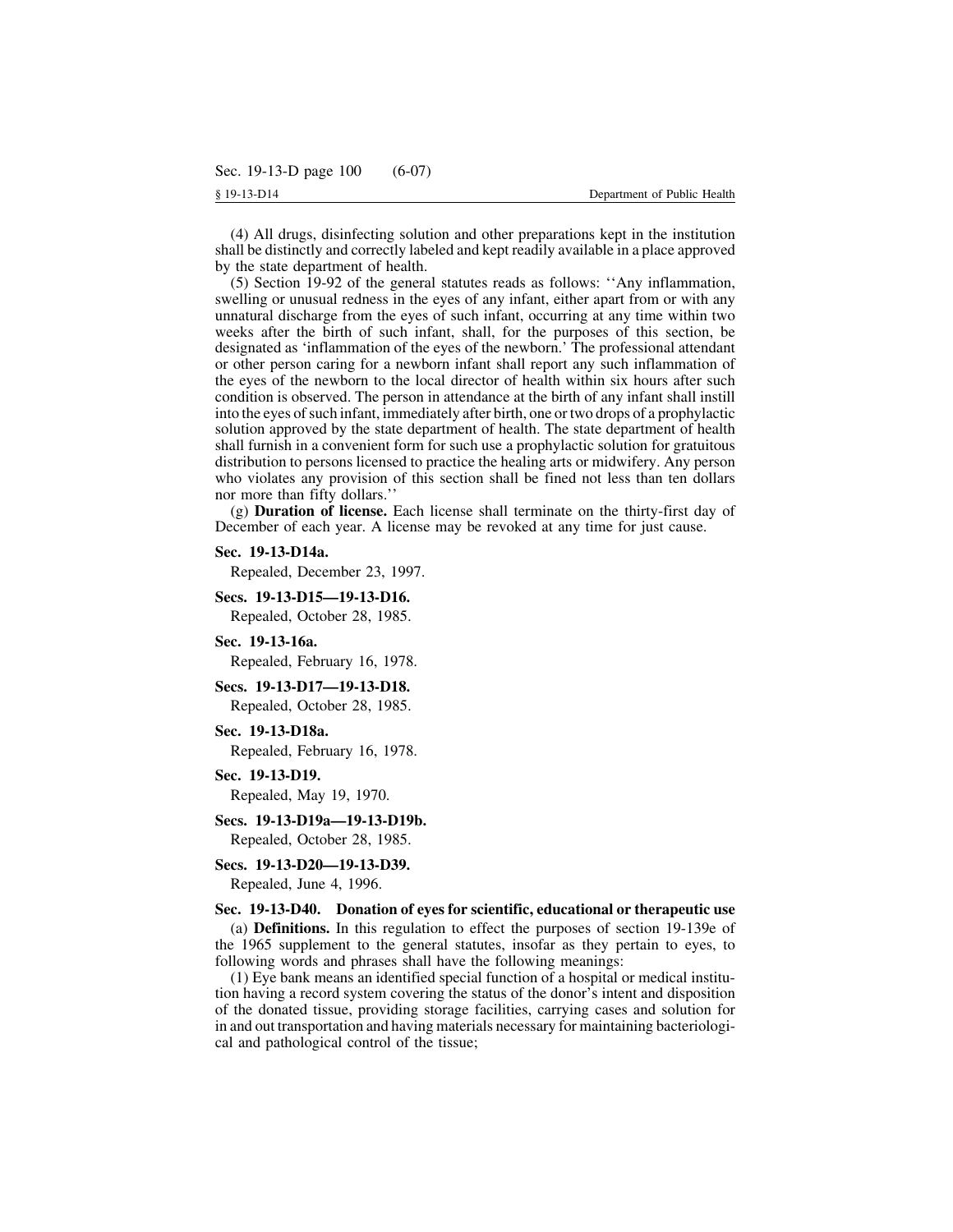(4) All drugs, disinfecting solution and other preparations kept in the institution shall be distinctly and correctly labeled and kept readily available in a place approved by the state department of health.

(5) Section 19-92 of the general statutes reads as follows: ''Any inflammation, swelling or unusual redness in the eyes of any infant, either apart from or with any unnatural discharge from the eyes of such infant, occurring at any time within two weeks after the birth of such infant, shall, for the purposes of this section, be designated as 'inflammation of the eyes of the newborn.' The professional attendant or other person caring for a newborn infant shall report any such inflammation of the eyes of the newborn to the local director of health within six hours after such condition is observed. The person in attendance at the birth of any infant shall instill into the eyes of such infant, immediately after birth, one or two drops of a prophylactic solution approved by the state department of health. The state department of health shall furnish in a convenient form for such use a prophylactic solution for gratuitous distribution to persons licensed to practice the healing arts or midwifery. Any person who violates any provision of this section shall be fined not less than ten dollars nor more than fifty dollars.''

(g) **Duration of license.** Each license shall terminate on the thirty-first day of December of each year. A license may be revoked at any time for just cause.

**Sec. 19-13-D14a.**

Repealed, December 23, 1997.

**Secs. 19-13-D15—19-13-D16.**

Repealed, October 28, 1985.

**Sec. 19-13-16a.**

Repealed, February 16, 1978.

**Secs. 19-13-D17—19-13-D18.**

Repealed, October 28, 1985.

**Sec. 19-13-D18a.**

Repealed, February 16, 1978.

**Sec. 19-13-D19.**

Repealed, May 19, 1970.

**Secs. 19-13-D19a—19-13-D19b.**

Repealed, October 28, 1985.

**Secs. 19-13-D20—19-13-D39.**

Repealed, June 4, 1996.

**Sec. 19-13-D40. Donation of eyes for scientific, educational or therapeutic use**

(a) **Definitions.** In this regulation to effect the purposes of section 19-139e of the 1965 supplement to the general statutes, insofar as they pertain to eyes, to following words and phrases shall have the following meanings:

(1) Eye bank means an identified special function of a hospital or medical institution having a record system covering the status of the donor's intent and disposition of the donated tissue, providing storage facilities, carrying cases and solution for in and out transportation and having materials necessary for maintaining bacteriological and pathological control of the tissue;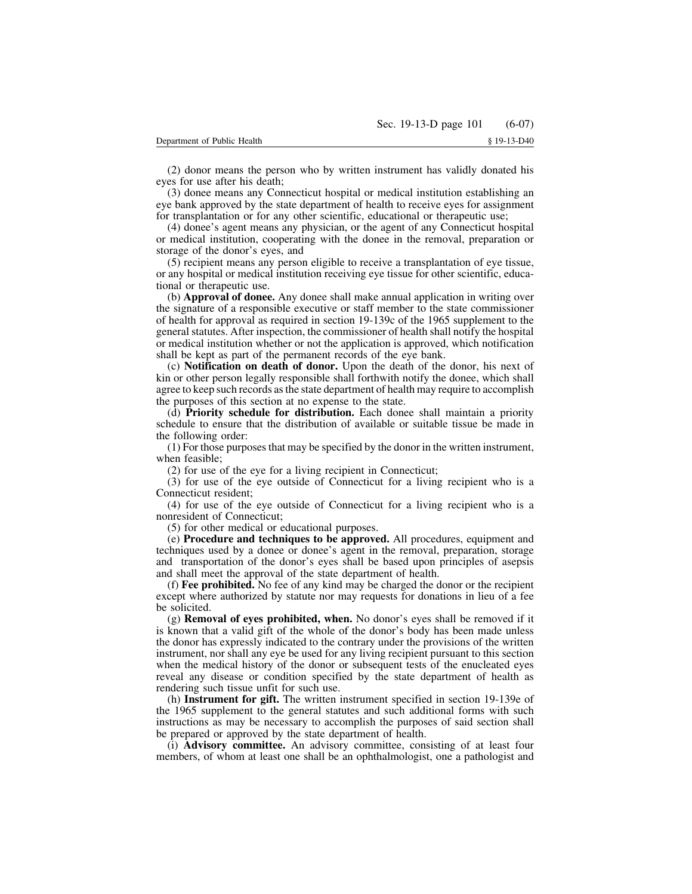(2) donor means the person who by written instrument has validly donated his eyes for use after his death;

(3) donee means any Connecticut hospital or medical institution establishing an eye bank approved by the state department of health to receive eyes for assignment for transplantation or for any other scientific, educational or therapeutic use;

(4) donee's agent means any physician, or the agent of any Connecticut hospital or medical institution, cooperating with the donee in the removal, preparation or storage of the donor's eyes, and

(5) recipient means any person eligible to receive a transplantation of eye tissue, or any hospital or medical institution receiving eye tissue for other scientific, educational or therapeutic use.

(b) **Approval of donee.** Any donee shall make annual application in writing over the signature of a responsible executive or staff member to the state commissioner of health for approval as required in section 19-139c of the 1965 supplement to the general statutes. After inspection, the commissioner of health shall notify the hospital or medical institution whether or not the application is approved, which notification shall be kept as part of the permanent records of the eye bank.

(c) **Notification on death of donor.** Upon the death of the donor, his next of kin or other person legally responsible shall forthwith notify the donee, which shall agree to keep such records as the state department of health may require to accomplish the purposes of this section at no expense to the state.

(d) **Priority schedule for distribution.** Each donee shall maintain a priority schedule to ensure that the distribution of available or suitable tissue be made in the following order:

(1) For those purposes that may be specified by the donor in the written instrument, when feasible;

(2) for use of the eye for a living recipient in Connecticut;

(3) for use of the eye outside of Connecticut for a living recipient who is a Connecticut resident;

(4) for use of the eye outside of Connecticut for a living recipient who is a nonresident of Connecticut;

(5) for other medical or educational purposes.

(e) **Procedure and techniques to be approved.** All procedures, equipment and techniques used by a donee or donee's agent in the removal, preparation, storage and transportation of the donor's eyes shall be based upon principles of asepsis and shall meet the approval of the state department of health.

(f) **Fee prohibited.** No fee of any kind may be charged the donor or the recipient except where authorized by statute nor may requests for donations in lieu of a fee be solicited.

(g) **Removal of eyes prohibited, when.** No donor's eyes shall be removed if it is known that a valid gift of the whole of the donor's body has been made unless the donor has expressly indicated to the contrary under the provisions of the written instrument, nor shall any eye be used for any living recipient pursuant to this section when the medical history of the donor or subsequent tests of the enucleated eyes reveal any disease or condition specified by the state department of health as rendering such tissue unfit for such use.

(h) **Instrument for gift.** The written instrument specified in section 19-139e of the 1965 supplement to the general statutes and such additional forms with such instructions as may be necessary to accomplish the purposes of said section shall be prepared or approved by the state department of health.

(i) **Advisory committee.** An advisory committee, consisting of at least four members, of whom at least one shall be an ophthalmologist, one a pathologist and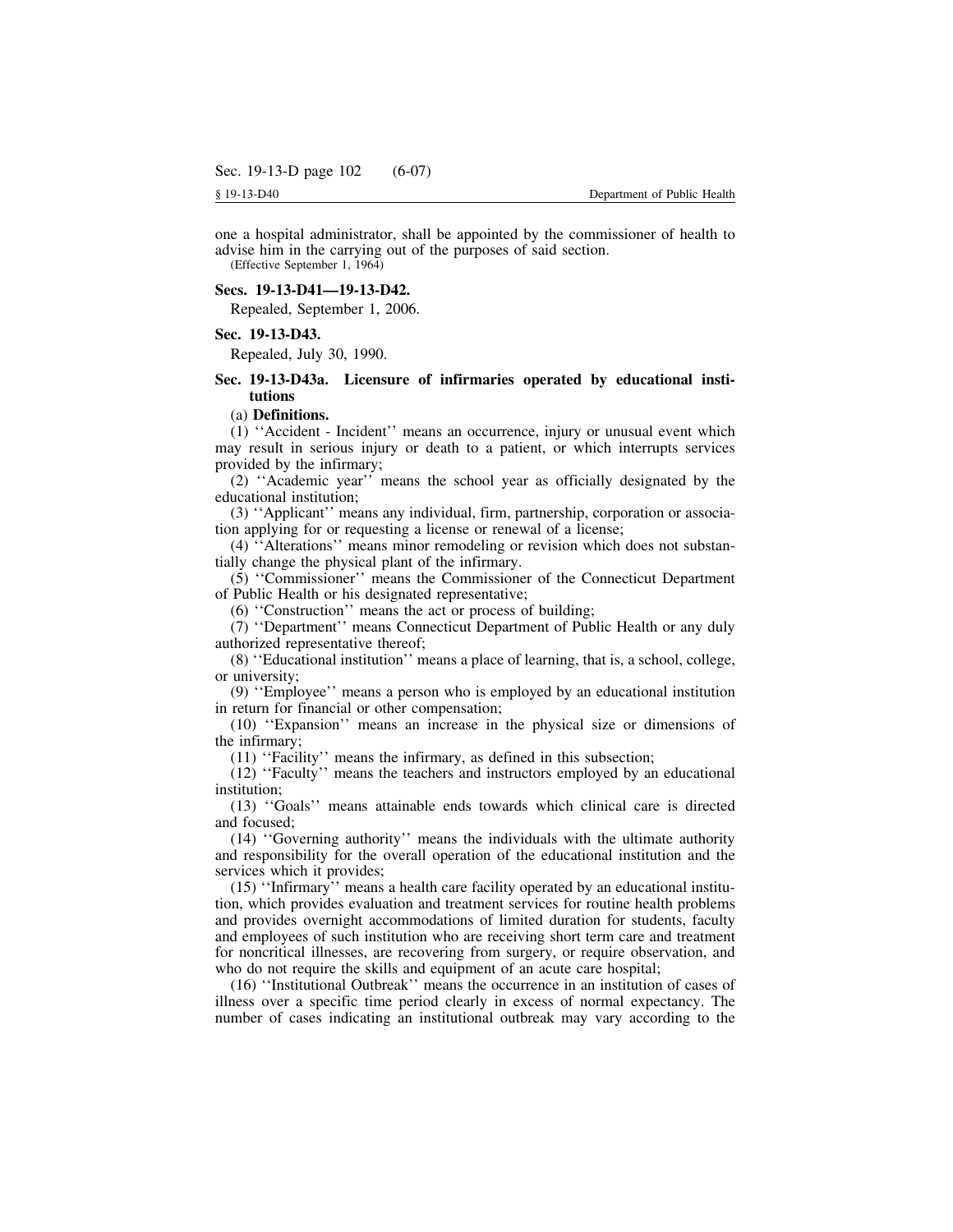one a hospital administrator, shall be appointed by the commissioner of health to advise him in the carrying out of the purposes of said section.

(Effective September 1, 1964)

**Secs. 19-13-D41—19-13-D42.**

Repealed, September 1, 2006.

**Sec. 19-13-D43.**

Repealed, July 30, 1990.

**Sec. 19-13-D43a. Licensure of infirmaries operated by educational institutions**

(a) **Definitions.**

(1) ''Accident - Incident'' means an occurrence, injury or unusual event which may result in serious injury or death to a patient, or which interrupts services provided by the infirmary;

(2) ''Academic year'' means the school year as officially designated by the educational institution;

(3) ''Applicant'' means any individual, firm, partnership, corporation or association applying for or requesting a license or renewal of a license;

(4) ''Alterations'' means minor remodeling or revision which does not substantially change the physical plant of the infirmary.

(5) ''Commissioner'' means the Commissioner of the Connecticut Department of Public Health or his designated representative;

(6) ''Construction'' means the act or process of building;

(7) ''Department'' means Connecticut Department of Public Health or any duly authorized representative thereof;

(8) ''Educational institution'' means a place of learning, that is, a school, college, or university;

(9) ''Employee'' means a person who is employed by an educational institution in return for financial or other compensation;

(10) ''Expansion'' means an increase in the physical size or dimensions of the infirmary;

(11) ''Facility'' means the infirmary, as defined in this subsection;

(12) ''Faculty'' means the teachers and instructors employed by an educational institution;

(13) ''Goals'' means attainable ends towards which clinical care is directed and focused;

(14) ''Governing authority'' means the individuals with the ultimate authority and responsibility for the overall operation of the educational institution and the services which it provides;

(15) ''Infirmary'' means a health care facility operated by an educational institution, which provides evaluation and treatment services for routine health problems and provides overnight accommodations of limited duration for students, faculty and employees of such institution who are receiving short term care and treatment for noncritical illnesses, are recovering from surgery, or require observation, and who do not require the skills and equipment of an acute care hospital;

(16) ''Institutional Outbreak'' means the occurrence in an institution of cases of illness over a specific time period clearly in excess of normal expectancy. The number of cases indicating an institutional outbreak may vary according to the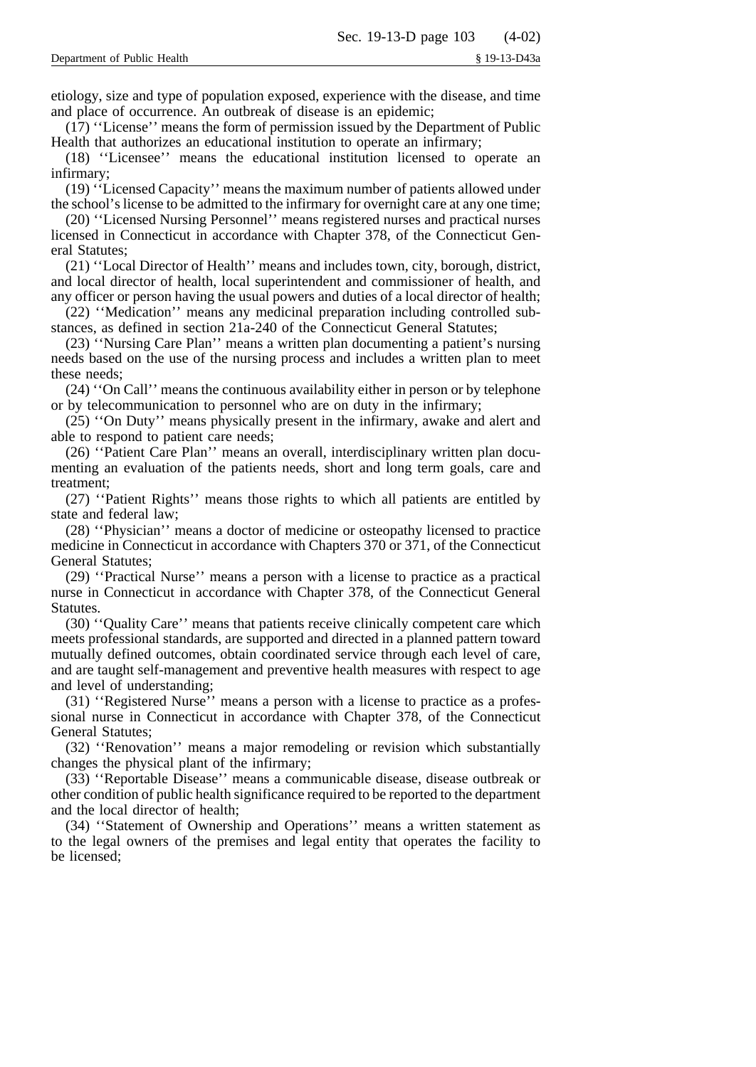etiology, size and type of population exposed, experience with the disease, and time and place of occurrence. An outbreak of disease is an epidemic;

(17) ''License'' means the form of permission issued by the Department of Public Health that authorizes an educational institution to operate an infirmary;

(18) ''Licensee'' means the educational institution licensed to operate an infirmary;

(19) ''Licensed Capacity'' means the maximum number of patients allowed under the school's license to be admitted to the infirmary for overnight care at any one time;

(20) ''Licensed Nursing Personnel'' means registered nurses and practical nurses licensed in Connecticut in accordance with Chapter 378, of the Connecticut General Statutes;

(21) ''Local Director of Health'' means and includes town, city, borough, district, and local director of health, local superintendent and commissioner of health, and any officer or person having the usual powers and duties of a local director of health;

(22) ''Medication'' means any medicinal preparation including controlled substances, as defined in section 21a-240 of the Connecticut General Statutes;

(23) ''Nursing Care Plan'' means a written plan documenting a patient's nursing needs based on the use of the nursing process and includes a written plan to meet these needs;

(24) ''On Call'' means the continuous availability either in person or by telephone or by telecommunication to personnel who are on duty in the infirmary;

(25) ''On Duty'' means physically present in the infirmary, awake and alert and able to respond to patient care needs;

(26) ''Patient Care Plan'' means an overall, interdisciplinary written plan documenting an evaluation of the patients needs, short and long term goals, care and treatment;

(27) ''Patient Rights'' means those rights to which all patients are entitled by state and federal law;

(28) ''Physician'' means a doctor of medicine or osteopathy licensed to practice medicine in Connecticut in accordance with Chapters 370 or 371, of the Connecticut General Statutes;

(29) ''Practical Nurse'' means a person with a license to practice as a practical nurse in Connecticut in accordance with Chapter 378, of the Connecticut General Statutes.

(30) ''Quality Care'' means that patients receive clinically competent care which meets professional standards, are supported and directed in a planned pattern toward mutually defined outcomes, obtain coordinated service through each level of care, and are taught self-management and preventive health measures with respect to age and level of understanding;

(31) ''Registered Nurse'' means a person with a license to practice as a professional nurse in Connecticut in accordance with Chapter 378, of the Connecticut General Statutes;

(32) ''Renovation'' means a major remodeling or revision which substantially changes the physical plant of the infirmary;

(33) ''Reportable Disease'' means a communicable disease, disease outbreak or other condition of public health significance required to be reported to the department and the local director of health;

(34) ''Statement of Ownership and Operations'' means a written statement as to the legal owners of the premises and legal entity that operates the facility to be licensed;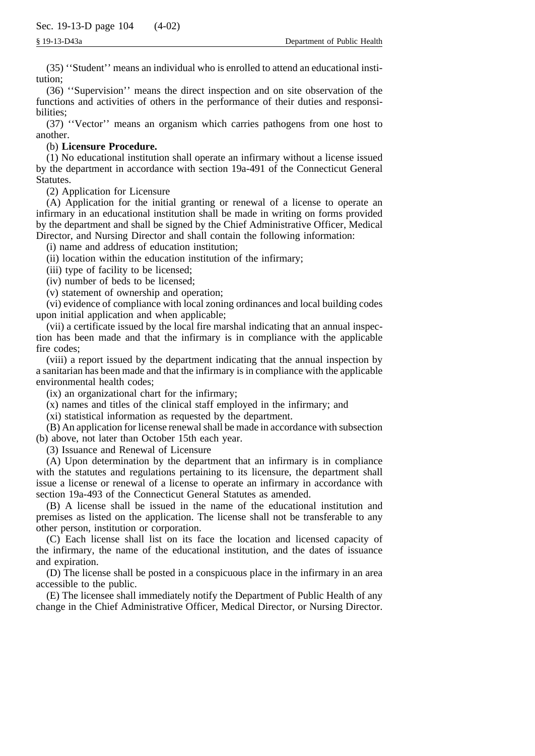(35) ''Student'' means an individual who is enrolled to attend an educational institution;

(36) ''Supervision'' means the direct inspection and on site observation of the functions and activities of others in the performance of their duties and responsibilities;

(37) ''Vector'' means an organism which carries pathogens from one host to another.

(b) **Licensure Procedure.**

(1) No educational institution shall operate an infirmary without a license issued by the department in accordance with section 19a-491 of the Connecticut General Statutes.

(2) Application for Licensure

(A) Application for the initial granting or renewal of a license to operate an infirmary in an educational institution shall be made in writing on forms provided by the department and shall be signed by the Chief Administrative Officer, Medical Director, and Nursing Director and shall contain the following information:

(i) name and address of education institution;

(ii) location within the education institution of the infirmary;

(iii) type of facility to be licensed;

(iv) number of beds to be licensed;

(v) statement of ownership and operation;

(vi) evidence of compliance with local zoning ordinances and local building codes upon initial application and when applicable;

(vii) a certificate issued by the local fire marshal indicating that an annual inspection has been made and that the infirmary is in compliance with the applicable fire codes;

(viii) a report issued by the department indicating that the annual inspection by a sanitarian has been made and that the infirmary is in compliance with the applicable environmental health codes;

(ix) an organizational chart for the infirmary;

(x) names and titles of the clinical staff employed in the infirmary; and

(xi) statistical information as requested by the department.

(B) An application for license renewal shall be made in accordance with subsection (b) above, not later than October 15th each year.

(3) Issuance and Renewal of Licensure

(A) Upon determination by the department that an infirmary is in compliance with the statutes and regulations pertaining to its licensure, the department shall issue a license or renewal of a license to operate an infirmary in accordance with section 19a-493 of the Connecticut General Statutes as amended.

(B) A license shall be issued in the name of the educational institution and premises as listed on the application. The license shall not be transferable to any other person, institution or corporation.

(C) Each license shall list on its face the location and licensed capacity of the infirmary, the name of the educational institution, and the dates of issuance and expiration.

(D) The license shall be posted in a conspicuous place in the infirmary in an area accessible to the public.

(E) The licensee shall immediately notify the Department of Public Health of any change in the Chief Administrative Officer, Medical Director, or Nursing Director.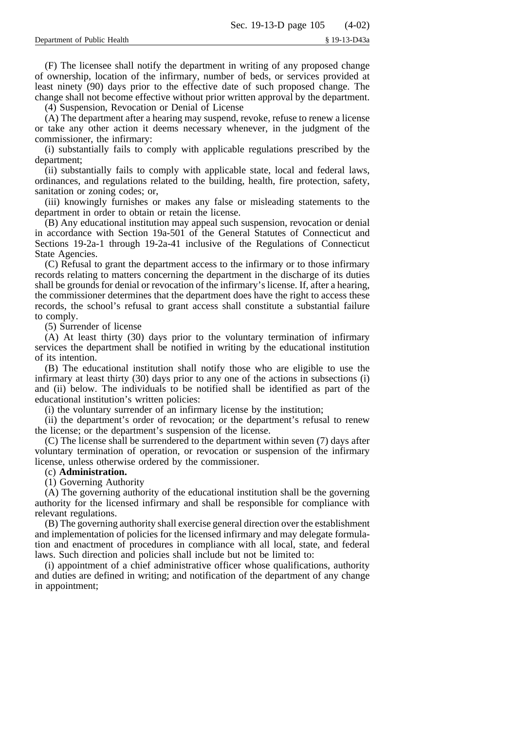(F) The licensee shall notify the department in writing of any proposed change of ownership, location of the infirmary, number of beds, or services provided at least ninety (90) days prior to the effective date of such proposed change. The change shall not become effective without prior written approval by the department.

(4) Suspension, Revocation or Denial of License

(A) The department after a hearing may suspend, revoke, refuse to renew a license or take any other action it deems necessary whenever, in the judgment of the commissioner, the infirmary:

(i) substantially fails to comply with applicable regulations prescribed by the department;

(ii) substantially fails to comply with applicable state, local and federal laws, ordinances, and regulations related to the building, health, fire protection, safety, sanitation or zoning codes; or,

(iii) knowingly furnishes or makes any false or misleading statements to the department in order to obtain or retain the license.

(B) Any educational institution may appeal such suspension, revocation or denial in accordance with Section 19a-501 of the General Statutes of Connecticut and Sections 19-2a-1 through 19-2a-41 inclusive of the Regulations of Connecticut State Agencies.

(C) Refusal to grant the department access to the infirmary or to those infirmary records relating to matters concerning the department in the discharge of its duties shall be grounds for denial or revocation of the infirmary's license. If, after a hearing, the commissioner determines that the department does have the right to access these records, the school's refusal to grant access shall constitute a substantial failure to comply.

(5) Surrender of license

(A) At least thirty (30) days prior to the voluntary termination of infirmary services the department shall be notified in writing by the educational institution of its intention.

(B) The educational institution shall notify those who are eligible to use the infirmary at least thirty (30) days prior to any one of the actions in subsections (i) and (ii) below. The individuals to be notified shall be identified as part of the educational institution's written policies:

(i) the voluntary surrender of an infirmary license by the institution;

(ii) the department's order of revocation; or the department's refusal to renew the license; or the department's suspension of the license.

(C) The license shall be surrendered to the department within seven (7) days after voluntary termination of operation, or revocation or suspension of the infirmary license, unless otherwise ordered by the commissioner.

(c) **Administration.**

(1) Governing Authority

(A) The governing authority of the educational institution shall be the governing authority for the licensed infirmary and shall be responsible for compliance with relevant regulations.

(B) The governing authority shall exercise general direction over the establishment and implementation of policies for the licensed infirmary and may delegate formulation and enactment of procedures in compliance with all local, state, and federal laws. Such direction and policies shall include but not be limited to:

(i) appointment of a chief administrative officer whose qualifications, authority and duties are defined in writing; and notification of the department of any change in appointment;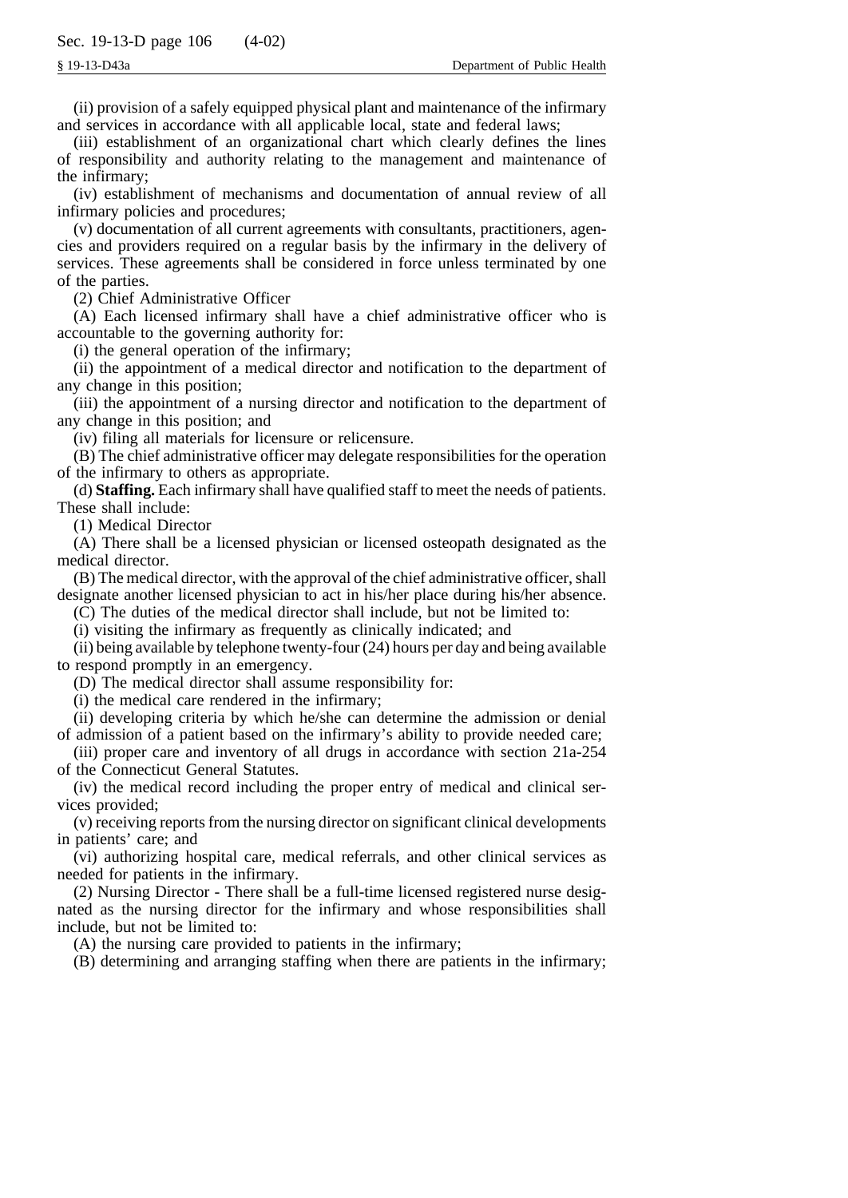(ii) provision of a safely equipped physical plant and maintenance of the infirmary and services in accordance with all applicable local, state and federal laws;

(iii) establishment of an organizational chart which clearly defines the lines of responsibility and authority relating to the management and maintenance of the infirmary;

(iv) establishment of mechanisms and documentation of annual review of all infirmary policies and procedures;

(v) documentation of all current agreements with consultants, practitioners, agencies and providers required on a regular basis by the infirmary in the delivery of services. These agreements shall be considered in force unless terminated by one of the parties.

(2) Chief Administrative Officer

(A) Each licensed infirmary shall have a chief administrative officer who is accountable to the governing authority for:

(i) the general operation of the infirmary;

(ii) the appointment of a medical director and notification to the department of any change in this position;

(iii) the appointment of a nursing director and notification to the department of any change in this position; and

(iv) filing all materials for licensure or relicensure.

(B) The chief administrative officer may delegate responsibilities for the operation of the infirmary to others as appropriate.

(d) **Staffing.** Each infirmary shall have qualified staff to meet the needs of patients. These shall include:

(1) Medical Director

(A) There shall be a licensed physician or licensed osteopath designated as the medical director.

(B) The medical director, with the approval of the chief administrative officer, shall designate another licensed physician to act in his/her place during his/her absence.

(C) The duties of the medical director shall include, but not be limited to:

(i) visiting the infirmary as frequently as clinically indicated; and

(ii) being available by telephone twenty-four (24) hours per day and being available to respond promptly in an emergency.

(D) The medical director shall assume responsibility for:

(i) the medical care rendered in the infirmary;

(ii) developing criteria by which he/she can determine the admission or denial of admission of a patient based on the infirmary's ability to provide needed care;

(iii) proper care and inventory of all drugs in accordance with section 21a-254 of the Connecticut General Statutes.

(iv) the medical record including the proper entry of medical and clinical services provided;

(v) receiving reports from the nursing director on significant clinical developments in patients' care; and

(vi) authorizing hospital care, medical referrals, and other clinical services as needed for patients in the infirmary.

(2) Nursing Director - There shall be a full-time licensed registered nurse designated as the nursing director for the infirmary and whose responsibilities shall include, but not be limited to:

(A) the nursing care provided to patients in the infirmary;

(B) determining and arranging staffing when there are patients in the infirmary;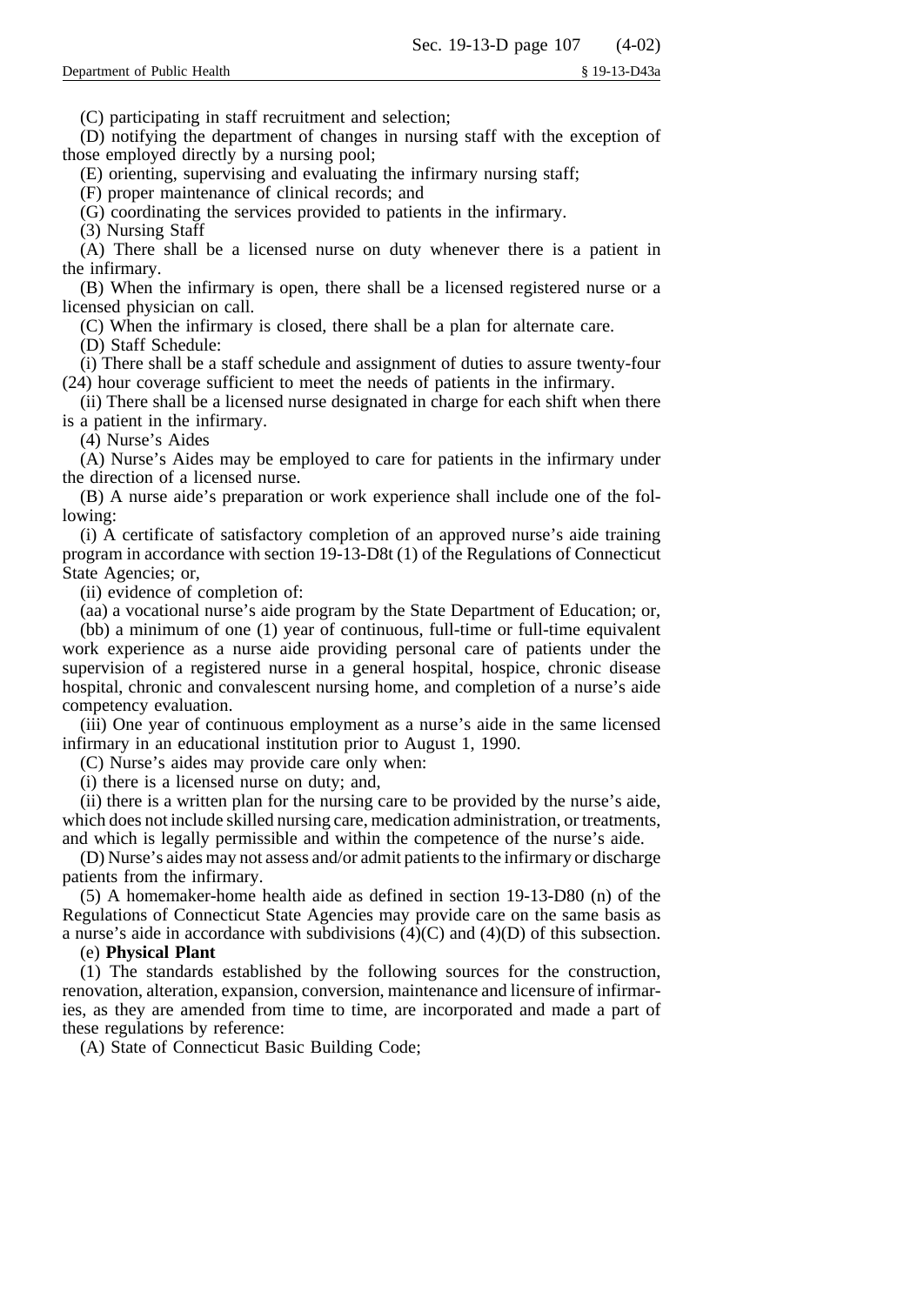(C) participating in staff recruitment and selection;

(D) notifying the department of changes in nursing staff with the exception of those employed directly by a nursing pool;

(E) orienting, supervising and evaluating the infirmary nursing staff;

(F) proper maintenance of clinical records; and

(G) coordinating the services provided to patients in the infirmary.

(3) Nursing Staff

(A) There shall be a licensed nurse on duty whenever there is a patient in the infirmary.

(B) When the infirmary is open, there shall be a licensed registered nurse or a licensed physician on call.

(C) When the infirmary is closed, there shall be a plan for alternate care.

(D) Staff Schedule:

(i) There shall be a staff schedule and assignment of duties to assure twenty-four (24) hour coverage sufficient to meet the needs of patients in the infirmary.

(ii) There shall be a licensed nurse designated in charge for each shift when there is a patient in the infirmary.

(4) Nurse's Aides

(A) Nurse's Aides may be employed to care for patients in the infirmary under the direction of a licensed nurse.

(B) A nurse aide's preparation or work experience shall include one of the following:

(i) A certificate of satisfactory completion of an approved nurse's aide training program in accordance with section 19-13-D8t (1) of the Regulations of Connecticut State Agencies; or,

(ii) evidence of completion of:

(aa) a vocational nurse's aide program by the State Department of Education; or,

(bb) a minimum of one (1) year of continuous, full-time or full-time equivalent work experience as a nurse aide providing personal care of patients under the supervision of a registered nurse in a general hospital, hospice, chronic disease hospital, chronic and convalescent nursing home, and completion of a nurse's aide competency evaluation.

(iii) One year of continuous employment as a nurse's aide in the same licensed infirmary in an educational institution prior to August 1, 1990.

(C) Nurse's aides may provide care only when:

(i) there is a licensed nurse on duty; and,

(ii) there is a written plan for the nursing care to be provided by the nurse's aide, which does not include skilled nursing care, medication administration, or treatments, and which is legally permissible and within the competence of the nurse's aide.

(D) Nurse's aides may not assess and/or admit patients to the infirmary or discharge patients from the infirmary.

(5) A homemaker-home health aide as defined in section 19-13-D80 (n) of the Regulations of Connecticut State Agencies may provide care on the same basis as a nurse's aide in accordance with subdivisions (4)(C) and (4)(D) of this subsection.

(e) **Physical Plant**

(1) The standards established by the following sources for the construction, renovation, alteration, expansion, conversion, maintenance and licensure of infirmaries, as they are amended from time to time, are incorporated and made a part of these regulations by reference:

(A) State of Connecticut Basic Building Code;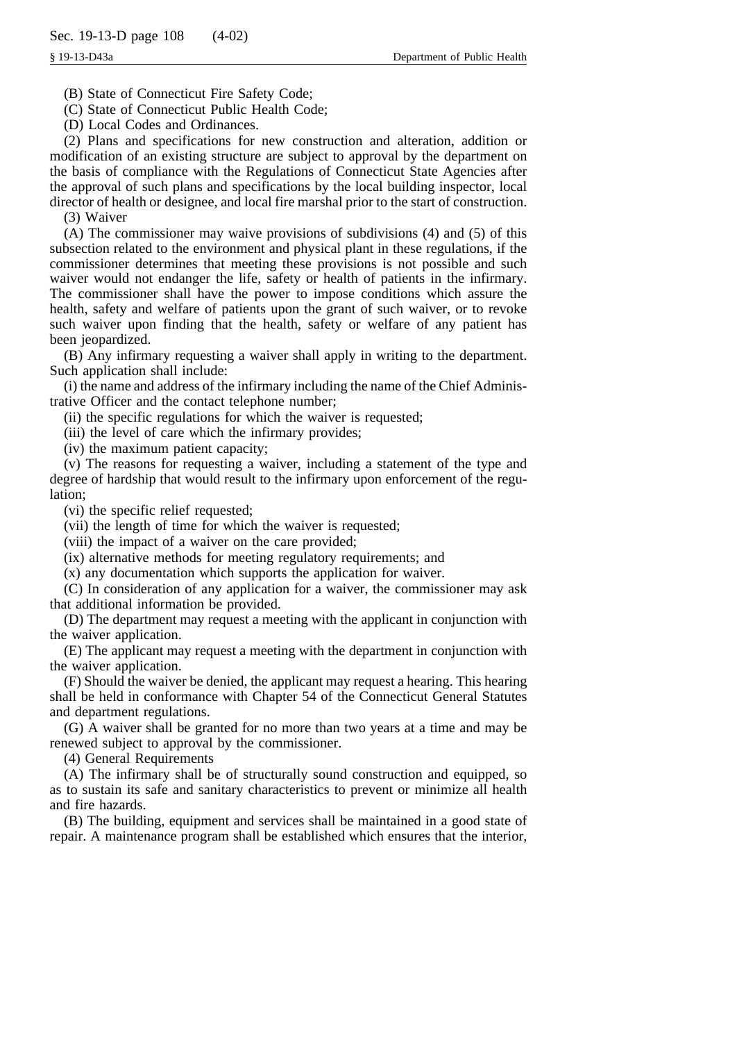(B) State of Connecticut Fire Safety Code;

(C) State of Connecticut Public Health Code;

(D) Local Codes and Ordinances.

(2) Plans and specifications for new construction and alteration, addition or modification of an existing structure are subject to approval by the department on the basis of compliance with the Regulations of Connecticut State Agencies after the approval of such plans and specifications by the local building inspector, local director of health or designee, and local fire marshal prior to the start of construction.

(3) Waiver

(A) The commissioner may waive provisions of subdivisions (4) and (5) of this subsection related to the environment and physical plant in these regulations, if the commissioner determines that meeting these provisions is not possible and such waiver would not endanger the life, safety or health of patients in the infirmary. The commissioner shall have the power to impose conditions which assure the health, safety and welfare of patients upon the grant of such waiver, or to revoke such waiver upon finding that the health, safety or welfare of any patient has been jeopardized.

(B) Any infirmary requesting a waiver shall apply in writing to the department. Such application shall include:

(i) the name and address of the infirmary including the name of the Chief Administrative Officer and the contact telephone number;

(ii) the specific regulations for which the waiver is requested;

(iii) the level of care which the infirmary provides;

(iv) the maximum patient capacity;

(v) The reasons for requesting a waiver, including a statement of the type and degree of hardship that would result to the infirmary upon enforcement of the regulation;

(vi) the specific relief requested;

(vii) the length of time for which the waiver is requested;

(viii) the impact of a waiver on the care provided;

(ix) alternative methods for meeting regulatory requirements; and

(x) any documentation which supports the application for waiver.

(C) In consideration of any application for a waiver, the commissioner may ask that additional information be provided.

(D) The department may request a meeting with the applicant in conjunction with the waiver application.

(E) The applicant may request a meeting with the department in conjunction with the waiver application.

(F) Should the waiver be denied, the applicant may request a hearing. This hearing shall be held in conformance with Chapter 54 of the Connecticut General Statutes and department regulations.

(G) A waiver shall be granted for no more than two years at a time and may be renewed subject to approval by the commissioner.

(4) General Requirements

(A) The infirmary shall be of structurally sound construction and equipped, so as to sustain its safe and sanitary characteristics to prevent or minimize all health and fire hazards.

(B) The building, equipment and services shall be maintained in a good state of repair. A maintenance program shall be established which ensures that the interior,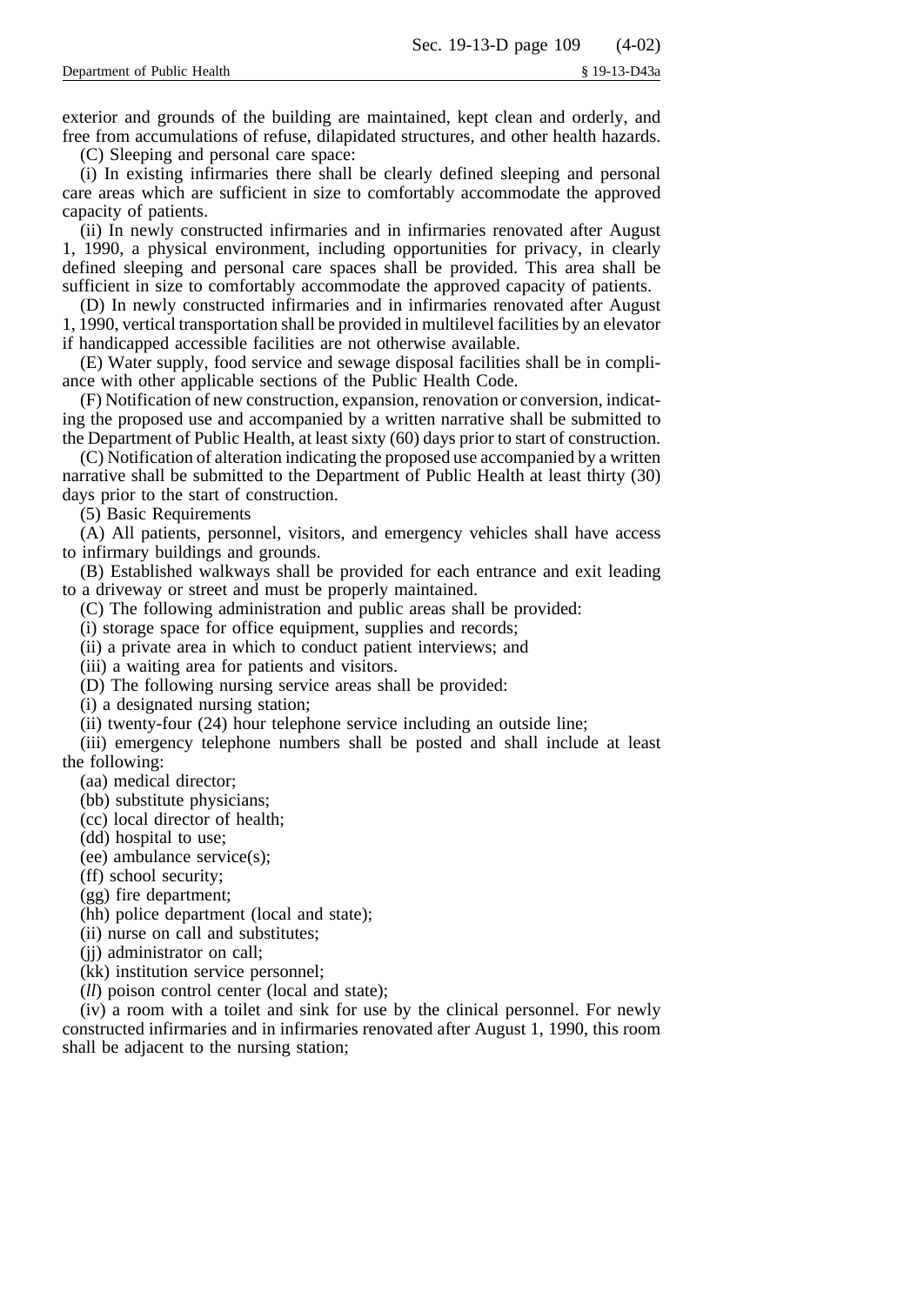exterior and grounds of the building are maintained, kept clean and orderly, and free from accumulations of refuse, dilapidated structures, and other health hazards.

(C) Sleeping and personal care space:

(i) In existing infirmaries there shall be clearly defined sleeping and personal care areas which are sufficient in size to comfortably accommodate the approved capacity of patients.

(ii) In newly constructed infirmaries and in infirmaries renovated after August 1, 1990, a physical environment, including opportunities for privacy, in clearly defined sleeping and personal care spaces shall be provided. This area shall be sufficient in size to comfortably accommodate the approved capacity of patients.

(D) In newly constructed infirmaries and in infirmaries renovated after August 1, 1990, vertical transportation shall be provided in multilevel facilities by an elevator if handicapped accessible facilities are not otherwise available.

(E) Water supply, food service and sewage disposal facilities shall be in compliance with other applicable sections of the Public Health Code.

(F) Notification of new construction, expansion, renovation or conversion, indicating the proposed use and accompanied by a written narrative shall be submitted to the Department of Public Health, at least sixty (60) days prior to start of construction.

(C) Notification of alteration indicating the proposed use accompanied by a written narrative shall be submitted to the Department of Public Health at least thirty (30) days prior to the start of construction.

(5) Basic Requirements

(A) All patients, personnel, visitors, and emergency vehicles shall have access to infirmary buildings and grounds.

(B) Established walkways shall be provided for each entrance and exit leading to a driveway or street and must be properly maintained.

(C) The following administration and public areas shall be provided:

(i) storage space for office equipment, supplies and records;

(ii) a private area in which to conduct patient interviews; and

(iii) a waiting area for patients and visitors.

(D) The following nursing service areas shall be provided:

(i) a designated nursing station;

(ii) twenty-four (24) hour telephone service including an outside line;

(iii) emergency telephone numbers shall be posted and shall include at least the following:

(aa) medical director;

(bb) substitute physicians;

(cc) local director of health;

(dd) hospital to use;

(ee) ambulance service(s);

(ff) school security;

(gg) fire department;

(hh) police department (local and state);

(ii) nurse on call and substitutes;

(jj) administrator on call;

(kk) institution service personnel;

(*ll*) poison control center (local and state);

(iv) a room with a toilet and sink for use by the clinical personnel. For newly constructed infirmaries and in infirmaries renovated after August 1, 1990, this room shall be adjacent to the nursing station;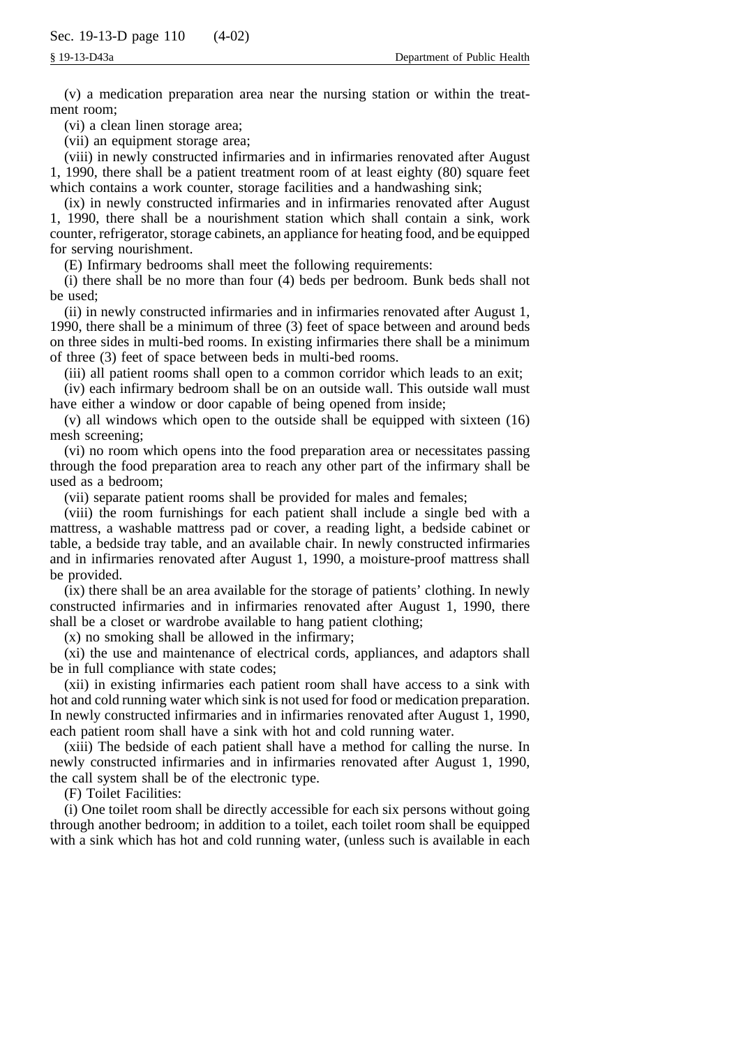(v) a medication preparation area near the nursing station or within the treatment room;

(vi) a clean linen storage area;

(vii) an equipment storage area;

(viii) in newly constructed infirmaries and in infirmaries renovated after August 1, 1990, there shall be a patient treatment room of at least eighty (80) square feet which contains a work counter, storage facilities and a handwashing sink;

(ix) in newly constructed infirmaries and in infirmaries renovated after August 1, 1990, there shall be a nourishment station which shall contain a sink, work counter, refrigerator, storage cabinets, an appliance for heating food, and be equipped for serving nourishment.

(E) Infirmary bedrooms shall meet the following requirements:

(i) there shall be no more than four (4) beds per bedroom. Bunk beds shall not be used;

(ii) in newly constructed infirmaries and in infirmaries renovated after August 1, 1990, there shall be a minimum of three (3) feet of space between and around beds on three sides in multi-bed rooms. In existing infirmaries there shall be a minimum of three (3) feet of space between beds in multi-bed rooms.

(iii) all patient rooms shall open to a common corridor which leads to an exit;

(iv) each infirmary bedroom shall be on an outside wall. This outside wall must have either a window or door capable of being opened from inside;

(v) all windows which open to the outside shall be equipped with sixteen (16) mesh screening;

(vi) no room which opens into the food preparation area or necessitates passing through the food preparation area to reach any other part of the infirmary shall be used as a bedroom;

(vii) separate patient rooms shall be provided for males and females;

(viii) the room furnishings for each patient shall include a single bed with a mattress, a washable mattress pad or cover, a reading light, a bedside cabinet or table, a bedside tray table, and an available chair. In newly constructed infirmaries and in infirmaries renovated after August 1, 1990, a moisture-proof mattress shall be provided.

(ix) there shall be an area available for the storage of patients' clothing. In newly constructed infirmaries and in infirmaries renovated after August 1, 1990, there shall be a closet or wardrobe available to hang patient clothing;

(x) no smoking shall be allowed in the infirmary;

(xi) the use and maintenance of electrical cords, appliances, and adaptors shall be in full compliance with state codes;

(xii) in existing infirmaries each patient room shall have access to a sink with hot and cold running water which sink is not used for food or medication preparation. In newly constructed infirmaries and in infirmaries renovated after August 1, 1990, each patient room shall have a sink with hot and cold running water.

(xiii) The bedside of each patient shall have a method for calling the nurse. In newly constructed infirmaries and in infirmaries renovated after August 1, 1990, the call system shall be of the electronic type.

(F) Toilet Facilities:

(i) One toilet room shall be directly accessible for each six persons without going through another bedroom; in addition to a toilet, each toilet room shall be equipped with a sink which has hot and cold running water, (unless such is available in each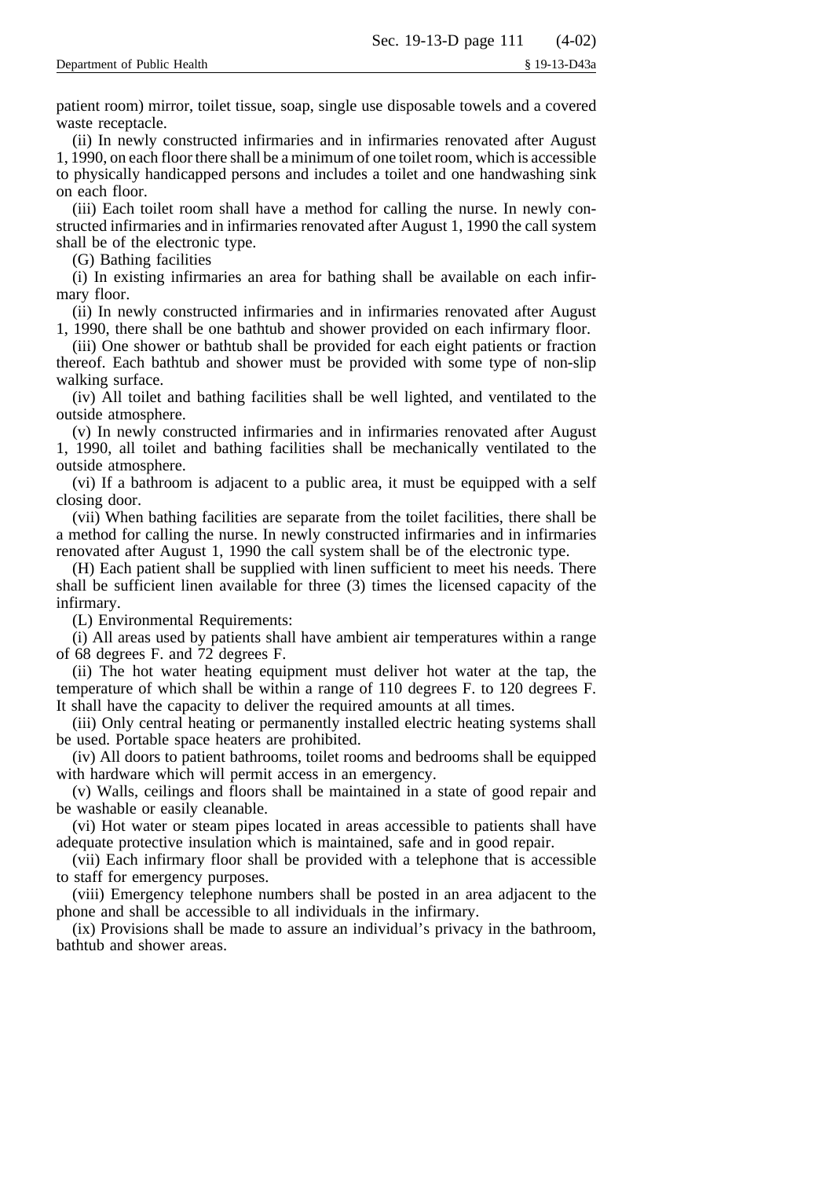patient room) mirror, toilet tissue, soap, single use disposable towels and a covered waste receptacle.

(ii) In newly constructed infirmaries and in infirmaries renovated after August 1, 1990, on each floor there shall be a minimum of one toilet room, which is accessible to physically handicapped persons and includes a toilet and one handwashing sink on each floor.

(iii) Each toilet room shall have a method for calling the nurse. In newly constructed infirmaries and in infirmaries renovated after August 1, 1990 the call system shall be of the electronic type.

(G) Bathing facilities

(i) In existing infirmaries an area for bathing shall be available on each infirmary floor.

(ii) In newly constructed infirmaries and in infirmaries renovated after August 1, 1990, there shall be one bathtub and shower provided on each infirmary floor.

(iii) One shower or bathtub shall be provided for each eight patients or fraction thereof. Each bathtub and shower must be provided with some type of non-slip walking surface.

(iv) All toilet and bathing facilities shall be well lighted, and ventilated to the outside atmosphere.

(v) In newly constructed infirmaries and in infirmaries renovated after August 1, 1990, all toilet and bathing facilities shall be mechanically ventilated to the outside atmosphere.

(vi) If a bathroom is adjacent to a public area, it must be equipped with a self closing door.

(vii) When bathing facilities are separate from the toilet facilities, there shall be a method for calling the nurse. In newly constructed infirmaries and in infirmaries renovated after August 1, 1990 the call system shall be of the electronic type.

(H) Each patient shall be supplied with linen sufficient to meet his needs. There shall be sufficient linen available for three (3) times the licensed capacity of the infirmary.

(L) Environmental Requirements:

(i) All areas used by patients shall have ambient air temperatures within a range of 68 degrees F. and 72 degrees F.

(ii) The hot water heating equipment must deliver hot water at the tap, the temperature of which shall be within a range of 110 degrees F. to 120 degrees F. It shall have the capacity to deliver the required amounts at all times.

(iii) Only central heating or permanently installed electric heating systems shall be used. Portable space heaters are prohibited.

(iv) All doors to patient bathrooms, toilet rooms and bedrooms shall be equipped with hardware which will permit access in an emergency.

(v) Walls, ceilings and floors shall be maintained in a state of good repair and be washable or easily cleanable.

(vi) Hot water or steam pipes located in areas accessible to patients shall have adequate protective insulation which is maintained, safe and in good repair.

(vii) Each infirmary floor shall be provided with a telephone that is accessible to staff for emergency purposes.

(viii) Emergency telephone numbers shall be posted in an area adjacent to the phone and shall be accessible to all individuals in the infirmary.

(ix) Provisions shall be made to assure an individual's privacy in the bathroom, bathtub and shower areas.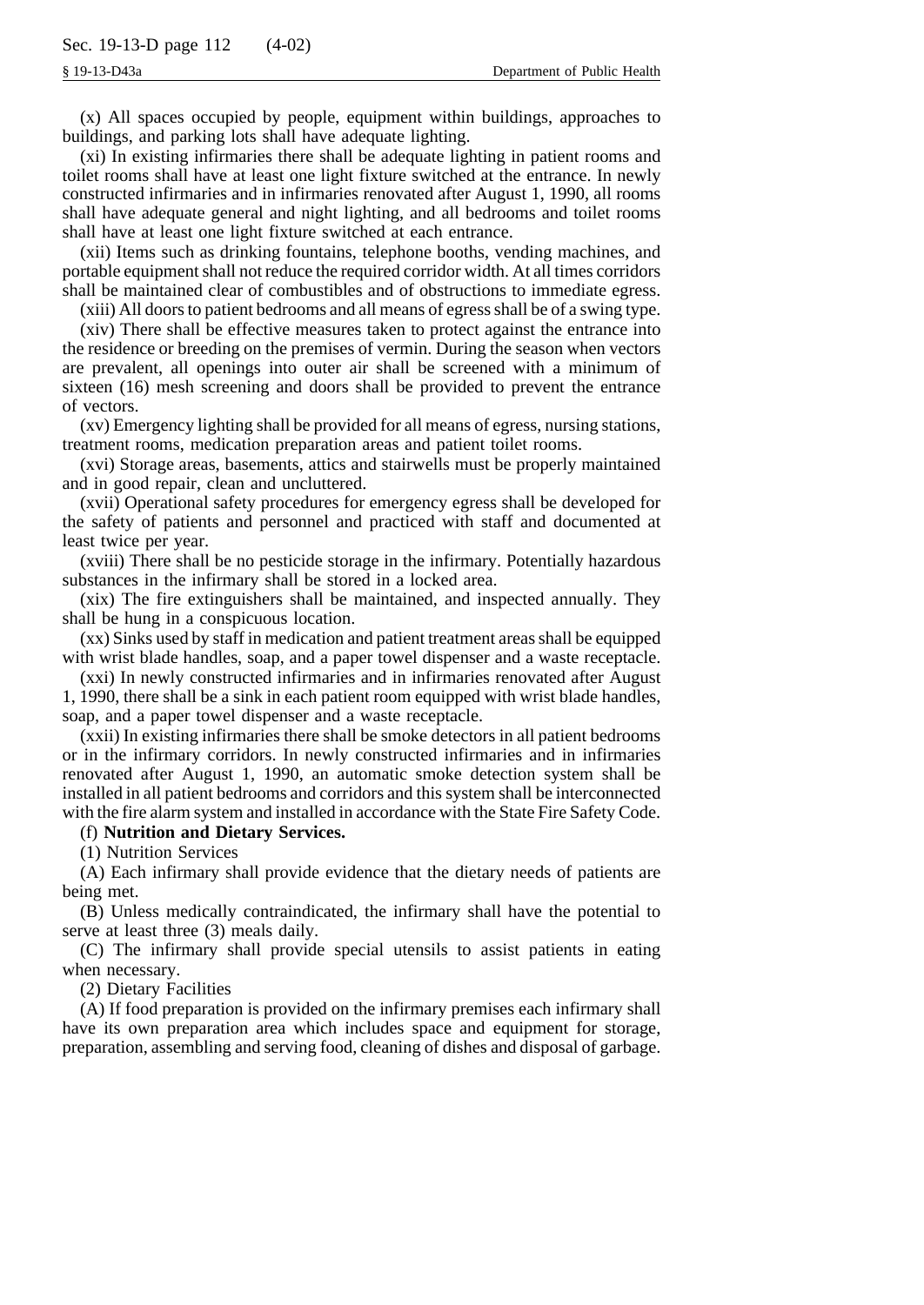(x) All spaces occupied by people, equipment within buildings, approaches to buildings, and parking lots shall have adequate lighting.

(xi) In existing infirmaries there shall be adequate lighting in patient rooms and toilet rooms shall have at least one light fixture switched at the entrance. In newly constructed infirmaries and in infirmaries renovated after August 1, 1990, all rooms shall have adequate general and night lighting, and all bedrooms and toilet rooms shall have at least one light fixture switched at each entrance.

(xii) Items such as drinking fountains, telephone booths, vending machines, and portable equipment shall not reduce the required corridor width. At all times corridors shall be maintained clear of combustibles and of obstructions to immediate egress.

(xiii) All doors to patient bedrooms and all means of egress shall be of a swing type.

(xiv) There shall be effective measures taken to protect against the entrance into the residence or breeding on the premises of vermin. During the season when vectors are prevalent, all openings into outer air shall be screened with a minimum of sixteen (16) mesh screening and doors shall be provided to prevent the entrance of vectors.

(xv) Emergency lighting shall be provided for all means of egress, nursing stations, treatment rooms, medication preparation areas and patient toilet rooms.

(xvi) Storage areas, basements, attics and stairwells must be properly maintained and in good repair, clean and uncluttered.

(xvii) Operational safety procedures for emergency egress shall be developed for the safety of patients and personnel and practiced with staff and documented at least twice per year.

(xviii) There shall be no pesticide storage in the infirmary. Potentially hazardous substances in the infirmary shall be stored in a locked area.

(xix) The fire extinguishers shall be maintained, and inspected annually. They shall be hung in a conspicuous location.

(xx) Sinks used by staff in medication and patient treatment areas shall be equipped with wrist blade handles, soap, and a paper towel dispenser and a waste receptacle.

(xxi) In newly constructed infirmaries and in infirmaries renovated after August 1, 1990, there shall be a sink in each patient room equipped with wrist blade handles, soap, and a paper towel dispenser and a waste receptacle.

(xxii) In existing infirmaries there shall be smoke detectors in all patient bedrooms or in the infirmary corridors. In newly constructed infirmaries and in infirmaries renovated after August 1, 1990, an automatic smoke detection system shall be installed in all patient bedrooms and corridors and this system shall be interconnected with the fire alarm system and installed in accordance with the State Fire Safety Code.

(f) **Nutrition and Dietary Services.**

(1) Nutrition Services

(A) Each infirmary shall provide evidence that the dietary needs of patients are being met.

(B) Unless medically contraindicated, the infirmary shall have the potential to serve at least three (3) meals daily.

(C) The infirmary shall provide special utensils to assist patients in eating when necessary.

(2) Dietary Facilities

(A) If food preparation is provided on the infirmary premises each infirmary shall have its own preparation area which includes space and equipment for storage, preparation, assembling and serving food, cleaning of dishes and disposal of garbage.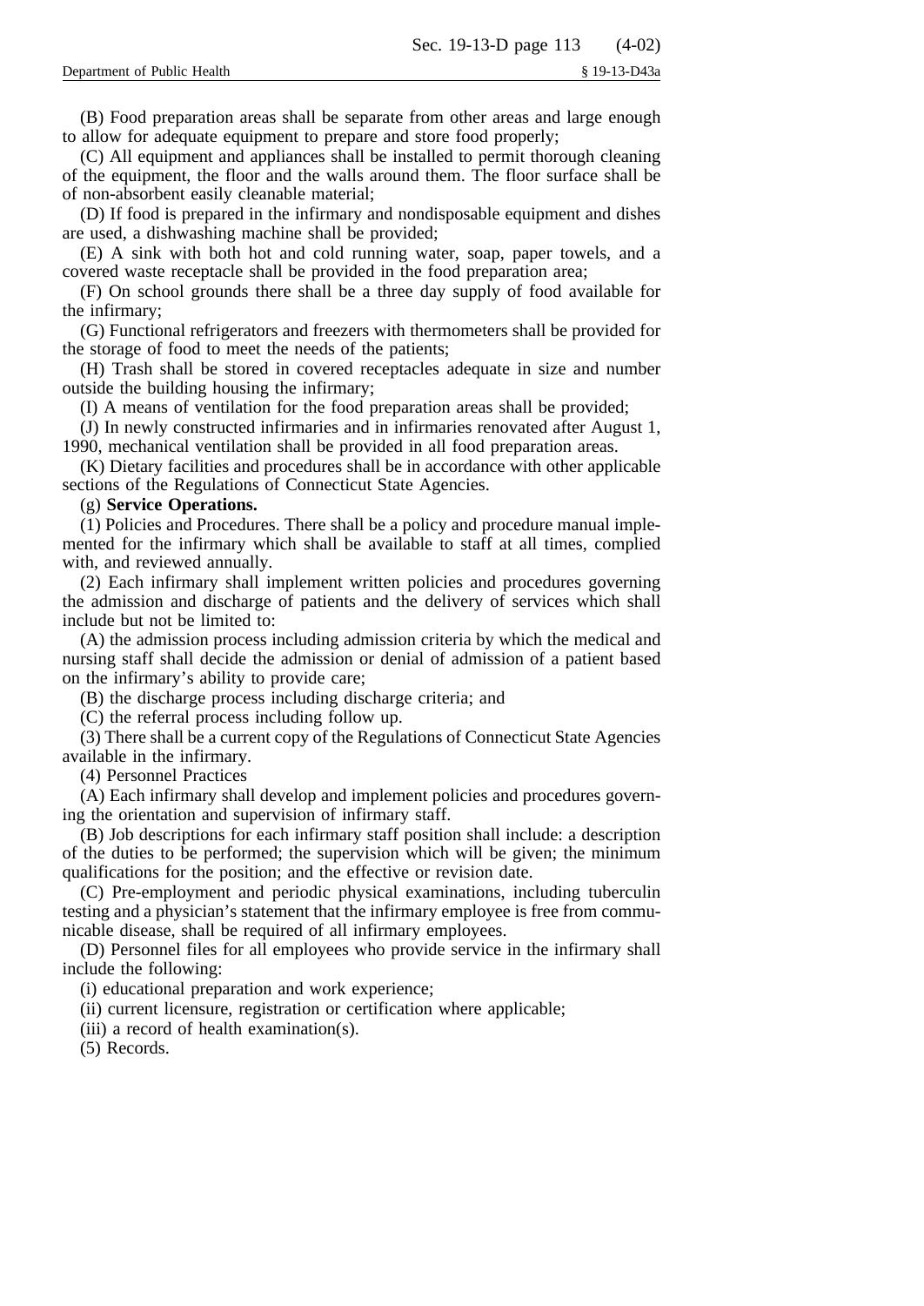(B) Food preparation areas shall be separate from other areas and large enough to allow for adequate equipment to prepare and store food properly;

(C) All equipment and appliances shall be installed to permit thorough cleaning of the equipment, the floor and the walls around them. The floor surface shall be of non-absorbent easily cleanable material;

(D) If food is prepared in the infirmary and nondisposable equipment and dishes are used, a dishwashing machine shall be provided;

(E) A sink with both hot and cold running water, soap, paper towels, and a covered waste receptacle shall be provided in the food preparation area;

(F) On school grounds there shall be a three day supply of food available for the infirmary;

(G) Functional refrigerators and freezers with thermometers shall be provided for the storage of food to meet the needs of the patients;

(H) Trash shall be stored in covered receptacles adequate in size and number outside the building housing the infirmary;

(I) A means of ventilation for the food preparation areas shall be provided;

(J) In newly constructed infirmaries and in infirmaries renovated after August 1, 1990, mechanical ventilation shall be provided in all food preparation areas.

(K) Dietary facilities and procedures shall be in accordance with other applicable sections of the Regulations of Connecticut State Agencies.

(g) **Service Operations.**

(1) Policies and Procedures. There shall be a policy and procedure manual implemented for the infirmary which shall be available to staff at all times, complied with, and reviewed annually.

(2) Each infirmary shall implement written policies and procedures governing the admission and discharge of patients and the delivery of services which shall include but not be limited to:

(A) the admission process including admission criteria by which the medical and nursing staff shall decide the admission or denial of admission of a patient based on the infirmary's ability to provide care;

(B) the discharge process including discharge criteria; and

(C) the referral process including follow up.

(3) There shall be a current copy of the Regulations of Connecticut State Agencies available in the infirmary.

(4) Personnel Practices

(A) Each infirmary shall develop and implement policies and procedures governing the orientation and supervision of infirmary staff.

(B) Job descriptions for each infirmary staff position shall include: a description of the duties to be performed; the supervision which will be given; the minimum qualifications for the position; and the effective or revision date.

(C) Pre-employment and periodic physical examinations, including tuberculin testing and a physician's statement that the infirmary employee is free from communicable disease, shall be required of all infirmary employees.

(D) Personnel files for all employees who provide service in the infirmary shall include the following:

(i) educational preparation and work experience;

(ii) current licensure, registration or certification where applicable;

(iii) a record of health examination(s).

(5) Records.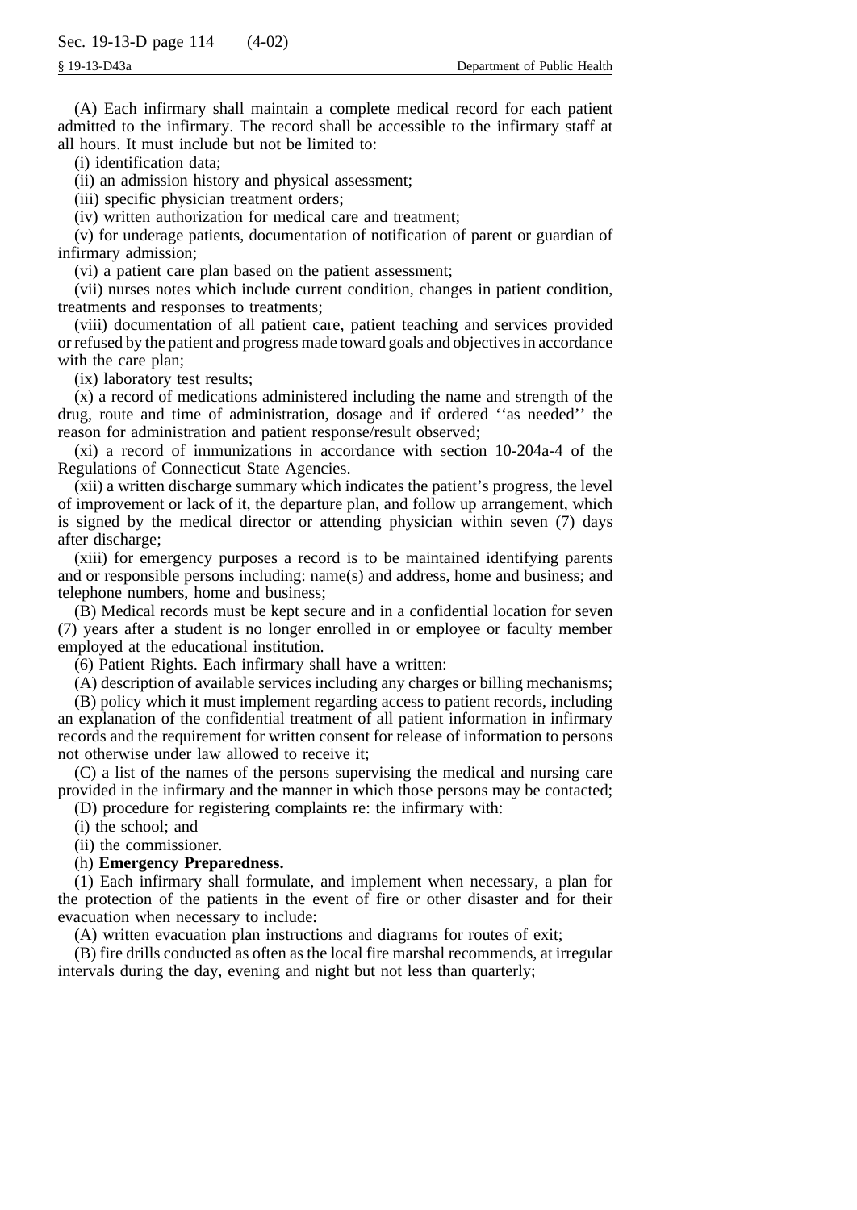(A) Each infirmary shall maintain a complete medical record for each patient admitted to the infirmary. The record shall be accessible to the infirmary staff at all hours. It must include but not be limited to:

(i) identification data;

(ii) an admission history and physical assessment;

(iii) specific physician treatment orders;

(iv) written authorization for medical care and treatment;

(v) for underage patients, documentation of notification of parent or guardian of infirmary admission;

(vi) a patient care plan based on the patient assessment;

(vii) nurses notes which include current condition, changes in patient condition, treatments and responses to treatments;

(viii) documentation of all patient care, patient teaching and services provided or refused by the patient and progress made toward goals and objectives in accordance with the care plan;

(ix) laboratory test results;

(x) a record of medications administered including the name and strength of the drug, route and time of administration, dosage and if ordered ''as needed'' the reason for administration and patient response/result observed;

(xi) a record of immunizations in accordance with section 10-204a-4 of the Regulations of Connecticut State Agencies.

(xii) a written discharge summary which indicates the patient's progress, the level of improvement or lack of it, the departure plan, and follow up arrangement, which is signed by the medical director or attending physician within seven (7) days after discharge;

(xiii) for emergency purposes a record is to be maintained identifying parents and or responsible persons including: name(s) and address, home and business; and telephone numbers, home and business;

(B) Medical records must be kept secure and in a confidential location for seven (7) years after a student is no longer enrolled in or employee or faculty member employed at the educational institution.

(6) Patient Rights. Each infirmary shall have a written:

(A) description of available services including any charges or billing mechanisms;

(B) policy which it must implement regarding access to patient records, including an explanation of the confidential treatment of all patient information in infirmary records and the requirement for written consent for release of information to persons not otherwise under law allowed to receive it;

(C) a list of the names of the persons supervising the medical and nursing care provided in the infirmary and the manner in which those persons may be contacted;

(D) procedure for registering complaints re: the infirmary with:

(i) the school; and

(ii) the commissioner.

(h) **Emergency Preparedness.**

(1) Each infirmary shall formulate, and implement when necessary, a plan for the protection of the patients in the event of fire or other disaster and for their evacuation when necessary to include:

(A) written evacuation plan instructions and diagrams for routes of exit;

(B) fire drills conducted as often as the local fire marshal recommends, at irregular intervals during the day, evening and night but not less than quarterly;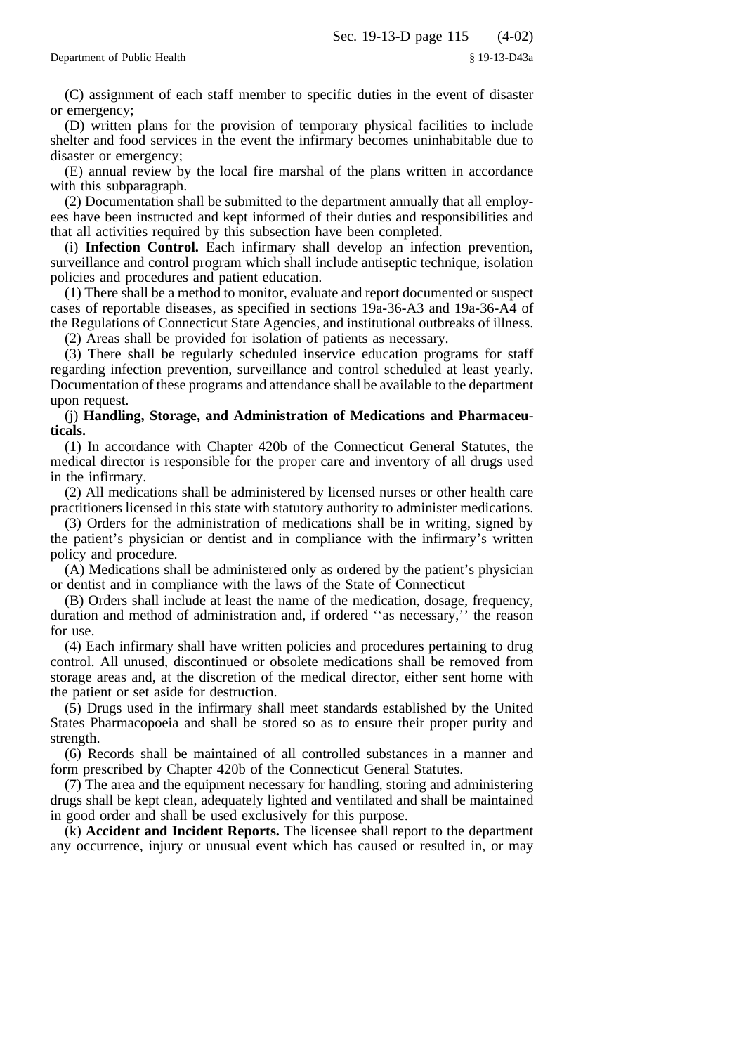(C) assignment of each staff member to specific duties in the event of disaster or emergency;

(D) written plans for the provision of temporary physical facilities to include shelter and food services in the event the infirmary becomes uninhabitable due to disaster or emergency;

(E) annual review by the local fire marshal of the plans written in accordance with this subparagraph.

(2) Documentation shall be submitted to the department annually that all employees have been instructed and kept informed of their duties and responsibilities and that all activities required by this subsection have been completed.

(i) **Infection Control.** Each infirmary shall develop an infection prevention, surveillance and control program which shall include antiseptic technique, isolation policies and procedures and patient education.

(1) There shall be a method to monitor, evaluate and report documented or suspect cases of reportable diseases, as specified in sections 19a-36-A3 and 19a-36-A4 of the Regulations of Connecticut State Agencies, and institutional outbreaks of illness.

(2) Areas shall be provided for isolation of patients as necessary.

(3) There shall be regularly scheduled inservice education programs for staff regarding infection prevention, surveillance and control scheduled at least yearly. Documentation of these programs and attendance shall be available to the department upon request.

(j) **Handling, Storage, and Administration of Medications and Pharmaceuticals.**

(1) In accordance with Chapter 420b of the Connecticut General Statutes, the medical director is responsible for the proper care and inventory of all drugs used in the infirmary.

(2) All medications shall be administered by licensed nurses or other health care practitioners licensed in this state with statutory authority to administer medications.

(3) Orders for the administration of medications shall be in writing, signed by the patient's physician or dentist and in compliance with the infirmary's written policy and procedure.

(A) Medications shall be administered only as ordered by the patient's physician or dentist and in compliance with the laws of the State of Connecticut

(B) Orders shall include at least the name of the medication, dosage, frequency, duration and method of administration and, if ordered ''as necessary,'' the reason for use.

(4) Each infirmary shall have written policies and procedures pertaining to drug control. All unused, discontinued or obsolete medications shall be removed from storage areas and, at the discretion of the medical director, either sent home with the patient or set aside for destruction.

(5) Drugs used in the infirmary shall meet standards established by the United States Pharmacopoeia and shall be stored so as to ensure their proper purity and strength.

(6) Records shall be maintained of all controlled substances in a manner and form prescribed by Chapter 420b of the Connecticut General Statutes.

(7) The area and the equipment necessary for handling, storing and administering drugs shall be kept clean, adequately lighted and ventilated and shall be maintained in good order and shall be used exclusively for this purpose.

(k) **Accident and Incident Reports.** The licensee shall report to the department any occurrence, injury or unusual event which has caused or resulted in, or may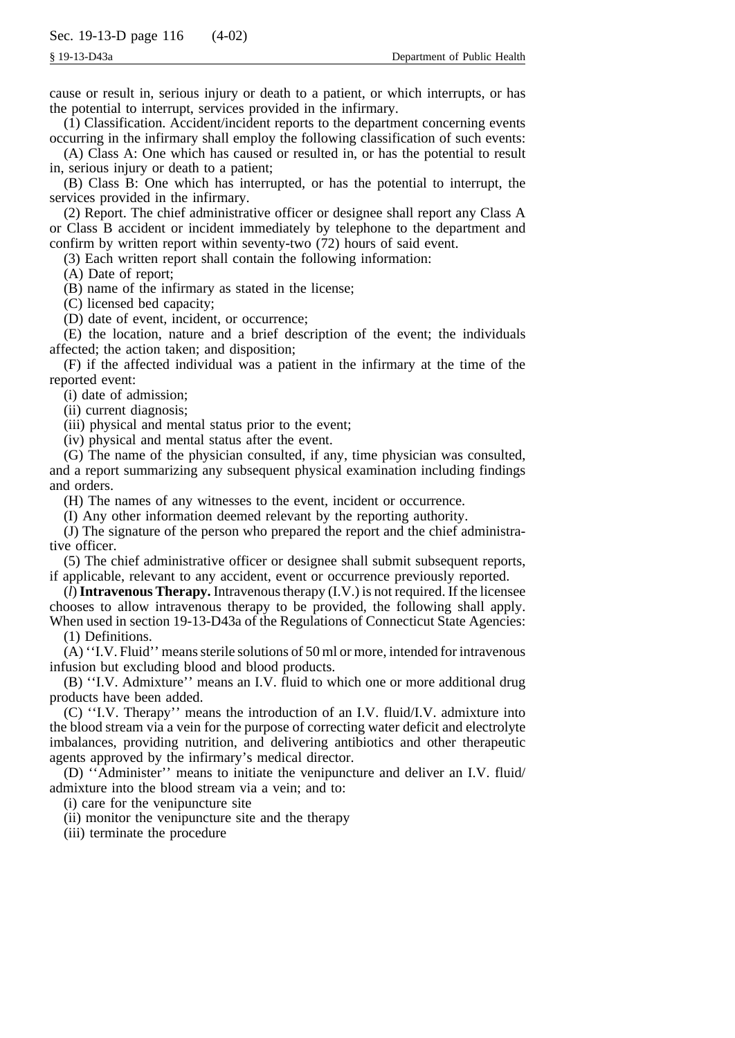cause or result in, serious injury or death to a patient, or which interrupts, or has the potential to interrupt, services provided in the infirmary.

(1) Classification. Accident/incident reports to the department concerning events occurring in the infirmary shall employ the following classification of such events:

(A) Class A: One which has caused or resulted in, or has the potential to result in, serious injury or death to a patient;

(B) Class B: One which has interrupted, or has the potential to interrupt, the services provided in the infirmary.

(2) Report. The chief administrative officer or designee shall report any Class A or Class B accident or incident immediately by telephone to the department and confirm by written report within seventy-two (72) hours of said event.

(3) Each written report shall contain the following information:

(A) Date of report;

(B) name of the infirmary as stated in the license;

(C) licensed bed capacity;

(D) date of event, incident, or occurrence;

(E) the location, nature and a brief description of the event; the individuals affected; the action taken; and disposition;

(F) if the affected individual was a patient in the infirmary at the time of the reported event:

(i) date of admission;

(ii) current diagnosis;

(iii) physical and mental status prior to the event;

(iv) physical and mental status after the event.

(G) The name of the physician consulted, if any, time physician was consulted, and a report summarizing any subsequent physical examination including findings and orders.

(H) The names of any witnesses to the event, incident or occurrence.

(I) Any other information deemed relevant by the reporting authority.

(J) The signature of the person who prepared the report and the chief administrative officer.

(5) The chief administrative officer or designee shall submit subsequent reports, if applicable, relevant to any accident, event or occurrence previously reported.

(*l*) **Intravenous Therapy.** Intravenous therapy (I.V.) is not required. If the licensee chooses to allow intravenous therapy to be provided, the following shall apply. When used in section 19-13-D43a of the Regulations of Connecticut State Agencies:

(1) Definitions.

(A) ''I.V. Fluid'' means sterile solutions of 50 ml or more, intended for intravenous infusion but excluding blood and blood products.

(B) ''I.V. Admixture'' means an I.V. fluid to which one or more additional drug products have been added.

(C) ''I.V. Therapy'' means the introduction of an I.V. fluid/I.V. admixture into the blood stream via a vein for the purpose of correcting water deficit and electrolyte imbalances, providing nutrition, and delivering antibiotics and other therapeutic agents approved by the infirmary's medical director.

(D) ''Administer'' means to initiate the venipuncture and deliver an I.V. fluid/admixture into the blood stream via a vein; and to:

(i) care for the venipuncture site

(ii) monitor the venipuncture site and the therapy

(iii) terminate the procedure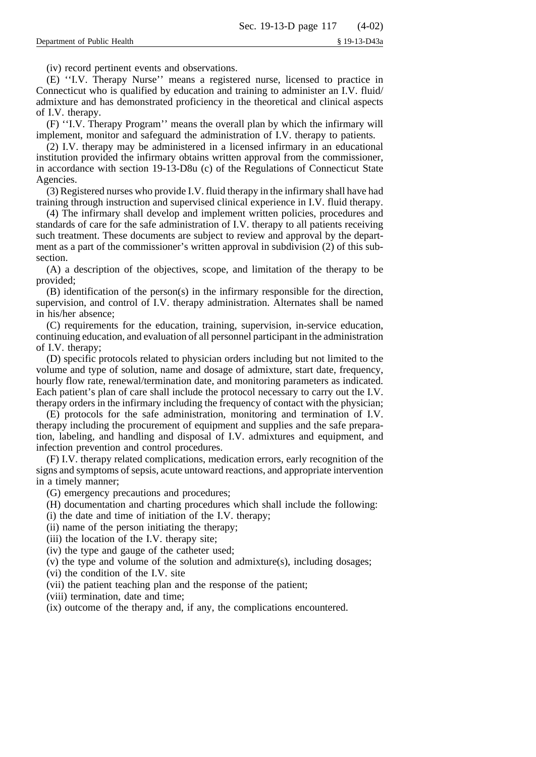(iv) record pertinent events and observations.

(E) ''I.V. Therapy Nurse'' means a registered nurse, licensed to practice in Connecticut who is qualified by education and training to administer an I.V. fluid/ admixture and has demonstrated proficiency in the theoretical and clinical aspects of I.V. therapy.

(F) ''I.V. Therapy Program'' means the overall plan by which the infirmary will implement, monitor and safeguard the administration of I.V. therapy to patients.

(2) I.V. therapy may be administered in a licensed infirmary in an educational institution provided the infirmary obtains written approval from the commissioner, in accordance with section 19-13-D8u (c) of the Regulations of Connecticut State Agencies.

(3) Registered nurses who provide I.V. fluid therapy in the infirmary shall have had training through instruction and supervised clinical experience in I.V. fluid therapy.

(4) The infirmary shall develop and implement written policies, procedures and standards of care for the safe administration of I.V. therapy to all patients receiving such treatment. These documents are subject to review and approval by the department as a part of the commissioner's written approval in subdivision (2) of this subsection.

(A) a description of the objectives, scope, and limitation of the therapy to be provided;

(B) identification of the person(s) in the infirmary responsible for the direction, supervision, and control of I.V. therapy administration. Alternates shall be named in his/her absence;

(C) requirements for the education, training, supervision, in-service education, continuing education, and evaluation of all personnel participant in the administration of I.V. therapy;

(D) specific protocols related to physician orders including but not limited to the volume and type of solution, name and dosage of admixture, start date, frequency, hourly flow rate, renewal/termination date, and monitoring parameters as indicated. Each patient's plan of care shall include the protocol necessary to carry out the I.V. therapy orders in the infirmary including the frequency of contact with the physician;

(E) protocols for the safe administration, monitoring and termination of I.V. therapy including the procurement of equipment and supplies and the safe preparation, labeling, and handling and disposal of I.V. admixtures and equipment, and infection prevention and control procedures.

(F) I.V. therapy related complications, medication errors, early recognition of the signs and symptoms of sepsis, acute untoward reactions, and appropriate intervention in a timely manner;

(G) emergency precautions and procedures;

(H) documentation and charting procedures which shall include the following:

(i) the date and time of initiation of the I.V. therapy;

(ii) name of the person initiating the therapy;

(iii) the location of the I.V. therapy site;

(iv) the type and gauge of the catheter used;

(v) the type and volume of the solution and admixture(s), including dosages;

(vi) the condition of the I.V. site

(vii) the patient teaching plan and the response of the patient;

(viii) termination, date and time;

(ix) outcome of the therapy and, if any, the complications encountered.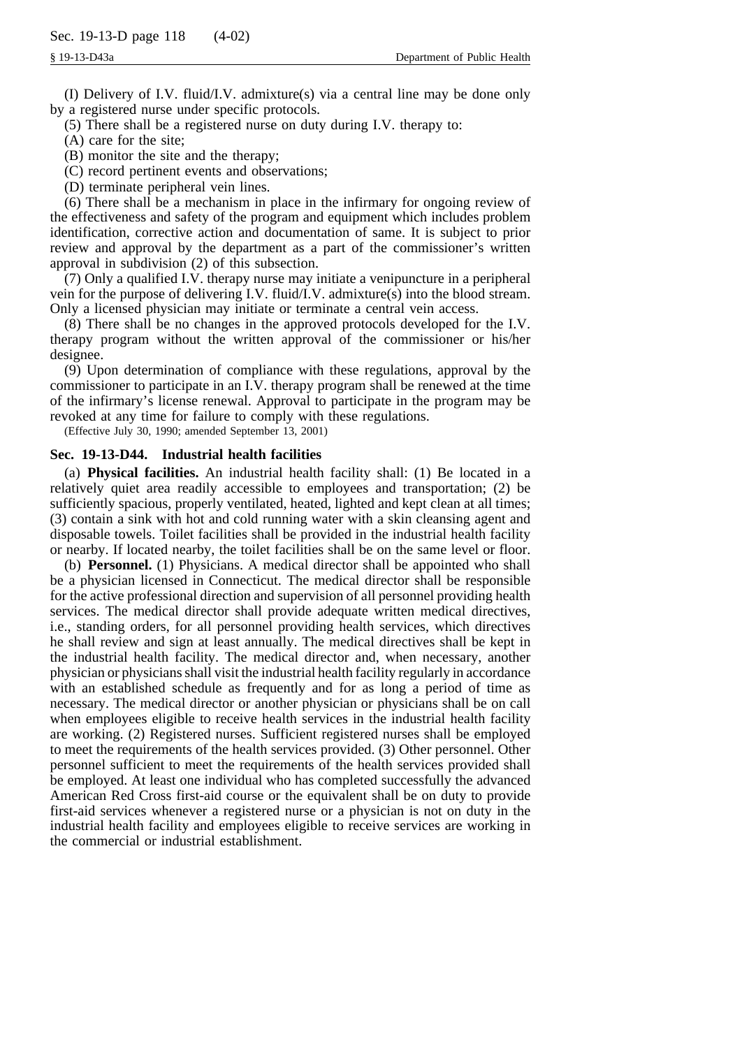(I) Delivery of I.V. fluid/I.V. admixture(s) via a central line may be done only by a registered nurse under specific protocols.

(5) There shall be a registered nurse on duty during I.V. therapy to:

(A) care for the site;

(B) monitor the site and the therapy;

(C) record pertinent events and observations;

(D) terminate peripheral vein lines.

(6) There shall be a mechanism in place in the infirmary for ongoing review of the effectiveness and safety of the program and equipment which includes problem identification, corrective action and documentation of same. It is subject to prior review and approval by the department as a part of the commissioner's written approval in subdivision (2) of this subsection.

(7) Only a qualified I.V. therapy nurse may initiate a venipuncture in a peripheral vein for the purpose of delivering I.V. fluid/I.V. admixture(s) into the blood stream. Only a licensed physician may initiate or terminate a central vein access.

(8) There shall be no changes in the approved protocols developed for the I.V. therapy program without the written approval of the commissioner or his/her designee.

(9) Upon determination of compliance with these regulations, approval by the commissioner to participate in an I.V. therapy program shall be renewed at the time of the infirmary's license renewal. Approval to participate in the program may be revoked at any time for failure to comply with these regulations.

(Effective July 30, 1990; amended September 13, 2001)

### Sec. 19-13-D44. Industrial health facilities

(a) **Physical facilities.** An industrial health facility shall: (1) Be located in a relatively quiet area readily accessible to employees and transportation; (2) be sufficiently spacious, properly ventilated, heated, lighted and kept clean at all times; (3) contain a sink with hot and cold running water with a skin cleansing agent and disposable towels. Toilet facilities shall be provided in the industrial health facility or nearby. If located nearby, the toilet facilities shall be on the same level or floor.

(b) **Personnel.** (1) Physicians. A medical director shall be appointed who shall be a physician licensed in Connecticut. The medical director shall be responsible for the active professional direction and supervision of all personnel providing health services. The medical director shall provide adequate written medical directives, i.e., standing orders, for all personnel providing health services, which directives he shall review and sign at least annually. The medical directives shall be kept in the industrial health facility. The medical director and, when necessary, another physician or physicians shall visit the industrial health facility regularly in accordance with an established schedule as frequently and for as long a period of time as necessary. The medical director or another physician or physicians shall be on call when employees eligible to receive health services in the industrial health facility are working. (2) Registered nurses. Sufficient registered nurses shall be employed to meet the requirements of the health services provided. (3) Other personnel. Other personnel sufficient to meet the requirements of the health services provided shall be employed. At least one individual who has completed successfully the advanced American Red Cross first-aid course or the equivalent shall be on duty to provide first-aid services whenever a registered nurse or a physician is not on duty in the industrial health facility and employees eligible to receive services are working in the commercial or industrial establishment.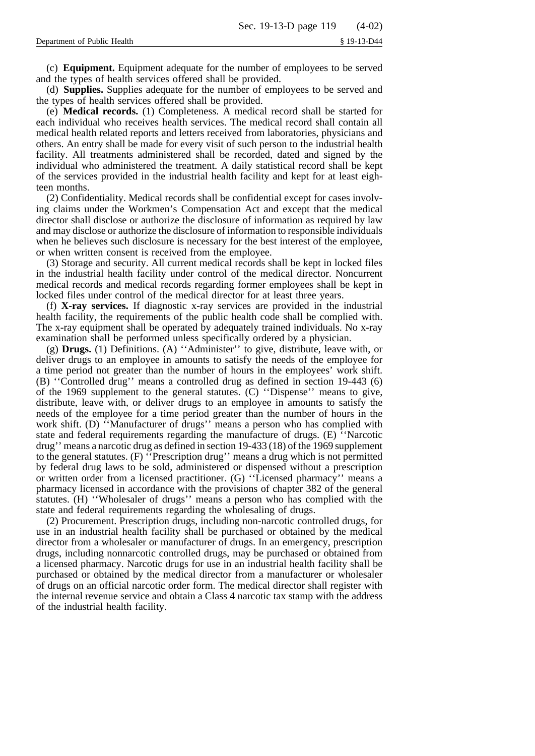(c) **Equipment.** Equipment adequate for the number of employees to be served and the types of health services offered shall be provided.

(d) **Supplies.** Supplies adequate for the number of employees to be served and the types of health services offered shall be provided.

(e) **Medical records.** (1) Completeness. A medical record shall be started for each individual who receives health services. The medical record shall contain all medical health related reports and letters received from laboratories, physicians and others. An entry shall be made for every visit of such person to the industrial health facility. All treatments administered shall be recorded, dated and signed by the individual who administered the treatment. A daily statistical record shall be kept of the services provided in the industrial health facility and kept for at least eighteen months.

(2) Confidentiality. Medical records shall be confidential except for cases involving claims under the Workmen's Compensation Act and except that the medical director shall disclose or authorize the disclosure of information as required by law and may disclose or authorize the disclosure of information to responsible individuals when he believes such disclosure is necessary for the best interest of the employee, or when written consent is received from the employee.

(3) Storage and security. All current medical records shall be kept in locked files in the industrial health facility under control of the medical director. Noncurrent medical records and medical records regarding former employees shall be kept in locked files under control of the medical director for at least three years.

(f) **X-ray services.** If diagnostic x-ray services are provided in the industrial health facility, the requirements of the public health code shall be complied with. The x-ray equipment shall be operated by adequately trained individuals. No x-ray examination shall be performed unless specifically ordered by a physician.

(g) **Drugs.** (1) Definitions. (A) ''Administer'' to give, distribute, leave with, or deliver drugs to an employee in amounts to satisfy the needs of the employee for a time period not greater than the number of hours in the employees' work shift. (B) ''Controlled drug'' means a controlled drug as defined in section 19-443 (6) of the 1969 supplement to the general statutes. (C) ''Dispense'' means to give, distribute, leave with, or deliver drugs to an employee in amounts to satisfy the needs of the employee for a time period greater than the number of hours in the work shift. (D) ''Manufacturer of drugs'' means a person who has complied with state and federal requirements regarding the manufacture of drugs. (E) ''Narcotic drug'' means a narcotic drug as defined in section 19-433 (18) of the 1969 supplement to the general statutes. (F) ''Prescription drug'' means a drug which is not permitted by federal drug laws to be sold, administered or dispensed without a prescription or written order from a licensed practitioner. (G) ''Licensed pharmacy'' means a pharmacy licensed in accordance with the provisions of chapter 382 of the general statutes. (H) ''Wholesaler of drugs'' means a person who has complied with the state and federal requirements regarding the wholesaling of drugs.

(2) Procurement. Prescription drugs, including non-narcotic controlled drugs, for use in an industrial health facility shall be purchased or obtained by the medical director from a wholesaler or manufacturer of drugs. In an emergency, prescription drugs, including nonnarcotic controlled drugs, may be purchased or obtained from a licensed pharmacy. Narcotic drugs for use in an industrial health facility shall be purchased or obtained by the medical director from a manufacturer or wholesaler of drugs on an official narcotic order form. The medical director shall register with the internal revenue service and obtain a Class 4 narcotic tax stamp with the address of the industrial health facility.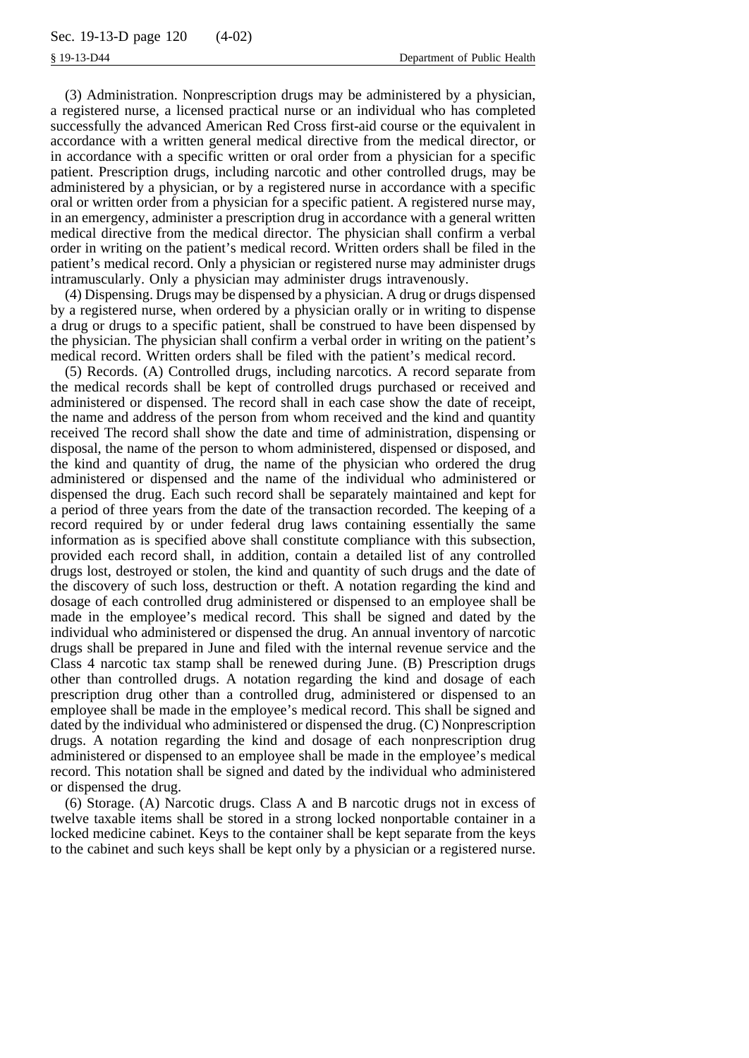(3) Administration. Nonprescription drugs may be administered by a physician, a registered nurse, a licensed practical nurse or an individual who has completed successfully the advanced American Red Cross first-aid course or the equivalent in accordance with a written general medical directive from the medical director, or in accordance with a specific written or oral order from a physician for a specific patient. Prescription drugs, including narcotic and other controlled drugs, may be administered by a physician, or by a registered nurse in accordance with a specific oral or written order from a physician for a specific patient. A registered nurse may, in an emergency, administer a prescription drug in accordance with a general written medical directive from the medical director. The physician shall confirm a verbal order in writing on the patient's medical record. Written orders shall be filed in the patient's medical record. Only a physician or registered nurse may administer drugs intramuscularly. Only a physician may administer drugs intravenously.

(4) Dispensing. Drugs may be dispensed by a physician. A drug or drugs dispensed by a registered nurse, when ordered by a physician orally or in writing to dispense a drug or drugs to a specific patient, shall be construed to have been dispensed by the physician. The physician shall confirm a verbal order in writing on the patient's medical record. Written orders shall be filed with the patient's medical record.

(5) Records. (A) Controlled drugs, including narcotics. A record separate from the medical records shall be kept of controlled drugs purchased or received and administered or dispensed. The record shall in each case show the date of receipt, the name and address of the person from whom received and the kind and quantity received The record shall show the date and time of administration, dispensing or disposal, the name of the person to whom administered, dispensed or disposed, and the kind and quantity of drug, the name of the physician who ordered the drug administered or dispensed and the name of the individual who administered or dispensed the drug. Each such record shall be separately maintained and kept for a period of three years from the date of the transaction recorded. The keeping of a record required by or under federal drug laws containing essentially the same information as is specified above shall constitute compliance with this subsection, provided each record shall, in addition, contain a detailed list of any controlled drugs lost, destroyed or stolen, the kind and quantity of such drugs and the date of the discovery of such loss, destruction or theft. A notation regarding the kind and dosage of each controlled drug administered or dispensed to an employee shall be made in the employee's medical record. This shall be signed and dated by the individual who administered or dispensed the drug. An annual inventory of narcotic drugs shall be prepared in June and filed with the internal revenue service and the Class 4 narcotic tax stamp shall be renewed during June. (B) Prescription drugs other than controlled drugs. A notation regarding the kind and dosage of each prescription drug other than a controlled drug, administered or dispensed to an employee shall be made in the employee's medical record. This shall be signed and dated by the individual who administered or dispensed the drug. (C) Nonprescription drugs. A notation regarding the kind and dosage of each nonprescription drug administered or dispensed to an employee shall be made in the employee's medical record. This notation shall be signed and dated by the individual who administered or dispensed the drug.

(6) Storage. (A) Narcotic drugs. Class A and B narcotic drugs not in excess of twelve taxable items shall be stored in a strong locked nonportable container in a locked medicine cabinet. Keys to the container shall be kept separate from the keys to the cabinet and such keys shall be kept only by a physician or a registered nurse.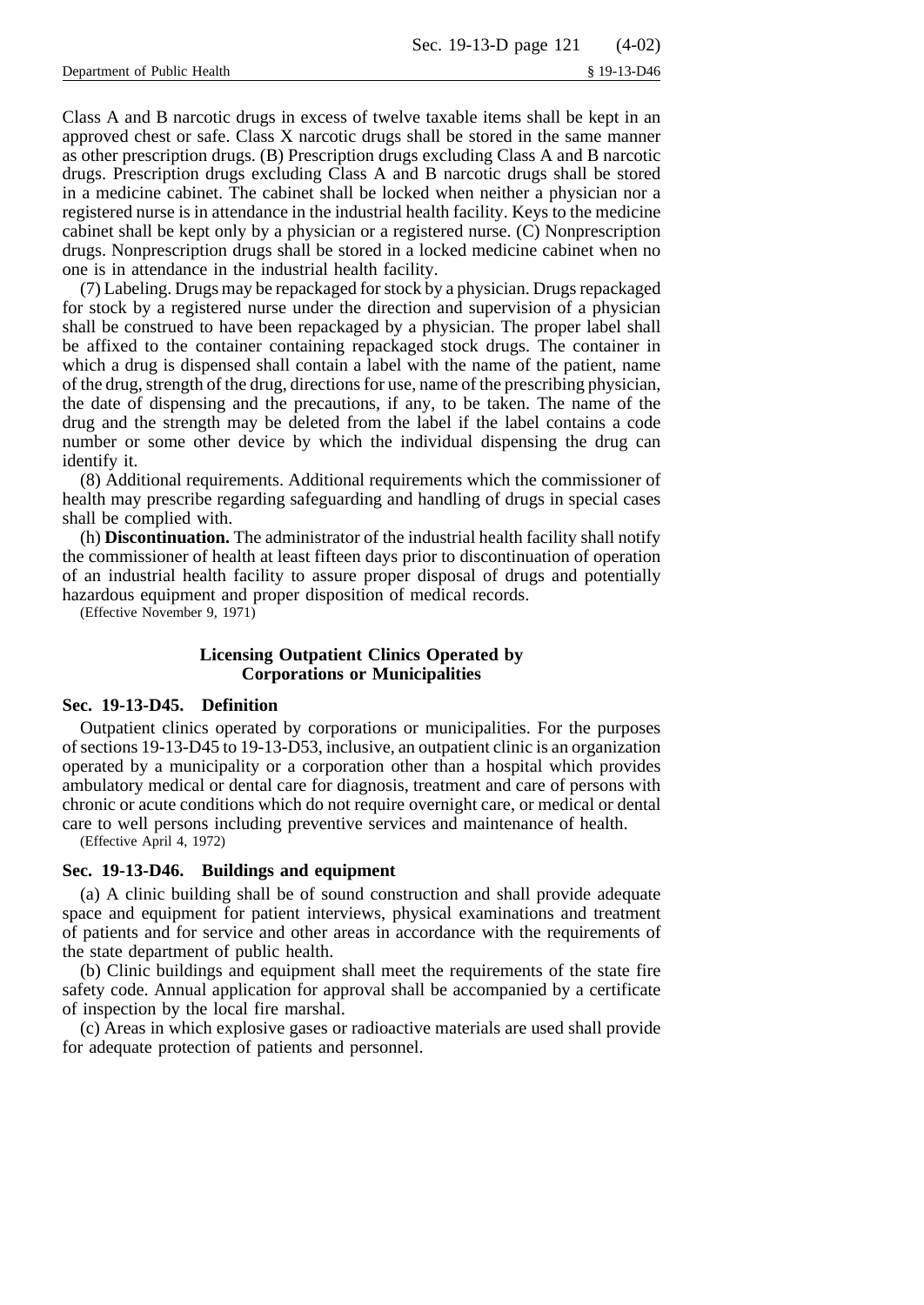Class A and B narcotic drugs in excess of twelve taxable items shall be kept in an approved chest or safe. Class X narcotic drugs shall be stored in the same manner as other prescription drugs. (B) Prescription drugs excluding Class A and B narcotic drugs. Prescription drugs excluding Class A and B narcotic drugs shall be stored in a medicine cabinet. The cabinet shall be locked when neither a physician nor a registered nurse is in attendance in the industrial health facility. Keys to the medicine cabinet shall be kept only by a physician or a registered nurse. (C) Nonprescription drugs. Nonprescription drugs shall be stored in a locked medicine cabinet when no one is in attendance in the industrial health facility.

(7) Labeling. Drugs may be repackaged for stock by a physician. Drugs repackaged for stock by a registered nurse under the direction and supervision of a physician shall be construed to have been repackaged by a physician. The proper label shall be affixed to the container containing repackaged stock drugs. The container in which a drug is dispensed shall contain a label with the name of the patient, name of the drug, strength of the drug, directions for use, name of the prescribing physician, the date of dispensing and the precautions, if any, to be taken. The name of the drug and the strength may be deleted from the label if the label contains a code number or some other device by which the individual dispensing the drug can identify it.

(8) Additional requirements. Additional requirements which the commissioner of health may prescribe regarding safeguarding and handling of drugs in special cases shall be complied with.

(h) **Discontinuation.** The administrator of the industrial health facility shall notify the commissioner of health at least fifteen days prior to discontinuation of operation of an industrial health facility to assure proper disposal of drugs and potentially hazardous equipment and proper disposition of medical records.

(Effective November 9, 1971)

## Licensing Outpatient Clinics Operated by Corporations or Municipalities

### Sec. 19-13-D45. Definition

Outpatient clinics operated by corporations or municipalities. For the purposes of sections 19-13-D45 to 19-13-D53, inclusive, an outpatient clinic is an organization operated by a municipality or a corporation other than a hospital which provides ambulatory medical or dental care for diagnosis, treatment and care of persons with chronic or acute conditions which do not require overnight care, or medical or dental care to well persons including preventive services and maintenance of health.

(Effective April 4, 1972)

### Sec. 19-13-D46. Buildings and equipment

(a) A clinic building shall be of sound construction and shall provide adequate space and equipment for patient interviews, physical examinations and treatment of patients and for service and other areas in accordance with the requirements of the state department of public health.

(b) Clinic buildings and equipment shall meet the requirements of the state fire safety code. Annual application for approval shall be accompanied by a certificate of inspection by the local fire marshal.

(c) Areas in which explosive gases or radioactive materials are used shall provide for adequate protection of patients and personnel.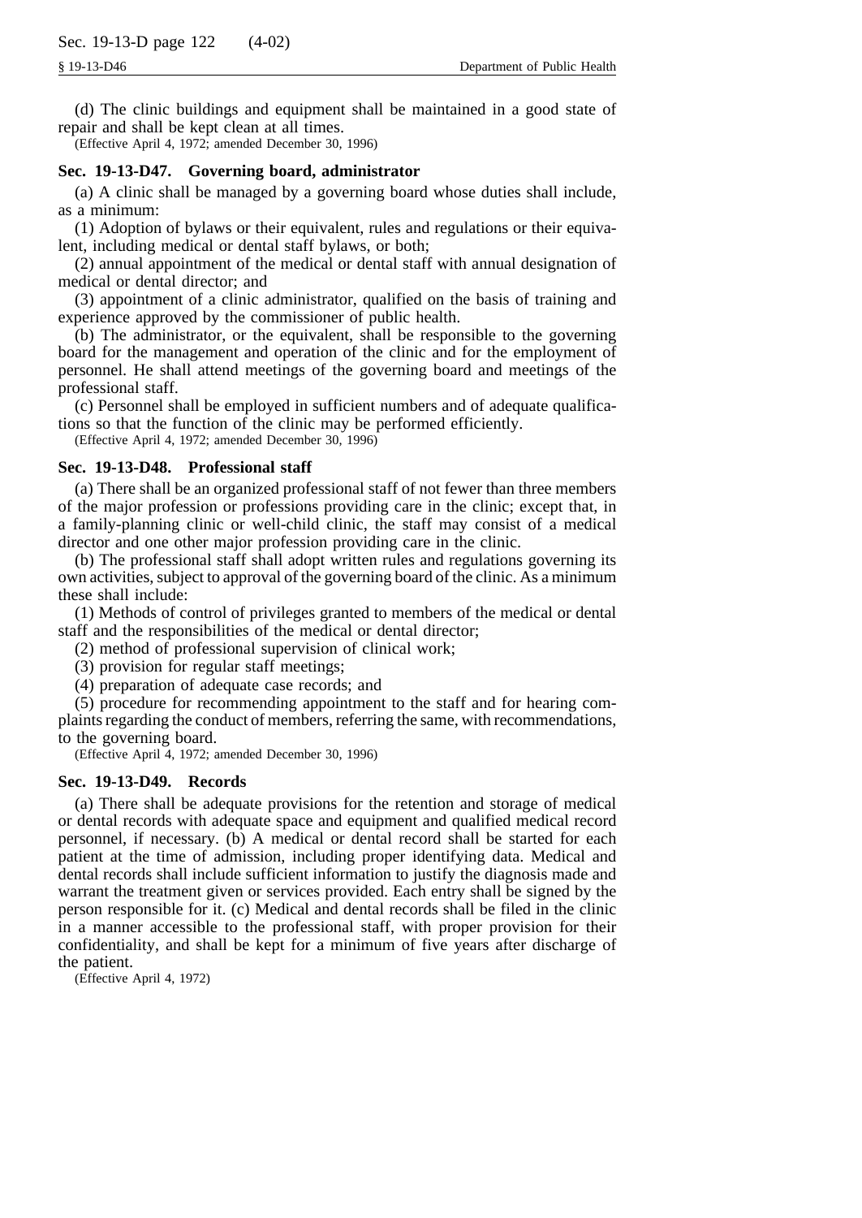(d) The clinic buildings and equipment shall be maintained in a good state of repair and shall be kept clean at all times.

(Effective April 4, 1972; amended December 30, 1996)

### Sec. 19-13-D47. Governing board, administrator

(a) A clinic shall be managed by a governing board whose duties shall include, as a minimum:

(1) Adoption of bylaws or their equivalent, rules and regulations or their equivalent, including medical or dental staff bylaws, or both;

(2) annual appointment of the medical or dental staff with annual designation of medical or dental director; and

(3) appointment of a clinic administrator, qualified on the basis of training and experience approved by the commissioner of public health.

(b) The administrator, or the equivalent, shall be responsible to the governing board for the management and operation of the clinic and for the employment of personnel. He shall attend meetings of the governing board and meetings of the professional staff.

(c) Personnel shall be employed in sufficient numbers and of adequate qualifications so that the function of the clinic may be performed efficiently.

(Effective April 4, 1972; amended December 30, 1996)

### Sec. 19-13-D48. Professional staff

(a) There shall be an organized professional staff of not fewer than three members of the major profession or professions providing care in the clinic; except that, in a family-planning clinic or well-child clinic, the staff may consist of a medical director and one other major profession providing care in the clinic.

(b) The professional staff shall adopt written rules and regulations governing its own activities, subject to approval of the governing board of the clinic. As a minimum these shall include:

(1) Methods of control of privileges granted to members of the medical or dental staff and the responsibilities of the medical or dental director;

(2) method of professional supervision of clinical work;

(3) provision for regular staff meetings;

(4) preparation of adequate case records; and

(5) procedure for recommending appointment to the staff and for hearing complaints regarding the conduct of members, referring the same, with recommendations, to the governing board.

(Effective April 4, 1972; amended December 30, 1996)

### Sec. 19-13-D49. Records

(a) There shall be adequate provisions for the retention and storage of medical or dental records with adequate space and equipment and qualified medical record personnel, if necessary. (b) A medical or dental record shall be started for each patient at the time of admission, including proper identifying data. Medical and dental records shall include sufficient information to justify the diagnosis made and warrant the treatment given or services provided. Each entry shall be signed by the person responsible for it. (c) Medical and dental records shall be filed in the clinic in a manner accessible to the professional staff, with proper provision for their confidentiality, and shall be kept for a minimum of five years after discharge of the patient.

(Effective April 4, 1972)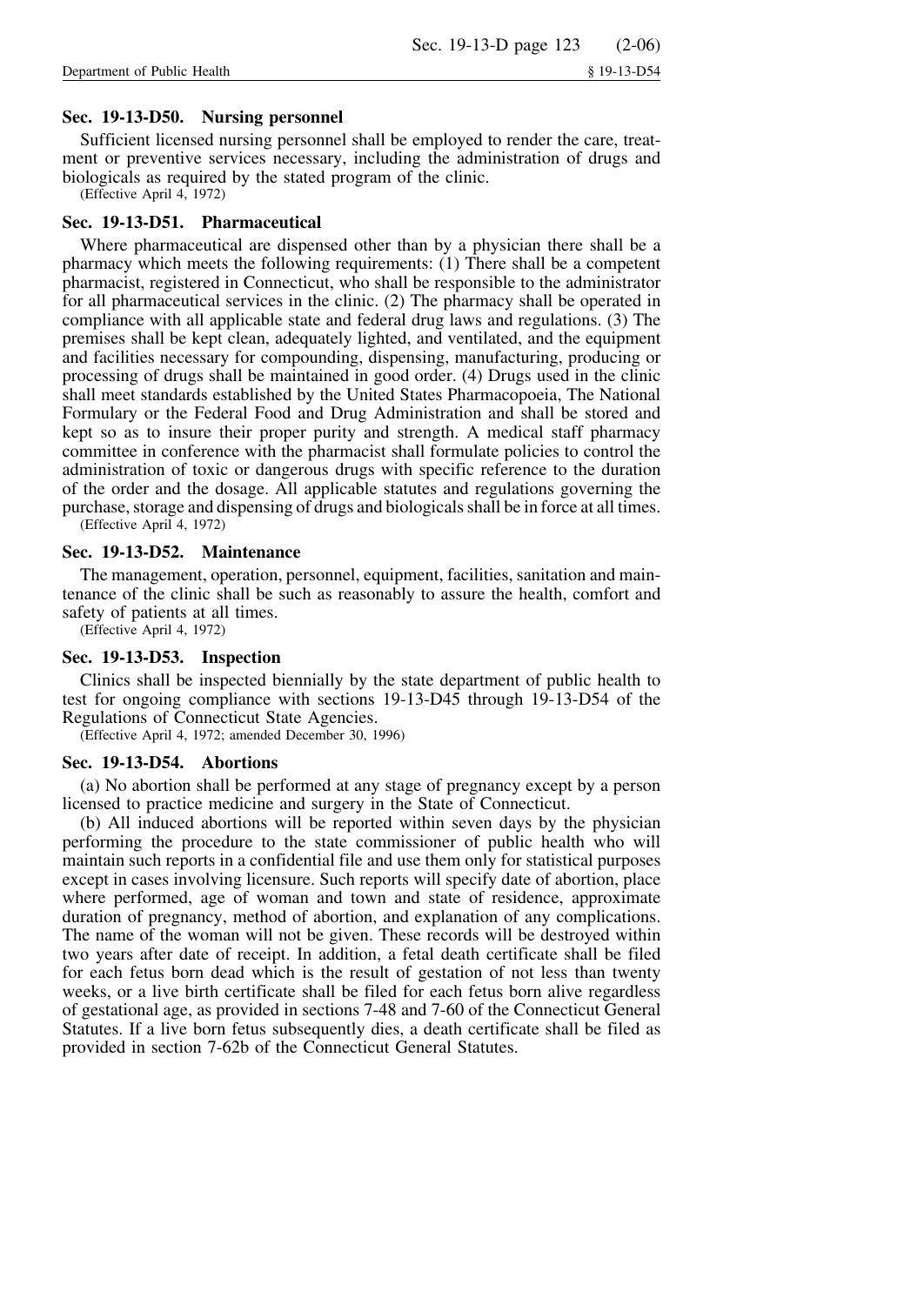### Sec. 19-13-D50. Nursing personnel

Sufficient licensed nursing personnel shall be employed to render the care, treatment or preventive services necessary, including the administration of drugs and biologicals as required by the stated program of the clinic.

(Effective April 4, 1972)

### Sec. 19-13-D51. Pharmaceutical

Where pharmaceutical are dispensed other than by a physician there shall be a pharmacy which meets the following requirements: (1) There shall be a competent pharmacist, registered in Connecticut, who shall be responsible to the administrator for all pharmaceutical services in the clinic. (2) The pharmacy shall be operated in compliance with all applicable state and federal drug laws and regulations. (3) The premises shall be kept clean, adequately lighted, and ventilated, and the equipment and facilities necessary for compounding, dispensing, manufacturing, producing or processing of drugs shall be maintained in good order. (4) Drugs used in the clinic shall meet standards established by the United States Pharmacopoeia, The National Formulary or the Federal Food and Drug Administration and shall be stored and kept so as to insure their proper purity and strength. A medical staff pharmacy committee in conference with the pharmacist shall formulate policies to control the administration of toxic or dangerous drugs with specific reference to the duration of the order and the dosage. All applicable statutes and regulations governing the purchase, storage and dispensing of drugs and biologicals shall be in force at all times.

(Effective April 4, 1972)

### Sec. 19-13-D52. Maintenance

The management, operation, personnel, equipment, facilities, sanitation and maintenance of the clinic shall be such as reasonably to assure the health, comfort and safety of patients at all times.

(Effective April 4, 1972)

### Sec. 19-13-D53. Inspection

Clinics shall be inspected biennially by the state department of public health to test for ongoing compliance with sections 19-13-D45 through 19-13-D54 of the Regulations of Connecticut State Agencies.

(Effective April 4, 1972; amended December 30, 1996)

### Sec. 19-13-D54. Abortions

(a) No abortion shall be performed at any stage of pregnancy except by a person licensed to practice medicine and surgery in the State of Connecticut.

(b) All induced abortions will be reported within seven days by the physician performing the procedure to the state commissioner of public health who will maintain such reports in a confidential file and use them only for statistical purposes except in cases involving licensure. Such reports will specify date of abortion, place where performed, age of woman and town and state of residence, approximate duration of pregnancy, method of abortion, and explanation of any complications. The name of the woman will not be given. These records will be destroyed within two years after date of receipt. In addition, a fetal death certificate shall be filed for each fetus born dead which is the result of gestation of not less than twenty weeks, or a live birth certificate shall be filed for each fetus born alive regardless of gestational age, as provided in sections 7-48 and 7-60 of the Connecticut General Statutes. If a live born fetus subsequently dies, a death certificate shall be filed as provided in section 7-62b of the Connecticut General Statutes.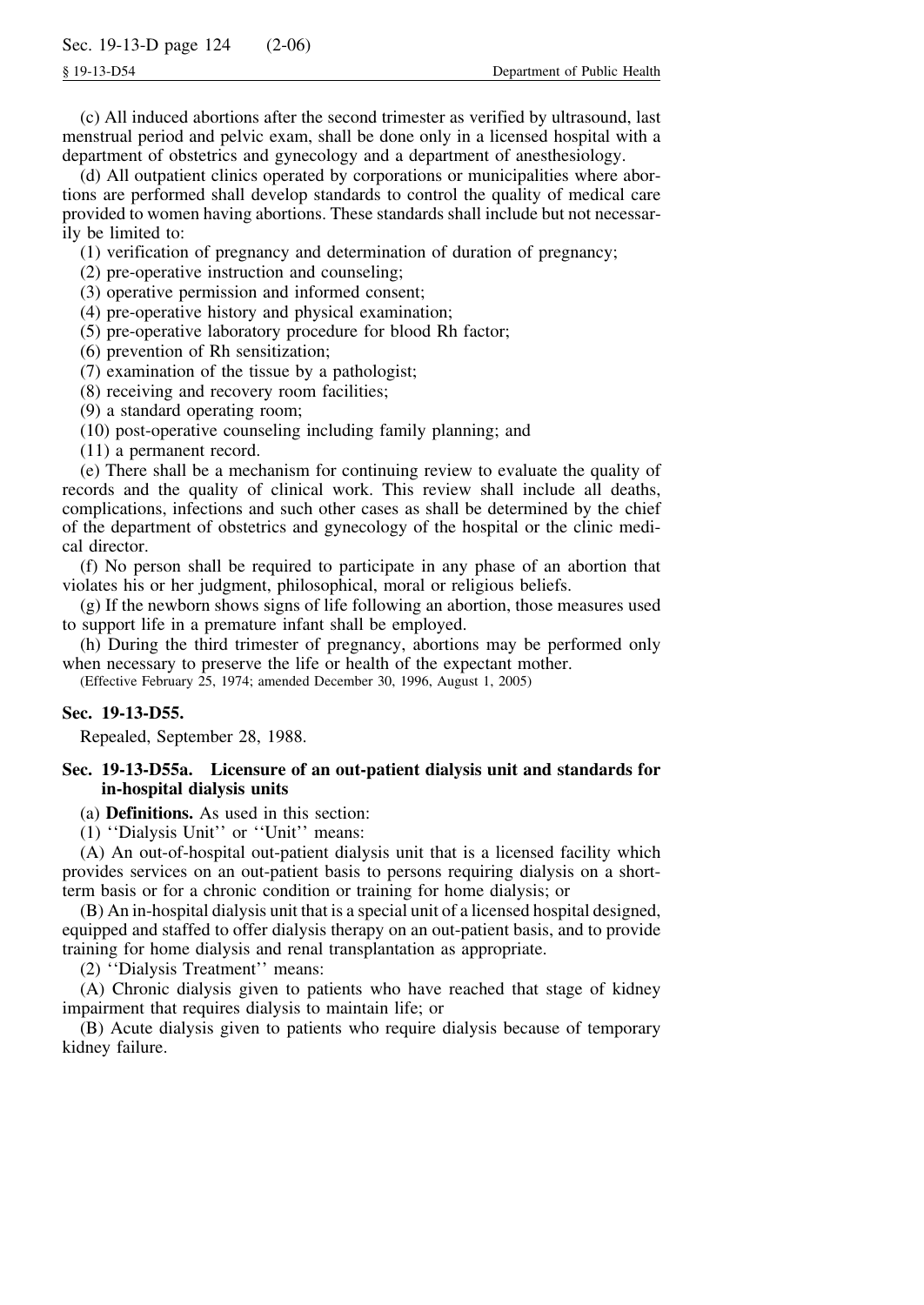(c) All induced abortions after the second trimester as verified by ultrasound, last menstrual period and pelvic exam, shall be done only in a licensed hospital with a department of obstetrics and gynecology and a department of anesthesiology.

(d) All outpatient clinics operated by corporations or municipalities where abortions are performed shall develop standards to control the quality of medical care provided to women having abortions. These standards shall include but not necessarily be limited to:

(1) verification of pregnancy and determination of duration of pregnancy;

(2) pre-operative instruction and counseling;

(3) operative permission and informed consent;

(4) pre-operative history and physical examination;

(5) pre-operative laboratory procedure for blood Rh factor;

(6) prevention of Rh sensitization;

(7) examination of the tissue by a pathologist;

(8) receiving and recovery room facilities;

(9) a standard operating room;

(10) post-operative counseling including family planning; and

(11) a permanent record.

(e) There shall be a mechanism for continuing review to evaluate the quality of records and the quality of clinical work. This review shall include all deaths, complications, infections and such other cases as shall be determined by the chief of the department of obstetrics and gynecology of the hospital or the clinic medical director.

(f) No person shall be required to participate in any phase of an abortion that violates his or her judgment, philosophical, moral or religious beliefs.

(g) If the newborn shows signs of life following an abortion, those measures used to support life in a premature infant shall be employed.

(h) During the third trimester of pregnancy, abortions may be performed only when necessary to preserve the life or health of the expectant mother.

(Effective February 25, 1974; amended December 30, 1996, August 1, 2005)

### Sec. 19-13-D55.

Repealed, September 28, 1988.

### Sec. 19-13-D55a. Licensure of an out-patient dialysis unit and standards for in-hospital dialysis units

(a) **Definitions.** As used in this section:

(1) ''Dialysis Unit'' or ''Unit'' means:

(A) An out-of-hospital out-patient dialysis unit that is a licensed facility which provides services on an out-patient basis to persons requiring dialysis on a short-term basis or for a chronic condition or training for home dialysis; or

(B) An in-hospital dialysis unit that is a special unit of a licensed hospital designed, equipped and staffed to offer dialysis therapy on an out-patient basis, and to provide training for home dialysis and renal transplantation as appropriate.

(2) ''Dialysis Treatment'' means:

(A) Chronic dialysis given to patients who have reached that stage of kidney impairment that requires dialysis to maintain life; or

(B) Acute dialysis given to patients who require dialysis because of temporary kidney failure.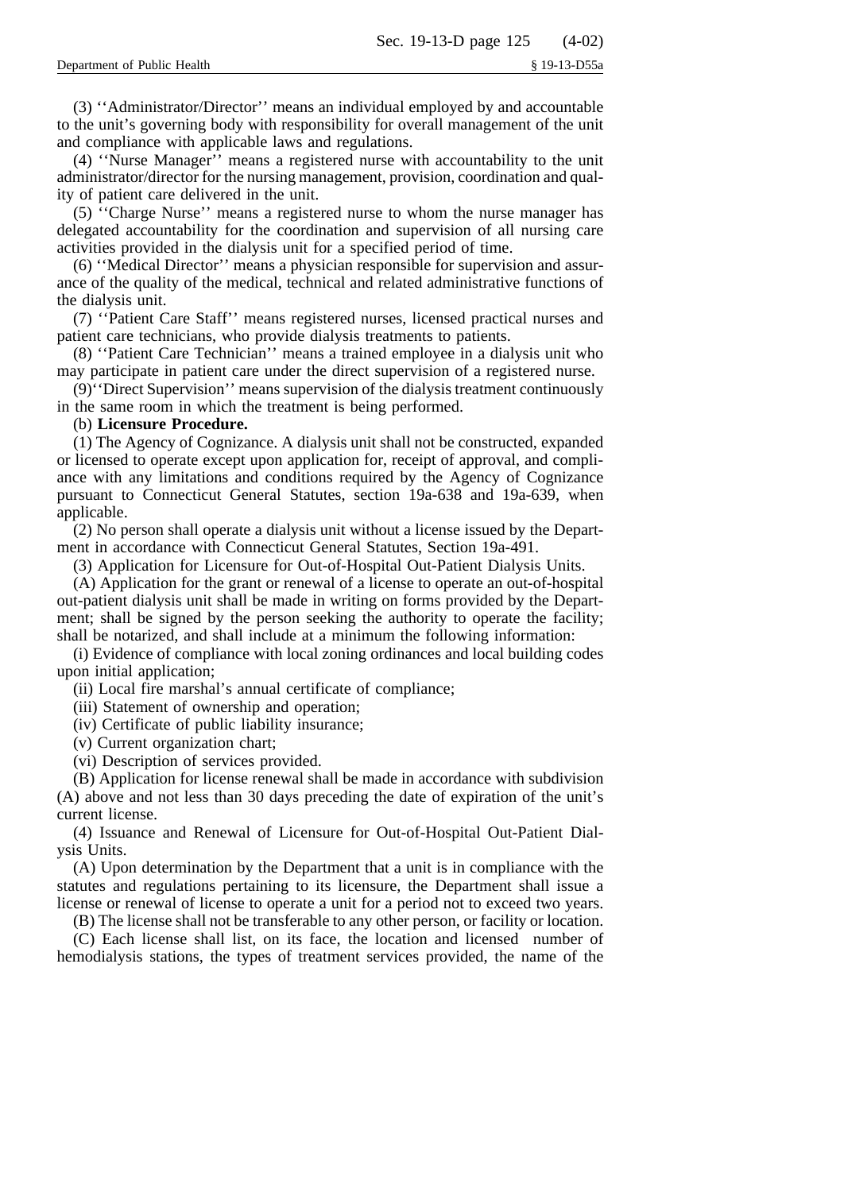(3) ''Administrator/Director'' means an individual employed by and accountable to the unit's governing body with responsibility for overall management of the unit and compliance with applicable laws and regulations.

(4) ''Nurse Manager'' means a registered nurse with accountability to the unit administrator/director for the nursing management, provision, coordination and quality of patient care delivered in the unit.

(5) ''Charge Nurse'' means a registered nurse to whom the nurse manager has delegated accountability for the coordination and supervision of all nursing care activities provided in the dialysis unit for a specified period of time.

(6) ''Medical Director'' means a physician responsible for supervision and assurance of the quality of the medical, technical and related administrative functions of the dialysis unit.

(7) ''Patient Care Staff'' means registered nurses, licensed practical nurses and patient care technicians, who provide dialysis treatments to patients.

(8) ''Patient Care Technician'' means a trained employee in a dialysis unit who may participate in patient care under the direct supervision of a registered nurse.

(9)''Direct Supervision'' means supervision of the dialysis treatment continuously in the same room in which the treatment is being performed.

(b) **Licensure Procedure.**

(1) The Agency of Cognizance. A dialysis unit shall not be constructed, expanded or licensed to operate except upon application for, receipt of approval, and compliance with any limitations and conditions required by the Agency of Cognizance pursuant to Connecticut General Statutes, section 19a-638 and 19a-639, when applicable.

(2) No person shall operate a dialysis unit without a license issued by the Department in accordance with Connecticut General Statutes, Section 19a-491.

(3) Application for Licensure for Out-of-Hospital Out-Patient Dialysis Units.

(A) Application for the grant or renewal of a license to operate an out-of-hospital out-patient dialysis unit shall be made in writing on forms provided by the Department; shall be signed by the person seeking the authority to operate the facility; shall be notarized, and shall include at a minimum the following information:

(i) Evidence of compliance with local zoning ordinances and local building codes upon initial application;

(ii) Local fire marshal's annual certificate of compliance;

(iii) Statement of ownership and operation;

(iv) Certificate of public liability insurance;

(v) Current organization chart;

(vi) Description of services provided.

(B) Application for license renewal shall be made in accordance with subdivision (A) above and not less than 30 days preceding the date of expiration of the unit's current license.

(4) Issuance and Renewal of Licensure for Out-of-Hospital Out-Patient Dialysis Units.

(A) Upon determination by the Department that a unit is in compliance with the statutes and regulations pertaining to its licensure, the Department shall issue a license or renewal of license to operate a unit for a period not to exceed two years.

(B) The license shall not be transferable to any other person, or facility or location.

(C) Each license shall list, on its face, the location and licensed number of hemodialysis stations, the types of treatment services provided, the name of the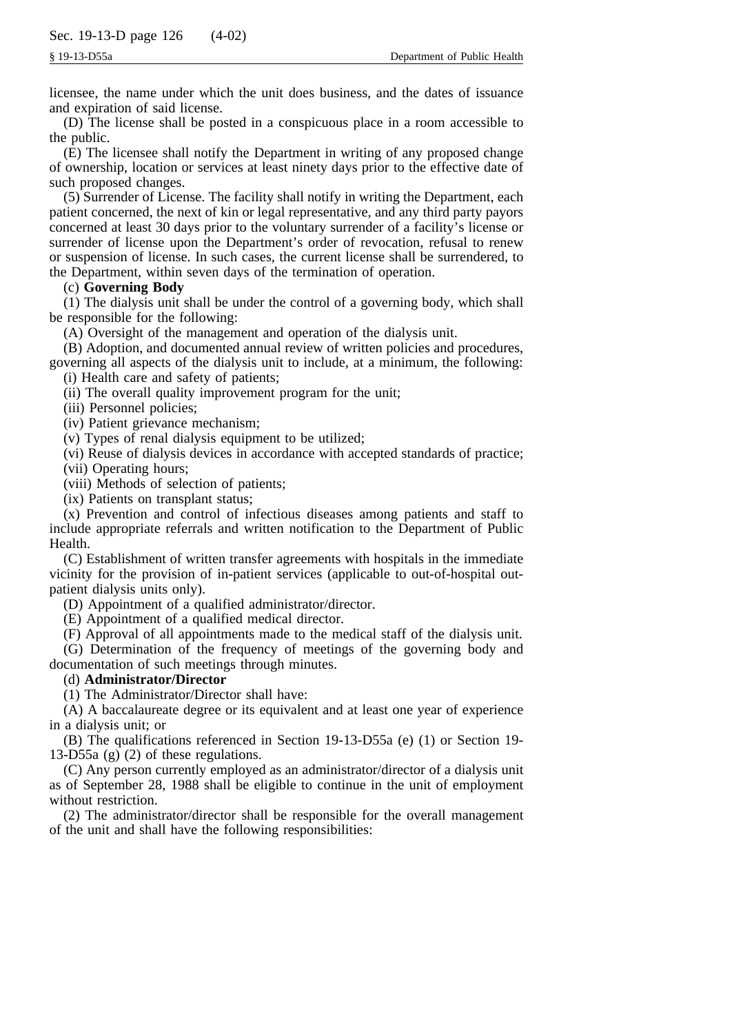licensee, the name under which the unit does business, and the dates of issuance and expiration of said license.

(D) The license shall be posted in a conspicuous place in a room accessible to the public.

(E) The licensee shall notify the Department in writing of any proposed change of ownership, location or services at least ninety days prior to the effective date of such proposed changes.

(5) Surrender of License. The facility shall notify in writing the Department, each patient concerned, the next of kin or legal representative, and any third party payors concerned at least 30 days prior to the voluntary surrender of a facility's license or surrender of license upon the Department's order of revocation, refusal to renew or suspension of license. In such cases, the current license shall be surrendered, to the Department, within seven days of the termination of operation.

(c) **Governing Body**

(1) The dialysis unit shall be under the control of a governing body, which shall be responsible for the following:

(A) Oversight of the management and operation of the dialysis unit.

(B) Adoption, and documented annual review of written policies and procedures, governing all aspects of the dialysis unit to include, at a minimum, the following:

(i) Health care and safety of patients;

(ii) The overall quality improvement program for the unit;

(iii) Personnel policies;

(iv) Patient grievance mechanism;

(v) Types of renal dialysis equipment to be utilized;

(vi) Reuse of dialysis devices in accordance with accepted standards of practice;

(vii) Operating hours;

(viii) Methods of selection of patients;

(ix) Patients on transplant status;

(x) Prevention and control of infectious diseases among patients and staff to include appropriate referrals and written notification to the Department of Public Health.

(C) Establishment of written transfer agreements with hospitals in the immediate vicinity for the provision of in-patient services (applicable to out-of-hospital out-patient dialysis units only).

(D) Appointment of a qualified administrator/director.

(E) Appointment of a qualified medical director.

(F) Approval of all appointments made to the medical staff of the dialysis unit.

(G) Determination of the frequency of meetings of the governing body and documentation of such meetings through minutes.

(d) **Administrator/Director**

(1) The Administrator/Director shall have:

(A) A baccalaureate degree or its equivalent and at least one year of experience in a dialysis unit; or

(B) The qualifications referenced in Section 19-13-D55a (e) (1) or Section 19-13-D55a (g) (2) of these regulations.

(C) Any person currently employed as an administrator/director of a dialysis unit as of September 28, 1988 shall be eligible to continue in the unit of employment without restriction.

(2) The administrator/director shall be responsible for the overall management of the unit and shall have the following responsibilities: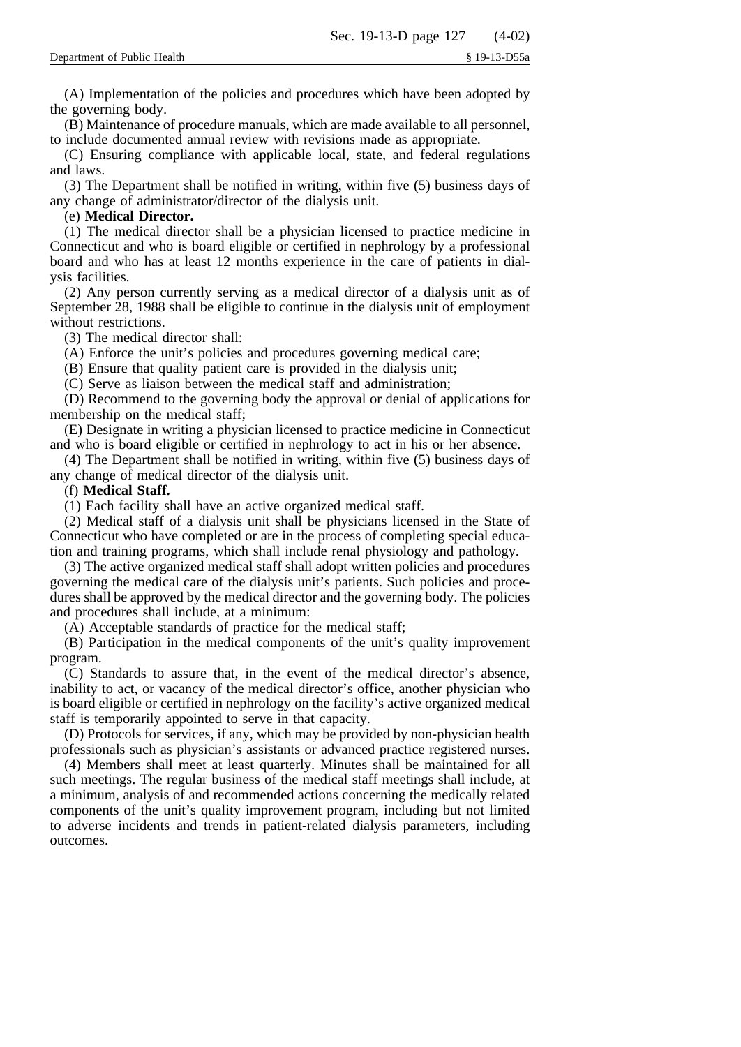(A) Implementation of the policies and procedures which have been adopted by the governing body.

(B) Maintenance of procedure manuals, which are made available to all personnel, to include documented annual review with revisions made as appropriate.

(C) Ensuring compliance with applicable local, state, and federal regulations and laws.

(3) The Department shall be notified in writing, within five (5) business days of any change of administrator/director of the dialysis unit.

(e) **Medical Director.**

(1) The medical director shall be a physician licensed to practice medicine in Connecticut and who is board eligible or certified in nephrology by a professional board and who has at least 12 months experience in the care of patients in dialysis facilities.

(2) Any person currently serving as a medical director of a dialysis unit as of September 28, 1988 shall be eligible to continue in the dialysis unit of employment without restrictions.

(3) The medical director shall:

(A) Enforce the unit's policies and procedures governing medical care;

(B) Ensure that quality patient care is provided in the dialysis unit;

(C) Serve as liaison between the medical staff and administration;

(D) Recommend to the governing body the approval or denial of applications for membership on the medical staff;

(E) Designate in writing a physician licensed to practice medicine in Connecticut and who is board eligible or certified in nephrology to act in his or her absence.

(4) The Department shall be notified in writing, within five (5) business days of any change of medical director of the dialysis unit.

(f) **Medical Staff.**

(1) Each facility shall have an active organized medical staff.

(2) Medical staff of a dialysis unit shall be physicians licensed in the State of Connecticut who have completed or are in the process of completing special education and training programs, which shall include renal physiology and pathology.

(3) The active organized medical staff shall adopt written policies and procedures governing the medical care of the dialysis unit's patients. Such policies and procedures shall be approved by the medical director and the governing body. The policies and procedures shall include, at a minimum:

(A) Acceptable standards of practice for the medical staff;

(B) Participation in the medical components of the unit's quality improvement program.

(C) Standards to assure that, in the event of the medical director's absence, inability to act, or vacancy of the medical director's office, another physician who is board eligible or certified in nephrology on the facility's active organized medical staff is temporarily appointed to serve in that capacity.

(D) Protocols for services, if any, which may be provided by non-physician health professionals such as physician's assistants or advanced practice registered nurses.

(4) Members shall meet at least quarterly. Minutes shall be maintained for all such meetings. The regular business of the medical staff meetings shall include, at a minimum, analysis of and recommended actions concerning the medically related components of the unit's quality improvement program, including but not limited to adverse incidents and trends in patient-related dialysis parameters, including outcomes.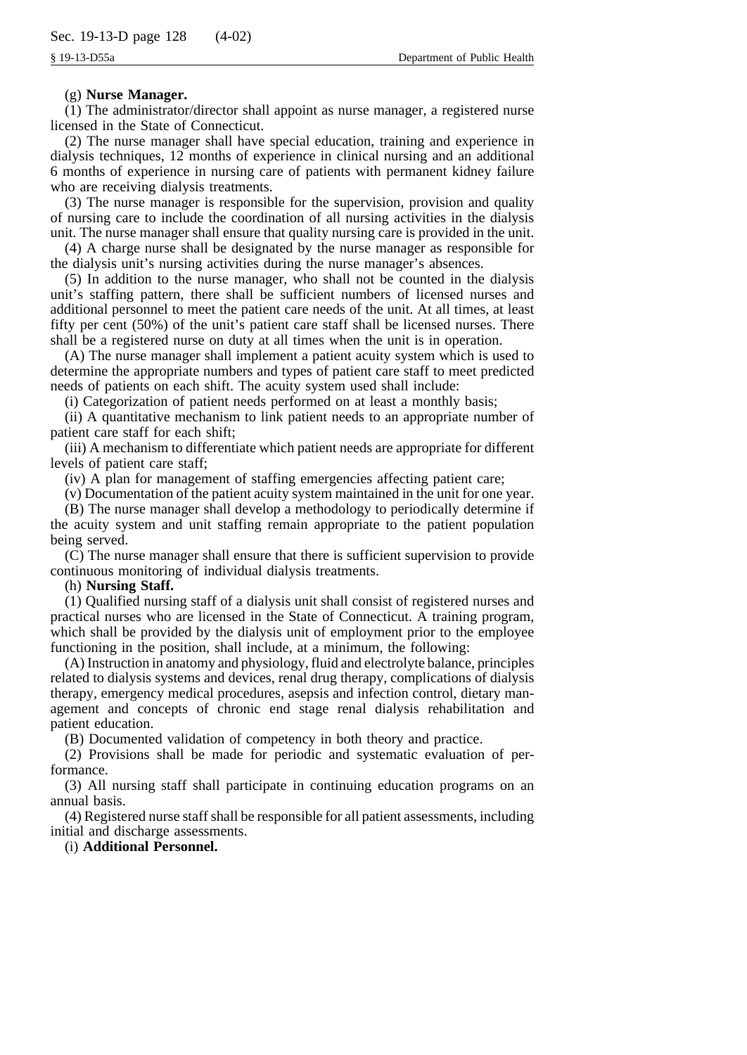(g) **Nurse Manager.**

(1) The administrator/director shall appoint as nurse manager, a registered nurse licensed in the State of Connecticut.

(2) The nurse manager shall have special education, training and experience in dialysis techniques, 12 months of experience in clinical nursing and an additional 6 months of experience in nursing care of patients with permanent kidney failure who are receiving dialysis treatments.

(3) The nurse manager is responsible for the supervision, provision and quality of nursing care to include the coordination of all nursing activities in the dialysis unit. The nurse manager shall ensure that quality nursing care is provided in the unit.

(4) A charge nurse shall be designated by the nurse manager as responsible for the dialysis unit's nursing activities during the nurse manager's absences.

(5) In addition to the nurse manager, who shall not be counted in the dialysis unit's staffing pattern, there shall be sufficient numbers of licensed nurses and additional personnel to meet the patient care needs of the unit. At all times, at least fifty per cent (50%) of the unit's patient care staff shall be licensed nurses. There shall be a registered nurse on duty at all times when the unit is in operation.

(A) The nurse manager shall implement a patient acuity system which is used to determine the appropriate numbers and types of patient care staff to meet predicted needs of patients on each shift. The acuity system used shall include:

(i) Categorization of patient needs performed on at least a monthly basis;

(ii) A quantitative mechanism to link patient needs to an appropriate number of patient care staff for each shift;

(iii) A mechanism to differentiate which patient needs are appropriate for different levels of patient care staff;

(iv) A plan for management of staffing emergencies affecting patient care;

(v) Documentation of the patient acuity system maintained in the unit for one year.

(B) The nurse manager shall develop a methodology to periodically determine if the acuity system and unit staffing remain appropriate to the patient population being served.

(C) The nurse manager shall ensure that there is sufficient supervision to provide continuous monitoring of individual dialysis treatments.

(h) **Nursing Staff.**

(1) Qualified nursing staff of a dialysis unit shall consist of registered nurses and practical nurses who are licensed in the State of Connecticut. A training program, which shall be provided by the dialysis unit of employment prior to the employee functioning in the position, shall include, at a minimum, the following:

(A) Instruction in anatomy and physiology, fluid and electrolyte balance, principles related to dialysis systems and devices, renal drug therapy, complications of dialysis therapy, emergency medical procedures, asepsis and infection control, dietary management and concepts of chronic end stage renal dialysis rehabilitation and patient education.

(B) Documented validation of competency in both theory and practice.

(2) Provisions shall be made for periodic and systematic evaluation of performance.

(3) All nursing staff shall participate in continuing education programs on an annual basis.

(4) Registered nurse staff shall be responsible for all patient assessments, including initial and discharge assessments.

(i) **Additional Personnel.**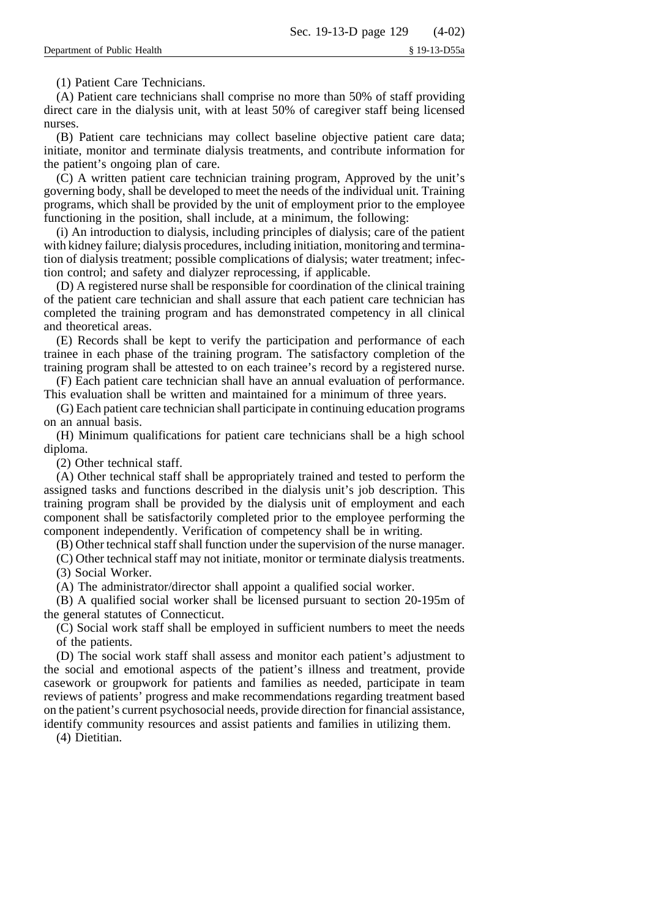(1) Patient Care Technicians.

(A) Patient care technicians shall comprise no more than 50% of staff providing direct care in the dialysis unit, with at least 50% of caregiver staff being licensed nurses.

(B) Patient care technicians may collect baseline objective patient care data; initiate, monitor and terminate dialysis treatments, and contribute information for the patient's ongoing plan of care.

(C) A written patient care technician training program, Approved by the unit's governing body, shall be developed to meet the needs of the individual unit. Training programs, which shall be provided by the unit of employment prior to the employee functioning in the position, shall include, at a minimum, the following:

(i) An introduction to dialysis, including principles of dialysis; care of the patient with kidney failure; dialysis procedures, including initiation, monitoring and termination of dialysis treatment; possible complications of dialysis; water treatment; infection control; and safety and dialyzer reprocessing, if applicable.

(D) A registered nurse shall be responsible for coordination of the clinical training of the patient care technician and shall assure that each patient care technician has completed the training program and has demonstrated competency in all clinical and theoretical areas.

(E) Records shall be kept to verify the participation and performance of each trainee in each phase of the training program. The satisfactory completion of the training program shall be attested to on each trainee's record by a registered nurse.

(F) Each patient care technician shall have an annual evaluation of performance. This evaluation shall be written and maintained for a minimum of three years.

(G) Each patient care technician shall participate in continuing education programs on an annual basis.

(H) Minimum qualifications for patient care technicians shall be a high school diploma.

(2) Other technical staff.

(A) Other technical staff shall be appropriately trained and tested to perform the assigned tasks and functions described in the dialysis unit's job description. This training program shall be provided by the dialysis unit of employment and each component shall be satisfactorily completed prior to the employee performing the component independently. Verification of competency shall be in writing.

(B) Other technical staff shall function under the supervision of the nurse manager.

(C) Other technical staff may not initiate, monitor or terminate dialysis treatments.

(3) Social Worker.

(A) The administrator/director shall appoint a qualified social worker.

(B) A qualified social worker shall be licensed pursuant to section 20-195m of the general statutes of Connecticut.

(C) Social work staff shall be employed in sufficient numbers to meet the needs of the patients.

(D) The social work staff shall assess and monitor each patient's adjustment to the social and emotional aspects of the patient's illness and treatment, provide casework or groupwork for patients and families as needed, participate in team reviews of patients' progress and make recommendations regarding treatment based on the patient's current psychosocial needs, provide direction for financial assistance, identify community resources and assist patients and families in utilizing them.

(4) Dietitian.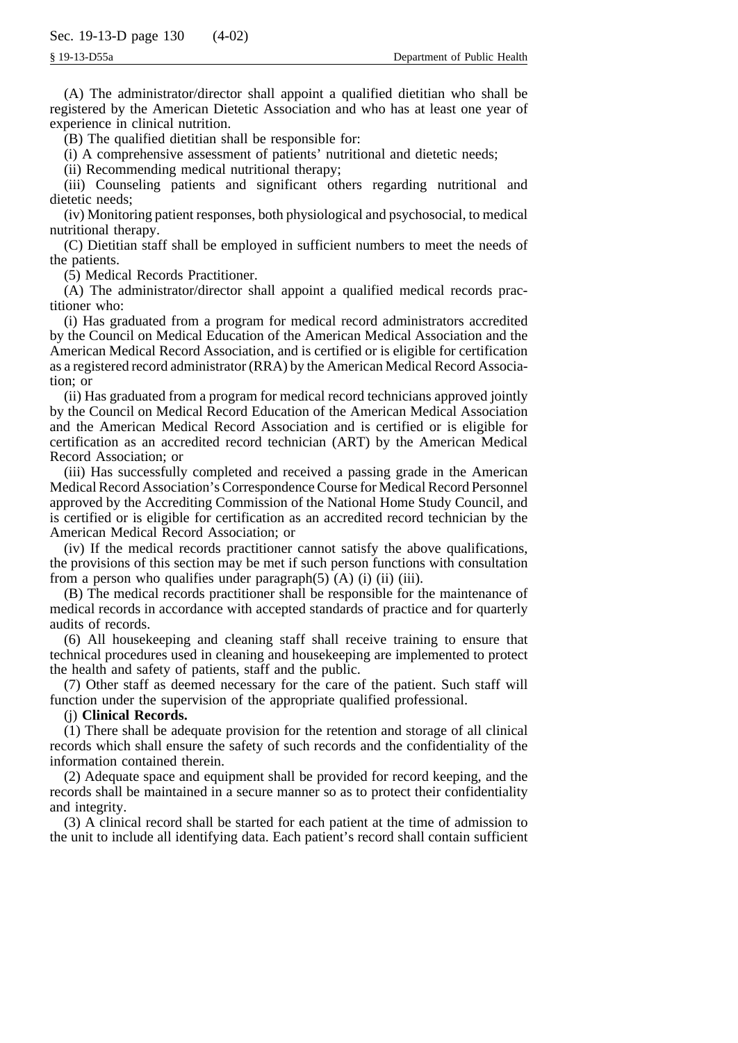(A) The administrator/director shall appoint a qualified dietitian who shall be registered by the American Dietetic Association and who has at least one year of experience in clinical nutrition.

(B) The qualified dietitian shall be responsible for:

(i) A comprehensive assessment of patients' nutritional and dietetic needs;

(ii) Recommending medical nutritional therapy;

(iii) Counseling patients and significant others regarding nutritional and dietetic needs;

(iv) Monitoring patient responses, both physiological and psychosocial, to medical nutritional therapy.

(C) Dietitian staff shall be employed in sufficient numbers to meet the needs of the patients.

(5) Medical Records Practitioner.

(A) The administrator/director shall appoint a qualified medical records practitioner who:

(i) Has graduated from a program for medical record administrators accredited by the Council on Medical Education of the American Medical Association and the American Medical Record Association, and is certified or is eligible for certification as a registered record administrator (RRA) by the American Medical Record Association; or

(ii) Has graduated from a program for medical record technicians approved jointly by the Council on Medical Record Education of the American Medical Association and the American Medical Record Association and is certified or is eligible for certification as an accredited record technician (ART) by the American Medical Record Association; or

(iii) Has successfully completed and received a passing grade in the American Medical Record Association's Correspondence Course for Medical Record Personnel approved by the Accrediting Commission of the National Home Study Council, and is certified or is eligible for certification as an accredited record technician by the American Medical Record Association; or

(iv) If the medical records practitioner cannot satisfy the above qualifications, the provisions of this section may be met if such person functions with consultation from a person who qualifies under paragraph(5) (A) (i) (ii) (iii).

(B) The medical records practitioner shall be responsible for the maintenance of medical records in accordance with accepted standards of practice and for quarterly audits of records.

(6) All housekeeping and cleaning staff shall receive training to ensure that technical procedures used in cleaning and housekeeping are implemented to protect the health and safety of patients, staff and the public.

(7) Other staff as deemed necessary for the care of the patient. Such staff will function under the supervision of the appropriate qualified professional.

(j) **Clinical Records.**

(1) There shall be adequate provision for the retention and storage of all clinical records which shall ensure the safety of such records and the confidentiality of the information contained therein.

(2) Adequate space and equipment shall be provided for record keeping, and the records shall be maintained in a secure manner so as to protect their confidentiality and integrity.

(3) A clinical record shall be started for each patient at the time of admission to the unit to include all identifying data. Each patient's record shall contain sufficient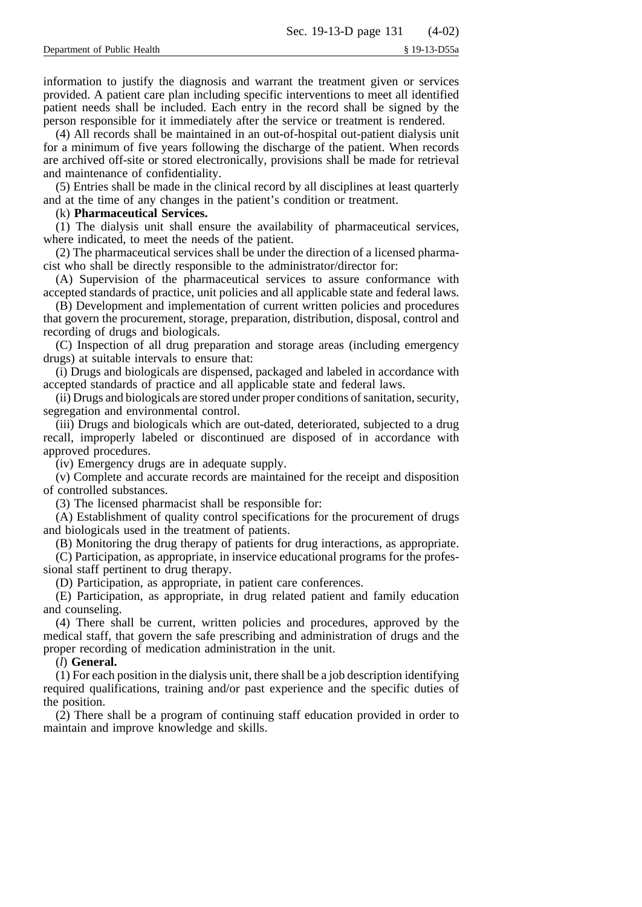information to justify the diagnosis and warrant the treatment given or services provided. A patient care plan including specific interventions to meet all identified patient needs shall be included. Each entry in the record shall be signed by the person responsible for it immediately after the service or treatment is rendered.

(4) All records shall be maintained in an out-of-hospital out-patient dialysis unit for a minimum of five years following the discharge of the patient. When records are archived off-site or stored electronically, provisions shall be made for retrieval and maintenance of confidentiality.

(5) Entries shall be made in the clinical record by all disciplines at least quarterly and at the time of any changes in the patient's condition or treatment.

(k) **Pharmaceutical Services.**

(1) The dialysis unit shall ensure the availability of pharmaceutical services, where indicated, to meet the needs of the patient.

(2) The pharmaceutical services shall be under the direction of a licensed pharmacist who shall be directly responsible to the administrator/director for:

(A) Supervision of the pharmaceutical services to assure conformance with accepted standards of practice, unit policies and all applicable state and federal laws.

(B) Development and implementation of current written policies and procedures that govern the procurement, storage, preparation, distribution, disposal, control and recording of drugs and biologicals.

(C) Inspection of all drug preparation and storage areas (including emergency drugs) at suitable intervals to ensure that:

(i) Drugs and biologicals are dispensed, packaged and labeled in accordance with accepted standards of practice and all applicable state and federal laws.

(ii) Drugs and biologicals are stored under proper conditions of sanitation, security, segregation and environmental control.

(iii) Drugs and biologicals which are out-dated, deteriorated, subjected to a drug recall, improperly labeled or discontinued are disposed of in accordance with approved procedures.

(iv) Emergency drugs are in adequate supply.

(v) Complete and accurate records are maintained for the receipt and disposition of controlled substances.

(3) The licensed pharmacist shall be responsible for:

(A) Establishment of quality control specifications for the procurement of drugs and biologicals used in the treatment of patients.

(B) Monitoring the drug therapy of patients for drug interactions, as appropriate.

(C) Participation, as appropriate, in inservice educational programs for the professional staff pertinent to drug therapy.

(D) Participation, as appropriate, in patient care conferences.

(E) Participation, as appropriate, in drug related patient and family education and counseling.

(4) There shall be current, written policies and procedures, approved by the medical staff, that govern the safe prescribing and administration of drugs and the proper recording of medication administration in the unit.

(*l*) **General.**

(1) For each position in the dialysis unit, there shall be a job description identifying required qualifications, training and/or past experience and the specific duties of the position.

(2) There shall be a program of continuing staff education provided in order to maintain and improve knowledge and skills.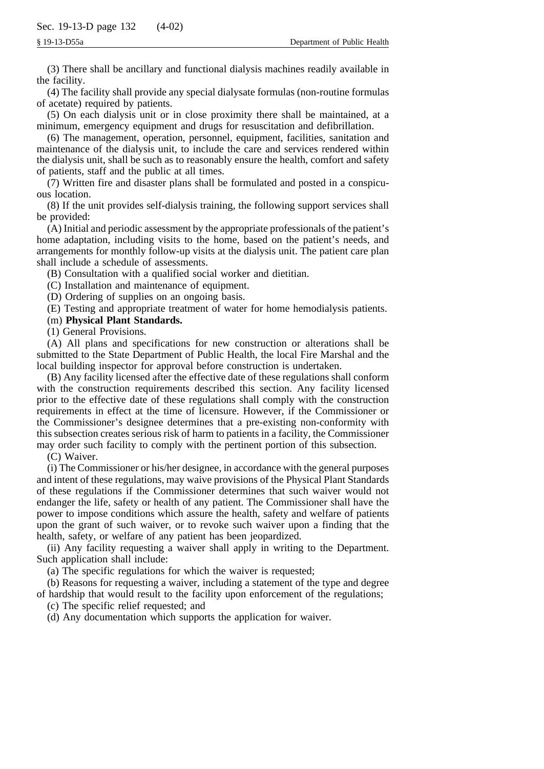(3) There shall be ancillary and functional dialysis machines readily available in the facility.

(4) The facility shall provide any special dialysate formulas (non-routine formulas of acetate) required by patients.

(5) On each dialysis unit or in close proximity there shall be maintained, at a minimum, emergency equipment and drugs for resuscitation and defibrillation.

(6) The management, operation, personnel, equipment, facilities, sanitation and maintenance of the dialysis unit, to include the care and services rendered within the dialysis unit, shall be such as to reasonably ensure the health, comfort and safety of patients, staff and the public at all times.

(7) Written fire and disaster plans shall be formulated and posted in a conspicuous location.

(8) If the unit provides self-dialysis training, the following support services shall be provided:

(A) Initial and periodic assessment by the appropriate professionals of the patient's home adaptation, including visits to the home, based on the patient's needs, and arrangements for monthly follow-up visits at the dialysis unit. The patient care plan shall include a schedule of assessments.

(B) Consultation with a qualified social worker and dietitian.

(C) Installation and maintenance of equipment.

(D) Ordering of supplies on an ongoing basis.

(E) Testing and appropriate treatment of water for home hemodialysis patients.

(m) **Physical Plant Standards.**

(1) General Provisions.

(A) All plans and specifications for new construction or alterations shall be submitted to the State Department of Public Health, the local Fire Marshal and the local building inspector for approval before construction is undertaken.

(B) Any facility licensed after the effective date of these regulations shall conform with the construction requirements described this section. Any facility licensed prior to the effective date of these regulations shall comply with the construction requirements in effect at the time of licensure. However, if the Commissioner or the Commissioner's designee determines that a pre-existing non-conformity with this subsection creates serious risk of harm to patients in a facility, the Commissioner may order such facility to comply with the pertinent portion of this subsection.

(C) Waiver.

(i) The Commissioner or his/her designee, in accordance with the general purposes and intent of these regulations, may waive provisions of the Physical Plant Standards of these regulations if the Commissioner determines that such waiver would not endanger the life, safety or health of any patient. The Commissioner shall have the power to impose conditions which assure the health, safety and welfare of patients upon the grant of such waiver, or to revoke such waiver upon a finding that the health, safety, or welfare of any patient has been jeopardized.

(ii) Any facility requesting a waiver shall apply in writing to the Department. Such application shall include:

(a) The specific regulations for which the waiver is requested;

(b) Reasons for requesting a waiver, including a statement of the type and degree of hardship that would result to the facility upon enforcement of the regulations;

(c) The specific relief requested; and

(d) Any documentation which supports the application for waiver.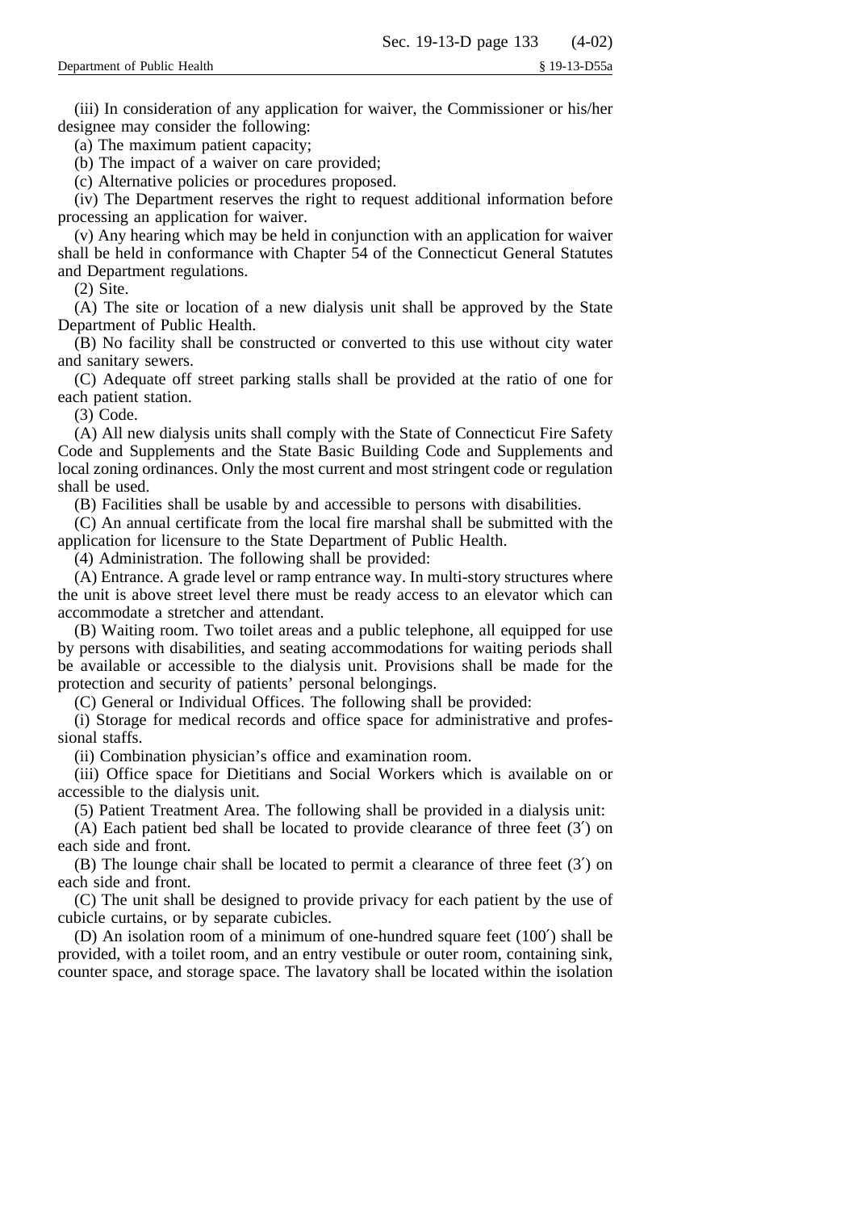(iii) In consideration of any application for waiver, the Commissioner or his/her designee may consider the following:

(a) The maximum patient capacity;

(b) The impact of a waiver on care provided;

(c) Alternative policies or procedures proposed.

(iv) The Department reserves the right to request additional information before processing an application for waiver.

(v) Any hearing which may be held in conjunction with an application for waiver shall be held in conformance with Chapter 54 of the Connecticut General Statutes and Department regulations.

(2) Site.

(A) The site or location of a new dialysis unit shall be approved by the State Department of Public Health.

(B) No facility shall be constructed or converted to this use without city water and sanitary sewers.

(C) Adequate off street parking stalls shall be provided at the ratio of one for each patient station.

(3) Code.

(A) All new dialysis units shall comply with the State of Connecticut Fire Safety Code and Supplements and the State Basic Building Code and Supplements and local zoning ordinances. Only the most current and most stringent code or regulation shall be used.

(B) Facilities shall be usable by and accessible to persons with disabilities.

(C) An annual certificate from the local fire marshal shall be submitted with the application for licensure to the State Department of Public Health.

(4) Administration. The following shall be provided:

(A) Entrance. A grade level or ramp entrance way. In multi-story structures where the unit is above street level there must be ready access to an elevator which can accommodate a stretcher and attendant.

(B) Waiting room. Two toilet areas and a public telephone, all equipped for use by persons with disabilities, and seating accommodations for waiting periods shall be available or accessible to the dialysis unit. Provisions shall be made for the protection and security of patients' personal belongings.

(C) General or Individual Offices. The following shall be provided:

(i) Storage for medical records and office space for administrative and professional staffs.

(ii) Combination physician's office and examination room.

(iii) Office space for Dietitians and Social Workers which is available on or accessible to the dialysis unit.

(5) Patient Treatment Area. The following shall be provided in a dialysis unit:

(A) Each patient bed shall be located to provide clearance of three feet (3′) on each side and front.

(B) The lounge chair shall be located to permit a clearance of three feet (3′) on each side and front.

(C) The unit shall be designed to provide privacy for each patient by the use of cubicle curtains, or by separate cubicles.

(D) An isolation room of a minimum of one-hundred square feet (100′) shall be provided, with a toilet room, and an entry vestibule or outer room, containing sink, counter space, and storage space. The lavatory shall be located within the isolation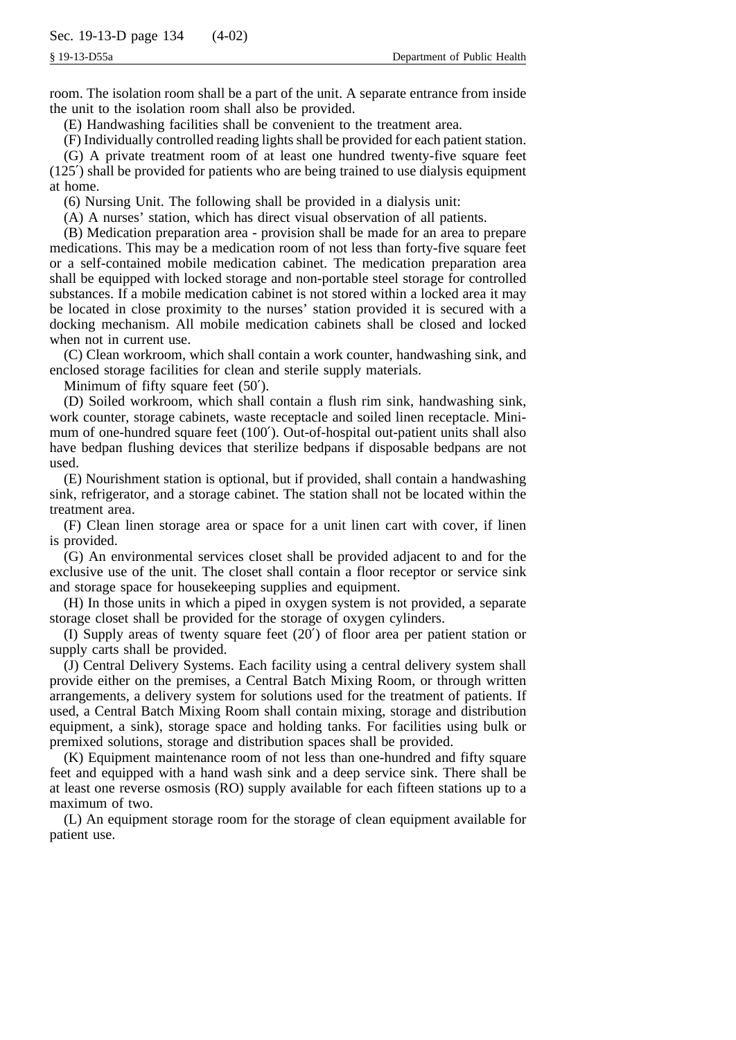room. The isolation room shall be a part of the unit. A separate entrance from inside the unit to the isolation room shall also be provided.

(E) Handwashing facilities shall be convenient to the treatment area.

(F) Individually controlled reading lights shall be provided for each patient station.

(G) A private treatment room of at least one hundred twenty-five square feet (125′) shall be provided for patients who are being trained to use dialysis equipment at home.

(6) Nursing Unit. The following shall be provided in a dialysis unit:

(A) A nurses' station, which has direct visual observation of all patients.

(B) Medication preparation area - provision shall be made for an area to prepare medications. This may be a medication room of not less than forty-five square feet or a self-contained mobile medication cabinet. The medication preparation area shall be equipped with locked storage and non-portable steel storage for controlled substances. If a mobile medication cabinet is not stored within a locked area it may be located in close proximity to the nurses' station provided it is secured with a docking mechanism. All mobile medication cabinets shall be closed and locked when not in current use.

(C) Clean workroom, which shall contain a work counter, handwashing sink, and enclosed storage facilities for clean and sterile supply materials.

Minimum of fifty square feet (50′).

(D) Soiled workroom, which shall contain a flush rim sink, handwashing sink, work counter, storage cabinets, waste receptacle and soiled linen receptacle. Minimum of one-hundred square feet (100′). Out-of-hospital out-patient units shall also have bedpan flushing devices that sterilize bedpans if disposable bedpans are not used.

(E) Nourishment station is optional, but if provided, shall contain a handwashing sink, refrigerator, and a storage cabinet. The station shall not be located within the treatment area.

(F) Clean linen storage area or space for a unit linen cart with cover, if linen is provided.

(G) An environmental services closet shall be provided adjacent to and for the exclusive use of the unit. The closet shall contain a floor receptor or service sink and storage space for housekeeping supplies and equipment.

(H) In those units in which a piped in oxygen system is not provided, a separate storage closet shall be provided for the storage of oxygen cylinders.

(I) Supply areas of twenty square feet (20′) of floor area per patient station or supply carts shall be provided.

(J) Central Delivery Systems. Each facility using a central delivery system shall provide either on the premises, a Central Batch Mixing Room, or through written arrangements, a delivery system for solutions used for the treatment of patients. If used, a Central Batch Mixing Room shall contain mixing, storage and distribution equipment, a sink), storage space and holding tanks. For facilities using bulk or premixed solutions, storage and distribution spaces shall be provided.

(K) Equipment maintenance room of not less than one-hundred and fifty square feet and equipped with a hand wash sink and a deep service sink. There shall be at least one reverse osmosis (RO) supply available for each fifteen stations up to a maximum of two.

(L) An equipment storage room for the storage of clean equipment available for patient use.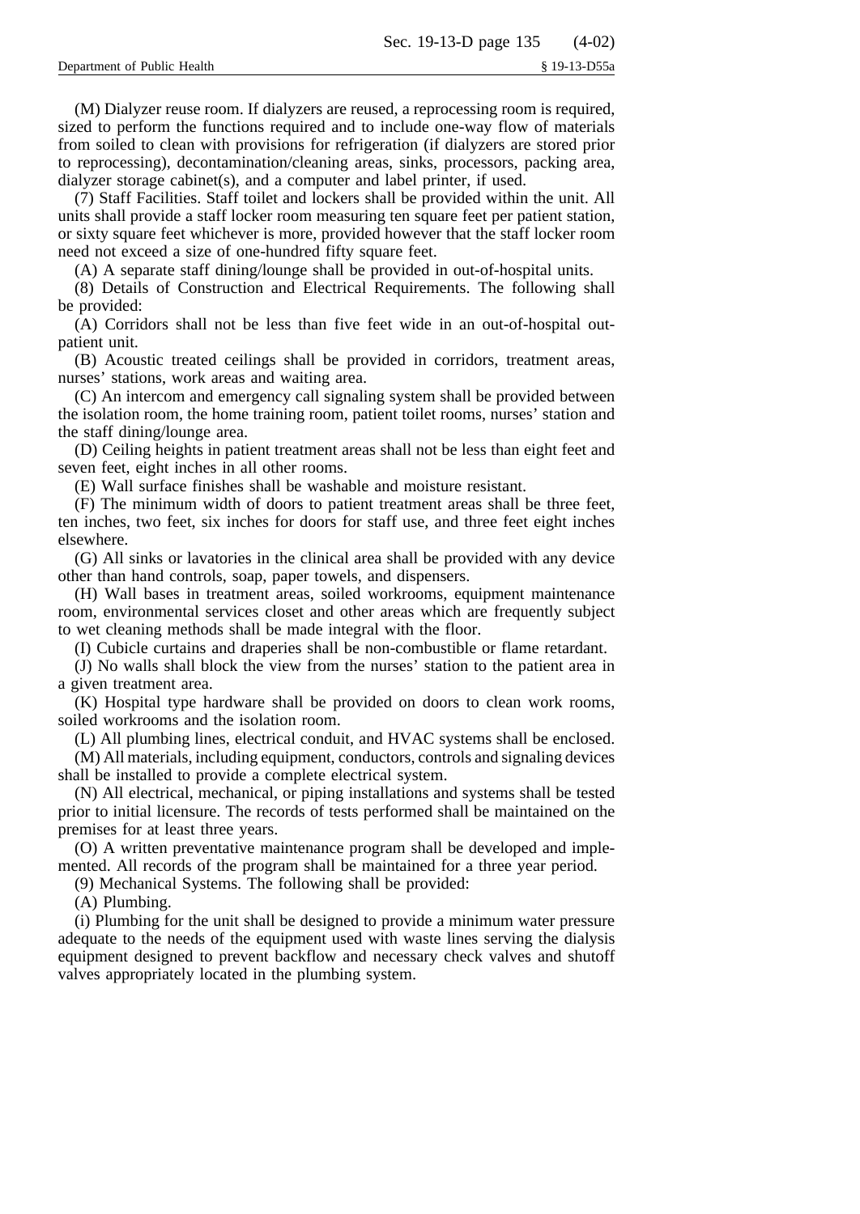(M) Dialyzer reuse room. If dialyzers are reused, a reprocessing room is required, sized to perform the functions required and to include one-way flow of materials from soiled to clean with provisions for refrigeration (if dialyzers are stored prior to reprocessing), decontamination/cleaning areas, sinks, processors, packing area, dialyzer storage cabinet(s), and a computer and label printer, if used.

(7) Staff Facilities. Staff toilet and lockers shall be provided within the unit. All units shall provide a staff locker room measuring ten square feet per patient station, or sixty square feet whichever is more, provided however that the staff locker room need not exceed a size of one-hundred fifty square feet.

(A) A separate staff dining/lounge shall be provided in out-of-hospital units.

(8) Details of Construction and Electrical Requirements. The following shall be provided:

(A) Corridors shall not be less than five feet wide in an out-of-hospital out-patient unit.

(B) Acoustic treated ceilings shall be provided in corridors, treatment areas, nurses' stations, work areas and waiting area.

(C) An intercom and emergency call signaling system shall be provided between the isolation room, the home training room, patient toilet rooms, nurses' station and the staff dining/lounge area.

(D) Ceiling heights in patient treatment areas shall not be less than eight feet and seven feet, eight inches in all other rooms.

(E) Wall surface finishes shall be washable and moisture resistant.

(F) The minimum width of doors to patient treatment areas shall be three feet, ten inches, two feet, six inches for doors for staff use, and three feet eight inches elsewhere.

(G) All sinks or lavatories in the clinical area shall be provided with any device other than hand controls, soap, paper towels, and dispensers.

(H) Wall bases in treatment areas, soiled workrooms, equipment maintenance room, environmental services closet and other areas which are frequently subject to wet cleaning methods shall be made integral with the floor.

(I) Cubicle curtains and draperies shall be non-combustible or flame retardant.

(J) No walls shall block the view from the nurses' station to the patient area in a given treatment area.

(K) Hospital type hardware shall be provided on doors to clean work rooms, soiled workrooms and the isolation room.

(L) All plumbing lines, electrical conduit, and HVAC systems shall be enclosed.

(M) All materials, including equipment, conductors, controls and signaling devices shall be installed to provide a complete electrical system.

(N) All electrical, mechanical, or piping installations and systems shall be tested prior to initial licensure. The records of tests performed shall be maintained on the premises for at least three years.

(O) A written preventative maintenance program shall be developed and implemented. All records of the program shall be maintained for a three year period.

(9) Mechanical Systems. The following shall be provided:

(A) Plumbing.

(i) Plumbing for the unit shall be designed to provide a minimum water pressure adequate to the needs of the equipment used with waste lines serving the dialysis equipment designed to prevent backflow and necessary check valves and shutoff valves appropriately located in the plumbing system.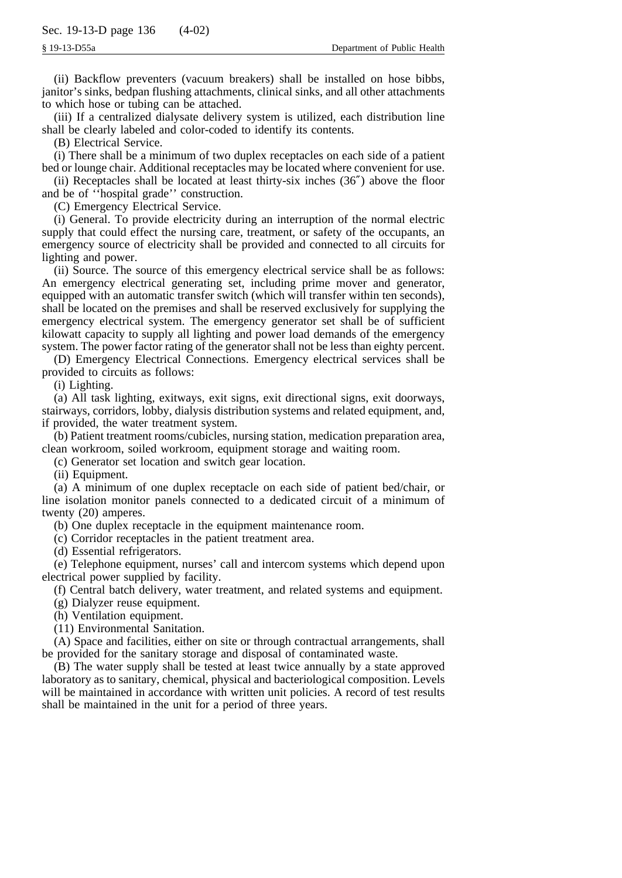(ii) Backflow preventers (vacuum breakers) shall be installed on hose bibbs, janitor's sinks, bedpan flushing attachments, clinical sinks, and all other attachments to which hose or tubing can be attached.

(iii) If a centralized dialysate delivery system is utilized, each distribution line shall be clearly labeled and color-coded to identify its contents.

(B) Electrical Service.

(i) There shall be a minimum of two duplex receptacles on each side of a patient bed or lounge chair. Additional receptacles may be located where convenient for use.

(ii) Receptacles shall be located at least thirty-six inches (36″) above the floor and be of ''hospital grade'' construction.

(C) Emergency Electrical Service.

(i) General. To provide electricity during an interruption of the normal electric supply that could effect the nursing care, treatment, or safety of the occupants, an emergency source of electricity shall be provided and connected to all circuits for lighting and power.

(ii) Source. The source of this emergency electrical service shall be as follows: An emergency electrical generating set, including prime mover and generator, equipped with an automatic transfer switch (which will transfer within ten seconds), shall be located on the premises and shall be reserved exclusively for supplying the emergency electrical system. The emergency generator set shall be of sufficient kilowatt capacity to supply all lighting and power load demands of the emergency system. The power factor rating of the generator shall not be less than eighty percent.

(D) Emergency Electrical Connections. Emergency electrical services shall be provided to circuits as follows:

(i) Lighting.

(a) All task lighting, exitways, exit signs, exit directional signs, exit doorways, stairways, corridors, lobby, dialysis distribution systems and related equipment, and, if provided, the water treatment system.

(b) Patient treatment rooms/cubicles, nursing station, medication preparation area, clean workroom, soiled workroom, equipment storage and waiting room.

(c) Generator set location and switch gear location.

(ii) Equipment.

(a) A minimum of one duplex receptacle on each side of patient bed/chair, or line isolation monitor panels connected to a dedicated circuit of a minimum of twenty (20) amperes.

(b) One duplex receptacle in the equipment maintenance room.

(c) Corridor receptacles in the patient treatment area.

(d) Essential refrigerators.

(e) Telephone equipment, nurses' call and intercom systems which depend upon electrical power supplied by facility.

(f) Central batch delivery, water treatment, and related systems and equipment.

(g) Dialyzer reuse equipment.

(h) Ventilation equipment.

(11) Environmental Sanitation.

(A) Space and facilities, either on site or through contractual arrangements, shall be provided for the sanitary storage and disposal of contaminated waste.

(B) The water supply shall be tested at least twice annually by a state approved laboratory as to sanitary, chemical, physical and bacteriological composition. Levels will be maintained in accordance with written unit policies. A record of test results shall be maintained in the unit for a period of three years.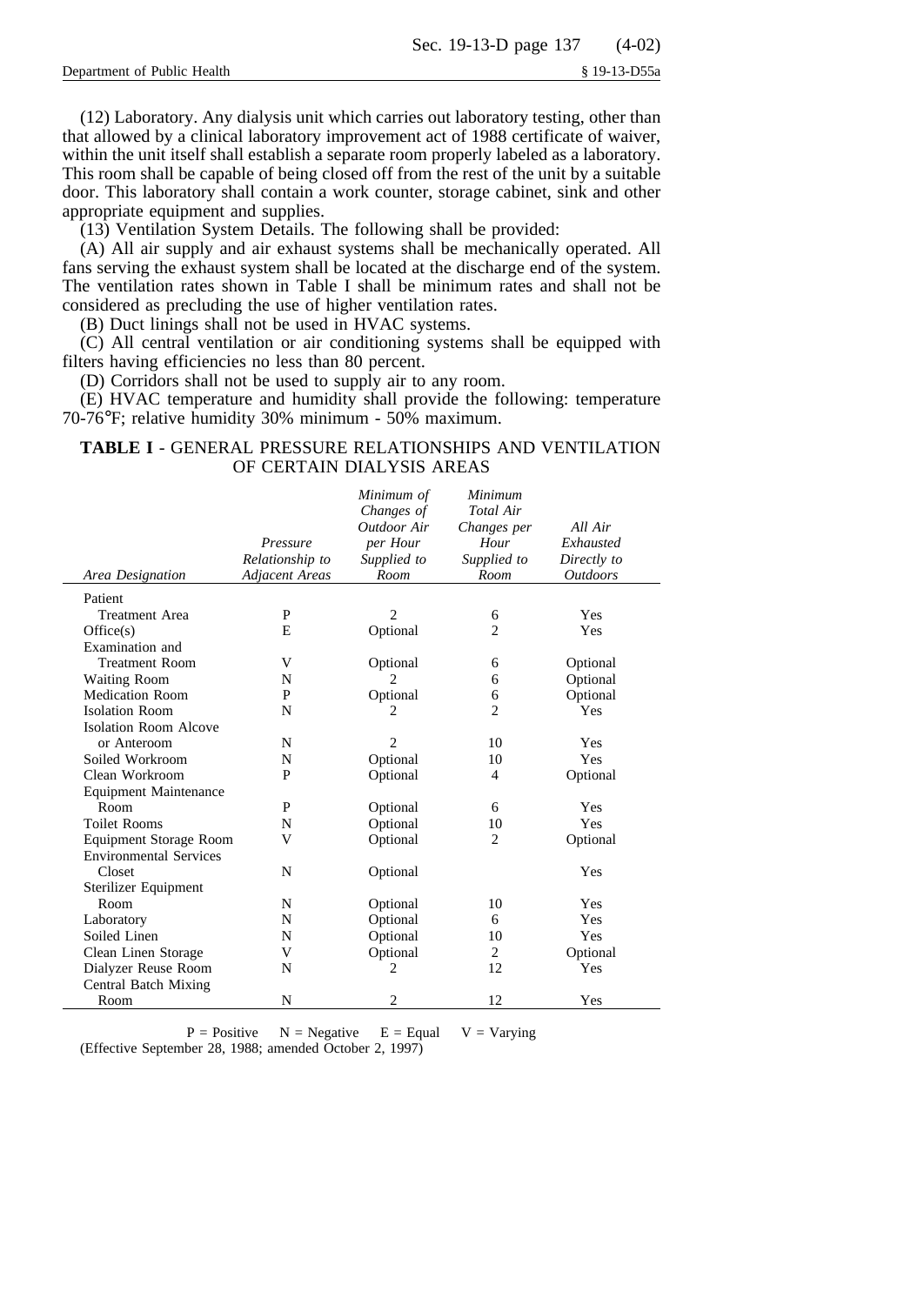(12) Laboratory. Any dialysis unit which carries out laboratory testing, other than that allowed by a clinical laboratory improvement act of 1988 certificate of waiver, within the unit itself shall establish a separate room properly labeled as a laboratory. This room shall be capable of being closed off from the rest of the unit by a suitable door. This laboratory shall contain a work counter, storage cabinet, sink and other appropriate equipment and supplies.

(13) Ventilation System Details. The following shall be provided:

(A) All air supply and air exhaust systems shall be mechanically operated. All fans serving the exhaust system shall be located at the discharge end of the system. The ventilation rates shown in Table I shall be minimum rates and shall not be considered as precluding the use of higher ventilation rates.

(B) Duct linings shall not be used in HVAC systems.

(C) All central ventilation or air conditioning systems shall be equipped with filters having efficiencies no less than 80 percent.

(D) Corridors shall not be used to supply air to any room.

(E) HVAC temperature and humidity shall provide the following: temperature 70-76°F; relative humidity 30% minimum - 50% maximum.

**TABLE I** - GENERAL PRESSURE RELATIONSHIPS AND VENTILATION OF CERTAIN DIALYSIS AREAS

| *Area Designation* | *Pressure Relationship to Adjacent Areas* | *Minimum of Changes of Outdoor Air per Hour Supplied to Room* | *Minimum Total Air Changes per Hour Supplied to Room* | *All Air Exhausted Directly to Outdoors* |
|---|---|---|---|---|
| Patient Treatment Area | P | 2 | 6 | Yes |
| Office(s) | E | Optional | 2 | Yes |
| Examination and Treatment Room | V | Optional | 6 | Optional |
| Waiting Room | N | 2 | 6 | Optional |
| Medication Room | P | Optional | 6 | Optional |
| Isolation Room | N | 2 | 2 | Yes |
| Isolation Room Alcove or Anteroom | N | 2 | 10 | Yes |
| Soiled Workroom | N | Optional | 10 | Yes |
| Clean Workroom | P | Optional | 4 | Optional |
| Equipment Maintenance Room | P | Optional | 6 | Yes |
| Toilet Rooms | N | Optional | 10 | Yes |
| Equipment Storage Room | V | Optional | 2 | Optional |
| Environmental Services Closet | N | Optional | | Yes |
| Sterilizer Equipment Room | N | Optional | 10 | Yes |
| Laboratory | N | Optional | 6 | Yes |
| Soiled Linen | N | Optional | 10 | Yes |
| Clean Linen Storage | V | Optional | 2 | Optional |
| Dialyzer Reuse Room | N | 2 | 12 | Yes |
| Central Batch Mixing Room | N | 2 | 12 | Yes |

P = Positive N = Negative E = Equal V = Varying

(Effective September 28, 1988; amended October 2, 1997)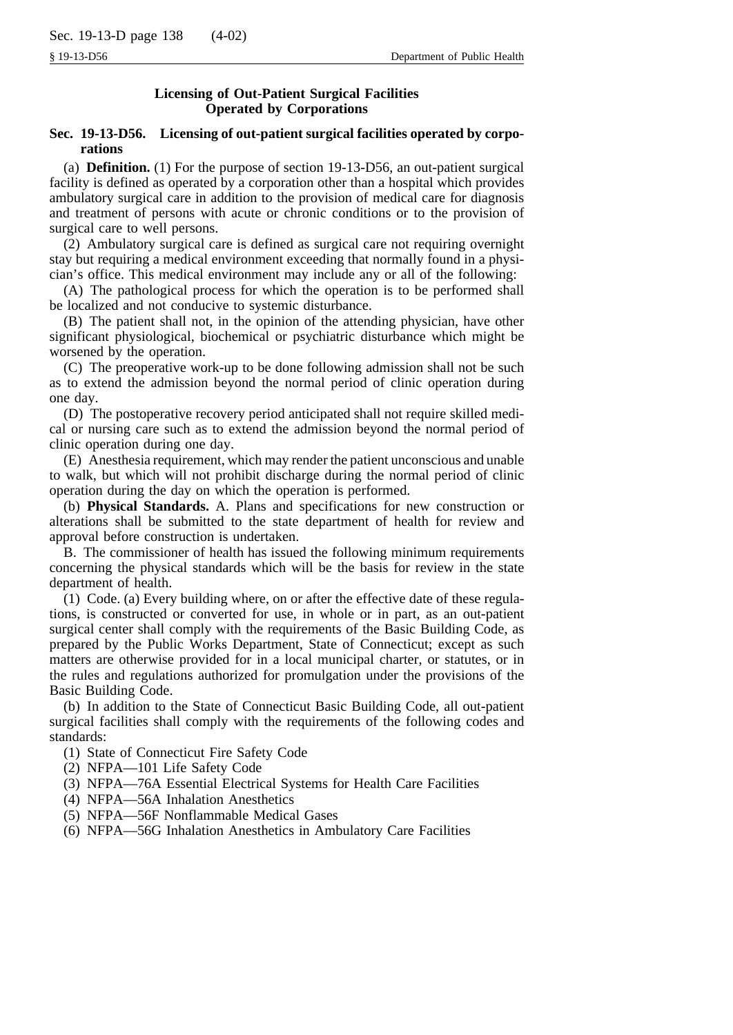## Licensing of Out-Patient Surgical Facilities Operated by Corporations

### Sec. 19-13-D56. Licensing of out-patient surgical facilities operated by corporations

(a) **Definition.** (1) For the purpose of section 19-13-D56, an out-patient surgical facility is defined as operated by a corporation other than a hospital which provides ambulatory surgical care in addition to the provision of medical care for diagnosis and treatment of persons with acute or chronic conditions or to the provision of surgical care to well persons.

(2) Ambulatory surgical care is defined as surgical care not requiring overnight stay but requiring a medical environment exceeding that normally found in a physician's office. This medical environment may include any or all of the following:

(A) The pathological process for which the operation is to be performed shall be localized and not conducive to systemic disturbance.

(B) The patient shall not, in the opinion of the attending physician, have other significant physiological, biochemical or psychiatric disturbance which might be worsened by the operation.

(C) The preoperative work-up to be done following admission shall not be such as to extend the admission beyond the normal period of clinic operation during one day.

(D) The postoperative recovery period anticipated shall not require skilled medical or nursing care such as to extend the admission beyond the normal period of clinic operation during one day.

(E) Anesthesia requirement, which may render the patient unconscious and unable to walk, but which will not prohibit discharge during the normal period of clinic operation during the day on which the operation is performed.

(b) **Physical Standards.** A. Plans and specifications for new construction or alterations shall be submitted to the state department of health for review and approval before construction is undertaken.

B. The commissioner of health has issued the following minimum requirements concerning the physical standards which will be the basis for review in the state department of health.

(1) Code. (a) Every building where, on or after the effective date of these regulations, is constructed or converted for use, in whole or in part, as an out-patient surgical center shall comply with the requirements of the Basic Building Code, as prepared by the Public Works Department, State of Connecticut; except as such matters are otherwise provided for in a local municipal charter, or statutes, or in the rules and regulations authorized for promulgation under the provisions of the Basic Building Code.

(b) In addition to the State of Connecticut Basic Building Code, all out-patient surgical facilities shall comply with the requirements of the following codes and standards:

(1) State of Connecticut Fire Safety Code

(2) NFPA—101 Life Safety Code

(3) NFPA—76A Essential Electrical Systems for Health Care Facilities

(4) NFPA—56A Inhalation Anesthetics

(5) NFPA—56F Nonflammable Medical Gases

(6) NFPA—56G Inhalation Anesthetics in Ambulatory Care Facilities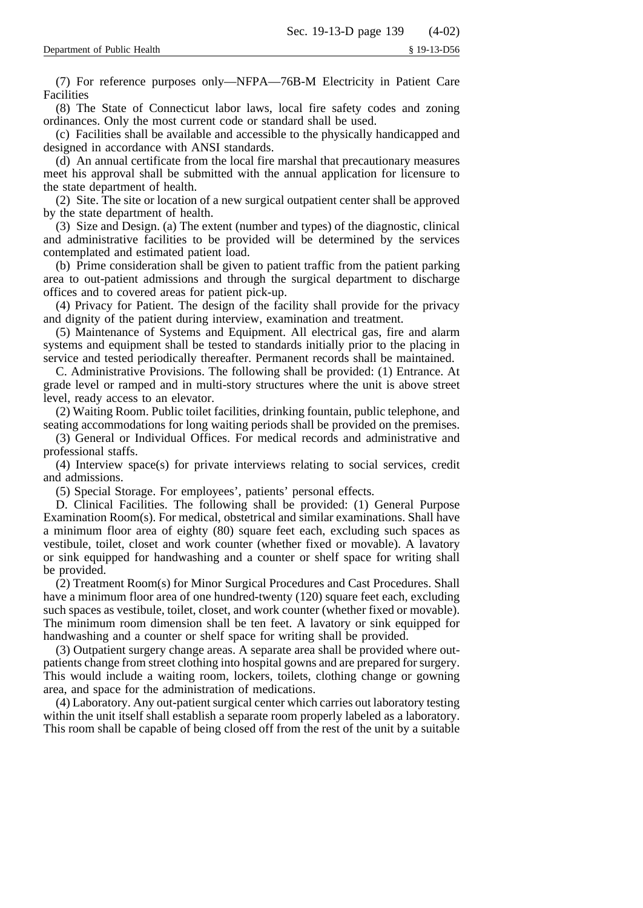(7) For reference purposes only—NFPA—76B-M Electricity in Patient Care Facilities

(8) The State of Connecticut labor laws, local fire safety codes and zoning ordinances. Only the most current code or standard shall be used.

(c) Facilities shall be available and accessible to the physically handicapped and designed in accordance with ANSI standards.

(d) An annual certificate from the local fire marshal that precautionary measures meet his approval shall be submitted with the annual application for licensure to the state department of health.

(2) Site. The site or location of a new surgical outpatient center shall be approved by the state department of health.

(3) Size and Design. (a) The extent (number and types) of the diagnostic, clinical and administrative facilities to be provided will be determined by the services contemplated and estimated patient load.

(b) Prime consideration shall be given to patient traffic from the patient parking area to out-patient admissions and through the surgical department to discharge offices and to covered areas for patient pick-up.

(4) Privacy for Patient. The design of the facility shall provide for the privacy and dignity of the patient during interview, examination and treatment.

(5) Maintenance of Systems and Equipment. All electrical gas, fire and alarm systems and equipment shall be tested to standards initially prior to the placing in service and tested periodically thereafter. Permanent records shall be maintained.

C. Administrative Provisions. The following shall be provided: (1) Entrance. At grade level or ramped and in multi-story structures where the unit is above street level, ready access to an elevator.

(2) Waiting Room. Public toilet facilities, drinking fountain, public telephone, and seating accommodations for long waiting periods shall be provided on the premises.

(3) General or Individual Offices. For medical records and administrative and professional staffs.

(4) Interview space(s) for private interviews relating to social services, credit and admissions.

(5) Special Storage. For employees', patients' personal effects.

D. Clinical Facilities. The following shall be provided: (1) General Purpose Examination Room(s). For medical, obstetrical and similar examinations. Shall have a minimum floor area of eighty (80) square feet each, excluding such spaces as vestibule, toilet, closet and work counter (whether fixed or movable). A lavatory or sink equipped for handwashing and a counter or shelf space for writing shall be provided.

(2) Treatment Room(s) for Minor Surgical Procedures and Cast Procedures. Shall have a minimum floor area of one hundred-twenty (120) square feet each, excluding such spaces as vestibule, toilet, closet, and work counter (whether fixed or movable). The minimum room dimension shall be ten feet. A lavatory or sink equipped for handwashing and a counter or shelf space for writing shall be provided.

(3) Outpatient surgery change areas. A separate area shall be provided where out-patients change from street clothing into hospital gowns and are prepared for surgery. This would include a waiting room, lockers, toilets, clothing change or gowning area, and space for the administration of medications.

(4) Laboratory. Any out-patient surgical center which carries out laboratory testing within the unit itself shall establish a separate room properly labeled as a laboratory. This room shall be capable of being closed off from the rest of the unit by a suitable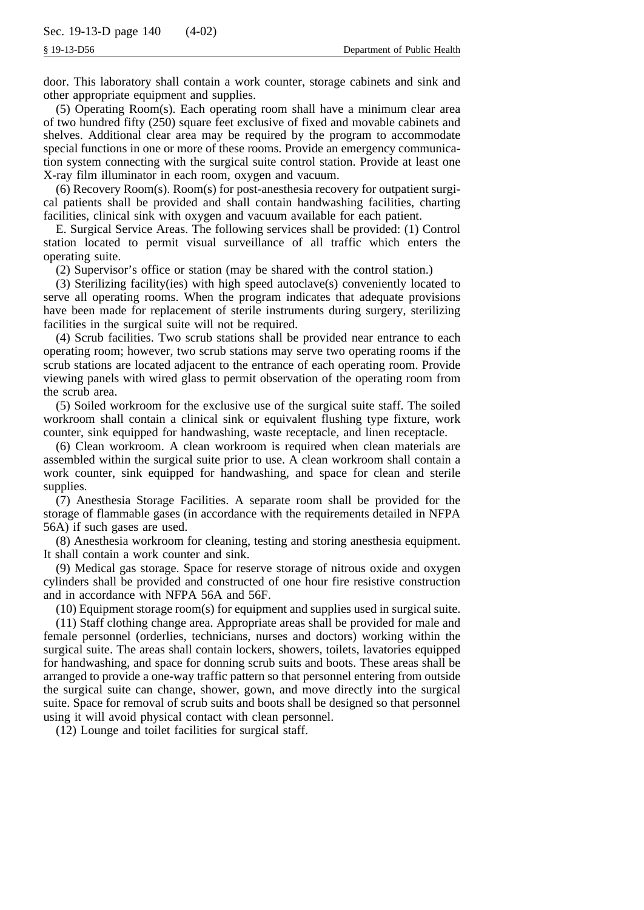door. This laboratory shall contain a work counter, storage cabinets and sink and other appropriate equipment and supplies.

(5) Operating Room(s). Each operating room shall have a minimum clear area of two hundred fifty (250) square feet exclusive of fixed and movable cabinets and shelves. Additional clear area may be required by the program to accommodate special functions in one or more of these rooms. Provide an emergency communication system connecting with the surgical suite control station. Provide at least one X-ray film illuminator in each room, oxygen and vacuum.

(6) Recovery Room(s). Room(s) for post-anesthesia recovery for outpatient surgical patients shall be provided and shall contain handwashing facilities, charting facilities, clinical sink with oxygen and vacuum available for each patient.

E. Surgical Service Areas. The following services shall be provided: (1) Control station located to permit visual surveillance of all traffic which enters the operating suite.

(2) Supervisor's office or station (may be shared with the control station.)

(3) Sterilizing facility(ies) with high speed autoclave(s) conveniently located to serve all operating rooms. When the program indicates that adequate provisions have been made for replacement of sterile instruments during surgery, sterilizing facilities in the surgical suite will not be required.

(4) Scrub facilities. Two scrub stations shall be provided near entrance to each operating room; however, two scrub stations may serve two operating rooms if the scrub stations are located adjacent to the entrance of each operating room. Provide viewing panels with wired glass to permit observation of the operating room from the scrub area.

(5) Soiled workroom for the exclusive use of the surgical suite staff. The soiled workroom shall contain a clinical sink or equivalent flushing type fixture, work counter, sink equipped for handwashing, waste receptacle, and linen receptacle.

(6) Clean workroom. A clean workroom is required when clean materials are assembled within the surgical suite prior to use. A clean workroom shall contain a work counter, sink equipped for handwashing, and space for clean and sterile supplies.

(7) Anesthesia Storage Facilities. A separate room shall be provided for the storage of flammable gases (in accordance with the requirements detailed in NFPA 56A) if such gases are used.

(8) Anesthesia workroom for cleaning, testing and storing anesthesia equipment. It shall contain a work counter and sink.

(9) Medical gas storage. Space for reserve storage of nitrous oxide and oxygen cylinders shall be provided and constructed of one hour fire resistive construction and in accordance with NFPA 56A and 56F.

(10) Equipment storage room(s) for equipment and supplies used in surgical suite.

(11) Staff clothing change area. Appropriate areas shall be provided for male and female personnel (orderlies, technicians, nurses and doctors) working within the surgical suite. The areas shall contain lockers, showers, toilets, lavatories equipped for handwashing, and space for donning scrub suits and boots. These areas shall be arranged to provide a one-way traffic pattern so that personnel entering from outside the surgical suite can change, shower, gown, and move directly into the surgical suite. Space for removal of scrub suits and boots shall be designed so that personnel using it will avoid physical contact with clean personnel.

(12) Lounge and toilet facilities for surgical staff.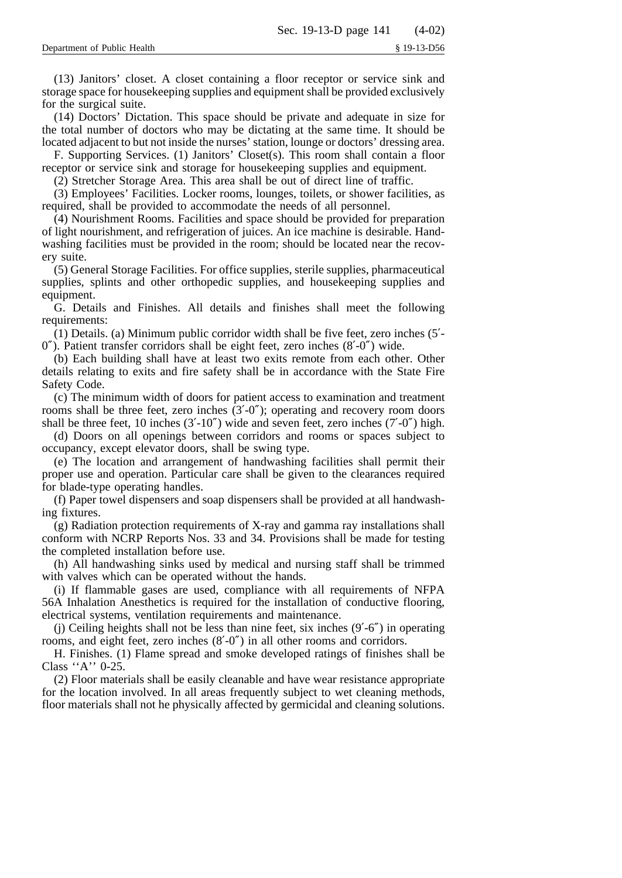(13) Janitors' closet. A closet containing a floor receptor or service sink and storage space for housekeeping supplies and equipment shall be provided exclusively for the surgical suite.

(14) Doctors' Dictation. This space should be private and adequate in size for the total number of doctors who may be dictating at the same time. It should be located adjacent to but not inside the nurses' station, lounge or doctors' dressing area.

F. Supporting Services. (1) Janitors' Closet(s). This room shall contain a floor receptor or service sink and storage for housekeeping supplies and equipment.

(2) Stretcher Storage Area. This area shall be out of direct line of traffic.

(3) Employees' Facilities. Locker rooms, lounges, toilets, or shower facilities, as required, shall be provided to accommodate the needs of all personnel.

(4) Nourishment Rooms. Facilities and space should be provided for preparation of light nourishment, and refrigeration of juices. An ice machine is desirable. Handwashing facilities must be provided in the room; should be located near the recovery suite.

(5) General Storage Facilities. For office supplies, sterile supplies, pharmaceutical supplies, splints and other orthopedic supplies, and housekeeping supplies and equipment.

G. Details and Finishes. All details and finishes shall meet the following requirements:

(1) Details. (a) Minimum public corridor width shall be five feet, zero inches (5′-0″). Patient transfer corridors shall be eight feet, zero inches (8′-0″) wide.

(b) Each building shall have at least two exits remote from each other. Other details relating to exits and fire safety shall be in accordance with the State Fire Safety Code.

(c) The minimum width of doors for patient access to examination and treatment rooms shall be three feet, zero inches (3′-0″); operating and recovery room doors shall be three feet, 10 inches (3′-10″) wide and seven feet, zero inches (7′-0″) high.

(d) Doors on all openings between corridors and rooms or spaces subject to occupancy, except elevator doors, shall be swing type.

(e) The location and arrangement of handwashing facilities shall permit their proper use and operation. Particular care shall be given to the clearances required for blade-type operating handles.

(f) Paper towel dispensers and soap dispensers shall be provided at all handwashing fixtures.

(g) Radiation protection requirements of X-ray and gamma ray installations shall conform with NCRP Reports Nos. 33 and 34. Provisions shall be made for testing the completed installation before use.

(h) All handwashing sinks used by medical and nursing staff shall be trimmed with valves which can be operated without the hands.

(i) If flammable gases are used, compliance with all requirements of NFPA 56A Inhalation Anesthetics is required for the installation of conductive flooring, electrical systems, ventilation requirements and maintenance.

(j) Ceiling heights shall not be less than nine feet, six inches (9′-6″) in operating rooms, and eight feet, zero inches (8′-0″) in all other rooms and corridors.

H. Finishes. (1) Flame spread and smoke developed ratings of finishes shall be Class ''A'' 0-25.

(2) Floor materials shall be easily cleanable and have wear resistance appropriate for the location involved. In all areas frequently subject to wet cleaning methods, floor materials shall not he physically affected by germicidal and cleaning solutions.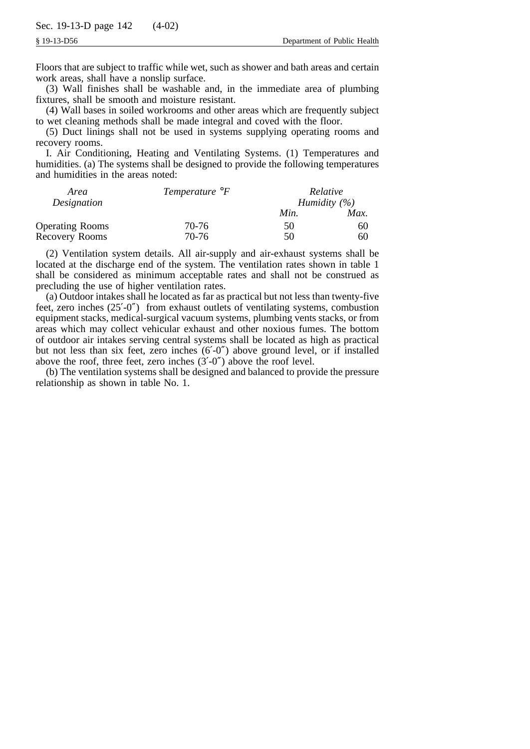Floors that are subject to traffic while wet, such as shower and bath areas and certain work areas, shall have a nonslip surface.

(3) Wall finishes shall be washable and, in the immediate area of plumbing fixtures, shall be smooth and moisture resistant.

(4) Wall bases in soiled workrooms and other areas which are frequently subject to wet cleaning methods shall be made integral and coved with the floor.

(5) Duct linings shall not be used in systems supplying operating rooms and recovery rooms.

I. Air Conditioning, Heating and Ventilating Systems. (1) Temperatures and humidities. (a) The systems shall be designed to provide the following temperatures and humidities in the areas noted:

| *Area Designation* | *Temperature °F* | *Relative Humidity (%)* | |
|---|---|---|---|
| | | *Min.* | *Max.* |
| Operating Rooms | 70-76 | 50 | 60 |
| Recovery Rooms | 70-76 | 50 | 60 |

(2) Ventilation system details. All air-supply and air-exhaust systems shall be located at the discharge end of the system. The ventilation rates shown in table 1 shall be considered as minimum acceptable rates and shall not be construed as precluding the use of higher ventilation rates.

(a) Outdoor intakes shall he located as far as practical but not less than twenty-five feet, zero inches (25′-0″) from exhaust outlets of ventilating systems, combustion equipment stacks, medical-surgical vacuum systems, plumbing vents stacks, or from areas which may collect vehicular exhaust and other noxious fumes. The bottom of outdoor air intakes serving central systems shall be located as high as practical but not less than six feet, zero inches (6′-0″) above ground level, or if installed above the roof, three feet, zero inches (3′-0″) above the roof level.

(b) The ventilation systems shall be designed and balanced to provide the pressure relationship as shown in table No. 1.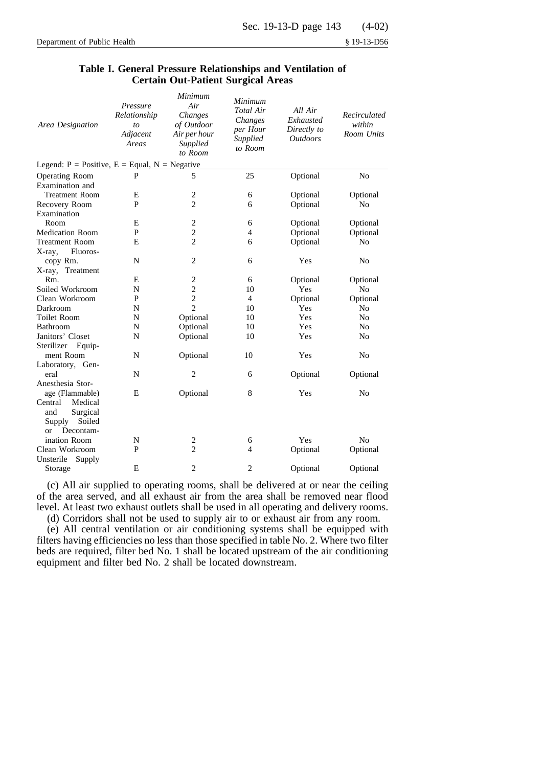**Table I. General Pressure Relationships and Ventilation of Certain Out-Patient Surgical Areas**

| Area Designation | Pressure Relationship to Adjacent Areas | Minimum Air Changes of Outdoor Air per hour Supplied to Room | Minimum Total Air Changes per Hour Supplied to Room | All Air Exhausted Directly to Outdoors | Recirculated within Room Units |
|---|---|---|---|---|---|
| Legend: P = Positive, E = Equal, N = Negative | | | | | |
| Operating Room | P | 5 | 25 | Optional | No |
| Examination and Treatment Room | E | 2 | 6 | Optional | Optional |
| Recovery Room | P | 2 | 6 | Optional | No |
| Examination Room | E | 2 | 6 | Optional | Optional |
| Medication Room | P | 2 | 4 | Optional | Optional |
| Treatment Room | E | 2 | 6 | Optional | No |
| X-ray, Fluoroscopy Rm. | N | 2 | 6 | Yes | No |
| X-ray, Treatment Rm. | E | 2 | 6 | Optional | Optional |
| Soiled Workroom | N | 2 | 10 | Yes | No |
| Clean Workroom | P | 2 | 4 | Optional | Optional |
| Darkroom | N | 2 | 10 | Yes | No |
| Toilet Room | N | Optional | 10 | Yes | No |
| Bathroom | N | Optional | 10 | Yes | No |
| Janitors' Closet | N | Optional | 10 | Yes | No |
| Sterilizer Equipment Room | N | Optional | 10 | Yes | No |
| Laboratory, General | N | 2 | 6 | Optional | Optional |
| Anesthesia Storage (Flammable) | E | Optional | 8 | Yes | No |
| Central Medical and Surgical Supply Soiled or Decontamination Room | N | 2 | 6 | Yes | No |
| Clean Workroom | P | 2 | 4 | Optional | Optional |
| Unsterile Supply Storage | E | 2 | 2 | Optional | Optional |

(c) All air supplied to operating rooms, shall be delivered at or near the ceiling of the area served, and all exhaust air from the area shall be removed near flood level. At least two exhaust outlets shall be used in all operating and delivery rooms.

(d) Corridors shall not be used to supply air to or exhaust air from any room.

(e) All central ventilation or air conditioning systems shall be equipped with filters having efficiencies no less than those specified in table No. 2. Where two filter beds are required, filter bed No. 1 shall be located upstream of the air conditioning equipment and filter bed No. 2 shall be located downstream.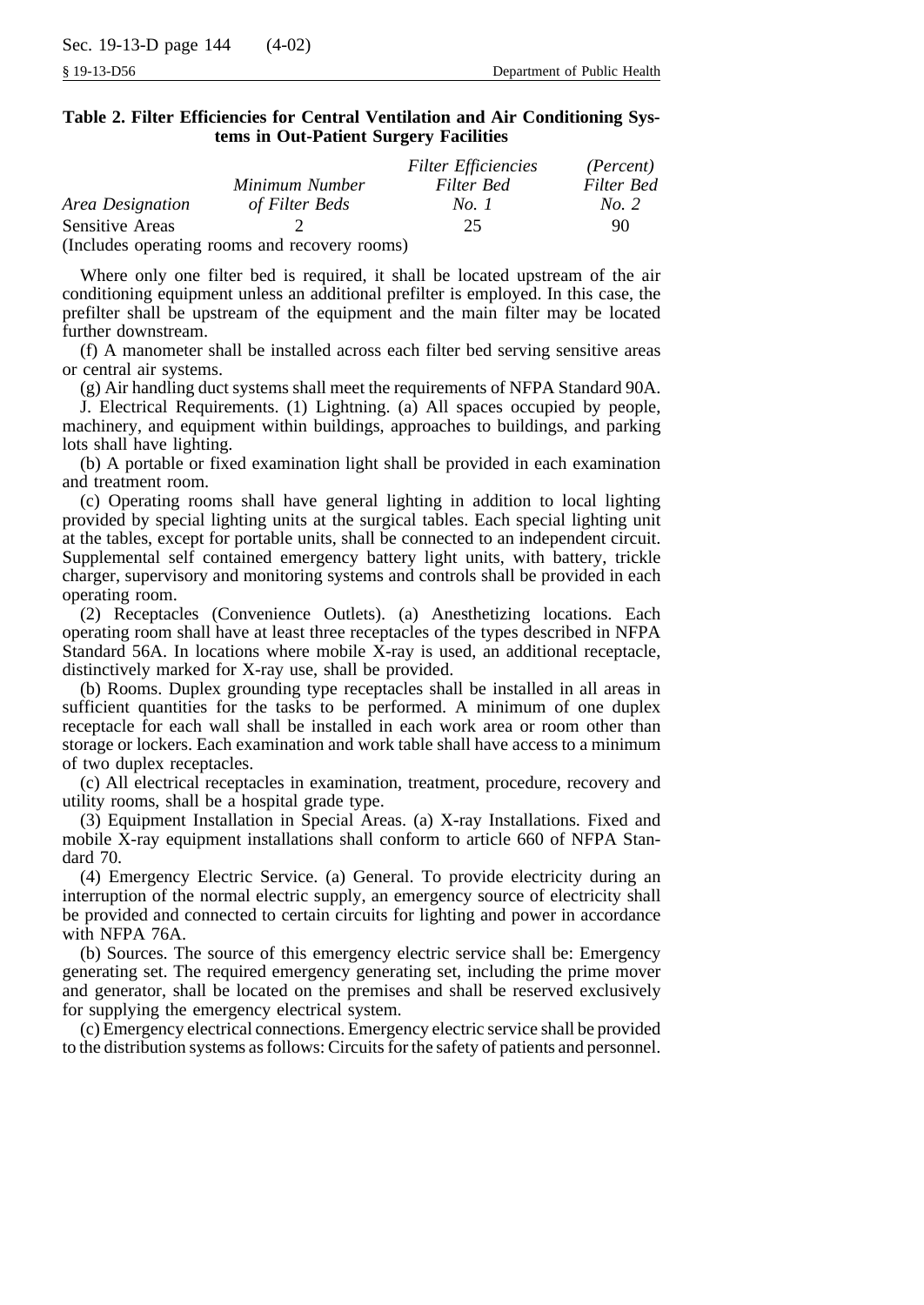**Table 2. Filter Efficiencies for Central Ventilation and Air Conditioning Systems in Out-Patient Surgery Facilities**

| *Area Designation* | *Minimum Number of Filter Beds* | *Filter Efficiencies Filter Bed No. 1* | *(Percent) Filter Bed No. 2* |
|---|---|---|---|
| Sensitive Areas (Includes operating rooms and recovery rooms) | 2 | 25 | 90 |

Where only one filter bed is required, it shall be located upstream of the air conditioning equipment unless an additional prefilter is employed. In this case, the prefilter shall be upstream of the equipment and the main filter may be located further downstream.

(f) A manometer shall be installed across each filter bed serving sensitive areas or central air systems.

(g) Air handling duct systems shall meet the requirements of NFPA Standard 90A.

J. Electrical Requirements. (1) Lightning. (a) All spaces occupied by people, machinery, and equipment within buildings, approaches to buildings, and parking lots shall have lighting.

(b) A portable or fixed examination light shall be provided in each examination and treatment room.

(c) Operating rooms shall have general lighting in addition to local lighting provided by special lighting units at the surgical tables. Each special lighting unit at the tables, except for portable units, shall be connected to an independent circuit. Supplemental self contained emergency battery light units, with battery, trickle charger, supervisory and monitoring systems and controls shall be provided in each operating room.

(2) Receptacles (Convenience Outlets). (a) Anesthetizing locations. Each operating room shall have at least three receptacles of the types described in NFPA Standard 56A. In locations where mobile X-ray is used, an additional receptacle, distinctively marked for X-ray use, shall be provided.

(b) Rooms. Duplex grounding type receptacles shall be installed in all areas in sufficient quantities for the tasks to be performed. A minimum of one duplex receptacle for each wall shall be installed in each work area or room other than storage or lockers. Each examination and work table shall have access to a minimum of two duplex receptacles.

(c) All electrical receptacles in examination, treatment, procedure, recovery and utility rooms, shall be a hospital grade type.

(3) Equipment Installation in Special Areas. (a) X-ray Installations. Fixed and mobile X-ray equipment installations shall conform to article 660 of NFPA Standard 70.

(4) Emergency Electric Service. (a) General. To provide electricity during an interruption of the normal electric supply, an emergency source of electricity shall be provided and connected to certain circuits for lighting and power in accordance with NFPA 76A.

(b) Sources. The source of this emergency electric service shall be: Emergency generating set. The required emergency generating set, including the prime mover and generator, shall be located on the premises and shall be reserved exclusively for supplying the emergency electrical system.

(c) Emergency electrical connections. Emergency electric service shall be provided to the distribution systems as follows: Circuits for the safety of patients and personnel.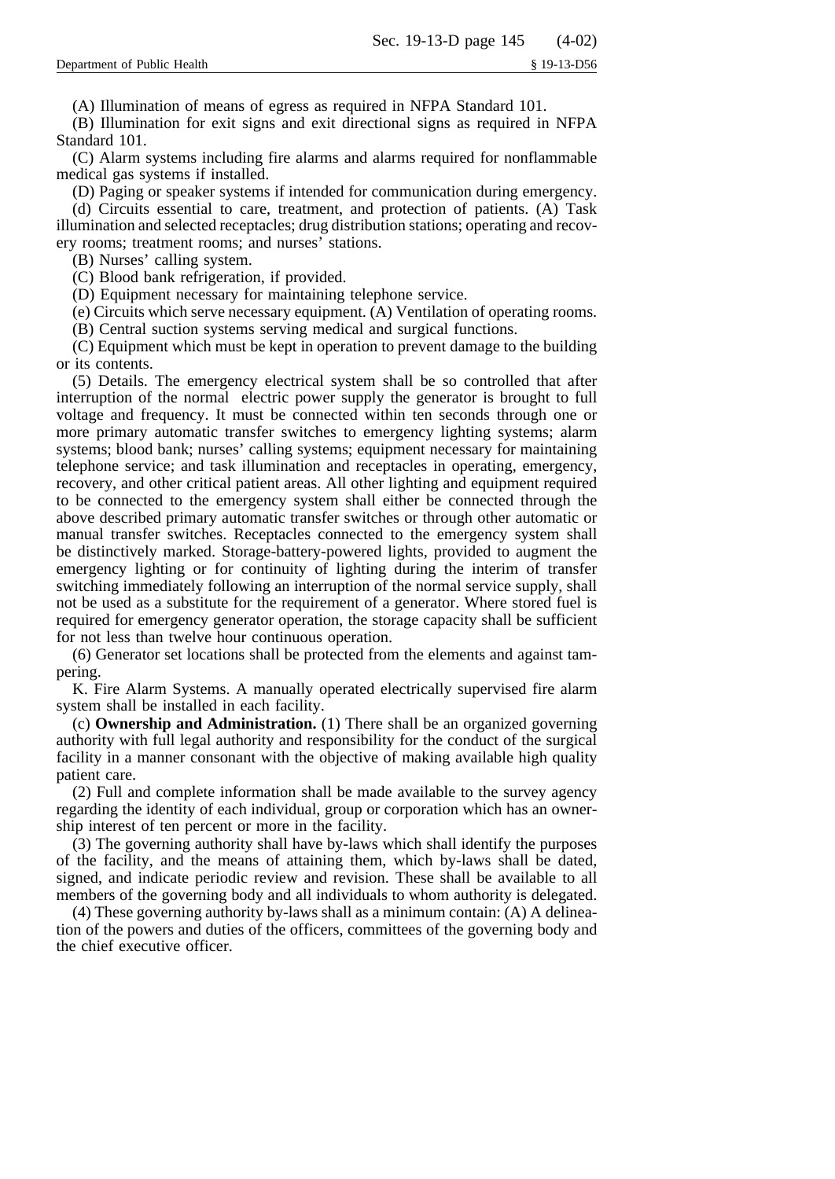(A) Illumination of means of egress as required in NFPA Standard 101.

(B) Illumination for exit signs and exit directional signs as required in NFPA Standard 101.

(C) Alarm systems including fire alarms and alarms required for nonflammable medical gas systems if installed.

(D) Paging or speaker systems if intended for communication during emergency.

(d) Circuits essential to care, treatment, and protection of patients. (A) Task illumination and selected receptacles; drug distribution stations; operating and recovery rooms; treatment rooms; and nurses' stations.

(B) Nurses' calling system.

(C) Blood bank refrigeration, if provided.

(D) Equipment necessary for maintaining telephone service.

(e) Circuits which serve necessary equipment. (A) Ventilation of operating rooms.

(B) Central suction systems serving medical and surgical functions.

(C) Equipment which must be kept in operation to prevent damage to the building or its contents.

(5) Details. The emergency electrical system shall be so controlled that after interruption of the normal electric power supply the generator is brought to full voltage and frequency. It must be connected within ten seconds through one or more primary automatic transfer switches to emergency lighting systems; alarm systems; blood bank; nurses' calling systems; equipment necessary for maintaining telephone service; and task illumination and receptacles in operating, emergency, recovery, and other critical patient areas. All other lighting and equipment required to be connected to the emergency system shall either be connected through the above described primary automatic transfer switches or through other automatic or manual transfer switches. Receptacles connected to the emergency system shall be distinctively marked. Storage-battery-powered lights, provided to augment the emergency lighting or for continuity of lighting during the interim of transfer switching immediately following an interruption of the normal service supply, shall not be used as a substitute for the requirement of a generator. Where stored fuel is required for emergency generator operation, the storage capacity shall be sufficient for not less than twelve hour continuous operation.

(6) Generator set locations shall be protected from the elements and against tampering.

K. Fire Alarm Systems. A manually operated electrically supervised fire alarm system shall be installed in each facility.

(c) **Ownership and Administration.** (1) There shall be an organized governing authority with full legal authority and responsibility for the conduct of the surgical facility in a manner consonant with the objective of making available high quality patient care.

(2) Full and complete information shall be made available to the survey agency regarding the identity of each individual, group or corporation which has an ownership interest of ten percent or more in the facility.

(3) The governing authority shall have by-laws which shall identify the purposes of the facility, and the means of attaining them, which by-laws shall be dated, signed, and indicate periodic review and revision. These shall be available to all members of the governing body and all individuals to whom authority is delegated.

(4) These governing authority by-laws shall as a minimum contain: (A) A delineation of the powers and duties of the officers, committees of the governing body and the chief executive officer.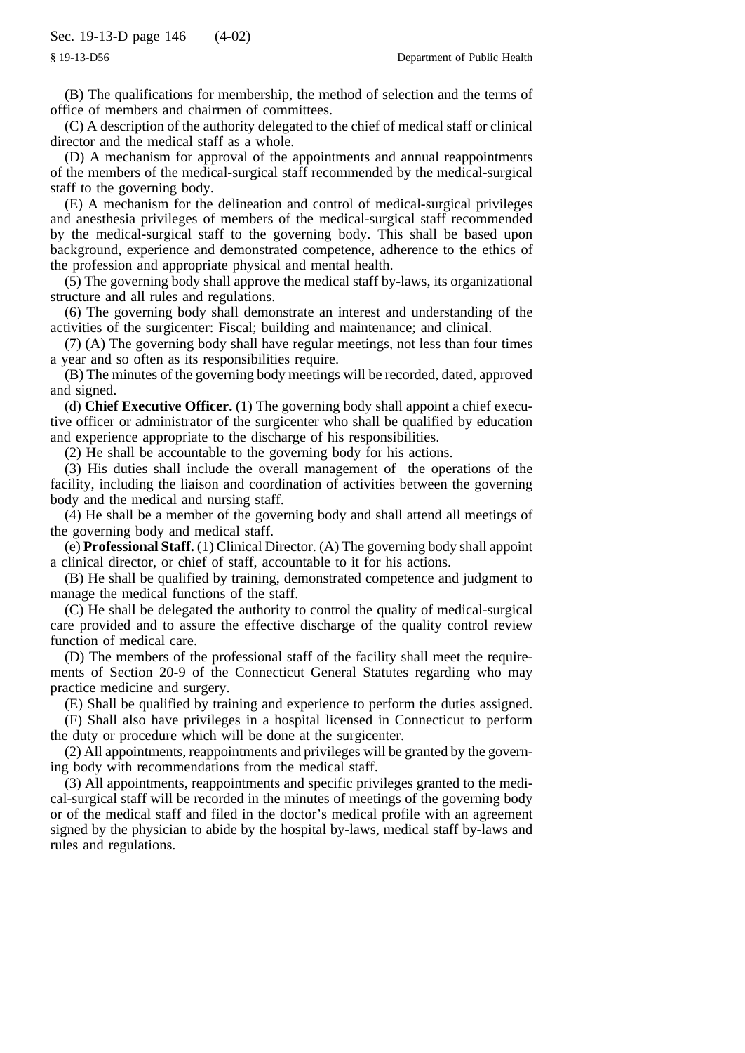(B) The qualifications for membership, the method of selection and the terms of office of members and chairmen of committees.

(C) A description of the authority delegated to the chief of medical staff or clinical director and the medical staff as a whole.

(D) A mechanism for approval of the appointments and annual reappointments of the members of the medical-surgical staff recommended by the medical-surgical staff to the governing body.

(E) A mechanism for the delineation and control of medical-surgical privileges and anesthesia privileges of members of the medical-surgical staff recommended by the medical-surgical staff to the governing body. This shall be based upon background, experience and demonstrated competence, adherence to the ethics of the profession and appropriate physical and mental health.

(5) The governing body shall approve the medical staff by-laws, its organizational structure and all rules and regulations.

(6) The governing body shall demonstrate an interest and understanding of the activities of the surgicenter: Fiscal; building and maintenance; and clinical.

(7) (A) The governing body shall have regular meetings, not less than four times a year and so often as its responsibilities require.

(B) The minutes of the governing body meetings will be recorded, dated, approved and signed.

(d) **Chief Executive Officer.** (1) The governing body shall appoint a chief executive officer or administrator of the surgicenter who shall be qualified by education and experience appropriate to the discharge of his responsibilities.

(2) He shall be accountable to the governing body for his actions.

(3) His duties shall include the overall management of the operations of the facility, including the liaison and coordination of activities between the governing body and the medical and nursing staff.

(4) He shall be a member of the governing body and shall attend all meetings of the governing body and medical staff.

(e) **Professional Staff.** (1) Clinical Director. (A) The governing body shall appoint a clinical director, or chief of staff, accountable to it for his actions.

(B) He shall be qualified by training, demonstrated competence and judgment to manage the medical functions of the staff.

(C) He shall be delegated the authority to control the quality of medical-surgical care provided and to assure the effective discharge of the quality control review function of medical care.

(D) The members of the professional staff of the facility shall meet the requirements of Section 20-9 of the Connecticut General Statutes regarding who may practice medicine and surgery.

(E) Shall be qualified by training and experience to perform the duties assigned.

(F) Shall also have privileges in a hospital licensed in Connecticut to perform the duty or procedure which will be done at the surgicenter.

(2) All appointments, reappointments and privileges will be granted by the governing body with recommendations from the medical staff.

(3) All appointments, reappointments and specific privileges granted to the medical-surgical staff will be recorded in the minutes of meetings of the governing body or of the medical staff and filed in the doctor's medical profile with an agreement signed by the physician to abide by the hospital by-laws, medical staff by-laws and rules and regulations.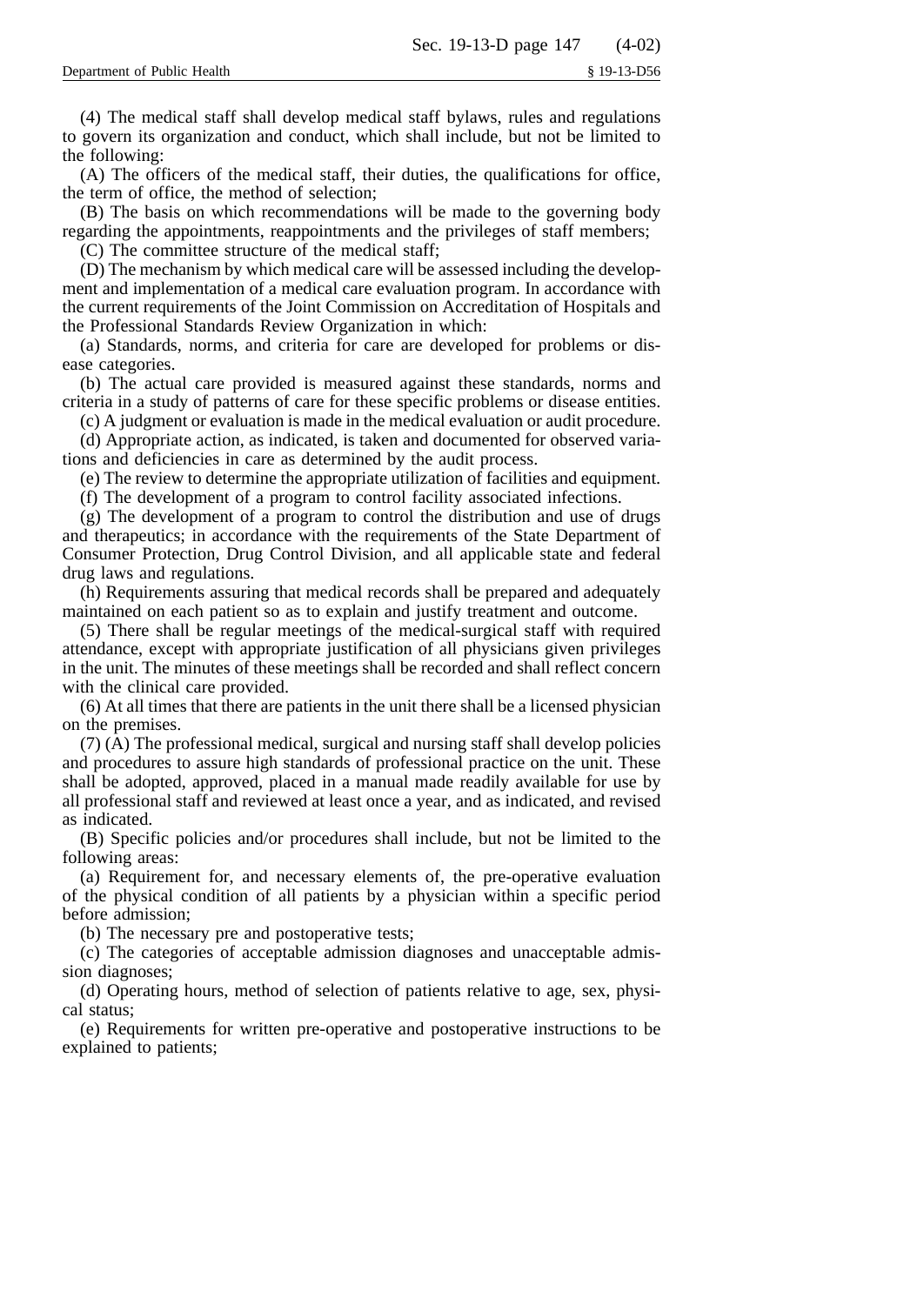(4) The medical staff shall develop medical staff bylaws, rules and regulations to govern its organization and conduct, which shall include, but not be limited to the following:

(A) The officers of the medical staff, their duties, the qualifications for office, the term of office, the method of selection;

(B) The basis on which recommendations will be made to the governing body regarding the appointments, reappointments and the privileges of staff members;

(C) The committee structure of the medical staff;

(D) The mechanism by which medical care will be assessed including the development and implementation of a medical care evaluation program. In accordance with the current requirements of the Joint Commission on Accreditation of Hospitals and the Professional Standards Review Organization in which:

(a) Standards, norms, and criteria for care are developed for problems or disease categories.

(b) The actual care provided is measured against these standards, norms and criteria in a study of patterns of care for these specific problems or disease entities.

(c) A judgment or evaluation is made in the medical evaluation or audit procedure.

(d) Appropriate action, as indicated, is taken and documented for observed variations and deficiencies in care as determined by the audit process.

(e) The review to determine the appropriate utilization of facilities and equipment.

(f) The development of a program to control facility associated infections.

(g) The development of a program to control the distribution and use of drugs and therapeutics; in accordance with the requirements of the State Department of Consumer Protection, Drug Control Division, and all applicable state and federal drug laws and regulations.

(h) Requirements assuring that medical records shall be prepared and adequately maintained on each patient so as to explain and justify treatment and outcome.

(5) There shall be regular meetings of the medical-surgical staff with required attendance, except with appropriate justification of all physicians given privileges in the unit. The minutes of these meetings shall be recorded and shall reflect concern with the clinical care provided.

(6) At all times that there are patients in the unit there shall be a licensed physician on the premises.

(7) (A) The professional medical, surgical and nursing staff shall develop policies and procedures to assure high standards of professional practice on the unit. These shall be adopted, approved, placed in a manual made readily available for use by all professional staff and reviewed at least once a year, and as indicated, and revised as indicated.

(B) Specific policies and/or procedures shall include, but not be limited to the following areas:

(a) Requirement for, and necessary elements of, the pre-operative evaluation of the physical condition of all patients by a physician within a specific period before admission;

(b) The necessary pre and postoperative tests;

(c) The categories of acceptable admission diagnoses and unacceptable admission diagnoses;

(d) Operating hours, method of selection of patients relative to age, sex, physical status;

(e) Requirements for written pre-operative and postoperative instructions to be explained to patients;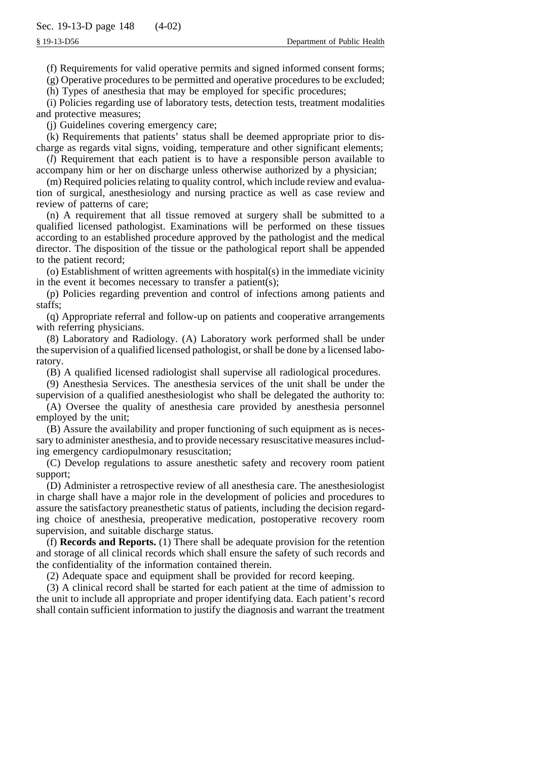(f) Requirements for valid operative permits and signed informed consent forms;

(g) Operative procedures to be permitted and operative procedures to be excluded;

(h) Types of anesthesia that may be employed for specific procedures;

(i) Policies regarding use of laboratory tests, detection tests, treatment modalities and protective measures;

(j) Guidelines covering emergency care;

(k) Requirements that patients' status shall be deemed appropriate prior to discharge as regards vital signs, voiding, temperature and other significant elements;

(*l*) Requirement that each patient is to have a responsible person available to accompany him or her on discharge unless otherwise authorized by a physician;

(m) Required policies relating to quality control, which include review and evaluation of surgical, anesthesiology and nursing practice as well as case review and review of patterns of care;

(n) A requirement that all tissue removed at surgery shall be submitted to a qualified licensed pathologist. Examinations will be performed on these tissues according to an established procedure approved by the pathologist and the medical director. The disposition of the tissue or the pathological report shall be appended to the patient record;

(o) Establishment of written agreements with hospital(s) in the immediate vicinity in the event it becomes necessary to transfer a patient(s);

(p) Policies regarding prevention and control of infections among patients and staffs;

(q) Appropriate referral and follow-up on patients and cooperative arrangements with referring physicians.

(8) Laboratory and Radiology. (A) Laboratory work performed shall be under the supervision of a qualified licensed pathologist, or shall be done by a licensed laboratory.

(B) A qualified licensed radiologist shall supervise all radiological procedures.

(9) Anesthesia Services. The anesthesia services of the unit shall be under the supervision of a qualified anesthesiologist who shall be delegated the authority to:

(A) Oversee the quality of anesthesia care provided by anesthesia personnel employed by the unit;

(B) Assure the availability and proper functioning of such equipment as is necessary to administer anesthesia, and to provide necessary resuscitative measures including emergency cardiopulmonary resuscitation;

(C) Develop regulations to assure anesthetic safety and recovery room patient support;

(D) Administer a retrospective review of all anesthesia care. The anesthesiologist in charge shall have a major role in the development of policies and procedures to assure the satisfactory preanesthetic status of patients, including the decision regarding choice of anesthesia, preoperative medication, postoperative recovery room supervision, and suitable discharge status.

(f) **Records and Reports.** (1) There shall be adequate provision for the retention and storage of all clinical records which shall ensure the safety of such records and the confidentiality of the information contained therein.

(2) Adequate space and equipment shall be provided for record keeping.

(3) A clinical record shall be started for each patient at the time of admission to the unit to include all appropriate and proper identifying data. Each patient's record shall contain sufficient information to justify the diagnosis and warrant the treatment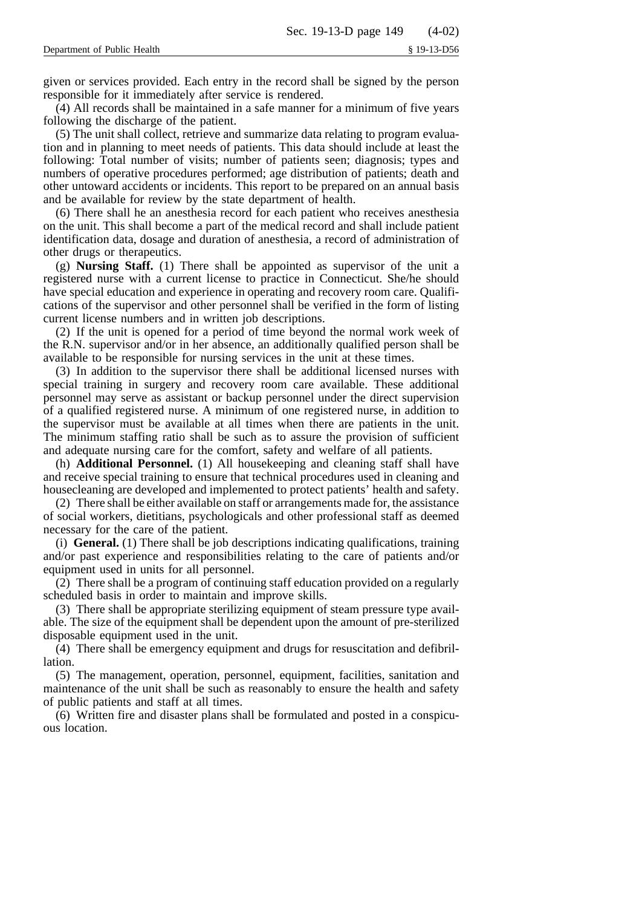given or services provided. Each entry in the record shall be signed by the person responsible for it immediately after service is rendered.

(4) All records shall be maintained in a safe manner for a minimum of five years following the discharge of the patient.

(5) The unit shall collect, retrieve and summarize data relating to program evaluation and in planning to meet needs of patients. This data should include at least the following: Total number of visits; number of patients seen; diagnosis; types and numbers of operative procedures performed; age distribution of patients; death and other untoward accidents or incidents. This report to be prepared on an annual basis and be available for review by the state department of health.

(6) There shall he an anesthesia record for each patient who receives anesthesia on the unit. This shall become a part of the medical record and shall include patient identification data, dosage and duration of anesthesia, a record of administration of other drugs or therapeutics.

(g) **Nursing Staff.** (1) There shall be appointed as supervisor of the unit a registered nurse with a current license to practice in Connecticut. She/he should have special education and experience in operating and recovery room care. Qualifications of the supervisor and other personnel shall be verified in the form of listing current license numbers and in written job descriptions.

(2) If the unit is opened for a period of time beyond the normal work week of the R.N. supervisor and/or in her absence, an additionally qualified person shall be available to be responsible for nursing services in the unit at these times.

(3) In addition to the supervisor there shall be additional licensed nurses with special training in surgery and recovery room care available. These additional personnel may serve as assistant or backup personnel under the direct supervision of a qualified registered nurse. A minimum of one registered nurse, in addition to the supervisor must be available at all times when there are patients in the unit. The minimum staffing ratio shall be such as to assure the provision of sufficient and adequate nursing care for the comfort, safety and welfare of all patients.

(h) **Additional Personnel.** (1) All housekeeping and cleaning staff shall have and receive special training to ensure that technical procedures used in cleaning and housecleaning are developed and implemented to protect patients' health and safety.

(2) There shall be either available on staff or arrangements made for, the assistance of social workers, dietitians, psychologicals and other professional staff as deemed necessary for the care of the patient.

(i) **General.** (1) There shall be job descriptions indicating qualifications, training and/or past experience and responsibilities relating to the care of patients and/or equipment used in units for all personnel.

(2) There shall be a program of continuing staff education provided on a regularly scheduled basis in order to maintain and improve skills.

(3) There shall be appropriate sterilizing equipment of steam pressure type available. The size of the equipment shall be dependent upon the amount of pre-sterilized disposable equipment used in the unit.

(4) There shall be emergency equipment and drugs for resuscitation and defibrillation.

(5) The management, operation, personnel, equipment, facilities, sanitation and maintenance of the unit shall be such as reasonably to ensure the health and safety of public patients and staff at all times.

(6) Written fire and disaster plans shall be formulated and posted in a conspicuous location.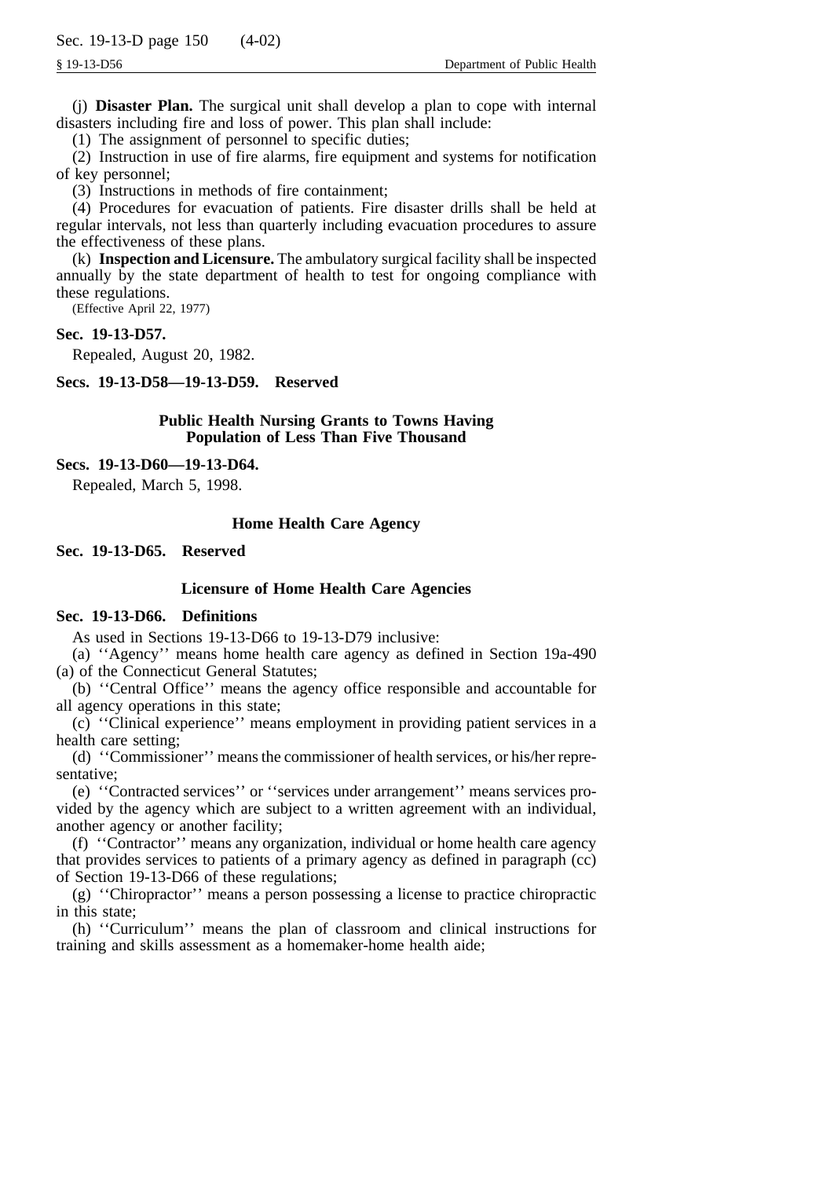(j) **Disaster Plan.** The surgical unit shall develop a plan to cope with internal disasters including fire and loss of power. This plan shall include:

(1) The assignment of personnel to specific duties;

(2) Instruction in use of fire alarms, fire equipment and systems for notification of key personnel;

(3) Instructions in methods of fire containment;

(4) Procedures for evacuation of patients. Fire disaster drills shall be held at regular intervals, not less than quarterly including evacuation procedures to assure the effectiveness of these plans.

(k) **Inspection and Licensure.** The ambulatory surgical facility shall be inspected annually by the state department of health to test for ongoing compliance with these regulations.

(Effective April 22, 1977)

**Sec. 19-13-D57.**

Repealed, August 20, 1982.

**Secs. 19-13-D58—19-13-D59. Reserved**

## Public Health Nursing Grants to Towns Having Population of Less Than Five Thousand

**Secs. 19-13-D60—19-13-D64.**

Repealed, March 5, 1998.

## Home Health Care Agency

**Sec. 19-13-D65. Reserved**

## Licensure of Home Health Care Agencies

**Sec. 19-13-D66. Definitions**

As used in Sections 19-13-D66 to 19-13-D79 inclusive:

(a) ''Agency'' means home health care agency as defined in Section 19a-490 (a) of the Connecticut General Statutes;

(b) ''Central Office'' means the agency office responsible and accountable for all agency operations in this state;

(c) ''Clinical experience'' means employment in providing patient services in a health care setting;

(d) ''Commissioner'' means the commissioner of health services, or his/her representative;

(e) ''Contracted services'' or ''services under arrangement'' means services provided by the agency which are subject to a written agreement with an individual, another agency or another facility;

(f) ''Contractor'' means any organization, individual or home health care agency that provides services to patients of a primary agency as defined in paragraph (cc) of Section 19-13-D66 of these regulations;

(g) ''Chiropractor'' means a person possessing a license to practice chiropractic in this state;

(h) ''Curriculum'' means the plan of classroom and clinical instructions for training and skills assessment as a homemaker-home health aide;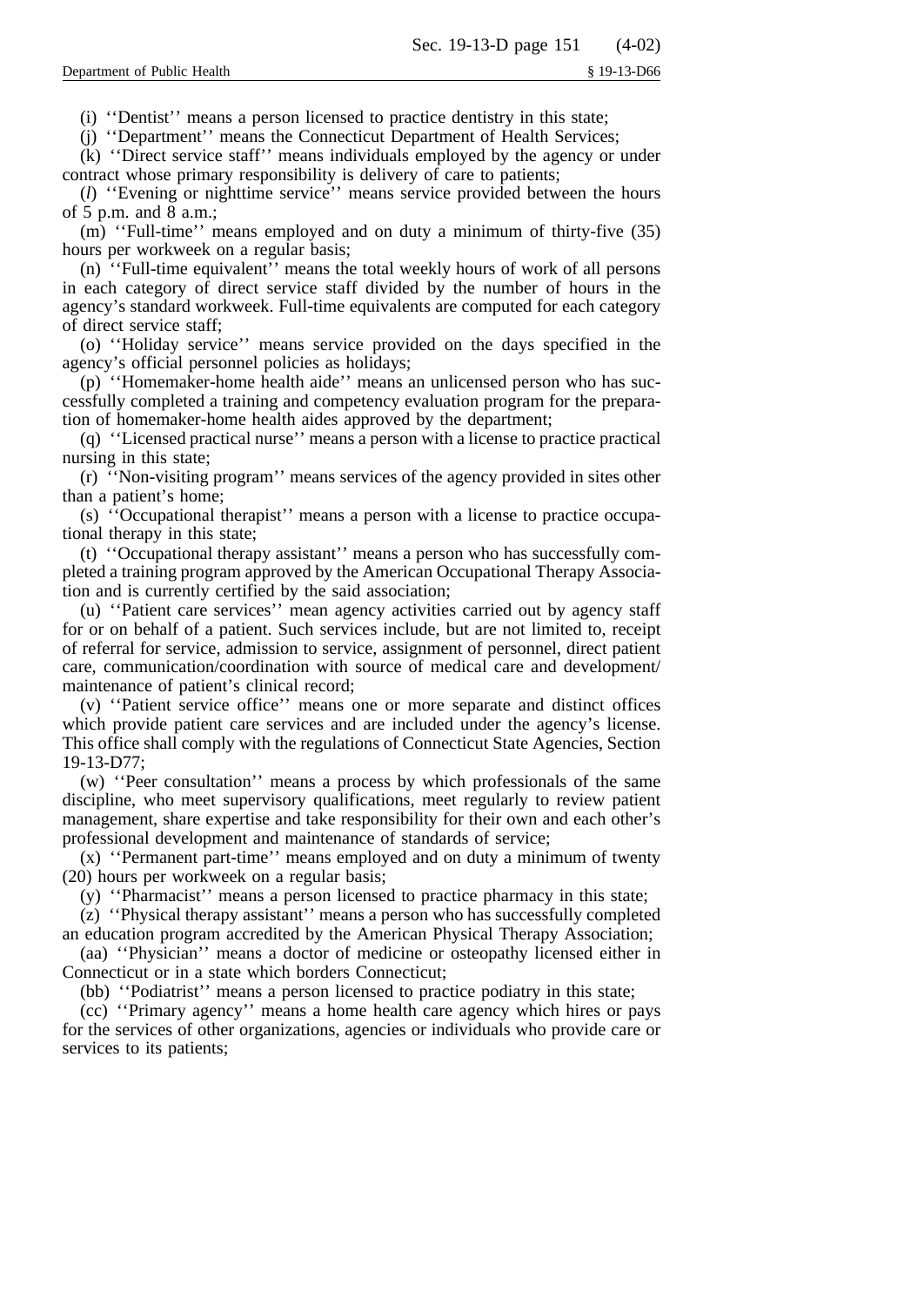(i) ''Dentist'' means a person licensed to practice dentistry in this state;

(j) ''Department'' means the Connecticut Department of Health Services;

(k) ''Direct service staff'' means individuals employed by the agency or under contract whose primary responsibility is delivery of care to patients;

(*l*) ''Evening or nighttime service'' means service provided between the hours of 5 p.m. and 8 a.m.;

(m) ''Full-time'' means employed and on duty a minimum of thirty-five (35) hours per workweek on a regular basis;

(n) ''Full-time equivalent'' means the total weekly hours of work of all persons in each category of direct service staff divided by the number of hours in the agency's standard workweek. Full-time equivalents are computed for each category of direct service staff;

(o) ''Holiday service'' means service provided on the days specified in the agency's official personnel policies as holidays;

(p) ''Homemaker-home health aide'' means an unlicensed person who has successfully completed a training and competency evaluation program for the preparation of homemaker-home health aides approved by the department;

(q) ''Licensed practical nurse'' means a person with a license to practice practical nursing in this state;

(r) ''Non-visiting program'' means services of the agency provided in sites other than a patient's home;

(s) ''Occupational therapist'' means a person with a license to practice occupational therapy in this state;

(t) ''Occupational therapy assistant'' means a person who has successfully completed a training program approved by the American Occupational Therapy Association and is currently certified by the said association;

(u) ''Patient care services'' mean agency activities carried out by agency staff for or on behalf of a patient. Such services include, but are not limited to, receipt of referral for service, admission to service, assignment of personnel, direct patient care, communication/coordination with source of medical care and development/maintenance of patient's clinical record;

(v) ''Patient service office'' means one or more separate and distinct offices which provide patient care services and are included under the agency's license. This office shall comply with the regulations of Connecticut State Agencies, Section 19-13-D77;

(w) ''Peer consultation'' means a process by which professionals of the same discipline, who meet supervisory qualifications, meet regularly to review patient management, share expertise and take responsibility for their own and each other's professional development and maintenance of standards of service;

(x) ''Permanent part-time'' means employed and on duty a minimum of twenty (20) hours per workweek on a regular basis;

(y) ''Pharmacist'' means a person licensed to practice pharmacy in this state;

(z) ''Physical therapy assistant'' means a person who has successfully completed an education program accredited by the American Physical Therapy Association;

(aa) ''Physician'' means a doctor of medicine or osteopathy licensed either in Connecticut or in a state which borders Connecticut;

(bb) ''Podiatrist'' means a person licensed to practice podiatry in this state;

(cc) ''Primary agency'' means a home health care agency which hires or pays for the services of other organizations, agencies or individuals who provide care or services to its patients;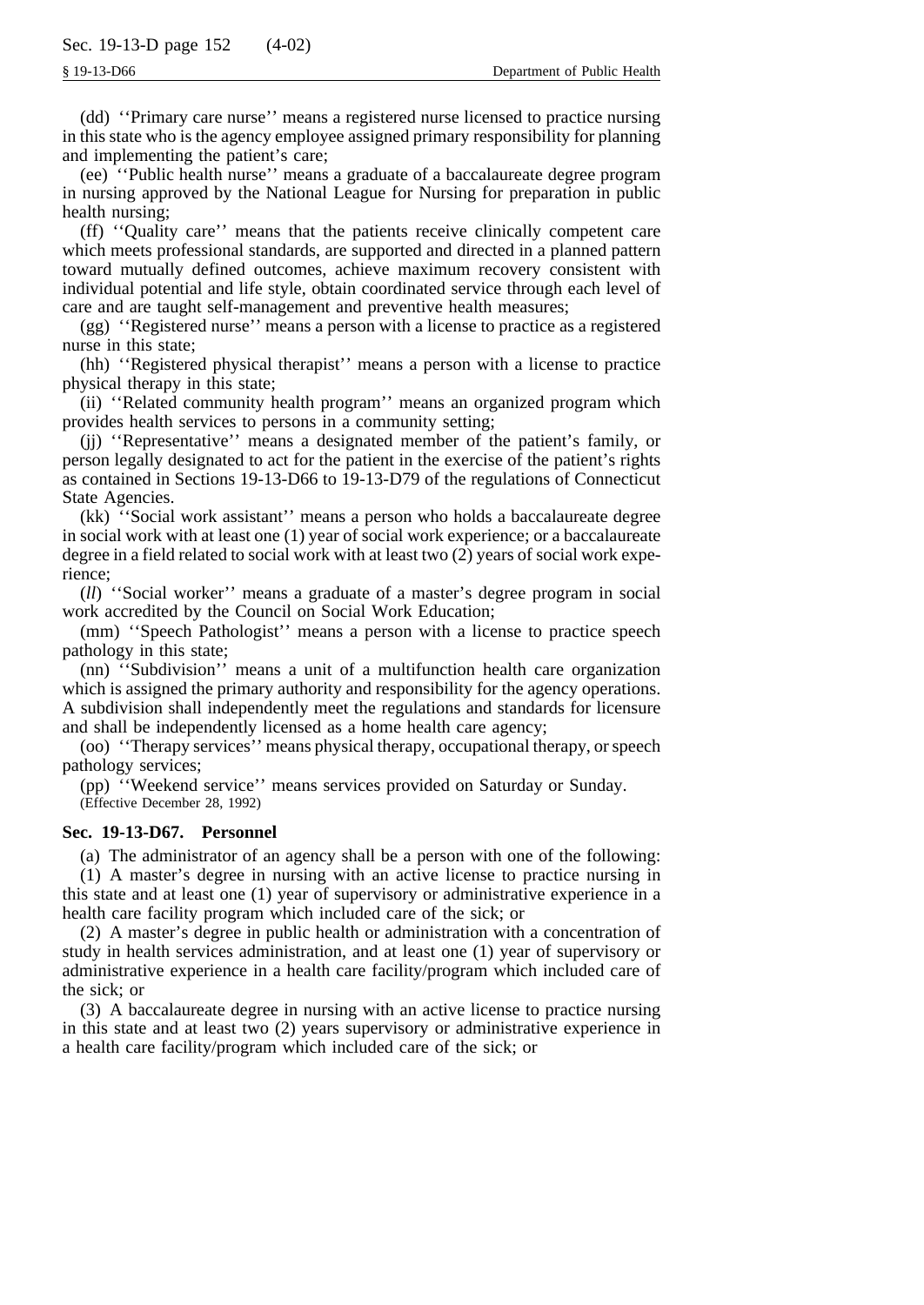(dd) ''Primary care nurse'' means a registered nurse licensed to practice nursing in this state who is the agency employee assigned primary responsibility for planning and implementing the patient's care;

(ee) ''Public health nurse'' means a graduate of a baccalaureate degree program in nursing approved by the National League for Nursing for preparation in public health nursing;

(ff) ''Quality care'' means that the patients receive clinically competent care which meets professional standards, are supported and directed in a planned pattern toward mutually defined outcomes, achieve maximum recovery consistent with individual potential and life style, obtain coordinated service through each level of care and are taught self-management and preventive health measures;

(gg) ''Registered nurse'' means a person with a license to practice as a registered nurse in this state;

(hh) ''Registered physical therapist'' means a person with a license to practice physical therapy in this state;

(ii) ''Related community health program'' means an organized program which provides health services to persons in a community setting;

(jj) ''Representative'' means a designated member of the patient's family, or person legally designated to act for the patient in the exercise of the patient's rights as contained in Sections 19-13-D66 to 19-13-D79 of the regulations of Connecticut State Agencies.

(kk) ''Social work assistant'' means a person who holds a baccalaureate degree in social work with at least one (1) year of social work experience; or a baccalaureate degree in a field related to social work with at least two (2) years of social work experience;

(*ll*) ''Social worker'' means a graduate of a master's degree program in social work accredited by the Council on Social Work Education;

(mm) ''Speech Pathologist'' means a person with a license to practice speech pathology in this state;

(nn) ''Subdivision'' means a unit of a multifunction health care organization which is assigned the primary authority and responsibility for the agency operations. A subdivision shall independently meet the regulations and standards for licensure and shall be independently licensed as a home health care agency;

(oo) ''Therapy services'' means physical therapy, occupational therapy, or speech pathology services;

(pp) ''Weekend service'' means services provided on Saturday or Sunday.

(Effective December 28, 1992)

**Sec. 19-13-D67. Personnel**

(a) The administrator of an agency shall be a person with one of the following:

(1) A master's degree in nursing with an active license to practice nursing in this state and at least one (1) year of supervisory or administrative experience in a health care facility program which included care of the sick; or

(2) A master's degree in public health or administration with a concentration of study in health services administration, and at least one (1) year of supervisory or administrative experience in a health care facility/program which included care of the sick; or

(3) A baccalaureate degree in nursing with an active license to practice nursing in this state and at least two (2) years supervisory or administrative experience in a health care facility/program which included care of the sick; or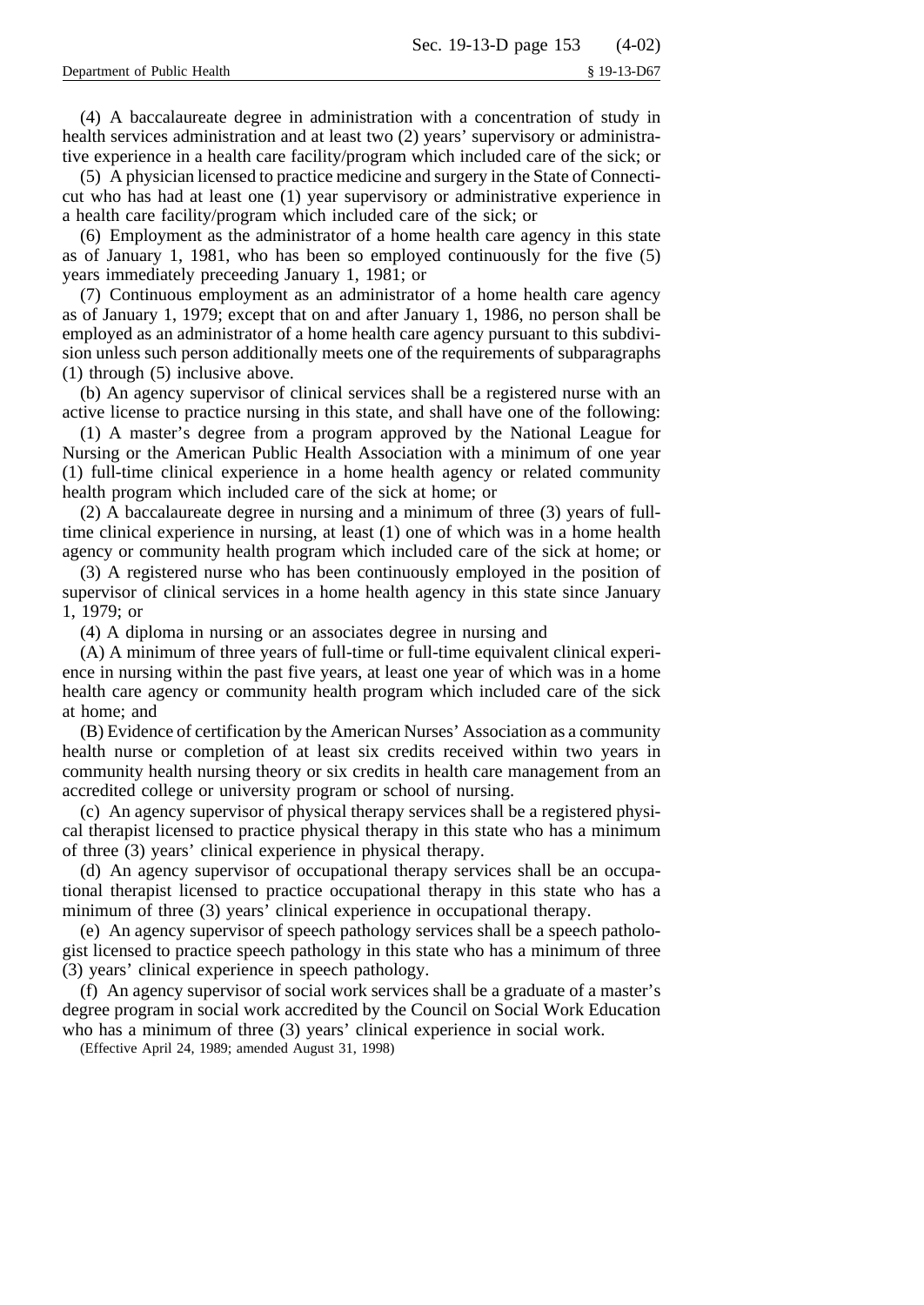(4) A baccalaureate degree in administration with a concentration of study in health services administration and at least two (2) years' supervisory or administrative experience in a health care facility/program which included care of the sick; or

(5) A physician licensed to practice medicine and surgery in the State of Connecticut who has had at least one (1) year supervisory or administrative experience in a health care facility/program which included care of the sick; or

(6) Employment as the administrator of a home health care agency in this state as of January 1, 1981, who has been so employed continuously for the five (5) years immediately preceeding January 1, 1981; or

(7) Continuous employment as an administrator of a home health care agency as of January 1, 1979; except that on and after January 1, 1986, no person shall be employed as an administrator of a home health care agency pursuant to this subdivision unless such person additionally meets one of the requirements of subparagraphs (1) through (5) inclusive above.

(b) An agency supervisor of clinical services shall be a registered nurse with an active license to practice nursing in this state, and shall have one of the following:

(1) A master's degree from a program approved by the National League for Nursing or the American Public Health Association with a minimum of one year (1) full-time clinical experience in a home health agency or related community health program which included care of the sick at home; or

(2) A baccalaureate degree in nursing and a minimum of three (3) years of full-time clinical experience in nursing, at least (1) one of which was in a home health agency or community health program which included care of the sick at home; or

(3) A registered nurse who has been continuously employed in the position of supervisor of clinical services in a home health agency in this state since January 1, 1979; or

(4) A diploma in nursing or an associates degree in nursing and

(A) A minimum of three years of full-time or full-time equivalent clinical experience in nursing within the past five years, at least one year of which was in a home health care agency or community health program which included care of the sick at home; and

(B) Evidence of certification by the American Nurses' Association as a community health nurse or completion of at least six credits received within two years in community health nursing theory or six credits in health care management from an accredited college or university program or school of nursing.

(c) An agency supervisor of physical therapy services shall be a registered physical therapist licensed to practice physical therapy in this state who has a minimum of three (3) years' clinical experience in physical therapy.

(d) An agency supervisor of occupational therapy services shall be an occupational therapist licensed to practice occupational therapy in this state who has a minimum of three (3) years' clinical experience in occupational therapy.

(e) An agency supervisor of speech pathology services shall be a speech pathologist licensed to practice speech pathology in this state who has a minimum of three (3) years' clinical experience in speech pathology.

(f) An agency supervisor of social work services shall be a graduate of a master's degree program in social work accredited by the Council on Social Work Education who has a minimum of three (3) years' clinical experience in social work.

(Effective April 24, 1989; amended August 31, 1998)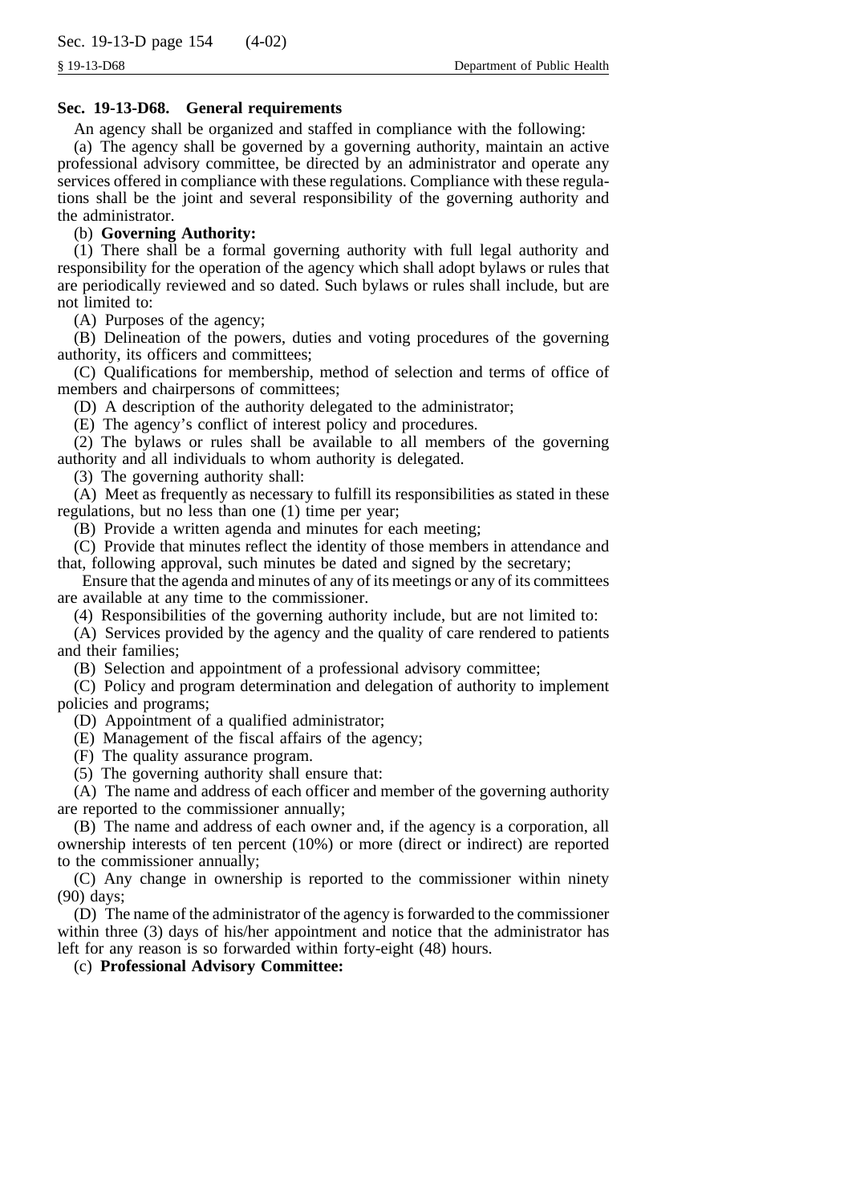## Sec. 19-13-D68. General requirements

An agency shall be organized and staffed in compliance with the following:

(a) The agency shall be governed by a governing authority, maintain an active professional advisory committee, be directed by an administrator and operate any services offered in compliance with these regulations. Compliance with these regulations shall be the joint and several responsibility of the governing authority and the administrator.

(b) **Governing Authority:**

(1) There shall be a formal governing authority with full legal authority and responsibility for the operation of the agency which shall adopt bylaws or rules that are periodically reviewed and so dated. Such bylaws or rules shall include, but are not limited to:

(A) Purposes of the agency;

(B) Delineation of the powers, duties and voting procedures of the governing authority, its officers and committees;

(C) Qualifications for membership, method of selection and terms of office of members and chairpersons of committees;

(D) A description of the authority delegated to the administrator;

(E) The agency's conflict of interest policy and procedures.

(2) The bylaws or rules shall be available to all members of the governing authority and all individuals to whom authority is delegated.

(3) The governing authority shall:

(A) Meet as frequently as necessary to fulfill its responsibilities as stated in these regulations, but no less than one (1) time per year;

(B) Provide a written agenda and minutes for each meeting;

(C) Provide that minutes reflect the identity of those members in attendance and that, following approval, such minutes be dated and signed by the secretary;

Ensure that the agenda and minutes of any of its meetings or any of its committees are available at any time to the commissioner.

(4) Responsibilities of the governing authority include, but are not limited to:

(A) Services provided by the agency and the quality of care rendered to patients and their families;

(B) Selection and appointment of a professional advisory committee;

(C) Policy and program determination and delegation of authority to implement policies and programs;

(D) Appointment of a qualified administrator;

(E) Management of the fiscal affairs of the agency;

(F) The quality assurance program.

(5) The governing authority shall ensure that:

(A) The name and address of each officer and member of the governing authority are reported to the commissioner annually;

(B) The name and address of each owner and, if the agency is a corporation, all ownership interests of ten percent (10%) or more (direct or indirect) are reported to the commissioner annually;

(C) Any change in ownership is reported to the commissioner within ninety (90) days;

(D) The name of the administrator of the agency is forwarded to the commissioner within three (3) days of his/her appointment and notice that the administrator has left for any reason is so forwarded within forty-eight (48) hours.

(c) **Professional Advisory Committee:**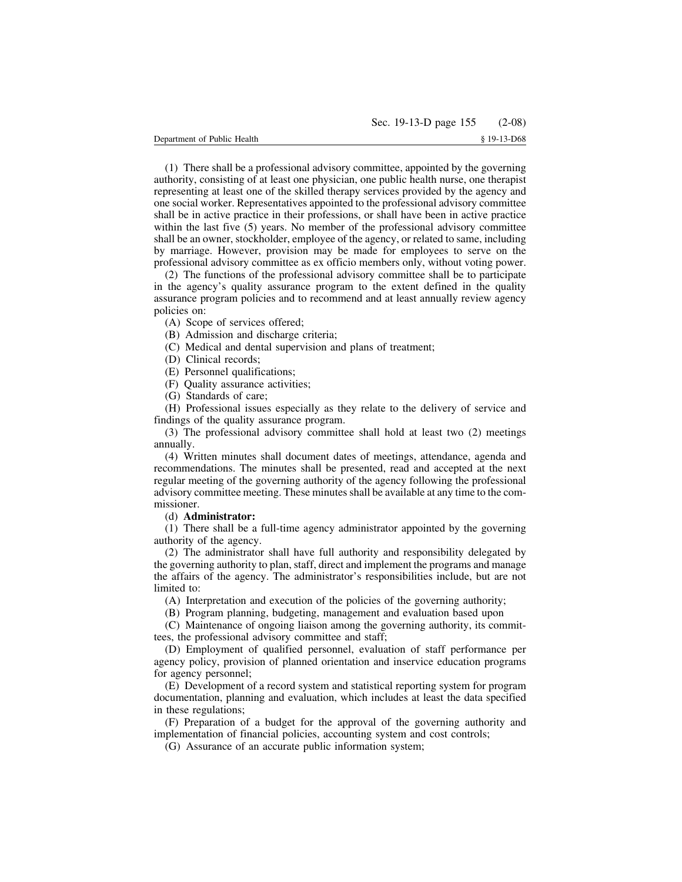(1) There shall be a professional advisory committee, appointed by the governing authority, consisting of at least one physician, one public health nurse, one therapist representing at least one of the skilled therapy services provided by the agency and one social worker. Representatives appointed to the professional advisory committee shall be in active practice in their professions, or shall have been in active practice within the last five (5) years. No member of the professional advisory committee shall be an owner, stockholder, employee of the agency, or related to same, including by marriage. However, provision may be made for employees to serve on the professional advisory committee as ex officio members only, without voting power.

(2) The functions of the professional advisory committee shall be to participate in the agency's quality assurance program to the extent defined in the quality assurance program policies and to recommend and at least annually review agency policies on:

(A) Scope of services offered;

(B) Admission and discharge criteria;

(C) Medical and dental supervision and plans of treatment;

(D) Clinical records;

(E) Personnel qualifications;

(F) Quality assurance activities;

(G) Standards of care;

(H) Professional issues especially as they relate to the delivery of service and findings of the quality assurance program.

(3) The professional advisory committee shall hold at least two (2) meetings annually.

(4) Written minutes shall document dates of meetings, attendance, agenda and recommendations. The minutes shall be presented, read and accepted at the next regular meeting of the governing authority of the agency following the professional advisory committee meeting. These minutes shall be available at any time to the commissioner.

(d) **Administrator:**

(1) There shall be a full-time agency administrator appointed by the governing authority of the agency.

(2) The administrator shall have full authority and responsibility delegated by the governing authority to plan, staff, direct and implement the programs and manage the affairs of the agency. The administrator's responsibilities include, but are not limited to:

(A) Interpretation and execution of the policies of the governing authority;

(B) Program planning, budgeting, management and evaluation based upon

(C) Maintenance of ongoing liaison among the governing authority, its committees, the professional advisory committee and staff;

(D) Employment of qualified personnel, evaluation of staff performance per agency policy, provision of planned orientation and inservice education programs for agency personnel;

(E) Development of a record system and statistical reporting system for program documentation, planning and evaluation, which includes at least the data specified in these regulations;

(F) Preparation of a budget for the approval of the governing authority and implementation of financial policies, accounting system and cost controls;

(G) Assurance of an accurate public information system;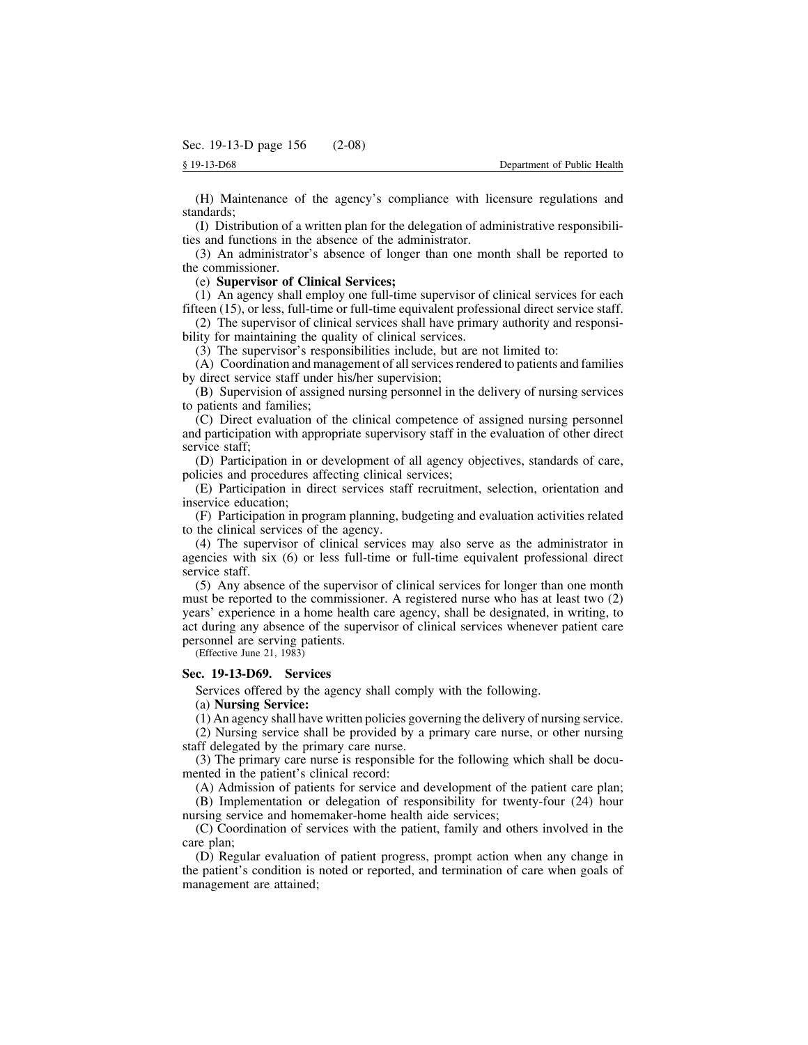(H) Maintenance of the agency's compliance with licensure regulations and standards;

(I) Distribution of a written plan for the delegation of administrative responsibilities and functions in the absence of the administrator.

(3) An administrator's absence of longer than one month shall be reported to the commissioner.

(e) **Supervisor of Clinical Services;**

(1) An agency shall employ one full-time supervisor of clinical services for each fifteen (15), or less, full-time or full-time equivalent professional direct service staff.

(2) The supervisor of clinical services shall have primary authority and responsibility for maintaining the quality of clinical services.

(3) The supervisor's responsibilities include, but are not limited to:

(A) Coordination and management of all services rendered to patients and families by direct service staff under his/her supervision;

(B) Supervision of assigned nursing personnel in the delivery of nursing services to patients and families;

(C) Direct evaluation of the clinical competence of assigned nursing personnel and participation with appropriate supervisory staff in the evaluation of other direct service staff;

(D) Participation in or development of all agency objectives, standards of care, policies and procedures affecting clinical services;

(E) Participation in direct services staff recruitment, selection, orientation and inservice education;

(F) Participation in program planning, budgeting and evaluation activities related to the clinical services of the agency.

(4) The supervisor of clinical services may also serve as the administrator in agencies with six (6) or less full-time or full-time equivalent professional direct service staff.

(5) Any absence of the supervisor of clinical services for longer than one month must be reported to the commissioner. A registered nurse who has at least two (2) years' experience in a home health care agency, shall be designated, in writing, to act during any absence of the supervisor of clinical services whenever patient care personnel are serving patients.

(Effective June 21, 1983)

### Sec. 19-13-D69. Services

Services offered by the agency shall comply with the following.

(a) **Nursing Service:**

(1) An agency shall have written policies governing the delivery of nursing service.

(2) Nursing service shall be provided by a primary care nurse, or other nursing staff delegated by the primary care nurse.

(3) The primary care nurse is responsible for the following which shall be documented in the patient's clinical record:

(A) Admission of patients for service and development of the patient care plan;

(B) Implementation or delegation of responsibility for twenty-four (24) hour nursing service and homemaker-home health aide services;

(C) Coordination of services with the patient, family and others involved in the care plan;

(D) Regular evaluation of patient progress, prompt action when any change in the patient's condition is noted or reported, and termination of care when goals of management are attained;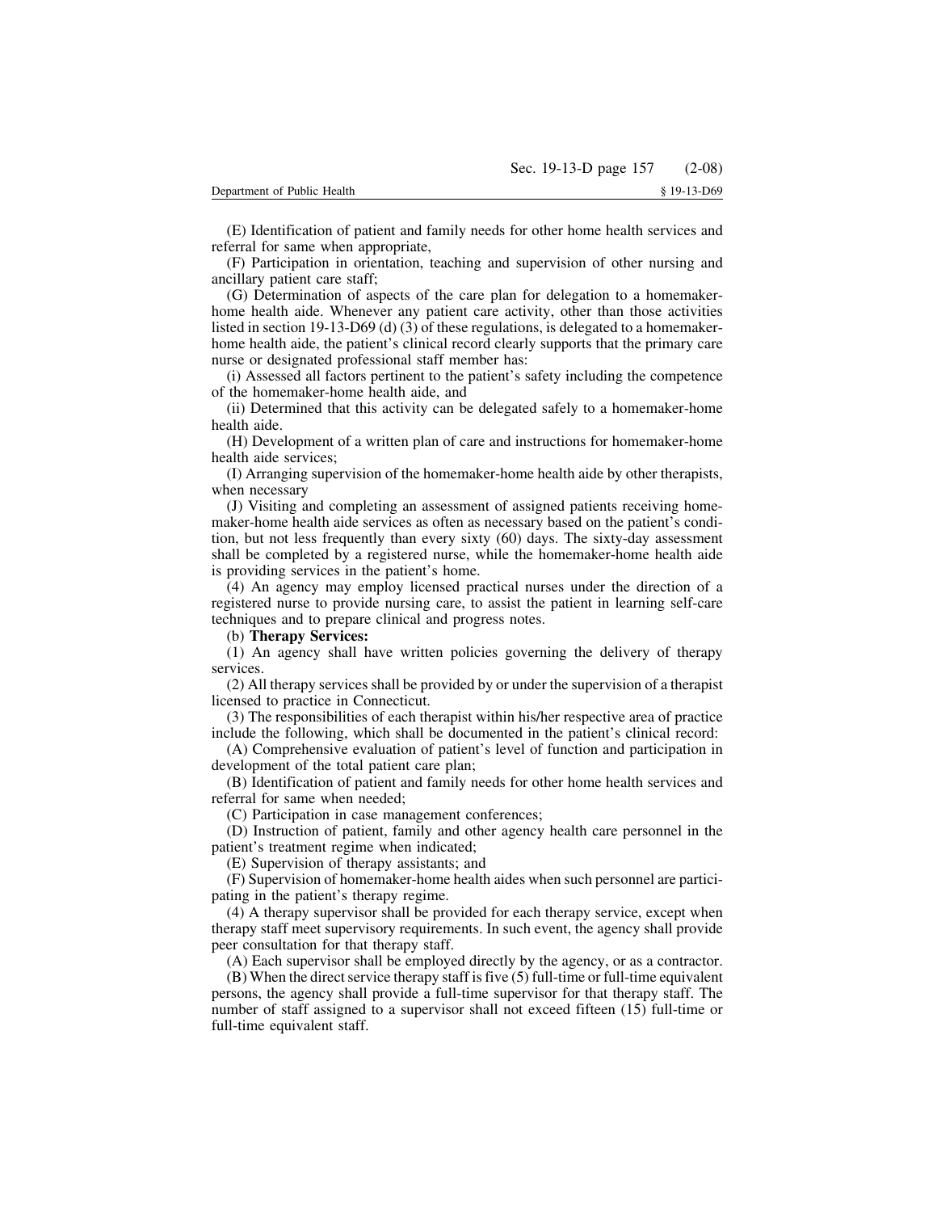(E) Identification of patient and family needs for other home health services and referral for same when appropriate,

(F) Participation in orientation, teaching and supervision of other nursing and ancillary patient care staff;

(G) Determination of aspects of the care plan for delegation to a homemaker-home health aide. Whenever any patient care activity, other than those activities listed in section 19-13-D69 (d) (3) of these regulations, is delegated to a homemaker-home health aide, the patient's clinical record clearly supports that the primary care nurse or designated professional staff member has:

(i) Assessed all factors pertinent to the patient's safety including the competence of the homemaker-home health aide, and

(ii) Determined that this activity can be delegated safely to a homemaker-home health aide.

(H) Development of a written plan of care and instructions for homemaker-home health aide services;

(I) Arranging supervision of the homemaker-home health aide by other therapists, when necessary

(J) Visiting and completing an assessment of assigned patients receiving homemaker-home health aide services as often as necessary based on the patient's condition, but not less frequently than every sixty (60) days. The sixty-day assessment shall be completed by a registered nurse, while the homemaker-home health aide is providing services in the patient's home.

(4) An agency may employ licensed practical nurses under the direction of a registered nurse to provide nursing care, to assist the patient in learning self-care techniques and to prepare clinical and progress notes.

(b) **Therapy Services:**

(1) An agency shall have written policies governing the delivery of therapy services.

(2) All therapy services shall be provided by or under the supervision of a therapist licensed to practice in Connecticut.

(3) The responsibilities of each therapist within his/her respective area of practice include the following, which shall be documented in the patient's clinical record:

(A) Comprehensive evaluation of patient's level of function and participation in development of the total patient care plan;

(B) Identification of patient and family needs for other home health services and referral for same when needed;

(C) Participation in case management conferences;

(D) Instruction of patient, family and other agency health care personnel in the patient's treatment regime when indicated;

(E) Supervision of therapy assistants; and

(F) Supervision of homemaker-home health aides when such personnel are participating in the patient's therapy regime.

(4) A therapy supervisor shall be provided for each therapy service, except when therapy staff meet supervisory requirements. In such event, the agency shall provide peer consultation for that therapy staff.

(A) Each supervisor shall be employed directly by the agency, or as a contractor.

(B) When the direct service therapy staff is five (5) full-time or full-time equivalent persons, the agency shall provide a full-time supervisor for that therapy staff. The number of staff assigned to a supervisor shall not exceed fifteen (15) full-time or full-time equivalent staff.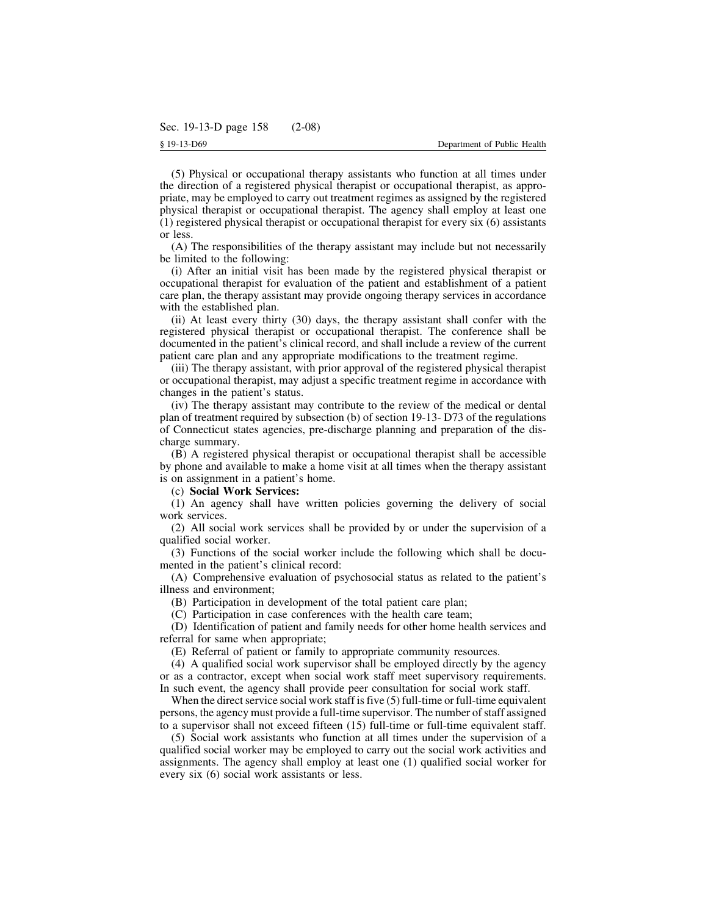(5) Physical or occupational therapy assistants who function at all times under the direction of a registered physical therapist or occupational therapist, as appropriate, may be employed to carry out treatment regimes as assigned by the registered physical therapist or occupational therapist. The agency shall employ at least one (1) registered physical therapist or occupational therapist for every six (6) assistants or less.

(A) The responsibilities of the therapy assistant may include but not necessarily be limited to the following:

(i) After an initial visit has been made by the registered physical therapist or occupational therapist for evaluation of the patient and establishment of a patient care plan, the therapy assistant may provide ongoing therapy services in accordance with the established plan.

(ii) At least every thirty (30) days, the therapy assistant shall confer with the registered physical therapist or occupational therapist. The conference shall be documented in the patient's clinical record, and shall include a review of the current patient care plan and any appropriate modifications to the treatment regime.

(iii) The therapy assistant, with prior approval of the registered physical therapist or occupational therapist, may adjust a specific treatment regime in accordance with changes in the patient's status.

(iv) The therapy assistant may contribute to the review of the medical or dental plan of treatment required by subsection (b) of section 19-13- D73 of the regulations of Connecticut states agencies, pre-discharge planning and preparation of the discharge summary.

(B) A registered physical therapist or occupational therapist shall be accessible by phone and available to make a home visit at all times when the therapy assistant is on assignment in a patient's home.

(c) **Social Work Services:**

(1) An agency shall have written policies governing the delivery of social work services.

(2) All social work services shall be provided by or under the supervision of a qualified social worker.

(3) Functions of the social worker include the following which shall be documented in the patient's clinical record:

(A) Comprehensive evaluation of psychosocial status as related to the patient's illness and environment;

(B) Participation in development of the total patient care plan;

(C) Participation in case conferences with the health care team;

(D) Identification of patient and family needs for other home health services and referral for same when appropriate;

(E) Referral of patient or family to appropriate community resources.

(4) A qualified social work supervisor shall be employed directly by the agency or as a contractor, except when social work staff meet supervisory requirements. In such event, the agency shall provide peer consultation for social work staff.

When the direct service social work staff is five (5) full-time or full-time equivalent persons, the agency must provide a full-time supervisor. The number of staff assigned to a supervisor shall not exceed fifteen (15) full-time or full-time equivalent staff.

(5) Social work assistants who function at all times under the supervision of a qualified social worker may be employed to carry out the social work activities and assignments. The agency shall employ at least one (1) qualified social worker for every six (6) social work assistants or less.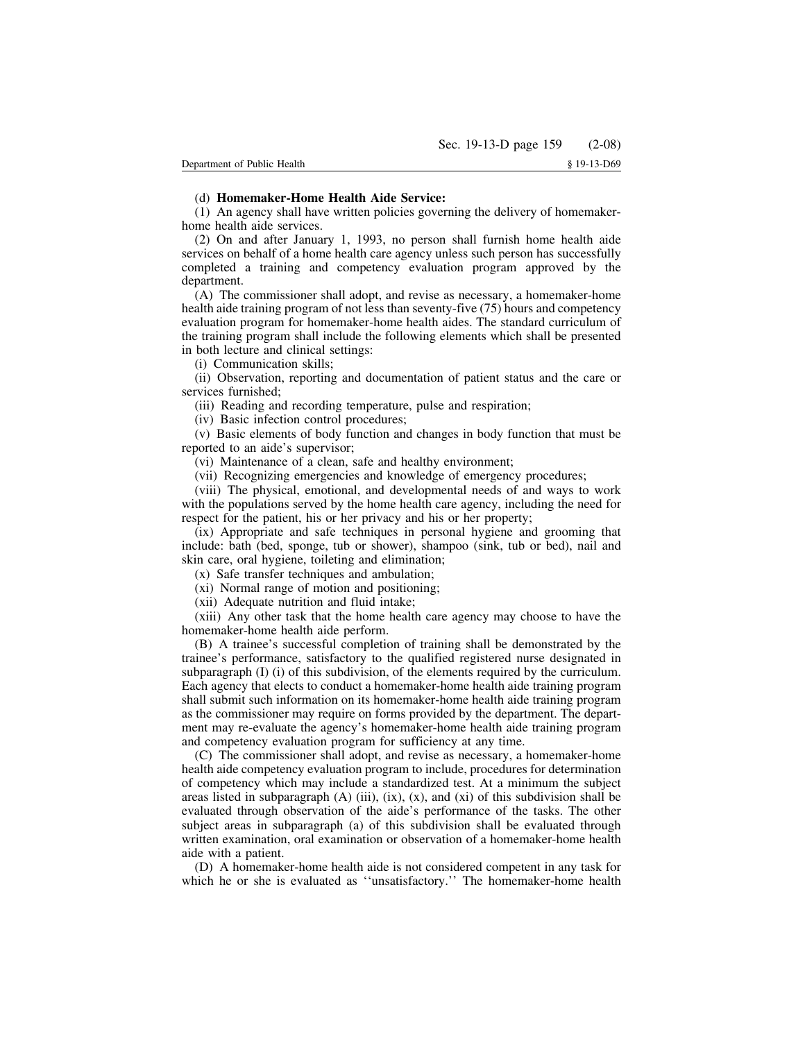(d) **Homemaker-Home Health Aide Service:**

(1) An agency shall have written policies governing the delivery of homemaker-home health aide services.

(2) On and after January 1, 1993, no person shall furnish home health aide services on behalf of a home health care agency unless such person has successfully completed a training and competency evaluation program approved by the department.

(A) The commissioner shall adopt, and revise as necessary, a homemaker-home health aide training program of not less than seventy-five (75) hours and competency evaluation program for homemaker-home health aides. The standard curriculum of the training program shall include the following elements which shall be presented in both lecture and clinical settings:

(i) Communication skills;

(ii) Observation, reporting and documentation of patient status and the care or services furnished;

(iii) Reading and recording temperature, pulse and respiration;

(iv) Basic infection control procedures;

(v) Basic elements of body function and changes in body function that must be reported to an aide's supervisor;

(vi) Maintenance of a clean, safe and healthy environment;

(vii) Recognizing emergencies and knowledge of emergency procedures;

(viii) The physical, emotional, and developmental needs of and ways to work with the populations served by the home health care agency, including the need for respect for the patient, his or her privacy and his or her property;

(ix) Appropriate and safe techniques in personal hygiene and grooming that include: bath (bed, sponge, tub or shower), shampoo (sink, tub or bed), nail and skin care, oral hygiene, toileting and elimination;

(x) Safe transfer techniques and ambulation;

(xi) Normal range of motion and positioning;

(xii) Adequate nutrition and fluid intake;

(xiii) Any other task that the home health care agency may choose to have the homemaker-home health aide perform.

(B) A trainee's successful completion of training shall be demonstrated by the trainee's performance, satisfactory to the qualified registered nurse designated in subparagraph (I) (i) of this subdivision, of the elements required by the curriculum. Each agency that elects to conduct a homemaker-home health aide training program shall submit such information on its homemaker-home health aide training program as the commissioner may require on forms provided by the department. The department may re-evaluate the agency's homemaker-home health aide training program and competency evaluation program for sufficiency at any time.

(C) The commissioner shall adopt, and revise as necessary, a homemaker-home health aide competency evaluation program to include, procedures for determination of competency which may include a standardized test. At a minimum the subject areas listed in subparagraph (A) (iii), (ix), (x), and (xi) of this subdivision shall be evaluated through observation of the aide's performance of the tasks. The other subject areas in subparagraph (a) of this subdivision shall be evaluated through written examination, oral examination or observation of a homemaker-home health aide with a patient.

(D) A homemaker-home health aide is not considered competent in any task for which he or she is evaluated as ''unsatisfactory.'' The homemaker-home health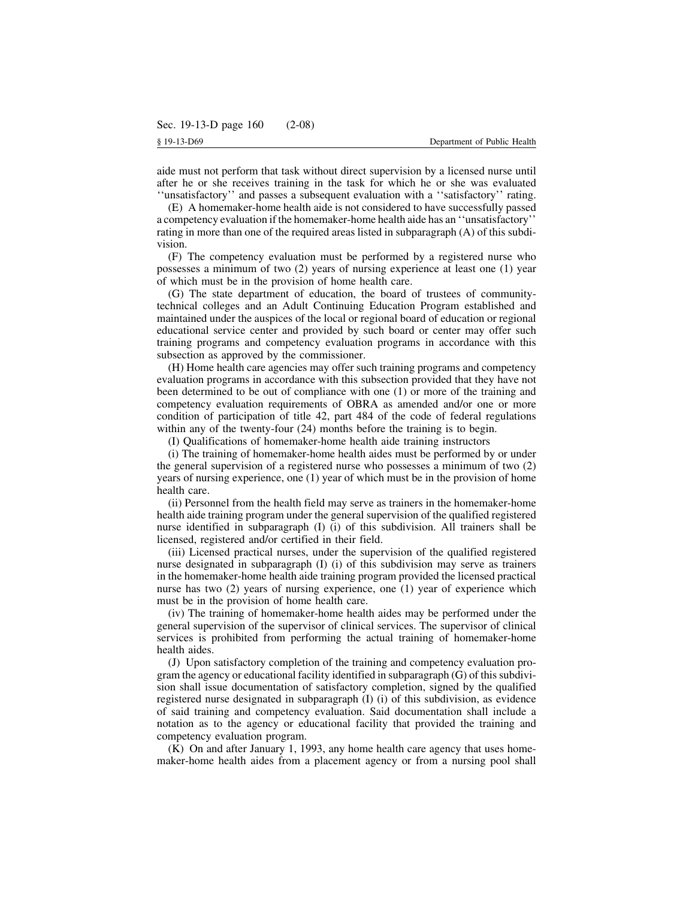aide must not perform that task without direct supervision by a licensed nurse until after he or she receives training in the task for which he or she was evaluated ''unsatisfactory'' and passes a subsequent evaluation with a ''satisfactory'' rating.

(E) A homemaker-home health aide is not considered to have successfully passed a competency evaluation if the homemaker-home health aide has an ''unsatisfactory'' rating in more than one of the required areas listed in subparagraph (A) of this subdivision.

(F) The competency evaluation must be performed by a registered nurse who possesses a minimum of two (2) years of nursing experience at least one (1) year of which must be in the provision of home health care.

(G) The state department of education, the board of trustees of community-technical colleges and an Adult Continuing Education Program established and maintained under the auspices of the local or regional board of education or regional educational service center and provided by such board or center may offer such training programs and competency evaluation programs in accordance with this subsection as approved by the commissioner.

(H) Home health care agencies may offer such training programs and competency evaluation programs in accordance with this subsection provided that they have not been determined to be out of compliance with one (1) or more of the training and competency evaluation requirements of OBRA as amended and/or one or more condition of participation of title 42, part 484 of the code of federal regulations within any of the twenty-four (24) months before the training is to begin.

(I) Qualifications of homemaker-home health aide training instructors

(i) The training of homemaker-home health aides must be performed by or under the general supervision of a registered nurse who possesses a minimum of two (2) years of nursing experience, one (1) year of which must be in the provision of home health care.

(ii) Personnel from the health field may serve as trainers in the homemaker-home health aide training program under the general supervision of the qualified registered nurse identified in subparagraph (I) (i) of this subdivision. All trainers shall be licensed, registered and/or certified in their field.

(iii) Licensed practical nurses, under the supervision of the qualified registered nurse designated in subparagraph (I) (i) of this subdivision may serve as trainers in the homemaker-home health aide training program provided the licensed practical nurse has two (2) years of nursing experience, one (1) year of experience which must be in the provision of home health care.

(iv) The training of homemaker-home health aides may be performed under the general supervision of the supervisor of clinical services. The supervisor of clinical services is prohibited from performing the actual training of homemaker-home health aides.

(J) Upon satisfactory completion of the training and competency evaluation program the agency or educational facility identified in subparagraph (G) of this subdivision shall issue documentation of satisfactory completion, signed by the qualified registered nurse designated in subparagraph (I) (i) of this subdivision, as evidence of said training and competency evaluation. Said documentation shall include a notation as to the agency or educational facility that provided the training and competency evaluation program.

(K) On and after January 1, 1993, any home health care agency that uses homemaker-home health aides from a placement agency or from a nursing pool shall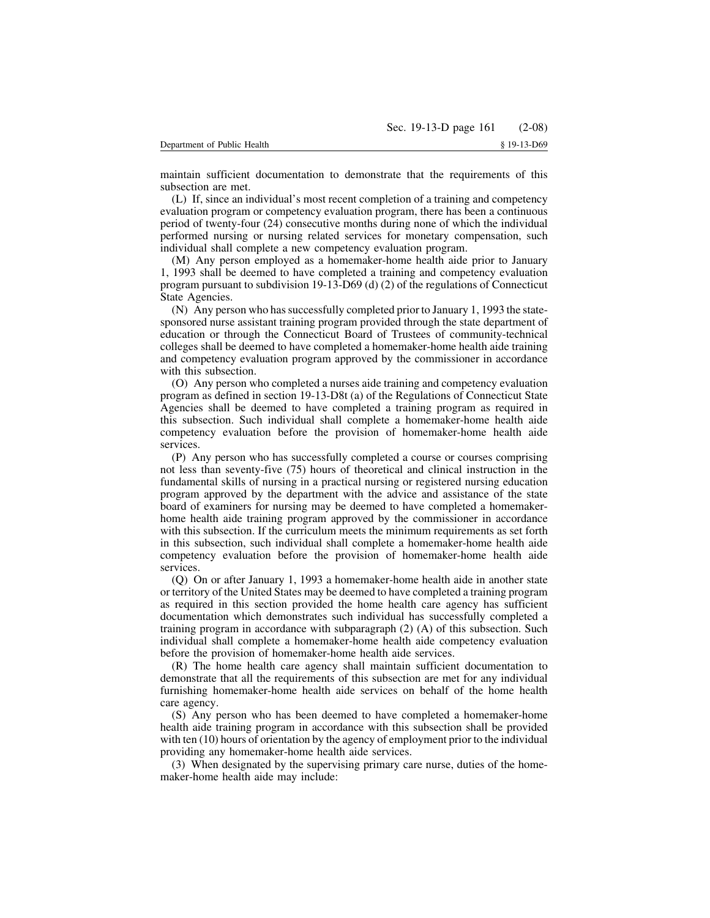maintain sufficient documentation to demonstrate that the requirements of this subsection are met.

(L) If, since an individual's most recent completion of a training and competency evaluation program or competency evaluation program, there has been a continuous period of twenty-four (24) consecutive months during none of which the individual performed nursing or nursing related services for monetary compensation, such individual shall complete a new competency evaluation program.

(M) Any person employed as a homemaker-home health aide prior to January 1, 1993 shall be deemed to have completed a training and competency evaluation program pursuant to subdivision 19-13-D69 (d) (2) of the regulations of Connecticut State Agencies.

(N) Any person who has successfully completed prior to January 1, 1993 the state-sponsored nurse assistant training program provided through the state department of education or through the Connecticut Board of Trustees of community-technical colleges shall be deemed to have completed a homemaker-home health aide training and competency evaluation program approved by the commissioner in accordance with this subsection.

(O) Any person who completed a nurses aide training and competency evaluation program as defined in section 19-13-D8t (a) of the Regulations of Connecticut State Agencies shall be deemed to have completed a training program as required in this subsection. Such individual shall complete a homemaker-home health aide competency evaluation before the provision of homemaker-home health aide services.

(P) Any person who has successfully completed a course or courses comprising not less than seventy-five (75) hours of theoretical and clinical instruction in the fundamental skills of nursing in a practical nursing or registered nursing education program approved by the department with the advice and assistance of the state board of examiners for nursing may be deemed to have completed a homemaker-home health aide training program approved by the commissioner in accordance with this subsection. If the curriculum meets the minimum requirements as set forth in this subsection, such individual shall complete a homemaker-home health aide competency evaluation before the provision of homemaker-home health aide services.

(Q) On or after January 1, 1993 a homemaker-home health aide in another state or territory of the United States may be deemed to have completed a training program as required in this section provided the home health care agency has sufficient documentation which demonstrates such individual has successfully completed a training program in accordance with subparagraph (2) (A) of this subsection. Such individual shall complete a homemaker-home health aide competency evaluation before the provision of homemaker-home health aide services.

(R) The home health care agency shall maintain sufficient documentation to demonstrate that all the requirements of this subsection are met for any individual furnishing homemaker-home health aide services on behalf of the home health care agency.

(S) Any person who has been deemed to have completed a homemaker-home health aide training program in accordance with this subsection shall be provided with ten (10) hours of orientation by the agency of employment prior to the individual providing any homemaker-home health aide services.

(3) When designated by the supervising primary care nurse, duties of the homemaker-home health aide may include: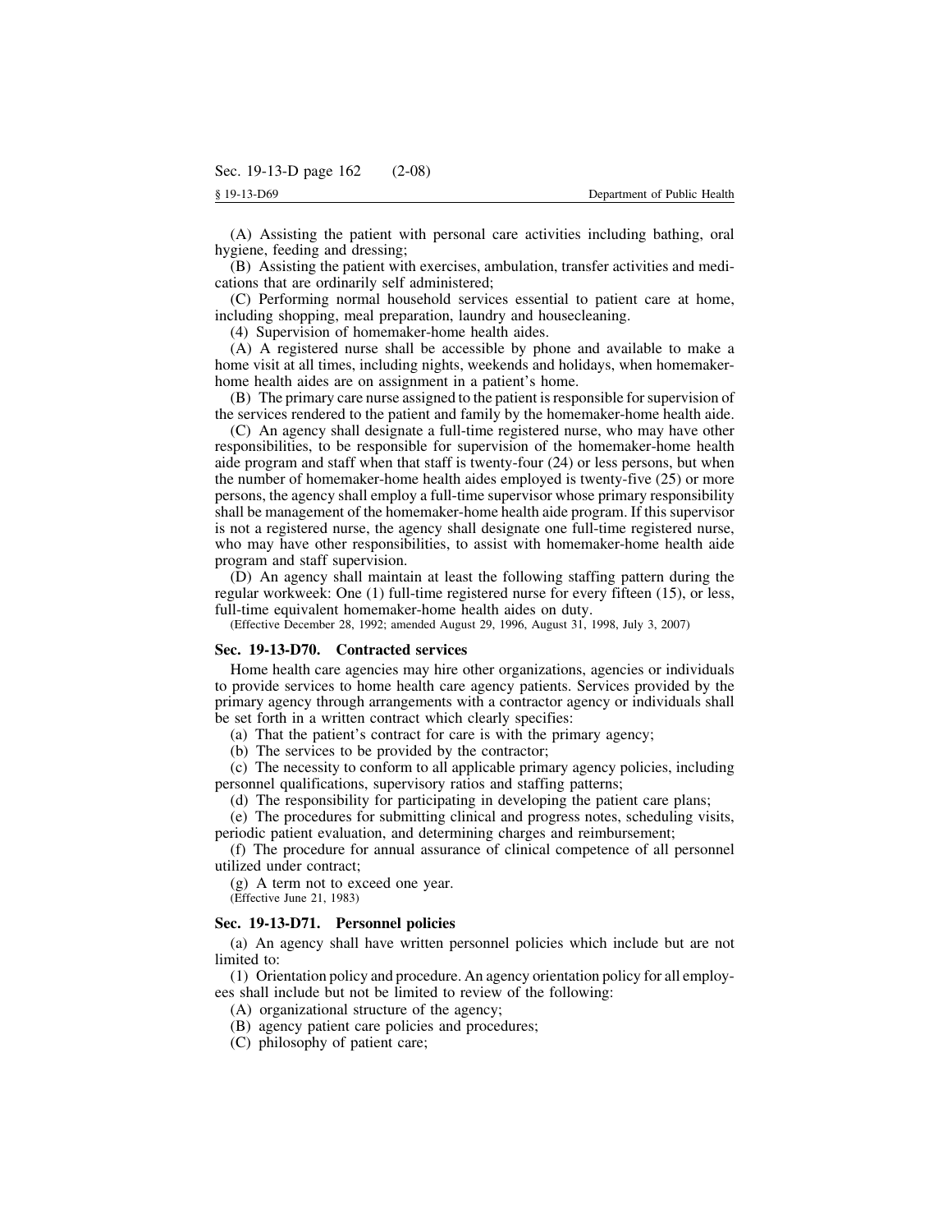(A) Assisting the patient with personal care activities including bathing, oral hygiene, feeding and dressing;

(B) Assisting the patient with exercises, ambulation, transfer activities and medications that are ordinarily self administered;

(C) Performing normal household services essential to patient care at home, including shopping, meal preparation, laundry and housecleaning.

(4) Supervision of homemaker-home health aides.

(A) A registered nurse shall be accessible by phone and available to make a home visit at all times, including nights, weekends and holidays, when homemaker-home health aides are on assignment in a patient's home.

(B) The primary care nurse assigned to the patient is responsible for supervision of the services rendered to the patient and family by the homemaker-home health aide.

(C) An agency shall designate a full-time registered nurse, who may have other responsibilities, to be responsible for supervision of the homemaker-home health aide program and staff when that staff is twenty-four (24) or less persons, but when the number of homemaker-home health aides employed is twenty-five (25) or more persons, the agency shall employ a full-time supervisor whose primary responsibility shall be management of the homemaker-home health aide program. If this supervisor is not a registered nurse, the agency shall designate one full-time registered nurse, who may have other responsibilities, to assist with homemaker-home health aide program and staff supervision.

(D) An agency shall maintain at least the following staffing pattern during the regular workweek: One (1) full-time registered nurse for every fifteen (15), or less, full-time equivalent homemaker-home health aides on duty.

(Effective December 28, 1992; amended August 29, 1996, August 31, 1998, July 3, 2007)

## Sec. 19-13-D70. Contracted services

Home health care agencies may hire other organizations, agencies or individuals to provide services to home health care agency patients. Services provided by the primary agency through arrangements with a contractor agency or individuals shall be set forth in a written contract which clearly specifies:

(a) That the patient's contract for care is with the primary agency;

(b) The services to be provided by the contractor;

(c) The necessity to conform to all applicable primary agency policies, including personnel qualifications, supervisory ratios and staffing patterns;

(d) The responsibility for participating in developing the patient care plans;

(e) The procedures for submitting clinical and progress notes, scheduling visits, periodic patient evaluation, and determining charges and reimbursement;

(f) The procedure for annual assurance of clinical competence of all personnel utilized under contract;

(g) A term not to exceed one year.

(Effective June 21, 1983)

## Sec. 19-13-D71. Personnel policies

(a) An agency shall have written personnel policies which include but are not limited to:

(1) Orientation policy and procedure. An agency orientation policy for all employees shall include but not be limited to review of the following:

(A) organizational structure of the agency;

(B) agency patient care policies and procedures;

(C) philosophy of patient care;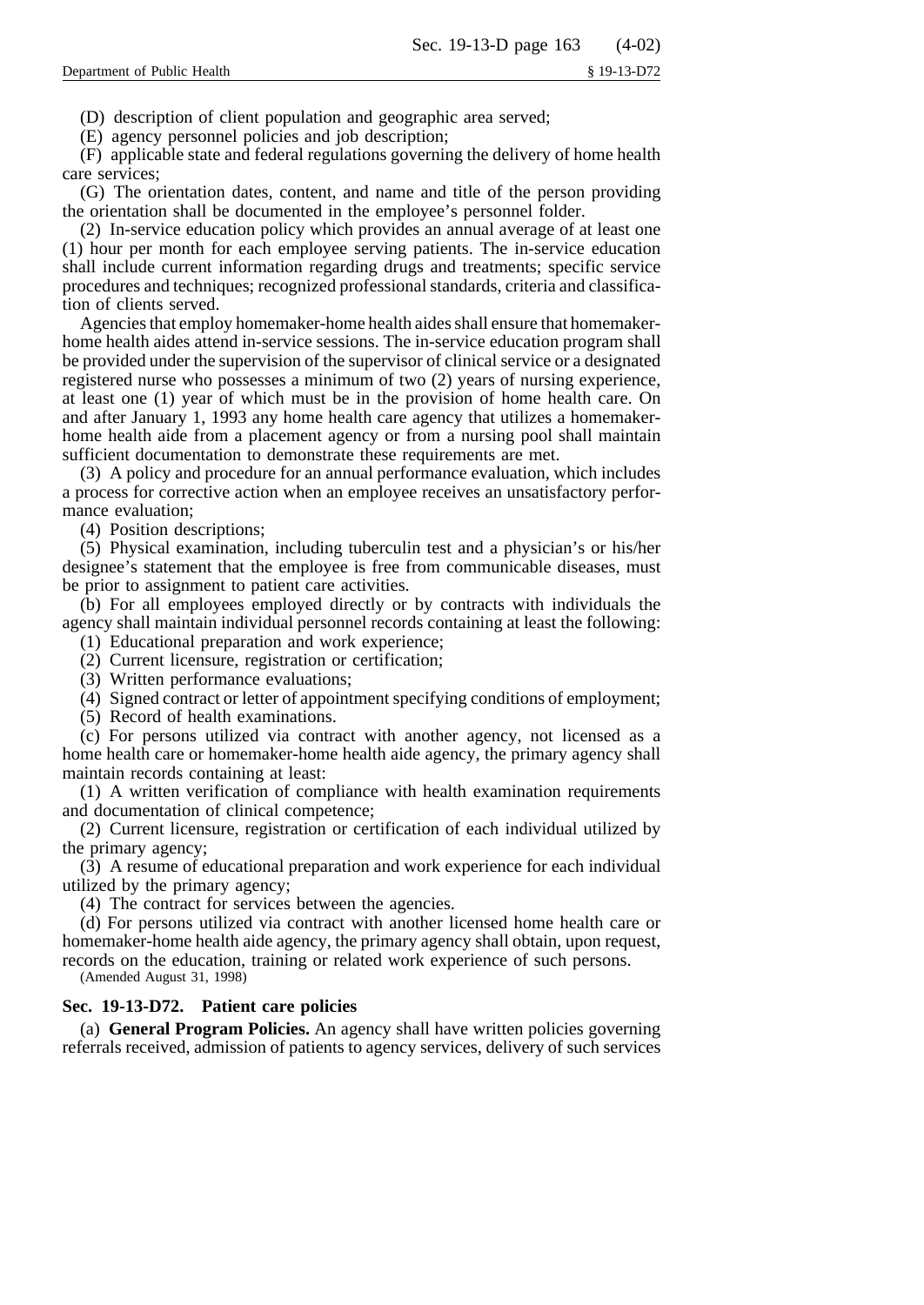(D) description of client population and geographic area served;

(E) agency personnel policies and job description;

(F) applicable state and federal regulations governing the delivery of home health care services;

(G) The orientation dates, content, and name and title of the person providing the orientation shall be documented in the employee's personnel folder.

(2) In-service education policy which provides an annual average of at least one (1) hour per month for each employee serving patients. The in-service education shall include current information regarding drugs and treatments; specific service procedures and techniques; recognized professional standards, criteria and classification of clients served.

Agencies that employ homemaker-home health aides shall ensure that homemaker-home health aides attend in-service sessions. The in-service education program shall be provided under the supervision of the supervisor of clinical service or a designated registered nurse who possesses a minimum of two (2) years of nursing experience, at least one (1) year of which must be in the provision of home health care. On and after January 1, 1993 any home health care agency that utilizes a homemaker-home health aide from a placement agency or from a nursing pool shall maintain sufficient documentation to demonstrate these requirements are met.

(3) A policy and procedure for an annual performance evaluation, which includes a process for corrective action when an employee receives an unsatisfactory performance evaluation;

(4) Position descriptions;

(5) Physical examination, including tuberculin test and a physician's or his/her designee's statement that the employee is free from communicable diseases, must be prior to assignment to patient care activities.

(b) For all employees employed directly or by contracts with individuals the agency shall maintain individual personnel records containing at least the following:

(1) Educational preparation and work experience;

(2) Current licensure, registration or certification;

(3) Written performance evaluations;

(4) Signed contract or letter of appointment specifying conditions of employment;

(5) Record of health examinations.

(c) For persons utilized via contract with another agency, not licensed as a home health care or homemaker-home health aide agency, the primary agency shall maintain records containing at least:

(1) A written verification of compliance with health examination requirements and documentation of clinical competence;

(2) Current licensure, registration or certification of each individual utilized by the primary agency;

(3) A resume of educational preparation and work experience for each individual utilized by the primary agency;

(4) The contract for services between the agencies.

(d) For persons utilized via contract with another licensed home health care or homemaker-home health aide agency, the primary agency shall obtain, upon request, records on the education, training or related work experience of such persons.

(Amended August 31, 1998)

### Sec. 19-13-D72. Patient care policies

(a) **General Program Policies.** An agency shall have written policies governing referrals received, admission of patients to agency services, delivery of such services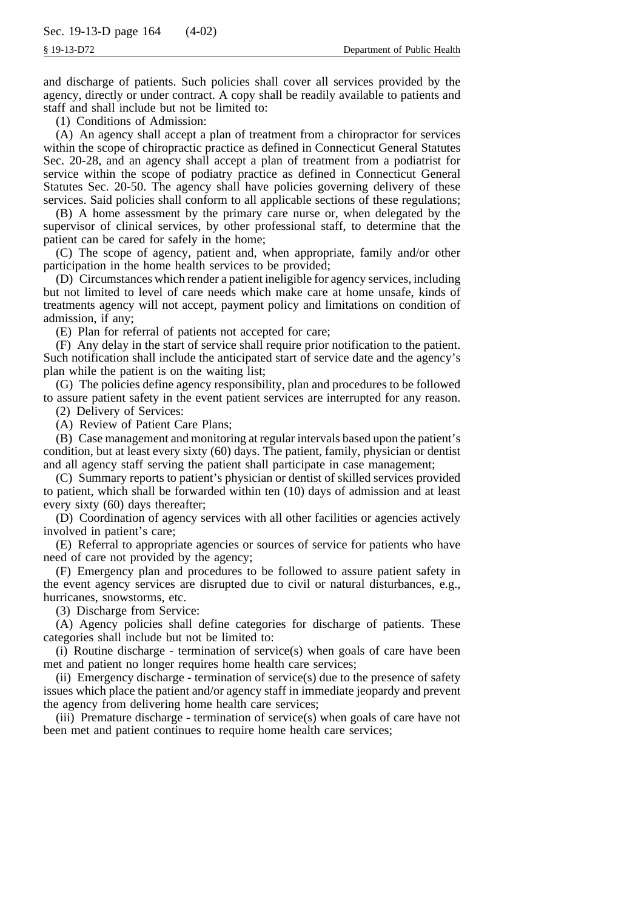and discharge of patients. Such policies shall cover all services provided by the agency, directly or under contract. A copy shall be readily available to patients and staff and shall include but not be limited to:

(1) Conditions of Admission:

(A) An agency shall accept a plan of treatment from a chiropractor for services within the scope of chiropractic practice as defined in Connecticut General Statutes Sec. 20-28, and an agency shall accept a plan of treatment from a podiatrist for service within the scope of podiatry practice as defined in Connecticut General Statutes Sec. 20-50. The agency shall have policies governing delivery of these services. Said policies shall conform to all applicable sections of these regulations;

(B) A home assessment by the primary care nurse or, when delegated by the supervisor of clinical services, by other professional staff, to determine that the patient can be cared for safely in the home;

(C) The scope of agency, patient and, when appropriate, family and/or other participation in the home health services to be provided;

(D) Circumstances which render a patient ineligible for agency services, including but not limited to level of care needs which make care at home unsafe, kinds of treatments agency will not accept, payment policy and limitations on condition of admission, if any;

(E) Plan for referral of patients not accepted for care;

(F) Any delay in the start of service shall require prior notification to the patient. Such notification shall include the anticipated start of service date and the agency's plan while the patient is on the waiting list;

(G) The policies define agency responsibility, plan and procedures to be followed to assure patient safety in the event patient services are interrupted for any reason.

(2) Delivery of Services:

(A) Review of Patient Care Plans;

(B) Case management and monitoring at regular intervals based upon the patient's condition, but at least every sixty (60) days. The patient, family, physician or dentist and all agency staff serving the patient shall participate in case management;

(C) Summary reports to patient's physician or dentist of skilled services provided to patient, which shall be forwarded within ten (10) days of admission and at least every sixty (60) days thereafter;

(D) Coordination of agency services with all other facilities or agencies actively involved in patient's care;

(E) Referral to appropriate agencies or sources of service for patients who have need of care not provided by the agency;

(F) Emergency plan and procedures to be followed to assure patient safety in the event agency services are disrupted due to civil or natural disturbances, e.g., hurricanes, snowstorms, etc.

(3) Discharge from Service:

(A) Agency policies shall define categories for discharge of patients. These categories shall include but not be limited to:

(i) Routine discharge - termination of service(s) when goals of care have been met and patient no longer requires home health care services;

(ii) Emergency discharge - termination of service(s) due to the presence of safety issues which place the patient and/or agency staff in immediate jeopardy and prevent the agency from delivering home health care services;

(iii) Premature discharge - termination of service(s) when goals of care have not been met and patient continues to require home health care services;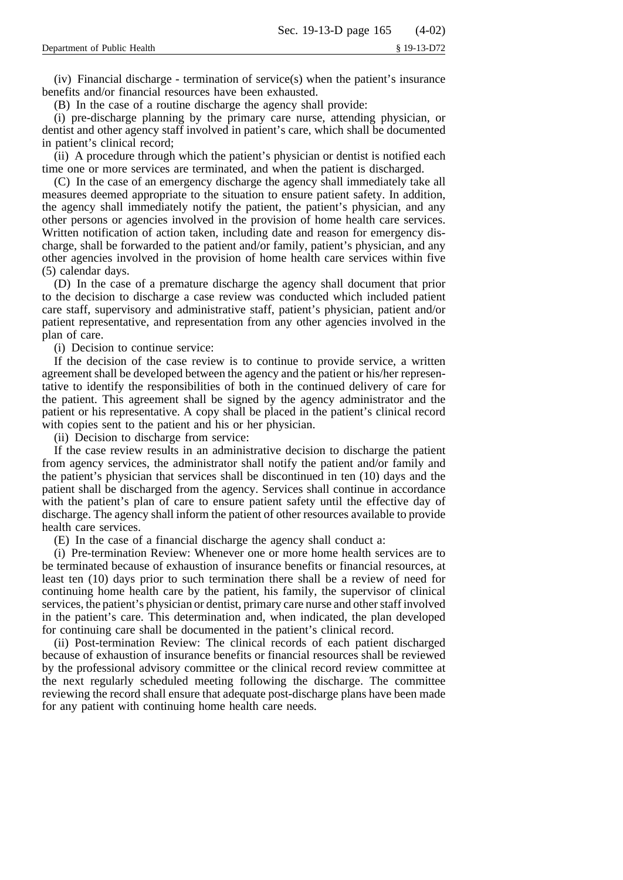(iv) Financial discharge - termination of service(s) when the patient's insurance benefits and/or financial resources have been exhausted.

(B) In the case of a routine discharge the agency shall provide:

(i) pre-discharge planning by the primary care nurse, attending physician, or dentist and other agency staff involved in patient's care, which shall be documented in patient's clinical record;

(ii) A procedure through which the patient's physician or dentist is notified each time one or more services are terminated, and when the patient is discharged.

(C) In the case of an emergency discharge the agency shall immediately take all measures deemed appropriate to the situation to ensure patient safety. In addition, the agency shall immediately notify the patient, the patient's physician, and any other persons or agencies involved in the provision of home health care services. Written notification of action taken, including date and reason for emergency discharge, shall be forwarded to the patient and/or family, patient's physician, and any other agencies involved in the provision of home health care services within five (5) calendar days.

(D) In the case of a premature discharge the agency shall document that prior to the decision to discharge a case review was conducted which included patient care staff, supervisory and administrative staff, patient's physician, patient and/or patient representative, and representation from any other agencies involved in the plan of care.

(i) Decision to continue service:

If the decision of the case review is to continue to provide service, a written agreement shall be developed between the agency and the patient or his/her representative to identify the responsibilities of both in the continued delivery of care for the patient. This agreement shall be signed by the agency administrator and the patient or his representative. A copy shall be placed in the patient's clinical record with copies sent to the patient and his or her physician.

(ii) Decision to discharge from service:

If the case review results in an administrative decision to discharge the patient from agency services, the administrator shall notify the patient and/or family and the patient's physician that services shall be discontinued in ten (10) days and the patient shall be discharged from the agency. Services shall continue in accordance with the patient's plan of care to ensure patient safety until the effective day of discharge. The agency shall inform the patient of other resources available to provide health care services.

(E) In the case of a financial discharge the agency shall conduct a:

(i) Pre-termination Review: Whenever one or more home health services are to be terminated because of exhaustion of insurance benefits or financial resources, at least ten (10) days prior to such termination there shall be a review of need for continuing home health care by the patient, his family, the supervisor of clinical services, the patient's physician or dentist, primary care nurse and other staff involved in the patient's care. This determination and, when indicated, the plan developed for continuing care shall be documented in the patient's clinical record.

(ii) Post-termination Review: The clinical records of each patient discharged because of exhaustion of insurance benefits or financial resources shall be reviewed by the professional advisory committee or the clinical record review committee at the next regularly scheduled meeting following the discharge. The committee reviewing the record shall ensure that adequate post-discharge plans have been made for any patient with continuing home health care needs.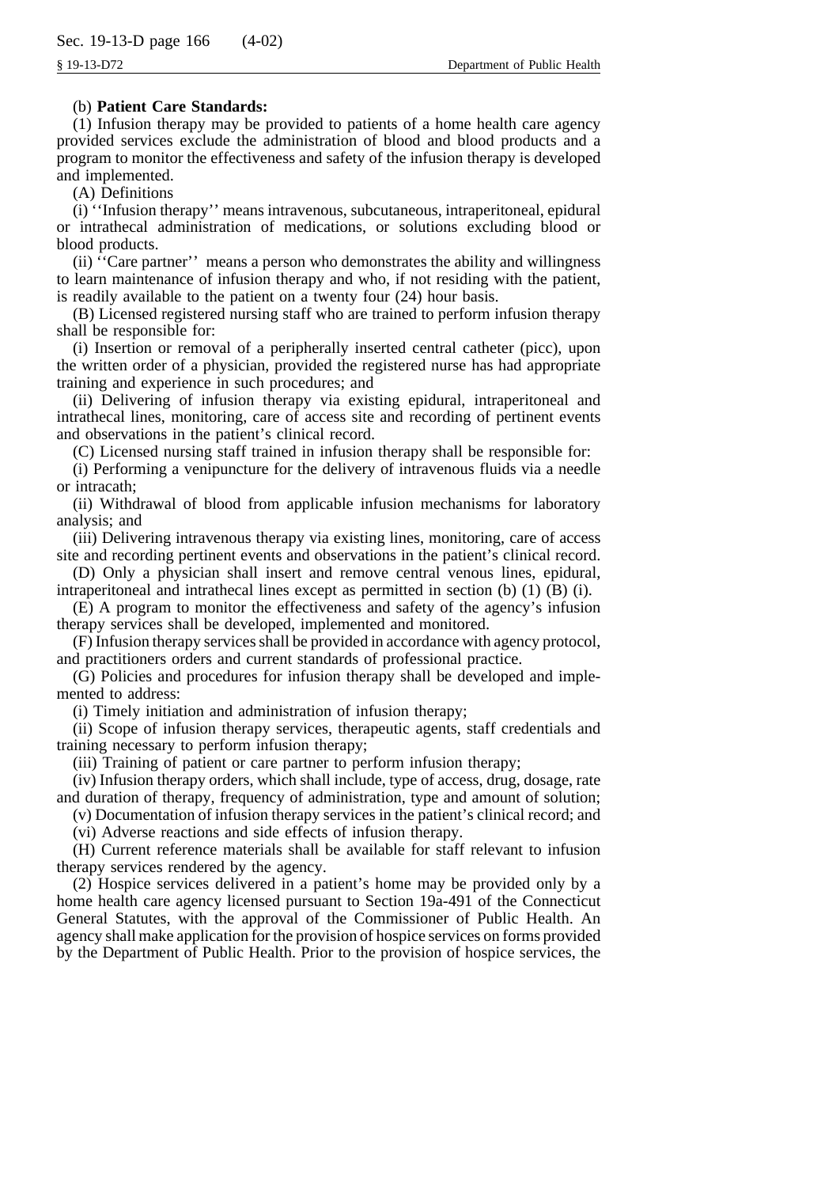(b) **Patient Care Standards:**

(1) Infusion therapy may be provided to patients of a home health care agency provided services exclude the administration of blood and blood products and a program to monitor the effectiveness and safety of the infusion therapy is developed and implemented.

(A) Definitions

(i) ''Infusion therapy'' means intravenous, subcutaneous, intraperitoneal, epidural or intrathecal administration of medications, or solutions excluding blood or blood products.

(ii) ''Care partner'' means a person who demonstrates the ability and willingness to learn maintenance of infusion therapy and who, if not residing with the patient, is readily available to the patient on a twenty four (24) hour basis.

(B) Licensed registered nursing staff who are trained to perform infusion therapy shall be responsible for:

(i) Insertion or removal of a peripherally inserted central catheter (picc), upon the written order of a physician, provided the registered nurse has had appropriate training and experience in such procedures; and

(ii) Delivering of infusion therapy via existing epidural, intraperitoneal and intrathecal lines, monitoring, care of access site and recording of pertinent events and observations in the patient's clinical record.

(C) Licensed nursing staff trained in infusion therapy shall be responsible for:

(i) Performing a venipuncture for the delivery of intravenous fluids via a needle or intracath;

(ii) Withdrawal of blood from applicable infusion mechanisms for laboratory analysis; and

(iii) Delivering intravenous therapy via existing lines, monitoring, care of access site and recording pertinent events and observations in the patient's clinical record.

(D) Only a physician shall insert and remove central venous lines, epidural, intraperitoneal and intrathecal lines except as permitted in section (b) (1) (B) (i).

(E) A program to monitor the effectiveness and safety of the agency's infusion therapy services shall be developed, implemented and monitored.

(F) Infusion therapy services shall be provided in accordance with agency protocol, and practitioners orders and current standards of professional practice.

(G) Policies and procedures for infusion therapy shall be developed and implemented to address:

(i) Timely initiation and administration of infusion therapy;

(ii) Scope of infusion therapy services, therapeutic agents, staff credentials and training necessary to perform infusion therapy;

(iii) Training of patient or care partner to perform infusion therapy;

(iv) Infusion therapy orders, which shall include, type of access, drug, dosage, rate and duration of therapy, frequency of administration, type and amount of solution;

(v) Documentation of infusion therapy services in the patient's clinical record; and

(vi) Adverse reactions and side effects of infusion therapy.

(H) Current reference materials shall be available for staff relevant to infusion therapy services rendered by the agency.

(2) Hospice services delivered in a patient's home may be provided only by a home health care agency licensed pursuant to Section 19a-491 of the Connecticut General Statutes, with the approval of the Commissioner of Public Health. An agency shall make application for the provision of hospice services on forms provided by the Department of Public Health. Prior to the provision of hospice services, the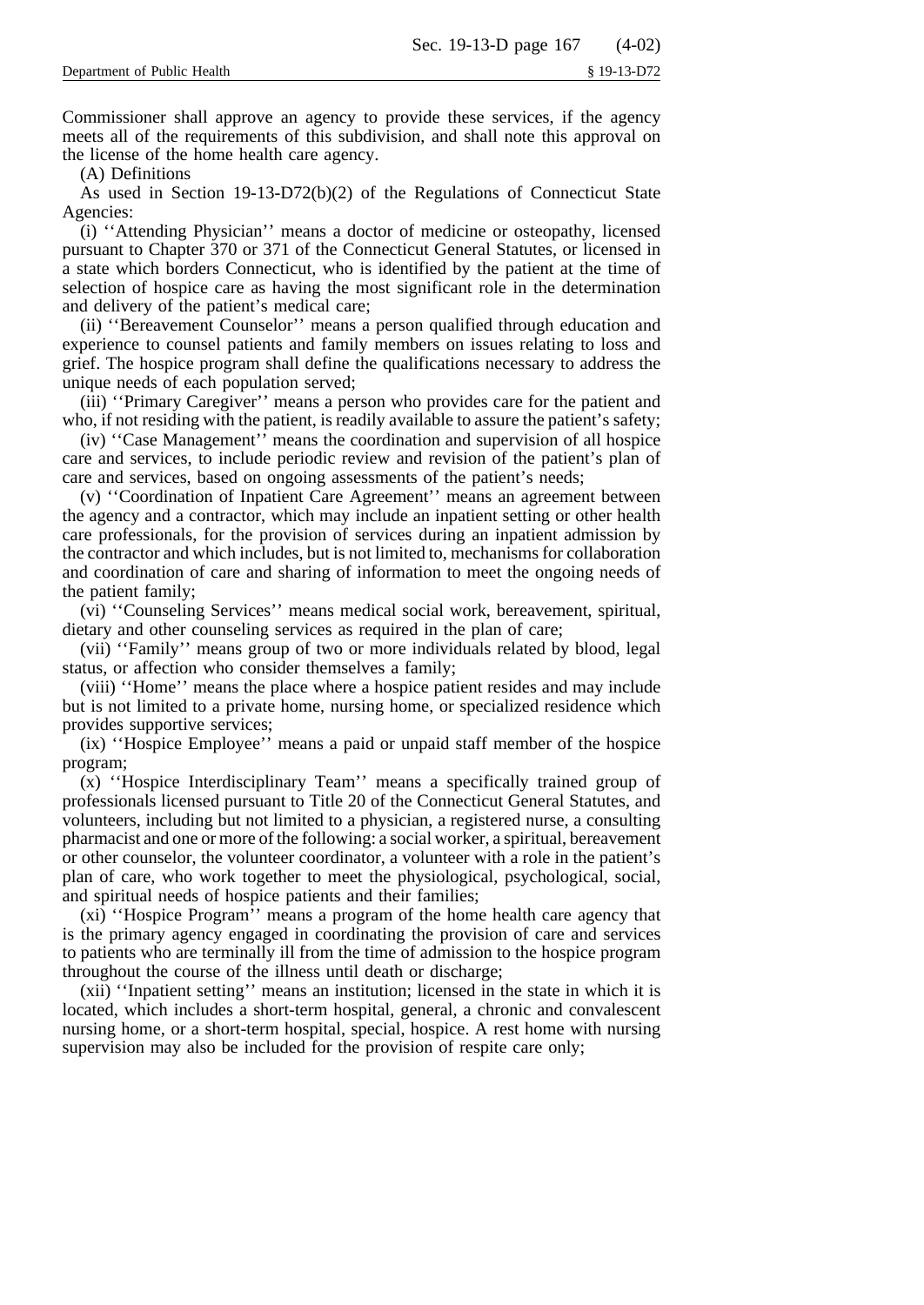Commissioner shall approve an agency to provide these services, if the agency meets all of the requirements of this subdivision, and shall note this approval on the license of the home health care agency.

(A) Definitions

As used in Section 19-13-D72(b)(2) of the Regulations of Connecticut State Agencies:

(i) ''Attending Physician'' means a doctor of medicine or osteopathy, licensed pursuant to Chapter 370 or 371 of the Connecticut General Statutes, or licensed in a state which borders Connecticut, who is identified by the patient at the time of selection of hospice care as having the most significant role in the determination and delivery of the patient's medical care;

(ii) ''Bereavement Counselor'' means a person qualified through education and experience to counsel patients and family members on issues relating to loss and grief. The hospice program shall define the qualifications necessary to address the unique needs of each population served;

(iii) ''Primary Caregiver'' means a person who provides care for the patient and who, if not residing with the patient, is readily available to assure the patient's safety;

(iv) ''Case Management'' means the coordination and supervision of all hospice care and services, to include periodic review and revision of the patient's plan of care and services, based on ongoing assessments of the patient's needs;

(v) ''Coordination of Inpatient Care Agreement'' means an agreement between the agency and a contractor, which may include an inpatient setting or other health care professionals, for the provision of services during an inpatient admission by the contractor and which includes, but is not limited to, mechanisms for collaboration and coordination of care and sharing of information to meet the ongoing needs of the patient family;

(vi) ''Counseling Services'' means medical social work, bereavement, spiritual, dietary and other counseling services as required in the plan of care;

(vii) ''Family'' means group of two or more individuals related by blood, legal status, or affection who consider themselves a family;

(viii) ''Home'' means the place where a hospice patient resides and may include but is not limited to a private home, nursing home, or specialized residence which provides supportive services;

(ix) ''Hospice Employee'' means a paid or unpaid staff member of the hospice program;

(x) ''Hospice Interdisciplinary Team'' means a specifically trained group of professionals licensed pursuant to Title 20 of the Connecticut General Statutes, and volunteers, including but not limited to a physician, a registered nurse, a consulting pharmacist and one or more of the following: a social worker, a spiritual, bereavement or other counselor, the volunteer coordinator, a volunteer with a role in the patient's plan of care, who work together to meet the physiological, psychological, social, and spiritual needs of hospice patients and their families;

(xi) ''Hospice Program'' means a program of the home health care agency that is the primary agency engaged in coordinating the provision of care and services to patients who are terminally ill from the time of admission to the hospice program throughout the course of the illness until death or discharge;

(xii) ''Inpatient setting'' means an institution; licensed in the state in which it is located, which includes a short-term hospital, general, a chronic and convalescent nursing home, or a short-term hospital, special, hospice. A rest home with nursing supervision may also be included for the provision of respite care only;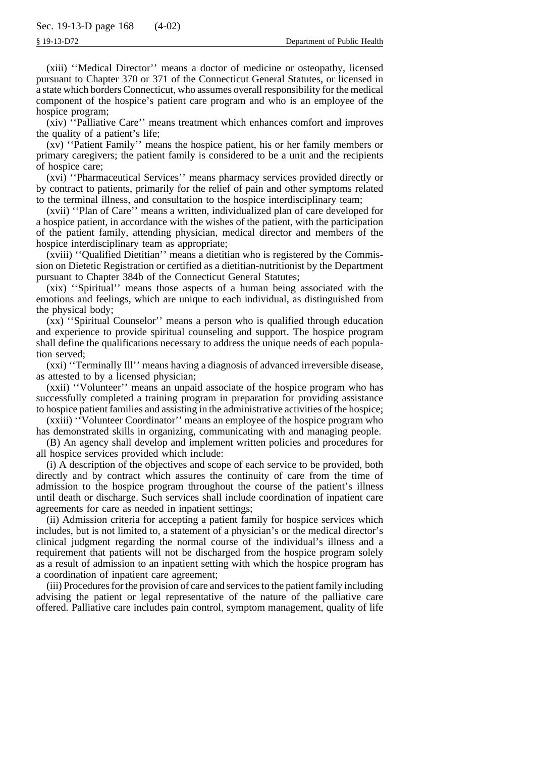(xiii) ''Medical Director'' means a doctor of medicine or osteopathy, licensed pursuant to Chapter 370 or 371 of the Connecticut General Statutes, or licensed in a state which borders Connecticut, who assumes overall responsibility for the medical component of the hospice's patient care program and who is an employee of the hospice program;

(xiv) ''Palliative Care'' means treatment which enhances comfort and improves the quality of a patient's life;

(xv) ''Patient Family'' means the hospice patient, his or her family members or primary caregivers; the patient family is considered to be a unit and the recipients of hospice care;

(xvi) ''Pharmaceutical Services'' means pharmacy services provided directly or by contract to patients, primarily for the relief of pain and other symptoms related to the terminal illness, and consultation to the hospice interdisciplinary team;

(xvii) ''Plan of Care'' means a written, individualized plan of care developed for a hospice patient, in accordance with the wishes of the patient, with the participation of the patient family, attending physician, medical director and members of the hospice interdisciplinary team as appropriate;

(xviii) ''Qualified Dietitian'' means a dietitian who is registered by the Commission on Dietetic Registration or certified as a dietitian-nutritionist by the Department pursuant to Chapter 384b of the Connecticut General Statutes;

(xix) ''Spiritual'' means those aspects of a human being associated with the emotions and feelings, which are unique to each individual, as distinguished from the physical body;

(xx) ''Spiritual Counselor'' means a person who is qualified through education and experience to provide spiritual counseling and support. The hospice program shall define the qualifications necessary to address the unique needs of each population served;

(xxi) ''Terminally Ill'' means having a diagnosis of advanced irreversible disease, as attested to by a licensed physician;

(xxii) ''Volunteer'' means an unpaid associate of the hospice program who has successfully completed a training program in preparation for providing assistance to hospice patient families and assisting in the administrative activities of the hospice;

(xxiii) ''Volunteer Coordinator'' means an employee of the hospice program who has demonstrated skills in organizing, communicating with and managing people.

(B) An agency shall develop and implement written policies and procedures for all hospice services provided which include:

(i) A description of the objectives and scope of each service to be provided, both directly and by contract which assures the continuity of care from the time of admission to the hospice program throughout the course of the patient's illness until death or discharge. Such services shall include coordination of inpatient care agreements for care as needed in inpatient settings;

(ii) Admission criteria for accepting a patient family for hospice services which includes, but is not limited to, a statement of a physician's or the medical director's clinical judgment regarding the normal course of the individual's illness and a requirement that patients will not be discharged from the hospice program solely as a result of admission to an inpatient setting with which the hospice program has a coordination of inpatient care agreement;

(iii) Procedures for the provision of care and services to the patient family including advising the patient or legal representative of the nature of the palliative care offered. Palliative care includes pain control, symptom management, quality of life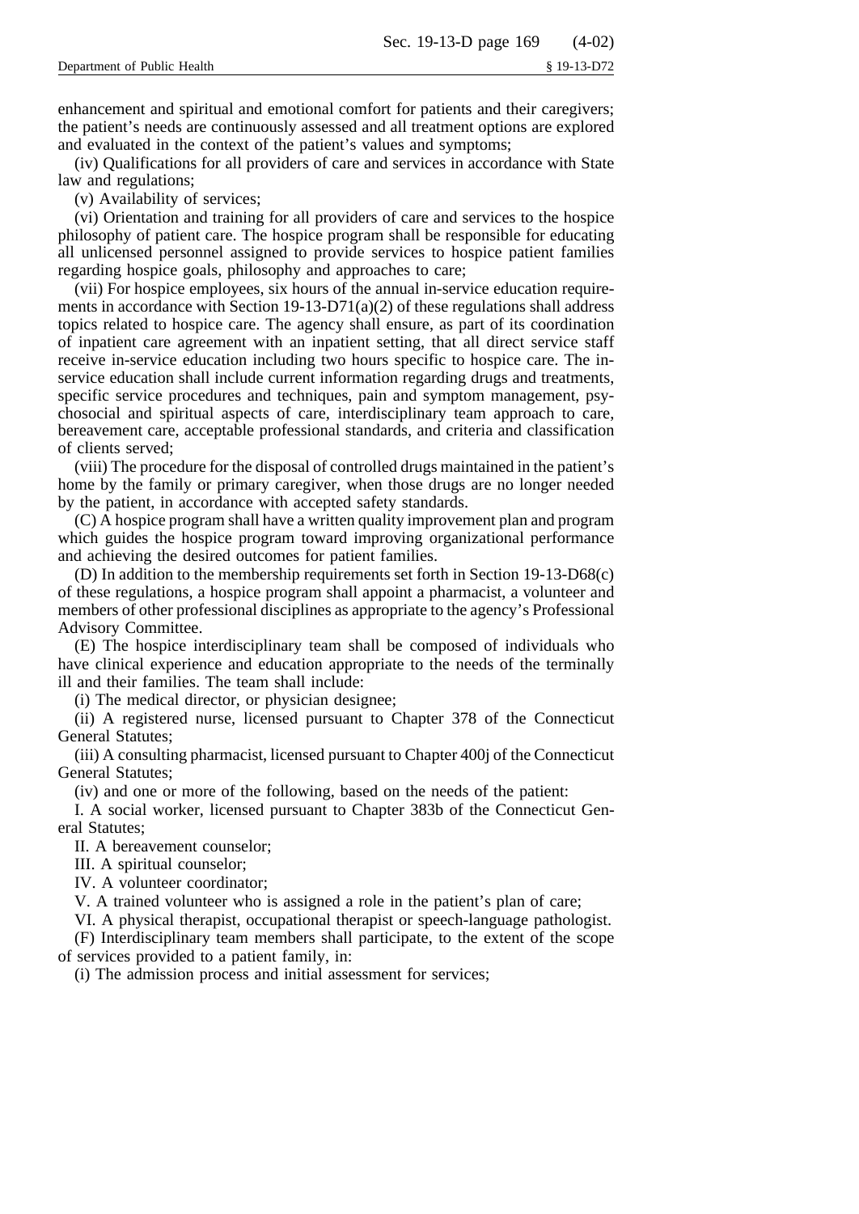enhancement and spiritual and emotional comfort for patients and their caregivers; the patient's needs are continuously assessed and all treatment options are explored and evaluated in the context of the patient's values and symptoms;

(iv) Qualifications for all providers of care and services in accordance with State law and regulations;

(v) Availability of services;

(vi) Orientation and training for all providers of care and services to the hospice philosophy of patient care. The hospice program shall be responsible for educating all unlicensed personnel assigned to provide services to hospice patient families regarding hospice goals, philosophy and approaches to care;

(vii) For hospice employees, six hours of the annual in-service education requirements in accordance with Section 19-13-D71(a)(2) of these regulations shall address topics related to hospice care. The agency shall ensure, as part of its coordination of inpatient care agreement with an inpatient setting, that all direct service staff receive in-service education including two hours specific to hospice care. The in-service education shall include current information regarding drugs and treatments, specific service procedures and techniques, pain and symptom management, psychosocial and spiritual aspects of care, interdisciplinary team approach to care, bereavement care, acceptable professional standards, and criteria and classification of clients served;

(viii) The procedure for the disposal of controlled drugs maintained in the patient's home by the family or primary caregiver, when those drugs are no longer needed by the patient, in accordance with accepted safety standards.

(C) A hospice program shall have a written quality improvement plan and program which guides the hospice program toward improving organizational performance and achieving the desired outcomes for patient families.

(D) In addition to the membership requirements set forth in Section 19-13-D68(c) of these regulations, a hospice program shall appoint a pharmacist, a volunteer and members of other professional disciplines as appropriate to the agency's Professional Advisory Committee.

(E) The hospice interdisciplinary team shall be composed of individuals who have clinical experience and education appropriate to the needs of the terminally ill and their families. The team shall include:

(i) The medical director, or physician designee;

(ii) A registered nurse, licensed pursuant to Chapter 378 of the Connecticut General Statutes;

(iii) A consulting pharmacist, licensed pursuant to Chapter 400j of the Connecticut General Statutes;

(iv) and one or more of the following, based on the needs of the patient:

I. A social worker, licensed pursuant to Chapter 383b of the Connecticut General Statutes;

II. A bereavement counselor;

III. A spiritual counselor;

IV. A volunteer coordinator;

V. A trained volunteer who is assigned a role in the patient's plan of care;

VI. A physical therapist, occupational therapist or speech-language pathologist.

(F) Interdisciplinary team members shall participate, to the extent of the scope of services provided to a patient family, in:

(i) The admission process and initial assessment for services;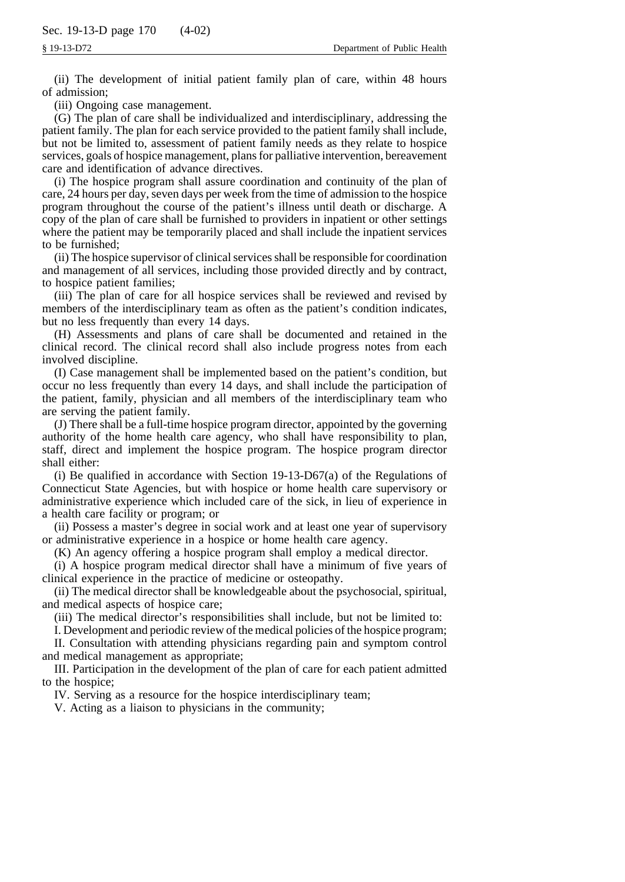(ii) The development of initial patient family plan of care, within 48 hours of admission;

(iii) Ongoing case management.

(G) The plan of care shall be individualized and interdisciplinary, addressing the patient family. The plan for each service provided to the patient family shall include, but not be limited to, assessment of patient family needs as they relate to hospice services, goals of hospice management, plans for palliative intervention, bereavement care and identification of advance directives.

(i) The hospice program shall assure coordination and continuity of the plan of care, 24 hours per day, seven days per week from the time of admission to the hospice program throughout the course of the patient's illness until death or discharge. A copy of the plan of care shall be furnished to providers in inpatient or other settings where the patient may be temporarily placed and shall include the inpatient services to be furnished;

(ii) The hospice supervisor of clinical services shall be responsible for coordination and management of all services, including those provided directly and by contract, to hospice patient families;

(iii) The plan of care for all hospice services shall be reviewed and revised by members of the interdisciplinary team as often as the patient's condition indicates, but no less frequently than every 14 days.

(H) Assessments and plans of care shall be documented and retained in the clinical record. The clinical record shall also include progress notes from each involved discipline.

(I) Case management shall be implemented based on the patient's condition, but occur no less frequently than every 14 days, and shall include the participation of the patient, family, physician and all members of the interdisciplinary team who are serving the patient family.

(J) There shall be a full-time hospice program director, appointed by the governing authority of the home health care agency, who shall have responsibility to plan, staff, direct and implement the hospice program. The hospice program director shall either:

(i) Be qualified in accordance with Section 19-13-D67(a) of the Regulations of Connecticut State Agencies, but with hospice or home health care supervisory or administrative experience which included care of the sick, in lieu of experience in a health care facility or program; or

(ii) Possess a master's degree in social work and at least one year of supervisory or administrative experience in a hospice or home health care agency.

(K) An agency offering a hospice program shall employ a medical director.

(i) A hospice program medical director shall have a minimum of five years of clinical experience in the practice of medicine or osteopathy.

(ii) The medical director shall be knowledgeable about the psychosocial, spiritual, and medical aspects of hospice care;

(iii) The medical director's responsibilities shall include, but not be limited to:

I. Development and periodic review of the medical policies of the hospice program;

II. Consultation with attending physicians regarding pain and symptom control and medical management as appropriate;

III. Participation in the development of the plan of care for each patient admitted to the hospice;

IV. Serving as a resource for the hospice interdisciplinary team;

V. Acting as a liaison to physicians in the community;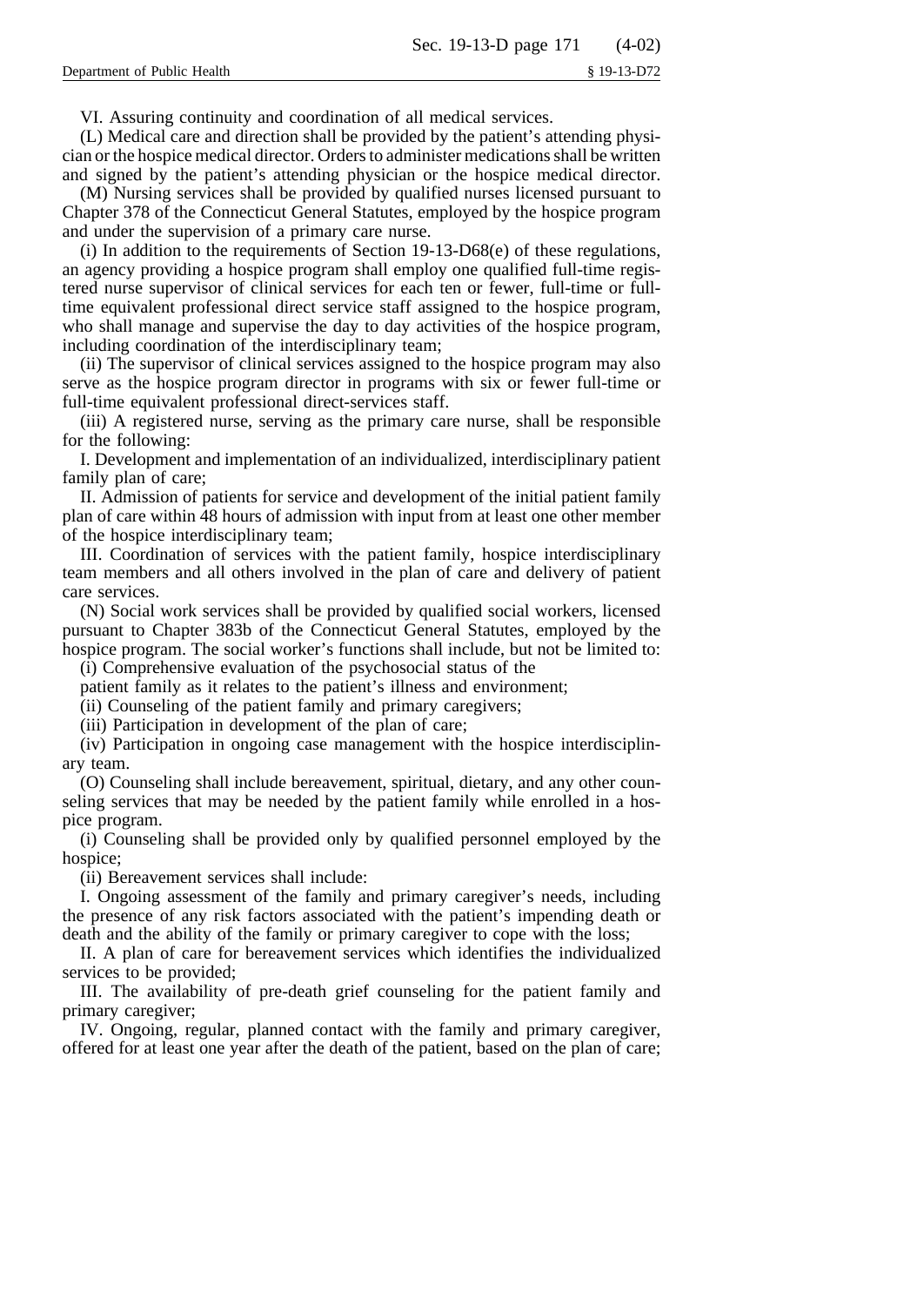VI. Assuring continuity and coordination of all medical services.

(L) Medical care and direction shall be provided by the patient's attending physician or the hospice medical director. Orders to administer medications shall be written and signed by the patient's attending physician or the hospice medical director.

(M) Nursing services shall be provided by qualified nurses licensed pursuant to Chapter 378 of the Connecticut General Statutes, employed by the hospice program and under the supervision of a primary care nurse.

(i) In addition to the requirements of Section 19-13-D68(e) of these regulations, an agency providing a hospice program shall employ one qualified full-time registered nurse supervisor of clinical services for each ten or fewer, full-time or full-time equivalent professional direct service staff assigned to the hospice program, who shall manage and supervise the day to day activities of the hospice program, including coordination of the interdisciplinary team;

(ii) The supervisor of clinical services assigned to the hospice program may also serve as the hospice program director in programs with six or fewer full-time or full-time equivalent professional direct-services staff.

(iii) A registered nurse, serving as the primary care nurse, shall be responsible for the following:

I. Development and implementation of an individualized, interdisciplinary patient family plan of care;

II. Admission of patients for service and development of the initial patient family plan of care within 48 hours of admission with input from at least one other member of the hospice interdisciplinary team;

III. Coordination of services with the patient family, hospice interdisciplinary team members and all others involved in the plan of care and delivery of patient care services.

(N) Social work services shall be provided by qualified social workers, licensed pursuant to Chapter 383b of the Connecticut General Statutes, employed by the hospice program. The social worker's functions shall include, but not be limited to:

(i) Comprehensive evaluation of the psychosocial status of the patient family as it relates to the patient's illness and environment;

(ii) Counseling of the patient family and primary caregivers;

(iii) Participation in development of the plan of care;

(iv) Participation in ongoing case management with the hospice interdisciplinary team.

(O) Counseling shall include bereavement, spiritual, dietary, and any other counseling services that may be needed by the patient family while enrolled in a hospice program.

(i) Counseling shall be provided only by qualified personnel employed by the hospice;

(ii) Bereavement services shall include:

I. Ongoing assessment of the family and primary caregiver's needs, including the presence of any risk factors associated with the patient's impending death or death and the ability of the family or primary caregiver to cope with the loss;

II. A plan of care for bereavement services which identifies the individualized services to be provided;

III. The availability of pre-death grief counseling for the patient family and primary caregiver;

IV. Ongoing, regular, planned contact with the family and primary caregiver, offered for at least one year after the death of the patient, based on the plan of care;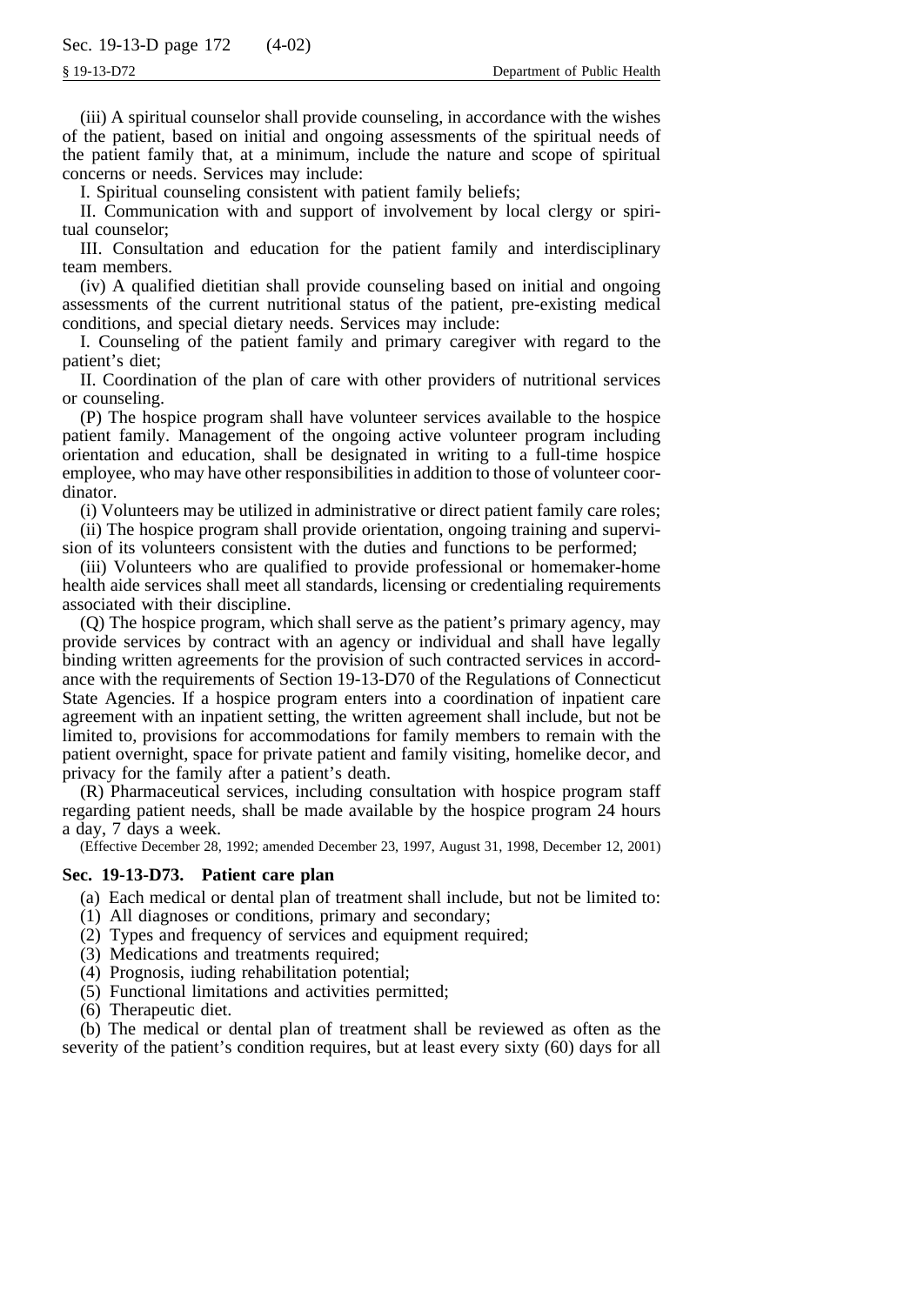(iii) A spiritual counselor shall provide counseling, in accordance with the wishes of the patient, based on initial and ongoing assessments of the spiritual needs of the patient family that, at a minimum, include the nature and scope of spiritual concerns or needs. Services may include:

I. Spiritual counseling consistent with patient family beliefs;

II. Communication with and support of involvement by local clergy or spiritual counselor;

III. Consultation and education for the patient family and interdisciplinary team members.

(iv) A qualified dietitian shall provide counseling based on initial and ongoing assessments of the current nutritional status of the patient, pre-existing medical conditions, and special dietary needs. Services may include:

I. Counseling of the patient family and primary caregiver with regard to the patient's diet;

II. Coordination of the plan of care with other providers of nutritional services or counseling.

(P) The hospice program shall have volunteer services available to the hospice patient family. Management of the ongoing active volunteer program including orientation and education, shall be designated in writing to a full-time hospice employee, who may have other responsibilities in addition to those of volunteer coordinator.

(i) Volunteers may be utilized in administrative or direct patient family care roles;

(ii) The hospice program shall provide orientation, ongoing training and supervision of its volunteers consistent with the duties and functions to be performed;

(iii) Volunteers who are qualified to provide professional or homemaker-home health aide services shall meet all standards, licensing or credentialing requirements associated with their discipline.

(Q) The hospice program, which shall serve as the patient's primary agency, may provide services by contract with an agency or individual and shall have legally binding written agreements for the provision of such contracted services in accordance with the requirements of Section 19-13-D70 of the Regulations of Connecticut State Agencies. If a hospice program enters into a coordination of inpatient care agreement with an inpatient setting, the written agreement shall include, but not be limited to, provisions for accommodations for family members to remain with the patient overnight, space for private patient and family visiting, homelike decor, and privacy for the family after a patient's death.

(R) Pharmaceutical services, including consultation with hospice program staff regarding patient needs, shall be made available by the hospice program 24 hours a day, 7 days a week.

(Effective December 28, 1992; amended December 23, 1997, August 31, 1998, December 12, 2001)

### Sec. 19-13-D73. Patient care plan

(a) Each medical or dental plan of treatment shall include, but not be limited to:

(1) All diagnoses or conditions, primary and secondary;

(2) Types and frequency of services and equipment required;

(3) Medications and treatments required;

(4) Prognosis, iuding rehabilitation potential;

(5) Functional limitations and activities permitted;

(6) Therapeutic diet.

(b) The medical or dental plan of treatment shall be reviewed as often as the severity of the patient's condition requires, but at least every sixty (60) days for all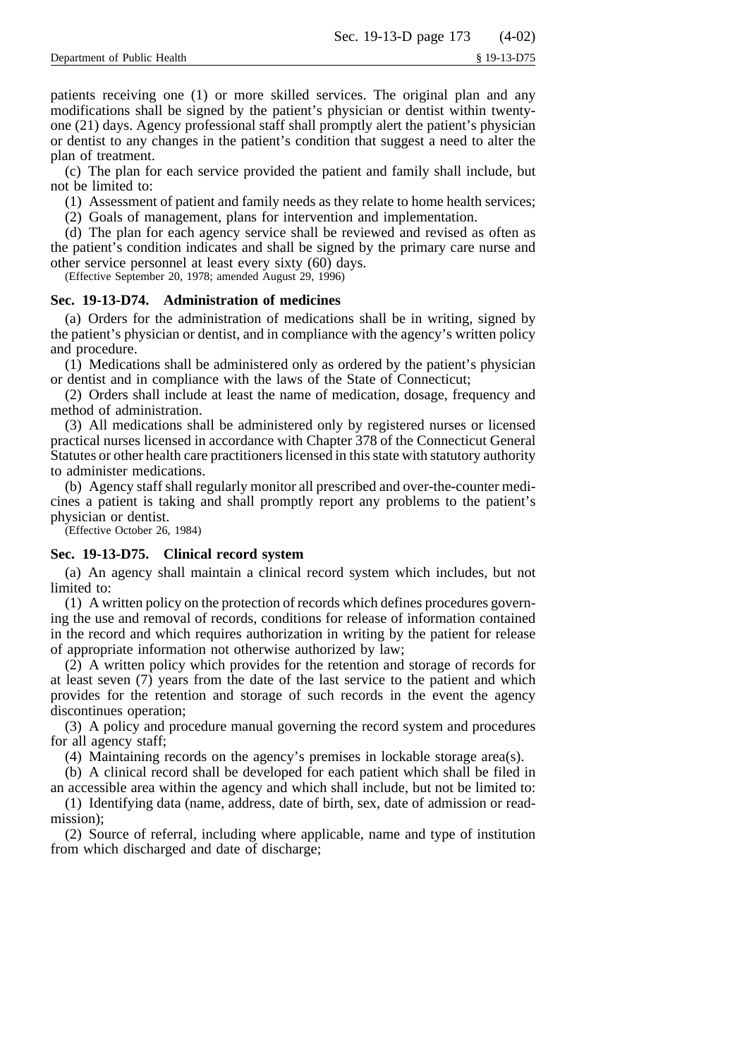patients receiving one (1) or more skilled services. The original plan and any modifications shall be signed by the patient's physician or dentist within twenty-one (21) days. Agency professional staff shall promptly alert the patient's physician or dentist to any changes in the patient's condition that suggest a need to alter the plan of treatment.

(c) The plan for each service provided the patient and family shall include, but not be limited to:

(1) Assessment of patient and family needs as they relate to home health services;

(2) Goals of management, plans for intervention and implementation.

(d) The plan for each agency service shall be reviewed and revised as often as the patient's condition indicates and shall be signed by the primary care nurse and other service personnel at least every sixty (60) days.

(Effective September 20, 1978; amended August 29, 1996)

### Sec. 19-13-D74. Administration of medicines

(a) Orders for the administration of medications shall be in writing, signed by the patient's physician or dentist, and in compliance with the agency's written policy and procedure.

(1) Medications shall be administered only as ordered by the patient's physician or dentist and in compliance with the laws of the State of Connecticut;

(2) Orders shall include at least the name of medication, dosage, frequency and method of administration.

(3) All medications shall be administered only by registered nurses or licensed practical nurses licensed in accordance with Chapter 378 of the Connecticut General Statutes or other health care practitioners licensed in this state with statutory authority to administer medications.

(b) Agency staff shall regularly monitor all prescribed and over-the-counter medicines a patient is taking and shall promptly report any problems to the patient's physician or dentist.

(Effective October 26, 1984)

### Sec. 19-13-D75. Clinical record system

(a) An agency shall maintain a clinical record system which includes, but not limited to:

(1) A written policy on the protection of records which defines procedures governing the use and removal of records, conditions for release of information contained in the record and which requires authorization in writing by the patient for release of appropriate information not otherwise authorized by law;

(2) A written policy which provides for the retention and storage of records for at least seven (7) years from the date of the last service to the patient and which provides for the retention and storage of such records in the event the agency discontinues operation;

(3) A policy and procedure manual governing the record system and procedures for all agency staff;

(4) Maintaining records on the agency's premises in lockable storage area(s).

(b) A clinical record shall be developed for each patient which shall be filed in an accessible area within the agency and which shall include, but not be limited to:

(1) Identifying data (name, address, date of birth, sex, date of admission or readmission);

(2) Source of referral, including where applicable, name and type of institution from which discharged and date of discharge;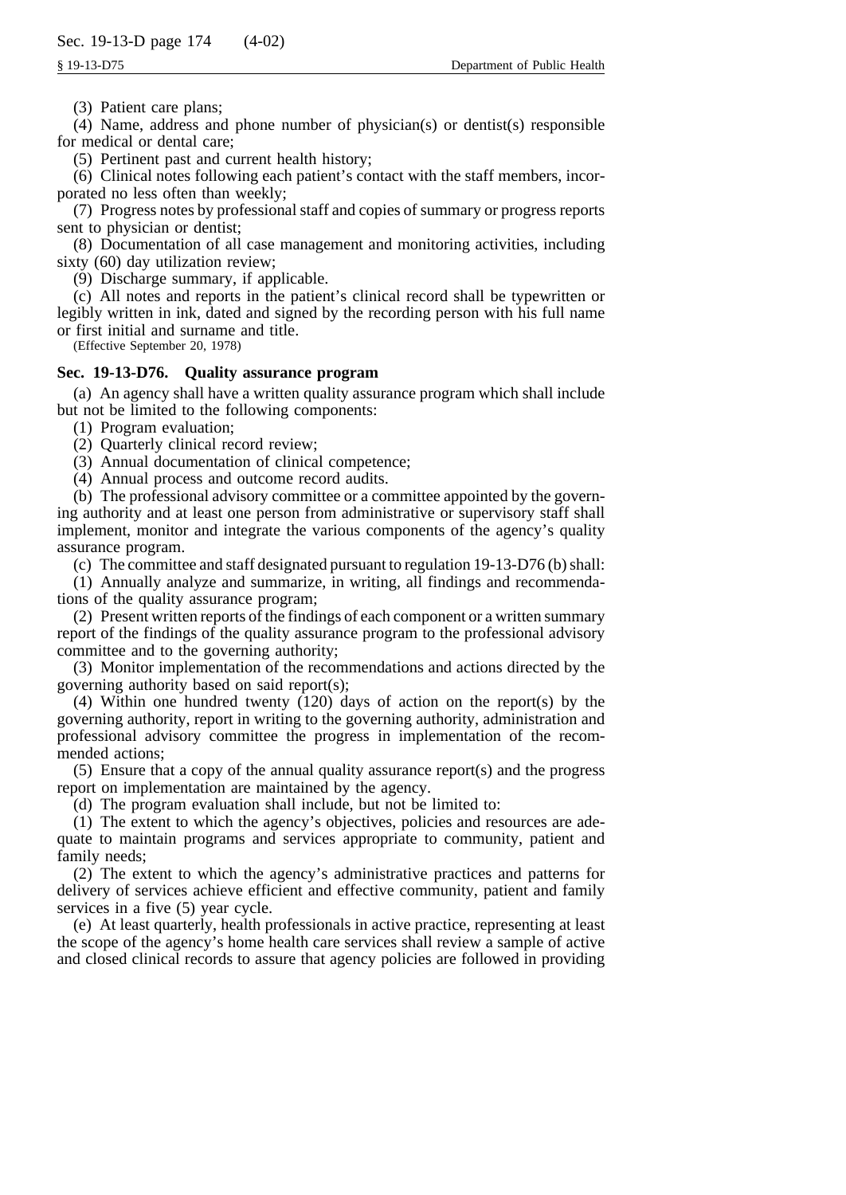(3) Patient care plans;

(4) Name, address and phone number of physician(s) or dentist(s) responsible for medical or dental care;

(5) Pertinent past and current health history;

(6) Clinical notes following each patient's contact with the staff members, incorporated no less often than weekly;

(7) Progress notes by professional staff and copies of summary or progress reports sent to physician or dentist;

(8) Documentation of all case management and monitoring activities, including sixty (60) day utilization review;

(9) Discharge summary, if applicable.

(c) All notes and reports in the patient's clinical record shall be typewritten or legibly written in ink, dated and signed by the recording person with his full name or first initial and surname and title.

(Effective September 20, 1978)

## Sec. 19-13-D76. Quality assurance program

(a) An agency shall have a written quality assurance program which shall include but not be limited to the following components:

(1) Program evaluation;

(2) Quarterly clinical record review;

(3) Annual documentation of clinical competence;

(4) Annual process and outcome record audits.

(b) The professional advisory committee or a committee appointed by the governing authority and at least one person from administrative or supervisory staff shall implement, monitor and integrate the various components of the agency's quality assurance program.

(c) The committee and staff designated pursuant to regulation 19-13-D76 (b) shall:

(1) Annually analyze and summarize, in writing, all findings and recommendations of the quality assurance program;

(2) Present written reports of the findings of each component or a written summary report of the findings of the quality assurance program to the professional advisory committee and to the governing authority;

(3) Monitor implementation of the recommendations and actions directed by the governing authority based on said report(s);

(4) Within one hundred twenty (120) days of action on the report(s) by the governing authority, report in writing to the governing authority, administration and professional advisory committee the progress in implementation of the recommended actions;

(5) Ensure that a copy of the annual quality assurance report(s) and the progress report on implementation are maintained by the agency.

(d) The program evaluation shall include, but not be limited to:

(1) The extent to which the agency's objectives, policies and resources are adequate to maintain programs and services appropriate to community, patient and family needs;

(2) The extent to which the agency's administrative practices and patterns for delivery of services achieve efficient and effective community, patient and family services in a five (5) year cycle.

(e) At least quarterly, health professionals in active practice, representing at least the scope of the agency's home health care services shall review a sample of active and closed clinical records to assure that agency policies are followed in providing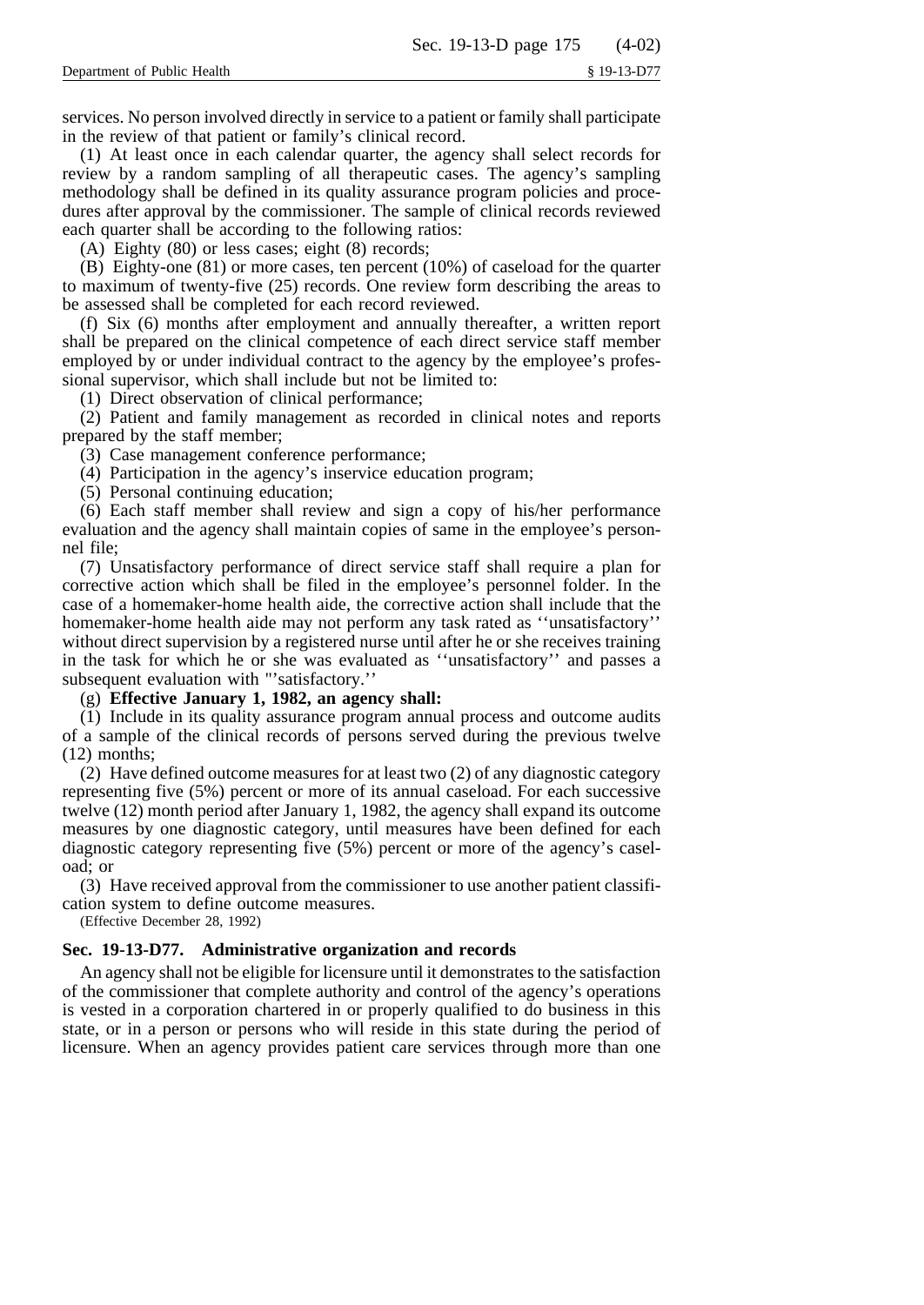services. No person involved directly in service to a patient or family shall participate in the review of that patient or family's clinical record.

(1) At least once in each calendar quarter, the agency shall select records for review by a random sampling of all therapeutic cases. The agency's sampling methodology shall be defined in its quality assurance program policies and procedures after approval by the commissioner. The sample of clinical records reviewed each quarter shall be according to the following ratios:

(A) Eighty (80) or less cases; eight (8) records;

(B) Eighty-one (81) or more cases, ten percent (10%) of caseload for the quarter to maximum of twenty-five (25) records. One review form describing the areas to be assessed shall be completed for each record reviewed.

(f) Six (6) months after employment and annually thereafter, a written report shall be prepared on the clinical competence of each direct service staff member employed by or under individual contract to the agency by the employee's professional supervisor, which shall include but not be limited to:

(1) Direct observation of clinical performance;

(2) Patient and family management as recorded in clinical notes and reports prepared by the staff member;

(3) Case management conference performance;

(4) Participation in the agency's inservice education program;

(5) Personal continuing education;

(6) Each staff member shall review and sign a copy of his/her performance evaluation and the agency shall maintain copies of same in the employee's personnel file;

(7) Unsatisfactory performance of direct service staff shall require a plan for corrective action which shall be filed in the employee's personnel folder. In the case of a homemaker-home health aide, the corrective action shall include that the homemaker-home health aide may not perform any task rated as ''unsatisfactory'' without direct supervision by a registered nurse until after he or she receives training in the task for which he or she was evaluated as ''unsatisfactory'' and passes a subsequent evaluation with "'satisfactory.''

(g) **Effective January 1, 1982, an agency shall:**

(1) Include in its quality assurance program annual process and outcome audits of a sample of the clinical records of persons served during the previous twelve (12) months;

(2) Have defined outcome measures for at least two (2) of any diagnostic category representing five (5%) percent or more of its annual caseload. For each successive twelve (12) month period after January 1, 1982, the agency shall expand its outcome measures by one diagnostic category, until measures have been defined for each diagnostic category representing five (5%) percent or more of the agency's caseload; or

(3) Have received approval from the commissioner to use another patient classification system to define outcome measures.

(Effective December 28, 1992)

## Sec. 19-13-D77. Administrative organization and records

An agency shall not be eligible for licensure until it demonstrates to the satisfaction of the commissioner that complete authority and control of the agency's operations is vested in a corporation chartered in or properly qualified to do business in this state, or in a person or persons who will reside in this state during the period of licensure. When an agency provides patient care services through more than one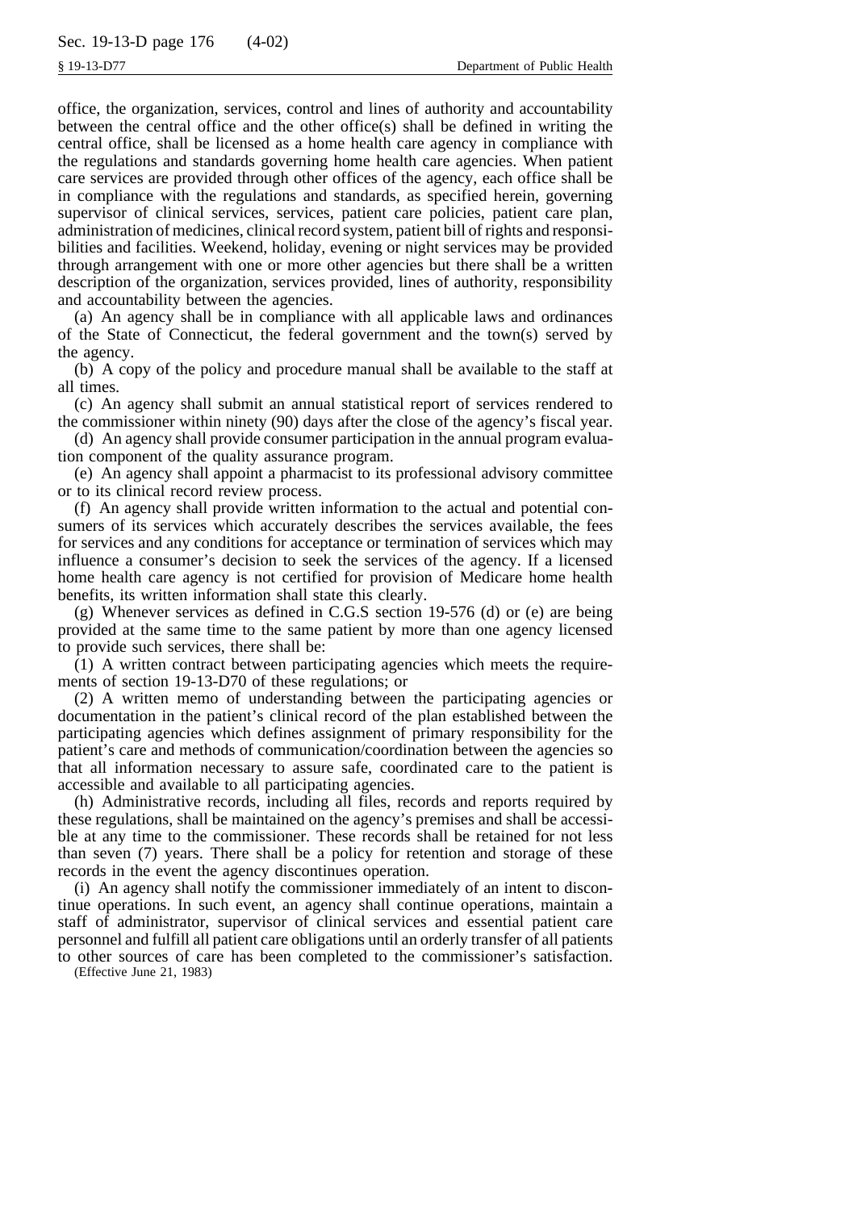office, the organization, services, control and lines of authority and accountability between the central office and the other office(s) shall be defined in writing the central office, shall be licensed as a home health care agency in compliance with the regulations and standards governing home health care agencies. When patient care services are provided through other offices of the agency, each office shall be in compliance with the regulations and standards, as specified herein, governing supervisor of clinical services, services, patient care policies, patient care plan, administration of medicines, clinical record system, patient bill of rights and responsibilities and facilities. Weekend, holiday, evening or night services may be provided through arrangement with one or more other agencies but there shall be a written description of the organization, services provided, lines of authority, responsibility and accountability between the agencies.

(a) An agency shall be in compliance with all applicable laws and ordinances of the State of Connecticut, the federal government and the town(s) served by the agency.

(b) A copy of the policy and procedure manual shall be available to the staff at all times.

(c) An agency shall submit an annual statistical report of services rendered to the commissioner within ninety (90) days after the close of the agency's fiscal year.

(d) An agency shall provide consumer participation in the annual program evaluation component of the quality assurance program.

(e) An agency shall appoint a pharmacist to its professional advisory committee or to its clinical record review process.

(f) An agency shall provide written information to the actual and potential consumers of its services which accurately describes the services available, the fees for services and any conditions for acceptance or termination of services which may influence a consumer's decision to seek the services of the agency. If a licensed home health care agency is not certified for provision of Medicare home health benefits, its written information shall state this clearly.

(g) Whenever services as defined in C.G.S section 19-576 (d) or (e) are being provided at the same time to the same patient by more than one agency licensed to provide such services, there shall be:

(1) A written contract between participating agencies which meets the requirements of section 19-13-D70 of these regulations; or

(2) A written memo of understanding between the participating agencies or documentation in the patient's clinical record of the plan established between the participating agencies which defines assignment of primary responsibility for the patient's care and methods of communication/coordination between the agencies so that all information necessary to assure safe, coordinated care to the patient is accessible and available to all participating agencies.

(h) Administrative records, including all files, records and reports required by these regulations, shall be maintained on the agency's premises and shall be accessible at any time to the commissioner. These records shall be retained for not less than seven (7) years. There shall be a policy for retention and storage of these records in the event the agency discontinues operation.

(i) An agency shall notify the commissioner immediately of an intent to discontinue operations. In such event, an agency shall continue operations, maintain a staff of administrator, supervisor of clinical services and essential patient care personnel and fulfill all patient care obligations until an orderly transfer of all patients to other sources of care has been completed to the commissioner's satisfaction.

(Effective June 21, 1983)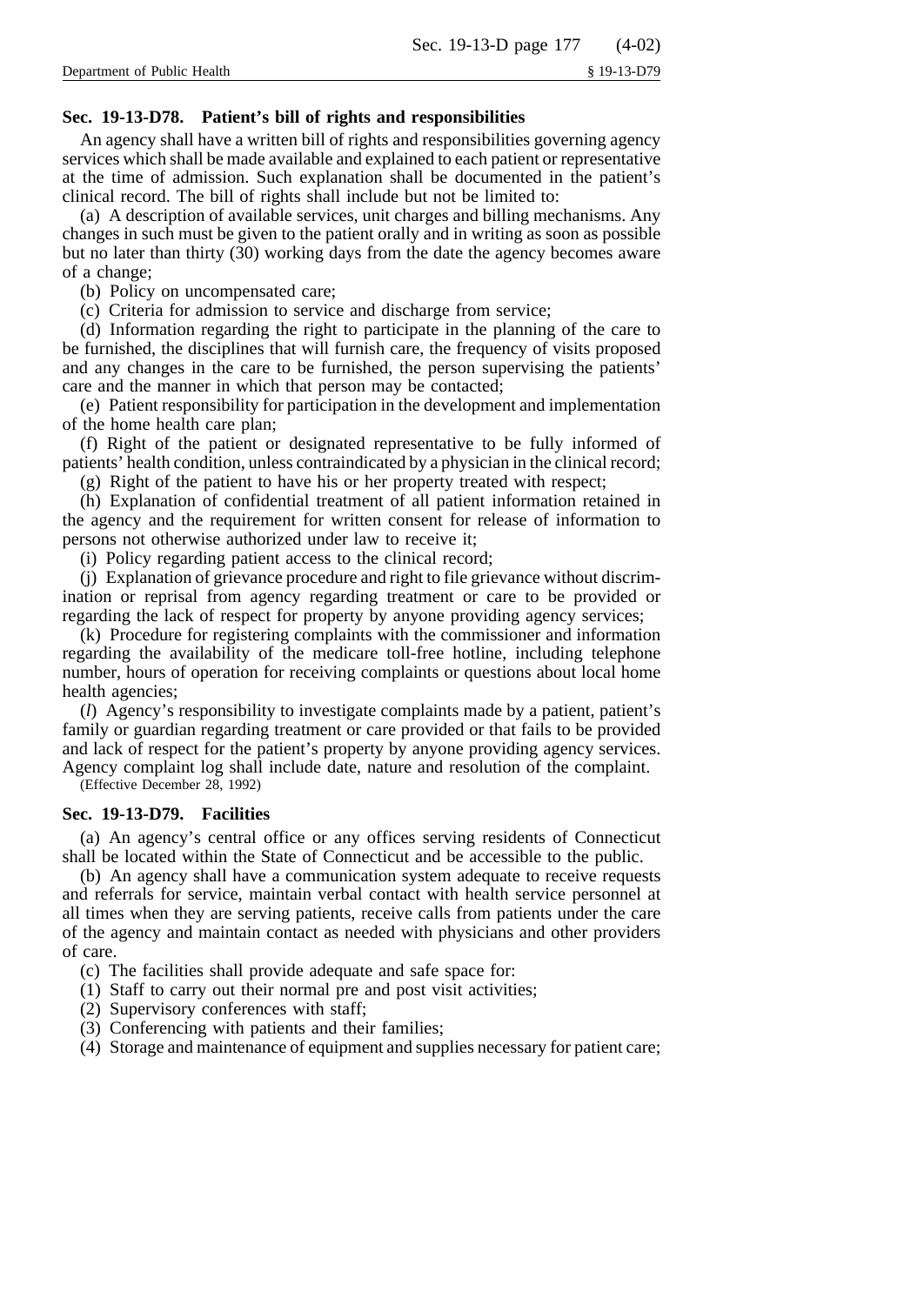## Sec. 19-13-D78. Patient's bill of rights and responsibilities

An agency shall have a written bill of rights and responsibilities governing agency services which shall be made available and explained to each patient or representative at the time of admission. Such explanation shall be documented in the patient's clinical record. The bill of rights shall include but not be limited to:

(a) A description of available services, unit charges and billing mechanisms. Any changes in such must be given to the patient orally and in writing as soon as possible but no later than thirty (30) working days from the date the agency becomes aware of a change;

(b) Policy on uncompensated care;

(c) Criteria for admission to service and discharge from service;

(d) Information regarding the right to participate in the planning of the care to be furnished, the disciplines that will furnish care, the frequency of visits proposed and any changes in the care to be furnished, the person supervising the patients' care and the manner in which that person may be contacted;

(e) Patient responsibility for participation in the development and implementation of the home health care plan;

(f) Right of the patient or designated representative to be fully informed of patients' health condition, unless contraindicated by a physician in the clinical record;

(g) Right of the patient to have his or her property treated with respect;

(h) Explanation of confidential treatment of all patient information retained in the agency and the requirement for written consent for release of information to persons not otherwise authorized under law to receive it;

(i) Policy regarding patient access to the clinical record;

(j) Explanation of grievance procedure and right to file grievance without discrimination or reprisal from agency regarding treatment or care to be provided or regarding the lack of respect for property by anyone providing agency services;

(k) Procedure for registering complaints with the commissioner and information regarding the availability of the medicare toll-free hotline, including telephone number, hours of operation for receiving complaints or questions about local home health agencies;

(*l*) Agency's responsibility to investigate complaints made by a patient, patient's family or guardian regarding treatment or care provided or that fails to be provided and lack of respect for the patient's property by anyone providing agency services. Agency complaint log shall include date, nature and resolution of the complaint.

(Effective December 28, 1992)

## Sec. 19-13-D79. Facilities

(a) An agency's central office or any offices serving residents of Connecticut shall be located within the State of Connecticut and be accessible to the public.

(b) An agency shall have a communication system adequate to receive requests and referrals for service, maintain verbal contact with health service personnel at all times when they are serving patients, receive calls from patients under the care of the agency and maintain contact as needed with physicians and other providers of care.

(c) The facilities shall provide adequate and safe space for:

(1) Staff to carry out their normal pre and post visit activities;

(2) Supervisory conferences with staff;

(3) Conferencing with patients and their families;

(4) Storage and maintenance of equipment and supplies necessary for patient care;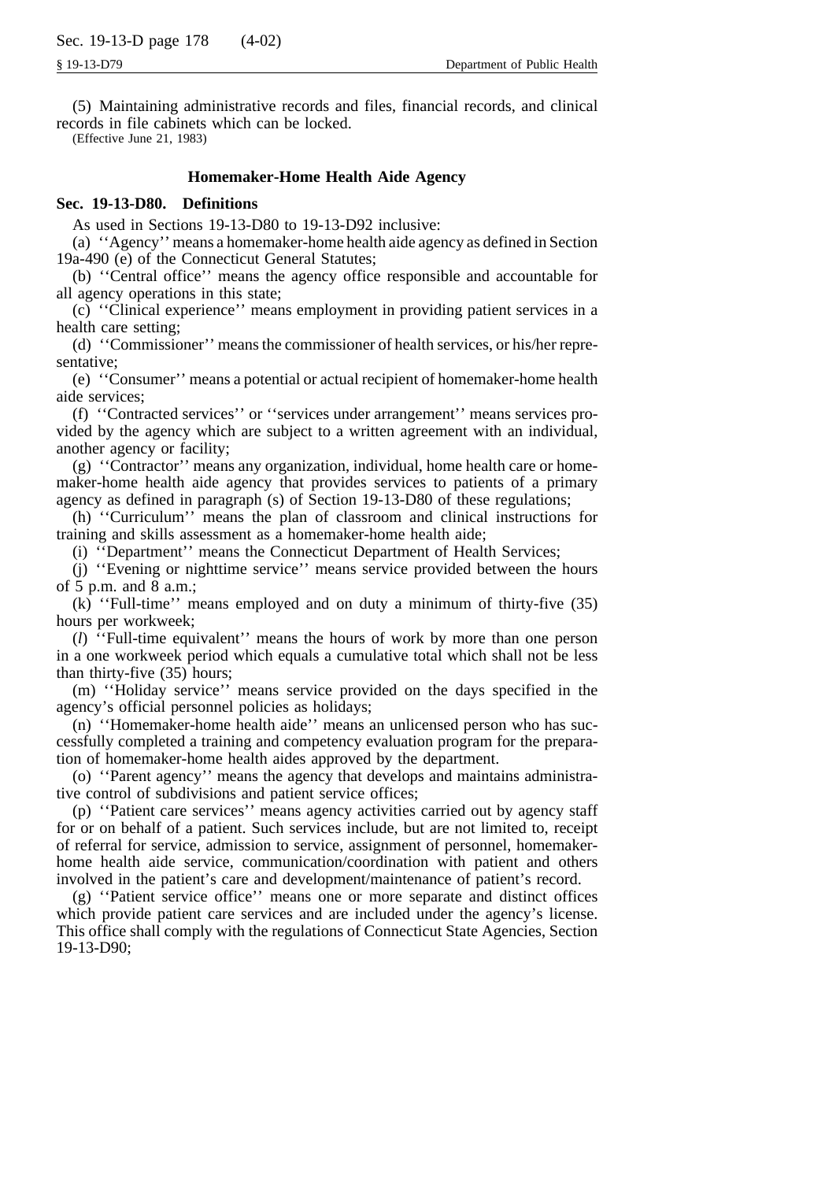(5) Maintaining administrative records and files, financial records, and clinical records in file cabinets which can be locked.

(Effective June 21, 1983)

## Homemaker-Home Health Aide Agency

**Sec. 19-13-D80. Definitions**

As used in Sections 19-13-D80 to 19-13-D92 inclusive:

(a) ''Agency'' means a homemaker-home health aide agency as defined in Section 19a-490 (e) of the Connecticut General Statutes;

(b) ''Central office'' means the agency office responsible and accountable for all agency operations in this state;

(c) ''Clinical experience'' means employment in providing patient services in a health care setting;

(d) ''Commissioner'' means the commissioner of health services, or his/her representative;

(e) ''Consumer'' means a potential or actual recipient of homemaker-home health aide services;

(f) ''Contracted services'' or ''services under arrangement'' means services provided by the agency which are subject to a written agreement with an individual, another agency or facility;

(g) ''Contractor'' means any organization, individual, home health care or homemaker-home health aide agency that provides services to patients of a primary agency as defined in paragraph (s) of Section 19-13-D80 of these regulations;

(h) ''Curriculum'' means the plan of classroom and clinical instructions for training and skills assessment as a homemaker-home health aide;

(i) ''Department'' means the Connecticut Department of Health Services;

(j) ''Evening or nighttime service'' means service provided between the hours of 5 p.m. and 8 a.m.;

(k) ''Full-time'' means employed and on duty a minimum of thirty-five (35) hours per workweek;

(*l*) ''Full-time equivalent'' means the hours of work by more than one person in a one workweek period which equals a cumulative total which shall not be less than thirty-five (35) hours;

(m) ''Holiday service'' means service provided on the days specified in the agency's official personnel policies as holidays;

(n) ''Homemaker-home health aide'' means an unlicensed person who has successfully completed a training and competency evaluation program for the preparation of homemaker-home health aides approved by the department.

(o) ''Parent agency'' means the agency that develops and maintains administrative control of subdivisions and patient service offices;

(p) ''Patient care services'' means agency activities carried out by agency staff for or on behalf of a patient. Such services include, but are not limited to, receipt of referral for service, admission to service, assignment of personnel, homemaker-home health aide service, communication/coordination with patient and others involved in the patient's care and development/maintenance of patient's record.

(g) ''Patient service office'' means one or more separate and distinct offices which provide patient care services and are included under the agency's license. This office shall comply with the regulations of Connecticut State Agencies, Section 19-13-D90;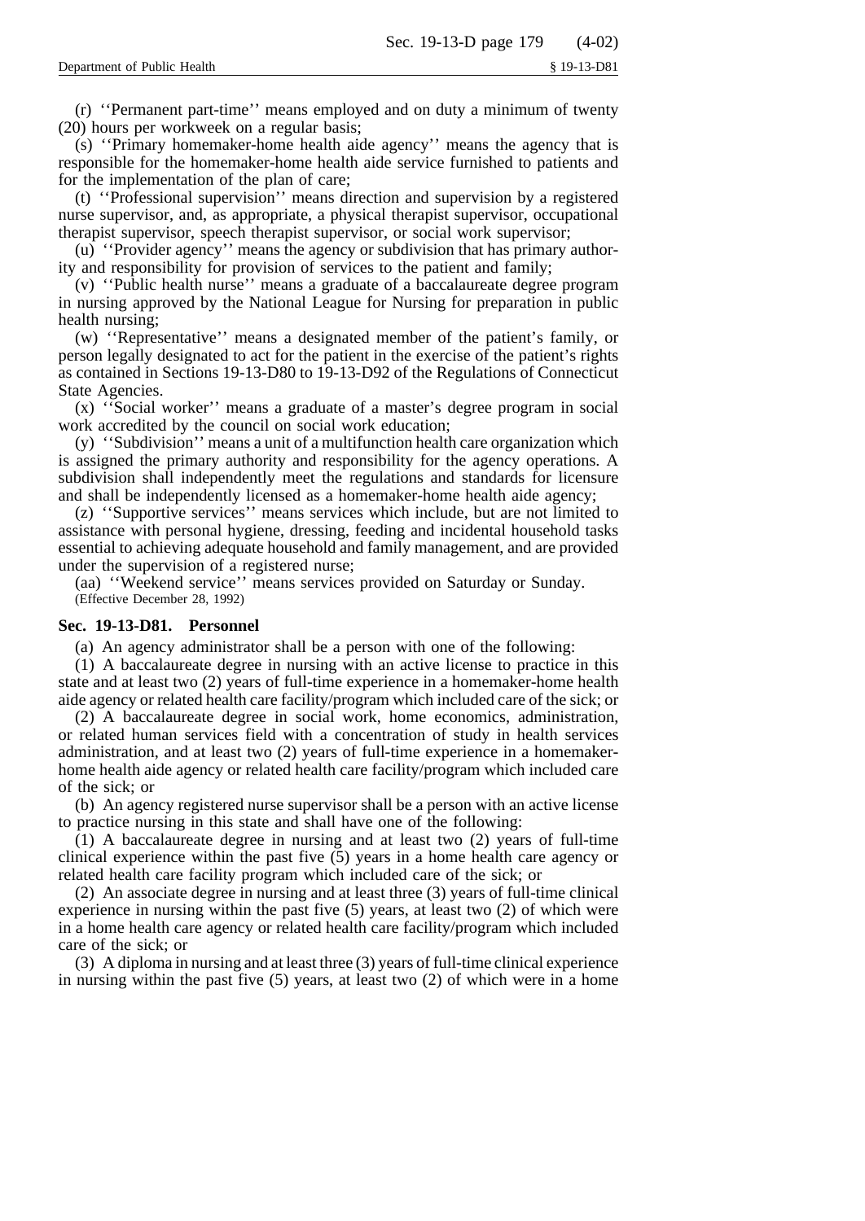(r) ''Permanent part-time'' means employed and on duty a minimum of twenty (20) hours per workweek on a regular basis;

(s) ''Primary homemaker-home health aide agency'' means the agency that is responsible for the homemaker-home health aide service furnished to patients and for the implementation of the plan of care;

(t) ''Professional supervision'' means direction and supervision by a registered nurse supervisor, and, as appropriate, a physical therapist supervisor, occupational therapist supervisor, speech therapist supervisor, or social work supervisor;

(u) ''Provider agency'' means the agency or subdivision that has primary authority and responsibility for provision of services to the patient and family;

(v) ''Public health nurse'' means a graduate of a baccalaureate degree program in nursing approved by the National League for Nursing for preparation in public health nursing;

(w) ''Representative'' means a designated member of the patient's family, or person legally designated to act for the patient in the exercise of the patient's rights as contained in Sections 19-13-D80 to 19-13-D92 of the Regulations of Connecticut State Agencies.

(x) ''Social worker'' means a graduate of a master's degree program in social work accredited by the council on social work education;

(y) ''Subdivision'' means a unit of a multifunction health care organization which is assigned the primary authority and responsibility for the agency operations. A subdivision shall independently meet the regulations and standards for licensure and shall be independently licensed as a homemaker-home health aide agency;

(z) ''Supportive services'' means services which include, but are not limited to assistance with personal hygiene, dressing, feeding and incidental household tasks essential to achieving adequate household and family management, and are provided under the supervision of a registered nurse;

(aa) ''Weekend service'' means services provided on Saturday or Sunday.

(Effective December 28, 1992)

**Sec. 19-13-D81. Personnel**

(a) An agency administrator shall be a person with one of the following:

(1) A baccalaureate degree in nursing with an active license to practice in this state and at least two (2) years of full-time experience in a homemaker-home health aide agency or related health care facility/program which included care of the sick; or

(2) A baccalaureate degree in social work, home economics, administration, or related human services field with a concentration of study in health services administration, and at least two (2) years of full-time experience in a homemaker-home health aide agency or related health care facility/program which included care of the sick; or

(b) An agency registered nurse supervisor shall be a person with an active license to practice nursing in this state and shall have one of the following:

(1) A baccalaureate degree in nursing and at least two (2) years of full-time clinical experience within the past five (5) years in a home health care agency or related health care facility program which included care of the sick; or

(2) An associate degree in nursing and at least three (3) years of full-time clinical experience in nursing within the past five (5) years, at least two (2) of which were in a home health care agency or related health care facility/program which included care of the sick; or

(3) A diploma in nursing and at least three (3) years of full-time clinical experience in nursing within the past five (5) years, at least two (2) of which were in a home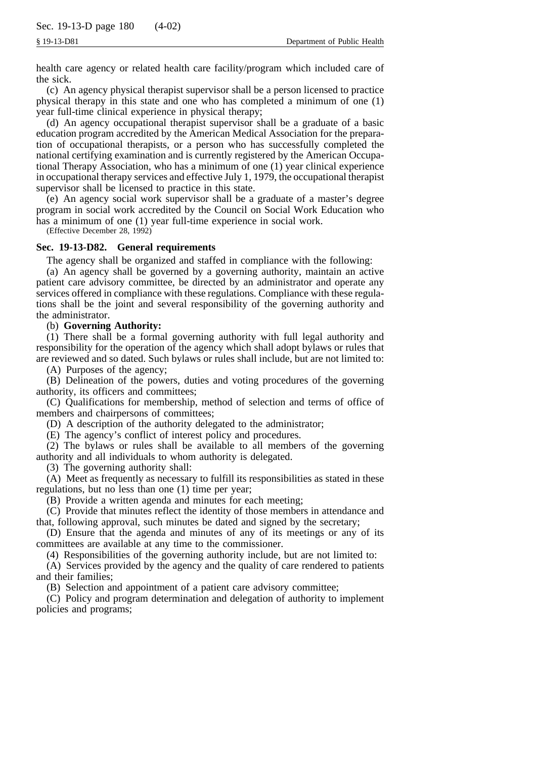health care agency or related health care facility/program which included care of the sick.

(c) An agency physical therapist supervisor shall be a person licensed to practice physical therapy in this state and one who has completed a minimum of one (1) year full-time clinical experience in physical therapy;

(d) An agency occupational therapist supervisor shall be a graduate of a basic education program accredited by the American Medical Association for the preparation of occupational therapists, or a person who has successfully completed the national certifying examination and is currently registered by the American Occupational Therapy Association, who has a minimum of one (1) year clinical experience in occupational therapy services and effective July 1, 1979, the occupational therapist supervisor shall be licensed to practice in this state.

(e) An agency social work supervisor shall be a graduate of a master's degree program in social work accredited by the Council on Social Work Education who has a minimum of one (1) year full-time experience in social work.

(Effective December 28, 1992)

### Sec. 19-13-D82. General requirements

The agency shall be organized and staffed in compliance with the following:

(a) An agency shall be governed by a governing authority, maintain an active patient care advisory committee, be directed by an administrator and operate any services offered in compliance with these regulations. Compliance with these regulations shall be the joint and several responsibility of the governing authority and the administrator.

(b) **Governing Authority:**

(1) There shall be a formal governing authority with full legal authority and responsibility for the operation of the agency which shall adopt bylaws or rules that are reviewed and so dated. Such bylaws or rules shall include, but are not limited to:

(A) Purposes of the agency;

(B) Delineation of the powers, duties and voting procedures of the governing authority, its officers and committees;

(C) Qualifications for membership, method of selection and terms of office of members and chairpersons of committees;

(D) A description of the authority delegated to the administrator;

(E) The agency's conflict of interest policy and procedures.

(2) The bylaws or rules shall be available to all members of the governing authority and all individuals to whom authority is delegated.

(3) The governing authority shall:

(A) Meet as frequently as necessary to fulfill its responsibilities as stated in these regulations, but no less than one (1) time per year;

(B) Provide a written agenda and minutes for each meeting;

(C) Provide that minutes reflect the identity of those members in attendance and that, following approval, such minutes be dated and signed by the secretary;

(D) Ensure that the agenda and minutes of any of its meetings or any of its committees are available at any time to the commissioner.

(4) Responsibilities of the governing authority include, but are not limited to:

(A) Services provided by the agency and the quality of care rendered to patients and their families;

(B) Selection and appointment of a patient care advisory committee;

(C) Policy and program determination and delegation of authority to implement policies and programs;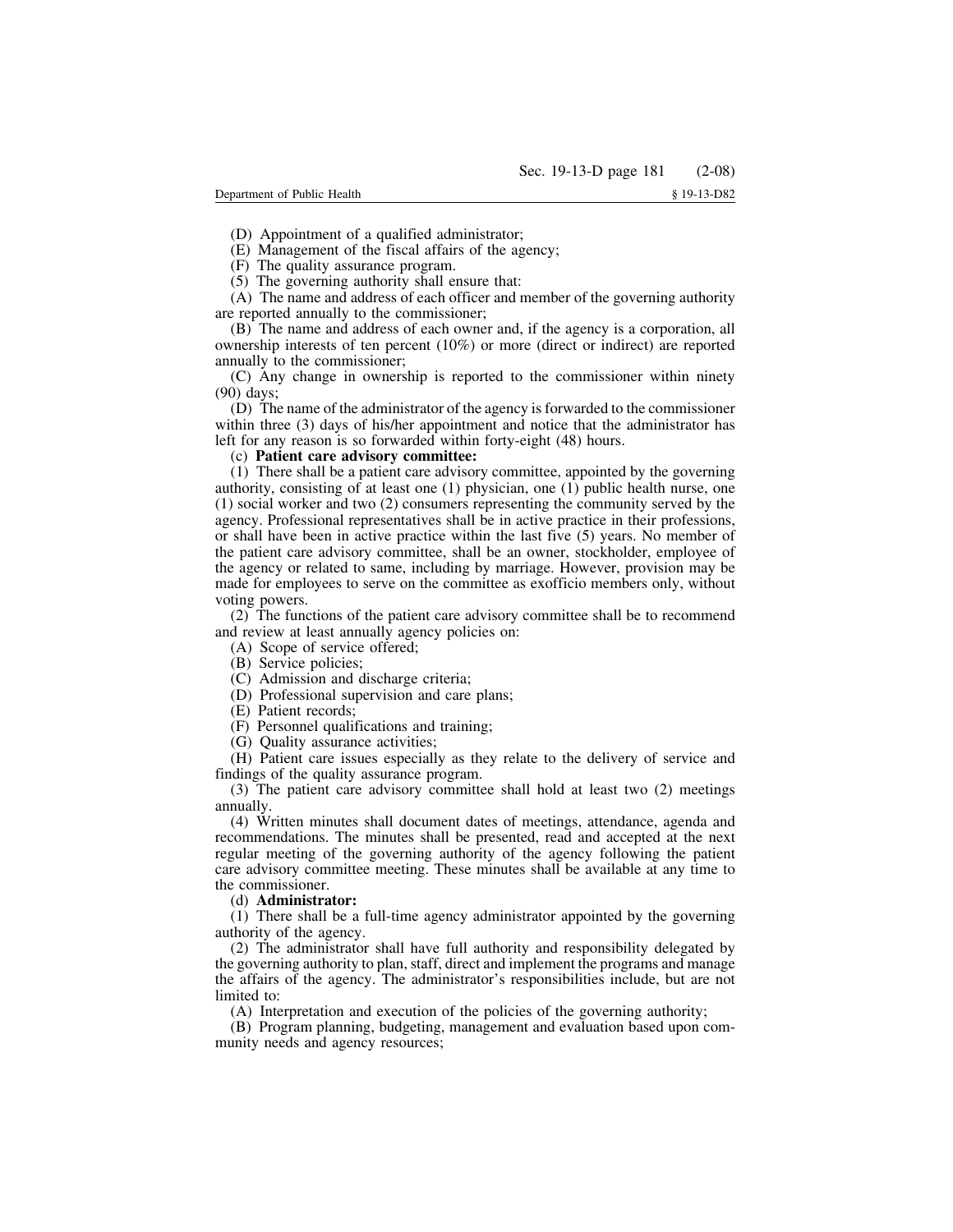(D) Appointment of a qualified administrator;

(E) Management of the fiscal affairs of the agency;

(F) The quality assurance program.

(5) The governing authority shall ensure that:

(A) The name and address of each officer and member of the governing authority are reported annually to the commissioner;

(B) The name and address of each owner and, if the agency is a corporation, all ownership interests of ten percent (10%) or more (direct or indirect) are reported annually to the commissioner;

(C) Any change in ownership is reported to the commissioner within ninety (90) days;

(D) The name of the administrator of the agency is forwarded to the commissioner within three (3) days of his/her appointment and notice that the administrator has left for any reason is so forwarded within forty-eight (48) hours.

(c) **Patient care advisory committee:**

(1) There shall be a patient care advisory committee, appointed by the governing authority, consisting of at least one (1) physician, one (1) public health nurse, one (1) social worker and two (2) consumers representing the community served by the agency. Professional representatives shall be in active practice in their professions, or shall have been in active practice within the last five (5) years. No member of the patient care advisory committee, shall be an owner, stockholder, employee of the agency or related to same, including by marriage. However, provision may be made for employees to serve on the committee as exofficio members only, without voting powers.

(2) The functions of the patient care advisory committee shall be to recommend and review at least annually agency policies on:

(A) Scope of service offered;

(B) Service policies;

(C) Admission and discharge criteria;

(D) Professional supervision and care plans;

(E) Patient records;

(F) Personnel qualifications and training;

(G) Quality assurance activities;

(H) Patient care issues especially as they relate to the delivery of service and findings of the quality assurance program.

(3) The patient care advisory committee shall hold at least two (2) meetings annually.

(4) Written minutes shall document dates of meetings, attendance, agenda and recommendations. The minutes shall be presented, read and accepted at the next regular meeting of the governing authority of the agency following the patient care advisory committee meeting. These minutes shall be available at any time to the commissioner.

(d) **Administrator:**

(1) There shall be a full-time agency administrator appointed by the governing authority of the agency.

(2) The administrator shall have full authority and responsibility delegated by the governing authority to plan, staff, direct and implement the programs and manage the affairs of the agency. The administrator's responsibilities include, but are not limited to:

(A) Interpretation and execution of the policies of the governing authority;

(B) Program planning, budgeting, management and evaluation based upon community needs and agency resources;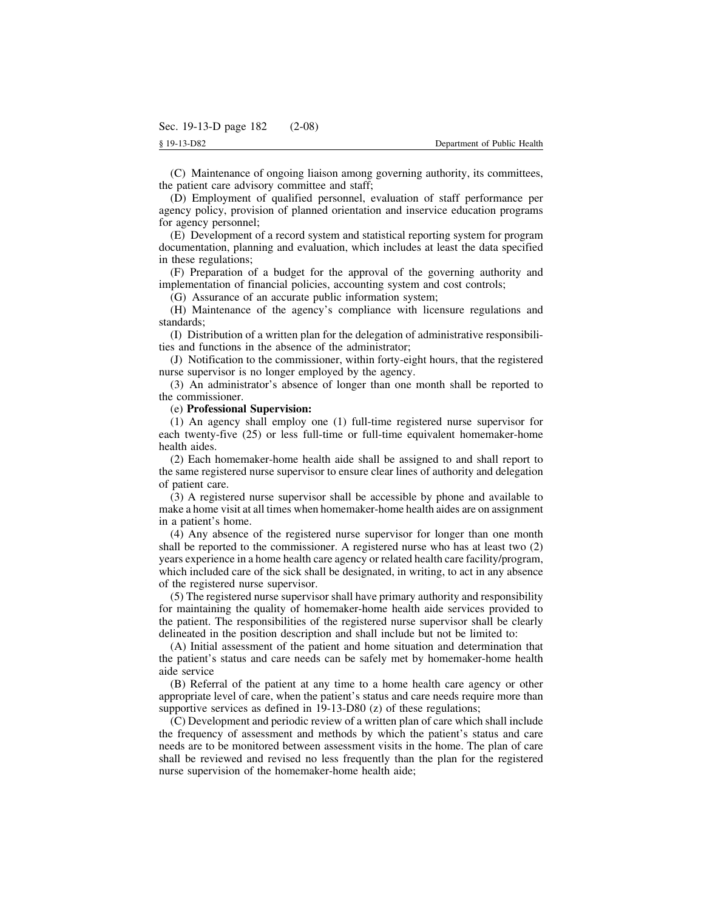(C) Maintenance of ongoing liaison among governing authority, its committees, the patient care advisory committee and staff;

(D) Employment of qualified personnel, evaluation of staff performance per agency policy, provision of planned orientation and inservice education programs for agency personnel;

(E) Development of a record system and statistical reporting system for program documentation, planning and evaluation, which includes at least the data specified in these regulations;

(F) Preparation of a budget for the approval of the governing authority and implementation of financial policies, accounting system and cost controls;

(G) Assurance of an accurate public information system;

(H) Maintenance of the agency's compliance with licensure regulations and standards;

(I) Distribution of a written plan for the delegation of administrative responsibilities and functions in the absence of the administrator;

(J) Notification to the commissioner, within forty-eight hours, that the registered nurse supervisor is no longer employed by the agency.

(3) An administrator's absence of longer than one month shall be reported to the commissioner.

(e) **Professional Supervision:**

(1) An agency shall employ one (1) full-time registered nurse supervisor for each twenty-five (25) or less full-time or full-time equivalent homemaker-home health aides.

(2) Each homemaker-home health aide shall be assigned to and shall report to the same registered nurse supervisor to ensure clear lines of authority and delegation of patient care.

(3) A registered nurse supervisor shall be accessible by phone and available to make a home visit at all times when homemaker-home health aides are on assignment in a patient's home.

(4) Any absence of the registered nurse supervisor for longer than one month shall be reported to the commissioner. A registered nurse who has at least two (2) years experience in a home health care agency or related health care facility/program, which included care of the sick shall be designated, in writing, to act in any absence of the registered nurse supervisor.

(5) The registered nurse supervisor shall have primary authority and responsibility for maintaining the quality of homemaker-home health aide services provided to the patient. The responsibilities of the registered nurse supervisor shall be clearly delineated in the position description and shall include but not be limited to:

(A) Initial assessment of the patient and home situation and determination that the patient's status and care needs can be safely met by homemaker-home health aide service

(B) Referral of the patient at any time to a home health care agency or other appropriate level of care, when the patient's status and care needs require more than supportive services as defined in 19-13-D80 (z) of these regulations;

(C) Development and periodic review of a written plan of care which shall include the frequency of assessment and methods by which the patient's status and care needs are to be monitored between assessment visits in the home. The plan of care shall be reviewed and revised no less frequently than the plan for the registered nurse supervision of the homemaker-home health aide;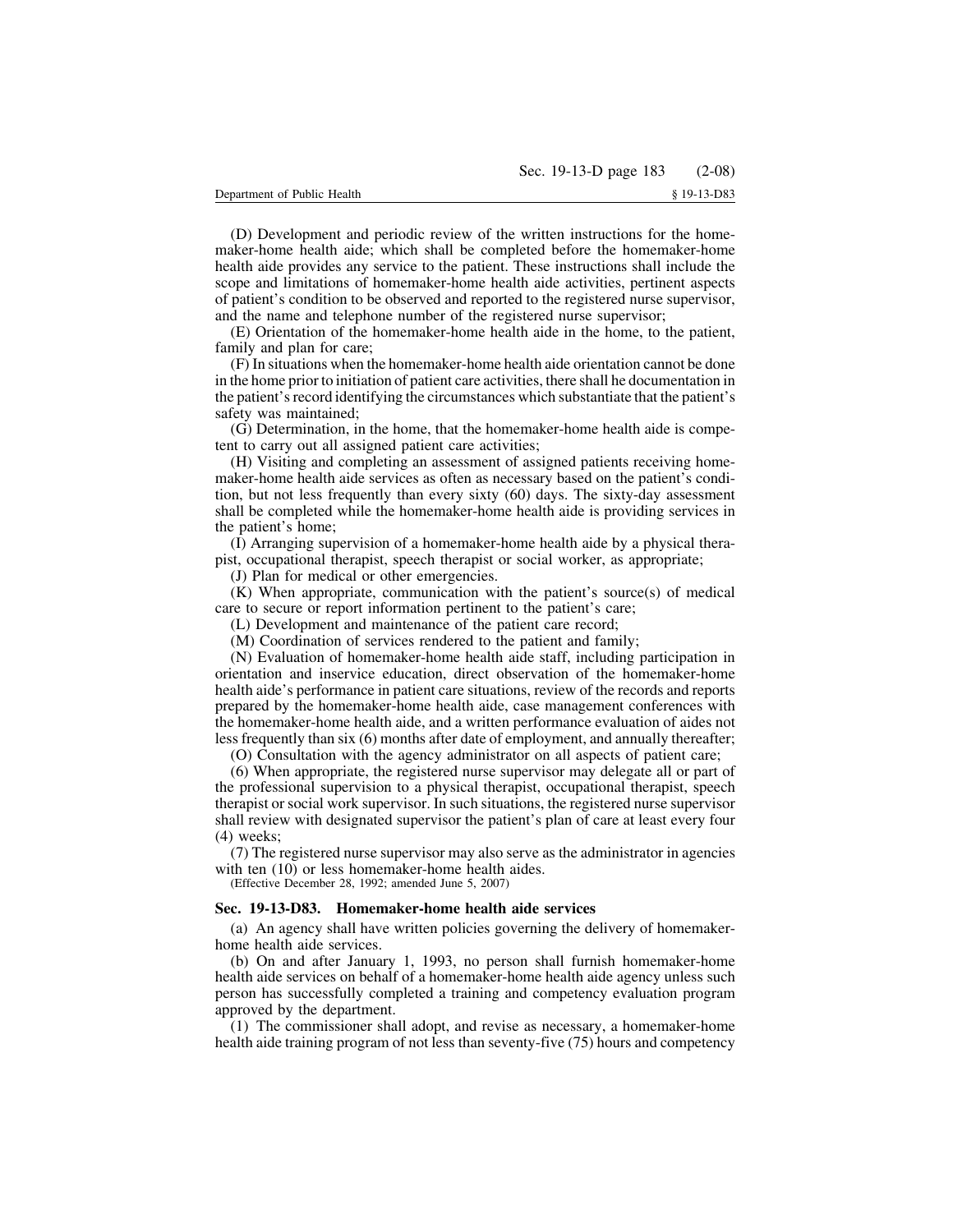(D) Development and periodic review of the written instructions for the homemaker-home health aide; which shall be completed before the homemaker-home health aide provides any service to the patient. These instructions shall include the scope and limitations of homemaker-home health aide activities, pertinent aspects of patient's condition to be observed and reported to the registered nurse supervisor, and the name and telephone number of the registered nurse supervisor;

(E) Orientation of the homemaker-home health aide in the home, to the patient, family and plan for care;

(F) In situations when the homemaker-home health aide orientation cannot be done in the home prior to initiation of patient care activities, there shall he documentation in the patient's record identifying the circumstances which substantiate that the patient's safety was maintained;

(G) Determination, in the home, that the homemaker-home health aide is competent to carry out all assigned patient care activities;

(H) Visiting and completing an assessment of assigned patients receiving homemaker-home health aide services as often as necessary based on the patient's condition, but not less frequently than every sixty (60) days. The sixty-day assessment shall be completed while the homemaker-home health aide is providing services in the patient's home;

(I) Arranging supervision of a homemaker-home health aide by a physical therapist, occupational therapist, speech therapist or social worker, as appropriate;

(J) Plan for medical or other emergencies.

(K) When appropriate, communication with the patient's source(s) of medical care to secure or report information pertinent to the patient's care;

(L) Development and maintenance of the patient care record;

(M) Coordination of services rendered to the patient and family;

(N) Evaluation of homemaker-home health aide staff, including participation in orientation and inservice education, direct observation of the homemaker-home health aide's performance in patient care situations, review of the records and reports prepared by the homemaker-home health aide, case management conferences with the homemaker-home health aide, and a written performance evaluation of aides not less frequently than six (6) months after date of employment, and annually thereafter;

(O) Consultation with the agency administrator on all aspects of patient care;

(6) When appropriate, the registered nurse supervisor may delegate all or part of the professional supervision to a physical therapist, occupational therapist, speech therapist or social work supervisor. In such situations, the registered nurse supervisor shall review with designated supervisor the patient's plan of care at least every four (4) weeks;

(7) The registered nurse supervisor may also serve as the administrator in agencies with ten (10) or less homemaker-home health aides.

(Effective December 28, 1992; amended June 5, 2007)

### Sec. 19-13-D83. Homemaker-home health aide services

(a) An agency shall have written policies governing the delivery of homemaker-home health aide services.

(b) On and after January 1, 1993, no person shall furnish homemaker-home health aide services on behalf of a homemaker-home health aide agency unless such person has successfully completed a training and competency evaluation program approved by the department.

(1) The commissioner shall adopt, and revise as necessary, a homemaker-home health aide training program of not less than seventy-five (75) hours and competency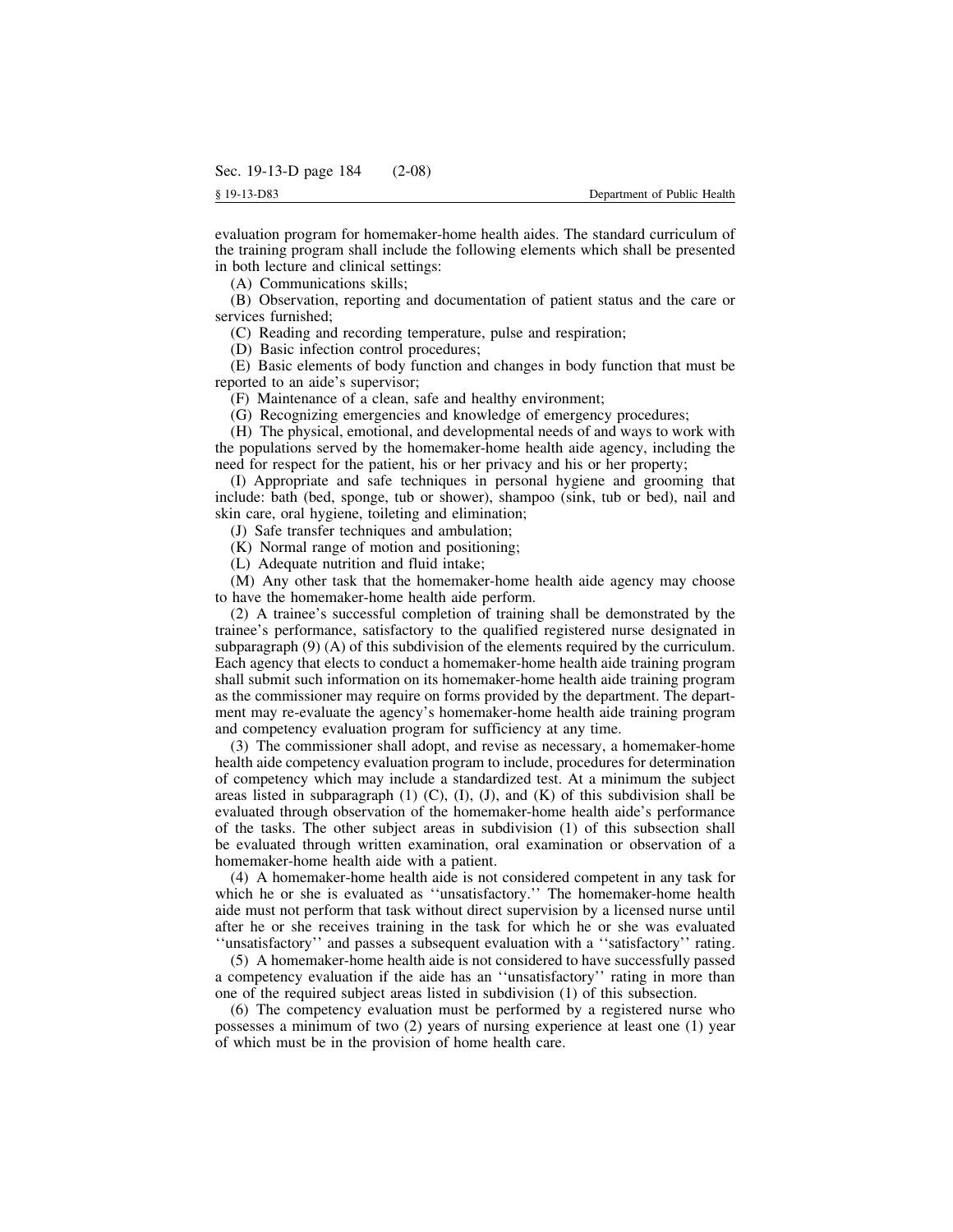evaluation program for homemaker-home health aides. The standard curriculum of the training program shall include the following elements which shall be presented in both lecture and clinical settings:

(A) Communications skills;

(B) Observation, reporting and documentation of patient status and the care or services furnished;

(C) Reading and recording temperature, pulse and respiration;

(D) Basic infection control procedures;

(E) Basic elements of body function and changes in body function that must be reported to an aide's supervisor;

(F) Maintenance of a clean, safe and healthy environment;

(G) Recognizing emergencies and knowledge of emergency procedures;

(H) The physical, emotional, and developmental needs of and ways to work with the populations served by the homemaker-home health aide agency, including the need for respect for the patient, his or her privacy and his or her property;

(I) Appropriate and safe techniques in personal hygiene and grooming that include: bath (bed, sponge, tub or shower), shampoo (sink, tub or bed), nail and skin care, oral hygiene, toileting and elimination;

(J) Safe transfer techniques and ambulation;

(K) Normal range of motion and positioning;

(L) Adequate nutrition and fluid intake;

(M) Any other task that the homemaker-home health aide agency may choose to have the homemaker-home health aide perform.

(2) A trainee's successful completion of training shall be demonstrated by the trainee's performance, satisfactory to the qualified registered nurse designated in subparagraph (9) (A) of this subdivision of the elements required by the curriculum. Each agency that elects to conduct a homemaker-home health aide training program shall submit such information on its homemaker-home health aide training program as the commissioner may require on forms provided by the department. The department may re-evaluate the agency's homemaker-home health aide training program and competency evaluation program for sufficiency at any time.

(3) The commissioner shall adopt, and revise as necessary, a homemaker-home health aide competency evaluation program to include, procedures for determination of competency which may include a standardized test. At a minimum the subject areas listed in subparagraph (1) (C), (I), (J), and (K) of this subdivision shall be evaluated through observation of the homemaker-home health aide's performance of the tasks. The other subject areas in subdivision (1) of this subsection shall be evaluated through written examination, oral examination or observation of a homemaker-home health aide with a patient.

(4) A homemaker-home health aide is not considered competent in any task for which he or she is evaluated as ''unsatisfactory.'' The homemaker-home health aide must not perform that task without direct supervision by a licensed nurse until after he or she receives training in the task for which he or she was evaluated ''unsatisfactory'' and passes a subsequent evaluation with a ''satisfactory'' rating.

(5) A homemaker-home health aide is not considered to have successfully passed a competency evaluation if the aide has an ''unsatisfactory'' rating in more than one of the required subject areas listed in subdivision (1) of this subsection.

(6) The competency evaluation must be performed by a registered nurse who possesses a minimum of two (2) years of nursing experience at least one (1) year of which must be in the provision of home health care.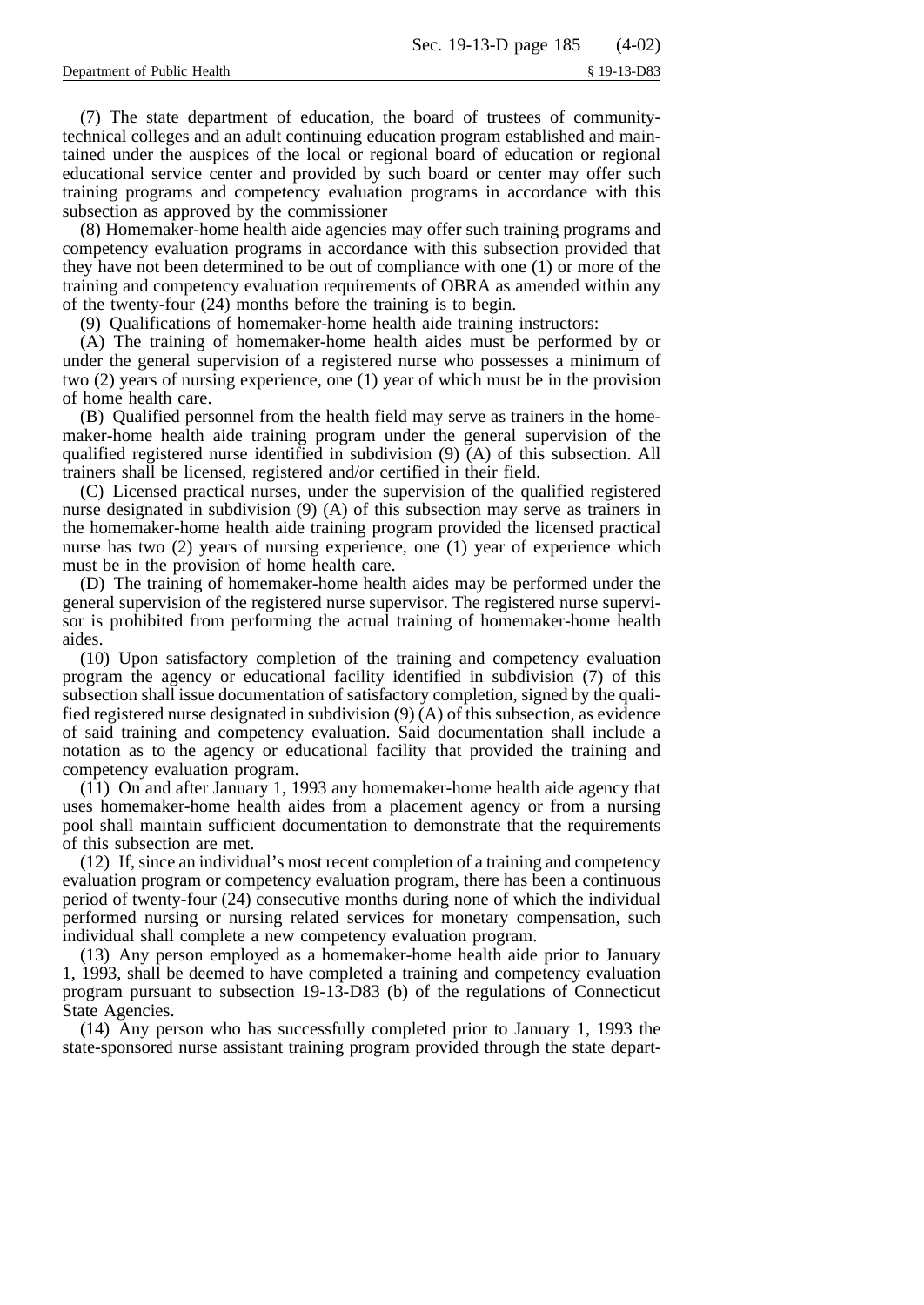(7) The state department of education, the board of trustees of community-technical colleges and an adult continuing education program established and maintained under the auspices of the local or regional board of education or regional educational service center and provided by such board or center may offer such training programs and competency evaluation programs in accordance with this subsection as approved by the commissioner

(8) Homemaker-home health aide agencies may offer such training programs and competency evaluation programs in accordance with this subsection provided that they have not been determined to be out of compliance with one (1) or more of the training and competency evaluation requirements of OBRA as amended within any of the twenty-four (24) months before the training is to begin.

(9) Qualifications of homemaker-home health aide training instructors:

(A) The training of homemaker-home health aides must be performed by or under the general supervision of a registered nurse who possesses a minimum of two (2) years of nursing experience, one (1) year of which must be in the provision of home health care.

(B) Qualified personnel from the health field may serve as trainers in the homemaker-home health aide training program under the general supervision of the qualified registered nurse identified in subdivision (9) (A) of this subsection. All trainers shall be licensed, registered and/or certified in their field.

(C) Licensed practical nurses, under the supervision of the qualified registered nurse designated in subdivision (9) (A) of this subsection may serve as trainers in the homemaker-home health aide training program provided the licensed practical nurse has two (2) years of nursing experience, one (1) year of experience which must be in the provision of home health care.

(D) The training of homemaker-home health aides may be performed under the general supervision of the registered nurse supervisor. The registered nurse supervisor is prohibited from performing the actual training of homemaker-home health aides.

(10) Upon satisfactory completion of the training and competency evaluation program the agency or educational facility identified in subdivision (7) of this subsection shall issue documentation of satisfactory completion, signed by the qualified registered nurse designated in subdivision (9) (A) of this subsection, as evidence of said training and competency evaluation. Said documentation shall include a notation as to the agency or educational facility that provided the training and competency evaluation program.

(11) On and after January 1, 1993 any homemaker-home health aide agency that uses homemaker-home health aides from a placement agency or from a nursing pool shall maintain sufficient documentation to demonstrate that the requirements of this subsection are met.

(12) If, since an individual's most recent completion of a training and competency evaluation program or competency evaluation program, there has been a continuous period of twenty-four (24) consecutive months during none of which the individual performed nursing or nursing related services for monetary compensation, such individual shall complete a new competency evaluation program.

(13) Any person employed as a homemaker-home health aide prior to January 1, 1993, shall be deemed to have completed a training and competency evaluation program pursuant to subsection 19-13-D83 (b) of the regulations of Connecticut State Agencies.

(14) Any person who has successfully completed prior to January 1, 1993 the state-sponsored nurse assistant training program provided through the state depart-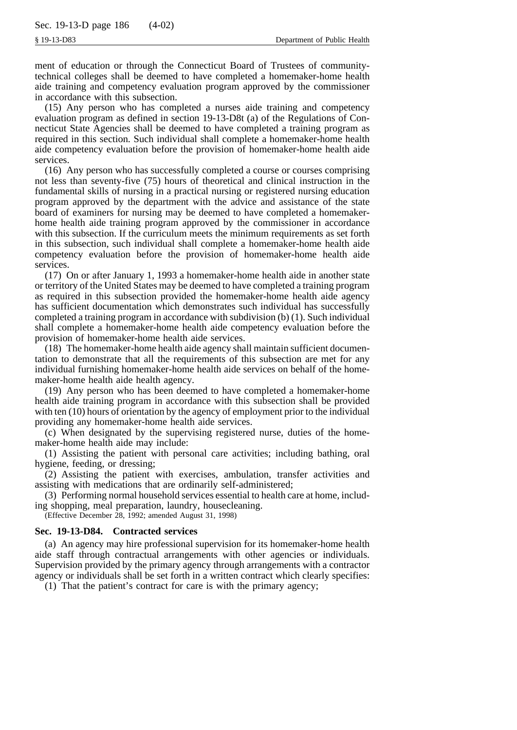ment of education or through the Connecticut Board of Trustees of community-technical colleges shall be deemed to have completed a homemaker-home health aide training and competency evaluation program approved by the commissioner in accordance with this subsection.

(15) Any person who has completed a nurses aide training and competency evaluation program as defined in section 19-13-D8t (a) of the Regulations of Connecticut State Agencies shall be deemed to have completed a training program as required in this section. Such individual shall complete a homemaker-home health aide competency evaluation before the provision of homemaker-home health aide services.

(16) Any person who has successfully completed a course or courses comprising not less than seventy-five (75) hours of theoretical and clinical instruction in the fundamental skills of nursing in a practical nursing or registered nursing education program approved by the department with the advice and assistance of the state board of examiners for nursing may be deemed to have completed a homemaker-home health aide training program approved by the commissioner in accordance with this subsection. If the curriculum meets the minimum requirements as set forth in this subsection, such individual shall complete a homemaker-home health aide competency evaluation before the provision of homemaker-home health aide services.

(17) On or after January 1, 1993 a homemaker-home health aide in another state or territory of the United States may be deemed to have completed a training program as required in this subsection provided the homemaker-home health aide agency has sufficient documentation which demonstrates such individual has successfully completed a training program in accordance with subdivision (b) (1). Such individual shall complete a homemaker-home health aide competency evaluation before the provision of homemaker-home health aide services.

(18) The homemaker-home health aide agency shall maintain sufficient documentation to demonstrate that all the requirements of this subsection are met for any individual furnishing homemaker-home health aide services on behalf of the homemaker-home health aide health agency.

(19) Any person who has been deemed to have completed a homemaker-home health aide training program in accordance with this subsection shall be provided with ten (10) hours of orientation by the agency of employment prior to the individual providing any homemaker-home health aide services.

(c) When designated by the supervising registered nurse, duties of the homemaker-home health aide may include:

(1) Assisting the patient with personal care activities; including bathing, oral hygiene, feeding, or dressing;

(2) Assisting the patient with exercises, ambulation, transfer activities and assisting with medications that are ordinarily self-administered;

(3) Performing normal household services essential to health care at home, including shopping, meal preparation, laundry, housecleaning.

(Effective December 28, 1992; amended August 31, 1998)

**Sec. 19-13-D84. Contracted services**

(a) An agency may hire professional supervision for its homemaker-home health aide staff through contractual arrangements with other agencies or individuals. Supervision provided by the primary agency through arrangements with a contractor agency or individuals shall be set forth in a written contract which clearly specifies:

(1) That the patient's contract for care is with the primary agency;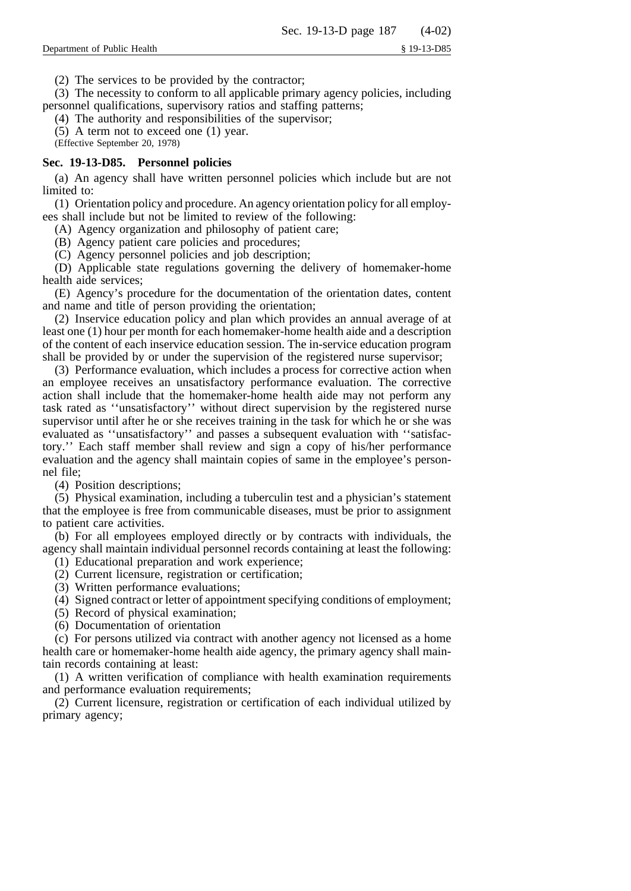(2) The services to be provided by the contractor;

(3) The necessity to conform to all applicable primary agency policies, including personnel qualifications, supervisory ratios and staffing patterns;

(4) The authority and responsibilities of the supervisor;

(5) A term not to exceed one (1) year.

(Effective September 20, 1978)

**Sec. 19-13-D85. Personnel policies**

(a) An agency shall have written personnel policies which include but are not limited to:

(1) Orientation policy and procedure. An agency orientation policy for all employees shall include but not be limited to review of the following:

(A) Agency organization and philosophy of patient care;

(B) Agency patient care policies and procedures;

(C) Agency personnel policies and job description;

(D) Applicable state regulations governing the delivery of homemaker-home health aide services;

(E) Agency's procedure for the documentation of the orientation dates, content and name and title of person providing the orientation;

(2) Inservice education policy and plan which provides an annual average of at least one (1) hour per month for each homemaker-home health aide and a description of the content of each inservice education session. The in-service education program shall be provided by or under the supervision of the registered nurse supervisor;

(3) Performance evaluation, which includes a process for corrective action when an employee receives an unsatisfactory performance evaluation. The corrective action shall include that the homemaker-home health aide may not perform any task rated as ''unsatisfactory'' without direct supervision by the registered nurse supervisor until after he or she receives training in the task for which he or she was evaluated as ''unsatisfactory'' and passes a subsequent evaluation with ''satisfactory.'' Each staff member shall review and sign a copy of his/her performance evaluation and the agency shall maintain copies of same in the employee's personnel file;

(4) Position descriptions;

(5) Physical examination, including a tuberculin test and a physician's statement that the employee is free from communicable diseases, must be prior to assignment to patient care activities.

(b) For all employees employed directly or by contracts with individuals, the agency shall maintain individual personnel records containing at least the following:

(1) Educational preparation and work experience;

(2) Current licensure, registration or certification;

(3) Written performance evaluations;

(4) Signed contract or letter of appointment specifying conditions of employment;

(5) Record of physical examination;

(6) Documentation of orientation

(c) For persons utilized via contract with another agency not licensed as a home health care or homemaker-home health aide agency, the primary agency shall maintain records containing at least:

(1) A written verification of compliance with health examination requirements and performance evaluation requirements;

(2) Current licensure, registration or certification of each individual utilized by primary agency;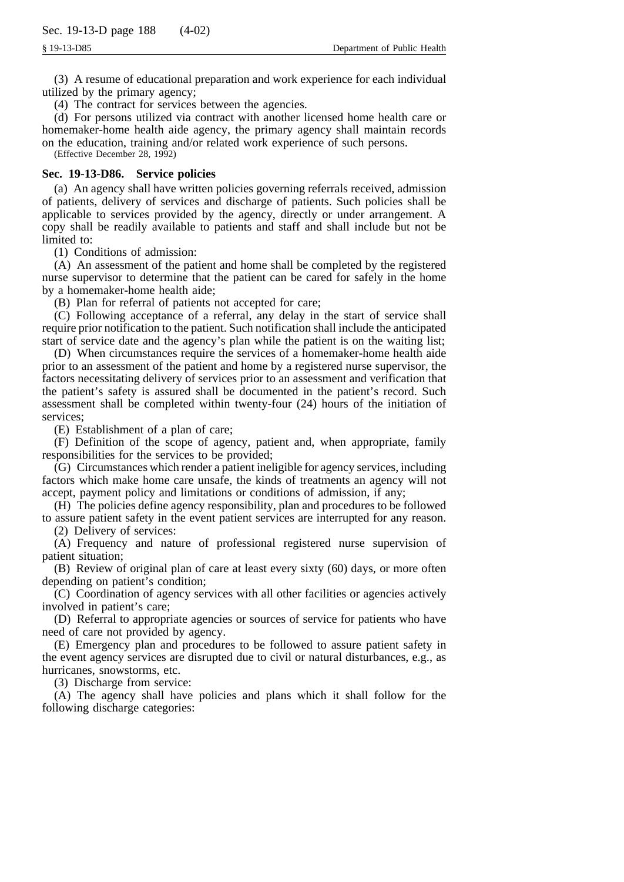(3) A resume of educational preparation and work experience for each individual utilized by the primary agency;

(4) The contract for services between the agencies.

(d) For persons utilized via contract with another licensed home health care or homemaker-home health aide agency, the primary agency shall maintain records on the education, training and/or related work experience of such persons.

(Effective December 28, 1992)

### Sec. 19-13-D86. Service policies

(a) An agency shall have written policies governing referrals received, admission of patients, delivery of services and discharge of patients. Such policies shall be applicable to services provided by the agency, directly or under arrangement. A copy shall be readily available to patients and staff and shall include but not be limited to:

(1) Conditions of admission:

(A) An assessment of the patient and home shall be completed by the registered nurse supervisor to determine that the patient can be cared for safely in the home by a homemaker-home health aide;

(B) Plan for referral of patients not accepted for care;

(C) Following acceptance of a referral, any delay in the start of service shall require prior notification to the patient. Such notification shall include the anticipated start of service date and the agency's plan while the patient is on the waiting list;

(D) When circumstances require the services of a homemaker-home health aide prior to an assessment of the patient and home by a registered nurse supervisor, the factors necessitating delivery of services prior to an assessment and verification that the patient's safety is assured shall be documented in the patient's record. Such assessment shall be completed within twenty-four (24) hours of the initiation of services;

(E) Establishment of a plan of care;

(F) Definition of the scope of agency, patient and, when appropriate, family responsibilities for the services to be provided;

(G) Circumstances which render a patient ineligible for agency services, including factors which make home care unsafe, the kinds of treatments an agency will not accept, payment policy and limitations or conditions of admission, if any;

(H) The policies define agency responsibility, plan and procedures to be followed to assure patient safety in the event patient services are interrupted for any reason.

(2) Delivery of services:

(A) Frequency and nature of professional registered nurse supervision of patient situation;

(B) Review of original plan of care at least every sixty (60) days, or more often depending on patient's condition;

(C) Coordination of agency services with all other facilities or agencies actively involved in patient's care;

(D) Referral to appropriate agencies or sources of service for patients who have need of care not provided by agency.

(E) Emergency plan and procedures to be followed to assure patient safety in the event agency services are disrupted due to civil or natural disturbances, e.g., as hurricanes, snowstorms, etc.

(3) Discharge from service:

(A) The agency shall have policies and plans which it shall follow for the following discharge categories: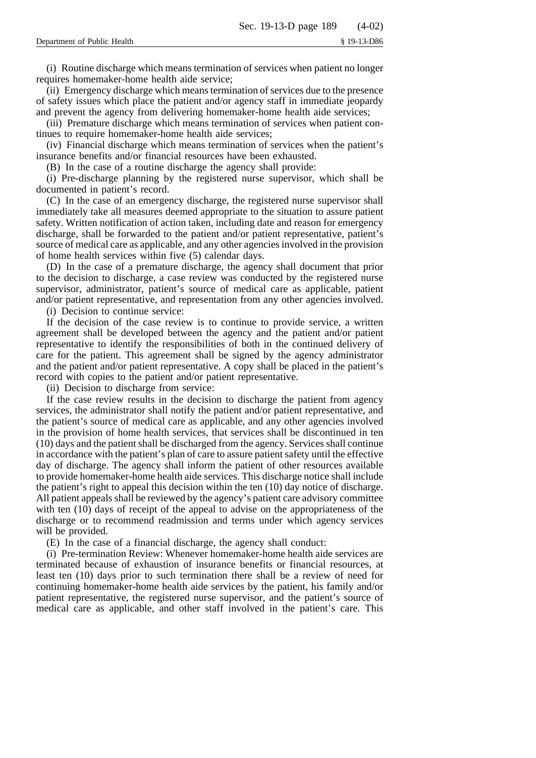(i) Routine discharge which means termination of services when patient no longer requires homemaker-home health aide service;

(ii) Emergency discharge which means termination of services due to the presence of safety issues which place the patient and/or agency staff in immediate jeopardy and prevent the agency from delivering homemaker-home health aide services;

(iii) Premature discharge which means termination of services when patient continues to require homemaker-home health aide services;

(iv) Financial discharge which means termination of services when the patient's insurance benefits and/or financial resources have been exhausted.

(B) In the case of a routine discharge the agency shall provide:

(i) Pre-discharge planning by the registered nurse supervisor, which shall be documented in patient's record.

(C) In the case of an emergency discharge, the registered nurse supervisor shall immediately take all measures deemed appropriate to the situation to assure patient safety. Written notification of action taken, including date and reason for emergency discharge, shall be forwarded to the patient and/or patient representative, patient's source of medical care as applicable, and any other agencies involved in the provision of home health services within five (5) calendar days.

(D) In the case of a premature discharge, the agency shall document that prior to the decision to discharge, a case review was conducted by the registered nurse supervisor, administrator, patient's source of medical care as applicable, patient and/or patient representative, and representation from any other agencies involved.

(i) Decision to continue service:

If the decision of the case review is to continue to provide service, a written agreement shall be developed between the agency and the patient and/or patient representative to identify the responsibilities of both in the continued delivery of care for the patient. This agreement shall be signed by the agency administrator and the patient and/or patient representative. A copy shall be placed in the patient's record with copies to the patient and/or patient representative.

(ii) Decision to discharge from service:

If the case review results in the decision to discharge the patient from agency services, the administrator shall notify the patient and/or patient representative, and the patient's source of medical care as applicable, and any other agencies involved in the provision of home health services, that services shall be discontinued in ten (10) days and the patient shall be discharged from the agency. Services shall continue in accordance with the patient's plan of care to assure patient safety until the effective day of discharge. The agency shall inform the patient of other resources available to provide homemaker-home health aide services. This discharge notice shall include the patient's right to appeal this decision within the ten (10) day notice of discharge. All patient appeals shall be reviewed by the agency's patient care advisory committee with ten (10) days of receipt of the appeal to advise on the appropriateness of the discharge or to recommend readmission and terms under which agency services will be provided.

(E) In the case of a financial discharge, the agency shall conduct:

(i) Pre-termination Review: Whenever homemaker-home health aide services are terminated because of exhaustion of insurance benefits or financial resources, at least ten (10) days prior to such termination there shall be a review of need for continuing homemaker-home health aide services by the patient, his family and/or patient representative, the registered nurse supervisor, and the patient's source of medical care as applicable, and other staff involved in the patient's care. This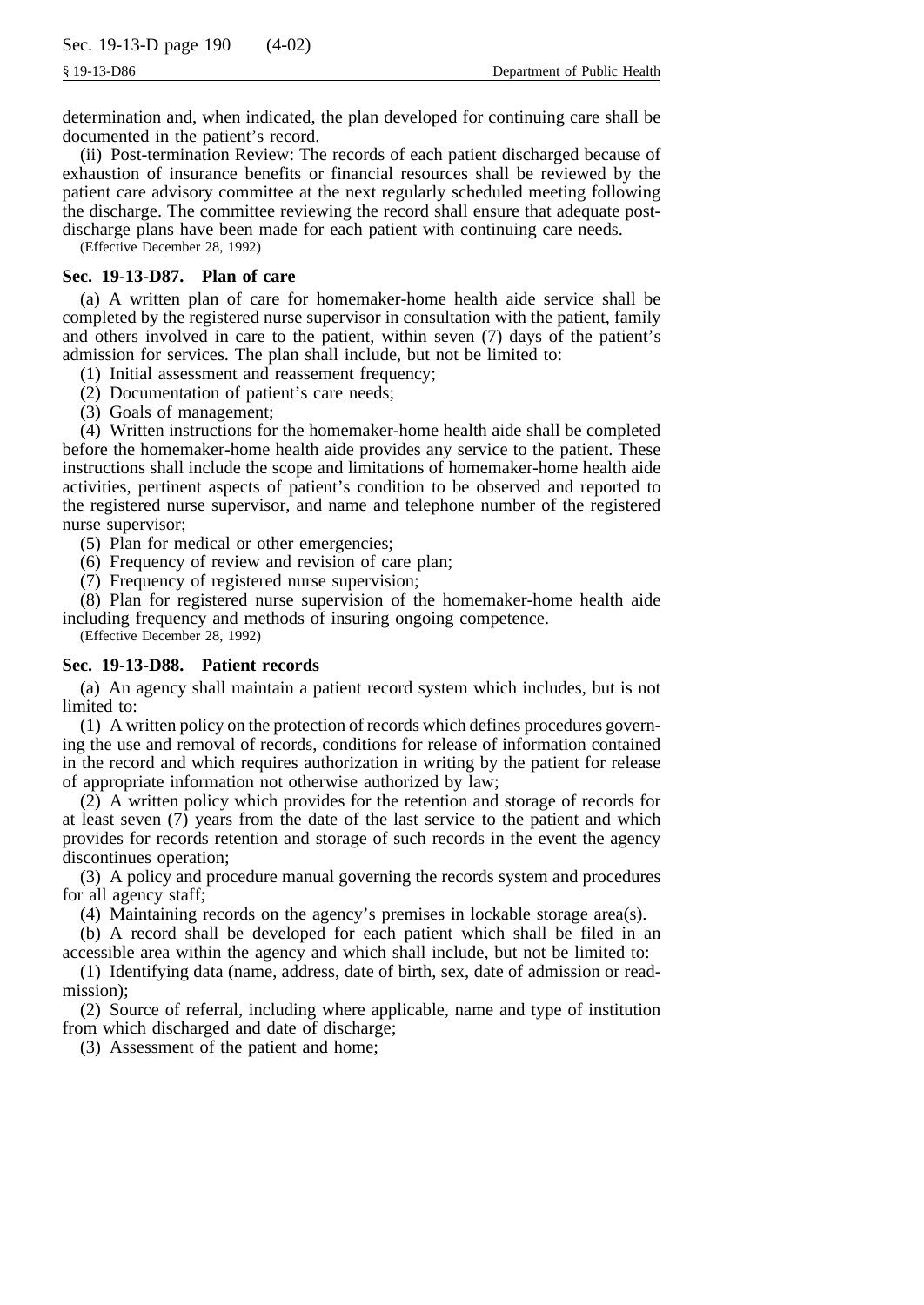determination and, when indicated, the plan developed for continuing care shall be documented in the patient's record.

(ii) Post-termination Review: The records of each patient discharged because of exhaustion of insurance benefits or financial resources shall be reviewed by the patient care advisory committee at the next regularly scheduled meeting following the discharge. The committee reviewing the record shall ensure that adequate post-discharge plans have been made for each patient with continuing care needs.

(Effective December 28, 1992)

### Sec. 19-13-D87. Plan of care

(a) A written plan of care for homemaker-home health aide service shall be completed by the registered nurse supervisor in consultation with the patient, family and others involved in care to the patient, within seven (7) days of the patient's admission for services. The plan shall include, but not be limited to:

(1) Initial assessment and reassement frequency;

(2) Documentation of patient's care needs;

(3) Goals of management;

(4) Written instructions for the homemaker-home health aide shall be completed before the homemaker-home health aide provides any service to the patient. These instructions shall include the scope and limitations of homemaker-home health aide activities, pertinent aspects of patient's condition to be observed and reported to the registered nurse supervisor, and name and telephone number of the registered nurse supervisor;

(5) Plan for medical or other emergencies;

(6) Frequency of review and revision of care plan;

(7) Frequency of registered nurse supervision;

(8) Plan for registered nurse supervision of the homemaker-home health aide including frequency and methods of insuring ongoing competence.

(Effective December 28, 1992)

### Sec. 19-13-D88. Patient records

(a) An agency shall maintain a patient record system which includes, but is not limited to:

(1) A written policy on the protection of records which defines procedures governing the use and removal of records, conditions for release of information contained in the record and which requires authorization in writing by the patient for release of appropriate information not otherwise authorized by law;

(2) A written policy which provides for the retention and storage of records for at least seven (7) years from the date of the last service to the patient and which provides for records retention and storage of such records in the event the agency discontinues operation;

(3) A policy and procedure manual governing the records system and procedures for all agency staff;

(4) Maintaining records on the agency's premises in lockable storage area(s).

(b) A record shall be developed for each patient which shall be filed in an accessible area within the agency and which shall include, but not be limited to:

(1) Identifying data (name, address, date of birth, sex, date of admission or readmission);

(2) Source of referral, including where applicable, name and type of institution from which discharged and date of discharge;

(3) Assessment of the patient and home;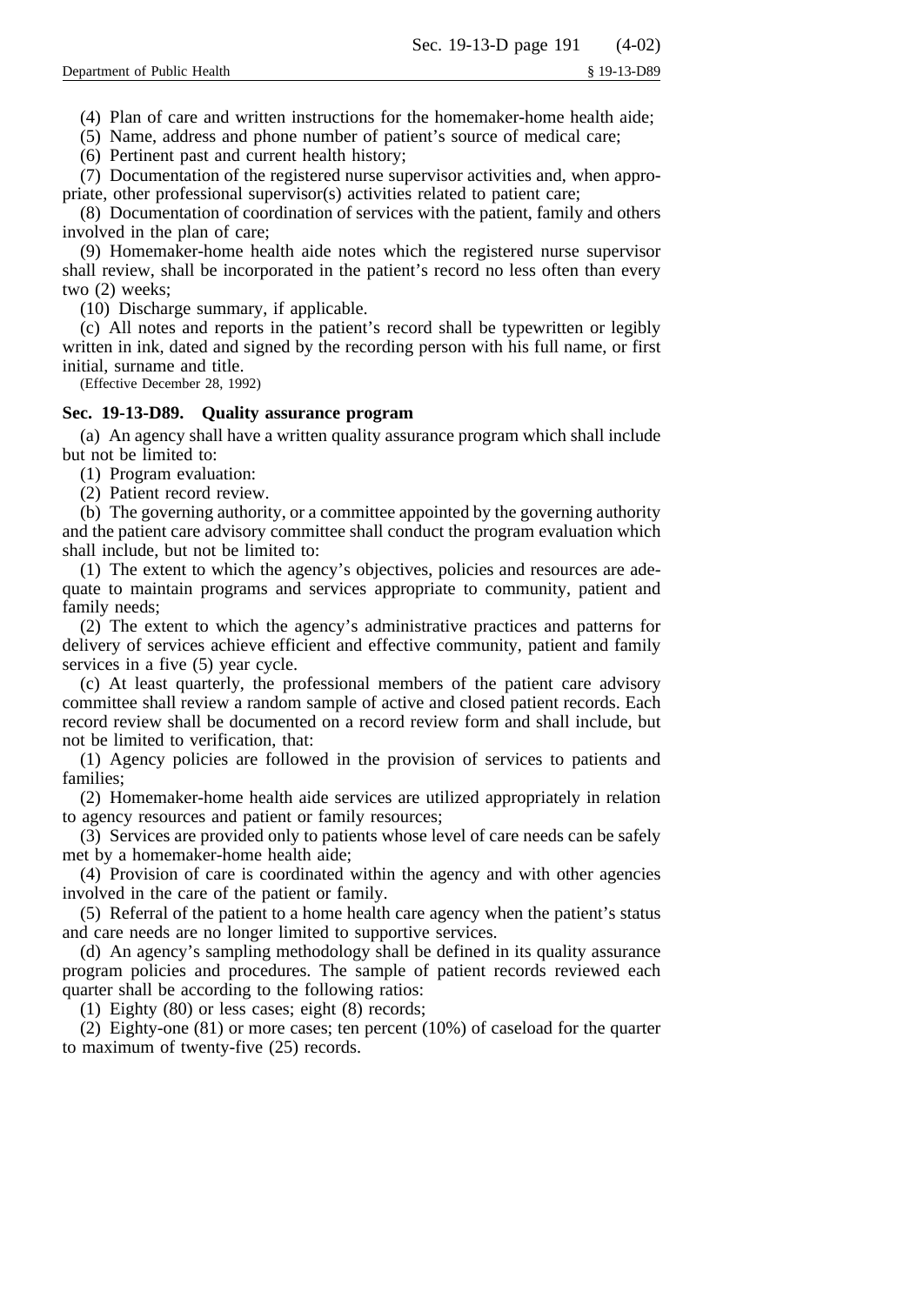(4) Plan of care and written instructions for the homemaker-home health aide;

(5) Name, address and phone number of patient's source of medical care;

(6) Pertinent past and current health history;

(7) Documentation of the registered nurse supervisor activities and, when appropriate, other professional supervisor(s) activities related to patient care;

(8) Documentation of coordination of services with the patient, family and others involved in the plan of care;

(9) Homemaker-home health aide notes which the registered nurse supervisor shall review, shall be incorporated in the patient's record no less often than every two (2) weeks;

(10) Discharge summary, if applicable.

(c) All notes and reports in the patient's record shall be typewritten or legibly written in ink, dated and signed by the recording person with his full name, or first initial, surname and title.

(Effective December 28, 1992)

**Sec. 19-13-D89. Quality assurance program**

(a) An agency shall have a written quality assurance program which shall include but not be limited to:

(1) Program evaluation:

(2) Patient record review.

(b) The governing authority, or a committee appointed by the governing authority and the patient care advisory committee shall conduct the program evaluation which shall include, but not be limited to:

(1) The extent to which the agency's objectives, policies and resources are adequate to maintain programs and services appropriate to community, patient and family needs;

(2) The extent to which the agency's administrative practices and patterns for delivery of services achieve efficient and effective community, patient and family services in a five (5) year cycle.

(c) At least quarterly, the professional members of the patient care advisory committee shall review a random sample of active and closed patient records. Each record review shall be documented on a record review form and shall include, but not be limited to verification, that:

(1) Agency policies are followed in the provision of services to patients and families;

(2) Homemaker-home health aide services are utilized appropriately in relation to agency resources and patient or family resources;

(3) Services are provided only to patients whose level of care needs can be safely met by a homemaker-home health aide;

(4) Provision of care is coordinated within the agency and with other agencies involved in the care of the patient or family.

(5) Referral of the patient to a home health care agency when the patient's status and care needs are no longer limited to supportive services.

(d) An agency's sampling methodology shall be defined in its quality assurance program policies and procedures. The sample of patient records reviewed each quarter shall be according to the following ratios:

(1) Eighty (80) or less cases; eight (8) records;

(2) Eighty-one (81) or more cases; ten percent (10%) of caseload for the quarter to maximum of twenty-five (25) records.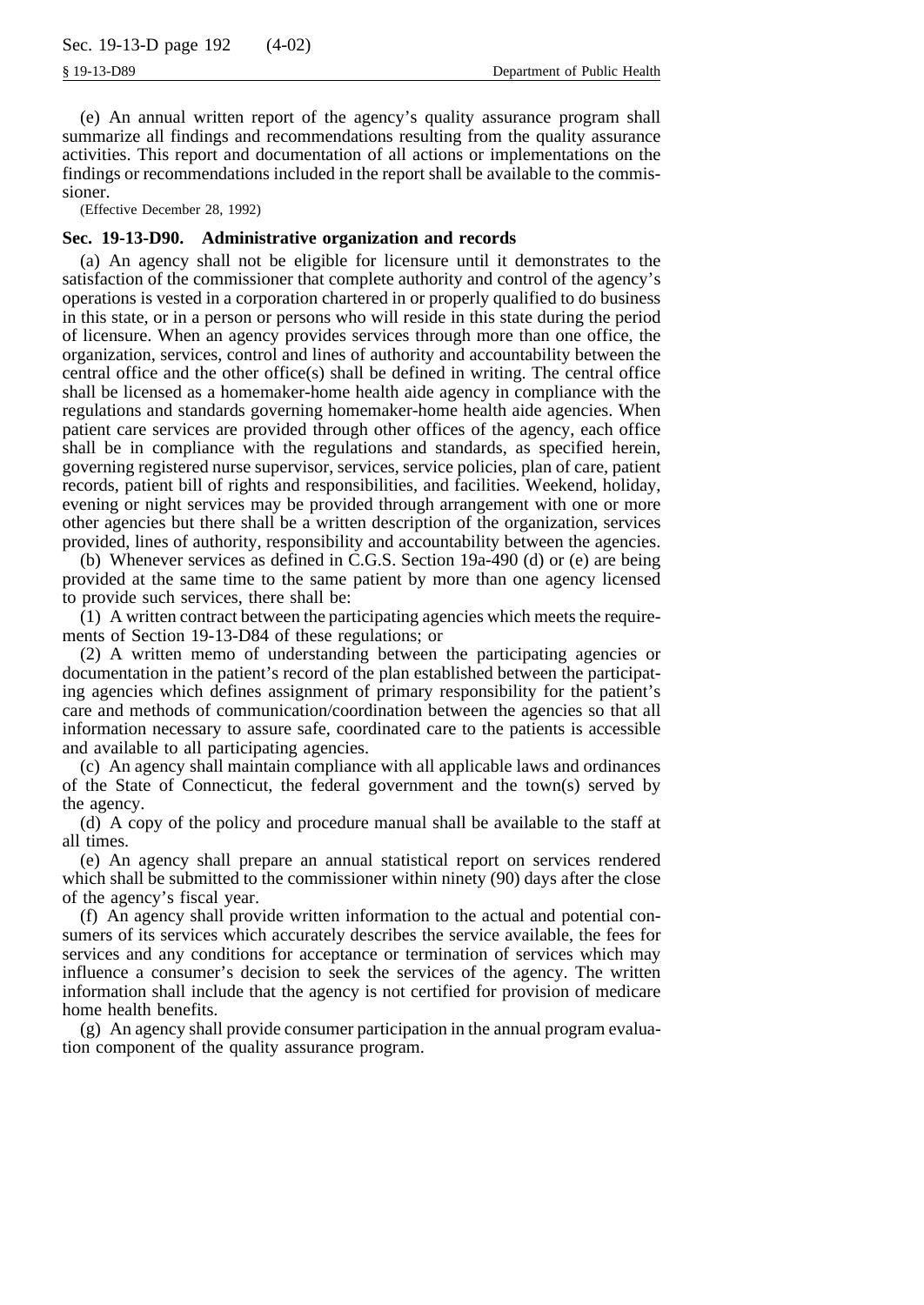(e) An annual written report of the agency's quality assurance program shall summarize all findings and recommendations resulting from the quality assurance activities. This report and documentation of all actions or implementations on the findings or recommendations included in the report shall be available to the commissioner.

(Effective December 28, 1992)

**Sec. 19-13-D90. Administrative organization and records**

(a) An agency shall not be eligible for licensure until it demonstrates to the satisfaction of the commissioner that complete authority and control of the agency's operations is vested in a corporation chartered in or properly qualified to do business in this state, or in a person or persons who will reside in this state during the period of licensure. When an agency provides services through more than one office, the organization, services, control and lines of authority and accountability between the central office and the other office(s) shall be defined in writing. The central office shall be licensed as a homemaker-home health aide agency in compliance with the regulations and standards governing homemaker-home health aide agencies. When patient care services are provided through other offices of the agency, each office shall be in compliance with the regulations and standards, as specified herein, governing registered nurse supervisor, services, service policies, plan of care, patient records, patient bill of rights and responsibilities, and facilities. Weekend, holiday, evening or night services may be provided through arrangement with one or more other agencies but there shall be a written description of the organization, services provided, lines of authority, responsibility and accountability between the agencies.

(b) Whenever services as defined in C.G.S. Section 19a-490 (d) or (e) are being provided at the same time to the same patient by more than one agency licensed to provide such services, there shall be:

(1) A written contract between the participating agencies which meets the requirements of Section 19-13-D84 of these regulations; or

(2) A written memo of understanding between the participating agencies or documentation in the patient's record of the plan established between the participating agencies which defines assignment of primary responsibility for the patient's care and methods of communication/coordination between the agencies so that all information necessary to assure safe, coordinated care to the patients is accessible and available to all participating agencies.

(c) An agency shall maintain compliance with all applicable laws and ordinances of the State of Connecticut, the federal government and the town(s) served by the agency.

(d) A copy of the policy and procedure manual shall be available to the staff at all times.

(e) An agency shall prepare an annual statistical report on services rendered which shall be submitted to the commissioner within ninety (90) days after the close of the agency's fiscal year.

(f) An agency shall provide written information to the actual and potential consumers of its services which accurately describes the service available, the fees for services and any conditions for acceptance or termination of services which may influence a consumer's decision to seek the services of the agency. The written information shall include that the agency is not certified for provision of medicare home health benefits.

(g) An agency shall provide consumer participation in the annual program evaluation component of the quality assurance program.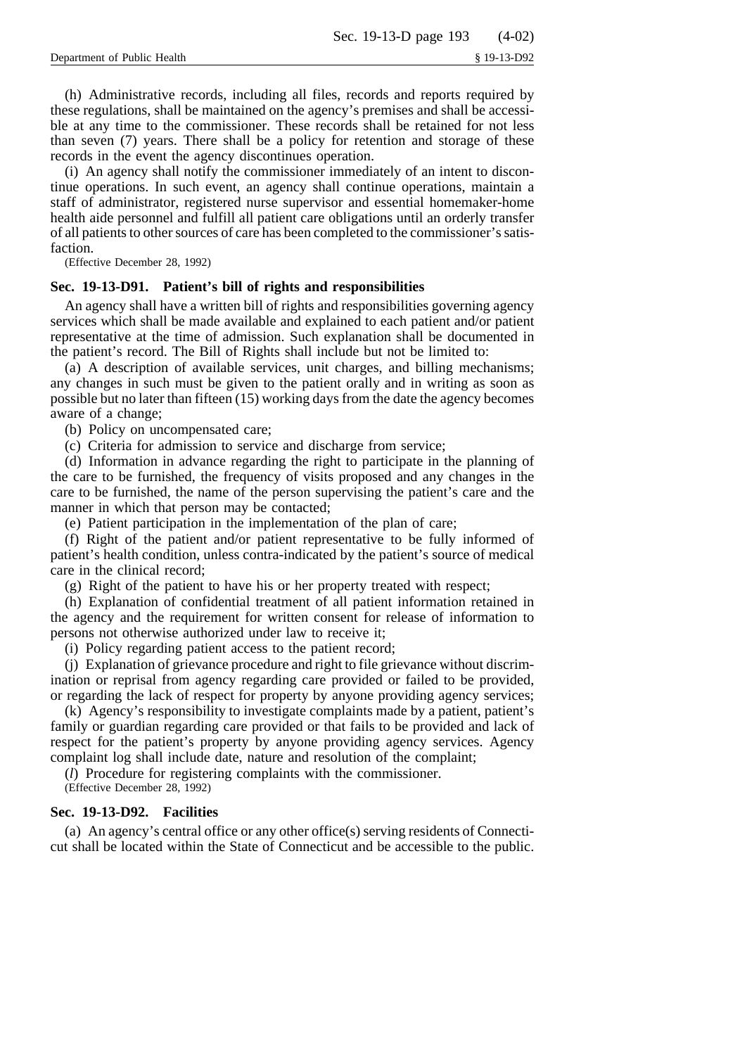(h) Administrative records, including all files, records and reports required by these regulations, shall be maintained on the agency's premises and shall be accessible at any time to the commissioner. These records shall be retained for not less than seven (7) years. There shall be a policy for retention and storage of these records in the event the agency discontinues operation.

(i) An agency shall notify the commissioner immediately of an intent to discontinue operations. In such event, an agency shall continue operations, maintain a staff of administrator, registered nurse supervisor and essential homemaker-home health aide personnel and fulfill all patient care obligations until an orderly transfer of all patients to other sources of care has been completed to the commissioner's satisfaction.

(Effective December 28, 1992)

## Sec. 19-13-D91. Patient's bill of rights and responsibilities

An agency shall have a written bill of rights and responsibilities governing agency services which shall be made available and explained to each patient and/or patient representative at the time of admission. Such explanation shall be documented in the patient's record. The Bill of Rights shall include but not be limited to:

(a) A description of available services, unit charges, and billing mechanisms; any changes in such must be given to the patient orally and in writing as soon as possible but no later than fifteen (15) working days from the date the agency becomes aware of a change;

(b) Policy on uncompensated care;

(c) Criteria for admission to service and discharge from service;

(d) Information in advance regarding the right to participate in the planning of the care to be furnished, the frequency of visits proposed and any changes in the care to be furnished, the name of the person supervising the patient's care and the manner in which that person may be contacted;

(e) Patient participation in the implementation of the plan of care;

(f) Right of the patient and/or patient representative to be fully informed of patient's health condition, unless contra-indicated by the patient's source of medical care in the clinical record;

(g) Right of the patient to have his or her property treated with respect;

(h) Explanation of confidential treatment of all patient information retained in the agency and the requirement for written consent for release of information to persons not otherwise authorized under law to receive it;

(i) Policy regarding patient access to the patient record;

(j) Explanation of grievance procedure and right to file grievance without discrimination or reprisal from agency regarding care provided or failed to be provided, or regarding the lack of respect for property by anyone providing agency services;

(k) Agency's responsibility to investigate complaints made by a patient, patient's family or guardian regarding care provided or that fails to be provided and lack of respect for the patient's property by anyone providing agency services. Agency complaint log shall include date, nature and resolution of the complaint;

(*l*) Procedure for registering complaints with the commissioner.

(Effective December 28, 1992)

## Sec. 19-13-D92. Facilities

(a) An agency's central office or any other office(s) serving residents of Connecticut shall be located within the State of Connecticut and be accessible to the public.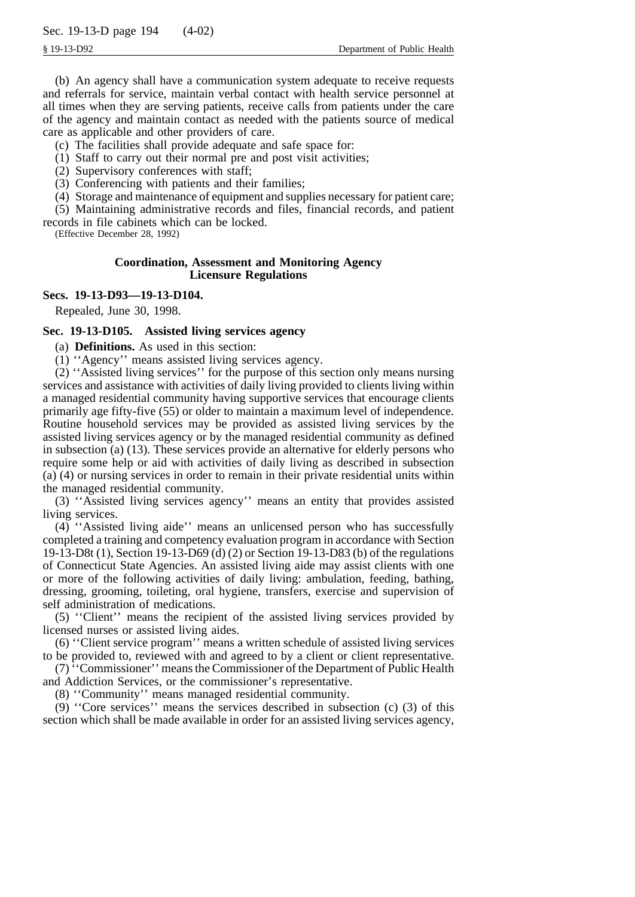(b) An agency shall have a communication system adequate to receive requests and referrals for service, maintain verbal contact with health service personnel at all times when they are serving patients, receive calls from patients under the care of the agency and maintain contact as needed with the patients source of medical care as applicable and other providers of care.

(c) The facilities shall provide adequate and safe space for:

(1) Staff to carry out their normal pre and post visit activities;

(2) Supervisory conferences with staff;

(3) Conferencing with patients and their families;

(4) Storage and maintenance of equipment and supplies necessary for patient care;

(5) Maintaining administrative records and files, financial records, and patient records in file cabinets which can be locked.

(Effective December 28, 1992)

## Coordination, Assessment and Monitoring Agency Licensure Regulations

### Secs. 19-13-D93—19-13-D104.

Repealed, June 30, 1998.

### Sec. 19-13-D105. Assisted living services agency

(a) **Definitions.** As used in this section:

(1) ''Agency'' means assisted living services agency.

(2) ''Assisted living services'' for the purpose of this section only means nursing services and assistance with activities of daily living provided to clients living within a managed residential community having supportive services that encourage clients primarily age fifty-five (55) or older to maintain a maximum level of independence. Routine household services may be provided as assisted living services by the assisted living services agency or by the managed residential community as defined in subsection (a) (13). These services provide an alternative for elderly persons who require some help or aid with activities of daily living as described in subsection (a) (4) or nursing services in order to remain in their private residential units within the managed residential community.

(3) ''Assisted living services agency'' means an entity that provides assisted living services.

(4) ''Assisted living aide'' means an unlicensed person who has successfully completed a training and competency evaluation program in accordance with Section 19-13-D8t (1), Section 19-13-D69 (d) (2) or Section 19-13-D83 (b) of the regulations of Connecticut State Agencies. An assisted living aide may assist clients with one or more of the following activities of daily living: ambulation, feeding, bathing, dressing, grooming, toileting, oral hygiene, transfers, exercise and supervision of self administration of medications.

(5) ''Client'' means the recipient of the assisted living services provided by licensed nurses or assisted living aides.

(6) ''Client service program'' means a written schedule of assisted living services to be provided to, reviewed with and agreed to by a client or client representative.

(7) ''Commissioner'' means the Commissioner of the Department of Public Health and Addiction Services, or the commissioner's representative.

(8) ''Community'' means managed residential community.

(9) ''Core services'' means the services described in subsection (c) (3) of this section which shall be made available in order for an assisted living services agency,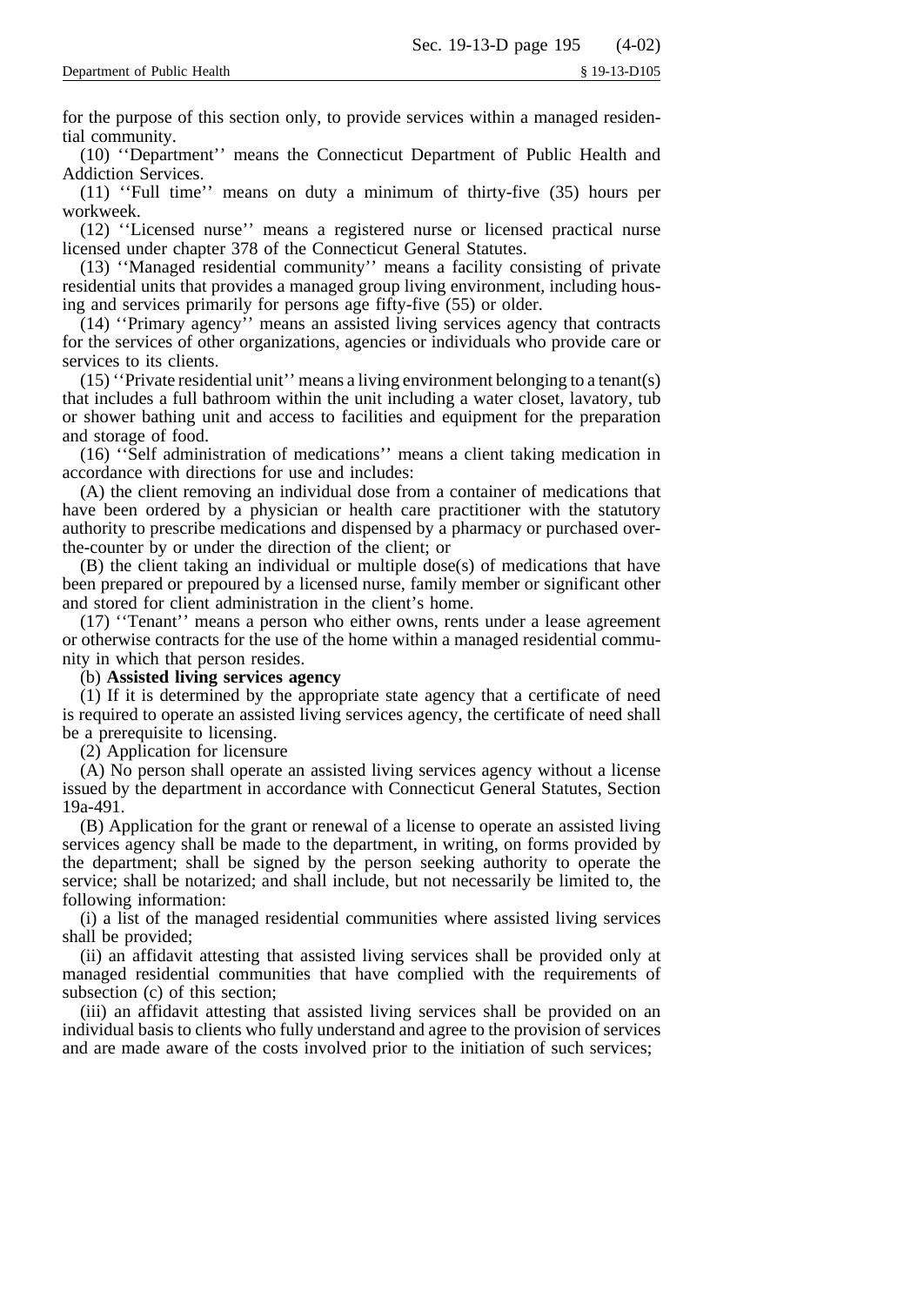for the purpose of this section only, to provide services within a managed residential community.

(10) ''Department'' means the Connecticut Department of Public Health and Addiction Services.

(11) ''Full time'' means on duty a minimum of thirty-five (35) hours per workweek.

(12) ''Licensed nurse'' means a registered nurse or licensed practical nurse licensed under chapter 378 of the Connecticut General Statutes.

(13) ''Managed residential community'' means a facility consisting of private residential units that provides a managed group living environment, including housing and services primarily for persons age fifty-five (55) or older.

(14) ''Primary agency'' means an assisted living services agency that contracts for the services of other organizations, agencies or individuals who provide care or services to its clients.

(15) ''Private residential unit'' means a living environment belonging to a tenant(s) that includes a full bathroom within the unit including a water closet, lavatory, tub or shower bathing unit and access to facilities and equipment for the preparation and storage of food.

(16) ''Self administration of medications'' means a client taking medication in accordance with directions for use and includes:

(A) the client removing an individual dose from a container of medications that have been ordered by a physician or health care practitioner with the statutory authority to prescribe medications and dispensed by a pharmacy or purchased over-the-counter by or under the direction of the client; or

(B) the client taking an individual or multiple dose(s) of medications that have been prepared or prepoured by a licensed nurse, family member or significant other and stored for client administration in the client's home.

(17) ''Tenant'' means a person who either owns, rents under a lease agreement or otherwise contracts for the use of the home within a managed residential community in which that person resides.

(b) **Assisted living services agency**

(1) If it is determined by the appropriate state agency that a certificate of need is required to operate an assisted living services agency, the certificate of need shall be a prerequisite to licensing.

(2) Application for licensure

(A) No person shall operate an assisted living services agency without a license issued by the department in accordance with Connecticut General Statutes, Section 19a-491.

(B) Application for the grant or renewal of a license to operate an assisted living services agency shall be made to the department, in writing, on forms provided by the department; shall be signed by the person seeking authority to operate the service; shall be notarized; and shall include, but not necessarily be limited to, the following information:

(i) a list of the managed residential communities where assisted living services shall be provided;

(ii) an affidavit attesting that assisted living services shall be provided only at managed residential communities that have complied with the requirements of subsection (c) of this section;

(iii) an affidavit attesting that assisted living services shall be provided on an individual basis to clients who fully understand and agree to the provision of services and are made aware of the costs involved prior to the initiation of such services;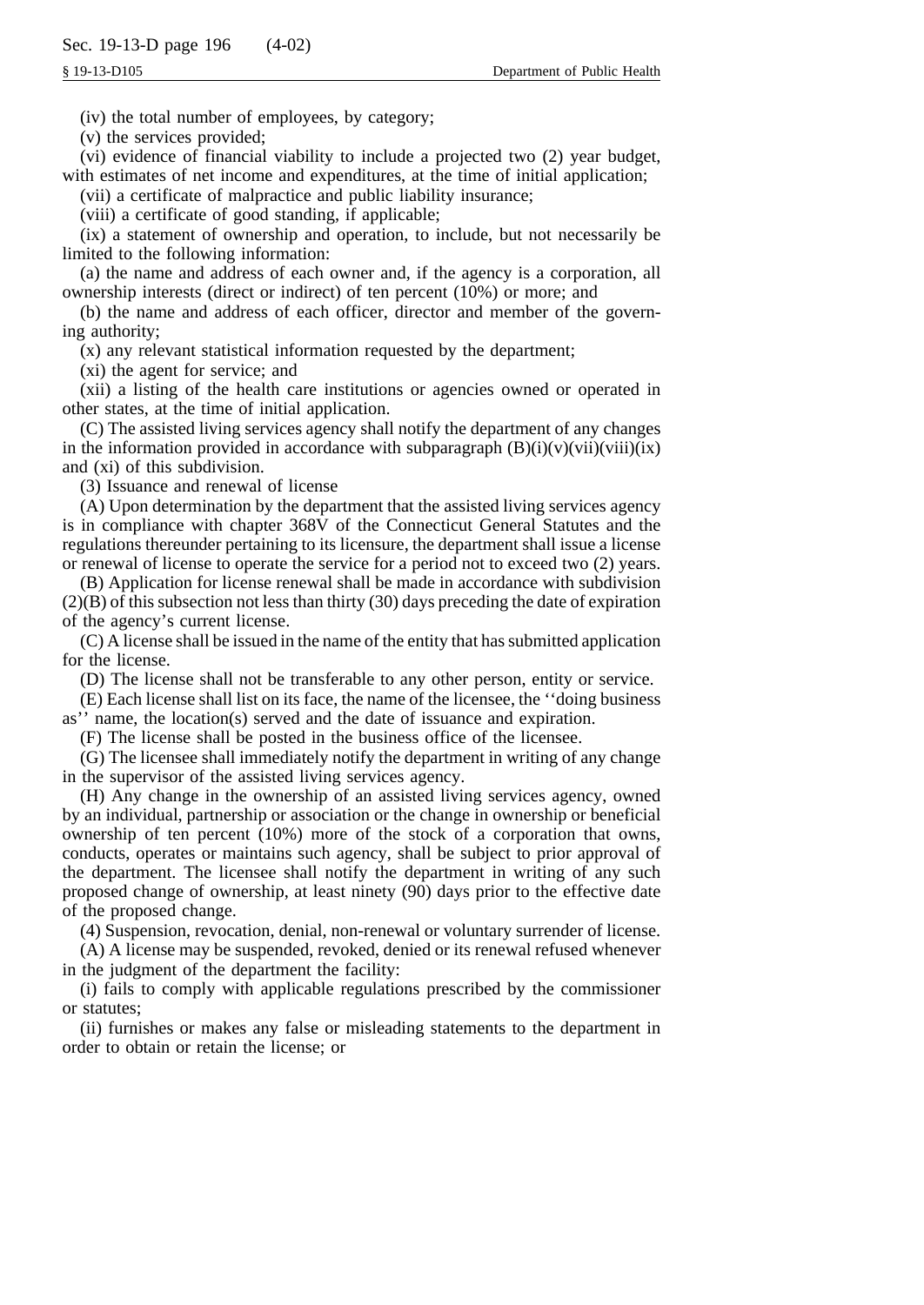(iv) the total number of employees, by category;

(v) the services provided;

(vi) evidence of financial viability to include a projected two (2) year budget, with estimates of net income and expenditures, at the time of initial application;

(vii) a certificate of malpractice and public liability insurance;

(viii) a certificate of good standing, if applicable;

(ix) a statement of ownership and operation, to include, but not necessarily be limited to the following information:

(a) the name and address of each owner and, if the agency is a corporation, all ownership interests (direct or indirect) of ten percent (10%) or more; and

(b) the name and address of each officer, director and member of the governing authority;

(x) any relevant statistical information requested by the department;

(xi) the agent for service; and

(xii) a listing of the health care institutions or agencies owned or operated in other states, at the time of initial application.

(C) The assisted living services agency shall notify the department of any changes in the information provided in accordance with subparagraph (B)(i)(v)(vii)(viii)(ix) and (xi) of this subdivision.

(3) Issuance and renewal of license

(A) Upon determination by the department that the assisted living services agency is in compliance with chapter 368V of the Connecticut General Statutes and the regulations thereunder pertaining to its licensure, the department shall issue a license or renewal of license to operate the service for a period not to exceed two (2) years.

(B) Application for license renewal shall be made in accordance with subdivision (2)(B) of this subsection not less than thirty (30) days preceding the date of expiration of the agency's current license.

(C) A license shall be issued in the name of the entity that has submitted application for the license.

(D) The license shall not be transferable to any other person, entity or service.

(E) Each license shall list on its face, the name of the licensee, the ''doing business as'' name, the location(s) served and the date of issuance and expiration.

(F) The license shall be posted in the business office of the licensee.

(G) The licensee shall immediately notify the department in writing of any change in the supervisor of the assisted living services agency.

(H) Any change in the ownership of an assisted living services agency, owned by an individual, partnership or association or the change in ownership or beneficial ownership of ten percent (10%) more of the stock of a corporation that owns, conducts, operates or maintains such agency, shall be subject to prior approval of the department. The licensee shall notify the department in writing of any such proposed change of ownership, at least ninety (90) days prior to the effective date of the proposed change.

(4) Suspension, revocation, denial, non-renewal or voluntary surrender of license.

(A) A license may be suspended, revoked, denied or its renewal refused whenever in the judgment of the department the facility:

(i) fails to comply with applicable regulations prescribed by the commissioner or statutes;

(ii) furnishes or makes any false or misleading statements to the department in order to obtain or retain the license; or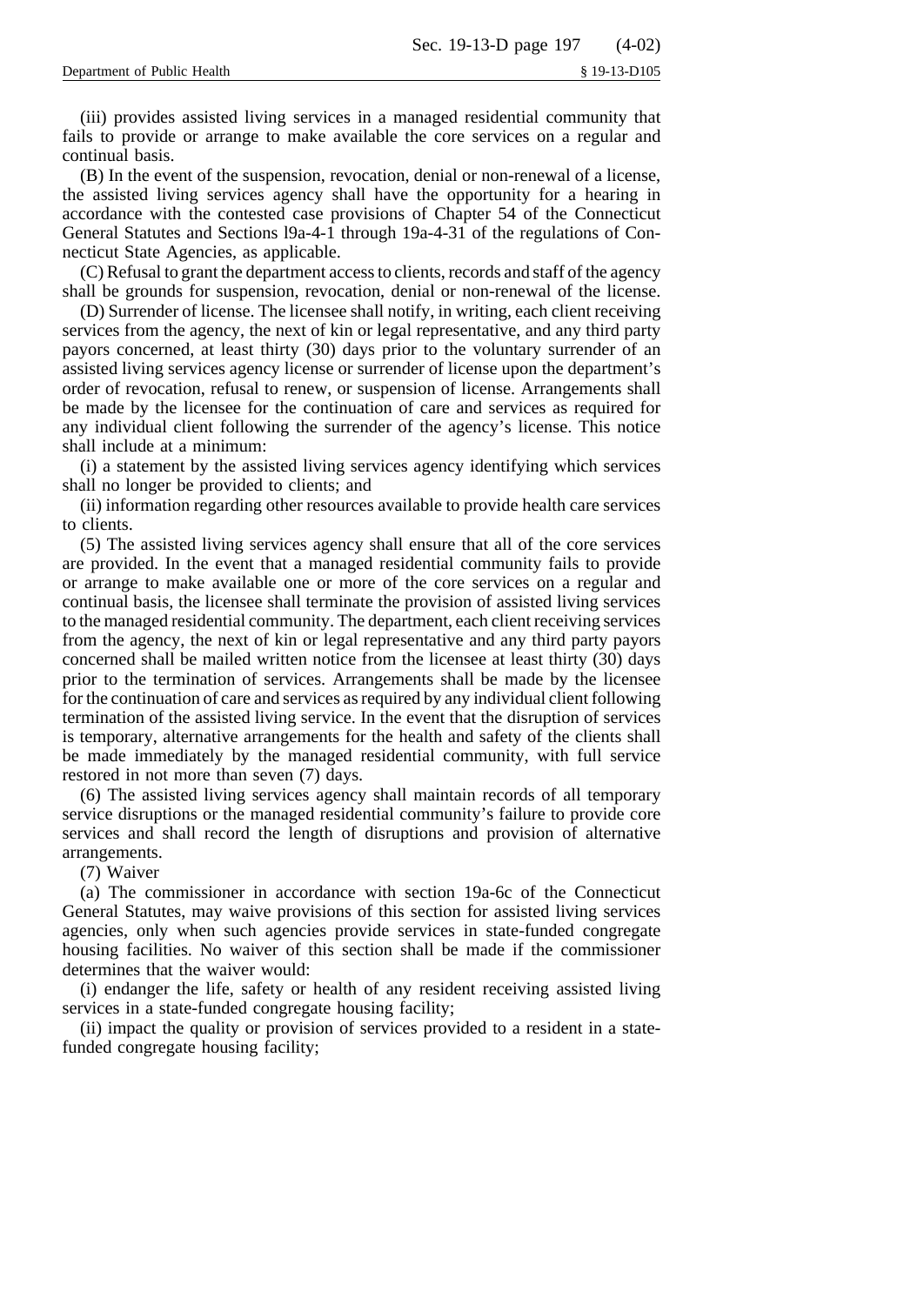(iii) provides assisted living services in a managed residential community that fails to provide or arrange to make available the core services on a regular and continual basis.

(B) In the event of the suspension, revocation, denial or non-renewal of a license, the assisted living services agency shall have the opportunity for a hearing in accordance with the contested case provisions of Chapter 54 of the Connecticut General Statutes and Sections l9a-4-1 through 19a-4-31 of the regulations of Connecticut State Agencies, as applicable.

(C) Refusal to grant the department access to clients, records and staff of the agency shall be grounds for suspension, revocation, denial or non-renewal of the license.

(D) Surrender of license. The licensee shall notify, in writing, each client receiving services from the agency, the next of kin or legal representative, and any third party payors concerned, at least thirty (30) days prior to the voluntary surrender of an assisted living services agency license or surrender of license upon the department's order of revocation, refusal to renew, or suspension of license. Arrangements shall be made by the licensee for the continuation of care and services as required for any individual client following the surrender of the agency's license. This notice shall include at a minimum:

(i) a statement by the assisted living services agency identifying which services shall no longer be provided to clients; and

(ii) information regarding other resources available to provide health care services to clients.

(5) The assisted living services agency shall ensure that all of the core services are provided. In the event that a managed residential community fails to provide or arrange to make available one or more of the core services on a regular and continual basis, the licensee shall terminate the provision of assisted living services to the managed residential community. The department, each client receiving services from the agency, the next of kin or legal representative and any third party payors concerned shall be mailed written notice from the licensee at least thirty (30) days prior to the termination of services. Arrangements shall be made by the licensee for the continuation of care and services as required by any individual client following termination of the assisted living service. In the event that the disruption of services is temporary, alternative arrangements for the health and safety of the clients shall be made immediately by the managed residential community, with full service restored in not more than seven (7) days.

(6) The assisted living services agency shall maintain records of all temporary service disruptions or the managed residential community's failure to provide core services and shall record the length of disruptions and provision of alternative arrangements.

(7) Waiver

(a) The commissioner in accordance with section 19a-6c of the Connecticut General Statutes, may waive provisions of this section for assisted living services agencies, only when such agencies provide services in state-funded congregate housing facilities. No waiver of this section shall be made if the commissioner determines that the waiver would:

(i) endanger the life, safety or health of any resident receiving assisted living services in a state-funded congregate housing facility;

(ii) impact the quality or provision of services provided to a resident in a state-funded congregate housing facility;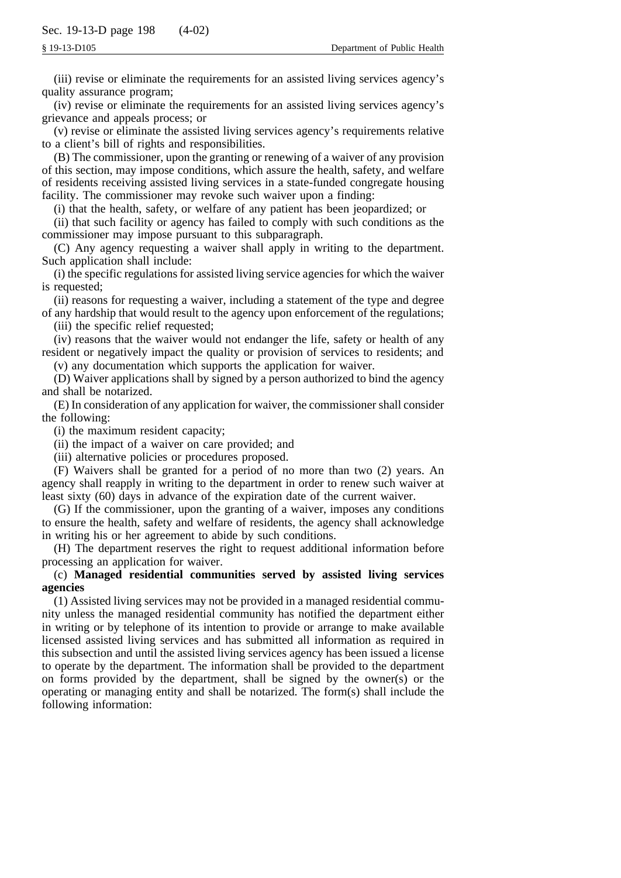(iii) revise or eliminate the requirements for an assisted living services agency's quality assurance program;

(iv) revise or eliminate the requirements for an assisted living services agency's grievance and appeals process; or

(v) revise or eliminate the assisted living services agency's requirements relative to a client's bill of rights and responsibilities.

(B) The commissioner, upon the granting or renewing of a waiver of any provision of this section, may impose conditions, which assure the health, safety, and welfare of residents receiving assisted living services in a state-funded congregate housing facility. The commissioner may revoke such waiver upon a finding:

(i) that the health, safety, or welfare of any patient has been jeopardized; or

(ii) that such facility or agency has failed to comply with such conditions as the commissioner may impose pursuant to this subparagraph.

(C) Any agency requesting a waiver shall apply in writing to the department. Such application shall include:

(i) the specific regulations for assisted living service agencies for which the waiver is requested;

(ii) reasons for requesting a waiver, including a statement of the type and degree of any hardship that would result to the agency upon enforcement of the regulations;

(iii) the specific relief requested;

(iv) reasons that the waiver would not endanger the life, safety or health of any resident or negatively impact the quality or provision of services to residents; and

(v) any documentation which supports the application for waiver.

(D) Waiver applications shall by signed by a person authorized to bind the agency and shall be notarized.

(E) In consideration of any application for waiver, the commissioner shall consider the following:

(i) the maximum resident capacity;

(ii) the impact of a waiver on care provided; and

(iii) alternative policies or procedures proposed.

(F) Waivers shall be granted for a period of no more than two (2) years. An agency shall reapply in writing to the department in order to renew such waiver at least sixty (60) days in advance of the expiration date of the current waiver.

(G) If the commissioner, upon the granting of a waiver, imposes any conditions to ensure the health, safety and welfare of residents, the agency shall acknowledge in writing his or her agreement to abide by such conditions.

(H) The department reserves the right to request additional information before processing an application for waiver.

(c) **Managed residential communities served by assisted living services agencies**

(1) Assisted living services may not be provided in a managed residential community unless the managed residential community has notified the department either in writing or by telephone of its intention to provide or arrange to make available licensed assisted living services and has submitted all information as required in this subsection and until the assisted living services agency has been issued a license to operate by the department. The information shall be provided to the department on forms provided by the department, shall be signed by the owner(s) or the operating or managing entity and shall be notarized. The form(s) shall include the following information: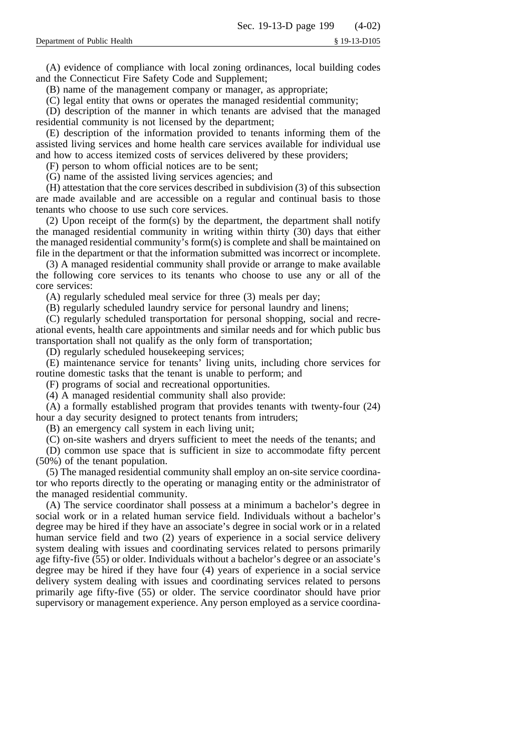(A) evidence of compliance with local zoning ordinances, local building codes and the Connecticut Fire Safety Code and Supplement;

(B) name of the management company or manager, as appropriate;

(C) legal entity that owns or operates the managed residential community;

(D) description of the manner in which tenants are advised that the managed residential community is not licensed by the department;

(E) description of the information provided to tenants informing them of the assisted living services and home health care services available for individual use and how to access itemized costs of services delivered by these providers;

(F) person to whom official notices are to be sent;

(G) name of the assisted living services agencies; and

(H) attestation that the core services described in subdivision (3) of this subsection are made available and are accessible on a regular and continual basis to those tenants who choose to use such core services.

(2) Upon receipt of the form(s) by the department, the department shall notify the managed residential community in writing within thirty (30) days that either the managed residential community's form(s) is complete and shall be maintained on file in the department or that the information submitted was incorrect or incomplete.

(3) A managed residential community shall provide or arrange to make available the following core services to its tenants who choose to use any or all of the core services:

(A) regularly scheduled meal service for three (3) meals per day;

(B) regularly scheduled laundry service for personal laundry and linens;

(C) regularly scheduled transportation for personal shopping, social and recreational events, health care appointments and similar needs and for which public bus transportation shall not qualify as the only form of transportation;

(D) regularly scheduled housekeeping services;

(E) maintenance service for tenants' living units, including chore services for routine domestic tasks that the tenant is unable to perform; and

(F) programs of social and recreational opportunities.

(4) A managed residential community shall also provide:

(A) a formally established program that provides tenants with twenty-four (24) hour a day security designed to protect tenants from intruders;

(B) an emergency call system in each living unit;

(C) on-site washers and dryers sufficient to meet the needs of the tenants; and

(D) common use space that is sufficient in size to accommodate fifty percent (50%) of the tenant population.

(5) The managed residential community shall employ an on-site service coordinator who reports directly to the operating or managing entity or the administrator of the managed residential community.

(A) The service coordinator shall possess at a minimum a bachelor's degree in social work or in a related human service field. Individuals without a bachelor's degree may be hired if they have an associate's degree in social work or in a related human service field and two (2) years of experience in a social service delivery system dealing with issues and coordinating services related to persons primarily age fifty-five (55) or older. Individuals without a bachelor's degree or an associate's degree may be hired if they have four (4) years of experience in a social service delivery system dealing with issues and coordinating services related to persons primarily age fifty-five (55) or older. The service coordinator should have prior supervisory or management experience. Any person employed as a service coordina-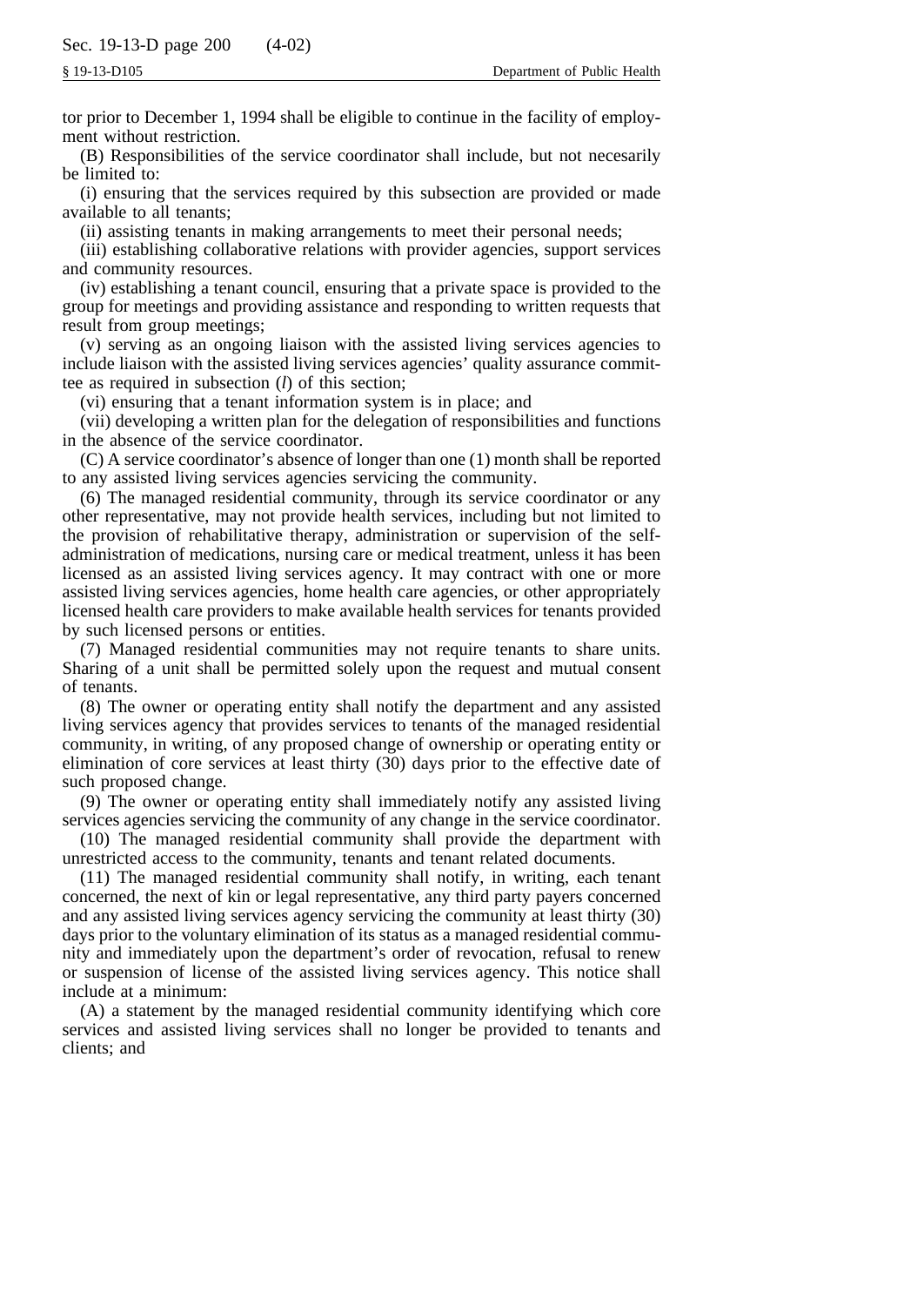tor prior to December 1, 1994 shall be eligible to continue in the facility of employment without restriction.

(B) Responsibilities of the service coordinator shall include, but not necesarily be limited to:

(i) ensuring that the services required by this subsection are provided or made available to all tenants;

(ii) assisting tenants in making arrangements to meet their personal needs;

(iii) establishing collaborative relations with provider agencies, support services and community resources.

(iv) establishing a tenant council, ensuring that a private space is provided to the group for meetings and providing assistance and responding to written requests that result from group meetings;

(v) serving as an ongoing liaison with the assisted living services agencies to include liaison with the assisted living services agencies' quality assurance committee as required in subsection (*l*) of this section;

(vi) ensuring that a tenant information system is in place; and

(vii) developing a written plan for the delegation of responsibilities and functions in the absence of the service coordinator.

(C) A service coordinator's absence of longer than one (1) month shall be reported to any assisted living services agencies servicing the community.

(6) The managed residential community, through its service coordinator or any other representative, may not provide health services, including but not limited to the provision of rehabilitative therapy, administration or supervision of the self-administration of medications, nursing care or medical treatment, unless it has been licensed as an assisted living services agency. It may contract with one or more assisted living services agencies, home health care agencies, or other appropriately licensed health care providers to make available health services for tenants provided by such licensed persons or entities.

(7) Managed residential communities may not require tenants to share units. Sharing of a unit shall be permitted solely upon the request and mutual consent of tenants.

(8) The owner or operating entity shall notify the department and any assisted living services agency that provides services to tenants of the managed residential community, in writing, of any proposed change of ownership or operating entity or elimination of core services at least thirty (30) days prior to the effective date of such proposed change.

(9) The owner or operating entity shall immediately notify any assisted living services agencies servicing the community of any change in the service coordinator.

(10) The managed residential community shall provide the department with unrestricted access to the community, tenants and tenant related documents.

(11) The managed residential community shall notify, in writing, each tenant concerned, the next of kin or legal representative, any third party payers concerned and any assisted living services agency servicing the community at least thirty (30) days prior to the voluntary elimination of its status as a managed residential community and immediately upon the department's order of revocation, refusal to renew or suspension of license of the assisted living services agency. This notice shall include at a minimum:

(A) a statement by the managed residential community identifying which core services and assisted living services shall no longer be provided to tenants and clients; and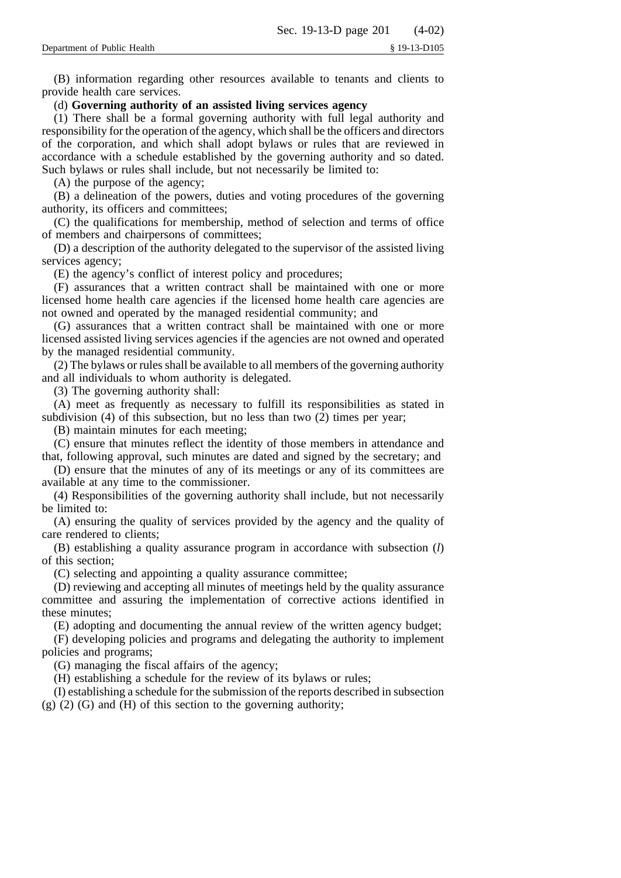(B) information regarding other resources available to tenants and clients to provide health care services.

(d) **Governing authority of an assisted living services agency**

(1) There shall be a formal governing authority with full legal authority and responsibility for the operation of the agency, which shall be the officers and directors of the corporation, and which shall adopt bylaws or rules that are reviewed in accordance with a schedule established by the governing authority and so dated. Such bylaws or rules shall include, but not necessarily be limited to:

(A) the purpose of the agency;

(B) a delineation of the powers, duties and voting procedures of the governing authority, its officers and committees;

(C) the qualifications for membership, method of selection and terms of office of members and chairpersons of committees;

(D) a description of the authority delegated to the supervisor of the assisted living services agency;

(E) the agency's conflict of interest policy and procedures;

(F) assurances that a written contract shall be maintained with one or more licensed home health care agencies if the licensed home health care agencies are not owned and operated by the managed residential community; and

(G) assurances that a written contract shall be maintained with one or more licensed assisted living services agencies if the agencies are not owned and operated by the managed residential community.

(2) The bylaws or rules shall be available to all members of the governing authority and all individuals to whom authority is delegated.

(3) The governing authority shall:

(A) meet as frequently as necessary to fulfill its responsibilities as stated in subdivision (4) of this subsection, but no less than two (2) times per year;

(B) maintain minutes for each meeting;

(C) ensure that minutes reflect the identity of those members in attendance and that, following approval, such minutes are dated and signed by the secretary; and

(D) ensure that the minutes of any of its meetings or any of its committees are available at any time to the commissioner.

(4) Responsibilities of the governing authority shall include, but not necessarily be limited to:

(A) ensuring the quality of services provided by the agency and the quality of care rendered to clients;

(B) establishing a quality assurance program in accordance with subsection (*l*) of this section;

(C) selecting and appointing a quality assurance committee;

(D) reviewing and accepting all minutes of meetings held by the quality assurance committee and assuring the implementation of corrective actions identified in these minutes;

(E) adopting and documenting the annual review of the written agency budget;

(F) developing policies and programs and delegating the authority to implement policies and programs;

(G) managing the fiscal affairs of the agency;

(H) establishing a schedule for the review of its bylaws or rules;

(I) establishing a schedule for the submission of the reports described in subsection (g) (2) (G) and (H) of this section to the governing authority;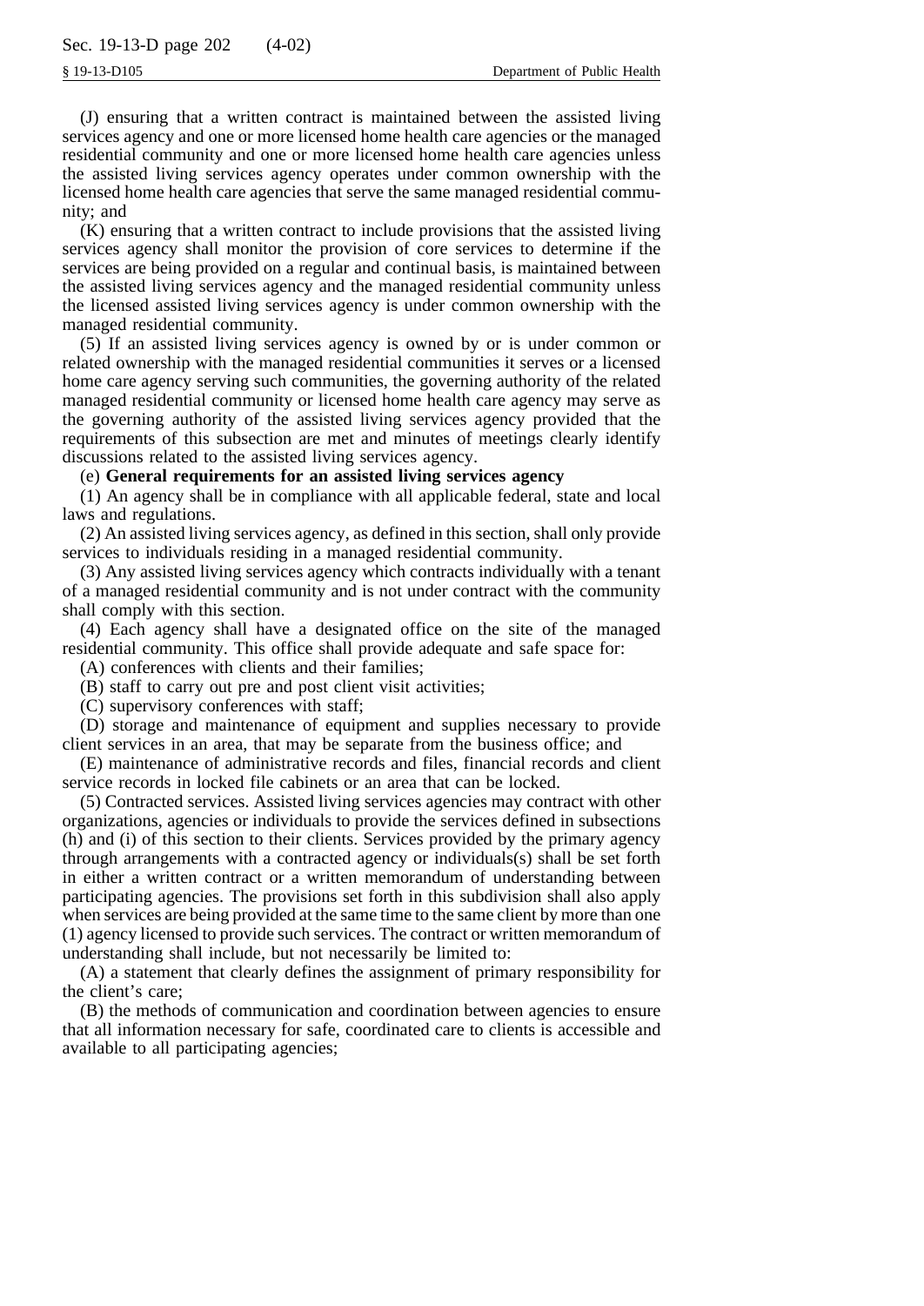(J) ensuring that a written contract is maintained between the assisted living services agency and one or more licensed home health care agencies or the managed residential community and one or more licensed home health care agencies unless the assisted living services agency operates under common ownership with the licensed home health care agencies that serve the same managed residential community; and

(K) ensuring that a written contract to include provisions that the assisted living services agency shall monitor the provision of core services to determine if the services are being provided on a regular and continual basis, is maintained between the assisted living services agency and the managed residential community unless the licensed assisted living services agency is under common ownership with the managed residential community.

(5) If an assisted living services agency is owned by or is under common or related ownership with the managed residential communities it serves or a licensed home care agency serving such communities, the governing authority of the related managed residential community or licensed home health care agency may serve as the governing authority of the assisted living services agency provided that the requirements of this subsection are met and minutes of meetings clearly identify discussions related to the assisted living services agency.

(e) **General requirements for an assisted living services agency**

(1) An agency shall be in compliance with all applicable federal, state and local laws and regulations.

(2) An assisted living services agency, as defined in this section, shall only provide services to individuals residing in a managed residential community.

(3) Any assisted living services agency which contracts individually with a tenant of a managed residential community and is not under contract with the community shall comply with this section.

(4) Each agency shall have a designated office on the site of the managed residential community. This office shall provide adequate and safe space for:

(A) conferences with clients and their families;

(B) staff to carry out pre and post client visit activities;

(C) supervisory conferences with staff;

(D) storage and maintenance of equipment and supplies necessary to provide client services in an area, that may be separate from the business office; and

(E) maintenance of administrative records and files, financial records and client service records in locked file cabinets or an area that can be locked.

(5) Contracted services. Assisted living services agencies may contract with other organizations, agencies or individuals to provide the services defined in subsections (h) and (i) of this section to their clients. Services provided by the primary agency through arrangements with a contracted agency or individuals(s) shall be set forth in either a written contract or a written memorandum of understanding between participating agencies. The provisions set forth in this subdivision shall also apply when services are being provided at the same time to the same client by more than one (1) agency licensed to provide such services. The contract or written memorandum of understanding shall include, but not necessarily be limited to:

(A) a statement that clearly defines the assignment of primary responsibility for the client's care;

(B) the methods of communication and coordination between agencies to ensure that all information necessary for safe, coordinated care to clients is accessible and available to all participating agencies;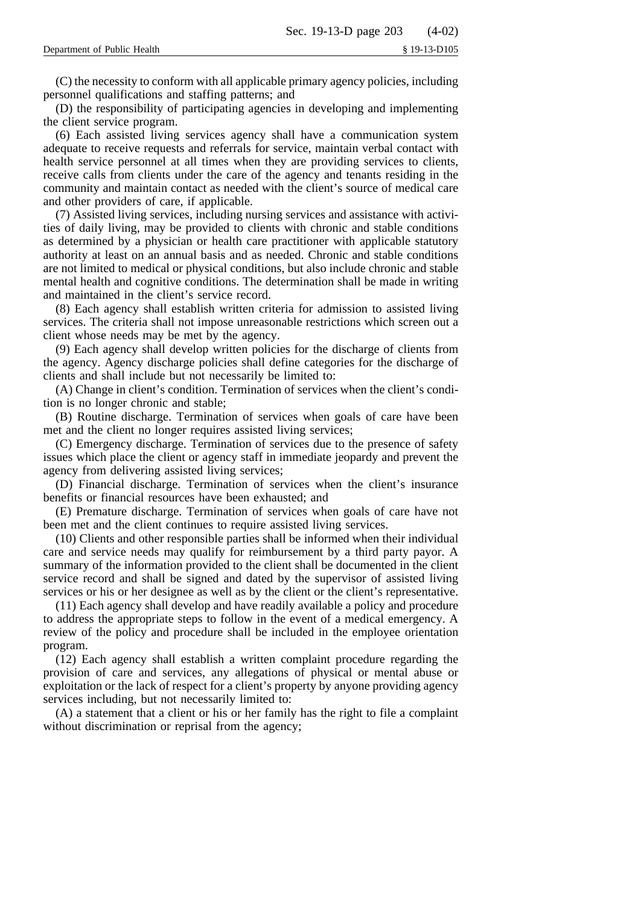(C) the necessity to conform with all applicable primary agency policies, including personnel qualifications and staffing patterns; and

(D) the responsibility of participating agencies in developing and implementing the client service program.

(6) Each assisted living services agency shall have a communication system adequate to receive requests and referrals for service, maintain verbal contact with health service personnel at all times when they are providing services to clients, receive calls from clients under the care of the agency and tenants residing in the community and maintain contact as needed with the client's source of medical care and other providers of care, if applicable.

(7) Assisted living services, including nursing services and assistance with activities of daily living, may be provided to clients with chronic and stable conditions as determined by a physician or health care practitioner with applicable statutory authority at least on an annual basis and as needed. Chronic and stable conditions are not limited to medical or physical conditions, but also include chronic and stable mental health and cognitive conditions. The determination shall be made in writing and maintained in the client's service record.

(8) Each agency shall establish written criteria for admission to assisted living services. The criteria shall not impose unreasonable restrictions which screen out a client whose needs may be met by the agency.

(9) Each agency shall develop written policies for the discharge of clients from the agency. Agency discharge policies shall define categories for the discharge of clients and shall include but not necessarily be limited to:

(A) Change in client's condition. Termination of services when the client's condition is no longer chronic and stable;

(B) Routine discharge. Termination of services when goals of care have been met and the client no longer requires assisted living services;

(C) Emergency discharge. Termination of services due to the presence of safety issues which place the client or agency staff in immediate jeopardy and prevent the agency from delivering assisted living services;

(D) Financial discharge. Termination of services when the client's insurance benefits or financial resources have been exhausted; and

(E) Premature discharge. Termination of services when goals of care have not been met and the client continues to require assisted living services.

(10) Clients and other responsible parties shall be informed when their individual care and service needs may qualify for reimbursement by a third party payor. A summary of the information provided to the client shall be documented in the client service record and shall be signed and dated by the supervisor of assisted living services or his or her designee as well as by the client or the client's representative.

(11) Each agency shall develop and have readily available a policy and procedure to address the appropriate steps to follow in the event of a medical emergency. A review of the policy and procedure shall be included in the employee orientation program.

(12) Each agency shall establish a written complaint procedure regarding the provision of care and services, any allegations of physical or mental abuse or exploitation or the lack of respect for a client's property by anyone providing agency services including, but not necessarily limited to:

(A) a statement that a client or his or her family has the right to file a complaint without discrimination or reprisal from the agency;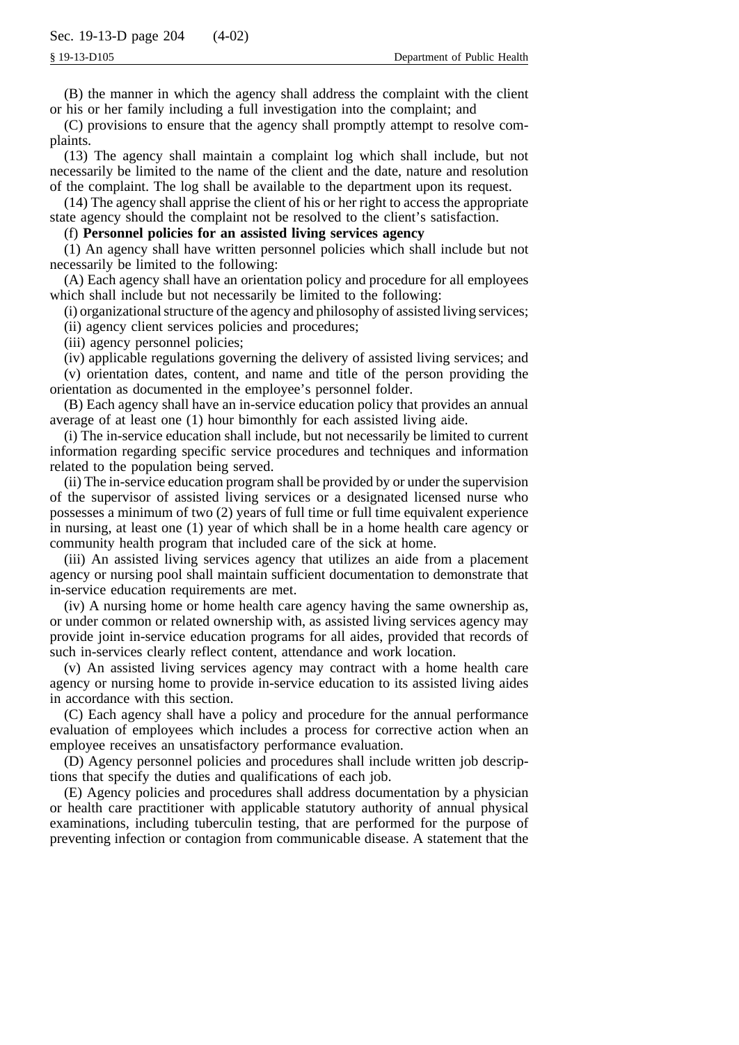(B) the manner in which the agency shall address the complaint with the client or his or her family including a full investigation into the complaint; and

(C) provisions to ensure that the agency shall promptly attempt to resolve complaints.

(13) The agency shall maintain a complaint log which shall include, but not necessarily be limited to the name of the client and the date, nature and resolution of the complaint. The log shall be available to the department upon its request.

(14) The agency shall apprise the client of his or her right to access the appropriate state agency should the complaint not be resolved to the client's satisfaction.

(f) **Personnel policies for an assisted living services agency**

(1) An agency shall have written personnel policies which shall include but not necessarily be limited to the following:

(A) Each agency shall have an orientation policy and procedure for all employees which shall include but not necessarily be limited to the following:

(i) organizational structure of the agency and philosophy of assisted living services;

(ii) agency client services policies and procedures;

(iii) agency personnel policies;

(iv) applicable regulations governing the delivery of assisted living services; and

(v) orientation dates, content, and name and title of the person providing the orientation as documented in the employee's personnel folder.

(B) Each agency shall have an in-service education policy that provides an annual average of at least one (1) hour bimonthly for each assisted living aide.

(i) The in-service education shall include, but not necessarily be limited to current information regarding specific service procedures and techniques and information related to the population being served.

(ii) The in-service education program shall be provided by or under the supervision of the supervisor of assisted living services or a designated licensed nurse who possesses a minimum of two (2) years of full time or full time equivalent experience in nursing, at least one (1) year of which shall be in a home health care agency or community health program that included care of the sick at home.

(iii) An assisted living services agency that utilizes an aide from a placement agency or nursing pool shall maintain sufficient documentation to demonstrate that in-service education requirements are met.

(iv) A nursing home or home health care agency having the same ownership as, or under common or related ownership with, as assisted living services agency may provide joint in-service education programs for all aides, provided that records of such in-services clearly reflect content, attendance and work location.

(v) An assisted living services agency may contract with a home health care agency or nursing home to provide in-service education to its assisted living aides in accordance with this section.

(C) Each agency shall have a policy and procedure for the annual performance evaluation of employees which includes a process for corrective action when an employee receives an unsatisfactory performance evaluation.

(D) Agency personnel policies and procedures shall include written job descriptions that specify the duties and qualifications of each job.

(E) Agency policies and procedures shall address documentation by a physician or health care practitioner with applicable statutory authority of annual physical examinations, including tuberculin testing, that are performed for the purpose of preventing infection or contagion from communicable disease. A statement that the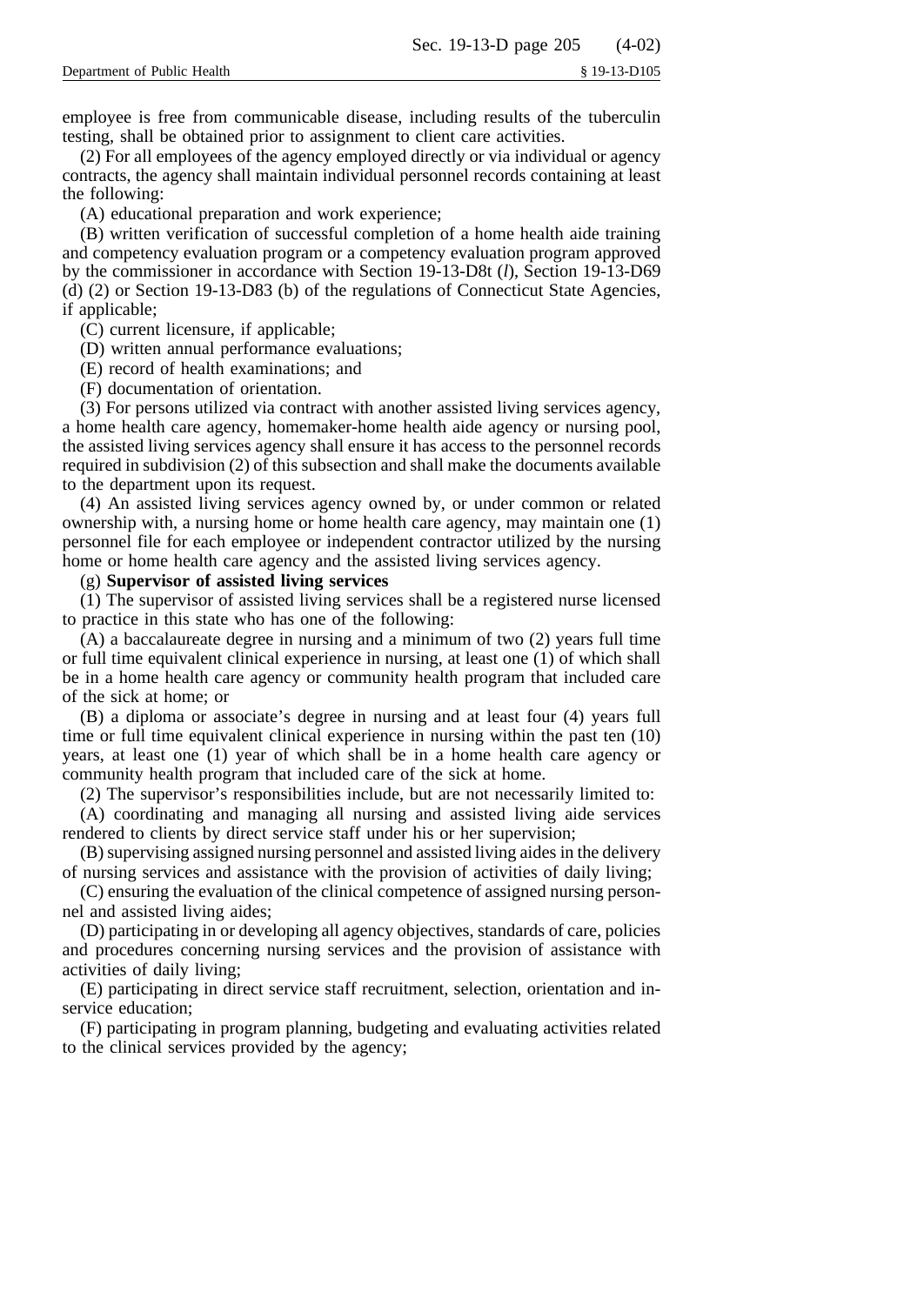employee is free from communicable disease, including results of the tuberculin testing, shall be obtained prior to assignment to client care activities.

(2) For all employees of the agency employed directly or via individual or agency contracts, the agency shall maintain individual personnel records containing at least the following:

(A) educational preparation and work experience;

(B) written verification of successful completion of a home health aide training and competency evaluation program or a competency evaluation program approved by the commissioner in accordance with Section 19-13-D8t (*l*), Section 19-13-D69 (d) (2) or Section 19-13-D83 (b) of the regulations of Connecticut State Agencies, if applicable;

(C) current licensure, if applicable;

(D) written annual performance evaluations;

(E) record of health examinations; and

(F) documentation of orientation.

(3) For persons utilized via contract with another assisted living services agency, a home health care agency, homemaker-home health aide agency or nursing pool, the assisted living services agency shall ensure it has access to the personnel records required in subdivision (2) of this subsection and shall make the documents available to the department upon its request.

(4) An assisted living services agency owned by, or under common or related ownership with, a nursing home or home health care agency, may maintain one (1) personnel file for each employee or independent contractor utilized by the nursing home or home health care agency and the assisted living services agency.

(g) **Supervisor of assisted living services**

(1) The supervisor of assisted living services shall be a registered nurse licensed to practice in this state who has one of the following:

(A) a baccalaureate degree in nursing and a minimum of two (2) years full time or full time equivalent clinical experience in nursing, at least one (1) of which shall be in a home health care agency or community health program that included care of the sick at home; or

(B) a diploma or associate's degree in nursing and at least four (4) years full time or full time equivalent clinical experience in nursing within the past ten (10) years, at least one (1) year of which shall be in a home health care agency or community health program that included care of the sick at home.

(2) The supervisor's responsibilities include, but are not necessarily limited to:

(A) coordinating and managing all nursing and assisted living aide services rendered to clients by direct service staff under his or her supervision;

(B) supervising assigned nursing personnel and assisted living aides in the delivery of nursing services and assistance with the provision of activities of daily living;

(C) ensuring the evaluation of the clinical competence of assigned nursing personnel and assisted living aides;

(D) participating in or developing all agency objectives, standards of care, policies and procedures concerning nursing services and the provision of assistance with activities of daily living;

(E) participating in direct service staff recruitment, selection, orientation and in-service education;

(F) participating in program planning, budgeting and evaluating activities related to the clinical services provided by the agency;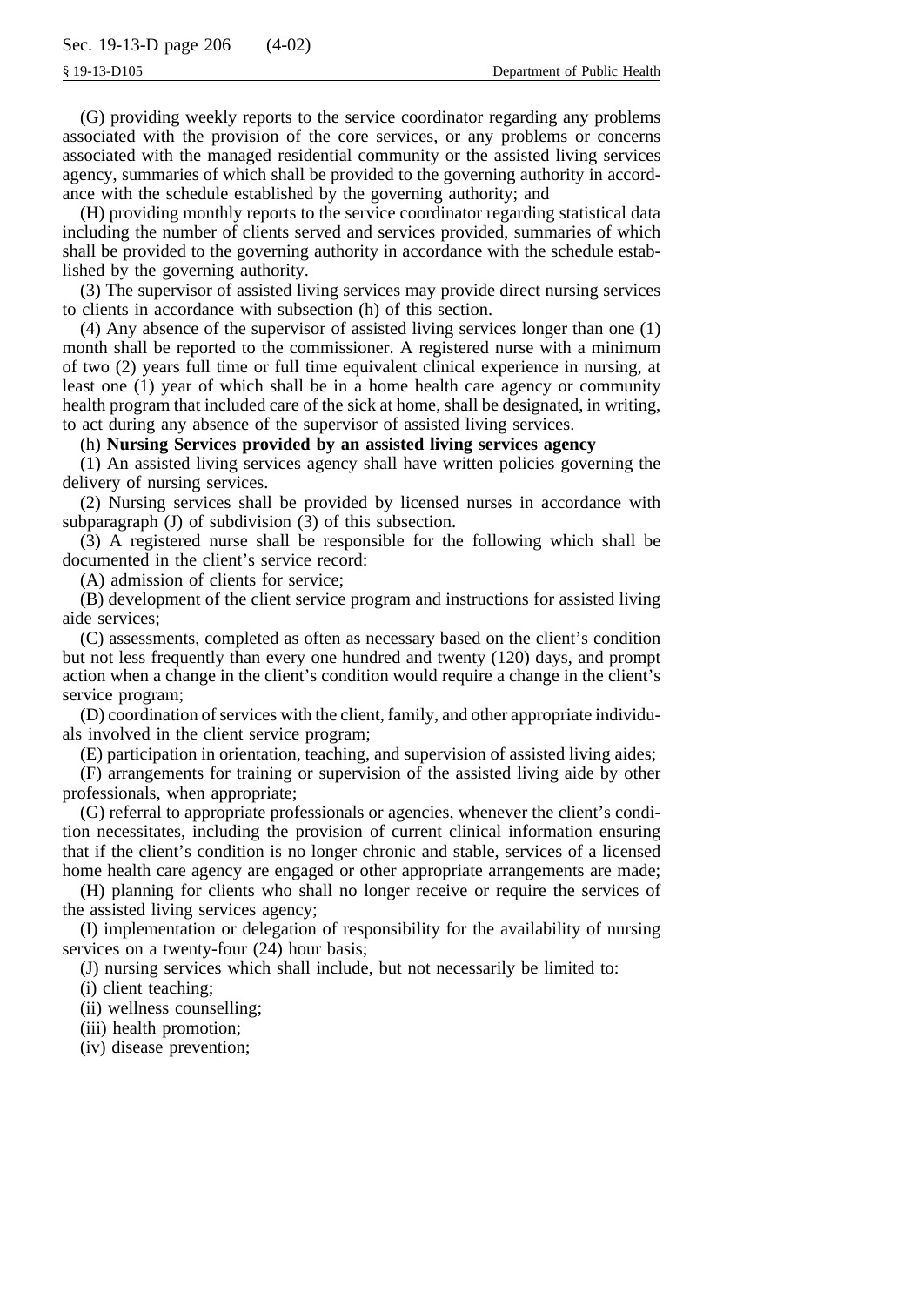(G) providing weekly reports to the service coordinator regarding any problems associated with the provision of the core services, or any problems or concerns associated with the managed residential community or the assisted living services agency, summaries of which shall be provided to the governing authority in accordance with the schedule established by the governing authority; and

(H) providing monthly reports to the service coordinator regarding statistical data including the number of clients served and services provided, summaries of which shall be provided to the governing authority in accordance with the schedule established by the governing authority.

(3) The supervisor of assisted living services may provide direct nursing services to clients in accordance with subsection (h) of this section.

(4) Any absence of the supervisor of assisted living services longer than one (1) month shall be reported to the commissioner. A registered nurse with a minimum of two (2) years full time or full time equivalent clinical experience in nursing, at least one (1) year of which shall be in a home health care agency or community health program that included care of the sick at home, shall be designated, in writing, to act during any absence of the supervisor of assisted living services.

(h) **Nursing Services provided by an assisted living services agency**

(1) An assisted living services agency shall have written policies governing the delivery of nursing services.

(2) Nursing services shall be provided by licensed nurses in accordance with subparagraph (J) of subdivision (3) of this subsection.

(3) A registered nurse shall be responsible for the following which shall be documented in the client's service record:

(A) admission of clients for service;

(B) development of the client service program and instructions for assisted living aide services;

(C) assessments, completed as often as necessary based on the client's condition but not less frequently than every one hundred and twenty (120) days, and prompt action when a change in the client's condition would require a change in the client's service program;

(D) coordination of services with the client, family, and other appropriate individuals involved in the client service program;

(E) participation in orientation, teaching, and supervision of assisted living aides;

(F) arrangements for training or supervision of the assisted living aide by other professionals, when appropriate;

(G) referral to appropriate professionals or agencies, whenever the client's condition necessitates, including the provision of current clinical information ensuring that if the client's condition is no longer chronic and stable, services of a licensed home health care agency are engaged or other appropriate arrangements are made;

(H) planning for clients who shall no longer receive or require the services of the assisted living services agency;

(I) implementation or delegation of responsibility for the availability of nursing services on a twenty-four (24) hour basis;

(J) nursing services which shall include, but not necessarily be limited to:

(i) client teaching;

(ii) wellness counselling;

(iii) health promotion;

(iv) disease prevention;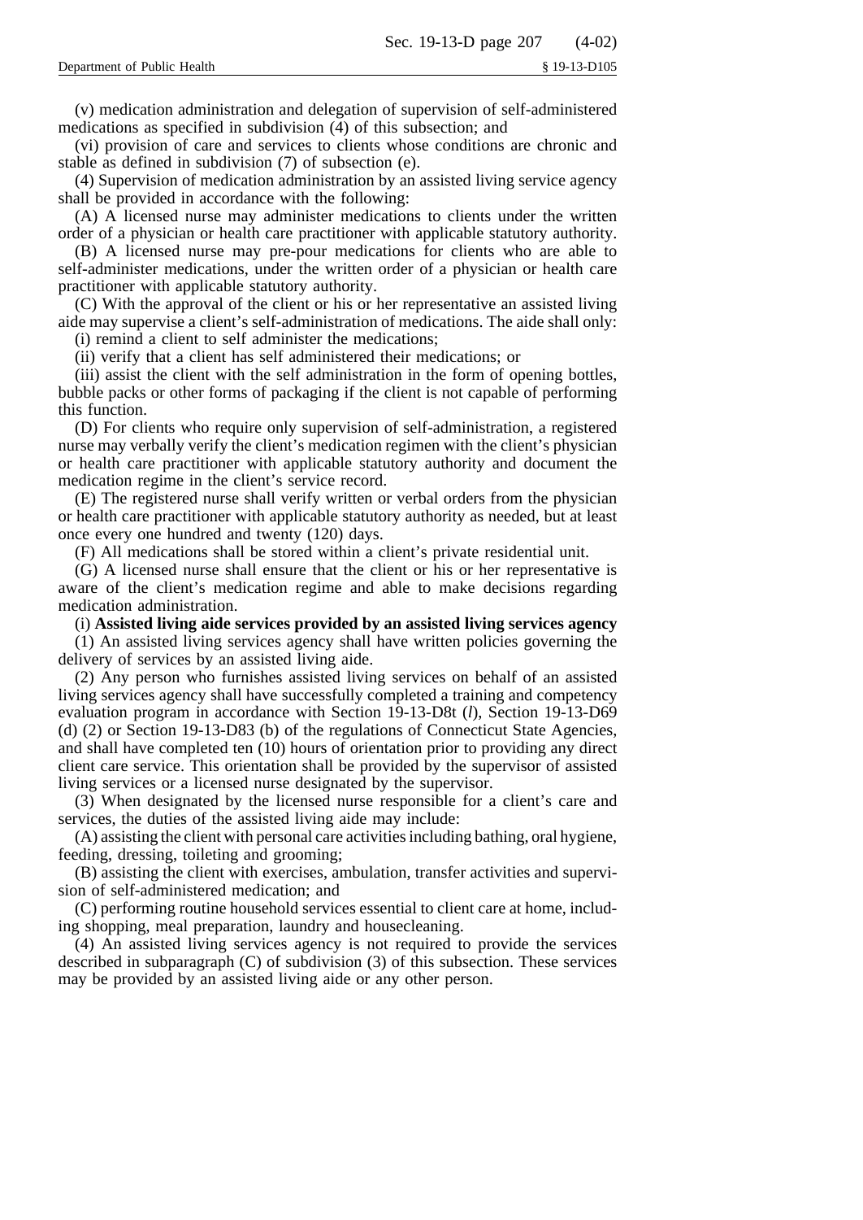(v) medication administration and delegation of supervision of self-administered medications as specified in subdivision (4) of this subsection; and

(vi) provision of care and services to clients whose conditions are chronic and stable as defined in subdivision (7) of subsection (e).

(4) Supervision of medication administration by an assisted living service agency shall be provided in accordance with the following:

(A) A licensed nurse may administer medications to clients under the written order of a physician or health care practitioner with applicable statutory authority.

(B) A licensed nurse may pre-pour medications for clients who are able to self-administer medications, under the written order of a physician or health care practitioner with applicable statutory authority.

(C) With the approval of the client or his or her representative an assisted living aide may supervise a client's self-administration of medications. The aide shall only:

(i) remind a client to self administer the medications;

(ii) verify that a client has self administered their medications; or

(iii) assist the client with the self administration in the form of opening bottles, bubble packs or other forms of packaging if the client is not capable of performing this function.

(D) For clients who require only supervision of self-administration, a registered nurse may verbally verify the client's medication regimen with the client's physician or health care practitioner with applicable statutory authority and document the medication regime in the client's service record.

(E) The registered nurse shall verify written or verbal orders from the physician or health care practitioner with applicable statutory authority as needed, but at least once every one hundred and twenty (120) days.

(F) All medications shall be stored within a client's private residential unit.

(G) A licensed nurse shall ensure that the client or his or her representative is aware of the client's medication regime and able to make decisions regarding medication administration.

(i) **Assisted living aide services provided by an assisted living services agency**

(1) An assisted living services agency shall have written policies governing the delivery of services by an assisted living aide.

(2) Any person who furnishes assisted living services on behalf of an assisted living services agency shall have successfully completed a training and competency evaluation program in accordance with Section 19-13-D8t (*l*), Section 19-13-D69 (d) (2) or Section 19-13-D83 (b) of the regulations of Connecticut State Agencies, and shall have completed ten (10) hours of orientation prior to providing any direct client care service. This orientation shall be provided by the supervisor of assisted living services or a licensed nurse designated by the supervisor.

(3) When designated by the licensed nurse responsible for a client's care and services, the duties of the assisted living aide may include:

(A) assisting the client with personal care activities including bathing, oral hygiene, feeding, dressing, toileting and grooming;

(B) assisting the client with exercises, ambulation, transfer activities and supervision of self-administered medication; and

(C) performing routine household services essential to client care at home, including shopping, meal preparation, laundry and housecleaning.

(4) An assisted living services agency is not required to provide the services described in subparagraph (C) of subdivision (3) of this subsection. These services may be provided by an assisted living aide or any other person.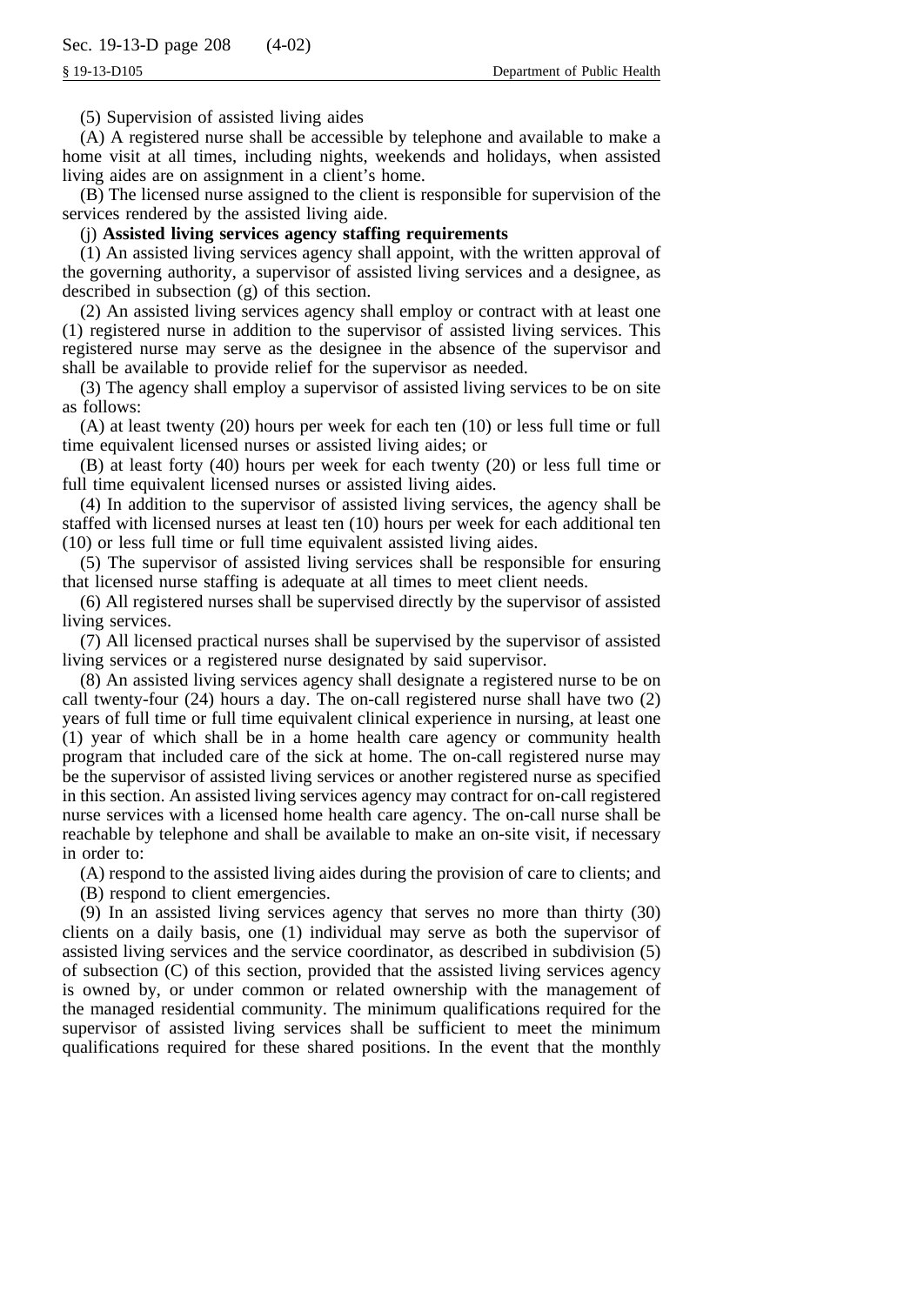(5) Supervision of assisted living aides

(A) A registered nurse shall be accessible by telephone and available to make a home visit at all times, including nights, weekends and holidays, when assisted living aides are on assignment in a client's home.

(B) The licensed nurse assigned to the client is responsible for supervision of the services rendered by the assisted living aide.

(j) **Assisted living services agency staffing requirements**

(1) An assisted living services agency shall appoint, with the written approval of the governing authority, a supervisor of assisted living services and a designee, as described in subsection (g) of this section.

(2) An assisted living services agency shall employ or contract with at least one (1) registered nurse in addition to the supervisor of assisted living services. This registered nurse may serve as the designee in the absence of the supervisor and shall be available to provide relief for the supervisor as needed.

(3) The agency shall employ a supervisor of assisted living services to be on site as follows:

(A) at least twenty (20) hours per week for each ten (10) or less full time or full time equivalent licensed nurses or assisted living aides; or

(B) at least forty (40) hours per week for each twenty (20) or less full time or full time equivalent licensed nurses or assisted living aides.

(4) In addition to the supervisor of assisted living services, the agency shall be staffed with licensed nurses at least ten (10) hours per week for each additional ten (10) or less full time or full time equivalent assisted living aides.

(5) The supervisor of assisted living services shall be responsible for ensuring that licensed nurse staffing is adequate at all times to meet client needs.

(6) All registered nurses shall be supervised directly by the supervisor of assisted living services.

(7) All licensed practical nurses shall be supervised by the supervisor of assisted living services or a registered nurse designated by said supervisor.

(8) An assisted living services agency shall designate a registered nurse to be on call twenty-four (24) hours a day. The on-call registered nurse shall have two (2) years of full time or full time equivalent clinical experience in nursing, at least one (1) year of which shall be in a home health care agency or community health program that included care of the sick at home. The on-call registered nurse may be the supervisor of assisted living services or another registered nurse as specified in this section. An assisted living services agency may contract for on-call registered nurse services with a licensed home health care agency. The on-call nurse shall be reachable by telephone and shall be available to make an on-site visit, if necessary in order to:

(A) respond to the assisted living aides during the provision of care to clients; and

(B) respond to client emergencies.

(9) In an assisted living services agency that serves no more than thirty (30) clients on a daily basis, one (1) individual may serve as both the supervisor of assisted living services and the service coordinator, as described in subdivision (5) of subsection (C) of this section, provided that the assisted living services agency is owned by, or under common or related ownership with the management of the managed residential community. The minimum qualifications required for the supervisor of assisted living services shall be sufficient to meet the minimum qualifications required for these shared positions. In the event that the monthly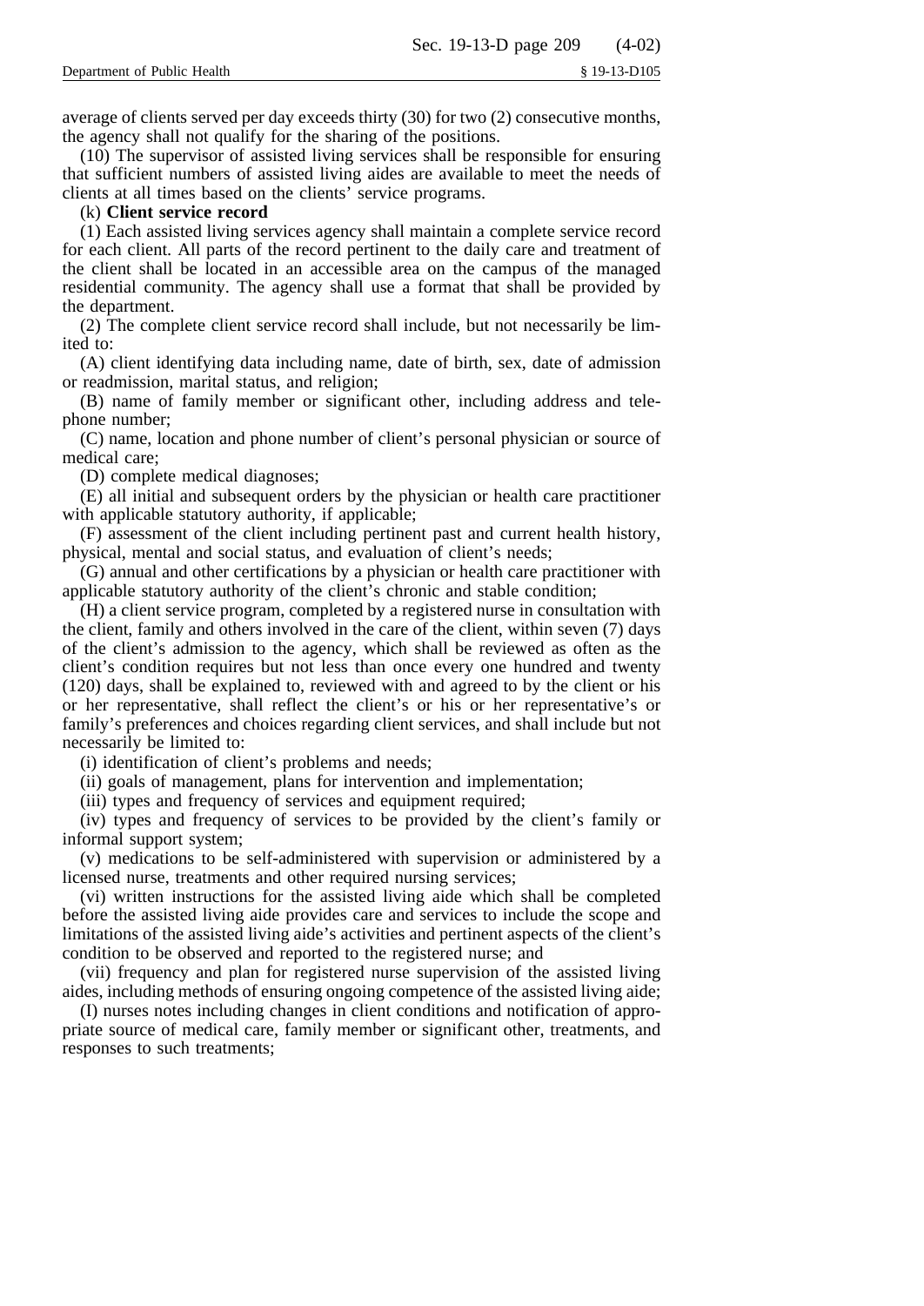average of clients served per day exceeds thirty (30) for two (2) consecutive months, the agency shall not qualify for the sharing of the positions.

(10) The supervisor of assisted living services shall be responsible for ensuring that sufficient numbers of assisted living aides are available to meet the needs of clients at all times based on the clients' service programs.

(k) **Client service record**

(1) Each assisted living services agency shall maintain a complete service record for each client. All parts of the record pertinent to the daily care and treatment of the client shall be located in an accessible area on the campus of the managed residential community. The agency shall use a format that shall be provided by the department.

(2) The complete client service record shall include, but not necessarily be limited to:

(A) client identifying data including name, date of birth, sex, date of admission or readmission, marital status, and religion;

(B) name of family member or significant other, including address and telephone number;

(C) name, location and phone number of client's personal physician or source of medical care;

(D) complete medical diagnoses;

(E) all initial and subsequent orders by the physician or health care practitioner with applicable statutory authority, if applicable;

(F) assessment of the client including pertinent past and current health history, physical, mental and social status, and evaluation of client's needs;

(G) annual and other certifications by a physician or health care practitioner with applicable statutory authority of the client's chronic and stable condition;

(H) a client service program, completed by a registered nurse in consultation with the client, family and others involved in the care of the client, within seven (7) days of the client's admission to the agency, which shall be reviewed as often as the client's condition requires but not less than once every one hundred and twenty (120) days, shall be explained to, reviewed with and agreed to by the client or his or her representative, shall reflect the client's or his or her representative's or family's preferences and choices regarding client services, and shall include but not necessarily be limited to:

(i) identification of client's problems and needs;

(ii) goals of management, plans for intervention and implementation;

(iii) types and frequency of services and equipment required;

(iv) types and frequency of services to be provided by the client's family or informal support system;

(v) medications to be self-administered with supervision or administered by a licensed nurse, treatments and other required nursing services;

(vi) written instructions for the assisted living aide which shall be completed before the assisted living aide provides care and services to include the scope and limitations of the assisted living aide's activities and pertinent aspects of the client's condition to be observed and reported to the registered nurse; and

(vii) frequency and plan for registered nurse supervision of the assisted living aides, including methods of ensuring ongoing competence of the assisted living aide;

(I) nurses notes including changes in client conditions and notification of appropriate source of medical care, family member or significant other, treatments, and responses to such treatments;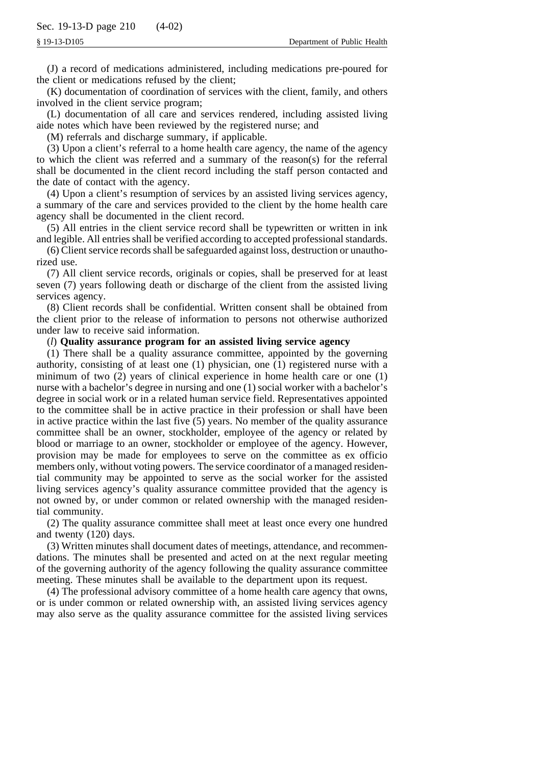(J) a record of medications administered, including medications pre-poured for the client or medications refused by the client;

(K) documentation of coordination of services with the client, family, and others involved in the client service program;

(L) documentation of all care and services rendered, including assisted living aide notes which have been reviewed by the registered nurse; and

(M) referrals and discharge summary, if applicable.

(3) Upon a client's referral to a home health care agency, the name of the agency to which the client was referred and a summary of the reason(s) for the referral shall be documented in the client record including the staff person contacted and the date of contact with the agency.

(4) Upon a client's resumption of services by an assisted living services agency, a summary of the care and services provided to the client by the home health care agency shall be documented in the client record.

(5) All entries in the client service record shall be typewritten or written in ink and legible. All entries shall be verified according to accepted professional standards.

(6) Client service records shall be safeguarded against loss, destruction or unauthorized use.

(7) All client service records, originals or copies, shall be preserved for at least seven (7) years following death or discharge of the client from the assisted living services agency.

(8) Client records shall be confidential. Written consent shall be obtained from the client prior to the release of information to persons not otherwise authorized under law to receive said information.

(*l*) **Quality assurance program for an assisted living service agency**

(1) There shall be a quality assurance committee, appointed by the governing authority, consisting of at least one (1) physician, one (1) registered nurse with a minimum of two (2) years of clinical experience in home health care or one (1) nurse with a bachelor's degree in nursing and one (1) social worker with a bachelor's degree in social work or in a related human service field. Representatives appointed to the committee shall be in active practice in their profession or shall have been in active practice within the last five (5) years. No member of the quality assurance committee shall be an owner, stockholder, employee of the agency or related by blood or marriage to an owner, stockholder or employee of the agency. However, provision may be made for employees to serve on the committee as ex officio members only, without voting powers. The service coordinator of a managed residential community may be appointed to serve as the social worker for the assisted living services agency's quality assurance committee provided that the agency is not owned by, or under common or related ownership with the managed residential community.

(2) The quality assurance committee shall meet at least once every one hundred and twenty (120) days.

(3) Written minutes shall document dates of meetings, attendance, and recommendations. The minutes shall be presented and acted on at the next regular meeting of the governing authority of the agency following the quality assurance committee meeting. These minutes shall be available to the department upon its request.

(4) The professional advisory committee of a home health care agency that owns, or is under common or related ownership with, an assisted living services agency may also serve as the quality assurance committee for the assisted living services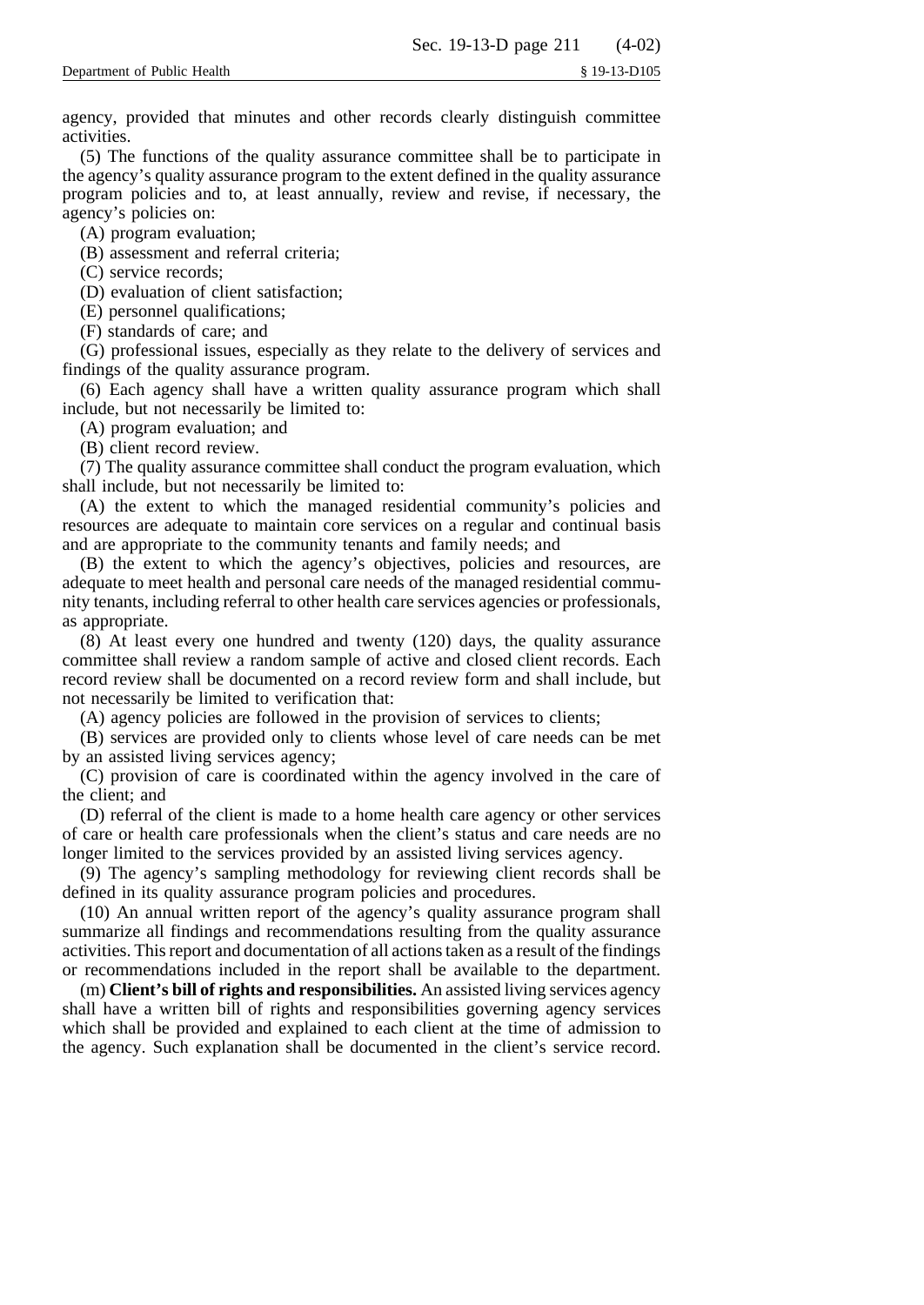agency, provided that minutes and other records clearly distinguish committee activities.

(5) The functions of the quality assurance committee shall be to participate in the agency's quality assurance program to the extent defined in the quality assurance program policies and to, at least annually, review and revise, if necessary, the agency's policies on:

(A) program evaluation;

(B) assessment and referral criteria;

(C) service records;

(D) evaluation of client satisfaction;

(E) personnel qualifications;

(F) standards of care; and

(G) professional issues, especially as they relate to the delivery of services and findings of the quality assurance program.

(6) Each agency shall have a written quality assurance program which shall include, but not necessarily be limited to:

(A) program evaluation; and

(B) client record review.

(7) The quality assurance committee shall conduct the program evaluation, which shall include, but not necessarily be limited to:

(A) the extent to which the managed residential community's policies and resources are adequate to maintain core services on a regular and continual basis and are appropriate to the community tenants and family needs; and

(B) the extent to which the agency's objectives, policies and resources, are adequate to meet health and personal care needs of the managed residential community tenants, including referral to other health care services agencies or professionals, as appropriate.

(8) At least every one hundred and twenty (120) days, the quality assurance committee shall review a random sample of active and closed client records. Each record review shall be documented on a record review form and shall include, but not necessarily be limited to verification that:

(A) agency policies are followed in the provision of services to clients;

(B) services are provided only to clients whose level of care needs can be met by an assisted living services agency;

(C) provision of care is coordinated within the agency involved in the care of the client; and

(D) referral of the client is made to a home health care agency or other services of care or health care professionals when the client's status and care needs are no longer limited to the services provided by an assisted living services agency.

(9) The agency's sampling methodology for reviewing client records shall be defined in its quality assurance program policies and procedures.

(10) An annual written report of the agency's quality assurance program shall summarize all findings and recommendations resulting from the quality assurance activities. This report and documentation of all actions taken as a result of the findings or recommendations included in the report shall be available to the department.

(m) **Client's bill of rights and responsibilities.** An assisted living services agency shall have a written bill of rights and responsibilities governing agency services which shall be provided and explained to each client at the time of admission to the agency. Such explanation shall be documented in the client's service record.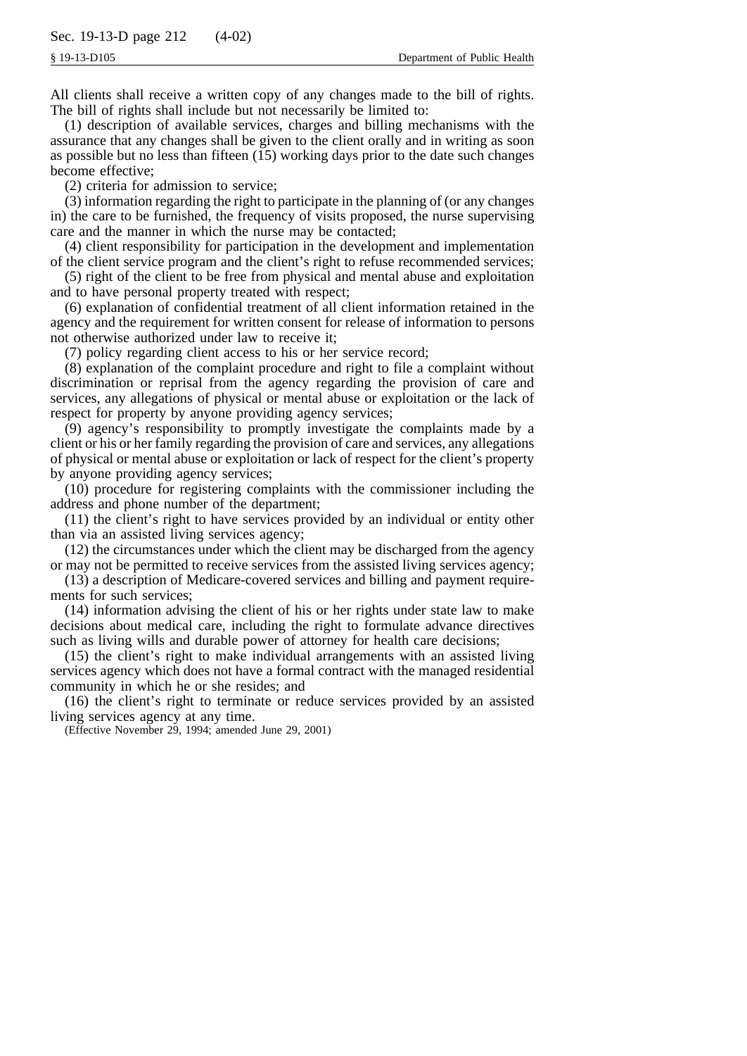All clients shall receive a written copy of any changes made to the bill of rights. The bill of rights shall include but not necessarily be limited to:

(1) description of available services, charges and billing mechanisms with the assurance that any changes shall be given to the client orally and in writing as soon as possible but no less than fifteen (15) working days prior to the date such changes become effective;

(2) criteria for admission to service;

(3) information regarding the right to participate in the planning of (or any changes in) the care to be furnished, the frequency of visits proposed, the nurse supervising care and the manner in which the nurse may be contacted;

(4) client responsibility for participation in the development and implementation of the client service program and the client's right to refuse recommended services;

(5) right of the client to be free from physical and mental abuse and exploitation and to have personal property treated with respect;

(6) explanation of confidential treatment of all client information retained in the agency and the requirement for written consent for release of information to persons not otherwise authorized under law to receive it;

(7) policy regarding client access to his or her service record;

(8) explanation of the complaint procedure and right to file a complaint without discrimination or reprisal from the agency regarding the provision of care and services, any allegations of physical or mental abuse or exploitation or the lack of respect for property by anyone providing agency services;

(9) agency's responsibility to promptly investigate the complaints made by a client or his or her family regarding the provision of care and services, any allegations of physical or mental abuse or exploitation or lack of respect for the client's property by anyone providing agency services;

(10) procedure for registering complaints with the commissioner including the address and phone number of the department;

(11) the client's right to have services provided by an individual or entity other than via an assisted living services agency;

(12) the circumstances under which the client may be discharged from the agency or may not be permitted to receive services from the assisted living services agency;

(13) a description of Medicare-covered services and billing and payment requirements for such services;

(14) information advising the client of his or her rights under state law to make decisions about medical care, including the right to formulate advance directives such as living wills and durable power of attorney for health care decisions;

(15) the client's right to make individual arrangements with an assisted living services agency which does not have a formal contract with the managed residential community in which he or she resides; and

(16) the client's right to terminate or reduce services provided by an assisted living services agency at any time.

(Effective November 29, 1994; amended June 29, 2001)